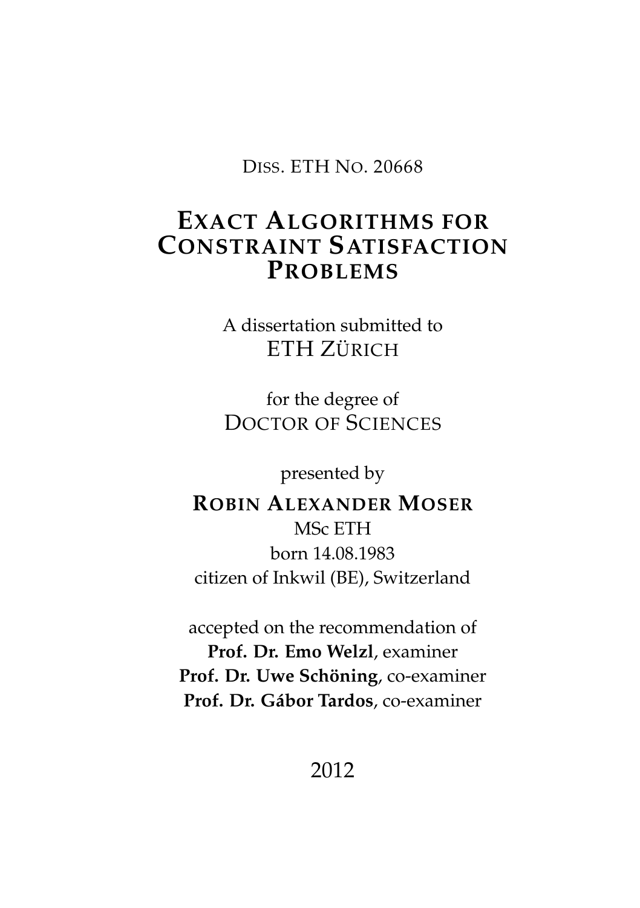Diss. ETH No. 20668

# Exact Algorithms for Constraint Satisfaction Problems

A dissertation submitted to
ETH Zürich

for the degree of
Doctor of Sciences

presented by

**Robin Alexander Moser**

MSc ETH

born 14.08.1983

citizen of Inkwil (BE), Switzerland

accepted on the recommendation of

**Prof. Dr. Emo Welzl**, examiner

**Prof. Dr. Uwe Schöning**, co-examiner

**Prof. Dr. Gábor Tardos**, co-examiner

2012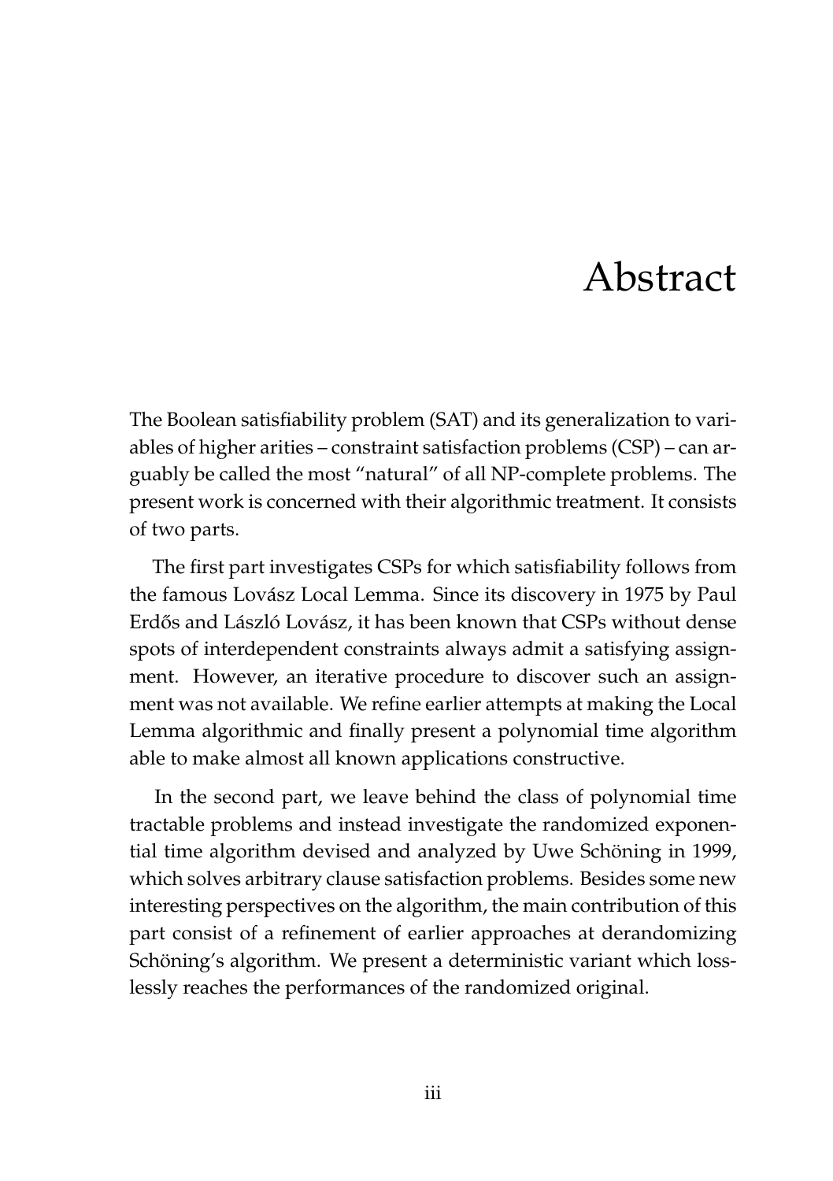# Abstract

The Boolean satisfiability problem (SAT) and its generalization to variables of higher arities – constraint satisfaction problems (CSP) – can arguably be called the most "natural" of all NP-complete problems. The present work is concerned with their algorithmic treatment. It consists of two parts.

The first part investigates CSPs for which satisfiability follows from the famous Lovász Local Lemma. Since its discovery in 1975 by Paul Erdős and László Lovász, it has been known that CSPs without dense spots of interdependent constraints always admit a satisfying assignment. However, an iterative procedure to discover such an assignment was not available. We refine earlier attempts at making the Local Lemma algorithmic and finally present a polynomial time algorithm able to make almost all known applications constructive.

In the second part, we leave behind the class of polynomial time tractable problems and instead investigate the randomized exponential time algorithm devised and analyzed by Uwe Schöning in 1999, which solves arbitrary clause satisfaction problems. Besides some new interesting perspectives on the algorithm, the main contribution of this part consist of a refinement of earlier approaches at derandomizing Schöning's algorithm. We present a deterministic variant which losslessly reaches the performances of the randomized original.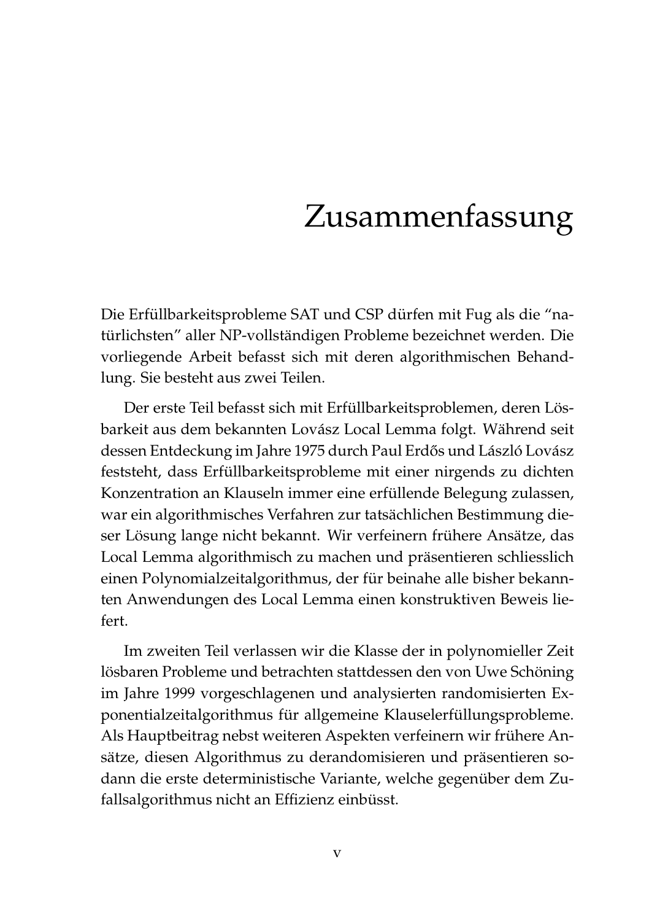# Zusammenfassung

Die Erfüllbarkeitsprobleme SAT und CSP dürfen mit Fug als die "natürlichsten" aller NP-vollständigen Probleme bezeichnet werden. Die vorliegende Arbeit befasst sich mit deren algorithmischen Behandlung. Sie besteht aus zwei Teilen.

Der erste Teil befasst sich mit Erfüllbarkeitsproblemen, deren Lösbarkeit aus dem bekannten Lovász Local Lemma folgt. Während seit dessen Entdeckung im Jahre 1975 durch Paul Erdős und László Lovász feststeht, dass Erfüllbarkeitsprobleme mit einer nirgends zu dichten Konzentration an Klauseln immer eine erfüllende Belegung zulassen, war ein algorithmisches Verfahren zur tatsächlichen Bestimmung dieser Lösung lange nicht bekannt. Wir verfeinern frühere Ansätze, das Local Lemma algorithmisch zu machen und präsentieren schliesslich einen Polynomialzeitalgorithmus, der für beinahe alle bisher bekannten Anwendungen des Local Lemma einen konstruktiven Beweis liefert.

Im zweiten Teil verlassen wir die Klasse der in polynomieller Zeit lösbaren Probleme und betrachten stattdessen den von Uwe Schöning im Jahre 1999 vorgeschlagenen und analysierten randomisierten Exponentialzeitalgorithmus für allgemeine Klauselerfüllungsprobleme. Als Hauptbeitrag nebst weiteren Aspekten verfeinern wir frühere Ansätze, diesen Algorithmus zu derandomisieren und präsentieren sodann die erste deterministische Variante, welche gegenüber dem Zufallsalgorithmus nicht an Effizienz einbüsst.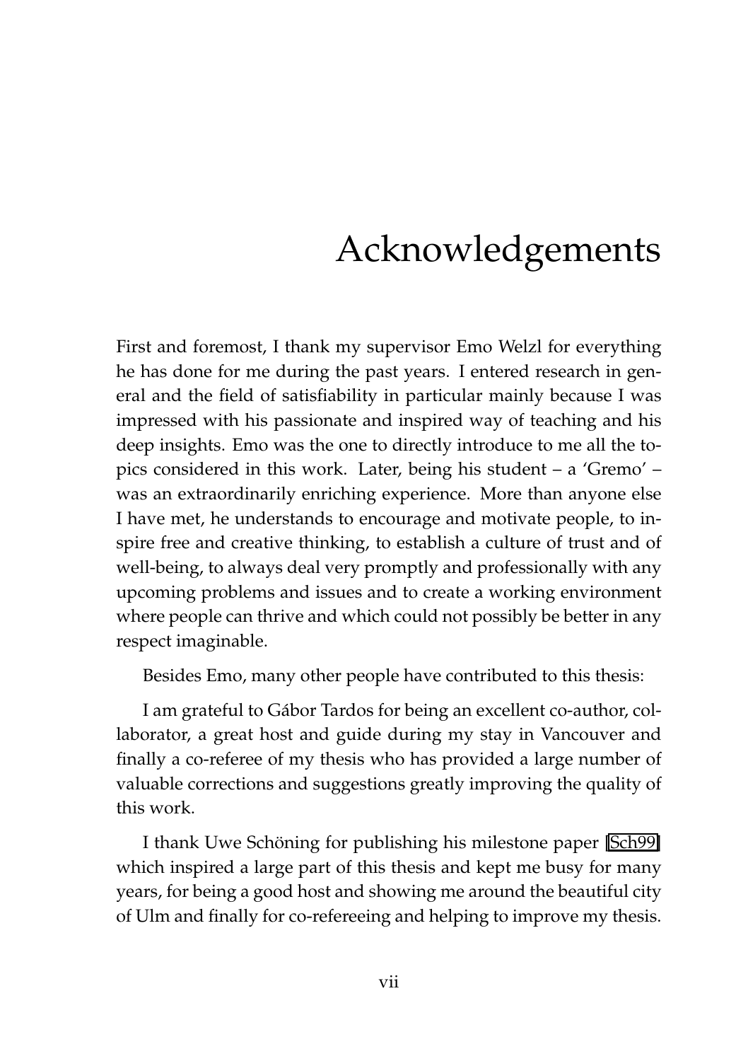# Acknowledgements

First and foremost, I thank my supervisor Emo Welzl for everything he has done for me during the past years. I entered research in general and the field of satisfiability in particular mainly because I was impressed with his passionate and inspired way of teaching and his deep insights. Emo was the one to directly introduce to me all the topics considered in this work. Later, being his student – a 'Gremo' – was an extraordinarily enriching experience. More than anyone else I have met, he understands to encourage and motivate people, to inspire free and creative thinking, to establish a culture of trust and of well-being, to always deal very promptly and professionally with any upcoming problems and issues and to create a working environment where people can thrive and which could not possibly be better in any respect imaginable.

Besides Emo, many other people have contributed to this thesis:

I am grateful to Gábor Tardos for being an excellent co-author, collaborator, a great host and guide during my stay in Vancouver and finally a co-referee of my thesis who has provided a large number of valuable corrections and suggestions greatly improving the quality of this work.

I thank Uwe Schöning for publishing his milestone paper [Sch99] which inspired a large part of this thesis and kept me busy for many years, for being a good host and showing me around the beautiful city of Ulm and finally for co-refereeing and helping to improve my thesis.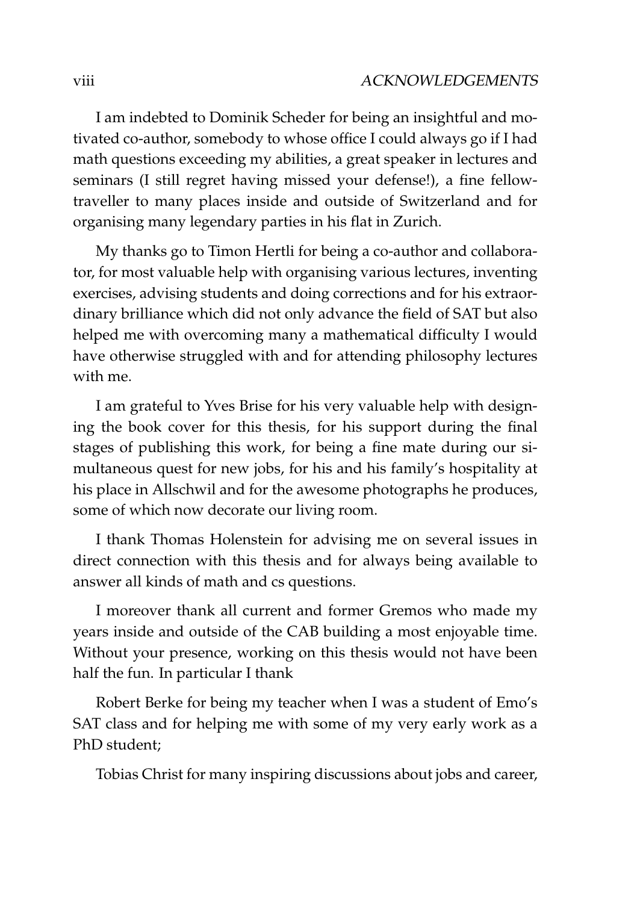I am indebted to Dominik Scheder for being an insightful and motivated co-author, somebody to whose office I could always go if I had math questions exceeding my abilities, a great speaker in lectures and seminars (I still regret having missed your defense!), a fine fellow-traveller to many places inside and outside of Switzerland and for organising many legendary parties in his flat in Zurich.

My thanks go to Timon Hertli for being a co-author and collaborator, for most valuable help with organising various lectures, inventing exercises, advising students and doing corrections and for his extraordinary brilliance which did not only advance the field of SAT but also helped me with overcoming many a mathematical difficulty I would have otherwise struggled with and for attending philosophy lectures with me.

I am grateful to Yves Brise for his very valuable help with designing the book cover for this thesis, for his support during the final stages of publishing this work, for being a fine mate during our simultaneous quest for new jobs, for his and his family's hospitality at his place in Allschwil and for the awesome photographs he produces, some of which now decorate our living room.

I thank Thomas Holenstein for advising me on several issues in direct connection with this thesis and for always being available to answer all kinds of math and cs questions.

I moreover thank all current and former Gremos who made my years inside and outside of the CAB building a most enjoyable time. Without your presence, working on this thesis would not have been half the fun. In particular I thank

Robert Berke for being my teacher when I was a student of Emo's SAT class and for helping me with some of my very early work as a PhD student;

Tobias Christ for many inspiring discussions about jobs and career,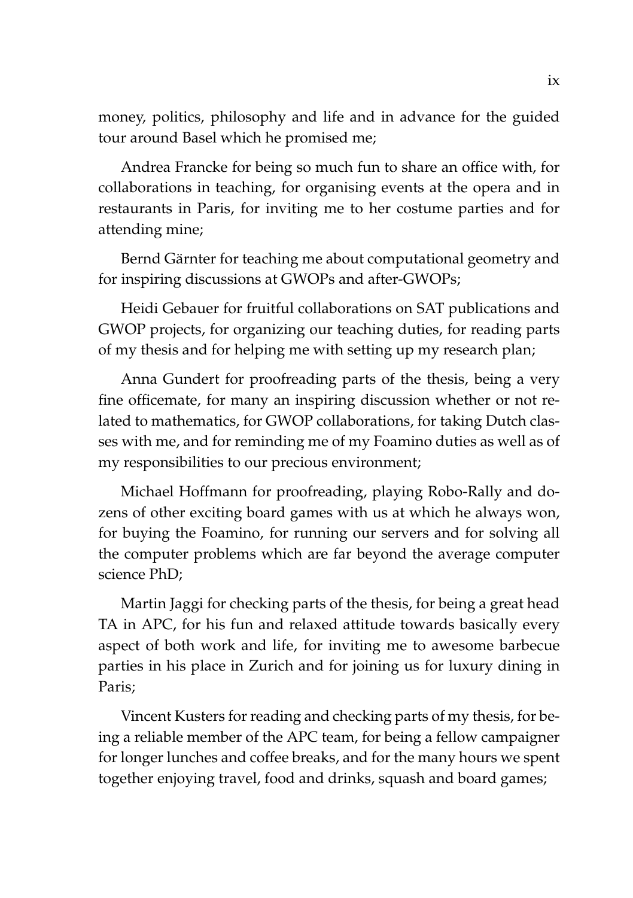money, politics, philosophy and life and in advance for the guided tour around Basel which he promised me;

Andrea Francke for being so much fun to share an office with, for collaborations in teaching, for organising events at the opera and in restaurants in Paris, for inviting me to her costume parties and for attending mine;

Bernd Gärnter for teaching me about computational geometry and for inspiring discussions at GWOPs and after-GWOPs;

Heidi Gebauer for fruitful collaborations on SAT publications and GWOP projects, for organizing our teaching duties, for reading parts of my thesis and for helping me with setting up my research plan;

Anna Gundert for proofreading parts of the thesis, being a very fine officemate, for many an inspiring discussion whether or not related to mathematics, for GWOP collaborations, for taking Dutch classes with me, and for reminding me of my Foamino duties as well as of my responsibilities to our precious environment;

Michael Hoffmann for proofreading, playing Robo-Rally and dozens of other exciting board games with us at which he always won, for buying the Foamino, for running our servers and for solving all the computer problems which are far beyond the average computer science PhD;

Martin Jaggi for checking parts of the thesis, for being a great head TA in APC, for his fun and relaxed attitude towards basically every aspect of both work and life, for inviting me to awesome barbecue parties in his place in Zurich and for joining us for luxury dining in Paris;

Vincent Kusters for reading and checking parts of my thesis, for being a reliable member of the APC team, for being a fellow campaigner for longer lunches and coffee breaks, and for the many hours we spent together enjoying travel, food and drinks, squash and board games;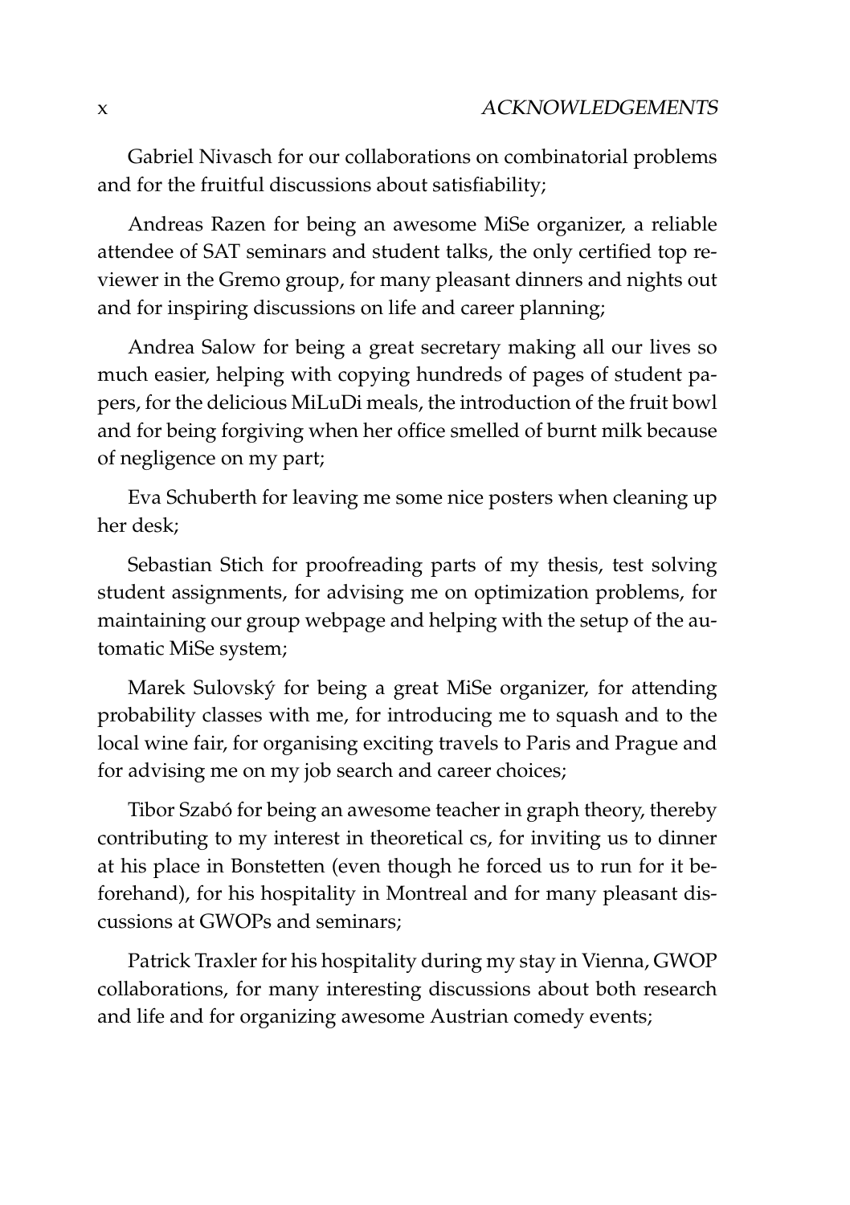Gabriel Nivasch for our collaborations on combinatorial problems and for the fruitful discussions about satisfiability;

Andreas Razen for being an awesome MiSe organizer, a reliable attendee of SAT seminars and student talks, the only certified top reviewer in the Gremo group, for many pleasant dinners and nights out and for inspiring discussions on life and career planning;

Andrea Salow for being a great secretary making all our lives so much easier, helping with copying hundreds of pages of student papers, for the delicious MiLuDi meals, the introduction of the fruit bowl and for being forgiving when her office smelled of burnt milk because of negligence on my part;

Eva Schuberth for leaving me some nice posters when cleaning up her desk;

Sebastian Stich for proofreading parts of my thesis, test solving student assignments, for advising me on optimization problems, for maintaining our group webpage and helping with the setup of the automatic MiSe system;

Marek Sulovský for being a great MiSe organizer, for attending probability classes with me, for introducing me to squash and to the local wine fair, for organising exciting travels to Paris and Prague and for advising me on my job search and career choices;

Tibor Szabó for being an awesome teacher in graph theory, thereby contributing to my interest in theoretical cs, for inviting us to dinner at his place in Bonstetten (even though he forced us to run for it beforehand), for his hospitality in Montreal and for many pleasant discussions at GWOPs and seminars;

Patrick Traxler for his hospitality during my stay in Vienna, GWOP collaborations, for many interesting discussions about both research and life and for organizing awesome Austrian comedy events;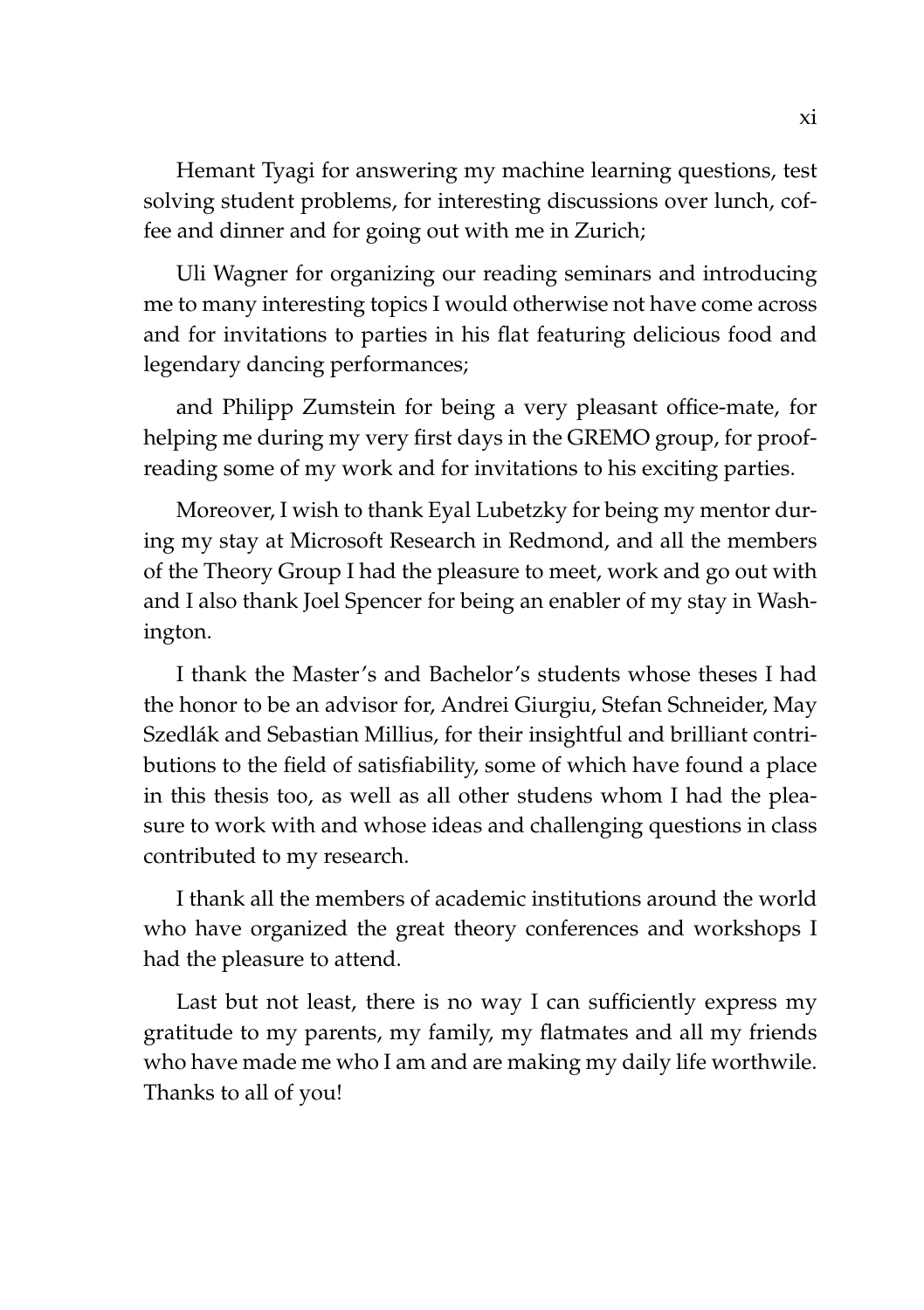Hemant Tyagi for answering my machine learning questions, test solving student problems, for interesting discussions over lunch, coffee and dinner and for going out with me in Zurich;

Uli Wagner for organizing our reading seminars and introducing me to many interesting topics I would otherwise not have come across and for invitations to parties in his flat featuring delicious food and legendary dancing performances;

and Philipp Zumstein for being a very pleasant office-mate, for helping me during my very first days in the GREMO group, for proof-reading some of my work and for invitations to his exciting parties.

Moreover, I wish to thank Eyal Lubetzky for being my mentor during my stay at Microsoft Research in Redmond, and all the members of the Theory Group I had the pleasure to meet, work and go out with and I also thank Joel Spencer for being an enabler of my stay in Washington.

I thank the Master's and Bachelor's students whose theses I had the honor to be an advisor for, Andrei Giurgiu, Stefan Schneider, May Szedlák and Sebastian Millius, for their insightful and brilliant contributions to the field of satisfiability, some of which have found a place in this thesis too, as well as all other studens whom I had the pleasure to work with and whose ideas and challenging questions in class contributed to my research.

I thank all the members of academic institutions around the world who have organized the great theory conferences and workshops I had the pleasure to attend.

Last but not least, there is no way I can sufficiently express my gratitude to my parents, my family, my flatmates and all my friends who have made me who I am and are making my daily life worthwile. Thanks to all of you!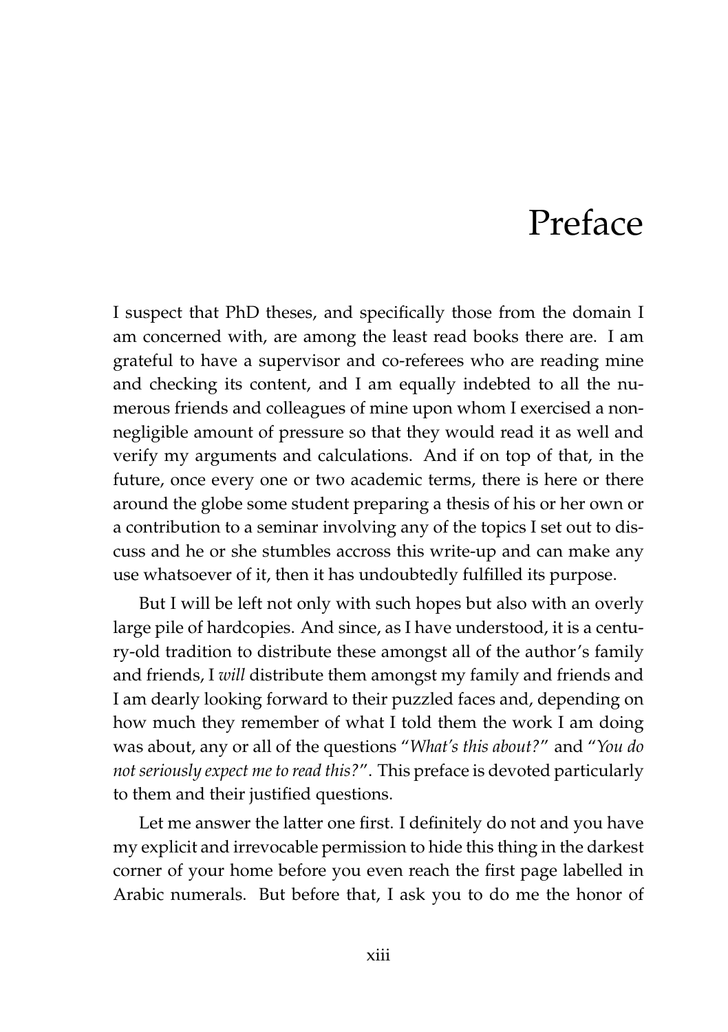# Preface

I suspect that PhD theses, and specifically those from the domain I am concerned with, are among the least read books there are. I am grateful to have a supervisor and co-referees who are reading mine and checking its content, and I am equally indebted to all the numerous friends and colleagues of mine upon whom I exercised a non-negligible amount of pressure so that they would read it as well and verify my arguments and calculations. And if on top of that, in the future, once every one or two academic terms, there is here or there around the globe some student preparing a thesis of his or her own or a contribution to a seminar involving any of the topics I set out to discuss and he or she stumbles accross this write-up and can make any use whatsoever of it, then it has undoubtedly fulfilled its purpose.

But I will be left not only with such hopes but also with an overly large pile of hardcopies. And since, as I have understood, it is a century-old tradition to distribute these amongst all of the author's family and friends, I *will* distribute them amongst my family and friends and I am dearly looking forward to their puzzled faces and, depending on how much they remember of what I told them the work I am doing was about, any or all of the questions "*What's this about?*" and "*You do not seriously expect me to read this?*". This preface is devoted particularly to them and their justified questions.

Let me answer the latter one first. I definitely do not and you have my explicit and irrevocable permission to hide this thing in the darkest corner of your home before you even reach the first page labelled in Arabic numerals. But before that, I ask you to do me the honor of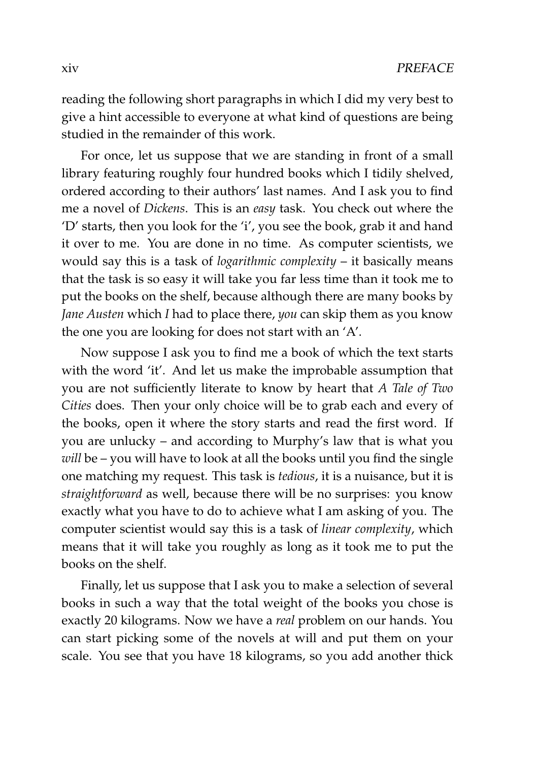reading the following short paragraphs in which I did my very best to give a hint accessible to everyone at what kind of questions are being studied in the remainder of this work.

For once, let us suppose that we are standing in front of a small library featuring roughly four hundred books which I tidily shelved, ordered according to their authors' last names. And I ask you to find me a novel of *Dickens*. This is an *easy* task. You check out where the 'D' starts, then you look for the 'i', you see the book, grab it and hand it over to me. You are done in no time. As computer scientists, we would say this is a task of *logarithmic complexity* – it basically means that the task is so easy it will take you far less time than it took me to put the books on the shelf, because although there are many books by *Jane Austen* which *I* had to place there, *you* can skip them as you know the one you are looking for does not start with an 'A'.

Now suppose I ask you to find me a book of which the text starts with the word 'it'. And let us make the improbable assumption that you are not sufficiently literate to know by heart that *A Tale of Two Cities* does. Then your only choice will be to grab each and every of the books, open it where the story starts and read the first word. If you are unlucky – and according to Murphy's law that is what you *will* be – you will have to look at all the books until you find the single one matching my request. This task is *tedious*, it is a nuisance, but it is *straightforward* as well, because there will be no surprises: you know exactly what you have to do to achieve what I am asking of you. The computer scientist would say this is a task of *linear complexity*, which means that it will take you roughly as long as it took me to put the books on the shelf.

Finally, let us suppose that I ask you to make a selection of several books in such a way that the total weight of the books you chose is exactly 20 kilograms. Now we have a *real* problem on our hands. You can start picking some of the novels at will and put them on your scale. You see that you have 18 kilograms, so you add another thick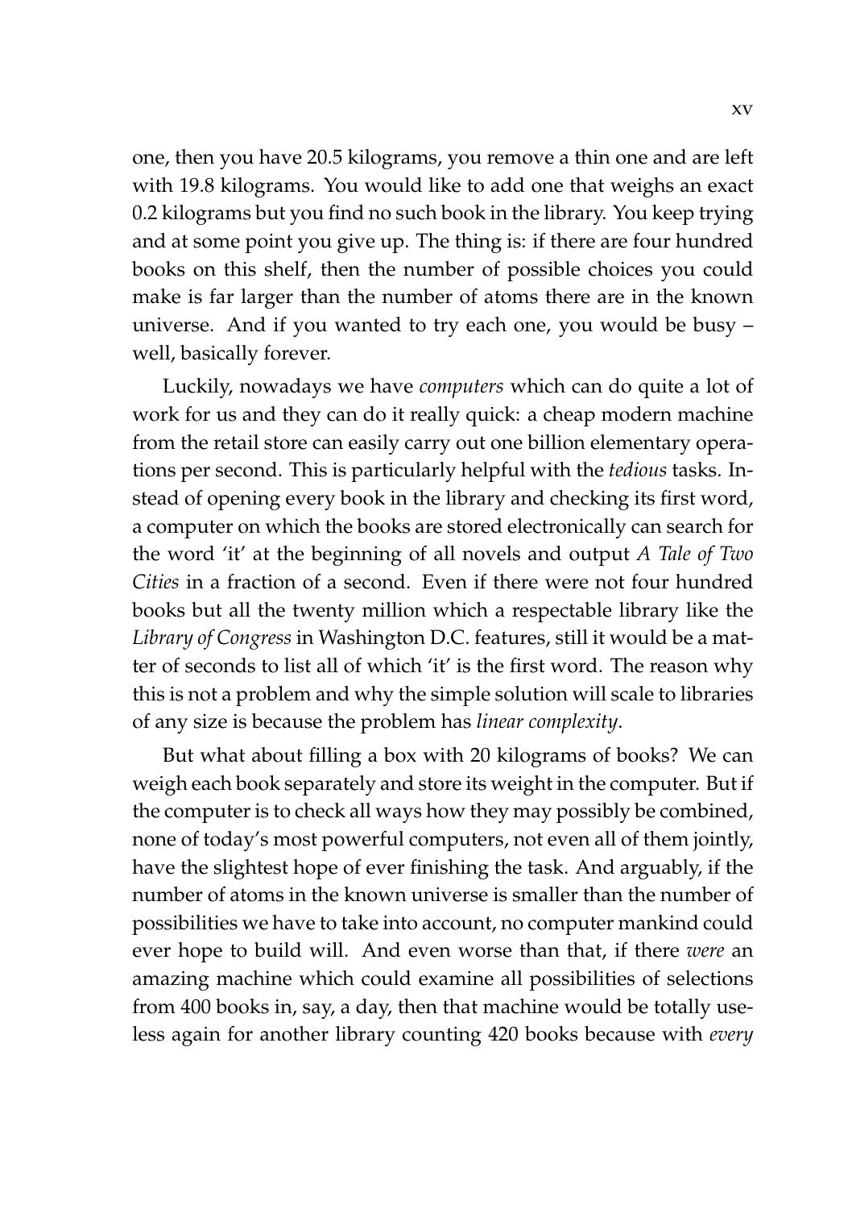one, then you have 20.5 kilograms, you remove a thin one and are left with 19.8 kilograms. You would like to add one that weighs an exact 0.2 kilograms but you find no such book in the library. You keep trying and at some point you give up. The thing is: if there are four hundred books on this shelf, then the number of possible choices you could make is far larger than the number of atoms there are in the known universe. And if you wanted to try each one, you would be busy – well, basically forever.

Luckily, nowadays we have *computers* which can do quite a lot of work for us and they can do it really quick: a cheap modern machine from the retail store can easily carry out one billion elementary operations per second. This is particularly helpful with the *tedious* tasks. Instead of opening every book in the library and checking its first word, a computer on which the books are stored electronically can search for the word 'it' at the beginning of all novels and output *A Tale of Two Cities* in a fraction of a second. Even if there were not four hundred books but all the twenty million which a respectable library like the *Library of Congress* in Washington D.C. features, still it would be a matter of seconds to list all of which 'it' is the first word. The reason why this is not a problem and why the simple solution will scale to libraries of any size is because the problem has *linear complexity*.

But what about filling a box with 20 kilograms of books? We can weigh each book separately and store its weight in the computer. But if the computer is to check all ways how they may possibly be combined, none of today's most powerful computers, not even all of them jointly, have the slightest hope of ever finishing the task. And arguably, if the number of atoms in the known universe is smaller than the number of possibilities we have to take into account, no computer mankind could ever hope to build will. And even worse than that, if there *were* an amazing machine which could examine all possibilities of selections from 400 books in, say, a day, then that machine would be totally useless again for another library counting 420 books because with *every*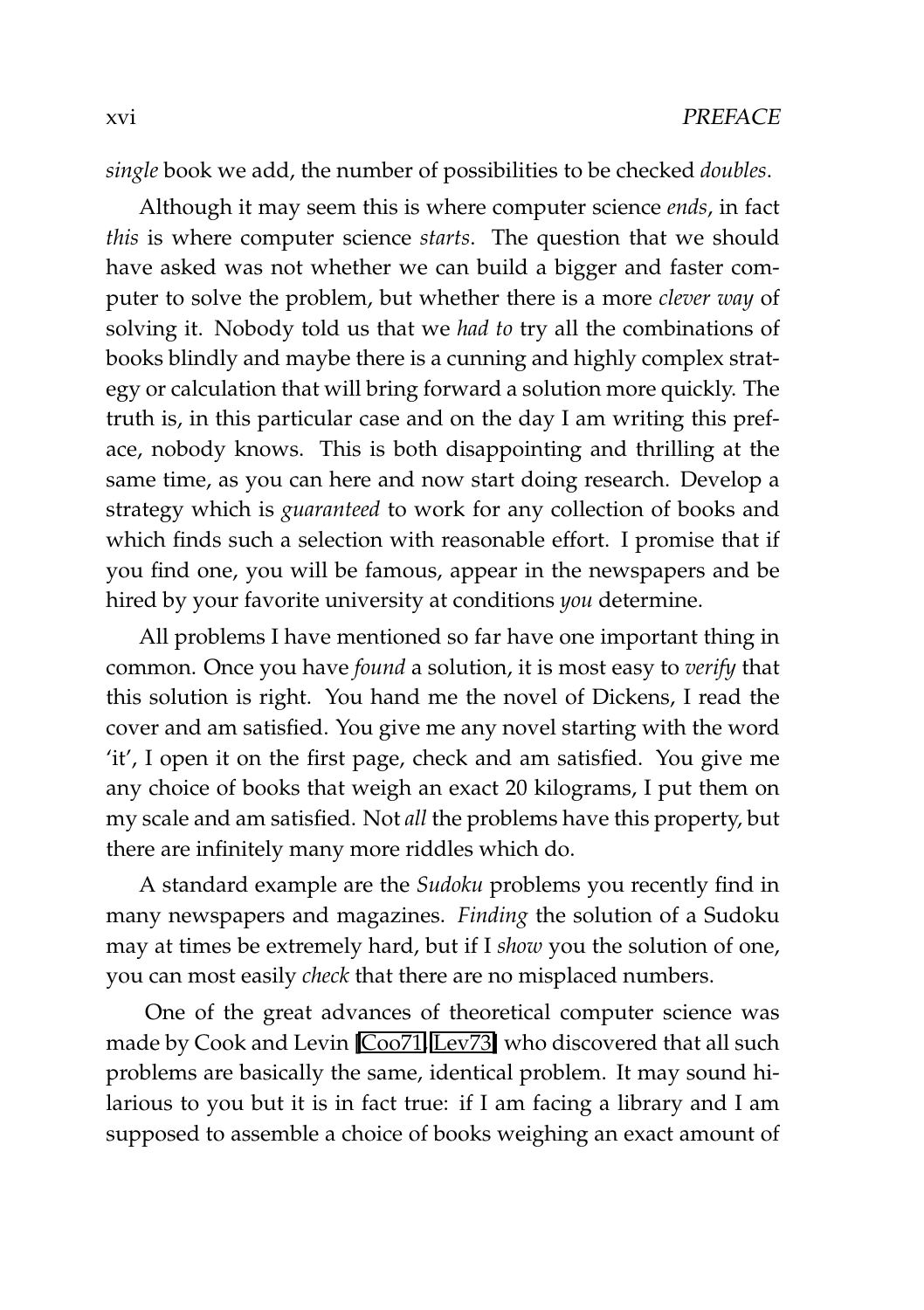*single* book we add, the number of possibilities to be checked *doubles*.

Although it may seem this is where computer science *ends*, in fact *this* is where computer science *starts*. The question that we should have asked was not whether we can build a bigger and faster computer to solve the problem, but whether there is a more *clever way* of solving it. Nobody told us that we *had to* try all the combinations of books blindly and maybe there is a cunning and highly complex strategy or calculation that will bring forward a solution more quickly. The truth is, in this particular case and on the day I am writing this preface, nobody knows. This is both disappointing and thrilling at the same time, as you can here and now start doing research. Develop a strategy which is *guaranteed* to work for any collection of books and which finds such a selection with reasonable effort. I promise that if you find one, you will be famous, appear in the newspapers and be hired by your favorite university at conditions *you* determine.

All problems I have mentioned so far have one important thing in common. Once you have *found* a solution, it is most easy to *verify* that this solution is right. You hand me the novel of Dickens, I read the cover and am satisfied. You give me any novel starting with the word 'it', I open it on the first page, check and am satisfied. You give me any choice of books that weigh an exact 20 kilograms, I put them on my scale and am satisfied. Not *all* the problems have this property, but there are infinitely many more riddles which do.

A standard example are the *Sudoku* problems you recently find in many newspapers and magazines. *Finding* the solution of a Sudoku may at times be extremely hard, but if I *show* you the solution of one, you can most easily *check* that there are no misplaced numbers.

One of the great advances of theoretical computer science was made by Cook and Levin [Coo71, Lev73] who discovered that all such problems are basically the same, identical problem. It may sound hilarious to you but it is in fact true: if I am facing a library and I am supposed to assemble a choice of books weighing an exact amount of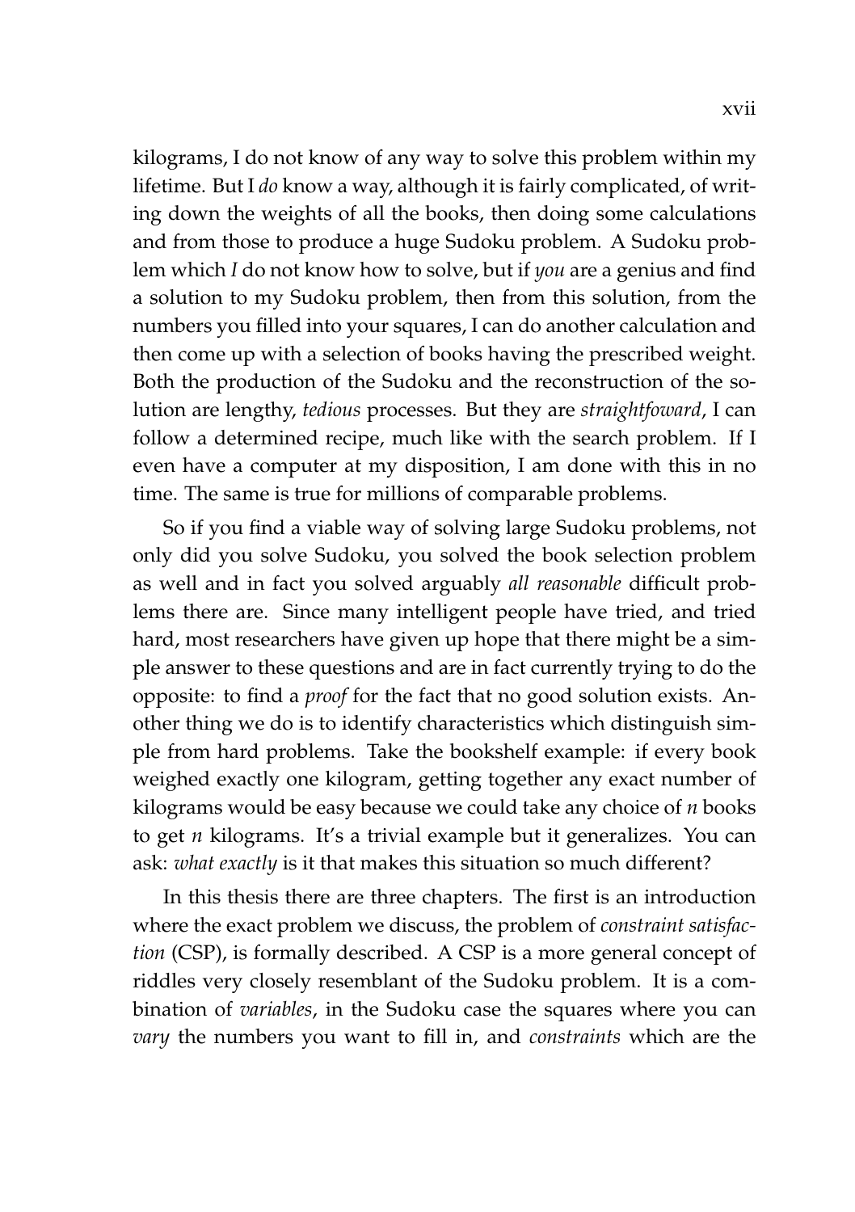kilograms, I do not know of any way to solve this problem within my lifetime. But I *do* know a way, although it is fairly complicated, of writing down the weights of all the books, then doing some calculations and from those to produce a huge Sudoku problem. A Sudoku problem which *I* do not know how to solve, but if *you* are a genius and find a solution to my Sudoku problem, then from this solution, from the numbers you filled into your squares, I can do another calculation and then come up with a selection of books having the prescribed weight. Both the production of the Sudoku and the reconstruction of the solution are lengthy, *tedious* processes. But they are *straightfoward*, I can follow a determined recipe, much like with the search problem. If I even have a computer at my disposition, I am done with this in no time. The same is true for millions of comparable problems.

So if you find a viable way of solving large Sudoku problems, not only did you solve Sudoku, you solved the book selection problem as well and in fact you solved arguably *all reasonable* difficult problems there are. Since many intelligent people have tried, and tried hard, most researchers have given up hope that there might be a simple answer to these questions and are in fact currently trying to do the opposite: to find a *proof* for the fact that no good solution exists. Another thing we do is to identify characteristics which distinguish simple from hard problems. Take the bookshelf example: if every book weighed exactly one kilogram, getting together any exact number of kilograms would be easy because we could take any choice of $n$ books to get $n$ kilograms. It's a trivial example but it generalizes. You can ask: *what exactly* is it that makes this situation so much different?

In this thesis there are three chapters. The first is an introduction where the exact problem we discuss, the problem of *constraint satisfaction* (CSP), is formally described. A CSP is a more general concept of riddles very closely resemblant of the Sudoku problem. It is a combination of *variables*, in the Sudoku case the squares where you can *vary* the numbers you want to fill in, and *constraints* which are the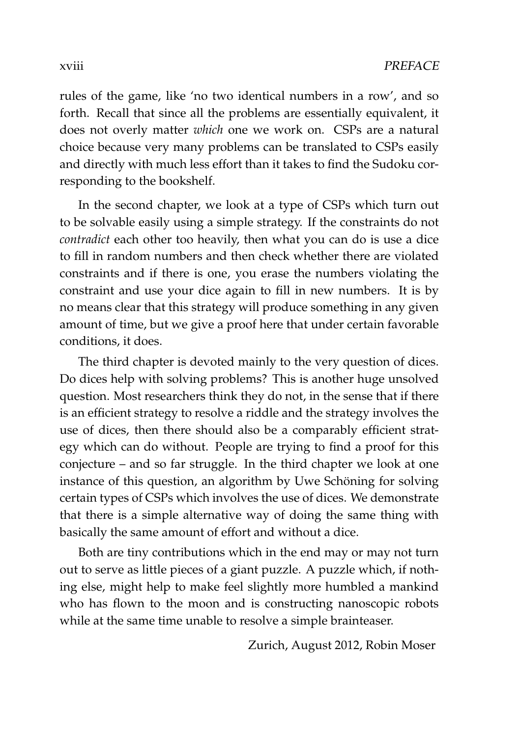rules of the game, like 'no two identical numbers in a row', and so forth. Recall that since all the problems are essentially equivalent, it does not overly matter *which* one we work on. CSPs are a natural choice because very many problems can be translated to CSPs easily and directly with much less effort than it takes to find the Sudoku corresponding to the bookshelf.

In the second chapter, we look at a type of CSPs which turn out to be solvable easily using a simple strategy. If the constraints do not *contradict* each other too heavily, then what you can do is use a dice to fill in random numbers and then check whether there are violated constraints and if there is one, you erase the numbers violating the constraint and use your dice again to fill in new numbers. It is by no means clear that this strategy will produce something in any given amount of time, but we give a proof here that under certain favorable conditions, it does.

The third chapter is devoted mainly to the very question of dices. Do dices help with solving problems? This is another huge unsolved question. Most researchers think they do not, in the sense that if there is an efficient strategy to resolve a riddle and the strategy involves the use of dices, then there should also be a comparably efficient strategy which can do without. People are trying to find a proof for this conjecture – and so far struggle. In the third chapter we look at one instance of this question, an algorithm by Uwe Schöning for solving certain types of CSPs which involves the use of dices. We demonstrate that there is a simple alternative way of doing the same thing with basically the same amount of effort and without a dice.

Both are tiny contributions which in the end may or may not turn out to serve as little pieces of a giant puzzle. A puzzle which, if nothing else, might help to make feel slightly more humbled a mankind who has flown to the moon and is constructing nanoscopic robots while at the same time unable to resolve a simple brainteaser.

Zurich, August 2012, Robin Moser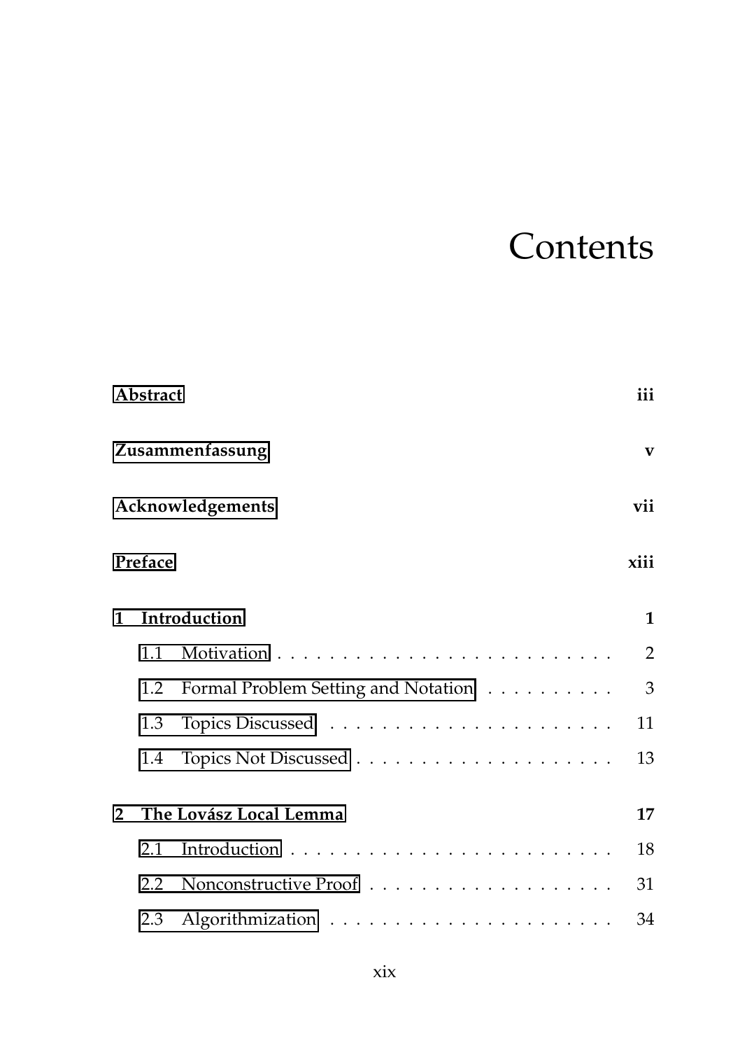# Contents

**Abstract** **iii**

**Zusammenfassung** **v**

**Acknowledgements** **vii**

**Preface** **xiii**

**1 Introduction** **1**

1.1 Motivation . . . . . . . . . . . . . . . . . . . . . . . . . 2

1.2 Formal Problem Setting and Notation . . . . . . . . . . 3

1.3 Topics Discussed . . . . . . . . . . . . . . . . . . . . . . 11

1.4 Topics Not Discussed . . . . . . . . . . . . . . . . . . . . 13

**2 The Lovász Local Lemma** **17**

2.1 Introduction . . . . . . . . . . . . . . . . . . . . . . . . . 18

2.2 Nonconstructive Proof . . . . . . . . . . . . . . . . . . . 31

2.3 Algorithmization . . . . . . . . . . . . . . . . . . . . . . 34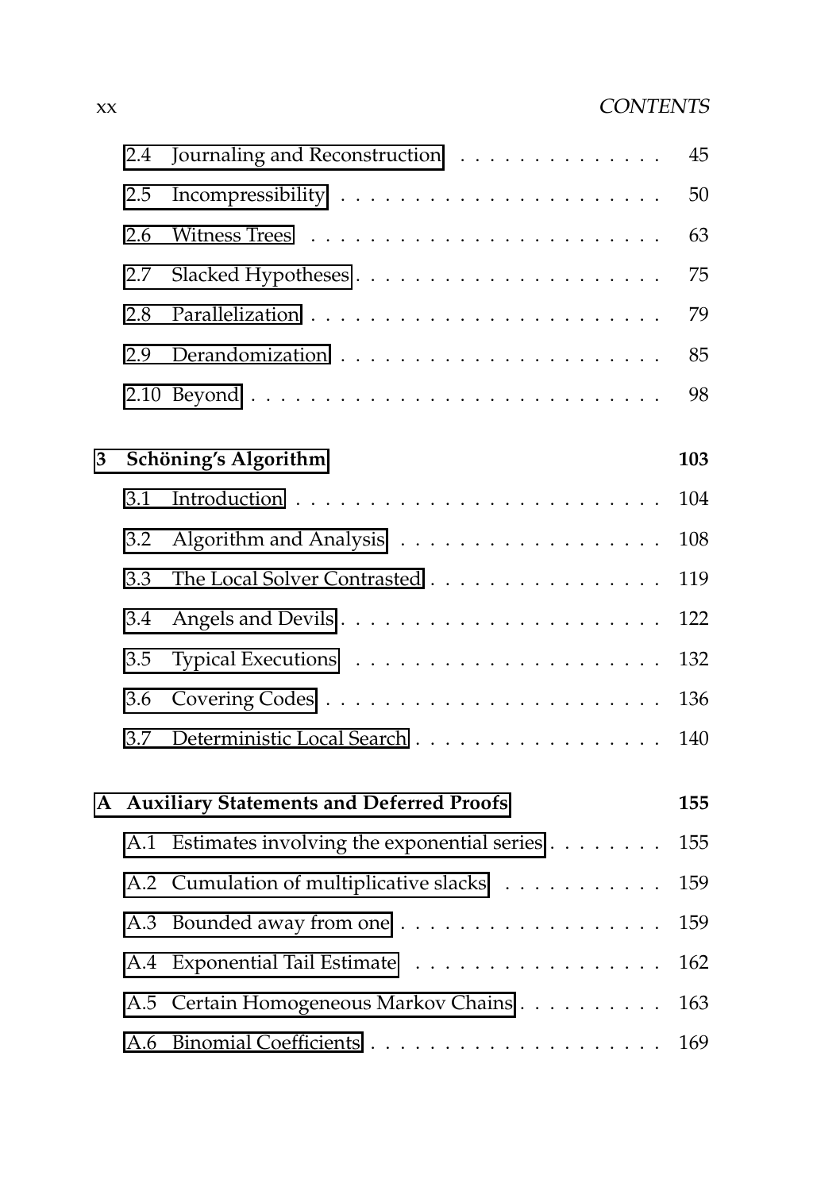- 2.4 Journaling and Reconstruction . . . . . . . . . . . . . . 45
- 2.5 Incompressibility . . . . . . . . . . . . . . . . . . . . . . 50
- 2.6 Witness Trees . . . . . . . . . . . . . . . . . . . . . . . 63
- 2.7 Slacked Hypotheses . . . . . . . . . . . . . . . . . . . . 75
- 2.8 Parallelization . . . . . . . . . . . . . . . . . . . . . . . 79
- 2.9 Derandomization . . . . . . . . . . . . . . . . . . . . . . 85
- 2.10 Beyond . . . . . . . . . . . . . . . . . . . . . . . . . . 98

**3 Schöning's Algorithm** **103**

- 3.1 Introduction . . . . . . . . . . . . . . . . . . . . . . . . 104
- 3.2 Algorithm and Analysis . . . . . . . . . . . . . . . . . . 108
- 3.3 The Local Solver Contrasted . . . . . . . . . . . . . . . . 119
- 3.4 Angels and Devils . . . . . . . . . . . . . . . . . . . . . 122
- 3.5 Typical Executions . . . . . . . . . . . . . . . . . . . . . 132
- 3.6 Covering Codes . . . . . . . . . . . . . . . . . . . . . . . 136
- 3.7 Deterministic Local Search . . . . . . . . . . . . . . . . . 140

**A Auxiliary Statements and Deferred Proofs** **155**

- A.1 Estimates involving the exponential series . . . . . . . . 155
- A.2 Cumulation of multiplicative slacks . . . . . . . . . . . . 159
- A.3 Bounded away from one . . . . . . . . . . . . . . . . . . 159
- A.4 Exponential Tail Estimate . . . . . . . . . . . . . . . . . 162
- A.5 Certain Homogeneous Markov Chains . . . . . . . . . . 163
- A.6 Binomial Coefficients . . . . . . . . . . . . . . . . . . . 169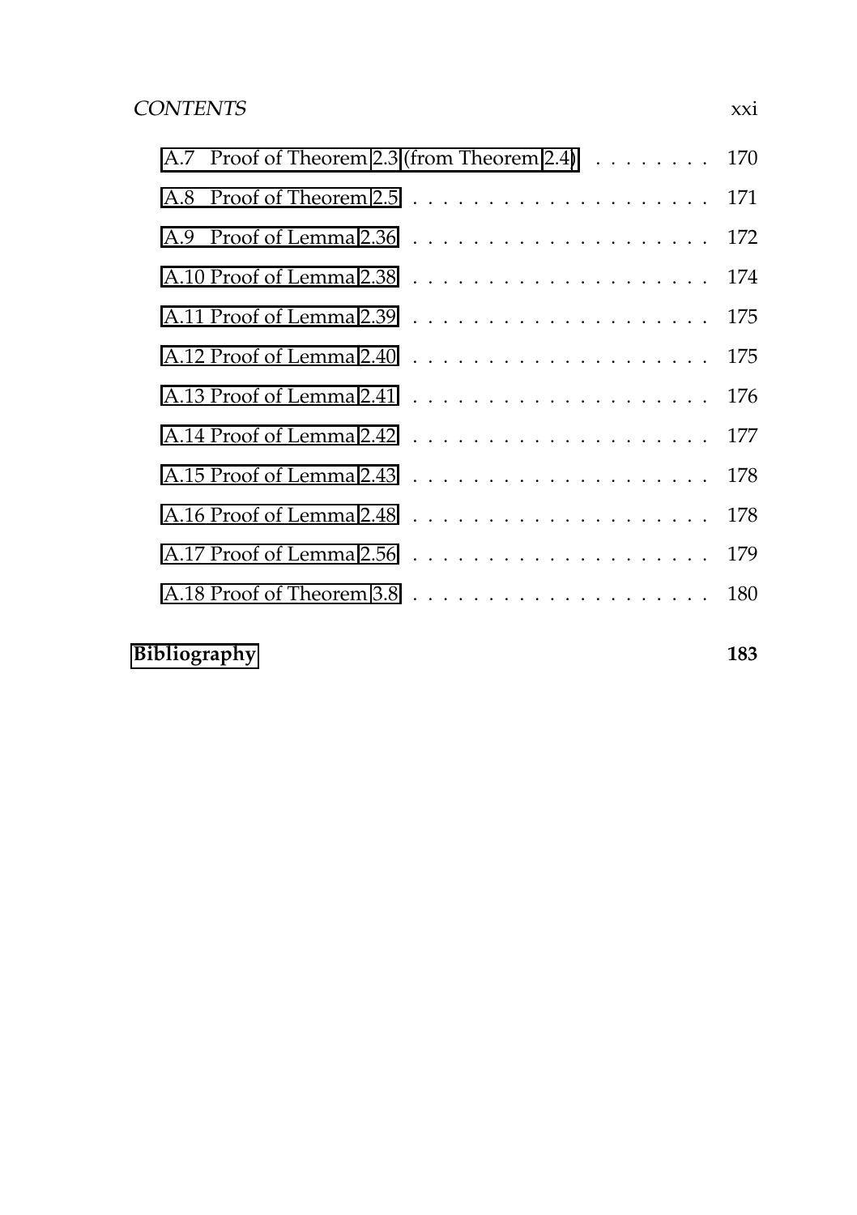A.7 Proof of Theorem 2.3 (from Theorem 2.4) . . . . . . . . 170

A.8 Proof of Theorem 2.5 . . . . . . . . . . . . . . . . . . . . 171

A.9 Proof of Lemma 2.36 . . . . . . . . . . . . . . . . . . . . 172

A.10 Proof of Lemma 2.38 . . . . . . . . . . . . . . . . . . . . 174

A.11 Proof of Lemma 2.39 . . . . . . . . . . . . . . . . . . . . 175

A.12 Proof of Lemma 2.40 . . . . . . . . . . . . . . . . . . . . 175

A.13 Proof of Lemma 2.41 . . . . . . . . . . . . . . . . . . . . 176

A.14 Proof of Lemma 2.42 . . . . . . . . . . . . . . . . . . . . 177

A.15 Proof of Lemma 2.43 . . . . . . . . . . . . . . . . . . . . 178

A.16 Proof of Lemma 2.48 . . . . . . . . . . . . . . . . . . . . 178

A.17 Proof of Lemma 2.56 . . . . . . . . . . . . . . . . . . . . 179

A.18 Proof of Theorem 3.8 . . . . . . . . . . . . . . . . . . . . 180

**Bibliography** **183**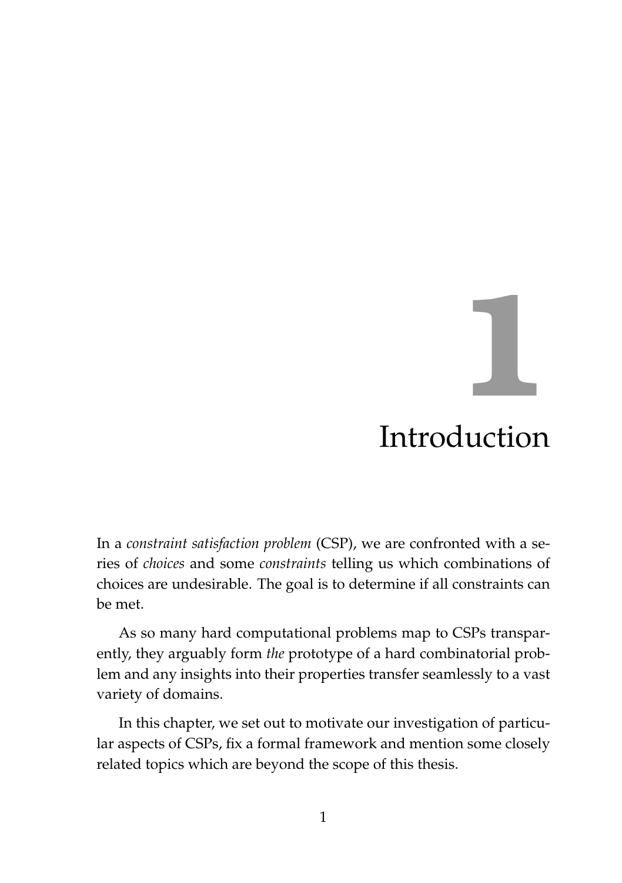# 1 Introduction

In a *constraint satisfaction problem* (CSP), we are confronted with a series of *choices* and some *constraints* telling us which combinations of choices are undesirable. The goal is to determine if all constraints can be met.

As so many hard computational problems map to CSPs transparently, they arguably form *the* prototype of a hard combinatorial problem and any insights into their properties transfer seamlessly to a vast variety of domains.

In this chapter, we set out to motivate our investigation of particular aspects of CSPs, fix a formal framework and mention some closely related topics which are beyond the scope of this thesis.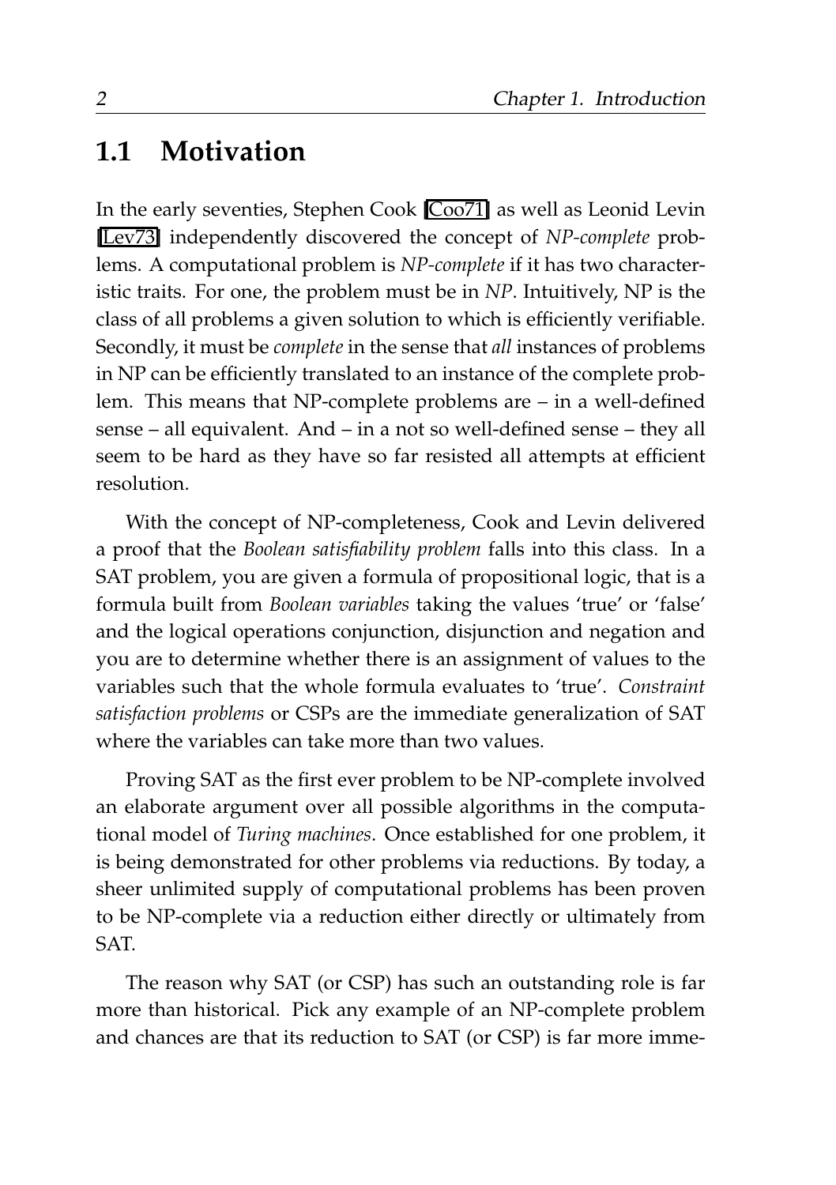## 1.1 Motivation

In the early seventies, Stephen Cook [Coo71] as well as Leonid Levin [Lev73] independently discovered the concept of *NP-complete* problems. A computational problem is *NP-complete* if it has two characteristic traits. For one, the problem must be in *NP*. Intuitively, NP is the class of all problems a given solution to which is efficiently verifiable. Secondly, it must be *complete* in the sense that *all* instances of problems in NP can be efficiently translated to an instance of the complete problem. This means that NP-complete problems are – in a well-defined sense – all equivalent. And – in a not so well-defined sense – they all seem to be hard as they have so far resisted all attempts at efficient resolution.

With the concept of NP-completeness, Cook and Levin delivered a proof that the *Boolean satisfiability problem* falls into this class. In a SAT problem, you are given a formula of propositional logic, that is a formula built from *Boolean variables* taking the values 'true' or 'false' and the logical operations conjunction, disjunction and negation and you are to determine whether there is an assignment of values to the variables such that the whole formula evaluates to 'true'. *Constraint satisfaction problems* or CSPs are the immediate generalization of SAT where the variables can take more than two values.

Proving SAT as the first ever problem to be NP-complete involved an elaborate argument over all possible algorithms in the computational model of *Turing machines*. Once established for one problem, it is being demonstrated for other problems via reductions. By today, a sheer unlimited supply of computational problems has been proven to be NP-complete via a reduction either directly or ultimately from SAT.

The reason why SAT (or CSP) has such an outstanding role is far more than historical. Pick any example of an NP-complete problem and chances are that its reduction to SAT (or CSP) is far more imme-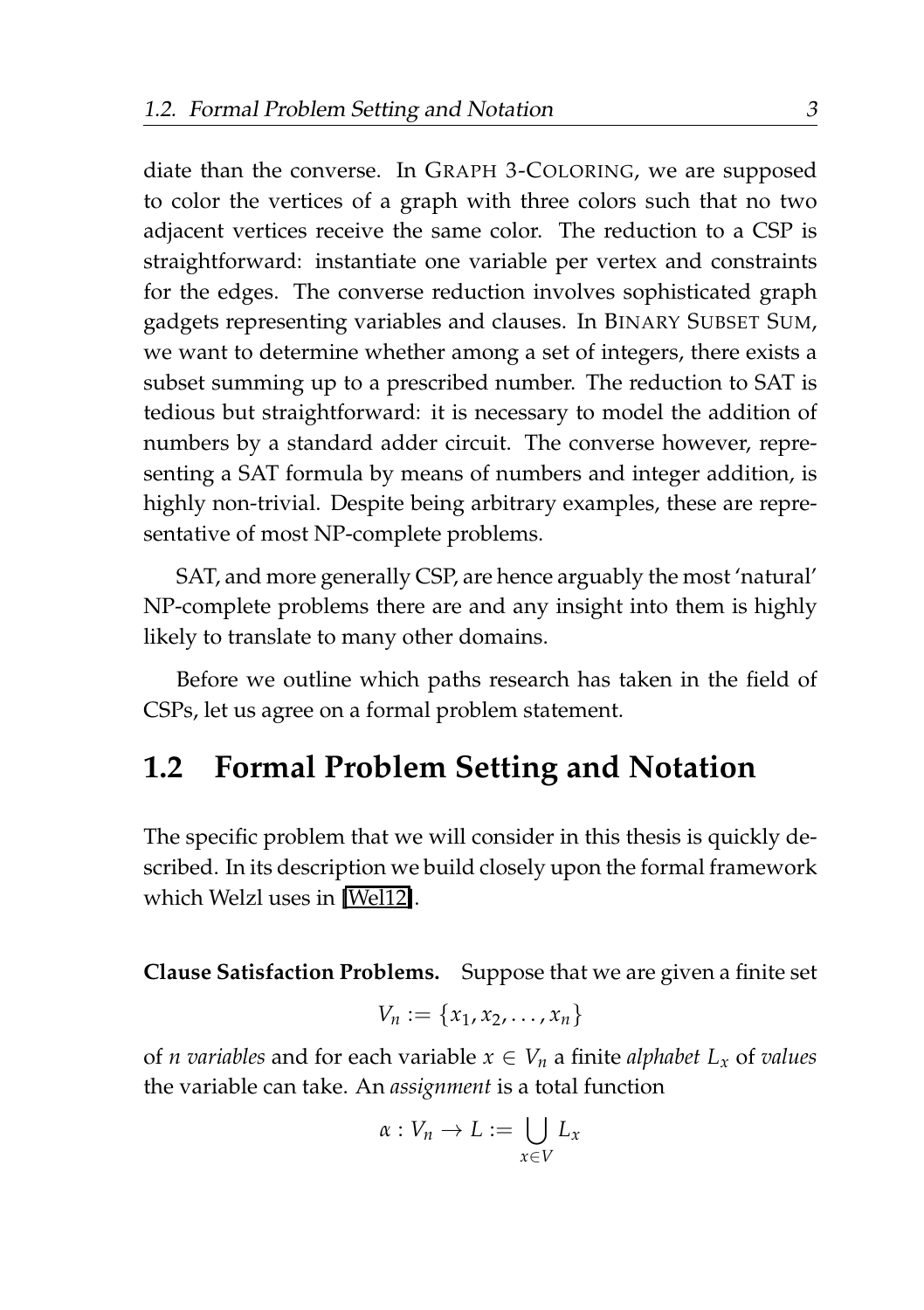diate than the converse. In GRAPH 3-COLORING, we are supposed to color the vertices of a graph with three colors such that no two adjacent vertices receive the same color. The reduction to a CSP is straightforward: instantiate one variable per vertex and constraints for the edges. The converse reduction involves sophisticated graph gadgets representing variables and clauses. In BINARY SUBSET SUM, we want to determine whether among a set of integers, there exists a subset summing up to a prescribed number. The reduction to SAT is tedious but straightforward: it is necessary to model the addition of numbers by a standard adder circuit. The converse however, representing a SAT formula by means of numbers and integer addition, is highly non-trivial. Despite being arbitrary examples, these are representative of most NP-complete problems.

SAT, and more generally CSP, are hence arguably the most 'natural' NP-complete problems there are and any insight into them is highly likely to translate to many other domains.

Before we outline which paths research has taken in the field of CSPs, let us agree on a formal problem statement.

## 1.2 Formal Problem Setting and Notation

The specific problem that we will consider in this thesis is quickly described. In its description we build closely upon the formal framework which Welzl uses in [Wel12].

**Clause Satisfaction Problems.** Suppose that we are given a finite set

$$V_n := \{x_1, x_2, \ldots, x_n\}$$

of *n variables* and for each variable $x \in V_n$ a finite *alphabet* $L_x$ of *values* the variable can take. An *assignment* is a total function

$$\alpha : V_n \to L := \bigcup_{x \in V} L_x$$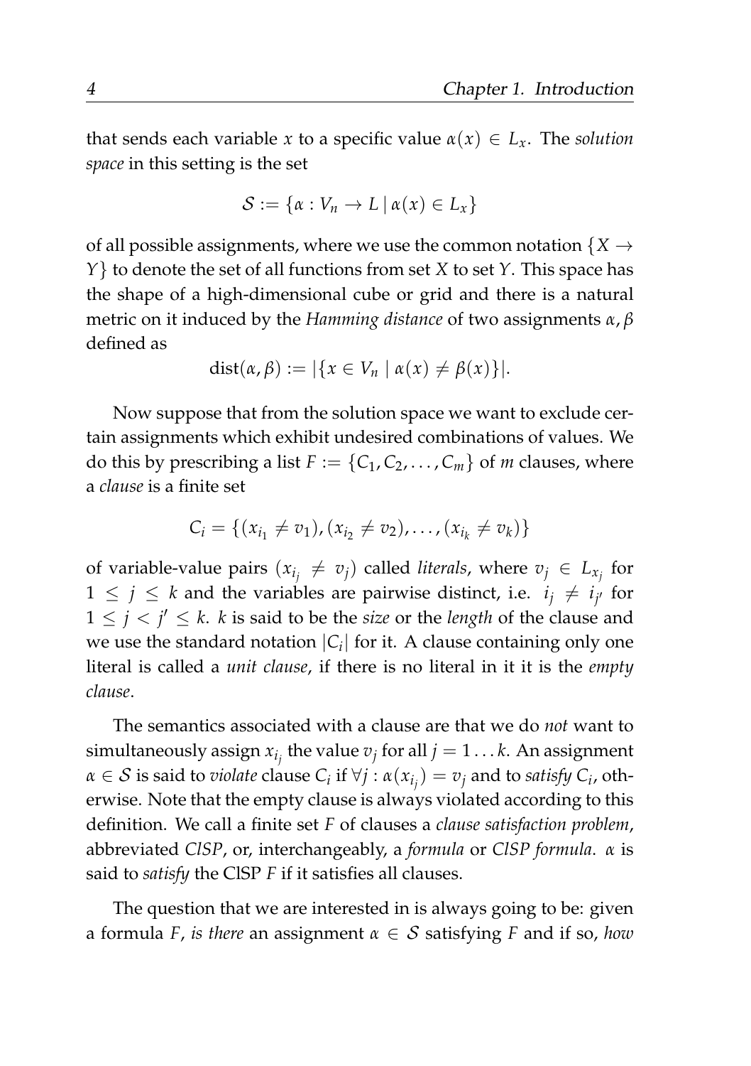that sends each variable $x$ to a specific value $\alpha(x) \in L_x$. The *solution space* in this setting is the set

$$\mathcal{S} := \{\alpha : V_n \to L \mid \alpha(x) \in L_x\}$$

of all possible assignments, where we use the common notation $\{X \to Y\}$ to denote the set of all functions from set $X$ to set $Y$. This space has the shape of a high-dimensional cube or grid and there is a natural metric on it induced by the *Hamming distance* of two assignments $\alpha, \beta$ defined as

$$\text{dist}(\alpha, \beta) := |\{x \in V_n \mid \alpha(x) \neq \beta(x)\}|.$$

Now suppose that from the solution space we want to exclude certain assignments which exhibit undesired combinations of values. We do this by prescribing a list $F := \{C_1, C_2, \dots, C_m\}$ of $m$ clauses, where a *clause* is a finite set

$$C_i = \{(x_{i_1} \neq v_1), (x_{i_2} \neq v_2), \dots, (x_{i_k} \neq v_k)\}$$

of variable-value pairs $(x_{i_j} \neq v_j)$ called *literals*, where $v_j \in L_{x_j}$ for $1 \leq j \leq k$ and the variables are pairwise distinct, i.e. $i_j \neq i_{j'}$ for $1 \leq j < j' \leq k$. $k$ is said to be the *size* or the *length* of the clause and we use the standard notation $|C_i|$ for it. A clause containing only one literal is called a *unit clause*, if there is no literal in it it is the *empty clause*.

The semantics associated with a clause are that we do *not* want to simultaneously assign $x_{i_j}$ the value $v_j$ for all $j = 1 \dots k$. An assignment $\alpha \in \mathcal{S}$ is said to *violate* clause $C_i$ if $\forall j : \alpha(x_{i_j}) = v_j$ and to *satisfy* $C_i$, otherwise. Note that the empty clause is always violated according to this definition. We call a finite set $F$ of clauses a *clause satisfaction problem*, abbreviated *ClSP*, or, interchangeably, a *formula* or *ClSP formula*. $\alpha$ is said to *satisfy* the ClSP $F$ if it satisfies all clauses.

The question that we are interested in is always going to be: given a formula $F$, *is there* an assignment $\alpha \in \mathcal{S}$ satisfying $F$ and if so, *how*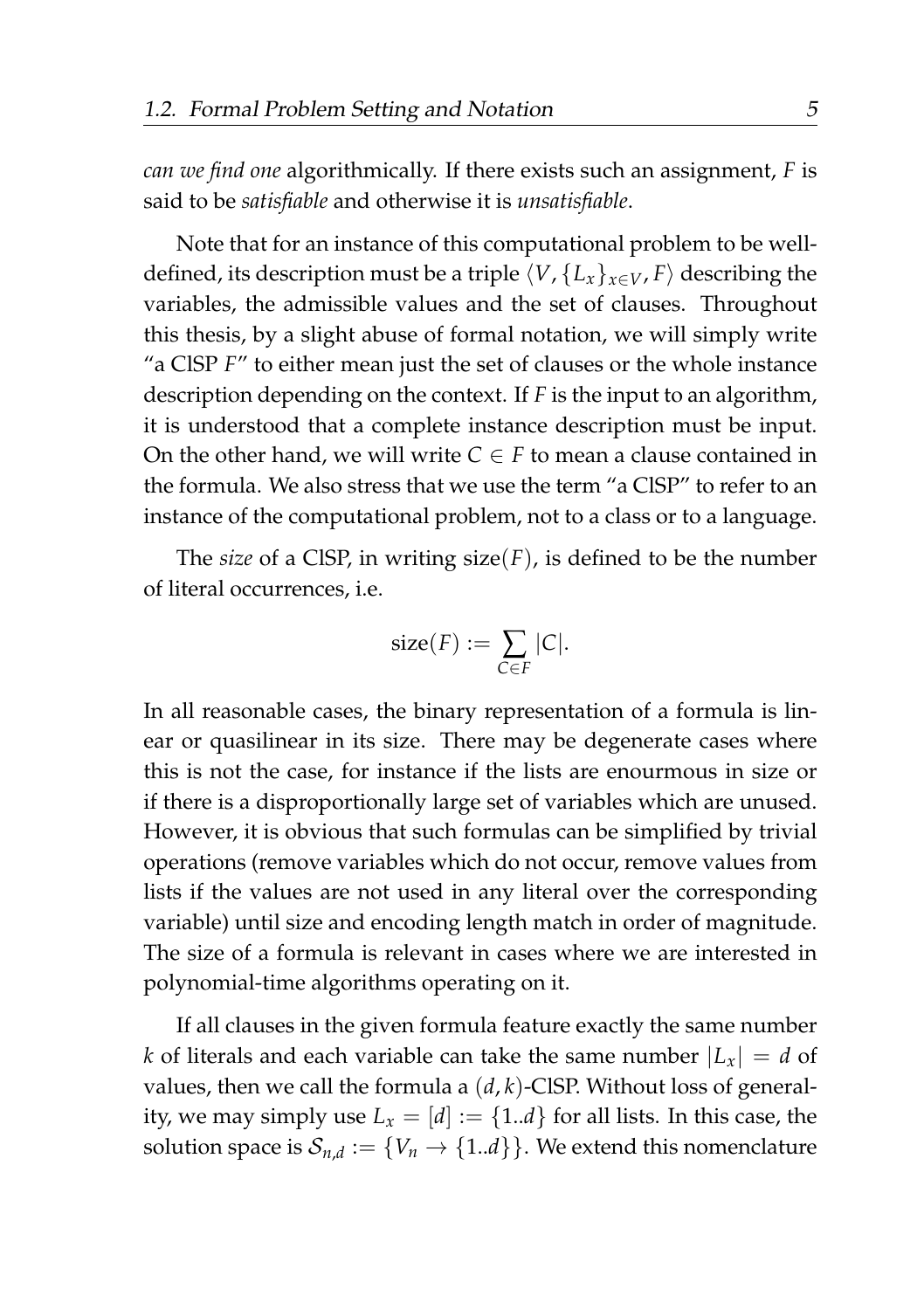*can we find one* algorithmically. If there exists such an assignment, $F$ is said to be *satisfiable* and otherwise it is *unsatisfiable*.

Note that for an instance of this computational problem to be well-defined, its description must be a triple $\langle V, \{L_x\}_{x \in V}, F \rangle$ describing the variables, the admissible values and the set of clauses. Throughout this thesis, by a slight abuse of formal notation, we will simply write "a ClSP $F$" to either mean just the set of clauses or the whole instance description depending on the context. If $F$ is the input to an algorithm, it is understood that a complete instance description must be input. On the other hand, we will write $C \in F$ to mean a clause contained in the formula. We also stress that we use the term "a ClSP" to refer to an instance of the computational problem, not to a class or to a language.

The *size* of a ClSP, in writing $\text{size}(F)$, is defined to be the number of literal occurrences, i.e.

$$\text{size}(F) := \sum_{C \in F} |C|.$$

In all reasonable cases, the binary representation of a formula is linear or quasilinear in its size. There may be degenerate cases where this is not the case, for instance if the lists are enourmous in size or if there is a disproportionally large set of variables which are unused. However, it is obvious that such formulas can be simplified by trivial operations (remove variables which do not occur, remove values from lists if the values are not used in any literal over the corresponding variable) until size and encoding length match in order of magnitude. The size of a formula is relevant in cases where we are interested in polynomial-time algorithms operating on it.

If all clauses in the given formula feature exactly the same number $k$ of literals and each variable can take the same number $|L_x| = d$ of values, then we call the formula a $(d, k)$-ClSP. Without loss of generality, we may simply use $L_x = [d] := \{1..d\}$ for all lists. In this case, the solution space is $\mathcal{S}_{n,d} := \{V_n \to \{1..d\}\}$. We extend this nomenclature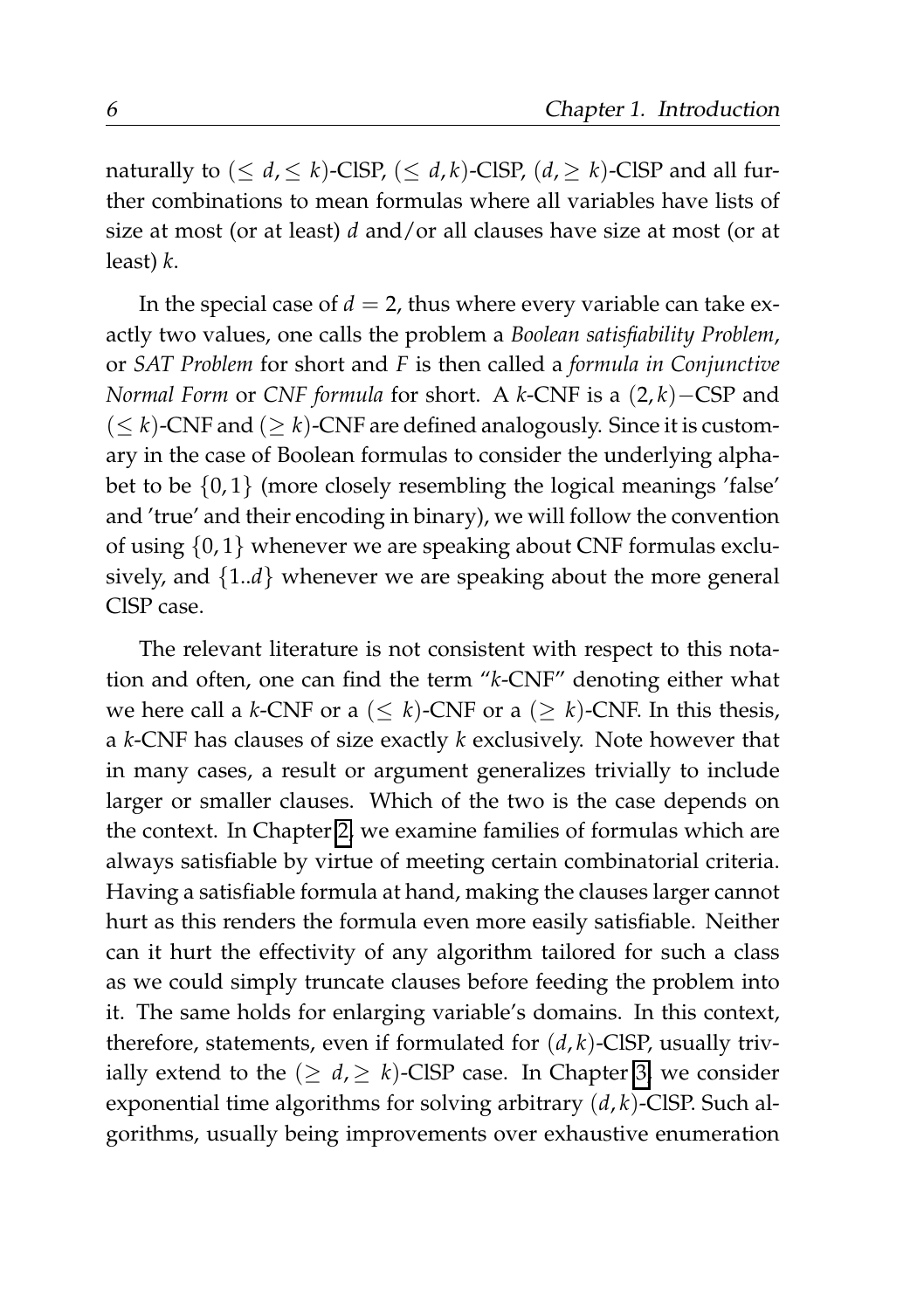naturally to $(\leq d, \leq k)$-ClSP, $(\leq d, k)$-ClSP, $(d, \geq k)$-ClSP and all further combinations to mean formulas where all variables have lists of size at most (or at least) $d$ and/or all clauses have size at most (or at least) $k$.

In the special case of $d = 2$, thus where every variable can take exactly two values, one calls the problem a *Boolean satisfiability Problem*, or *SAT Problem* for short and $F$ is then called a *formula in Conjunctive Normal Form* or *CNF formula* for short. A $k$-CNF is a $(2, k)-$CSP and $(\leq k)$-CNF and $(\geq k)$-CNF are defined analogously. Since it is customary in the case of Boolean formulas to consider the underlying alphabet to be $\{0, 1\}$ (more closely resembling the logical meanings 'false' and 'true' and their encoding in binary), we will follow the convention of using $\{0, 1\}$ whenever we are speaking about CNF formulas exclusively, and $\{1..d\}$ whenever we are speaking about the more general ClSP case.

The relevant literature is not consistent with respect to this notation and often, one can find the term "$k$-CNF" denoting either what we here call a $k$-CNF or a $(\leq k)$-CNF or a $(\geq k)$-CNF. In this thesis, a $k$-CNF has clauses of size exactly $k$ exclusively. Note however that in many cases, a result or argument generalizes trivially to include larger or smaller clauses. Which of the two is the case depends on the context. In Chapter 2, we examine families of formulas which are always satisfiable by virtue of meeting certain combinatorial criteria. Having a satisfiable formula at hand, making the clauses larger cannot hurt as this renders the formula even more easily satisfiable. Neither can it hurt the effectivity of any algorithm tailored for such a class as we could simply truncate clauses before feeding the problem into it. The same holds for enlarging variable's domains. In this context, therefore, statements, even if formulated for $(d, k)$-ClSP, usually trivially extend to the $(\geq d, \geq k)$-ClSP case. In Chapter 3, we consider exponential time algorithms for solving arbitrary $(d, k)$-ClSP. Such algorithms, usually being improvements over exhaustive enumeration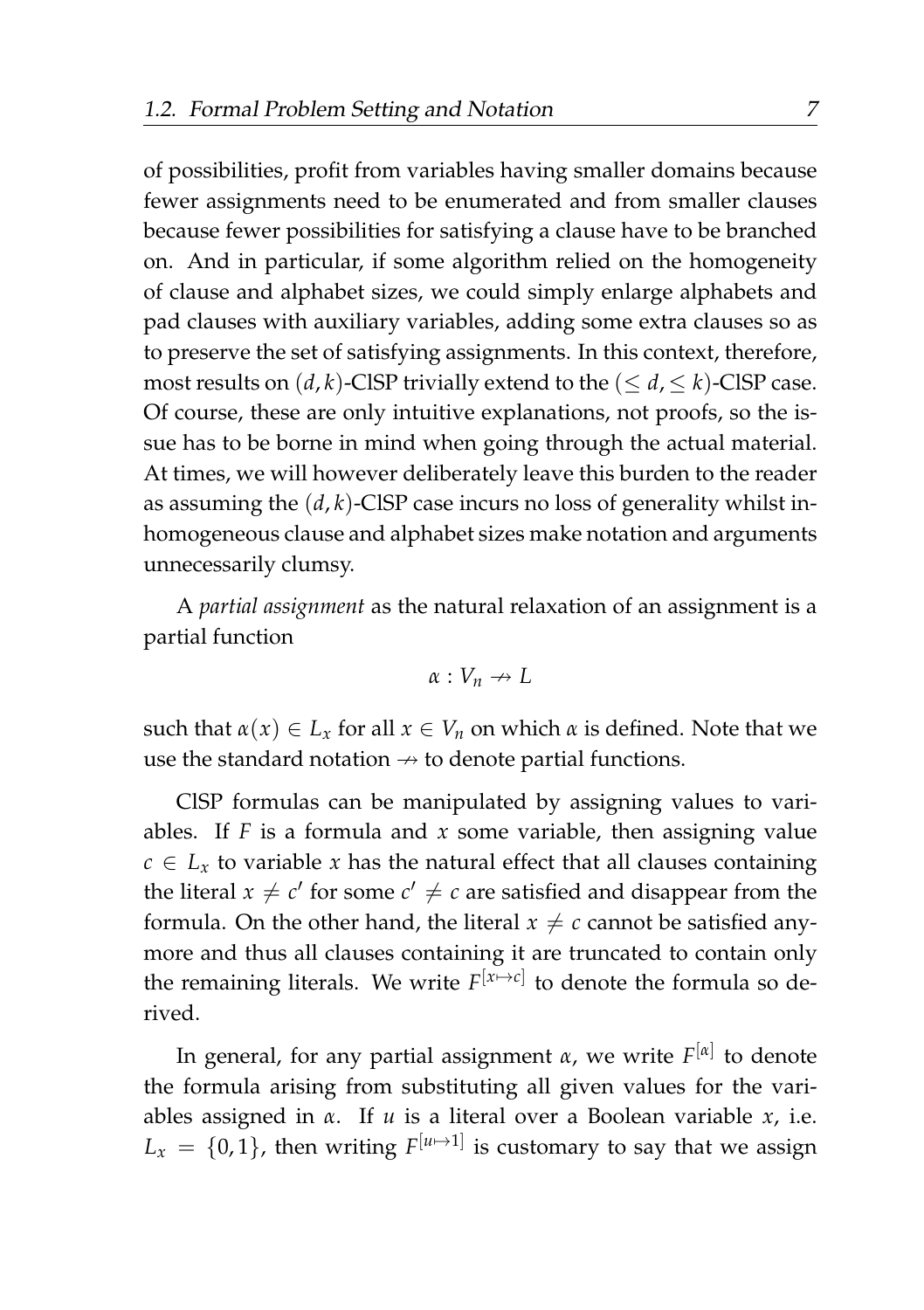of possibilities, profit from variables having smaller domains because fewer assignments need to be enumerated and from smaller clauses because fewer possibilities for satisfying a clause have to be branched on. And in particular, if some algorithm relied on the homogeneity of clause and alphabet sizes, we could simply enlarge alphabets and pad clauses with auxiliary variables, adding some extra clauses so as to preserve the set of satisfying assignments. In this context, therefore, most results on $(d,k)$-ClSP trivially extend to the $(\leq d, \leq k)$-ClSP case. Of course, these are only intuitive explanations, not proofs, so the issue has to be borne in mind when going through the actual material. At times, we will however deliberately leave this burden to the reader as assuming the $(d,k)$-ClSP case incurs no loss of generality whilst inhomogeneous clause and alphabet sizes make notation and arguments unnecessarily clumsy.

A *partial assignment* as the natural relaxation of an assignment is a partial function

$$\alpha : V_n \nrightarrow L$$

such that $\alpha(x) \in L_x$ for all $x \in V_n$ on which $\alpha$ is defined. Note that we use the standard notation $\nrightarrow$ to denote partial functions.

ClSP formulas can be manipulated by assigning values to variables. If $F$ is a formula and $x$ some variable, then assigning value $c \in L_x$ to variable $x$ has the natural effect that all clauses containing the literal $x \neq c'$ for some $c' \neq c$ are satisfied and disappear from the formula. On the other hand, the literal $x \neq c$ cannot be satisfied anymore and thus all clauses containing it are truncated to contain only the remaining literals. We write $F^{[x \mapsto c]}$ to denote the formula so derived.

In general, for any partial assignment $\alpha$, we write $F^{[\alpha]}$ to denote the formula arising from substituting all given values for the variables assigned in $\alpha$. If $u$ is a literal over a Boolean variable $x$, i.e. $L_x = \{0, 1\}$, then writing $F^{[u \mapsto 1]}$ is customary to say that we assign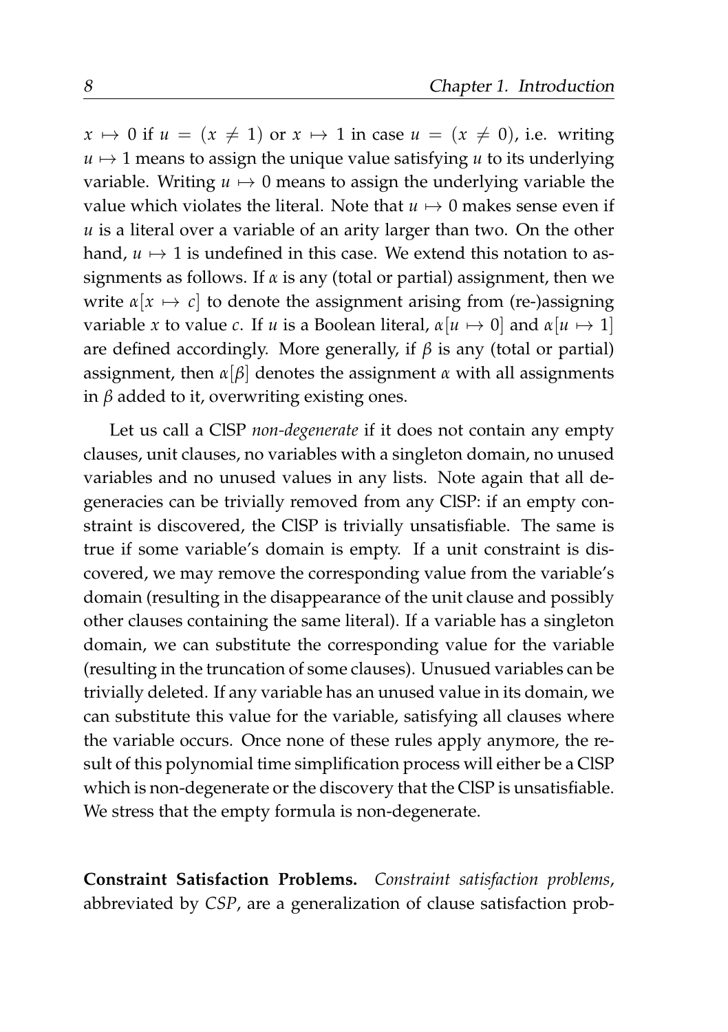$x \mapsto 0$ if $u = (x \neq 1)$ or $x \mapsto 1$ in case $u = (x \neq 0)$, i.e. writing $u \mapsto 1$ means to assign the unique value satisfying $u$ to its underlying variable. Writing $u \mapsto 0$ means to assign the underlying variable the value which violates the literal. Note that $u \mapsto 0$ makes sense even if $u$ is a literal over a variable of an arity larger than two. On the other hand, $u \mapsto 1$ is undefined in this case. We extend this notation to assignments as follows. If $\alpha$ is any (total or partial) assignment, then we write $\alpha[x \mapsto c]$ to denote the assignment arising from (re-)assigning variable $x$ to value $c$. If $u$ is a Boolean literal, $\alpha[u \mapsto 0]$ and $\alpha[u \mapsto 1]$ are defined accordingly. More generally, if $\beta$ is any (total or partial) assignment, then $\alpha[\beta]$ denotes the assignment $\alpha$ with all assignments in $\beta$ added to it, overwriting existing ones.

Let us call a ClSP *non-degenerate* if it does not contain any empty clauses, unit clauses, no variables with a singleton domain, no unused variables and no unused values in any lists. Note again that all degeneracies can be trivially removed from any ClSP: if an empty constraint is discovered, the ClSP is trivially unsatisfiable. The same is true if some variable's domain is empty. If a unit constraint is discovered, we may remove the corresponding value from the variable's domain (resulting in the disappearance of the unit clause and possibly other clauses containing the same literal). If a variable has a singleton domain, we can substitute the corresponding value for the variable (resulting in the truncation of some clauses). Unusued variables can be trivially deleted. If any variable has an unused value in its domain, we can substitute this value for the variable, satisfying all clauses where the variable occurs. Once none of these rules apply anymore, the result of this polynomial time simplification process will either be a ClSP which is non-degenerate or the discovery that the ClSP is unsatisfiable. We stress that the empty formula is non-degenerate.

**Constraint Satisfaction Problems.** *Constraint satisfaction problems*, abbreviated by *CSP*, are a generalization of clause satisfaction prob-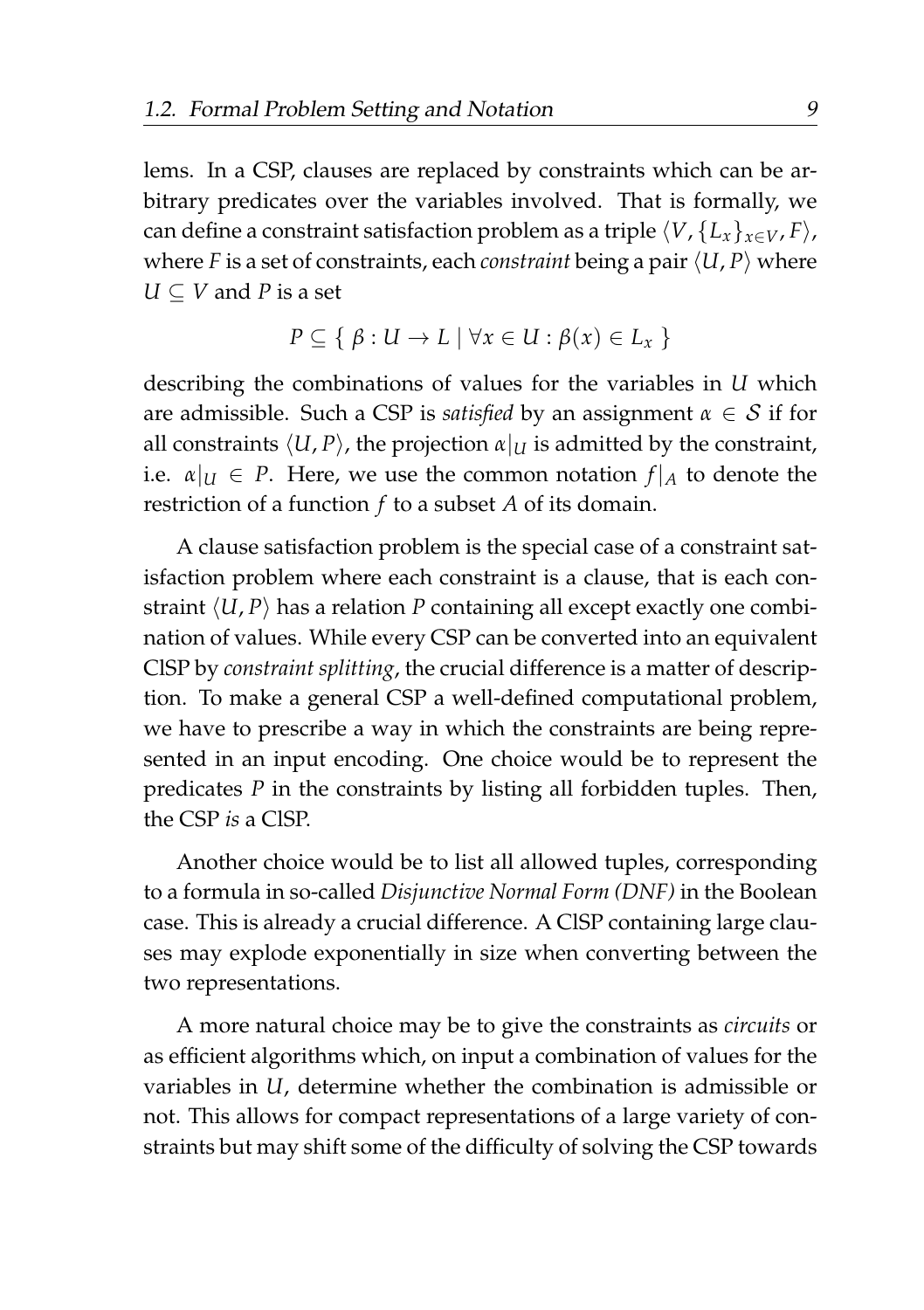lems. In a CSP, clauses are replaced by constraints which can be arbitrary predicates over the variables involved. That is formally, we can define a constraint satisfaction problem as a triple $\langle V, \{L_x\}_{x \in V}, F \rangle$, where $F$ is a set of constraints, each *constraint* being a pair $\langle U, P \rangle$ where $U \subseteq V$ and $P$ is a set

$$P \subseteq \{ \beta : U \to L \mid \forall x \in U : \beta(x) \in L_x \}$$

describing the combinations of values for the variables in $U$ which are admissible. Such a CSP is *satisfied* by an assignment $\alpha \in \mathcal{S}$ if for all constraints $\langle U, P \rangle$, the projection $\alpha|_U$ is admitted by the constraint, i.e. $\alpha|_U \in P$. Here, we use the common notation $f|_A$ to denote the restriction of a function $f$ to a subset $A$ of its domain.

A clause satisfaction problem is the special case of a constraint satisfaction problem where each constraint is a clause, that is each constraint $\langle U, P \rangle$ has a relation $P$ containing all except exactly one combination of values. While every CSP can be converted into an equivalent ClSP by *constraint splitting*, the crucial difference is a matter of description. To make a general CSP a well-defined computational problem, we have to prescribe a way in which the constraints are being represented in an input encoding. One choice would be to represent the predicates $P$ in the constraints by listing all forbidden tuples. Then, the CSP *is* a ClSP.

Another choice would be to list all allowed tuples, corresponding to a formula in so-called *Disjunctive Normal Form (DNF)* in the Boolean case. This is already a crucial difference. A ClSP containing large clauses may explode exponentially in size when converting between the two representations.

A more natural choice may be to give the constraints as *circuits* or as efficient algorithms which, on input a combination of values for the variables in $U$, determine whether the combination is admissible or not. This allows for compact representations of a large variety of constraints but may shift some of the difficulty of solving the CSP towards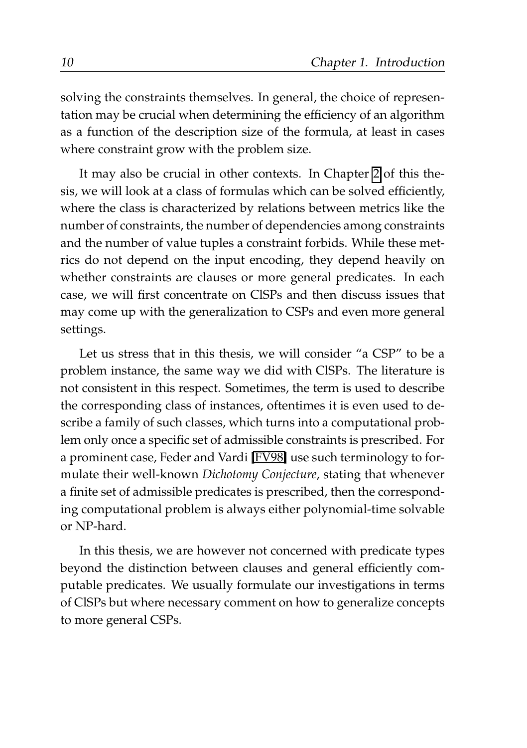solving the constraints themselves. In general, the choice of representation may be crucial when determining the efficiency of an algorithm as a function of the description size of the formula, at least in cases where constraint grow with the problem size.

It may also be crucial in other contexts. In Chapter 2 of this thesis, we will look at a class of formulas which can be solved efficiently, where the class is characterized by relations between metrics like the number of constraints, the number of dependencies among constraints and the number of value tuples a constraint forbids. While these metrics do not depend on the input encoding, they depend heavily on whether constraints are clauses or more general predicates. In each case, we will first concentrate on ClSPs and then discuss issues that may come up with the generalization to CSPs and even more general settings.

Let us stress that in this thesis, we will consider "a CSP" to be a problem instance, the same way we did with ClSPs. The literature is not consistent in this respect. Sometimes, the term is used to describe the corresponding class of instances, oftentimes it is even used to describe a family of such classes, which turns into a computational problem only once a specific set of admissible constraints is prescribed. For a prominent case, Feder and Vardi [FV98] use such terminology to formulate their well-known *Dichotomy Conjecture*, stating that whenever a finite set of admissible predicates is prescribed, then the corresponding computational problem is always either polynomial-time solvable or NP-hard.

In this thesis, we are however not concerned with predicate types beyond the distinction between clauses and general efficiently computable predicates. We usually formulate our investigations in terms of ClSPs but where necessary comment on how to generalize concepts to more general CSPs.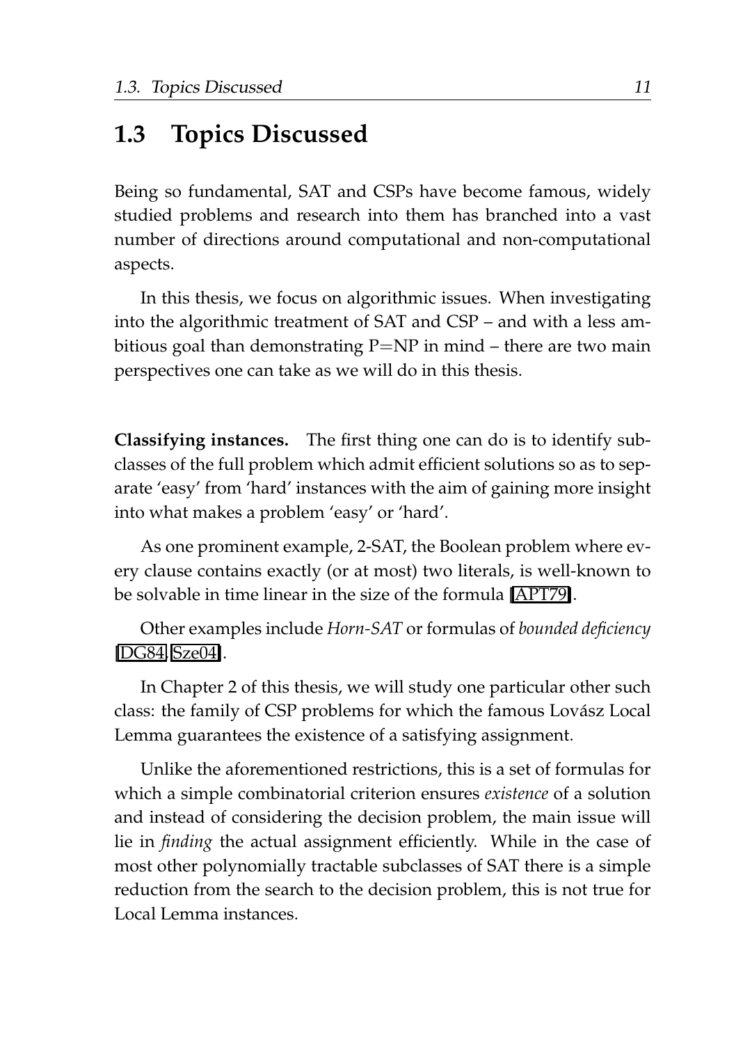## 1.3 Topics Discussed

Being so fundamental, SAT and CSPs have become famous, widely studied problems and research into them has branched into a vast number of directions around computational and non-computational aspects.

In this thesis, we focus on algorithmic issues. When investigating into the algorithmic treatment of SAT and CSP – and with a less ambitious goal than demonstrating P=NP in mind – there are two main perspectives one can take as we will do in this thesis.

**Classifying instances.** The first thing one can do is to identify subclasses of the full problem which admit efficient solutions so as to separate 'easy' from 'hard' instances with the aim of gaining more insight into what makes a problem 'easy' or 'hard'.

As one prominent example, 2-SAT, the Boolean problem where every clause contains exactly (or at most) two literals, is well-known to be solvable in time linear in the size of the formula [APT79].

Other examples include *Horn-SAT* or formulas of *bounded deficiency* [DG84, Sze04].

In Chapter 2 of this thesis, we will study one particular other such class: the family of CSP problems for which the famous Lovász Local Lemma guarantees the existence of a satisfying assignment.

Unlike the aforementioned restrictions, this is a set of formulas for which a simple combinatorial criterion ensures *existence* of a solution and instead of considering the decision problem, the main issue will lie in *finding* the actual assignment efficiently. While in the case of most other polynomially tractable subclasses of SAT there is a simple reduction from the search to the decision problem, this is not true for Local Lemma instances.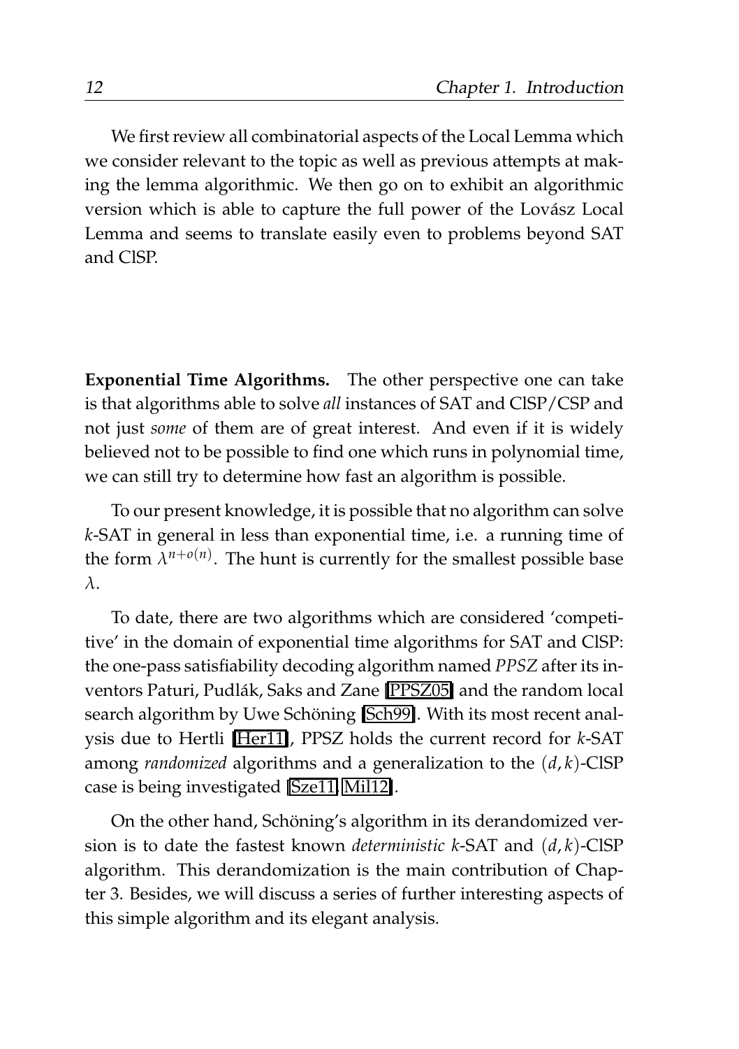We first review all combinatorial aspects of the Local Lemma which we consider relevant to the topic as well as previous attempts at making the lemma algorithmic. We then go on to exhibit an algorithmic version which is able to capture the full power of the Lovász Local Lemma and seems to translate easily even to problems beyond SAT and ClSP.

**Exponential Time Algorithms.** The other perspective one can take is that algorithms able to solve *all* instances of SAT and ClSP/CSP and not just *some* of them are of great interest. And even if it is widely believed not to be possible to find one which runs in polynomial time, we can still try to determine how fast an algorithm is possible.

To our present knowledge, it is possible that no algorithm can solve $k$-SAT in general in less than exponential time, i.e. a running time of the form $\lambda^{n+o(n)}$. The hunt is currently for the smallest possible base $\lambda$.

To date, there are two algorithms which are considered 'competitive' in the domain of exponential time algorithms for SAT and ClSP: the one-pass satisfiability decoding algorithm named *PPSZ* after its inventors Paturi, Pudlák, Saks and Zane [PPSZ05] and the random local search algorithm by Uwe Schöning [Sch99]. With its most recent analysis due to Hertli [Her11], PPSZ holds the current record for $k$-SAT among *randomized* algorithms and a generalization to the $(d, k)$-ClSP case is being investigated [Sze11, Mil12].

On the other hand, Schöning's algorithm in its derandomized version is to date the fastest known *deterministic* $k$-SAT and $(d, k)$-ClSP algorithm. This derandomization is the main contribution of Chapter 3. Besides, we will discuss a series of further interesting aspects of this simple algorithm and its elegant analysis.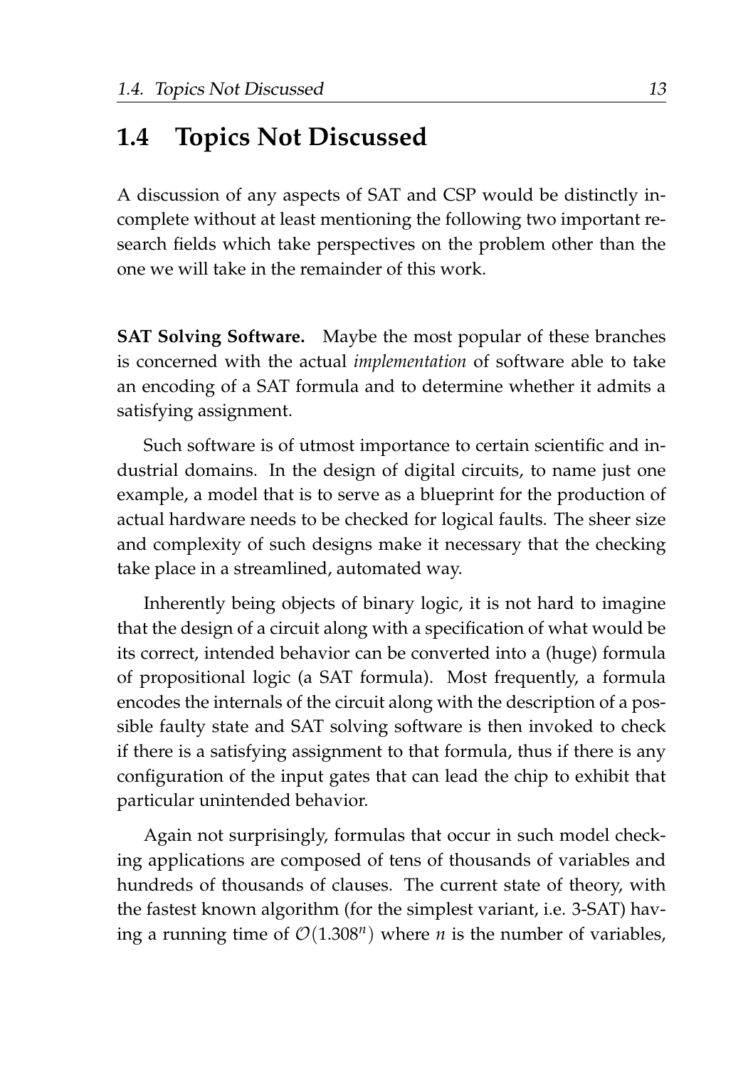## 1.4 Topics Not Discussed

A discussion of any aspects of SAT and CSP would be distinctly incomplete without at least mentioning the following two important research fields which take perspectives on the problem other than the one we will take in the remainder of this work.

**SAT Solving Software.** Maybe the most popular of these branches is concerned with the actual *implementation* of software able to take an encoding of a SAT formula and to determine whether it admits a satisfying assignment.

Such software is of utmost importance to certain scientific and industrial domains. In the design of digital circuits, to name just one example, a model that is to serve as a blueprint for the production of actual hardware needs to be checked for logical faults. The sheer size and complexity of such designs make it necessary that the checking take place in a streamlined, automated way.

Inherently being objects of binary logic, it is not hard to imagine that the design of a circuit along with a specification of what would be its correct, intended behavior can be converted into a (huge) formula of propositional logic (a SAT formula). Most frequently, a formula encodes the internals of the circuit along with the description of a possible faulty state and SAT solving software is then invoked to check if there is a satisfying assignment to that formula, thus if there is any configuration of the input gates that can lead the chip to exhibit that particular unintended behavior.

Again not surprisingly, formulas that occur in such model checking applications are composed of tens of thousands of variables and hundreds of thousands of clauses. The current state of theory, with the fastest known algorithm (for the simplest variant, i.e. 3-SAT) having a running time of $\mathcal{O}(1.308^n)$ where $n$ is the number of variables,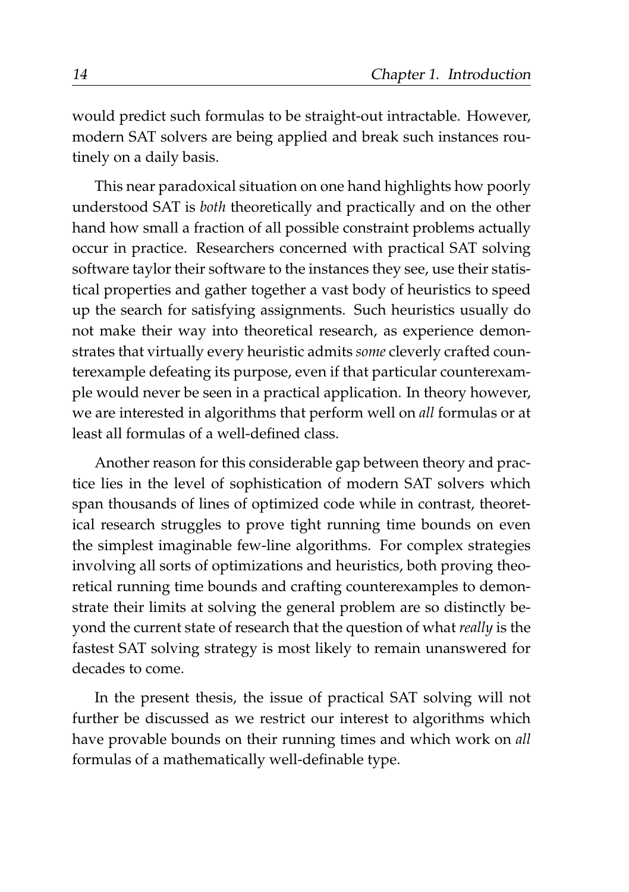would predict such formulas to be straight-out intractable. However, modern SAT solvers are being applied and break such instances routinely on a daily basis.

This near paradoxical situation on one hand highlights how poorly understood SAT is *both* theoretically and practically and on the other hand how small a fraction of all possible constraint problems actually occur in practice. Researchers concerned with practical SAT solving software taylor their software to the instances they see, use their statistical properties and gather together a vast body of heuristics to speed up the search for satisfying assignments. Such heuristics usually do not make their way into theoretical research, as experience demonstrates that virtually every heuristic admits *some* cleverly crafted counterexample defeating its purpose, even if that particular counterexample would never be seen in a practical application. In theory however, we are interested in algorithms that perform well on *all* formulas or at least all formulas of a well-defined class.

Another reason for this considerable gap between theory and practice lies in the level of sophistication of modern SAT solvers which span thousands of lines of optimized code while in contrast, theoretical research struggles to prove tight running time bounds on even the simplest imaginable few-line algorithms. For complex strategies involving all sorts of optimizations and heuristics, both proving theoretical running time bounds and crafting counterexamples to demonstrate their limits at solving the general problem are so distinctly beyond the current state of research that the question of what *really* is the fastest SAT solving strategy is most likely to remain unanswered for decades to come.

In the present thesis, the issue of practical SAT solving will not further be discussed as we restrict our interest to algorithms which have provable bounds on their running times and which work on *all* formulas of a mathematically well-definable type.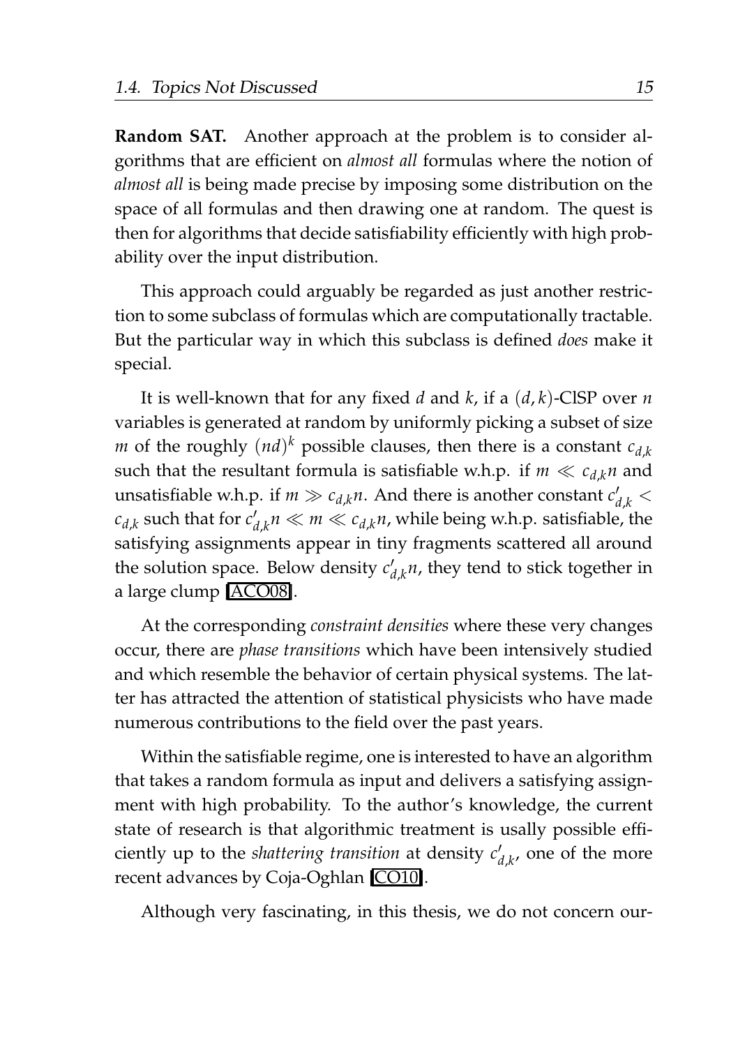**Random SAT.** Another approach at the problem is to consider algorithms that are efficient on *almost all* formulas where the notion of *almost all* is being made precise by imposing some distribution on the space of all formulas and then drawing one at random. The quest is then for algorithms that decide satisfiability efficiently with high probability over the input distribution.

This approach could arguably be regarded as just another restriction to some subclass of formulas which are computationally tractable. But the particular way in which this subclass is defined *does* make it special.

It is well-known that for any fixed $d$ and $k$, if a $(d, k)$-ClSP over $n$ variables is generated at random by uniformly picking a subset of size $m$ of the roughly $(nd)^k$ possible clauses, then there is a constant $c_{d,k}$ such that the resultant formula is satisfiable w.h.p. if $m \ll c_{d,k}n$ and unsatisfiable w.h.p. if $m \gg c_{d,k}n$. And there is another constant $c'_{d,k} < c_{d,k}$ such that for $c'_{d,k}n \ll m \ll c_{d,k}n$, while being w.h.p. satisfiable, the satisfying assignments appear in tiny fragments scattered all around the solution space. Below density $c'_{d,k}n$, they tend to stick together in a large clump [ACO08].

At the corresponding *constraint densities* where these very changes occur, there are *phase transitions* which have been intensively studied and which resemble the behavior of certain physical systems. The latter has attracted the attention of statistical physicists who have made numerous contributions to the field over the past years.

Within the satisfiable regime, one is interested to have an algorithm that takes a random formula as input and delivers a satisfying assignment with high probability. To the author's knowledge, the current state of research is that algorithmic treatment is usally possible efficiently up to the *shattering transition* at density $c'_{d,k}$, one of the more recent advances by Coja-Oghlan [CO10].

Although very fascinating, in this thesis, we do not concern our-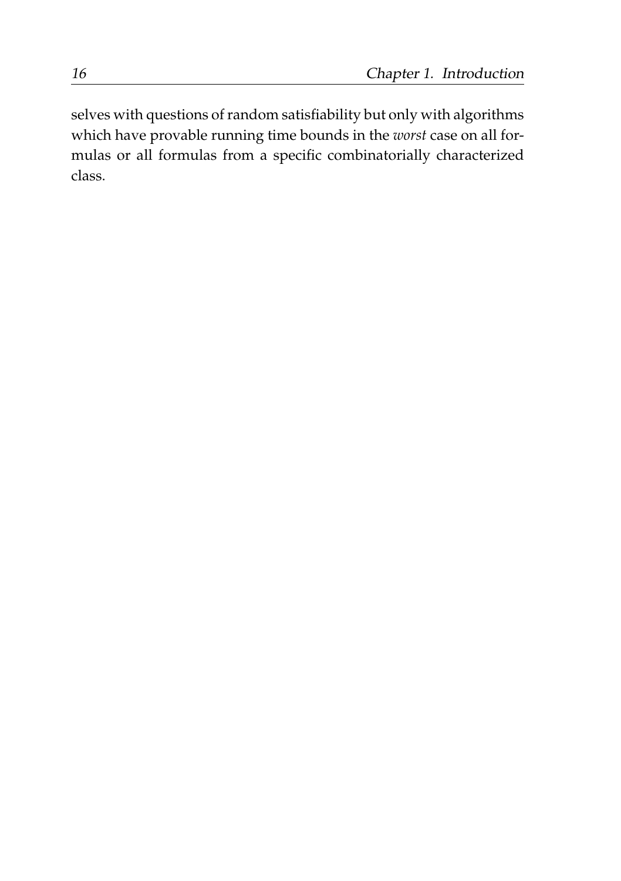selves with questions of random satisfiability but only with algorithms which have provable running time bounds in the *worst* case on all formulas or all formulas from a specific combinatorially characterized class.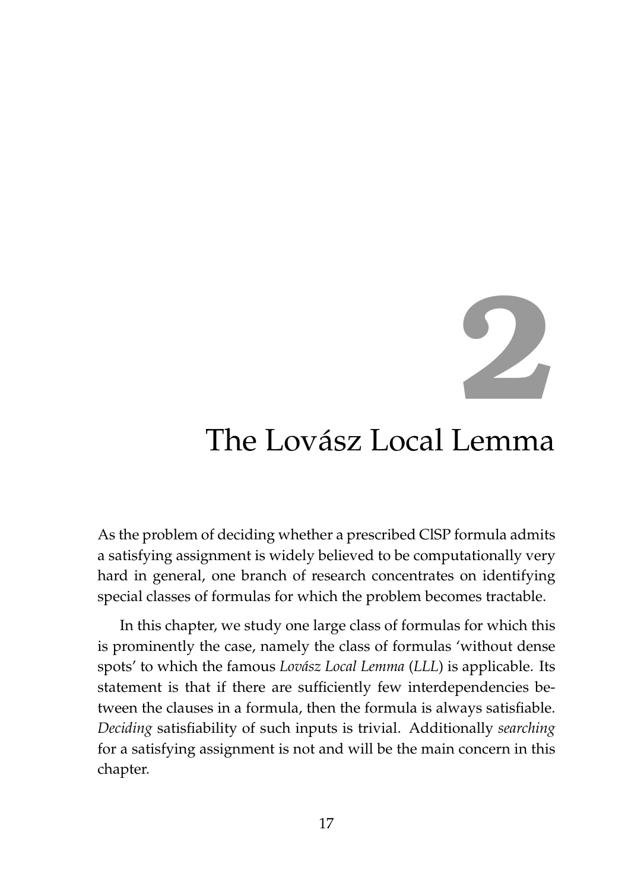# 2 The Lovász Local Lemma

As the problem of deciding whether a prescribed ClSP formula admits a satisfying assignment is widely believed to be computationally very hard in general, one branch of research concentrates on identifying special classes of formulas for which the problem becomes tractable.

In this chapter, we study one large class of formulas for which this is prominently the case, namely the class of formulas 'without dense spots' to which the famous *Lovász Local Lemma* (*LLL*) is applicable. Its statement is that if there are sufficiently few interdependencies between the clauses in a formula, then the formula is always satisfiable. *Deciding* satisfiability of such inputs is trivial. Additionally *searching* for a satisfying assignment is not and will be the main concern in this chapter.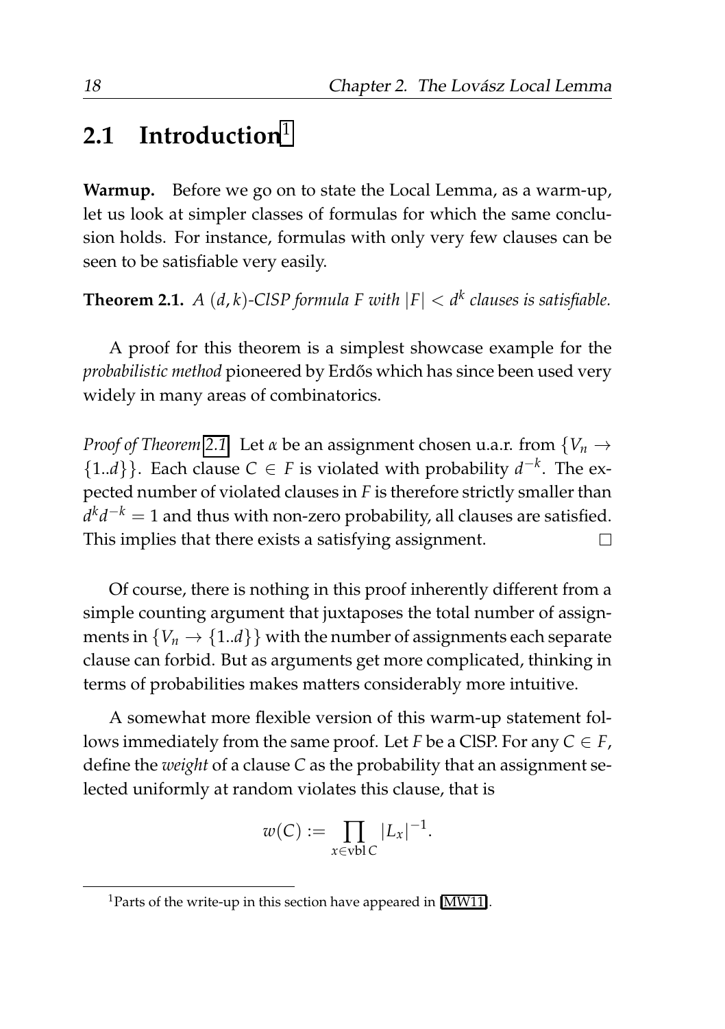## 2.1 Introduction[1]

**Warmup.** Before we go on to state the Local Lemma, as a warm-up, let us look at simpler classes of formulas for which the same conclusion holds. For instance, formulas with only very few clauses can be seen to be satisfiable very easily.

**Theorem 2.1.** *A $(d,k)$-ClSP formula $F$ with $|F| < d^k$ clauses is satisfiable.*

A proof for this theorem is a simplest showcase example for the *probabilistic method* pioneered by Erdős which has since been used very widely in many areas of combinatorics.

*Proof of Theorem 2.1.* Let $\alpha$ be an assignment chosen u.a.r. from $\{V_n \to \{1..d\}\}$. Each clause $C \in F$ is violated with probability $d^{-k}$. The expected number of violated clauses in $F$ is therefore strictly smaller than $d^k d^{-k} = 1$ and thus with non-zero probability, all clauses are satisfied. This implies that there exists a satisfying assignment. □

Of course, there is nothing in this proof inherently different from a simple counting argument that juxtaposes the total number of assignments in $\{V_n \to \{1..d\}\}$ with the number of assignments each separate clause can forbid. But as arguments get more complicated, thinking in terms of probabilities makes matters considerably more intuitive.

A somewhat more flexible version of this warm-up statement follows immediately from the same proof. Let $F$ be a ClSP. For any $C \in F$, define the *weight* of a clause $C$ as the probability that an assignment selected uniformly at random violates this clause, that is

$$w(C) := \prod_{x \in \operatorname{vbl} C} |L_x|^{-1}.$$

[1] Parts of the write-up in this section have appeared in [MW11].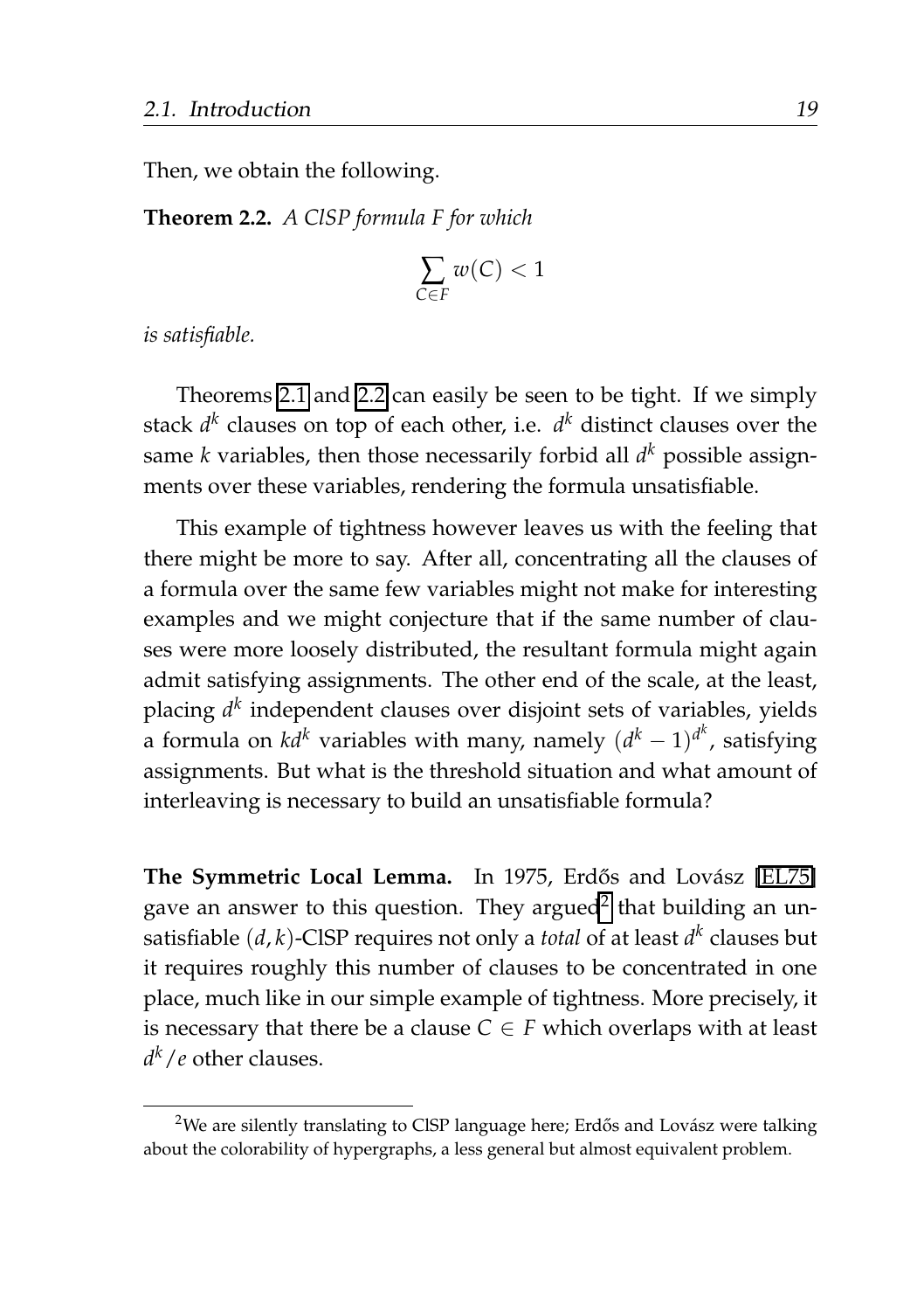Then, we obtain the following.

**Theorem 2.2.** *A ClSP formula F for which*

$$\sum_{C \in F} w(C) < 1$$

*is satisfiable.*

Theorems 2.1 and 2.2 can easily be seen to be tight. If we simply stack $d^k$ clauses on top of each other, i.e. $d^k$ distinct clauses over the same $k$ variables, then those necessarily forbid all $d^k$ possible assignments over these variables, rendering the formula unsatisfiable.

This example of tightness however leaves us with the feeling that there might be more to say. After all, concentrating all the clauses of a formula over the same few variables might not make for interesting examples and we might conjecture that if the same number of clauses were more loosely distributed, the resultant formula might again admit satisfying assignments. The other end of the scale, at the least, placing $d^k$ independent clauses over disjoint sets of variables, yields a formula on $kd^k$ variables with many, namely $(d^k - 1)^{d^k}$, satisfying assignments. But what is the threshold situation and what amount of interleaving is necessary to build an unsatisfiable formula?

**The Symmetric Local Lemma.** In 1975, Erdős and Lovász [EL75] gave an answer to this question. They argued[2] that building an unsatisfiable $(d, k)$-ClSP requires not only a *total* of at least $d^k$ clauses but it requires roughly this number of clauses to be concentrated in one place, much like in our simple example of tightness. More precisely, it is necessary that there be a clause $C \in F$ which overlaps with at least $d^k/e$ other clauses.

[2] We are silently translating to ClSP language here; Erdős and Lovász were talking about the colorability of hypergraphs, a less general but almost equivalent problem.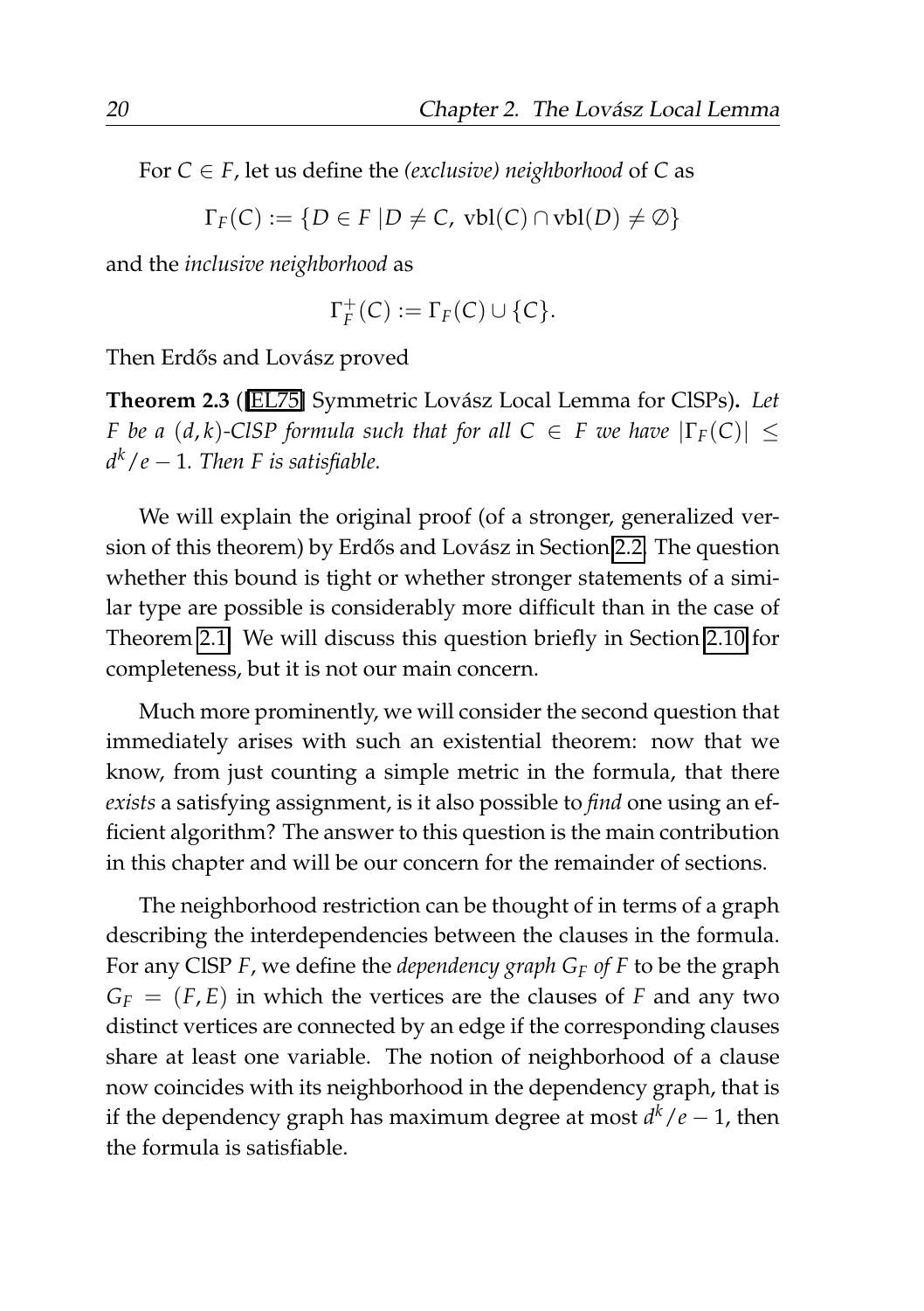For $C \in F$, let us define the *(exclusive) neighborhood* of $C$ as

$$\Gamma_F(C) := \{D \in F \mid D \neq C, \ \text{vbl}(C) \cap \text{vbl}(D) \neq \emptyset\}$$

and the *inclusive neighborhood* as

$$\Gamma_F^+(C) := \Gamma_F(C) \cup \{C\}.$$

Then Erdős and Lovász proved

**Theorem 2.3** ([EL75] Symmetric Lovász Local Lemma for ClSPs)**.** *Let $F$ be a $(d,k)$-ClSP formula such that for all $C \in F$ we have $|\Gamma_F(C)| \leq d^k/e - 1$. Then $F$ is satisfiable.*

We will explain the original proof (of a stronger, generalized version of this theorem) by Erdős and Lovász in Section 2.2. The question whether this bound is tight or whether stronger statements of a similar type are possible is considerably more difficult than in the case of Theorem 2.1. We will discuss this question briefly in Section 2.10 for completeness, but it is not our main concern.

Much more prominently, we will consider the second question that immediately arises with such an existential theorem: now that we know, from just counting a simple metric in the formula, that there *exists* a satisfying assignment, is it also possible to *find* one using an efficient algorithm? The answer to this question is the main contribution in this chapter and will be our concern for the remainder of sections.

The neighborhood restriction can be thought of in terms of a graph describing the interdependencies between the clauses in the formula. For any ClSP $F$, we define the *dependency graph $G_F$ of $F$* to be the graph $G_F = (F, E)$ in which the vertices are the clauses of $F$ and any two distinct vertices are connected by an edge if the corresponding clauses share at least one variable. The notion of neighborhood of a clause now coincides with its neighborhood in the dependency graph, that is if the dependency graph has maximum degree at most $d^k/e - 1$, then the formula is satisfiable.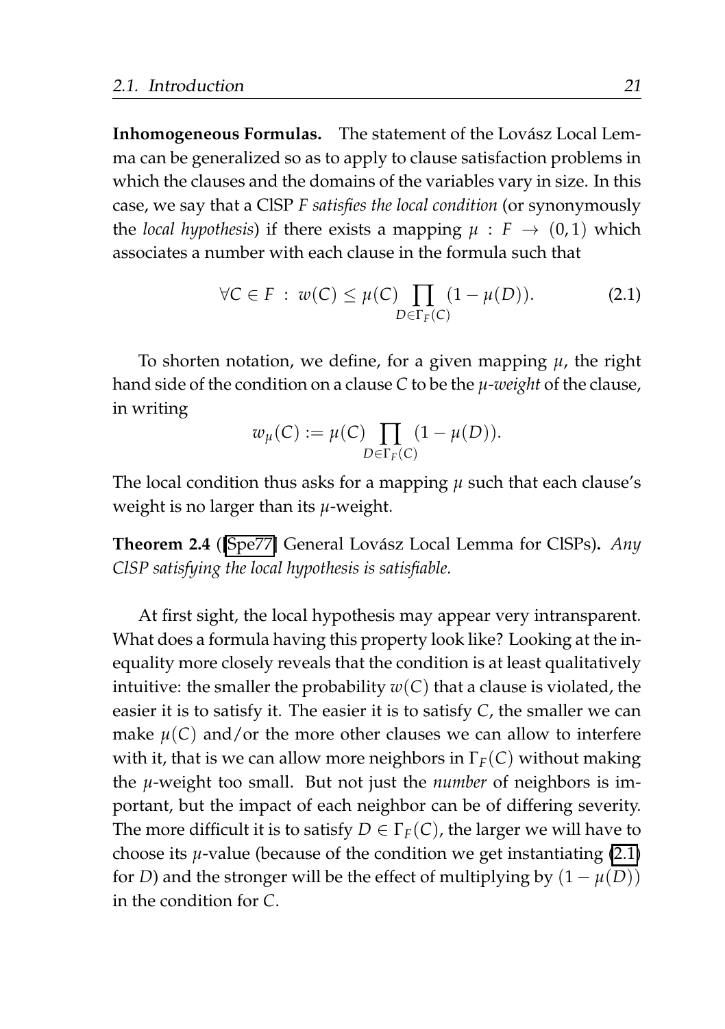**Inhomogeneous Formulas.** The statement of the Lovász Local Lemma can be generalized so as to apply to clause satisfaction problems in which the clauses and the domains of the variables vary in size. In this case, we say that a ClSP $F$ *satisfies the local condition* (or synonymously the *local hypothesis*) if there exists a mapping $\mu : F \to (0,1)$ which associates a number with each clause in the formula such that

$$\forall C \in F \; : \; w(C) \leq \mu(C) \prod_{D \in \Gamma_F(C)} (1 - \mu(D)). \tag{2.1}$$

To shorten notation, we define, for a given mapping $\mu$, the right hand side of the condition on a clause $C$ to be the *$\mu$-weight* of the clause, in writing

$$w_\mu(C) := \mu(C) \prod_{D \in \Gamma_F(C)} (1 - \mu(D)).$$

The local condition thus asks for a mapping $\mu$ such that each clause's weight is no larger than its $\mu$-weight.

**Theorem 2.4** ([Spe77] General Lovász Local Lemma for ClSPs)**.** *Any ClSP satisfying the local hypothesis is satisfiable.*

At first sight, the local hypothesis may appear very intransparent. What does a formula having this property look like? Looking at the inequality more closely reveals that the condition is at least qualitatively intuitive: the smaller the probability $w(C)$ that a clause is violated, the easier it is to satisfy it. The easier it is to satisfy $C$, the smaller we can make $\mu(C)$ and/or the more other clauses we can allow to interfere with it, that is we can allow more neighbors in $\Gamma_F(C)$ without making the $\mu$-weight too small. But not just the *number* of neighbors is important, but the impact of each neighbor can be of differing severity. The more difficult it is to satisfy $D \in \Gamma_F(C)$, the larger we will have to choose its $\mu$-value (because of the condition we get instantiating (2.1) for $D$) and the stronger will be the effect of multiplying by $(1 - \mu(D))$ in the condition for $C$.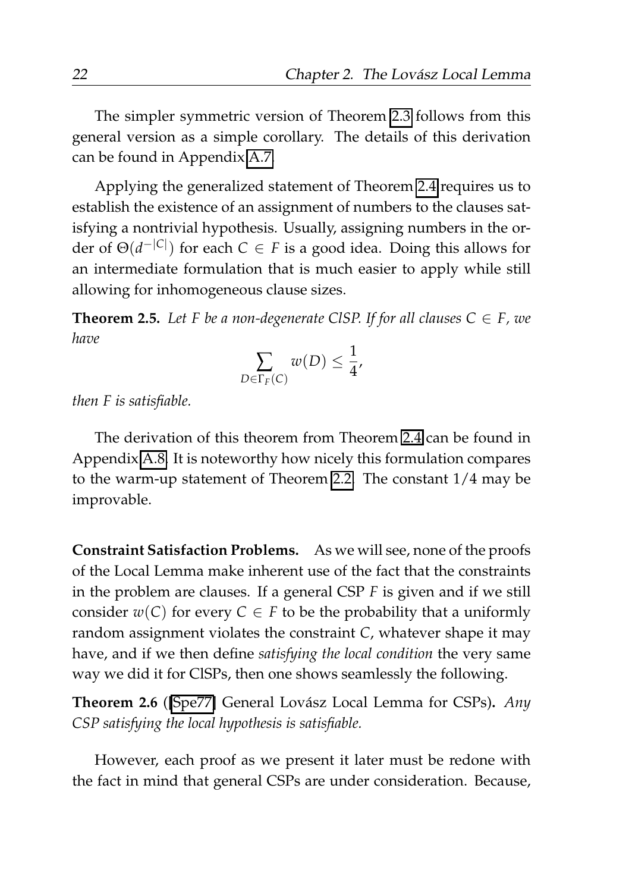The simpler symmetric version of Theorem 2.3 follows from this general version as a simple corollary. The details of this derivation can be found in Appendix A.7.

Applying the generalized statement of Theorem 2.4 requires us to establish the existence of an assignment of numbers to the clauses satisfying a nontrivial hypothesis. Usually, assigning numbers in the order of $\Theta(d^{-|C|})$ for each $C \in F$ is a good idea. Doing this allows for an intermediate formulation that is much easier to apply while still allowing for inhomogeneous clause sizes.

**Theorem 2.5.** *Let $F$ be a non-degenerate ClSP. If for all clauses $C \in F$, we have*

$$\sum_{D \in \Gamma_F(C)} w(D) \leq \frac{1}{4},$$

*then $F$ is satisfiable.*

The derivation of this theorem from Theorem 2.4 can be found in Appendix A.8. It is noteworthy how nicely this formulation compares to the warm-up statement of Theorem 2.2. The constant $1/4$ may be improvable.

**Constraint Satisfaction Problems.** As we will see, none of the proofs of the Local Lemma make inherent use of the fact that the constraints in the problem are clauses. If a general CSP $F$ is given and if we still consider $w(C)$ for every $C \in F$ to be the probability that a uniformly random assignment violates the constraint $C$, whatever shape it may have, and if we then define *satisfying the local condition* the very same way we did it for ClSPs, then one shows seamlessly the following.

**Theorem 2.6** ([Spe77] General Lovász Local Lemma for CSPs)**.** *Any CSP satisfying the local hypothesis is satisfiable.*

However, each proof as we present it later must be redone with the fact in mind that general CSPs are under consideration. Because,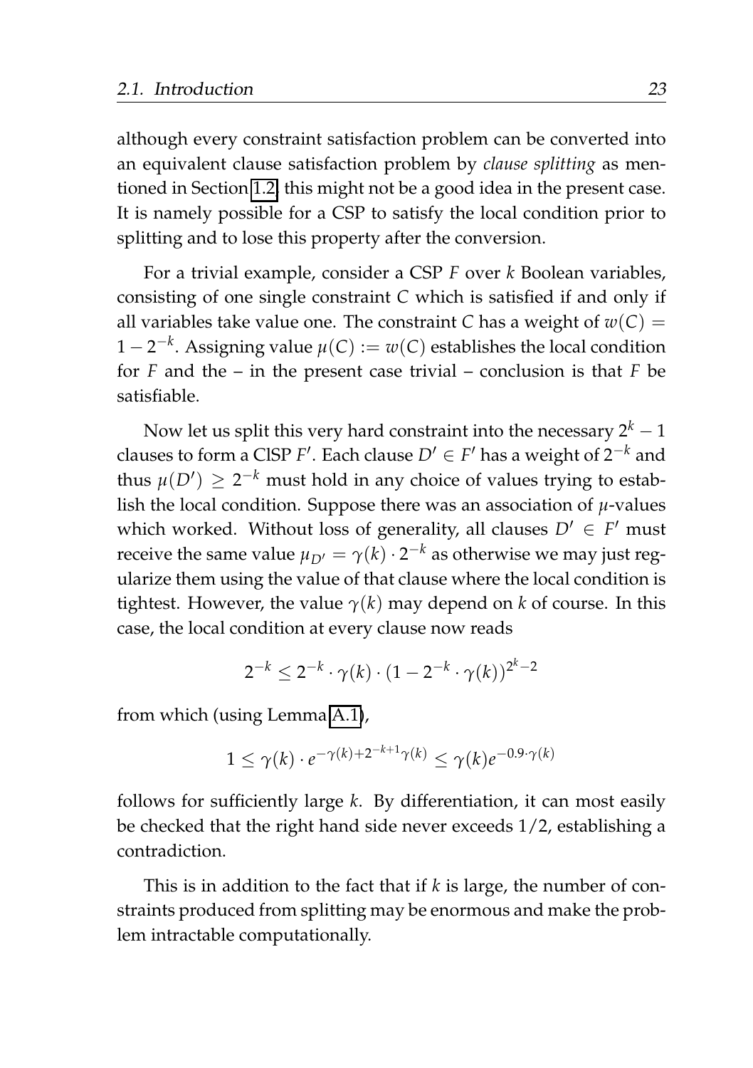although every constraint satisfaction problem can be converted into an equivalent clause satisfaction problem by *clause splitting* as mentioned in Section 1.2, this might not be a good idea in the present case. It is namely possible for a CSP to satisfy the local condition prior to splitting and to lose this property after the conversion.

For a trivial example, consider a CSP $F$ over $k$ Boolean variables, consisting of one single constraint $C$ which is satisfied if and only if all variables take value one. The constraint $C$ has a weight of $w(C) = 1 - 2^{-k}$. Assigning value $\mu(C) := w(C)$ establishes the local condition for $F$ and the – in the present case trivial – conclusion is that $F$ be satisfiable.

Now let us split this very hard constraint into the necessary $2^k - 1$ clauses to form a ClSP $F'$. Each clause $D' \in F'$ has a weight of $2^{-k}$ and thus $\mu(D') \geq 2^{-k}$ must hold in any choice of values trying to establish the local condition. Suppose there was an association of $\mu$-values which worked. Without loss of generality, all clauses $D' \in F'$ must receive the same value $\mu_{D'} = \gamma(k) \cdot 2^{-k}$ as otherwise we may just regularize them using the value of that clause where the local condition is tightest. However, the value $\gamma(k)$ may depend on $k$ of course. In this case, the local condition at every clause now reads

$$2^{-k} \leq 2^{-k} \cdot \gamma(k) \cdot (1 - 2^{-k} \cdot \gamma(k))^{2^k - 2}$$

from which (using Lemma A.1),

$$1 \leq \gamma(k) \cdot e^{-\gamma(k) + 2^{-k+1}\gamma(k)} \leq \gamma(k) e^{-0.9 \cdot \gamma(k)}$$

follows for sufficiently large $k$. By differentiation, it can most easily be checked that the right hand side never exceeds $1/2$, establishing a contradiction.

This is in addition to the fact that if $k$ is large, the number of constraints produced from splitting may be enormous and make the problem intractable computationally.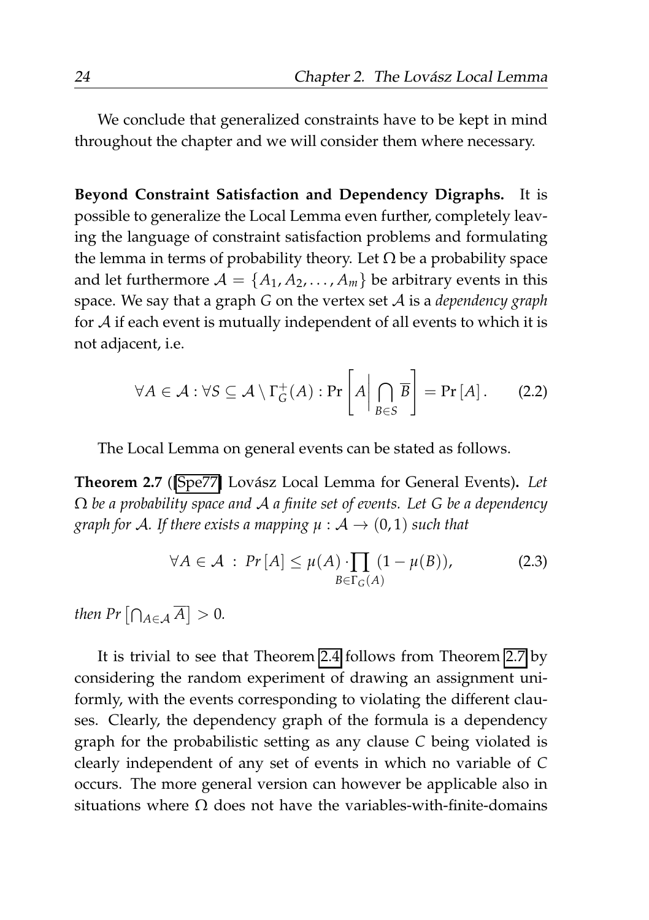We conclude that generalized constraints have to be kept in mind throughout the chapter and we will consider them where necessary.

**Beyond Constraint Satisfaction and Dependency Digraphs.** It is possible to generalize the Local Lemma even further, completely leaving the language of constraint satisfaction problems and formulating the lemma in terms of probability theory. Let $\Omega$ be a probability space and let furthermore $\mathcal{A} = \{A_1, A_2, \ldots, A_m\}$ be arbitrary events in this space. We say that a graph $G$ on the vertex set $\mathcal{A}$ is a *dependency graph* for $\mathcal{A}$ if each event is mutually independent of all events to which it is not adjacent, i.e.

$$\forall A \in \mathcal{A} : \forall S \subseteq \mathcal{A} \setminus \Gamma_G^+(A) : \Pr\left[A \,\middle|\, \bigcap_{B \in S} \overline{B}\right] = \Pr[A]. \qquad (2.2)$$

The Local Lemma on general events can be stated as follows.

**Theorem 2.7** ([Spe77] Lovász Local Lemma for General Events)**.** *Let $\Omega$ be a probability space and $\mathcal{A}$ a finite set of events. Let $G$ be a dependency graph for $\mathcal{A}$. If there exists a mapping $\mu : \mathcal{A} \to (0, 1)$ such that*

$$\forall A \in \mathcal{A} \;:\; Pr[A] \leq \mu(A) \cdot \prod_{B \in \Gamma_G(A)} (1 - \mu(B)), \qquad (2.3)$$

*then $Pr\left[\bigcap_{A \in \mathcal{A}} \overline{A}\right] > 0$.*

It is trivial to see that Theorem 2.4 follows from Theorem 2.7 by considering the random experiment of drawing an assignment uniformly, with the events corresponding to violating the different clauses. Clearly, the dependency graph of the formula is a dependency graph for the probabilistic setting as any clause $C$ being violated is clearly independent of any set of events in which no variable of $C$ occurs. The more general version can however be applicable also in situations where $\Omega$ does not have the variables-with-finite-domains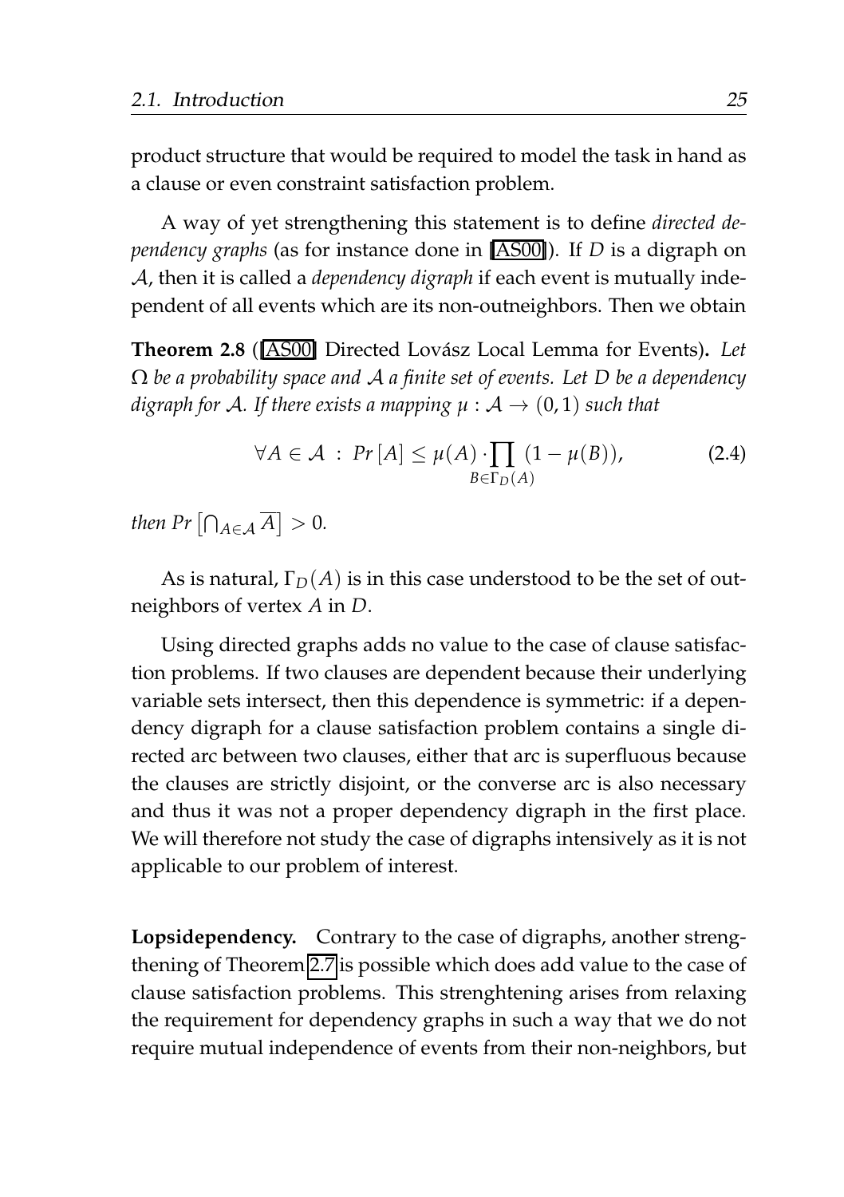product structure that would be required to model the task in hand as a clause or even constraint satisfaction problem.

A way of yet strengthening this statement is to define *directed dependency graphs* (as for instance done in [AS00]). If $D$ is a digraph on $\mathcal{A}$, then it is called a *dependency digraph* if each event is mutually independent of all events which are its non-outneighbors. Then we obtain

**Theorem 2.8** ([AS00] Directed Lovász Local Lemma for Events)**.** *Let $\Omega$ be a probability space and $\mathcal{A}$ a finite set of events. Let $D$ be a dependency digraph for $\mathcal{A}$. If there exists a mapping $\mu : \mathcal{A} \to (0,1)$ such that*

$$\forall A \in \mathcal{A} \; : \; Pr\left[A\right] \leq \mu(A) \cdot \prod_{B \in \Gamma_D(A)} (1 - \mu(B)), \tag{2.4}$$

*then $Pr\left[\bigcap_{A \in \mathcal{A}} \overline{A}\right] > 0$.*

As is natural, $\Gamma_D(A)$ is in this case understood to be the set of outneighbors of vertex $A$ in $D$.

Using directed graphs adds no value to the case of clause satisfaction problems. If two clauses are dependent because their underlying variable sets intersect, then this dependence is symmetric: if a dependency digraph for a clause satisfaction problem contains a single directed arc between two clauses, either that arc is superfluous because the clauses are strictly disjoint, or the converse arc is also necessary and thus it was not a proper dependency digraph in the first place. We will therefore not study the case of digraphs intensively as it is not applicable to our problem of interest.

**Lopsidependency.** Contrary to the case of digraphs, another strengthening of Theorem 2.7 is possible which does add value to the case of clause satisfaction problems. This strenghtening arises from relaxing the requirement for dependency graphs in such a way that we do not require mutual independence of events from their non-neighbors, but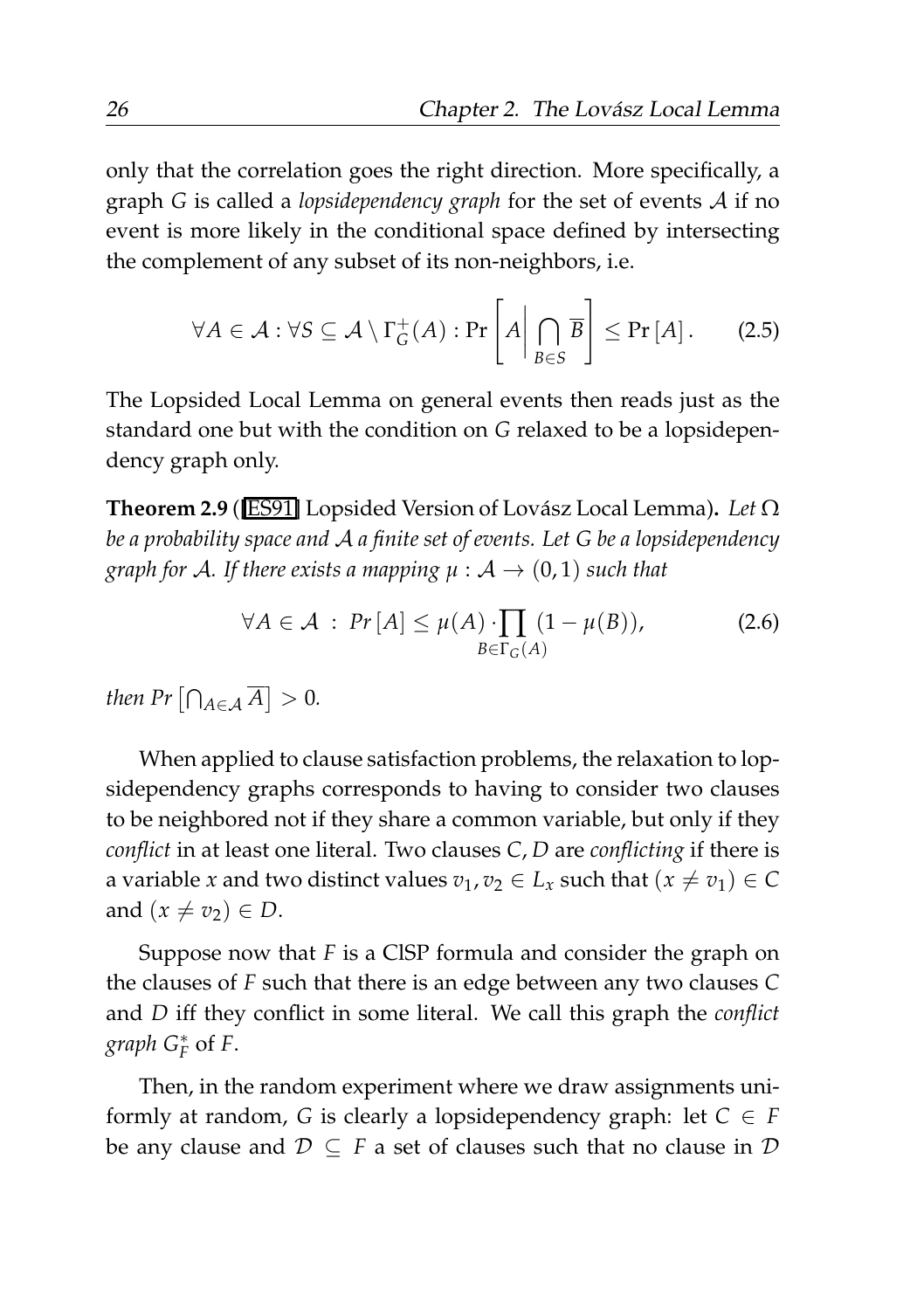only that the correlation goes the right direction. More specifically, a graph $G$ is called a *lopsidependency graph* for the set of events $\mathcal{A}$ if no event is more likely in the conditional space defined by intersecting the complement of any subset of its non-neighbors, i.e.

$$\forall A \in \mathcal{A} : \forall S \subseteq \mathcal{A} \setminus \Gamma_G^+(A) : \Pr\left[A \,\middle|\, \bigcap_{B \in S} \overline{B}\right] \leq \Pr[A]. \tag{2.5}$$

The Lopsided Local Lemma on general events then reads just as the standard one but with the condition on $G$ relaxed to be a lopsidependency graph only.

**Theorem 2.9** ([ES91] Lopsided Version of Lovász Local Lemma)**.** *Let $\Omega$ be a probability space and $\mathcal{A}$ a finite set of events. Let $G$ be a lopsidependency graph for $\mathcal{A}$. If there exists a mapping $\mu : \mathcal{A} \to (0, 1)$ such that*

$$\forall A \in \mathcal{A} \ : \ Pr[A] \leq \mu(A) \cdot \prod_{B \in \Gamma_G(A)} (1 - \mu(B)), \tag{2.6}$$

*then $Pr\left[\bigcap_{A \in \mathcal{A}} \overline{A}\right] > 0$.*

When applied to clause satisfaction problems, the relaxation to lopsidependency graphs corresponds to having to consider two clauses to be neighbored not if they share a common variable, but only if they *conflict* in at least one literal. Two clauses $C, D$ are *conflicting* if there is a variable $x$ and two distinct values $v_1, v_2 \in L_x$ such that $(x \neq v_1) \in C$ and $(x \neq v_2) \in D$.

Suppose now that $F$ is a ClSP formula and consider the graph on the clauses of $F$ such that there is an edge between any two clauses $C$ and $D$ iff they conflict in some literal. We call this graph the *conflict graph* $G_F^*$ of $F$.

Then, in the random experiment where we draw assignments uniformly at random, $G$ is clearly a lopsidependency graph: let $C \in F$ be any clause and $\mathcal{D} \subseteq F$ a set of clauses such that no clause in $\mathcal{D}$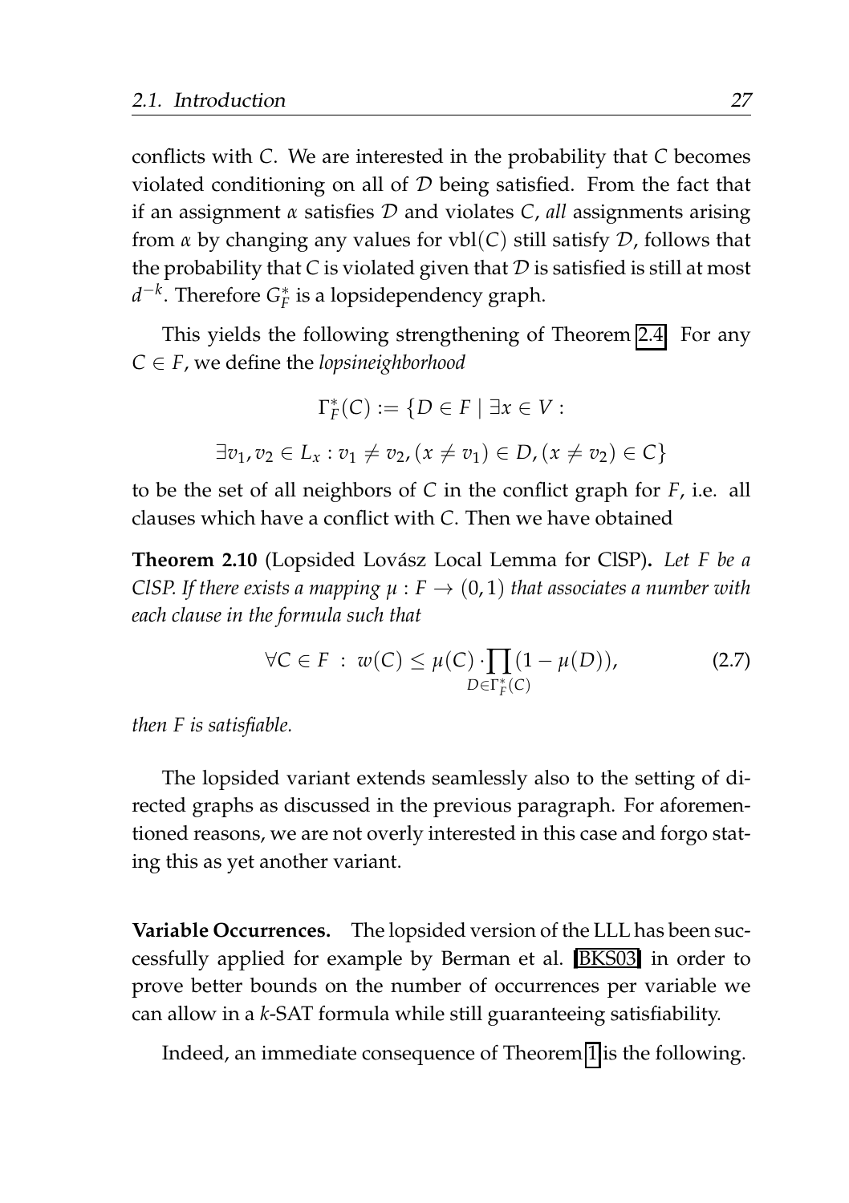conflicts with $C$. We are interested in the probability that $C$ becomes violated conditioning on all of $\mathcal{D}$ being satisfied. From the fact that if an assignment $\alpha$ satisfies $\mathcal{D}$ and violates $C$, *all* assignments arising from $\alpha$ by changing any values for $\mathrm{vbl}(C)$ still satisfy $\mathcal{D}$, follows that the probability that $C$ is violated given that $\mathcal{D}$ is satisfied is still at most $d^{-k}$. Therefore $G_F^*$ is a lopsidependency graph.

This yields the following strengthening of Theorem 2.4. For any $C \in F$, we define the *lopsineighborhood*

$$\Gamma_F^*(C) := \{D \in F \mid \exists x \in V :$$
$$\exists v_1, v_2 \in L_x : v_1 \neq v_2, (x \neq v_1) \in D, (x \neq v_2) \in C\}$$

to be the set of all neighbors of $C$ in the conflict graph for $F$, i.e. all clauses which have a conflict with $C$. Then we have obtained

**Theorem 2.10** (Lopsided Lovász Local Lemma for ClSP)**.** *Let $F$ be a ClSP. If there exists a mapping $\mu : F \to (0,1)$ that associates a number with each clause in the formula such that*

$$\forall C \in F \;:\; w(C) \leq \mu(C) \cdot \prod_{D \in \Gamma_F^*(C)} (1 - \mu(D)), \tag{2.7}$$

*then $F$ is satisfiable.*

The lopsided variant extends seamlessly also to the setting of directed graphs as discussed in the previous paragraph. For aforementioned reasons, we are not overly interested in this case and forgo stating this as yet another variant.

**Variable Occurrences.** The lopsided version of the LLL has been successfully applied for example by Berman et al. [BKS03] in order to prove better bounds on the number of occurrences per variable we can allow in a $k$-SAT formula while still guaranteeing satisfiability.

Indeed, an immediate consequence of Theorem 1 is the following.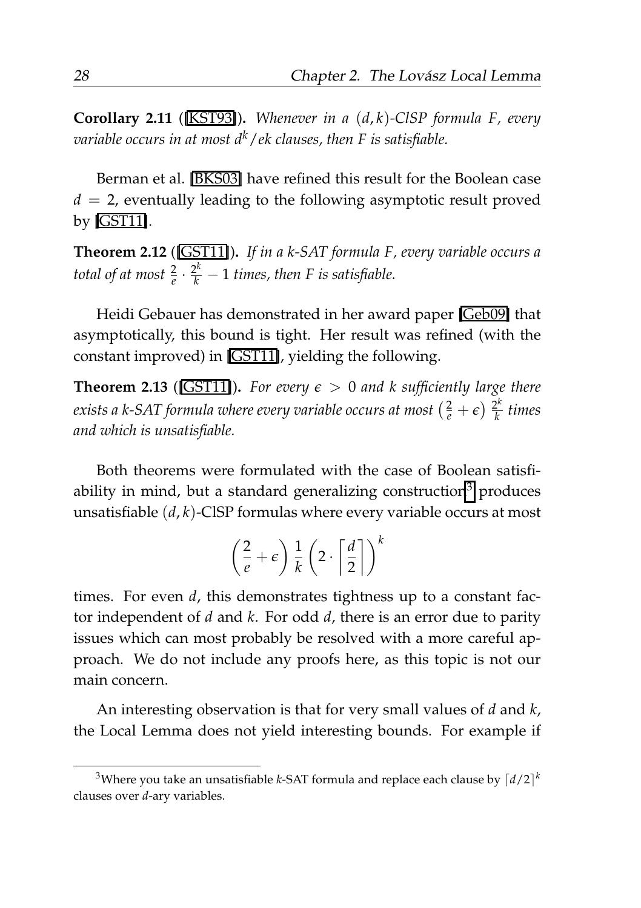**Corollary 2.11** ([KST93])**.** *Whenever in a $(d, k)$-ClSP formula $F$, every variable occurs in at most $d^k/ek$ clauses, then $F$ is satisfiable.*

Berman et al. [BKS03] have refined this result for the Boolean case $d = 2$, eventually leading to the following asymptotic result proved by [GST11].

**Theorem 2.12** ([GST11])**.** *If in a k-SAT formula $F$, every variable occurs a total of at most $\frac{2}{e} \cdot \frac{2^k}{k} - 1$ times, then $F$ is satisfiable.*

Heidi Gebauer has demonstrated in her award paper [Geb09] that asymptotically, this bound is tight. Her result was refined (with the constant improved) in [GST11], yielding the following.

**Theorem 2.13** ([GST11])**.** *For every $\epsilon > 0$ and $k$ sufficiently large there exists a k-SAT formula where every variable occurs at most $\left(\frac{2}{e} + \epsilon\right) \frac{2^k}{k}$ times and which is unsatisfiable.*

Both theorems were formulated with the case of Boolean satisfiability in mind, but a standard generalizing construction[3] produces unsatisfiable $(d, k)$-ClSP formulas where every variable occurs at most

$$\left(\frac{2}{e} + \epsilon\right) \frac{1}{k} \left(2 \cdot \left\lceil \frac{d}{2} \right\rceil\right)^k$$

times. For even $d$, this demonstrates tightness up to a constant factor independent of $d$ and $k$. For odd $d$, there is an error due to parity issues which can most probably be resolved with a more careful approach. We do not include any proofs here, as this topic is not our main concern.

An interesting observation is that for very small values of $d$ and $k$, the Local Lemma does not yield interesting bounds. For example if

[3] Where you take an unsatisfiable $k$-SAT formula and replace each clause by $\lceil d/2 \rceil^k$ clauses over $d$-ary variables.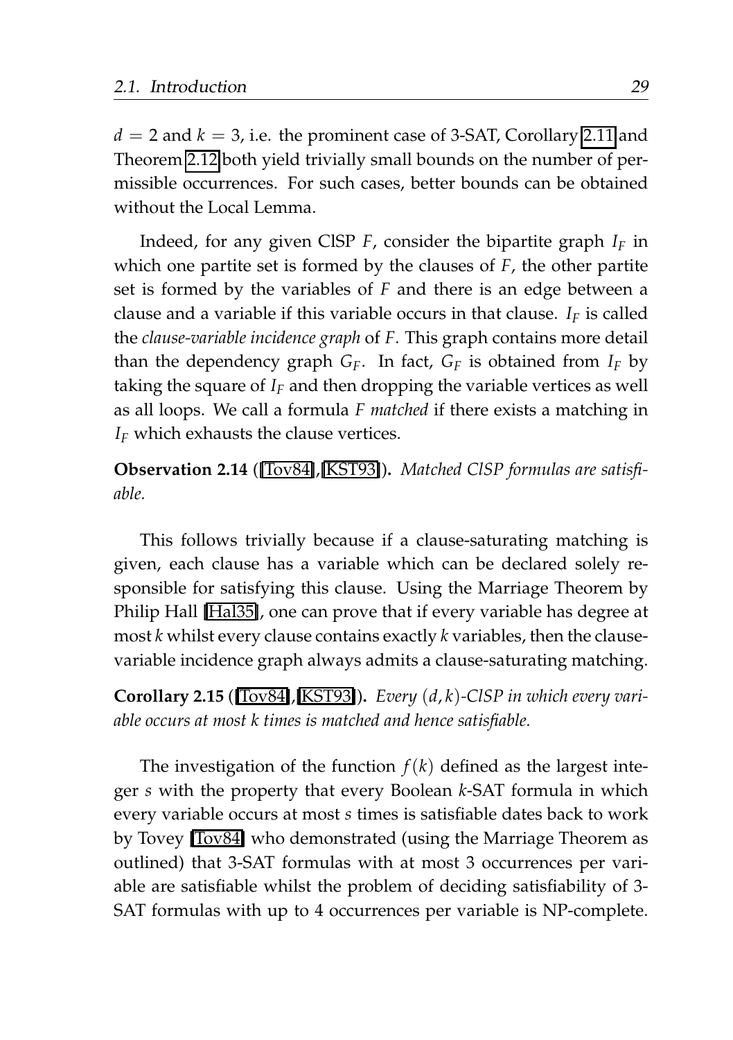$d = 2$ and $k = 3$, i.e. the prominent case of 3-SAT, Corollary 2.11 and Theorem 2.12 both yield trivially small bounds on the number of permissible occurrences. For such cases, better bounds can be obtained without the Local Lemma.

Indeed, for any given ClSP $F$, consider the bipartite graph $I_F$ in which one partite set is formed by the clauses of $F$, the other partite set is formed by the variables of $F$ and there is an edge between a clause and a variable if this variable occurs in that clause. $I_F$ is called the *clause-variable incidence graph* of $F$. This graph contains more detail than the dependency graph $G_F$. In fact, $G_F$ is obtained from $I_F$ by taking the square of $I_F$ and then dropping the variable vertices as well as all loops. We call a formula $F$ *matched* if there exists a matching in $I_F$ which exhausts the clause vertices.

**Observation 2.14** ([Tov84],[KST93])**.** *Matched ClSP formulas are satisfiable.*

This follows trivially because if a clause-saturating matching is given, each clause has a variable which can be declared solely responsible for satisfying this clause. Using the Marriage Theorem by Philip Hall [Hal35], one can prove that if every variable has degree at most $k$ whilst every clause contains exactly $k$ variables, then the clause-variable incidence graph always admits a clause-saturating matching.

**Corollary 2.15** ([Tov84],[KST93])**.** *Every $(d, k)$-ClSP in which every variable occurs at most $k$ times is matched and hence satisfiable.*

The investigation of the function $f(k)$ defined as the largest integer $s$ with the property that every Boolean $k$-SAT formula in which every variable occurs at most $s$ times is satisfiable dates back to work by Tovey [Tov84] who demonstrated (using the Marriage Theorem as outlined) that 3-SAT formulas with at most 3 occurrences per variable are satisfiable whilst the problem of deciding satisfiability of 3-SAT formulas with up to 4 occurrences per variable is NP-complete.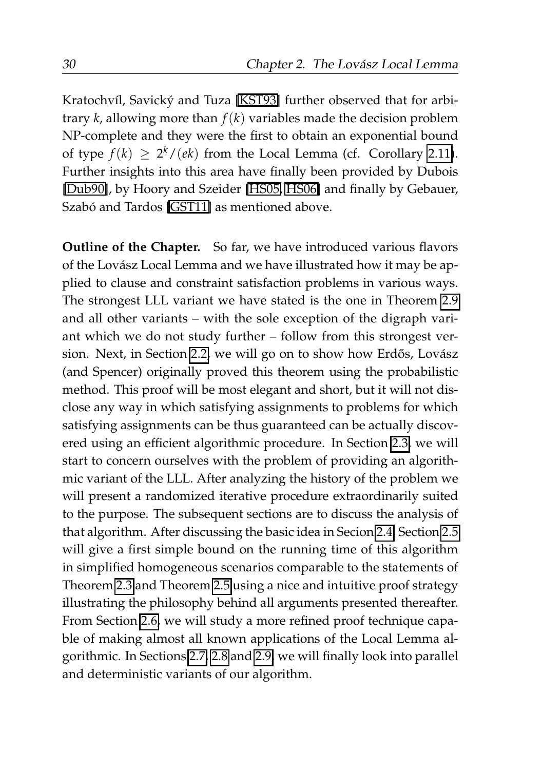Kratochvíl, Savický and Tuza [KST93] further observed that for arbitrary $k$, allowing more than $f(k)$ variables made the decision problem NP-complete and they were the first to obtain an exponential bound of type $f(k) \geq 2^k/(ek)$ from the Local Lemma (cf. Corollary 2.11). Further insights into this area have finally been provided by Dubois [Dub90], by Hoory and Szeider [HS05, HS06] and finally by Gebauer, Szabó and Tardos [GST11] as mentioned above.

**Outline of the Chapter.** So far, we have introduced various flavors of the Lovász Local Lemma and we have illustrated how it may be applied to clause and constraint satisfaction problems in various ways. The strongest LLL variant we have stated is the one in Theorem 2.9 and all other variants – with the sole exception of the digraph variant which we do not study further – follow from this strongest version. Next, in Section 2.2, we will go on to show how Erdős, Lovász (and Spencer) originally proved this theorem using the probabilistic method. This proof will be most elegant and short, but it will not disclose any way in which satisfying assignments to problems for which satisfying assignments can be thus guaranteed can be actually discovered using an efficient algorithmic procedure. In Section 2.3, we will start to concern ourselves with the problem of providing an algorithmic variant of the LLL. After analyzing the history of the problem we will present a randomized iterative procedure extraordinarily suited to the purpose. The subsequent sections are to discuss the analysis of that algorithm. After discussing the basic idea in Secion 2.4, Section 2.5 will give a first simple bound on the running time of this algorithm in simplified homogeneous scenarios comparable to the statements of Theorem 2.3 and Theorem 2.5 using a nice and intuitive proof strategy illustrating the philosophy behind all arguments presented thereafter. From Section 2.6, we will study a more refined proof technique capable of making almost all known applications of the Local Lemma algorithmic. In Sections 2.7, 2.8 and 2.9, we will finally look into parallel and deterministic variants of our algorithm.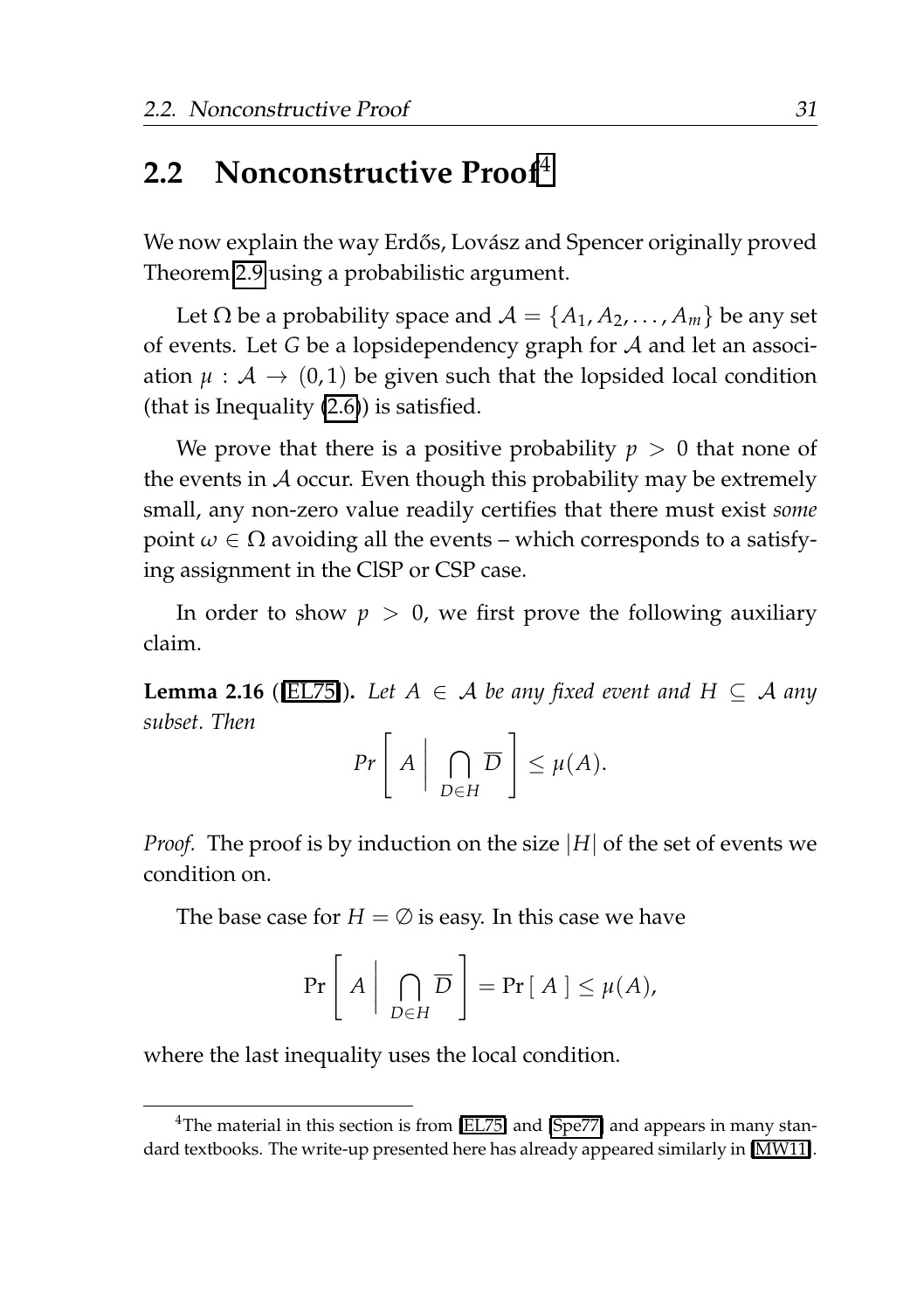## 2.2 Nonconstructive Proof[4]

We now explain the way Erdős, Lovász and Spencer originally proved Theorem 2.9 using a probabilistic argument.

Let $\Omega$ be a probability space and $\mathcal{A} = \{A_1, A_2, \ldots, A_m\}$ be any set of events. Let $G$ be a lopsidependency graph for $\mathcal{A}$ and let an association $\mu : \mathcal{A} \to (0, 1)$ be given such that the lopsided local condition (that is Inequality (2.6)) is satisfied.

We prove that there is a positive probability $p > 0$ that none of the events in $\mathcal{A}$ occur. Even though this probability may be extremely small, any non-zero value readily certifies that there must exist *some* point $\omega \in \Omega$ avoiding all the events – which corresponds to a satisfying assignment in the ClSP or CSP case.

In order to show $p > 0$, we first prove the following auxiliary claim.

**Lemma 2.16** ([EL75]). *Let $A \in \mathcal{A}$ be any fixed event and $H \subseteq \mathcal{A}$ any subset. Then*

$$Pr\left[ A \,\middle|\, \bigcap_{D \in H} \overline{D} \right] \leq \mu(A).$$

*Proof.* The proof is by induction on the size $|H|$ of the set of events we condition on.

The base case for $H = \emptyset$ is easy. In this case we have

$$\Pr\left[ A \,\middle|\, \bigcap_{D \in H} \overline{D} \right] = \Pr[\, A \,] \leq \mu(A),$$

where the last inequality uses the local condition.

[4] The material in this section is from [EL75] and [Spe77] and appears in many standard textbooks. The write-up presented here has already appeared similarly in [MW11].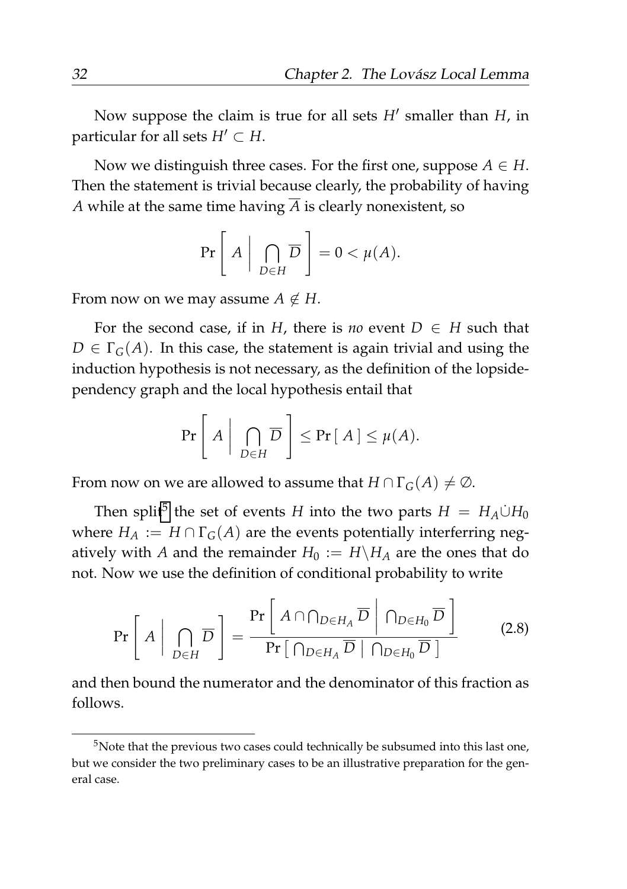Now suppose the claim is true for all sets $H'$ smaller than $H$, in particular for all sets $H' \subset H$.

Now we distinguish three cases. For the first one, suppose $A \in H$. Then the statement is trivial because clearly, the probability of having $A$ while at the same time having $\overline{A}$ is clearly nonexistent, so

$$\Pr\left[ A \,\middle|\, \bigcap_{D \in H} \overline{D} \right] = 0 < \mu(A).$$

From now on we may assume $A \notin H$.

For the second case, if in $H$, there is *no* event $D \in H$ such that $D \in \Gamma_G(A)$. In this case, the statement is again trivial and using the induction hypothesis is not necessary, as the definition of the lopsidependency graph and the local hypothesis entail that

$$\Pr\left[ A \,\middle|\, \bigcap_{D \in H} \overline{D} \right] \leq \Pr[\, A \,] \leq \mu(A).$$

From now on we are allowed to assume that $H \cap \Gamma_G(A) \neq \emptyset$.

Then split[5] the set of events $H$ into the two parts $H = H_A \dot{\cup} H_0$ where $H_A := H \cap \Gamma_G(A)$ are the events potentially interferring negatively with $A$ and the remainder $H_0 := H \backslash H_A$ are the ones that do not. Now we use the definition of conditional probability to write

$$\Pr\left[ A \,\middle|\, \bigcap_{D \in H} \overline{D} \right] = \frac{\Pr\left[ A \cap \bigcap_{D \in H_A} \overline{D} \,\middle|\, \bigcap_{D \in H_0} \overline{D} \right]}{\Pr\left[ \bigcap_{D \in H_A} \overline{D} \,\middle|\, \bigcap_{D \in H_0} \overline{D} \right]} \tag{2.8}$$

and then bound the numerator and the denominator of this fraction as follows.

[5] Note that the previous two cases could technically be subsumed into this last one, but we consider the two preliminary cases to be an illustrative preparation for the general case.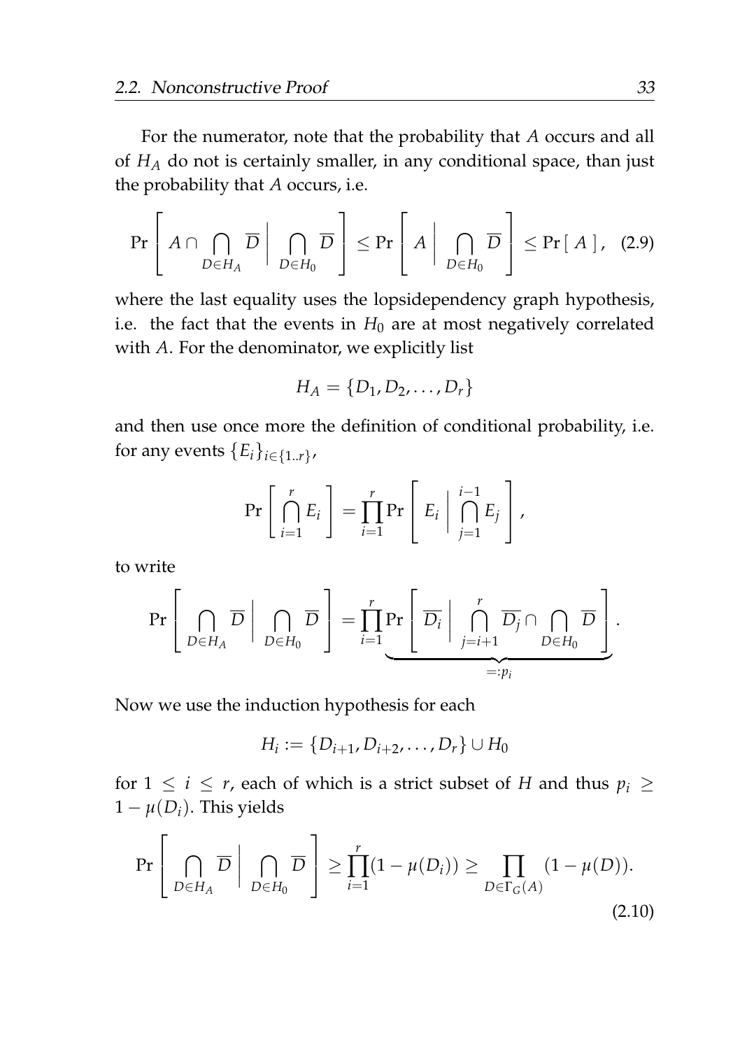For the numerator, note that the probability that $A$ occurs and all of $H_A$ do not is certainly smaller, in any conditional space, than just the probability that $A$ occurs, i.e.

$$\Pr\left[ A \cap \bigcap_{D \in H_A} \overline{D} \,\middle|\, \bigcap_{D \in H_0} \overline{D} \right] \leq \Pr\left[ A \,\middle|\, \bigcap_{D \in H_0} \overline{D} \right] \leq \Pr[\, A\,], \quad (2.9)$$

where the last equality uses the lopsidependency graph hypothesis, i.e. the fact that the events in $H_0$ are at most negatively correlated with $A$. For the denominator, we explicitly list

$$H_A = \{D_1, D_2, \ldots, D_r\}$$

and then use once more the definition of conditional probability, i.e. for any events $\{E_i\}_{i \in \{1..r\}}$,

$$\Pr\left[ \bigcap_{i=1}^{r} E_i \right] = \prod_{i=1}^{r} \Pr\left[ E_i \,\middle|\, \bigcap_{j=1}^{i-1} E_j \right],$$

to write

$$\Pr\left[ \bigcap_{D \in H_A} \overline{D} \,\middle|\, \bigcap_{D \in H_0} \overline{D} \right] = \prod_{i=1}^{r} \underbrace{\Pr\left[ \overline{D_i} \,\middle|\, \bigcap_{j=i+1}^{r} \overline{D_j} \cap \bigcap_{D \in H_0} \overline{D} \right]}_{=:p_i}.$$

Now we use the induction hypothesis for each

$$H_i := \{D_{i+1}, D_{i+2}, \ldots, D_r\} \cup H_0$$

for $1 \leq i \leq r$, each of which is a strict subset of $H$ and thus $p_i \geq 1 - \mu(D_i)$. This yields

$$\Pr\left[ \bigcap_{D \in H_A} \overline{D} \,\middle|\, \bigcap_{D \in H_0} \overline{D} \right] \geq \prod_{i=1}^{r} (1 - \mu(D_i)) \geq \prod_{D \in \Gamma_G(A)} (1 - \mu(D)). \quad (2.10)$$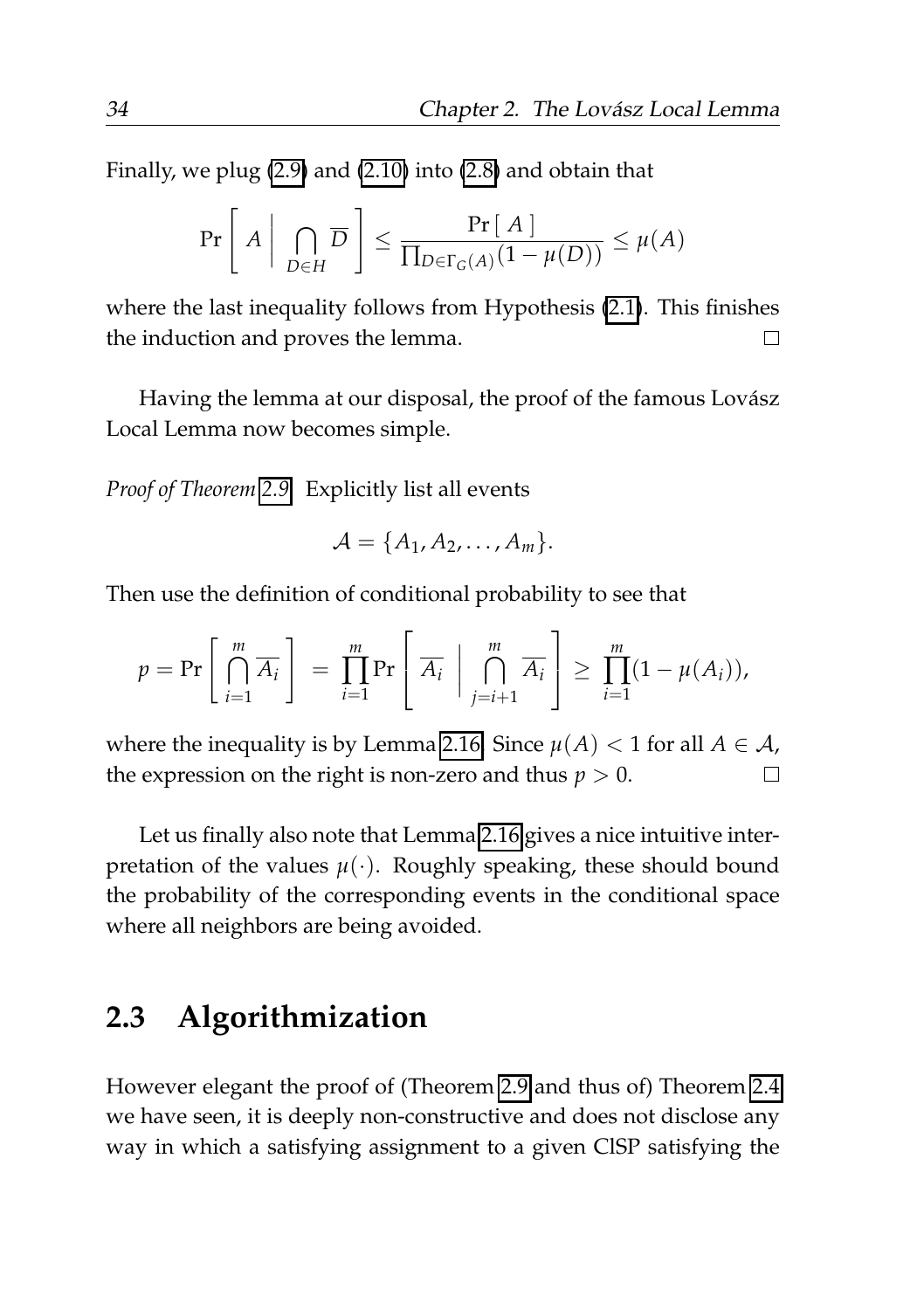Finally, we plug (2.9) and (2.10) into (2.8) and obtain that

$$\Pr\left[\, A \;\middle|\; \bigcap_{D \in H} \overline{D} \,\right] \leq \frac{\Pr[\, A \,]}{\prod_{D \in \Gamma_G(A)} (1 - \mu(D))} \leq \mu(A)$$

where the last inequality follows from Hypothesis (2.1). This finishes the induction and proves the lemma. $\square$

Having the lemma at our disposal, the proof of the famous Lovász Local Lemma now becomes simple.

*Proof of Theorem 2.9.* Explicitly list all events

$$\mathcal{A} = \{A_1, A_2, \ldots, A_m\}.$$

Then use the definition of conditional probability to see that

$$p = \Pr\left[\, \bigcap_{i=1}^{m} \overline{A_i} \,\right] = \prod_{i=1}^{m} \Pr\left[\, \overline{A_i} \;\middle|\; \bigcap_{j=i+1}^{m} \overline{A_i} \,\right] \geq \prod_{i=1}^{m} (1 - \mu(A_i)),$$

where the inequality is by Lemma 2.16. Since $\mu(A) < 1$ for all $A \in \mathcal{A}$, the expression on the right is non-zero and thus $p > 0$. $\square$

Let us finally also note that Lemma 2.16 gives a nice intuitive interpretation of the values $\mu(\cdot)$. Roughly speaking, these should bound the probability of the corresponding events in the conditional space where all neighbors are being avoided.

## 2.3 Algorithmization

However elegant the proof of (Theorem 2.9 and thus of) Theorem 2.4 we have seen, it is deeply non-constructive and does not disclose any way in which a satisfying assignment to a given ClSP satisfying the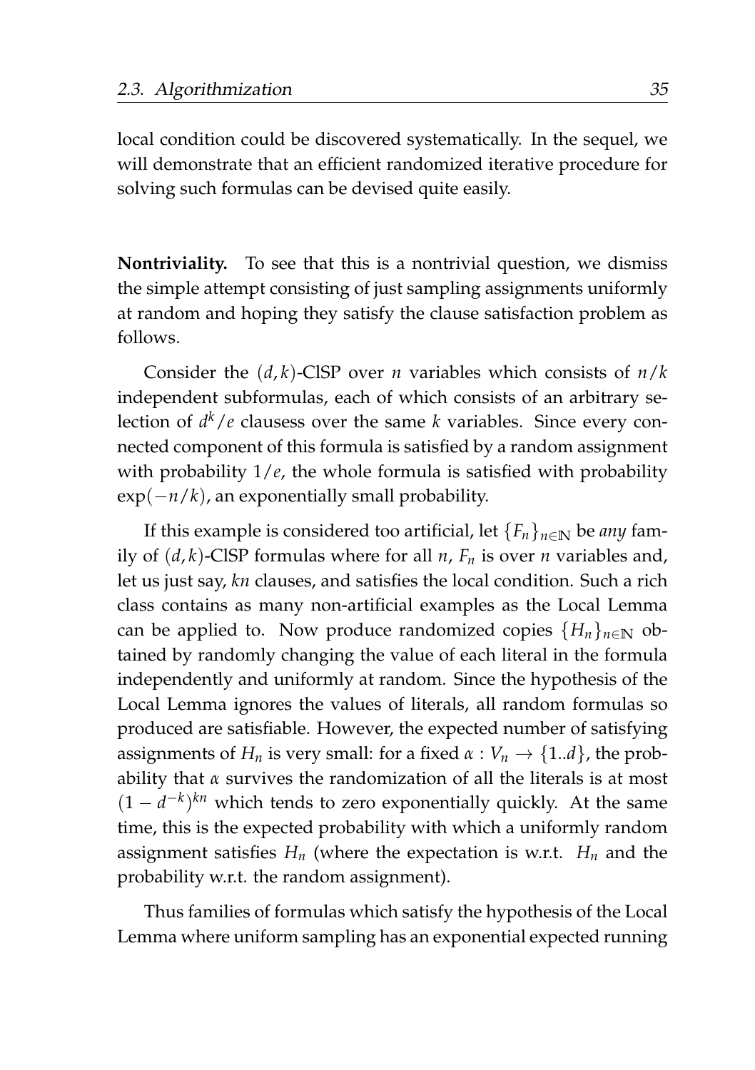local condition could be discovered systematically. In the sequel, we will demonstrate that an efficient randomized iterative procedure for solving such formulas can be devised quite easily.

**Nontriviality.** To see that this is a nontrivial question, we dismiss the simple attempt consisting of just sampling assignments uniformly at random and hoping they satisfy the clause satisfaction problem as follows.

Consider the $(d,k)$-ClSP over $n$ variables which consists of $n/k$ independent subformulas, each of which consists of an arbitrary selection of $d^k/e$ clausess over the same $k$ variables. Since every connected component of this formula is satisfied by a random assignment with probability $1/e$, the whole formula is satisfied with probability $\exp(-n/k)$, an exponentially small probability.

If this example is considered too artificial, let $\{F_n\}_{n\in\mathbb{N}}$ be *any* family of $(d,k)$-ClSP formulas where for all $n$, $F_n$ is over $n$ variables and, let us just say, $kn$ clauses, and satisfies the local condition. Such a rich class contains as many non-artificial examples as the Local Lemma can be applied to. Now produce randomized copies $\{H_n\}_{n\in\mathbb{N}}$ obtained by randomly changing the value of each literal in the formula independently and uniformly at random. Since the hypothesis of the Local Lemma ignores the values of literals, all random formulas so produced are satisfiable. However, the expected number of satisfying assignments of $H_n$ is very small: for a fixed $\alpha : V_n \to \{1..d\}$, the probability that $\alpha$ survives the randomization of all the literals is at most $(1-d^{-k})^{kn}$ which tends to zero exponentially quickly. At the same time, this is the expected probability with which a uniformly random assignment satisfies $H_n$ (where the expectation is w.r.t. $H_n$ and the probability w.r.t. the random assignment).

Thus families of formulas which satisfy the hypothesis of the Local Lemma where uniform sampling has an exponential expected running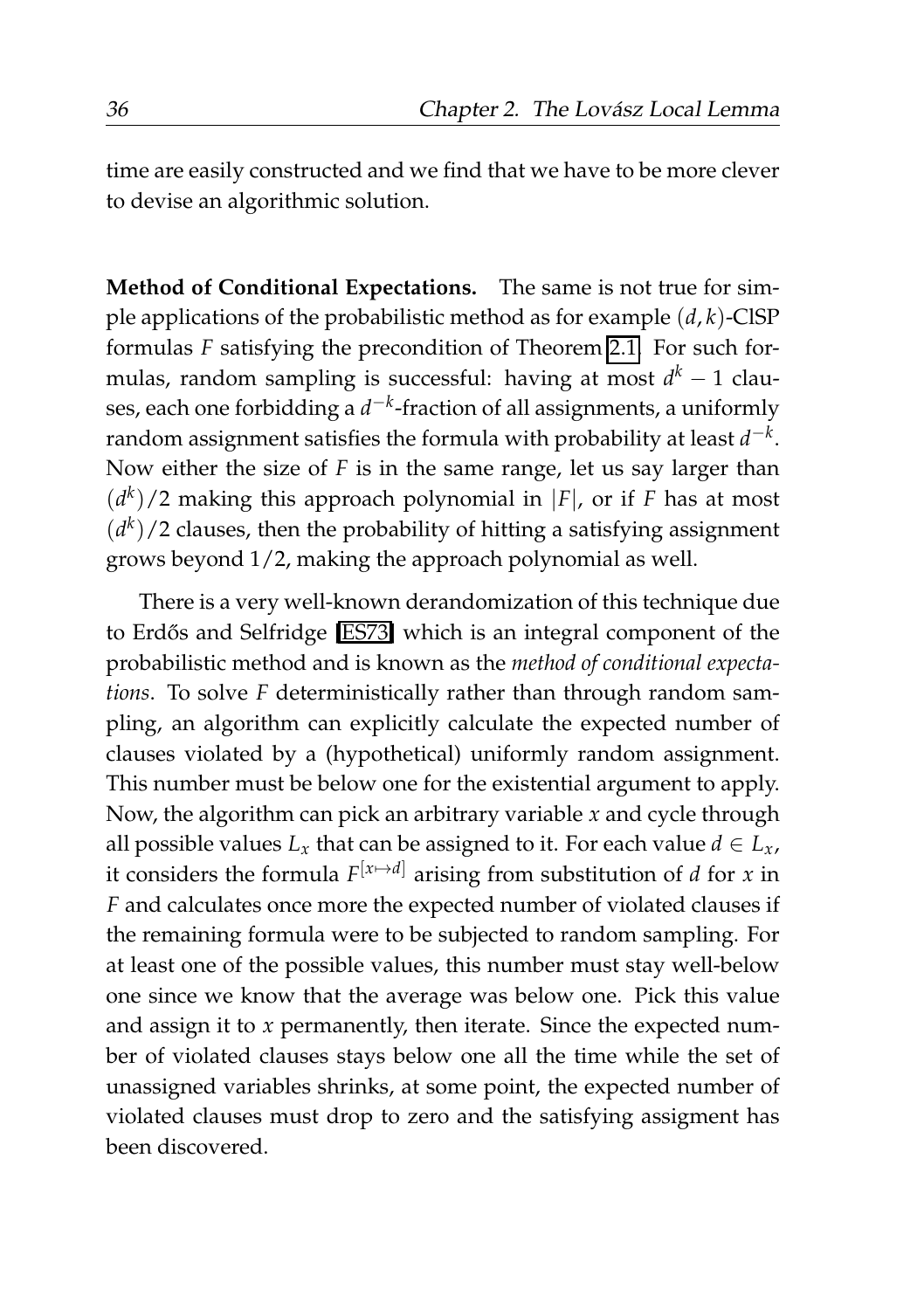time are easily constructed and we find that we have to be more clever to devise an algorithmic solution.

**Method of Conditional Expectations.** The same is not true for simple applications of the probabilistic method as for example $(d, k)$-ClSP formulas $F$ satisfying the precondition of Theorem 2.1. For such formulas, random sampling is successful: having at most $d^k - 1$ clauses, each one forbidding a $d^{-k}$-fraction of all assignments, a uniformly random assignment satisfies the formula with probability at least $d^{-k}$. Now either the size of $F$ is in the same range, let us say larger than $(d^k)/2$ making this approach polynomial in $|F|$, or if $F$ has at most $(d^k)/2$ clauses, then the probability of hitting a satisfying assignment grows beyond $1/2$, making the approach polynomial as well.

There is a very well-known derandomization of this technique due to Erdős and Selfridge [ES73] which is an integral component of the probabilistic method and is known as the *method of conditional expectations*. To solve $F$ deterministically rather than through random sampling, an algorithm can explicitly calculate the expected number of clauses violated by a (hypothetical) uniformly random assignment. This number must be below one for the existential argument to apply. Now, the algorithm can pick an arbitrary variable $x$ and cycle through all possible values $L_x$ that can be assigned to it. For each value $d \in L_x$, it considers the formula $F^{[x \mapsto d]}$ arising from substitution of $d$ for $x$ in $F$ and calculates once more the expected number of violated clauses if the remaining formula were to be subjected to random sampling. For at least one of the possible values, this number must stay well-below one since we know that the average was below one. Pick this value and assign it to $x$ permanently, then iterate. Since the expected number of violated clauses stays below one all the time while the set of unassigned variables shrinks, at some point, the expected number of violated clauses must drop to zero and the satisfying assigment has been discovered.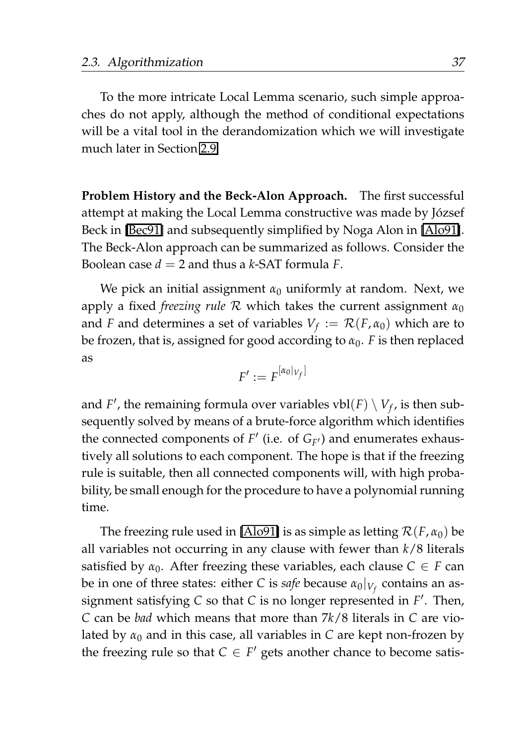To the more intricate Local Lemma scenario, such simple approaches do not apply, although the method of conditional expectations will be a vital tool in the derandomization which we will investigate much later in Section 2.9.

**Problem History and the Beck-Alon Approach.** The first successful attempt at making the Local Lemma constructive was made by József Beck in [Bec91] and subsequently simplified by Noga Alon in [Alo91]. The Beck-Alon approach can be summarized as follows. Consider the Boolean case $d = 2$ and thus a $k$-SAT formula $F$.

We pick an initial assignment $\alpha_0$ uniformly at random. Next, we apply a fixed *freezing rule* $\mathcal{R}$ which takes the current assignment $\alpha_0$ and $F$ and determines a set of variables $V_f := \mathcal{R}(F, \alpha_0)$ which are to be frozen, that is, assigned for good according to $\alpha_0$. $F$ is then replaced as

$$F' := F^{[\alpha_0|_{V_f}]}$$

and $F'$, the remaining formula over variables $\text{vbl}(F) \setminus V_f$, is then subsequently solved by means of a brute-force algorithm which identifies the connected components of $F'$ (i.e. of $G_{F'}$) and enumerates exhaustively all solutions to each component. The hope is that if the freezing rule is suitable, then all connected components will, with high probability, be small enough for the procedure to have a polynomial running time.

The freezing rule used in [Alo91] is as simple as letting $\mathcal{R}(F, \alpha_0)$ be all variables not occurring in any clause with fewer than $k/8$ literals satisfied by $\alpha_0$. After freezing these variables, each clause $C \in F$ can be in one of three states: either $C$ is *safe* because $\alpha_0|_{V_f}$ contains an assignment satisfying $C$ so that $C$ is no longer represented in $F'$. Then, $C$ can be *bad* which means that more than $7k/8$ literals in $C$ are violated by $\alpha_0$ and in this case, all variables in $C$ are kept non-frozen by the freezing rule so that $C \in F'$ gets another chance to become satis-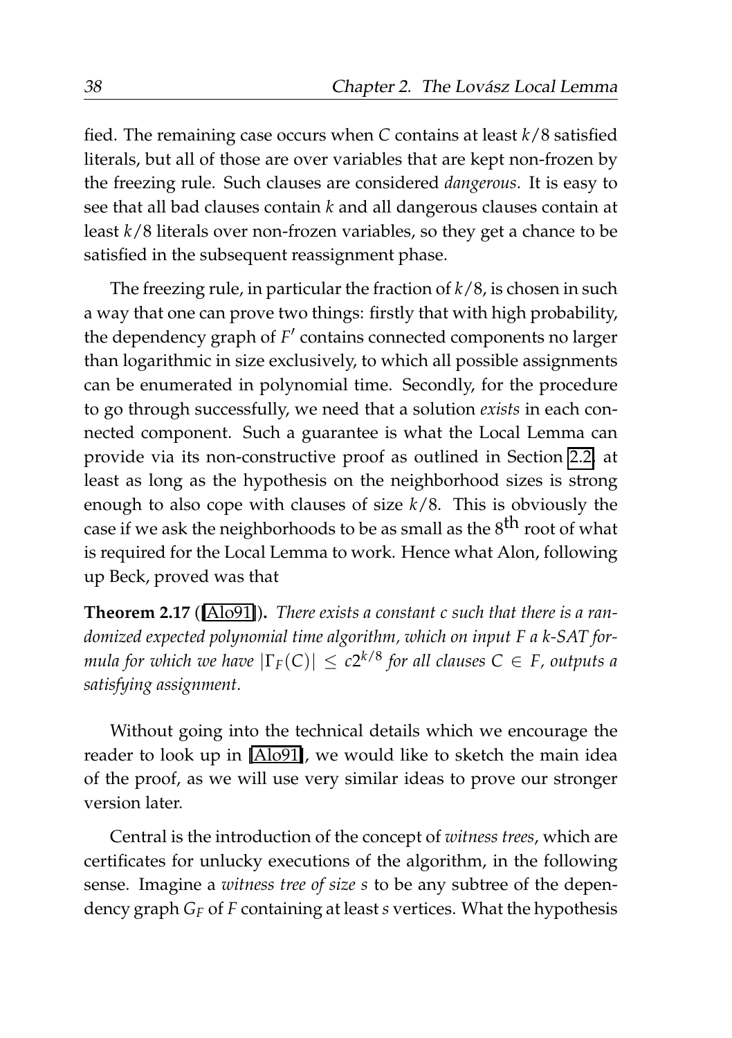fied. The remaining case occurs when $C$ contains at least $k/8$ satisfied literals, but all of those are over variables that are kept non-frozen by the freezing rule. Such clauses are considered *dangerous*. It is easy to see that all bad clauses contain $k$ and all dangerous clauses contain at least $k/8$ literals over non-frozen variables, so they get a chance to be satisfied in the subsequent reassignment phase.

The freezing rule, in particular the fraction of $k/8$, is chosen in such a way that one can prove two things: firstly that with high probability, the dependency graph of $F'$ contains connected components no larger than logarithmic in size exclusively, to which all possible assignments can be enumerated in polynomial time. Secondly, for the procedure to go through successfully, we need that a solution *exists* in each connected component. Such a guarantee is what the Local Lemma can provide via its non-constructive proof as outlined in Section 2.2, at least as long as the hypothesis on the neighborhood sizes is strong enough to also cope with clauses of size $k/8$. This is obviously the case if we ask the neighborhoods to be as small as the $8^{\text{th}}$ root of what is required for the Local Lemma to work. Hence what Alon, following up Beck, proved was that

**Theorem 2.17 ([Alo91]).** *There exists a constant $c$ such that there is a randomized expected polynomial time algorithm, which on input $F$ a $k$-SAT formula for which we have $|\Gamma_F(C)| \leq c2^{k/8}$ for all clauses $C \in F$, outputs a satisfying assignment.*

Without going into the technical details which we encourage the reader to look up in [Alo91], we would like to sketch the main idea of the proof, as we will use very similar ideas to prove our stronger version later.

Central is the introduction of the concept of *witness trees*, which are certificates for unlucky executions of the algorithm, in the following sense. Imagine a *witness tree of size $s$* to be any subtree of the dependency graph $G_F$ of $F$ containing at least $s$ vertices. What the hypothesis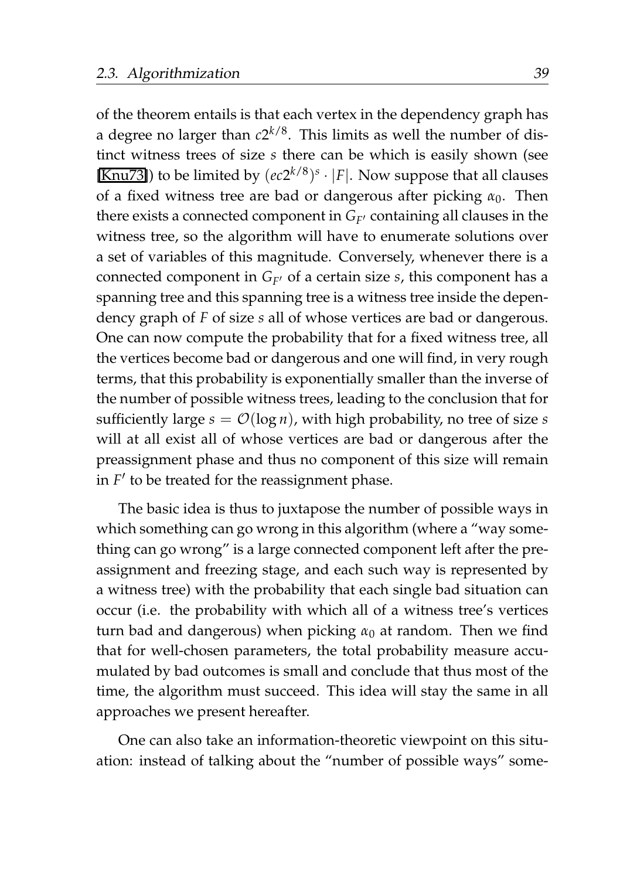of the theorem entails is that each vertex in the dependency graph has a degree no larger than $c2^{k/8}$. This limits as well the number of distinct witness trees of size $s$ there can be which is easily shown (see [Knu73]) to be limited by $(ec2^{k/8})^s \cdot |F|$. Now suppose that all clauses of a fixed witness tree are bad or dangerous after picking $\alpha_0$. Then there exists a connected component in $G_{F'}$ containing all clauses in the witness tree, so the algorithm will have to enumerate solutions over a set of variables of this magnitude. Conversely, whenever there is a connected component in $G_{F'}$ of a certain size $s$, this component has a spanning tree and this spanning tree is a witness tree inside the dependency graph of $F$ of size $s$ all of whose vertices are bad or dangerous. One can now compute the probability that for a fixed witness tree, all the vertices become bad or dangerous and one will find, in very rough terms, that this probability is exponentially smaller than the inverse of the number of possible witness trees, leading to the conclusion that for sufficiently large $s = \mathcal{O}(\log n)$, with high probability, no tree of size $s$ will at all exist all of whose vertices are bad or dangerous after the preassignment phase and thus no component of this size will remain in $F'$ to be treated for the reassignment phase.

The basic idea is thus to juxtapose the number of possible ways in which something can go wrong in this algorithm (where a "way something can go wrong" is a large connected component left after the preassignment and freezing stage, and each such way is represented by a witness tree) with the probability that each single bad situation can occur (i.e. the probability with which all of a witness tree's vertices turn bad and dangerous) when picking $\alpha_0$ at random. Then we find that for well-chosen parameters, the total probability measure accumulated by bad outcomes is small and conclude that thus most of the time, the algorithm must succeed. This idea will stay the same in all approaches we present hereafter.

One can also take an information-theoretic viewpoint on this situation: instead of talking about the "number of possible ways" some-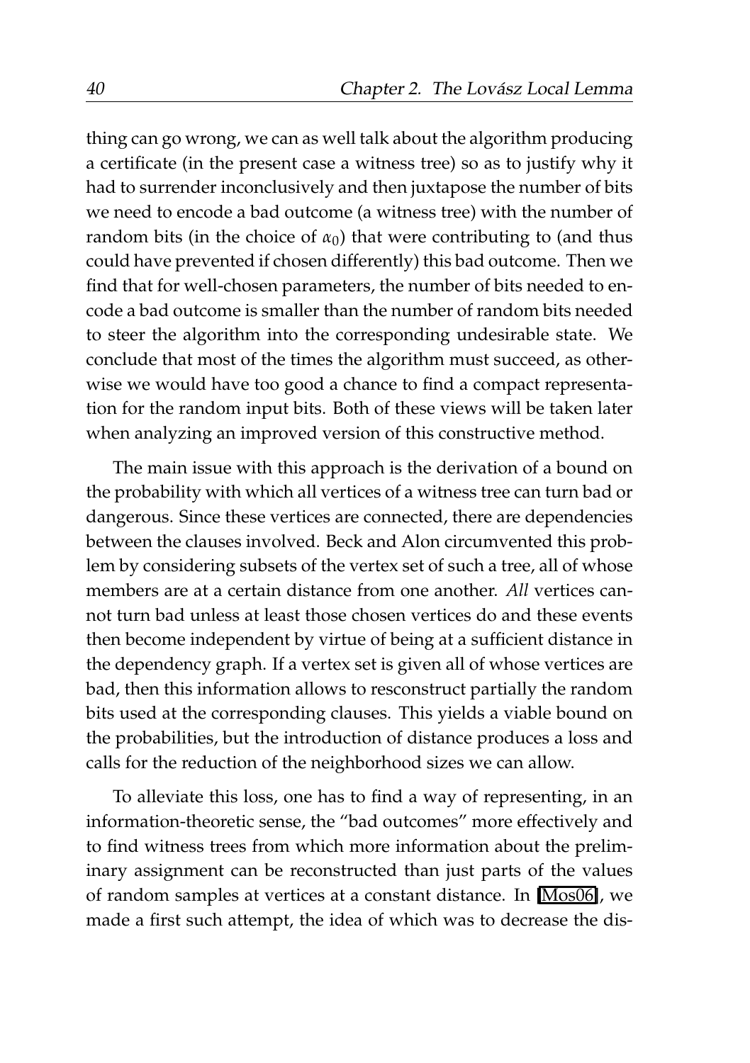thing can go wrong, we can as well talk about the algorithm producing a certificate (in the present case a witness tree) so as to justify why it had to surrender inconclusively and then juxtapose the number of bits we need to encode a bad outcome (a witness tree) with the number of random bits (in the choice of $\alpha_0$) that were contributing to (and thus could have prevented if chosen differently) this bad outcome. Then we find that for well-chosen parameters, the number of bits needed to encode a bad outcome is smaller than the number of random bits needed to steer the algorithm into the corresponding undesirable state. We conclude that most of the times the algorithm must succeed, as otherwise we would have too good a chance to find a compact representation for the random input bits. Both of these views will be taken later when analyzing an improved version of this constructive method.

The main issue with this approach is the derivation of a bound on the probability with which all vertices of a witness tree can turn bad or dangerous. Since these vertices are connected, there are dependencies between the clauses involved. Beck and Alon circumvented this problem by considering subsets of the vertex set of such a tree, all of whose members are at a certain distance from one another. *All* vertices cannot turn bad unless at least those chosen vertices do and these events then become independent by virtue of being at a sufficient distance in the dependency graph. If a vertex set is given all of whose vertices are bad, then this information allows to resconstruct partially the random bits used at the corresponding clauses. This yields a viable bound on the probabilities, but the introduction of distance produces a loss and calls for the reduction of the neighborhood sizes we can allow.

To alleviate this loss, one has to find a way of representing, in an information-theoretic sense, the "bad outcomes" more effectively and to find witness trees from which more information about the preliminary assignment can be reconstructed than just parts of the values of random samples at vertices at a constant distance. In [Mos06], we made a first such attempt, the idea of which was to decrease the dis-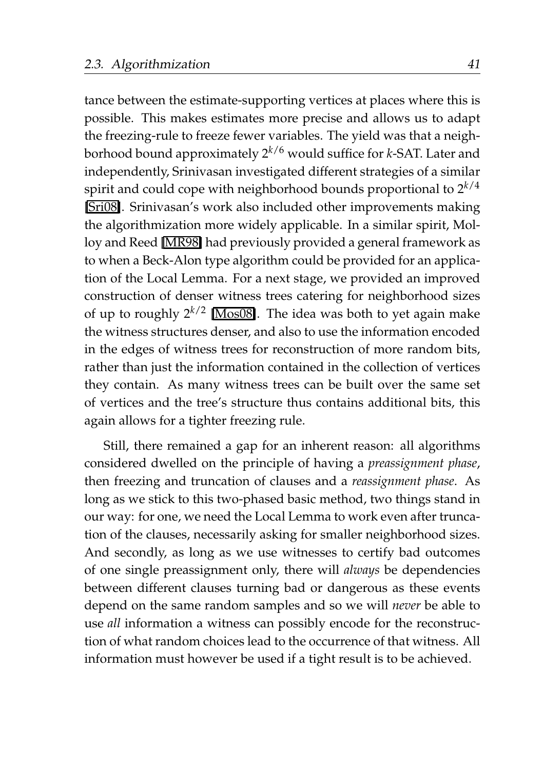tance between the estimate-supporting vertices at places where this is possible. This makes estimates more precise and allows us to adapt the freezing-rule to freeze fewer variables. The yield was that a neighborhood bound approximately $2^{k/6}$ would suffice for $k$-SAT. Later and independently, Srinivasan investigated different strategies of a similar spirit and could cope with neighborhood bounds proportional to $2^{k/4}$ [Sri08]. Srinivasan's work also included other improvements making the algorithmization more widely applicable. In a similar spirit, Molloy and Reed [MR98] had previously provided a general framework as to when a Beck-Alon type algorithm could be provided for an application of the Local Lemma. For a next stage, we provided an improved construction of denser witness trees catering for neighborhood sizes of up to roughly $2^{k/2}$ [Mos08]. The idea was both to yet again make the witness structures denser, and also to use the information encoded in the edges of witness trees for reconstruction of more random bits, rather than just the information contained in the collection of vertices they contain. As many witness trees can be built over the same set of vertices and the tree's structure thus contains additional bits, this again allows for a tighter freezing rule.

Still, there remained a gap for an inherent reason: all algorithms considered dwelled on the principle of having a *preassignment phase*, then freezing and truncation of clauses and a *reassignment phase*. As long as we stick to this two-phased basic method, two things stand in our way: for one, we need the Local Lemma to work even after truncation of the clauses, necessarily asking for smaller neighborhood sizes. And secondly, as long as we use witnesses to certify bad outcomes of one single preassignment only, there will *always* be dependencies between different clauses turning bad or dangerous as these events depend on the same random samples and so we will *never* be able to use *all* information a witness can possibly encode for the reconstruction of what random choices lead to the occurrence of that witness. All information must however be used if a tight result is to be achieved.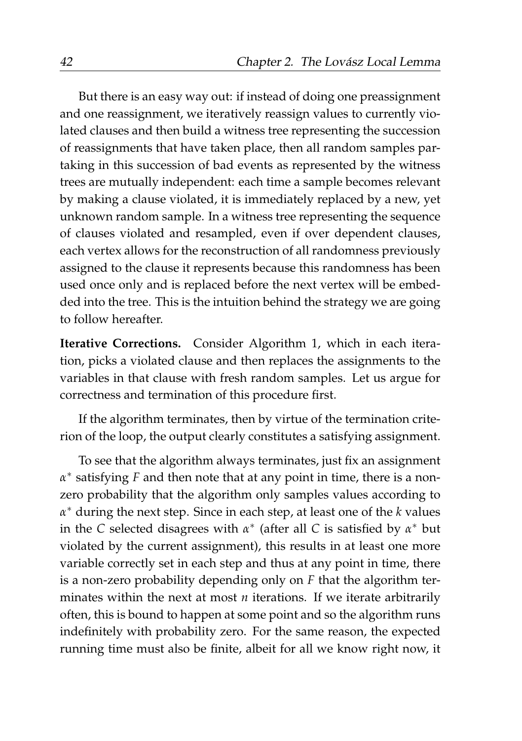But there is an easy way out: if instead of doing one preassignment and one reassignment, we iteratively reassign values to currently violated clauses and then build a witness tree representing the succession of reassignments that have taken place, then all random samples partaking in this succession of bad events as represented by the witness trees are mutually independent: each time a sample becomes relevant by making a clause violated, it is immediately replaced by a new, yet unknown random sample. In a witness tree representing the sequence of clauses violated and resampled, even if over dependent clauses, each vertex allows for the reconstruction of all randomness previously assigned to the clause it represents because this randomness has been used once only and is replaced before the next vertex will be embedded into the tree. This is the intuition behind the strategy we are going to follow hereafter.

**Iterative Corrections.** Consider Algorithm 1, which in each iteration, picks a violated clause and then replaces the assignments to the variables in that clause with fresh random samples. Let us argue for correctness and termination of this procedure first.

If the algorithm terminates, then by virtue of the termination criterion of the loop, the output clearly constitutes a satisfying assignment.

To see that the algorithm always terminates, just fix an assignment $\alpha^*$ satisfying $F$ and then note that at any point in time, there is a non-zero probability that the algorithm only samples values according to $\alpha^*$ during the next step. Since in each step, at least one of the $k$ values in the $C$ selected disagrees with $\alpha^*$ (after all $C$ is satisfied by $\alpha^*$ but violated by the current assignment), this results in at least one more variable correctly set in each step and thus at any point in time, there is a non-zero probability depending only on $F$ that the algorithm terminates within the next at most $n$ iterations. If we iterate arbitrarily often, this is bound to happen at some point and so the algorithm runs indefinitely with probability zero. For the same reason, the expected running time must also be finite, albeit for all we know right now, it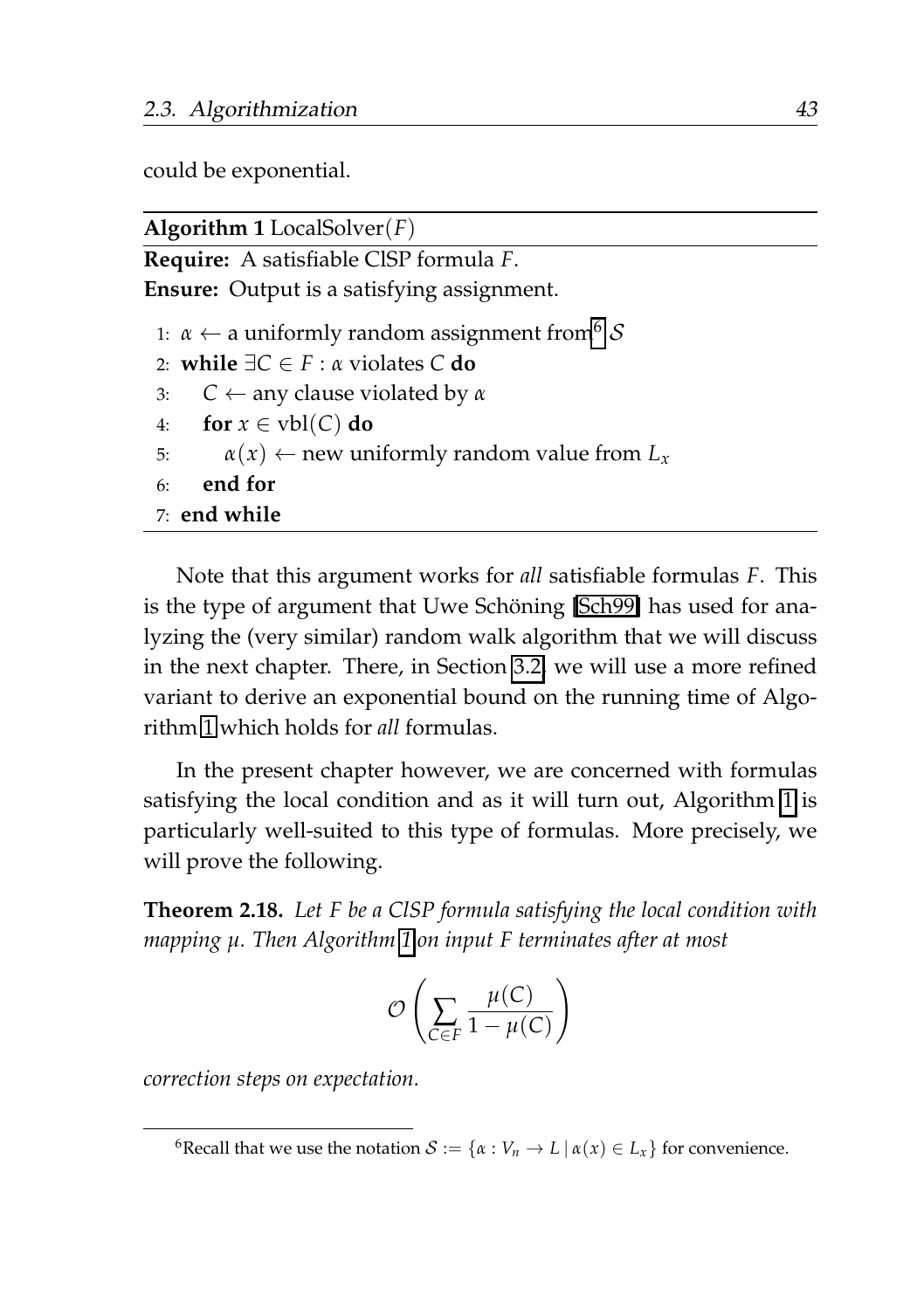could be exponential.

---

**Algorithm 1** LocalSolver($F$)

---

**Require:** A satisfiable ClSP formula $F$.

**Ensure:** Output is a satisfying assignment.

```
1: α ← a uniformly random assignment from[6] S
2: while ∃C ∈ F : α violates C do
3:     C ← any clause violated by α
4:     for x ∈ vbl(C) do
5:         α(x) ← new uniformly random value from L_x
6:     end for
7: end while
```

---

Note that this argument works for *all* satisfiable formulas $F$. This is the type of argument that Uwe Schöning [Sch99] has used for analyzing the (very similar) random walk algorithm that we will discuss in the next chapter. There, in Section 3.2, we will use a more refined variant to derive an exponential bound on the running time of Algorithm 1 which holds for *all* formulas.

In the present chapter however, we are concerned with formulas satisfying the local condition and as it will turn out, Algorithm 1 is particularly well-suited to this type of formulas. More precisely, we will prove the following.

**Theorem 2.18.** *Let $F$ be a ClSP formula satisfying the local condition with mapping $\mu$. Then Algorithm 1 on input $F$ terminates after at most*

$$\mathcal{O}\left(\sum_{C \in F} \frac{\mu(C)}{1 - \mu(C)}\right)$$

*correction steps on expectation.*

---

[6] Recall that we use the notation $\mathcal{S} := \{\alpha : V_n \to L \mid \alpha(x) \in L_x\}$ for convenience.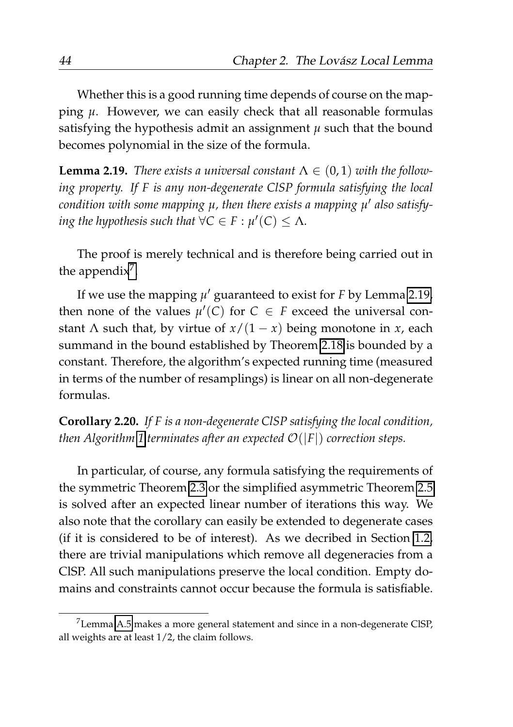Whether this is a good running time depends of course on the mapping $\mu$. However, we can easily check that all reasonable formulas satisfying the hypothesis admit an assignment $\mu$ such that the bound becomes polynomial in the size of the formula.

**Lemma 2.19.** *There exists a universal constant $\Lambda \in (0,1)$ with the following property. If $F$ is any non-degenerate ClSP formula satisfying the local condition with some mapping $\mu$, then there exists a mapping $\mu'$ also satisfying the hypothesis such that $\forall C \in F : \mu'(C) \leq \Lambda$.*

The proof is merely technical and is therefore being carried out in the appendix[7].

If we use the mapping $\mu'$ guaranteed to exist for $F$ by Lemma 2.19, then none of the values $\mu'(C)$ for $C \in F$ exceed the universal constant $\Lambda$ such that, by virtue of $x/(1-x)$ being monotone in $x$, each summand in the bound established by Theorem 2.18 is bounded by a constant. Therefore, the algorithm's expected running time (measured in terms of the number of resamplings) is linear on all non-degenerate formulas.

**Corollary 2.20.** *If $F$ is a non-degenerate ClSP satisfying the local condition, then Algorithm 1 terminates after an expected $\mathcal{O}(|F|)$ correction steps.*

In particular, of course, any formula satisfying the requirements of the symmetric Theorem 2.3 or the simplified asymmetric Theorem 2.5 is solved after an expected linear number of iterations this way. We also note that the corollary can easily be extended to degenerate cases (if it is considered to be of interest). As we decribed in Section 1.2, there are trivial manipulations which remove all degeneracies from a ClSP. All such manipulations preserve the local condition. Empty domains and constraints cannot occur because the formula is satisfiable.

[7] Lemma A.5 makes a more general statement and since in a non-degenerate ClSP, all weights are at least $1/2$, the claim follows.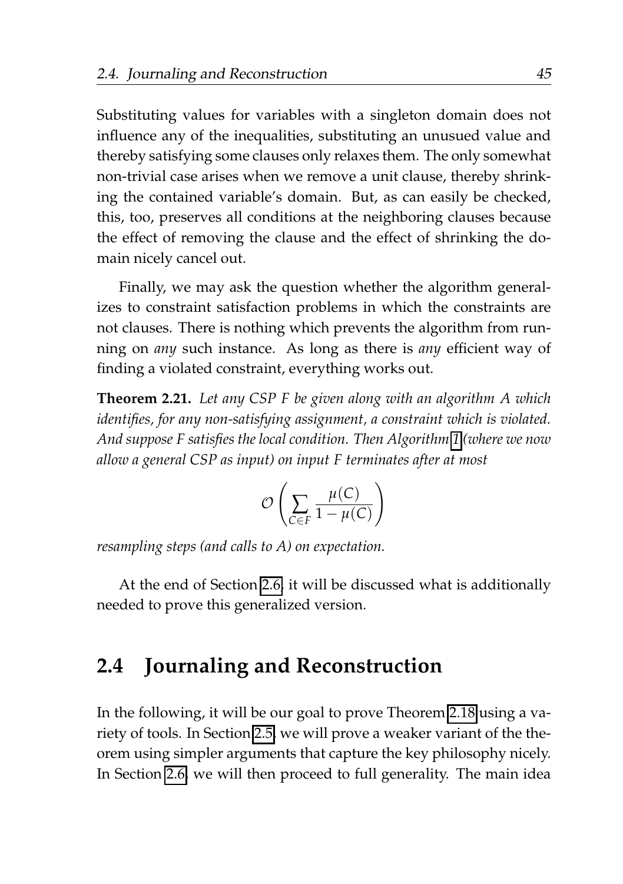Substituting values for variables with a singleton domain does not influence any of the inequalities, substituting an unusued value and thereby satisfying some clauses only relaxes them. The only somewhat non-trivial case arises when we remove a unit clause, thereby shrinking the contained variable's domain. But, as can easily be checked, this, too, preserves all conditions at the neighboring clauses because the effect of removing the clause and the effect of shrinking the domain nicely cancel out.

Finally, we may ask the question whether the algorithm generalizes to constraint satisfaction problems in which the constraints are not clauses. There is nothing which prevents the algorithm from running on *any* such instance. As long as there is *any* efficient way of finding a violated constraint, everything works out.

**Theorem 2.21.** *Let any CSP F be given along with an algorithm A which identifies, for any non-satisfying assignment, a constraint which is violated. And suppose F satisfies the local condition. Then Algorithm 1 (where we now allow a general CSP as input) on input F terminates after at most*

$$\mathcal{O}\left(\sum_{C \in F} \frac{\mu(C)}{1-\mu(C)}\right)$$

*resampling steps (and calls to A) on expectation.*

At the end of Section 2.6, it will be discussed what is additionally needed to prove this generalized version.

## 2.4 Journaling and Reconstruction

In the following, it will be our goal to prove Theorem 2.18 using a variety of tools. In Section 2.5, we will prove a weaker variant of the theorem using simpler arguments that capture the key philosophy nicely. In Section 2.6, we will then proceed to full generality. The main idea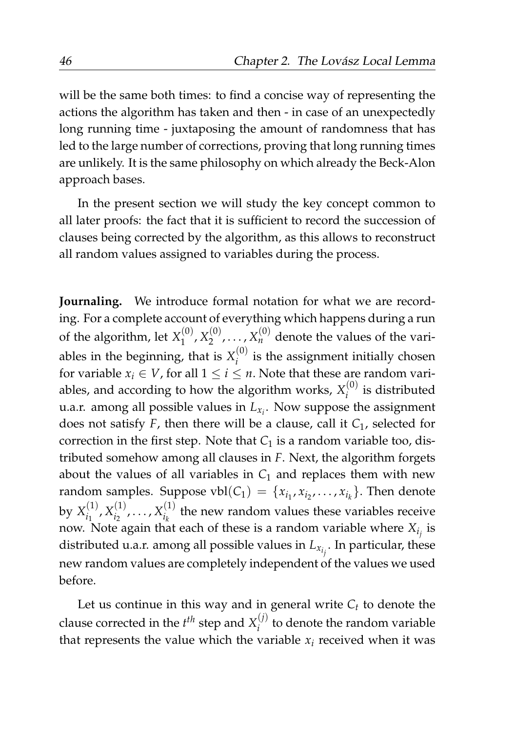will be the same both times: to find a concise way of representing the actions the algorithm has taken and then - in case of an unexpectedly long running time - juxtaposing the amount of randomness that has led to the large number of corrections, proving that long running times are unlikely. It is the same philosophy on which already the Beck-Alon approach bases.

In the present section we will study the key concept common to all later proofs: the fact that it is sufficient to record the succession of clauses being corrected by the algorithm, as this allows to reconstruct all random values assigned to variables during the process.

**Journaling.** We introduce formal notation for what we are recording. For a complete account of everything which happens during a run of the algorithm, let $X_1^{(0)}, X_2^{(0)}, \ldots, X_n^{(0)}$ denote the values of the variables in the beginning, that is $X_i^{(0)}$ is the assignment initially chosen for variable $x_i \in V$, for all $1 \leq i \leq n$. Note that these are random variables, and according to how the algorithm works, $X_i^{(0)}$ is distributed u.a.r. among all possible values in $L_{x_i}$. Now suppose the assignment does not satisfy $F$, then there will be a clause, call it $C_1$, selected for correction in the first step. Note that $C_1$ is a random variable too, distributed somehow among all clauses in $F$. Next, the algorithm forgets about the values of all variables in $C_1$ and replaces them with new random samples. Suppose $\mathrm{vbl}(C_1) = \{x_{i_1}, x_{i_2}, \ldots, x_{i_k}\}$. Then denote by $X_{i_1}^{(1)}, X_{i_2}^{(1)}, \ldots, X_{i_k}^{(1)}$ the new random values these variables receive now. Note again that each of these is a random variable where $X_{i_j}$ is distributed u.a.r. among all possible values in $L_{x_{i_j}}$. In particular, these new random values are completely independent of the values we used before.

Let us continue in this way and in general write $C_t$ to denote the clause corrected in the $t^{th}$ step and $X_i^{(j)}$ to denote the random variable that represents the value which the variable $x_i$ received when it was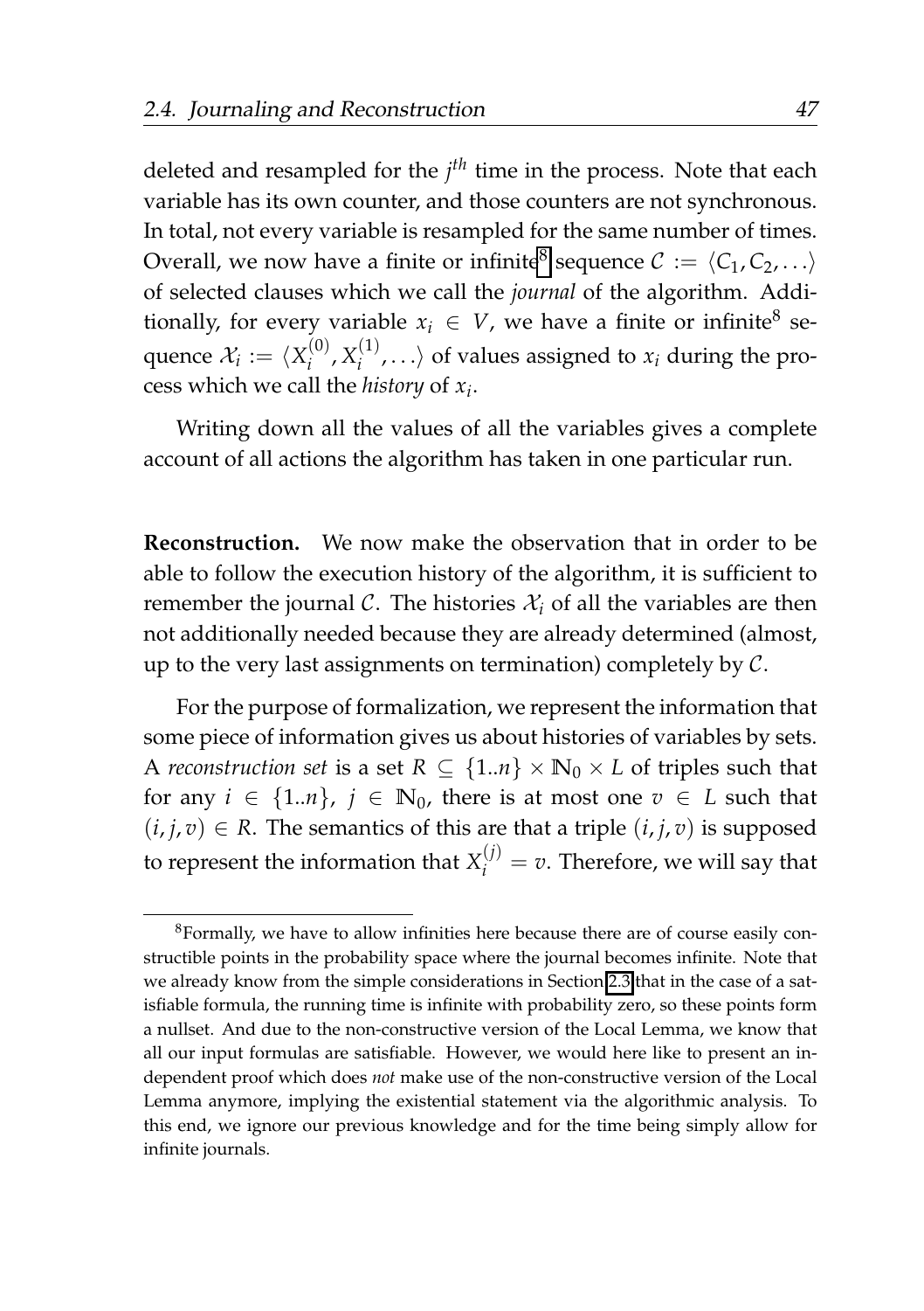deleted and resampled for the $j^{th}$ time in the process. Note that each variable has its own counter, and those counters are not synchronous. In total, not every variable is resampled for the same number of times. Overall, we now have a finite or infinite[8] sequence $\mathcal{C} := \langle C_1, C_2, \ldots \rangle$ of selected clauses which we call the *journal* of the algorithm. Additionally, for every variable $x_i \in V$, we have a finite or infinite[8] sequence $\mathcal{X}_i := \langle X_i^{(0)}, X_i^{(1)}, \ldots \rangle$ of values assigned to $x_i$ during the process which we call the *history* of $x_i$.

Writing down all the values of all the variables gives a complete account of all actions the algorithm has taken in one particular run.

**Reconstruction.** We now make the observation that in order to be able to follow the execution history of the algorithm, it is sufficient to remember the journal $\mathcal{C}$. The histories $\mathcal{X}_i$ of all the variables are then not additionally needed because they are already determined (almost, up to the very last assignments on termination) completely by $\mathcal{C}$.

For the purpose of formalization, we represent the information that some piece of information gives us about histories of variables by sets. A *reconstruction set* is a set $R \subseteq \{1..n\} \times \mathbb{N}_0 \times L$ of triples such that for any $i \in \{1..n\}$, $j \in \mathbb{N}_0$, there is at most one $v \in L$ such that $(i, j, v) \in R$. The semantics of this are that a triple $(i, j, v)$ is supposed to represent the information that $X_i^{(j)} = v$. Therefore, we will say that

[8] Formally, we have to allow infinities here because there are of course easily constructible points in the probability space where the journal becomes infinite. Note that we already know from the simple considerations in Section 2.3 that in the case of a satisfiable formula, the running time is infinite with probability zero, so these points form a nullset. And due to the non-constructive version of the Local Lemma, we know that all our input formulas are satisfiable. However, we would here like to present an independent proof which does *not* make use of the non-constructive version of the Local Lemma anymore, implying the existential statement via the algorithmic analysis. To this end, we ignore our previous knowledge and for the time being simply allow for infinite journals.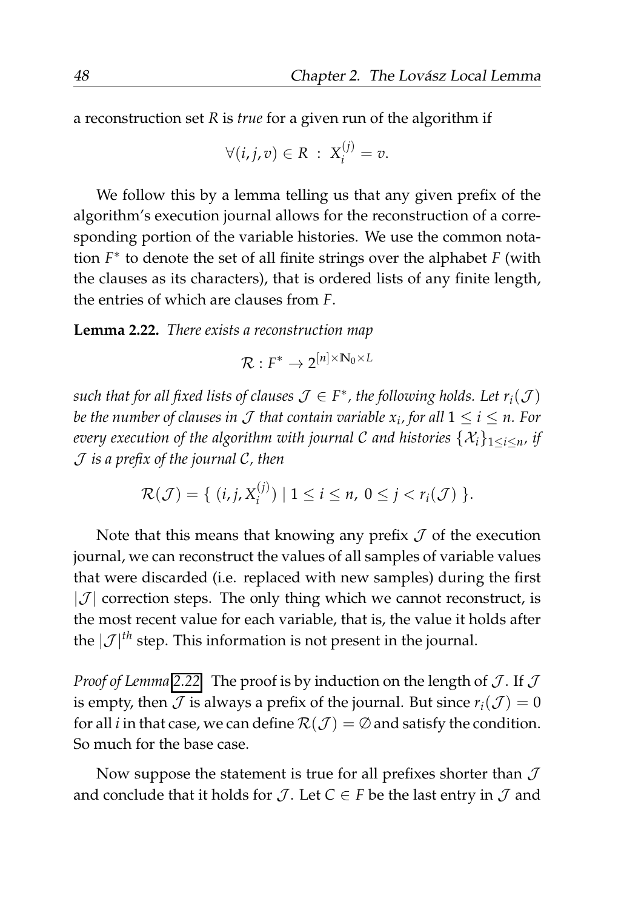a reconstruction set $R$ is *true* for a given run of the algorithm if

$$\forall (i, j, v) \in R \ : \ X_i^{(j)} = v.$$

We follow this by a lemma telling us that any given prefix of the algorithm's execution journal allows for the reconstruction of a corresponding portion of the variable histories. We use the common notation $F^*$ to denote the set of all finite strings over the alphabet $F$ (with the clauses as its characters), that is ordered lists of any finite length, the entries of which are clauses from $F$.

**Lemma 2.22.** *There exists a reconstruction map*

$$\mathcal{R} : F^* \to 2^{[n] \times \mathbb{N}_0 \times L}$$

*such that for all fixed lists of clauses $\mathcal{J} \in F^*$, the following holds. Let $r_i(\mathcal{J})$ be the number of clauses in $\mathcal{J}$ that contain variable $x_i$, for all $1 \leq i \leq n$. For every execution of the algorithm with journal $\mathcal{C}$ and histories $\{\mathcal{X}_i\}_{1 \leq i \leq n}$, if $\mathcal{J}$ is a prefix of the journal $\mathcal{C}$, then*

$$\mathcal{R}(\mathcal{J}) = \{ \ (i, j, X_i^{(j)}) \mid 1 \leq i \leq n, \ 0 \leq j < r_i(\mathcal{J}) \ \}.$$

Note that this means that knowing any prefix $\mathcal{J}$ of the execution journal, we can reconstruct the values of all samples of variable values that were discarded (i.e. replaced with new samples) during the first $|\mathcal{J}|$ correction steps. The only thing which we cannot reconstruct, is the most recent value for each variable, that is, the value it holds after the $|\mathcal{J}|^{th}$ step. This information is not present in the journal.

*Proof of Lemma 2.22.* The proof is by induction on the length of $\mathcal{J}$. If $\mathcal{J}$ is empty, then $\mathcal{J}$ is always a prefix of the journal. But since $r_i(\mathcal{J}) = 0$ for all $i$ in that case, we can define $\mathcal{R}(\mathcal{J}) = \emptyset$ and satisfy the condition. So much for the base case.

Now suppose the statement is true for all prefixes shorter than $\mathcal{J}$ and conclude that it holds for $\mathcal{J}$. Let $C \in F$ be the last entry in $\mathcal{J}$ and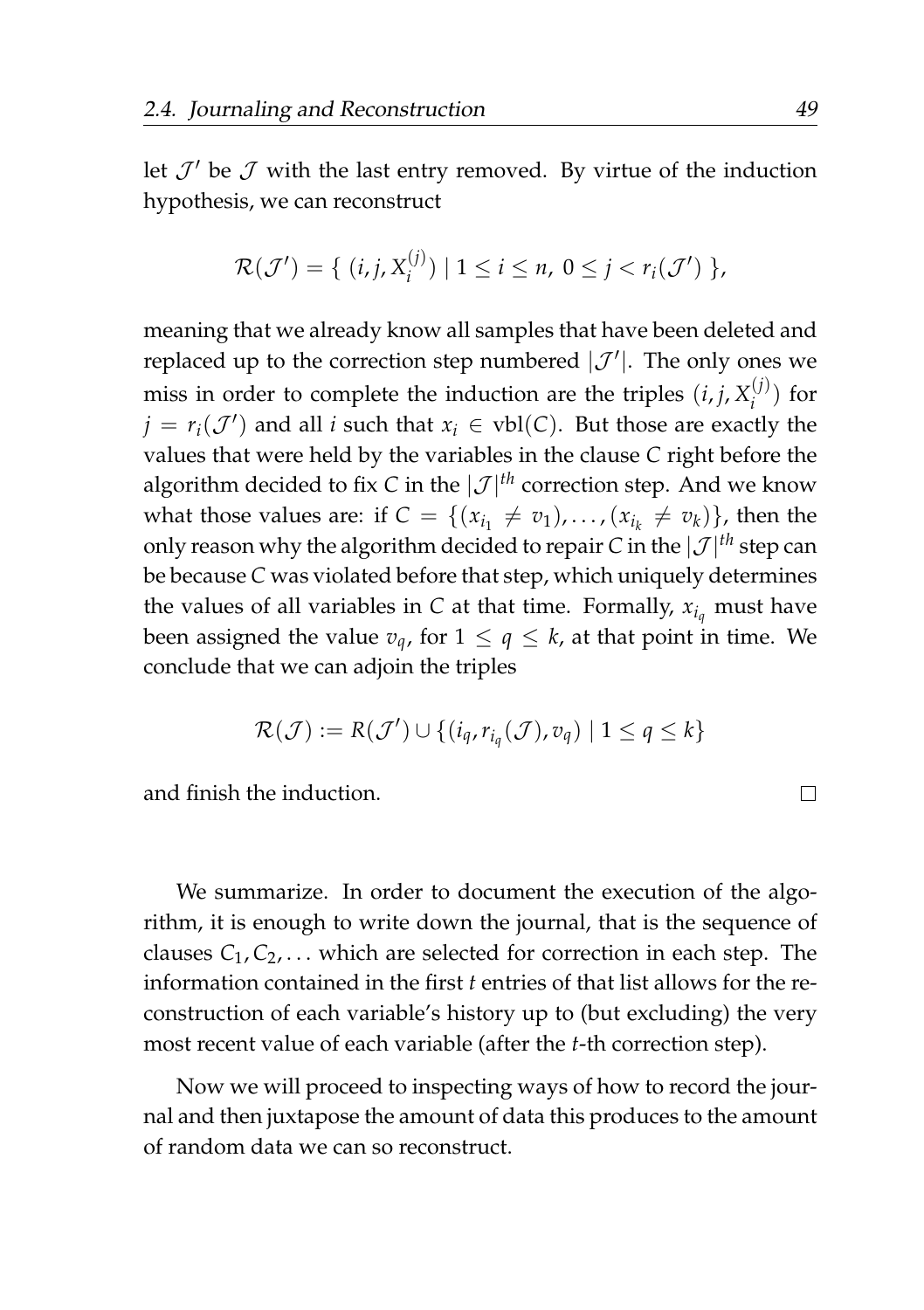let $\mathcal{J}'$ be $\mathcal{J}$ with the last entry removed. By virtue of the induction hypothesis, we can reconstruct

$$\mathcal{R}(\mathcal{J}') = \{ \, (i, j, X_i^{(j)}) \mid 1 \leq i \leq n, \; 0 \leq j < r_i(\mathcal{J}') \, \},$$

meaning that we already know all samples that have been deleted and replaced up to the correction step numbered $|\mathcal{J}'|$. The only ones we miss in order to complete the induction are the triples $(i, j, X_i^{(j)})$ for $j = r_i(\mathcal{J}')$ and all $i$ such that $x_i \in \mathrm{vbl}(C)$. But those are exactly the values that were held by the variables in the clause $C$ right before the algorithm decided to fix $C$ in the $|\mathcal{J}|^{th}$ correction step. And we know what those values are: if $C = \{(x_{i_1} \neq v_1), \ldots, (x_{i_k} \neq v_k)\}$, then the only reason why the algorithm decided to repair $C$ in the $|\mathcal{J}|^{th}$ step can be because $C$ was violated before that step, which uniquely determines the values of all variables in $C$ at that time. Formally, $x_{i_q}$ must have been assigned the value $v_q$, for $1 \leq q \leq k$, at that point in time. We conclude that we can adjoin the triples

$$\mathcal{R}(\mathcal{J}) := R(\mathcal{J}') \cup \{(i_q, r_{i_q}(\mathcal{J}), v_q) \mid 1 \leq q \leq k\}$$

and finish the induction. $\square$

We summarize. In order to document the execution of the algorithm, it is enough to write down the journal, that is the sequence of clauses $C_1, C_2, \ldots$ which are selected for correction in each step. The information contained in the first $t$ entries of that list allows for the reconstruction of each variable's history up to (but excluding) the very most recent value of each variable (after the $t$-th correction step).

Now we will proceed to inspecting ways of how to record the journal and then juxtapose the amount of data this produces to the amount of random data we can so reconstruct.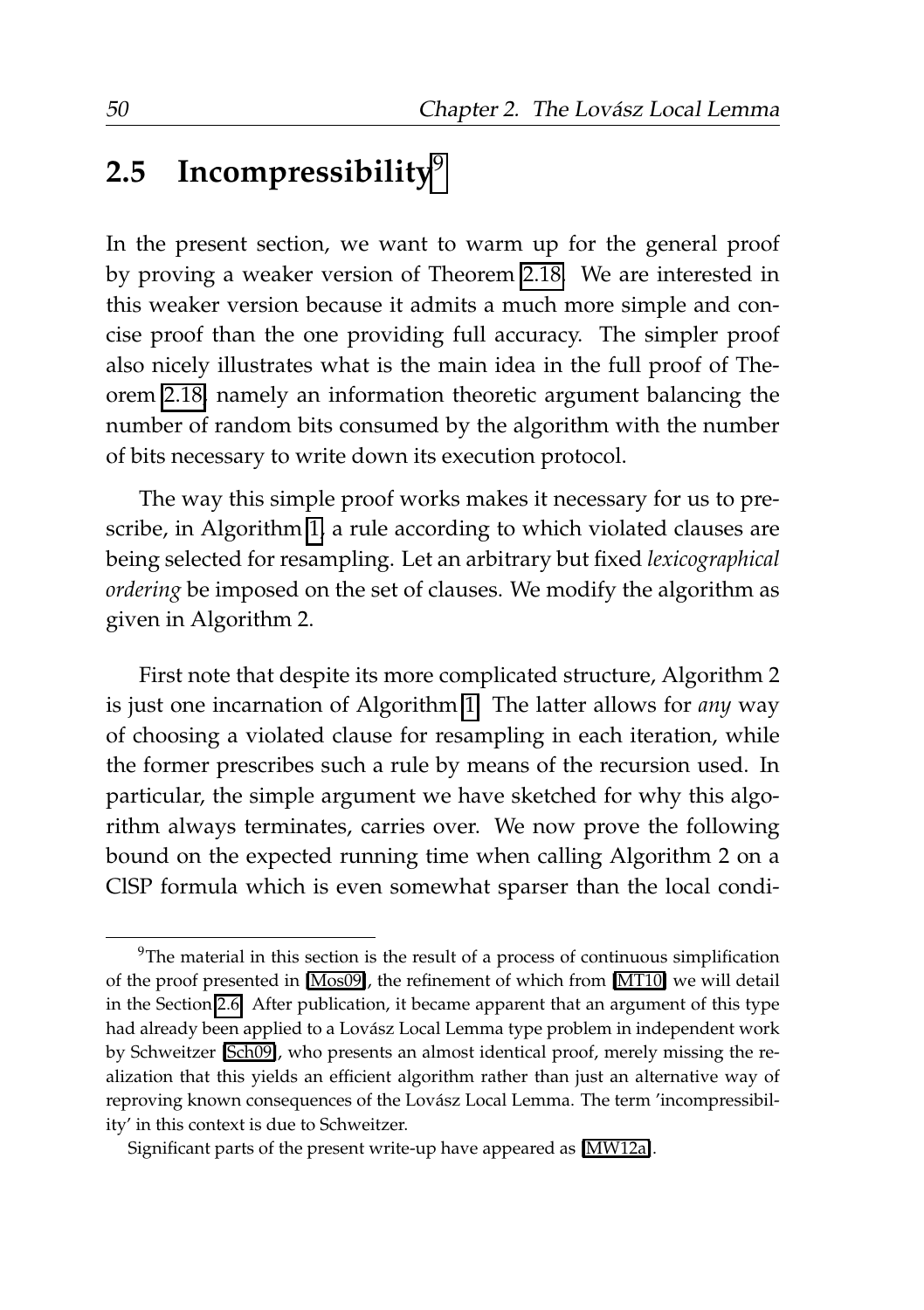## 2.5 Incompressibility[9]

In the present section, we want to warm up for the general proof by proving a weaker version of Theorem 2.18. We are interested in this weaker version because it admits a much more simple and concise proof than the one providing full accuracy. The simpler proof also nicely illustrates what is the main idea in the full proof of Theorem 2.18, namely an information theoretic argument balancing the number of random bits consumed by the algorithm with the number of bits necessary to write down its execution protocol.

The way this simple proof works makes it necessary for us to prescribe, in Algorithm 1, a rule according to which violated clauses are being selected for resampling. Let an arbitrary but fixed *lexicographical ordering* be imposed on the set of clauses. We modify the algorithm as given in Algorithm 2.

First note that despite its more complicated structure, Algorithm 2 is just one incarnation of Algorithm 1. The latter allows for *any* way of choosing a violated clause for resampling in each iteration, while the former prescribes such a rule by means of the recursion used. In particular, the simple argument we have sketched for why this algorithm always terminates, carries over. We now prove the following bound on the expected running time when calling Algorithm 2 on a ClSP formula which is even somewhat sparser than the local condi-

[9] The material in this section is the result of a process of continuous simplification of the proof presented in [Mos09], the refinement of which from [MT10] we will detail in the Section 2.6. After publication, it became apparent that an argument of this type had already been applied to a Lovász Local Lemma type problem in independent work by Schweitzer [Sch09], who presents an almost identical proof, merely missing the realization that this yields an efficient algorithm rather than just an alternative way of reproving known consequences of the Lovász Local Lemma. The term 'incompressibility' in this context is due to Schweitzer.

Significant parts of the present write-up have appeared as [MW12a].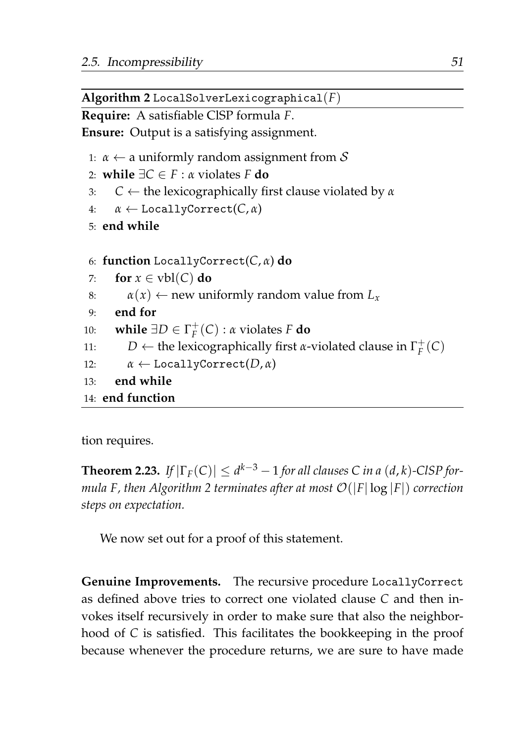**Algorithm 2** `LocalSolverLexicographical`$(F)$

**Require:** A satisfiable ClSP formula $F$.

**Ensure:** Output is a satisfying assignment.

```
 1: α ← a uniformly random assignment from S
 2: while ∃C ∈ F : α violates F do
 3:     C ← the lexicographically first clause violated by α
 4:     α ← LocallyCorrect(C, α)
 5: end while

 6: function LocallyCorrect(C, α) do
 7:     for x ∈ vbl(C) do
 8:         α(x) ← new uniformly random value from L_x
 9:     end for
10:     while ∃D ∈ Γ⁺_F(C) : α violates F do
11:         D ← the lexicographically first α-violated clause in Γ⁺_F(C)
12:         α ← LocallyCorrect(D, α)
13:     end while
14: end function
```

tion requires.

**Theorem 2.23.** *If $|\Gamma_F(C)| \leq d^{k-3} - 1$ for all clauses $C$ in a $(d,k)$-ClSP formula $F$, then Algorithm 2 terminates after at most $\mathcal{O}(|F| \log |F|)$ correction steps on expectation.*

We now set out for a proof of this statement.

**Genuine Improvements.** The recursive procedure `LocallyCorrect` as defined above tries to correct one violated clause $C$ and then invokes itself recursively in order to make sure that also the neighborhood of $C$ is satisfied. This facilitates the bookkeeping in the proof because whenever the procedure returns, we are sure to have made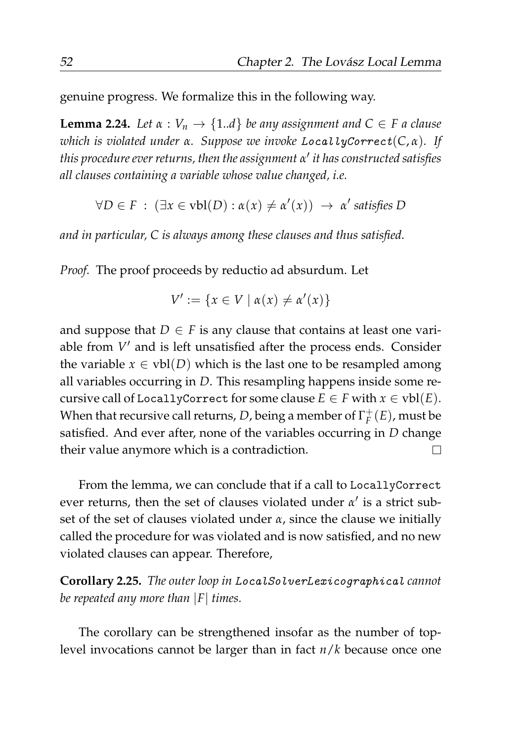genuine progress. We formalize this in the following way.

**Lemma 2.24.** *Let $\alpha : V_n \to \{1..d\}$ be any assignment and $C \in F$ a clause which is violated under $\alpha$. Suppose we invoke `LocallyCorrect`$(C, \alpha)$. If this procedure ever returns, then the assignment $\alpha'$ it has constructed satisfies all clauses containing a variable whose value changed, i.e.*

$$\forall D \in F \;:\; (\exists x \in \mathrm{vbl}(D) : \alpha(x) \neq \alpha'(x)) \;\rightarrow\; \alpha' \text{ satisfies } D$$

*and in particular, $C$ is always among these clauses and thus satisfied.*

*Proof.* The proof proceeds by reductio ad absurdum. Let

$$V' := \{x \in V \mid \alpha(x) \neq \alpha'(x)\}$$

and suppose that $D \in F$ is any clause that contains at least one variable from $V'$ and is left unsatisfied after the process ends. Consider the variable $x \in \mathrm{vbl}(D)$ which is the last one to be resampled among all variables occurring in $D$. This resampling happens inside some recursive call of `LocallyCorrect` for some clause $E \in F$ with $x \in \mathrm{vbl}(E)$. When that recursive call returns, $D$, being a member of $\Gamma_F^+(E)$, must be satisfied. And ever after, none of the variables occurring in $D$ change their value anymore which is a contradiction. $\square$

From the lemma, we can conclude that if a call to `LocallyCorrect` ever returns, then the set of clauses violated under $\alpha'$ is a strict subset of the set of clauses violated under $\alpha$, since the clause we initially called the procedure for was violated and is now satisfied, and no new violated clauses can appear. Therefore,

**Corollary 2.25.** *The outer loop in `LocalSolverLexicographical` cannot be repeated any more than $|F|$ times.*

The corollary can be strengthened insofar as the number of top-level invocations cannot be larger than in fact $n/k$ because once one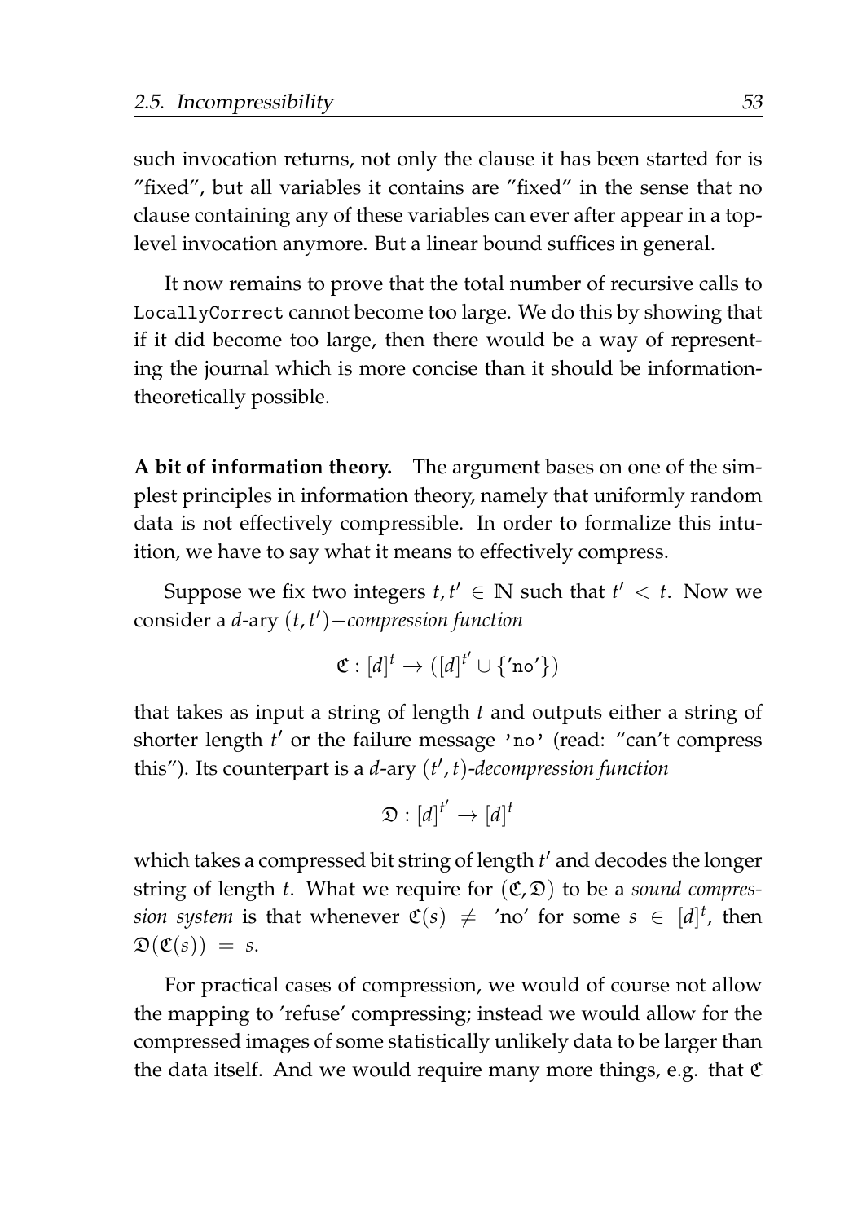such invocation returns, not only the clause it has been started for is "fixed", but all variables it contains are "fixed" in the sense that no clause containing any of these variables can ever after appear in a top-level invocation anymore. But a linear bound suffices in general.

It now remains to prove that the total number of recursive calls to `LocallyCorrect` cannot become too large. We do this by showing that if it did become too large, then there would be a way of representing the journal which is more concise than it should be information-theoretically possible.

**A bit of information theory.** The argument bases on one of the simplest principles in information theory, namely that uniformly random data is not effectively compressible. In order to formalize this intuition, we have to say what it means to effectively compress.

Suppose we fix two integers $t, t' \in \mathbb{N}$ such that $t' < t$. Now we consider a $d$-ary $(t, t')-$*compression function*

$$\mathfrak{C} : [d]^t \to ([d]^{t'} \cup \{\texttt{'no'}\})$$

that takes as input a string of length $t$ and outputs either a string of shorter length $t'$ or the failure message `'no'` (read: "can't compress this"). Its counterpart is a $d$-ary $(t', t)$-*decompression function*

$$\mathfrak{D} : [d]^{t'} \to [d]^t$$

which takes a compressed bit string of length $t'$ and decodes the longer string of length $t$. What we require for $(\mathfrak{C}, \mathfrak{D})$ to be a *sound compression system* is that whenever $\mathfrak{C}(s) \neq$ 'no' for some $s \in [d]^t$, then $\mathfrak{D}(\mathfrak{C}(s)) = s$.

For practical cases of compression, we would of course not allow the mapping to 'refuse' compressing; instead we would allow for the compressed images of some statistically unlikely data to be larger than the data itself. And we would require many more things, e.g. that $\mathfrak{C}$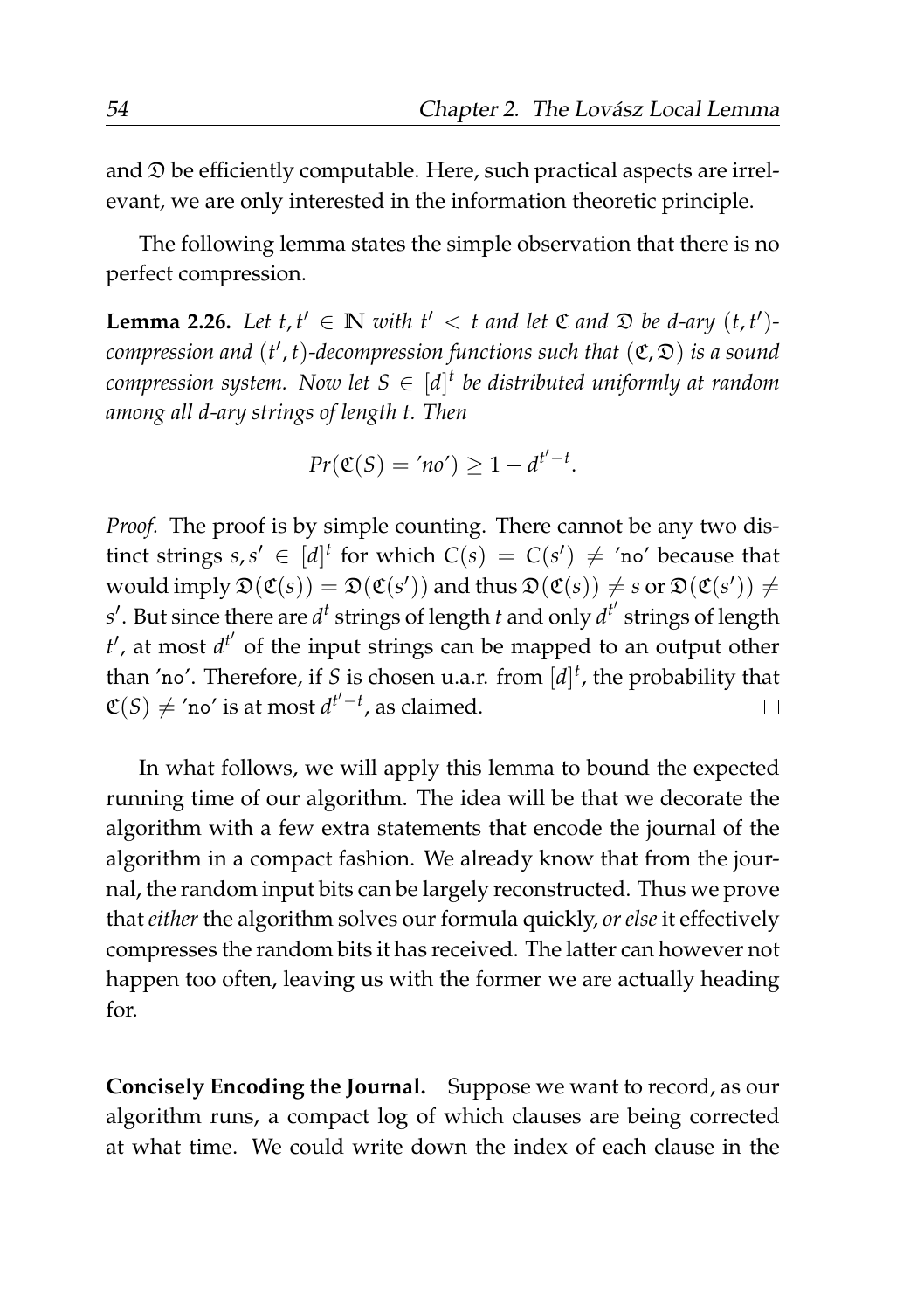and $\mathfrak{D}$ be efficiently computable. Here, such practical aspects are irrelevant, we are only interested in the information theoretic principle.

The following lemma states the simple observation that there is no perfect compression.

**Lemma 2.26.** *Let $t, t' \in \mathbb{N}$ with $t' < t$ and let $\mathfrak{C}$ and $\mathfrak{D}$ be $d$-ary $(t, t')$-compression and $(t', t)$-decompression functions such that $(\mathfrak{C}, \mathfrak{D})$ is a sound compression system. Now let $S \in [d]^t$ be distributed uniformly at random among all $d$-ary strings of length $t$. Then*

$$Pr(\mathfrak{C}(S) = \text{'no'}) \geq 1 - d^{t'-t}.$$

*Proof.* The proof is by simple counting. There cannot be any two distinct strings $s, s' \in [d]^t$ for which $C(s) = C(s') \neq$ 'no' because that would imply $\mathfrak{D}(\mathfrak{C}(s)) = \mathfrak{D}(\mathfrak{C}(s'))$ and thus $\mathfrak{D}(\mathfrak{C}(s)) \neq s$ or $\mathfrak{D}(\mathfrak{C}(s')) \neq s'$. But since there are $d^t$ strings of length $t$ and only $d^{t'}$ strings of length $t'$, at most $d^{t'}$ of the input strings can be mapped to an output other than 'no'. Therefore, if $S$ is chosen u.a.r. from $[d]^t$, the probability that $\mathfrak{C}(S) \neq$ 'no' is at most $d^{t'-t}$, as claimed. □

In what follows, we will apply this lemma to bound the expected running time of our algorithm. The idea will be that we decorate the algorithm with a few extra statements that encode the journal of the algorithm in a compact fashion. We already know that from the journal, the random input bits can be largely reconstructed. Thus we prove that *either* the algorithm solves our formula quickly, *or else* it effectively compresses the random bits it has received. The latter can however not happen too often, leaving us with the former we are actually heading for.

**Concisely Encoding the Journal.** Suppose we want to record, as our algorithm runs, a compact log of which clauses are being corrected at what time. We could write down the index of each clause in the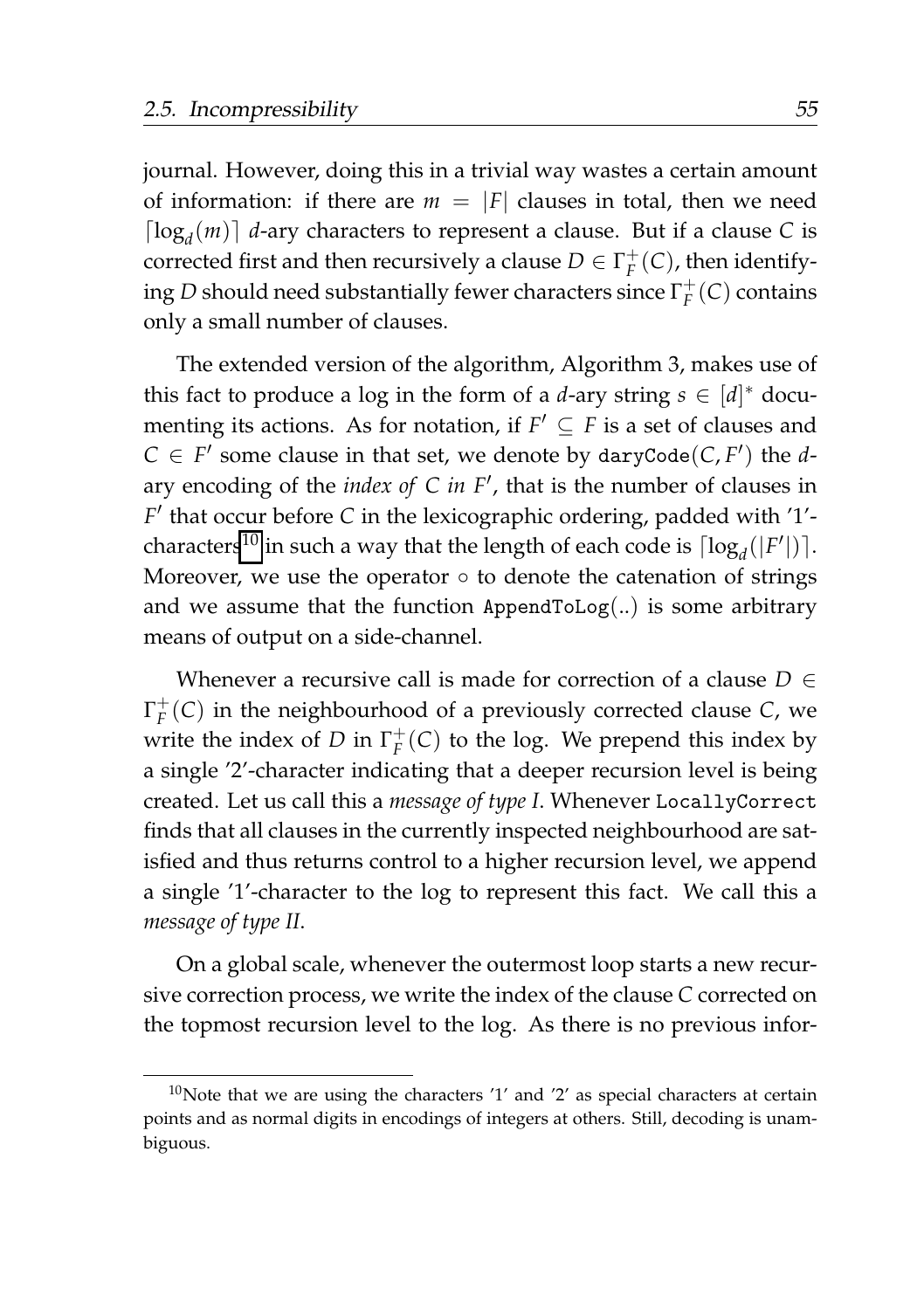journal. However, doing this in a trivial way wastes a certain amount of information: if there are $m = |F|$ clauses in total, then we need $\lceil \log_d(m) \rceil$ $d$-ary characters to represent a clause. But if a clause $C$ is corrected first and then recursively a clause $D \in \Gamma_F^+(C)$, then identifying $D$ should need substantially fewer characters since $\Gamma_F^+(C)$ contains only a small number of clauses.

The extended version of the algorithm, Algorithm 3, makes use of this fact to produce a log in the form of a $d$-ary string $s \in [d]^*$ documenting its actions. As for notation, if $F' \subseteq F$ is a set of clauses and $C \in F'$ some clause in that set, we denote by $\texttt{daryCode}(C, F')$ the $d$-ary encoding of the *index of $C$ in $F'$*, that is the number of clauses in $F'$ that occur before $C$ in the lexicographic ordering, padded with '1'-characters[10] in such a way that the length of each code is $\lceil \log_d(|F'|) \rceil$. Moreover, we use the operator $\circ$ to denote the catenation of strings and we assume that the function $\texttt{AppendToLog}(..)$ is some arbitrary means of output on a side-channel.

Whenever a recursive call is made for correction of a clause $D \in \Gamma_F^+(C)$ in the neighbourhood of a previously corrected clause $C$, we write the index of $D$ in $\Gamma_F^+(C)$ to the log. We prepend this index by a single '2'-character indicating that a deeper recursion level is being created. Let us call this a *message of type I*. Whenever `LocallyCorrect` finds that all clauses in the currently inspected neighbourhood are satisfied and thus returns control to a higher recursion level, we append a single '1'-character to the log to represent this fact. We call this a *message of type II*.

On a global scale, whenever the outermost loop starts a new recursive correction process, we write the index of the clause $C$ corrected on the topmost recursion level to the log. As there is no previous infor-

[10] Note that we are using the characters '1' and '2' as special characters at certain points and as normal digits in encodings of integers at others. Still, decoding is unambiguous.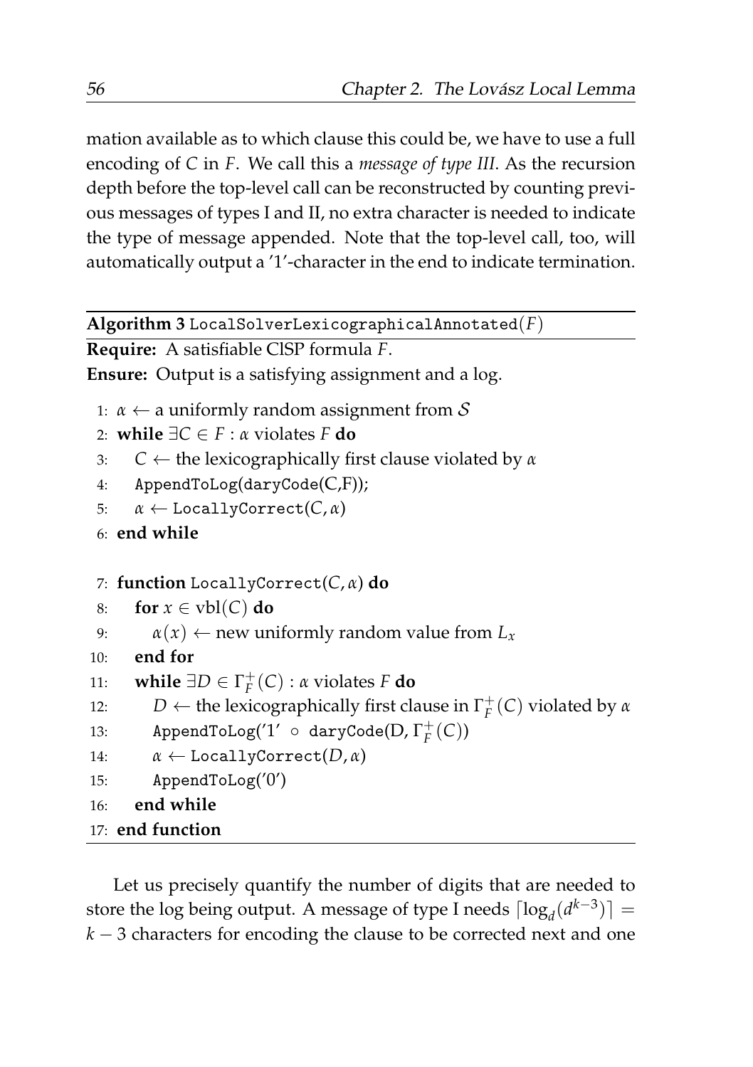mation available as to which clause this could be, we have to use a full encoding of $C$ in $F$. We call this a *message of type III*. As the recursion depth before the top-level call can be reconstructed by counting previous messages of types I and II, no extra character is needed to indicate the type of message appended. Note that the top-level call, too, will automatically output a '1'-character in the end to indicate termination.

**Algorithm 3** `LocalSolverLexicographicalAnnotated`$(F)$

**Require:** A satisfiable ClSP formula $F$.

**Ensure:** Output is a satisfying assignment and a log.

```
1: α ← a uniformly random assignment from S
2: while ∃C ∈ F : α violates F do
3:     C ← the lexicographically first clause violated by α
4:     AppendToLog(daryCode(C,F));
5:     α ← LocallyCorrect(C, α)
6: end while

7: function LocallyCorrect(C, α) do
8:     for x ∈ vbl(C) do
9:         α(x) ← new uniformly random value from L_x
10:    end for
11:    while ∃D ∈ Γ⁺_F(C) : α violates F do
12:        D ← the lexicographically first clause in Γ⁺_F(C) violated by α
13:        AppendToLog('1' ∘ daryCode(D, Γ⁺_F(C))
14:        α ← LocallyCorrect(D, α)
15:        AppendToLog('0')
16:    end while
17: end function
```

Let us precisely quantify the number of digits that are needed to store the log being output. A message of type I needs $\lceil \log_d(d^{k-3}) \rceil = k-3$ characters for encoding the clause to be corrected next and one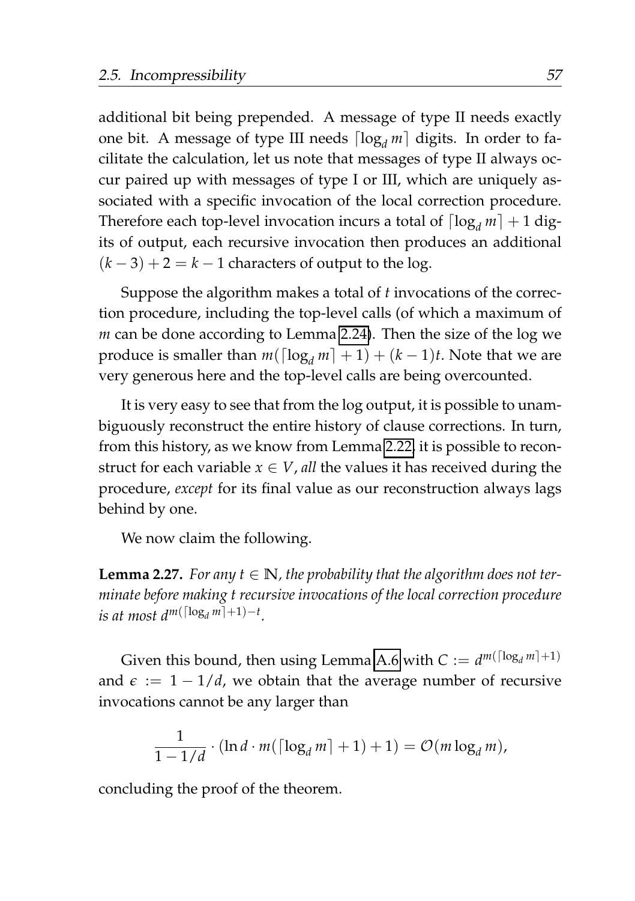additional bit being prepended. A message of type II needs exactly one bit. A message of type III needs $\lceil \log_d m \rceil$ digits. In order to facilitate the calculation, let us note that messages of type II always occur paired up with messages of type I or III, which are uniquely associated with a specific invocation of the local correction procedure. Therefore each top-level invocation incurs a total of $\lceil \log_d m \rceil + 1$ digits of output, each recursive invocation then produces an additional $(k-3)+2 = k-1$ characters of output to the log.

Suppose the algorithm makes a total of $t$ invocations of the correction procedure, including the top-level calls (of which a maximum of $m$ can be done according to Lemma 2.24). Then the size of the log we produce is smaller than $m(\lceil \log_d m \rceil + 1) + (k-1)t$. Note that we are very generous here and the top-level calls are being overcounted.

It is very easy to see that from the log output, it is possible to unambiguously reconstruct the entire history of clause corrections. In turn, from this history, as we know from Lemma 2.22, it is possible to reconstruct for each variable $x \in V$, *all* the values it has received during the procedure, *except* for its final value as our reconstruction always lags behind by one.

We now claim the following.

**Lemma 2.27.** *For any $t \in \mathbb{N}$, the probability that the algorithm does not terminate before making $t$ recursive invocations of the local correction procedure is at most $d^{m(\lceil \log_d m \rceil + 1) - t}$.*

Given this bound, then using Lemma A.6 with $C := d^{m(\lceil \log_d m \rceil + 1)}$ and $\epsilon := 1 - 1/d$, we obtain that the average number of recursive invocations cannot be any larger than

$$\frac{1}{1 - 1/d} \cdot (\ln d \cdot m(\lceil \log_d m \rceil + 1) + 1) = \mathcal{O}(m \log_d m),$$

concluding the proof of the theorem.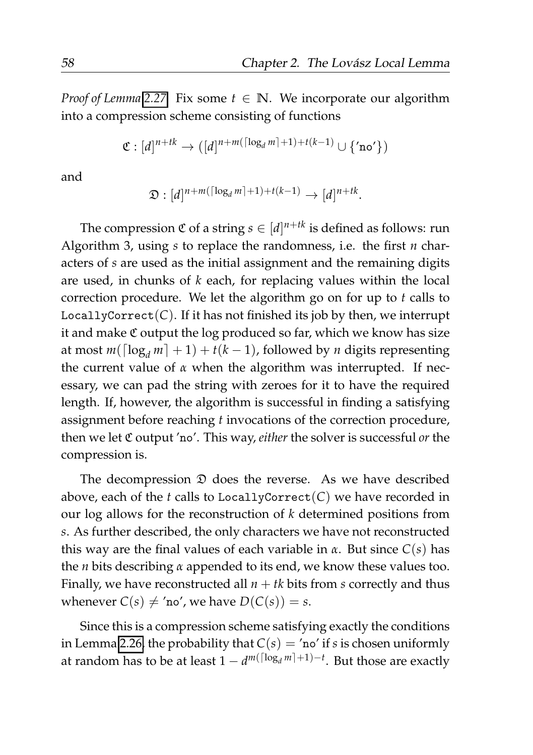*Proof of Lemma 2.27.* Fix some $t \in \mathbb{N}$. We incorporate our algorithm into a compression scheme consisting of functions

$$\mathfrak{C} : [d]^{n+tk} \to \left([d]^{n+m(\lceil \log_d m \rceil + 1) + t(k-1)} \cup \{\texttt{'no'}\}\right)$$

and

$$\mathfrak{D} : [d]^{n+m(\lceil \log_d m \rceil + 1) + t(k-1)} \to [d]^{n+tk}.$$

The compression $\mathfrak{C}$ of a string $s \in [d]^{n+tk}$ is defined as follows: run Algorithm 3, using $s$ to replace the randomness, i.e. the first $n$ characters of $s$ are used as the initial assignment and the remaining digits are used, in chunks of $k$ each, for replacing values within the local correction procedure. We let the algorithm go on for up to $t$ calls to LocallyCorrect$(C)$. If it has not finished its job by then, we interrupt it and make $\mathfrak{C}$ output the log produced so far, which we know has size at most $m(\lceil \log_d m \rceil + 1) + t(k-1)$, followed by $n$ digits representing the current value of $\alpha$ when the algorithm was interrupted. If necessary, we can pad the string with zeroes for it to have the required length. If, however, the algorithm is successful in finding a satisfying assignment before reaching $t$ invocations of the correction procedure, then we let $\mathfrak{C}$ output 'no'. This way, *either* the solver is successful *or* the compression is.

The decompression $\mathfrak{D}$ does the reverse. As we have described above, each of the $t$ calls to LocallyCorrect$(C)$ we have recorded in our log allows for the reconstruction of $k$ determined positions from $s$. As further described, the only characters we have not reconstructed this way are the final values of each variable in $\alpha$. But since $C(s)$ has the $n$ bits describing $\alpha$ appended to its end, we know these values too. Finally, we have reconstructed all $n + tk$ bits from $s$ correctly and thus whenever $C(s) \neq$ 'no', we have $D(C(s)) = s$.

Since this is a compression scheme satisfying exactly the conditions in Lemma 2.26, the probability that $C(s) =$ 'no' if $s$ is chosen uniformly at random has to be at least $1 - d^{m(\lceil \log_d m \rceil + 1) - t}$. But those are exactly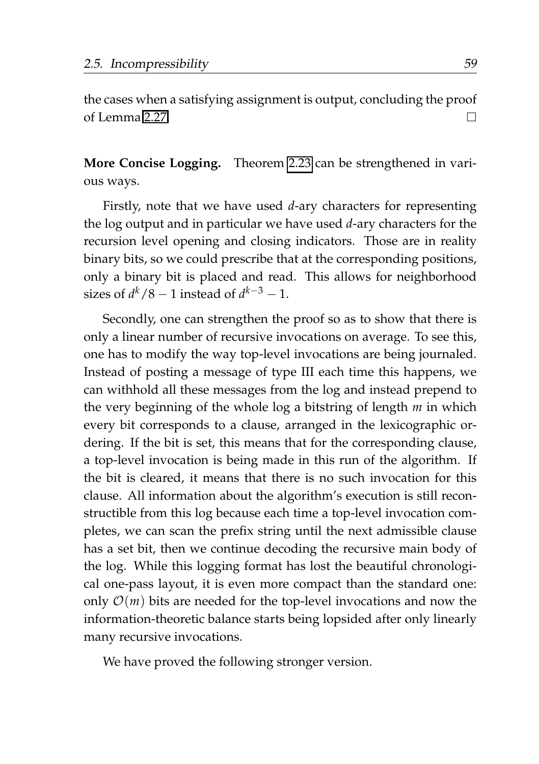the cases when a satisfying assignment is output, concluding the proof of Lemma 2.27. □

**More Concise Logging.** Theorem 2.23 can be strengthened in various ways.

Firstly, note that we have used $d$-ary characters for representing the log output and in particular we have used $d$-ary characters for the recursion level opening and closing indicators. Those are in reality binary bits, so we could prescribe that at the corresponding positions, only a binary bit is placed and read. This allows for neighborhood sizes of $d^k/8 - 1$ instead of $d^{k-3} - 1$.

Secondly, one can strengthen the proof so as to show that there is only a linear number of recursive invocations on average. To see this, one has to modify the way top-level invocations are being journaled. Instead of posting a message of type III each time this happens, we can withhold all these messages from the log and instead prepend to the very beginning of the whole log a bitstring of length $m$ in which every bit corresponds to a clause, arranged in the lexicographic ordering. If the bit is set, this means that for the corresponding clause, a top-level invocation is being made in this run of the algorithm. If the bit is cleared, it means that there is no such invocation for this clause. All information about the algorithm's execution is still reconstructible from this log because each time a top-level invocation completes, we can scan the prefix string until the next admissible clause has a set bit, then we continue decoding the recursive main body of the log. While this logging format has lost the beautiful chronological one-pass layout, it is even more compact than the standard one: only $\mathcal{O}(m)$ bits are needed for the top-level invocations and now the information-theoretic balance starts being lopsided after only linearly many recursive invocations.

We have proved the following stronger version.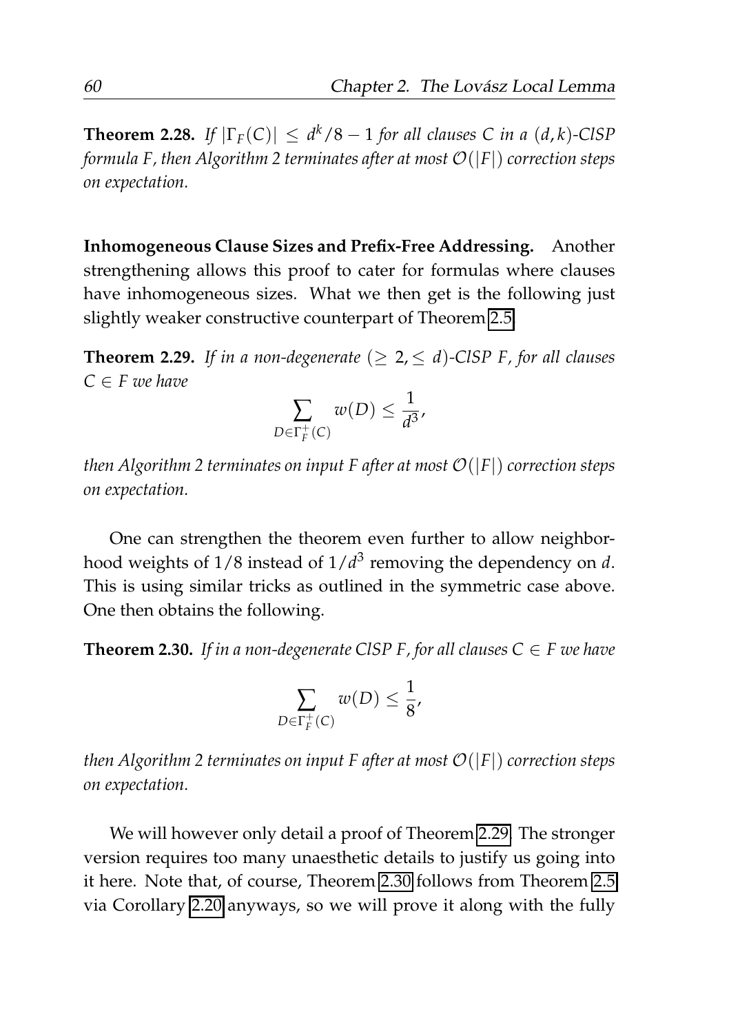**Theorem 2.28.** *If $|\Gamma_F(C)| \leq d^k/8 - 1$ for all clauses $C$ in a $(d,k)$-ClSP formula $F$, then Algorithm 2 terminates after at most $\mathcal{O}(|F|)$ correction steps on expectation.*

**Inhomogeneous Clause Sizes and Prefix-Free Addressing.** Another strengthening allows this proof to cater for formulas where clauses have inhomogeneous sizes. What we then get is the following just slightly weaker constructive counterpart of Theorem 2.5.

**Theorem 2.29.** *If in a non-degenerate $(\geq 2, \leq d)$-ClSP $F$, for all clauses $C \in F$ we have*

$$\sum_{D \in \Gamma_F^+(C)} w(D) \leq \frac{1}{d^3},$$

*then Algorithm 2 terminates on input $F$ after at most $\mathcal{O}(|F|)$ correction steps on expectation.*

One can strengthen the theorem even further to allow neighborhood weights of $1/8$ instead of $1/d^3$ removing the dependency on $d$. This is using similar tricks as outlined in the symmetric case above. One then obtains the following.

**Theorem 2.30.** *If in a non-degenerate ClSP $F$, for all clauses $C \in F$ we have*

$$\sum_{D \in \Gamma_F^+(C)} w(D) \leq \frac{1}{8},$$

*then Algorithm 2 terminates on input $F$ after at most $\mathcal{O}(|F|)$ correction steps on expectation.*

We will however only detail a proof of Theorem 2.29. The stronger version requires too many unaesthetic details to justify us going into it here. Note that, of course, Theorem 2.30 follows from Theorem 2.5 via Corollary 2.20 anyways, so we will prove it along with the fully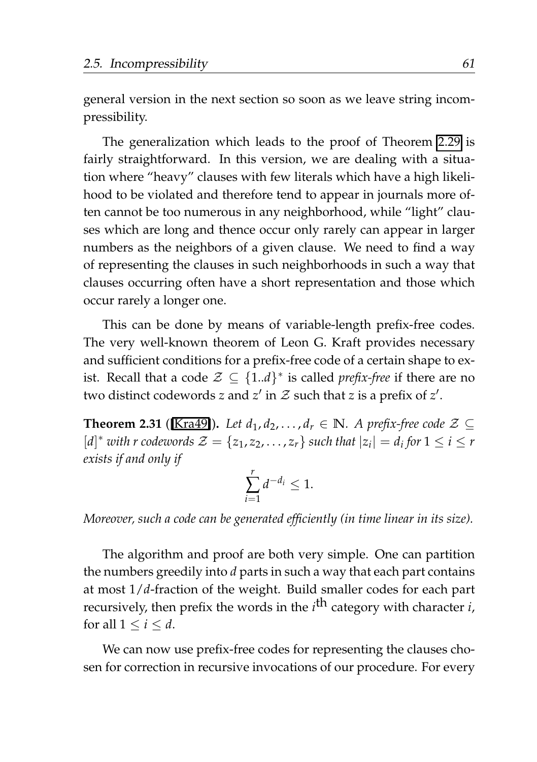general version in the next section so soon as we leave string incompressibility.

The generalization which leads to the proof of Theorem 2.29 is fairly straightforward. In this version, we are dealing with a situation where "heavy" clauses with few literals which have a high likelihood to be violated and therefore tend to appear in journals more often cannot be too numerous in any neighborhood, while "light" clauses which are long and thence occur only rarely can appear in larger numbers as the neighbors of a given clause. We need to find a way of representing the clauses in such neighborhoods in such a way that clauses occurring often have a short representation and those which occur rarely a longer one.

This can be done by means of variable-length prefix-free codes. The very well-known theorem of Leon G. Kraft provides necessary and sufficient conditions for a prefix-free code of a certain shape to exist. Recall that a code $\mathcal{Z} \subseteq \{1..d\}^*$ is called *prefix-free* if there are no two distinct codewords $z$ and $z'$ in $\mathcal{Z}$ such that $z$ is a prefix of $z'$.

**Theorem 2.31** ([Kra49]). *Let $d_1, d_2, \ldots, d_r \in \mathbb{N}$. A prefix-free code $\mathcal{Z} \subseteq [d]^*$ with $r$ codewords $\mathcal{Z} = \{z_1, z_2, \ldots, z_r\}$ such that $|z_i| = d_i$ for $1 \leq i \leq r$ exists if and only if*

$$\sum_{i=1}^{r} d^{-d_i} \leq 1.$$

*Moreover, such a code can be generated efficiently (in time linear in its size).*

The algorithm and proof are both very simple. One can partition the numbers greedily into $d$ parts in such a way that each part contains at most $1/d$-fraction of the weight. Build smaller codes for each part recursively, then prefix the words in the $i^{\text{th}}$ category with character $i$, for all $1 \leq i \leq d$.

We can now use prefix-free codes for representing the clauses chosen for correction in recursive invocations of our procedure. For every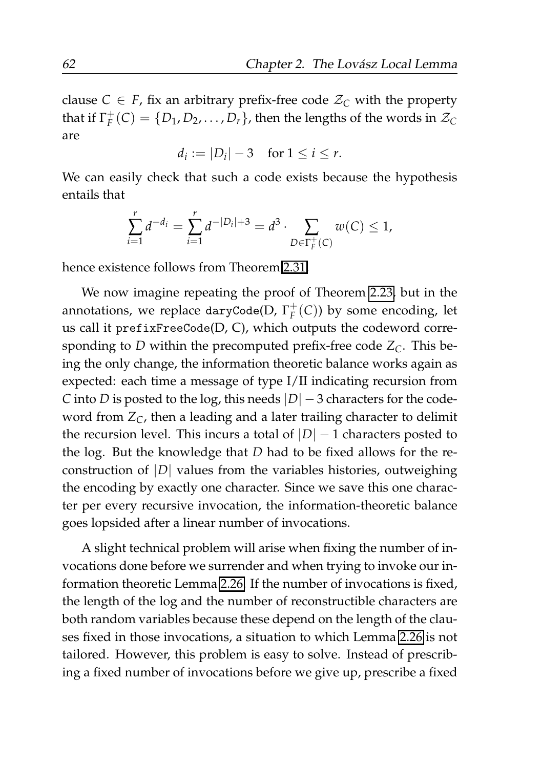clause $C \in F$, fix an arbitrary prefix-free code $\mathcal{Z}_C$ with the property that if $\Gamma_F^+(C) = \{D_1, D_2, \ldots, D_r\}$, then the lengths of the words in $\mathcal{Z}_C$ are

$$d_i := |D_i| - 3 \quad \text{for } 1 \leq i \leq r.$$

We can easily check that such a code exists because the hypothesis entails that

$$\sum_{i=1}^{r} d^{-d_i} = \sum_{i=1}^{r} d^{-|D_i|+3} = d^3 \cdot \sum_{D \in \Gamma_F^+(C)} w(C) \leq 1,$$

hence existence follows from Theorem 2.31.

We now imagine repeating the proof of Theorem 2.23, but in the annotations, we replace `daryCode(D, ` $\Gamma_F^+(C)$`)` by some encoding, let us call it `prefixFreeCode(D, C)`, which outputs the codeword corresponding to $D$ within the precomputed prefix-free code $Z_C$. This being the only change, the information theoretic balance works again as expected: each time a message of type I/II indicating recursion from $C$ into $D$ is posted to the log, this needs $|D| - 3$ characters for the codeword from $Z_C$, then a leading and a later trailing character to delimit the recursion level. This incurs a total of $|D| - 1$ characters posted to the log. But the knowledge that $D$ had to be fixed allows for the reconstruction of $|D|$ values from the variables histories, outweighing the encoding by exactly one character. Since we save this one character per every recursive invocation, the information-theoretic balance goes lopsided after a linear number of invocations.

A slight technical problem will arise when fixing the number of invocations done before we surrender and when trying to invoke our information theoretic Lemma 2.26. If the number of invocations is fixed, the length of the log and the number of reconstructible characters are both random variables because these depend on the length of the clauses fixed in those invocations, a situation to which Lemma 2.26 is not tailored. However, this problem is easy to solve. Instead of prescribing a fixed number of invocations before we give up, prescribe a fixed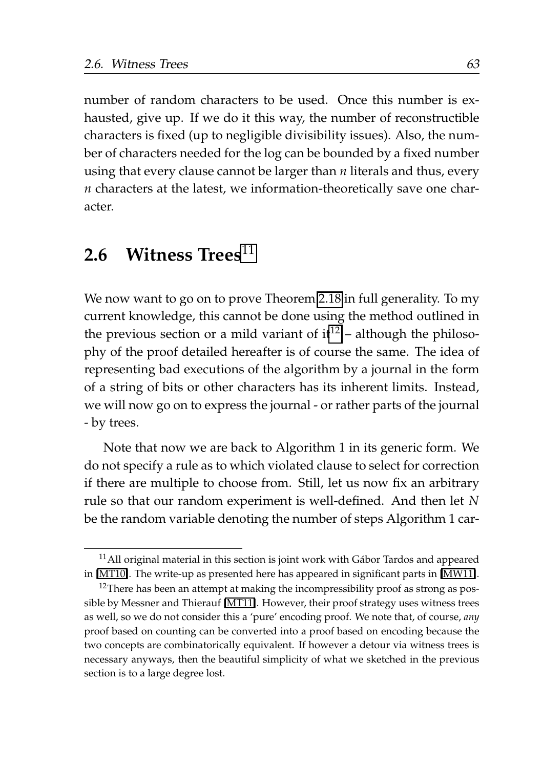number of random characters to be used. Once this number is exhausted, give up. If we do it this way, the number of reconstructible characters is fixed (up to negligible divisibility issues). Also, the number of characters needed for the log can be bounded by a fixed number using that every clause cannot be larger than $n$ literals and thus, every $n$ characters at the latest, we information-theoretically save one character.

## 2.6 Witness Trees[11]

We now want to go on to prove Theorem 2.18 in full generality. To my current knowledge, this cannot be done using the method outlined in the previous section or a mild variant of it[12] – although the philosophy of the proof detailed hereafter is of course the same. The idea of representing bad executions of the algorithm by a journal in the form of a string of bits or other characters has its inherent limits. Instead, we will now go on to express the journal - or rather parts of the journal - by trees.

Note that now we are back to Algorithm 1 in its generic form. We do not specify a rule as to which violated clause to select for correction if there are multiple to choose from. Still, let us now fix an arbitrary rule so that our random experiment is well-defined. And then let $N$ be the random variable denoting the number of steps Algorithm 1 car-

---

[11] All original material in this section is joint work with Gábor Tardos and appeared in [MT10]. The write-up as presented here has appeared in significant parts in [MW11].

[12] There has been an attempt at making the incompressibility proof as strong as possible by Messner and Thierauf [MT11]. However, their proof strategy uses witness trees as well, so we do not consider this a 'pure' encoding proof. We note that, of course, *any* proof based on counting can be converted into a proof based on encoding because the two concepts are combinatorically equivalent. If however a detour via witness trees is necessary anyways, then the beautiful simplicity of what we sketched in the previous section is to a large degree lost.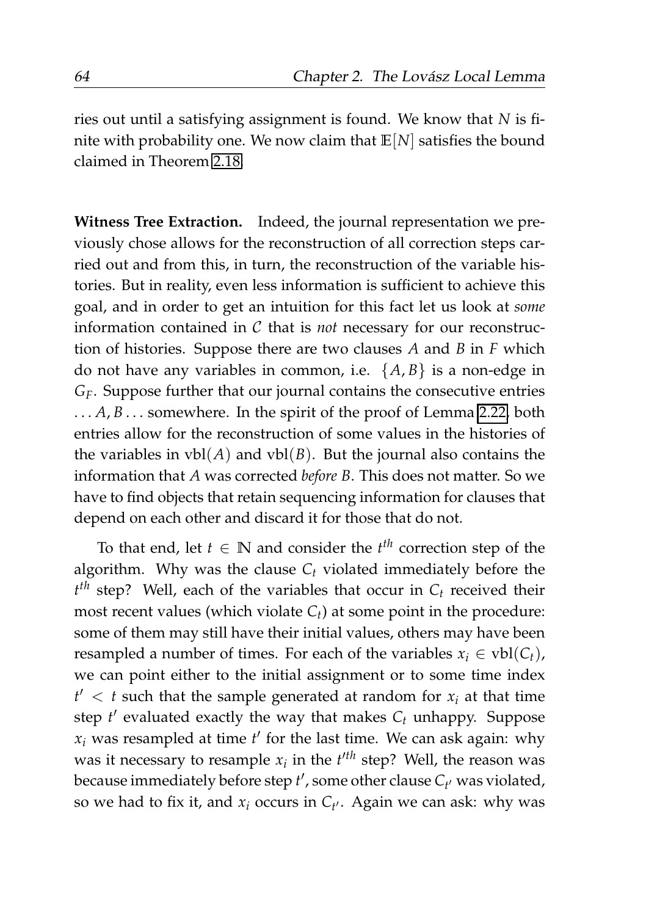ries out until a satisfying assignment is found. We know that $N$ is finite with probability one. We now claim that $\mathbb{E}[N]$ satisfies the bound claimed in Theorem 2.18.

**Witness Tree Extraction.** Indeed, the journal representation we previously chose allows for the reconstruction of all correction steps carried out and from this, in turn, the reconstruction of the variable histories. But in reality, even less information is sufficient to achieve this goal, and in order to get an intuition for this fact let us look at *some* information contained in $\mathcal{C}$ that is *not* necessary for our reconstruction of histories. Suppose there are two clauses $A$ and $B$ in $F$ which do not have any variables in common, i.e. $\{A, B\}$ is a non-edge in $G_F$. Suppose further that our journal contains the consecutive entries $\ldots A, B \ldots$ somewhere. In the spirit of the proof of Lemma 2.22, both entries allow for the reconstruction of some values in the histories of the variables in $\text{vbl}(A)$ and $\text{vbl}(B)$. But the journal also contains the information that $A$ was corrected *before* $B$. This does not matter. So we have to find objects that retain sequencing information for clauses that depend on each other and discard it for those that do not.

To that end, let $t \in \mathbb{N}$ and consider the $t^{th}$ correction step of the algorithm. Why was the clause $C_t$ violated immediately before the $t^{th}$ step? Well, each of the variables that occur in $C_t$ received their most recent values (which violate $C_t$) at some point in the procedure: some of them may still have their initial values, others may have been resampled a number of times. For each of the variables $x_i \in \text{vbl}(C_t)$, we can point either to the initial assignment or to some time index $t' < t$ such that the sample generated at random for $x_i$ at that time step $t'$ evaluated exactly the way that makes $C_t$ unhappy. Suppose $x_i$ was resampled at time $t'$ for the last time. We can ask again: why was it necessary to resample $x_i$ in the $t'^{th}$ step? Well, the reason was because immediately before step $t'$, some other clause $C_{t'}$ was violated, so we had to fix it, and $x_i$ occurs in $C_{t'}$. Again we can ask: why was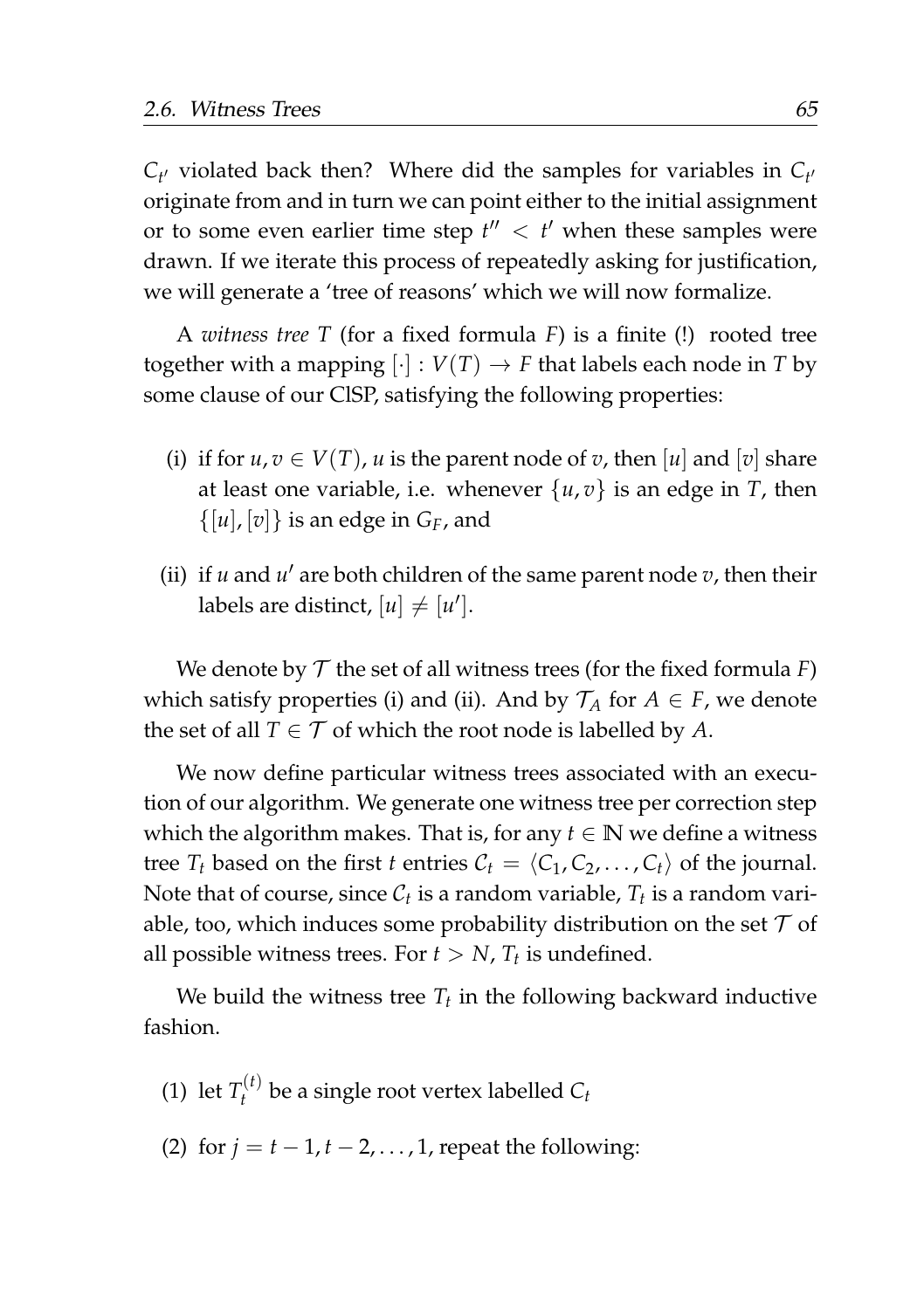$C_{t'}$ violated back then? Where did the samples for variables in $C_{t'}$ originate from and in turn we can point either to the initial assignment or to some even earlier time step $t'' < t'$ when these samples were drawn. If we iterate this process of repeatedly asking for justification, we will generate a 'tree of reasons' which we will now formalize.

A *witness tree* $T$ (for a fixed formula $F$) is a finite (!) rooted tree together with a mapping $[\cdot] : V(T) \to F$ that labels each node in $T$ by some clause of our ClSP, satisfying the following properties:

(i) if for $u, v \in V(T)$, $u$ is the parent node of $v$, then $[u]$ and $[v]$ share at least one variable, i.e. whenever $\{u, v\}$ is an edge in $T$, then $\{[u], [v]\}$ is an edge in $G_F$, and

(ii) if $u$ and $u'$ are both children of the same parent node $v$, then their labels are distinct, $[u] \neq [u']$.

We denote by $\mathcal{T}$ the set of all witness trees (for the fixed formula $F$) which satisfy properties (i) and (ii). And by $\mathcal{T}_A$ for $A \in F$, we denote the set of all $T \in \mathcal{T}$ of which the root node is labelled by $A$.

We now define particular witness trees associated with an execution of our algorithm. We generate one witness tree per correction step which the algorithm makes. That is, for any $t \in \mathbb{N}$ we define a witness tree $T_t$ based on the first $t$ entries $\mathcal{C}_t = \langle C_1, C_2, \ldots, C_t \rangle$ of the journal. Note that of course, since $\mathcal{C}_t$ is a random variable, $T_t$ is a random variable, too, which induces some probability distribution on the set $\mathcal{T}$ of all possible witness trees. For $t > N$, $T_t$ is undefined.

We build the witness tree $T_t$ in the following backward inductive fashion.

(1) let $T_t^{(t)}$ be a single root vertex labelled $C_t$

(2) for $j = t-1, t-2, \ldots, 1$, repeat the following: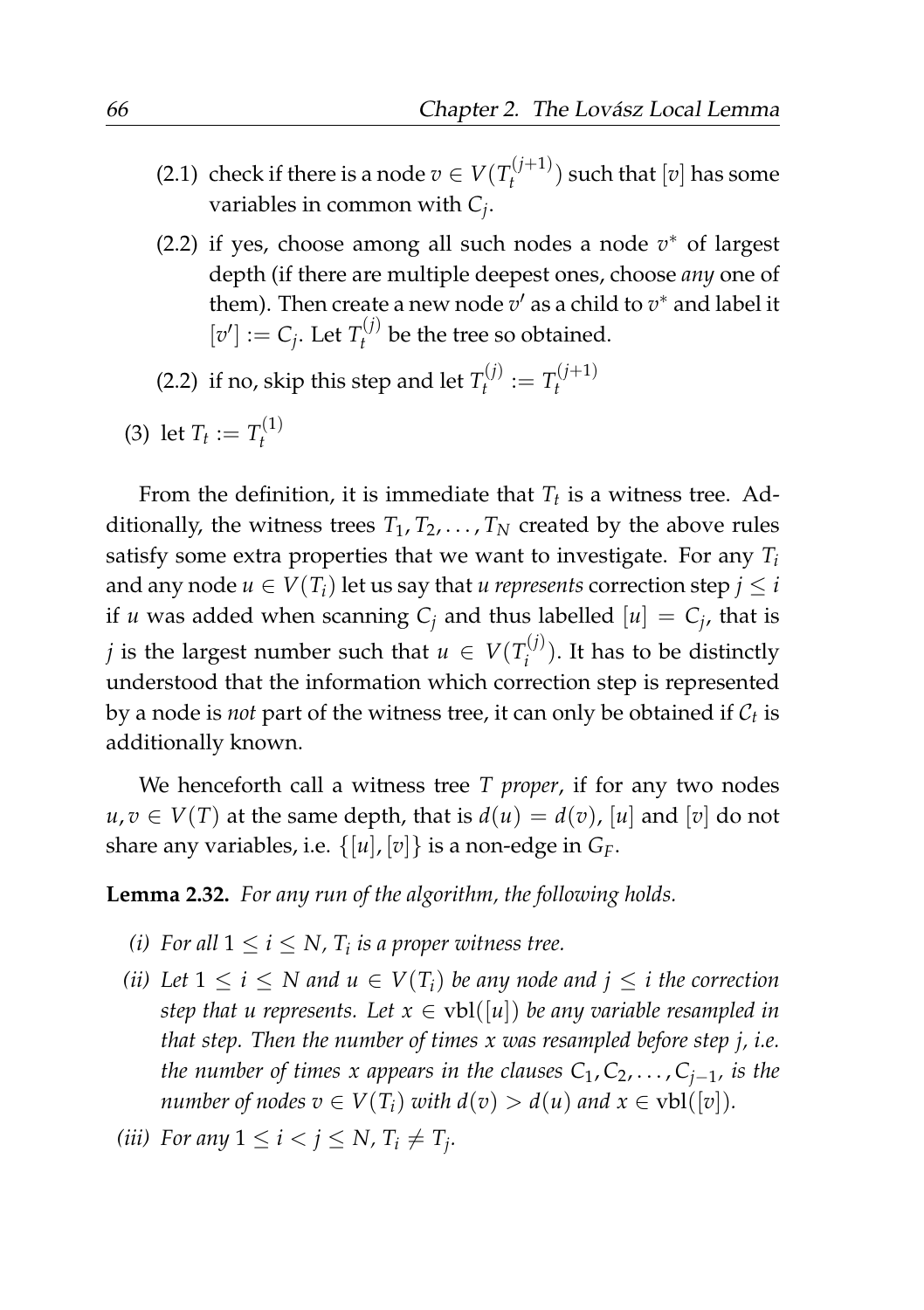(2.1) check if there is a node $v \in V(T_t^{(j+1)})$ such that $[v]$ has some variables in common with $C_j$.

(2.2) if yes, choose among all such nodes a node $v^*$ of largest depth (if there are multiple deepest ones, choose *any* one of them). Then create a new node $v'$ as a child to $v^*$ and label it $[v'] := C_j$. Let $T_t^{(j)}$ be the tree so obtained.

(2.2) if no, skip this step and let $T_t^{(j)} := T_t^{(j+1)}$

(3) let $T_t := T_t^{(1)}$

From the definition, it is immediate that $T_t$ is a witness tree. Additionally, the witness trees $T_1, T_2, \dots, T_N$ created by the above rules satisfy some extra properties that we want to investigate. For any $T_i$ and any node $u \in V(T_i)$ let us say that *u represents* correction step $j \leq i$ if $u$ was added when scanning $C_j$ and thus labelled $[u] = C_j$, that is $j$ is the largest number such that $u \in V(T_i^{(j)})$. It has to be distinctly understood that the information which correction step is represented by a node is *not* part of the witness tree, it can only be obtained if $\mathcal{C}_t$ is additionally known.

We henceforth call a witness tree $T$ *proper*, if for any two nodes $u, v \in V(T)$ at the same depth, that is $d(u) = d(v)$, $[u]$ and $[v]$ do not share any variables, i.e. $\{[u], [v]\}$ is a non-edge in $G_F$.

**Lemma 2.32.** *For any run of the algorithm, the following holds.*

*(i) For all $1 \leq i \leq N$, $T_i$ is a proper witness tree.*

*(ii) Let $1 \leq i \leq N$ and $u \in V(T_i)$ be any node and $j \leq i$ the correction step that $u$ represents. Let $x \in \text{vbl}([u])$ be any variable resampled in that step. Then the number of times $x$ was resampled before step $j$, i.e. the number of times $x$ appears in the clauses $C_1, C_2, \dots, C_{j-1}$, is the number of nodes $v \in V(T_i)$ with $d(v) > d(u)$ and $x \in \text{vbl}([v])$.*

*(iii) For any $1 \leq i < j \leq N$, $T_i \neq T_j$.*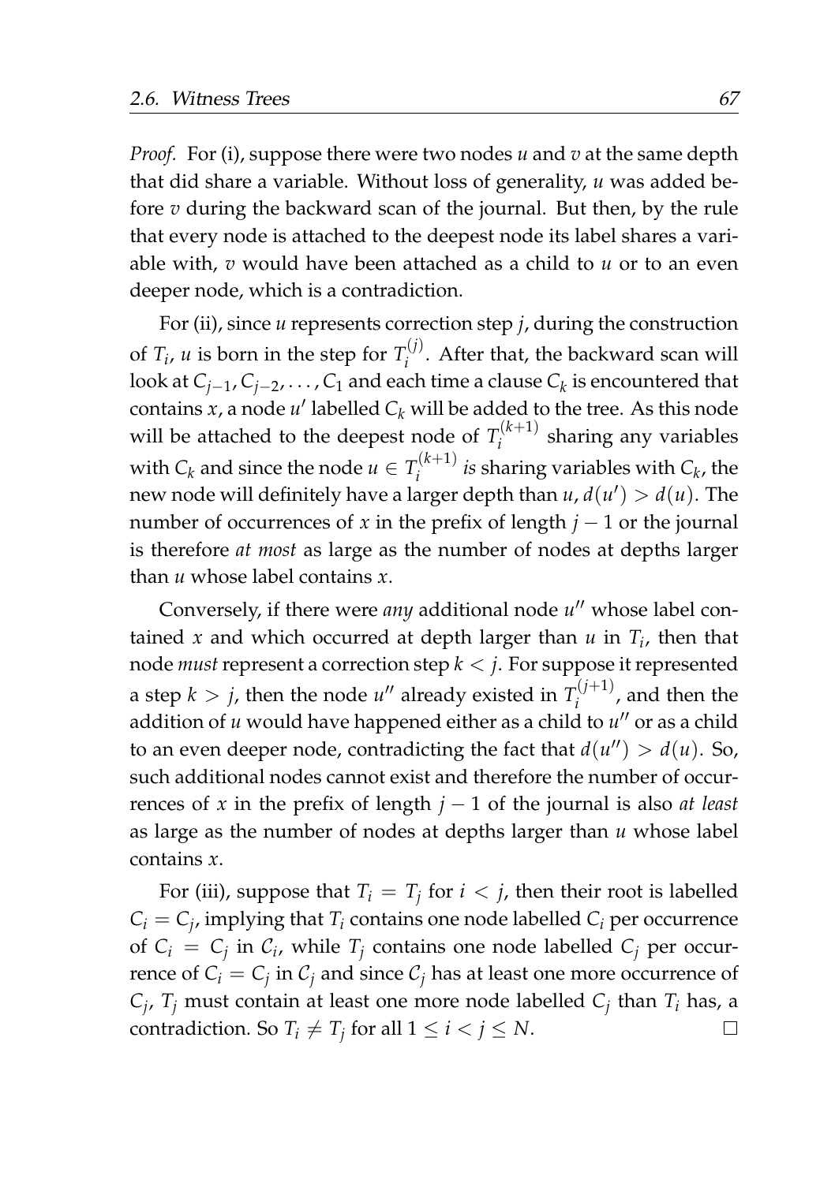*Proof.* For (i), suppose there were two nodes $u$ and $v$ at the same depth that did share a variable. Without loss of generality, $u$ was added before $v$ during the backward scan of the journal. But then, by the rule that every node is attached to the deepest node its label shares a variable with, $v$ would have been attached as a child to $u$ or to an even deeper node, which is a contradiction.

For (ii), since $u$ represents correction step $j$, during the construction of $T_i$, $u$ is born in the step for $T_i^{(j)}$. After that, the backward scan will look at $C_{j-1}, C_{j-2}, \ldots, C_1$ and each time a clause $C_k$ is encountered that contains $x$, a node $u'$ labelled $C_k$ will be added to the tree. As this node will be attached to the deepest node of $T_i^{(k+1)}$ sharing any variables with $C_k$ and since the node $u \in T_i^{(k+1)}$ *is* sharing variables with $C_k$, the new node will definitely have a larger depth than $u$, $d(u') > d(u)$. The number of occurrences of $x$ in the prefix of length $j-1$ or the journal is therefore *at most* as large as the number of nodes at depths larger than $u$ whose label contains $x$.

Conversely, if there were *any* additional node $u''$ whose label contained $x$ and which occurred at depth larger than $u$ in $T_i$, then that node *must* represent a correction step $k < j$. For suppose it represented a step $k > j$, then the node $u''$ already existed in $T_i^{(j+1)}$, and then the addition of $u$ would have happened either as a child to $u''$ or as a child to an even deeper node, contradicting the fact that $d(u'') > d(u)$. So, such additional nodes cannot exist and therefore the number of occurrences of $x$ in the prefix of length $j-1$ of the journal is also *at least* as large as the number of nodes at depths larger than $u$ whose label contains $x$.

For (iii), suppose that $T_i = T_j$ for $i < j$, then their root is labelled $C_i = C_j$, implying that $T_i$ contains one node labelled $C_i$ per occurrence of $C_i = C_j$ in $\mathcal{C}_i$, while $T_j$ contains one node labelled $C_j$ per occurrence of $C_i = C_j$ in $\mathcal{C}_j$ and since $\mathcal{C}_j$ has at least one more occurrence of $C_j$, $T_j$ must contain at least one more node labelled $C_j$ than $T_i$ has, a contradiction. So $T_i \neq T_j$ for all $1 \leq i < j \leq N$. □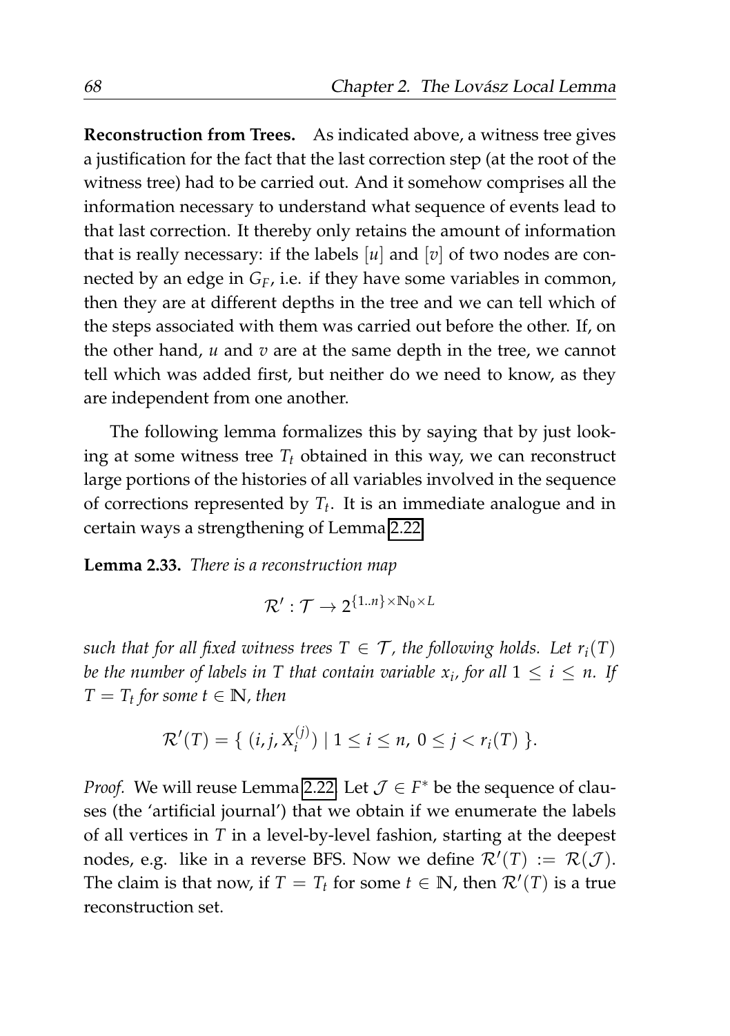**Reconstruction from Trees.** As indicated above, a witness tree gives a justification for the fact that the last correction step (at the root of the witness tree) had to be carried out. And it somehow comprises all the information necessary to understand what sequence of events lead to that last correction. It thereby only retains the amount of information that is really necessary: if the labels $[u]$ and $[v]$ of two nodes are connected by an edge in $G_F$, i.e. if they have some variables in common, then they are at different depths in the tree and we can tell which of the steps associated with them was carried out before the other. If, on the other hand, $u$ and $v$ are at the same depth in the tree, we cannot tell which was added first, but neither do we need to know, as they are independent from one another.

The following lemma formalizes this by saying that by just looking at some witness tree $T_t$ obtained in this way, we can reconstruct large portions of the histories of all variables involved in the sequence of corrections represented by $T_t$. It is an immediate analogue and in certain ways a strengthening of Lemma 2.22.

**Lemma 2.33.** *There is a reconstruction map*

$$\mathcal{R}' : \mathcal{T} \to 2^{\{1..n\} \times \mathbb{N}_0 \times L}$$

*such that for all fixed witness trees $T \in \mathcal{T}$, the following holds. Let $r_i(T)$ be the number of labels in $T$ that contain variable $x_i$, for all $1 \leq i \leq n$. If $T = T_t$ for some $t \in \mathbb{N}$, then*

$$\mathcal{R}'(T) = \{ \ (i, j, X_i^{(j)}) \mid 1 \leq i \leq n, \ 0 \leq j < r_i(T) \ \}.$$

*Proof.* We will reuse Lemma 2.22. Let $\mathcal{J} \in F^*$ be the sequence of clauses (the 'artificial journal') that we obtain if we enumerate the labels of all vertices in $T$ in a level-by-level fashion, starting at the deepest nodes, e.g. like in a reverse BFS. Now we define $\mathcal{R}'(T) := \mathcal{R}(\mathcal{J})$. The claim is that now, if $T = T_t$ for some $t \in \mathbb{N}$, then $\mathcal{R}'(T)$ is a true reconstruction set.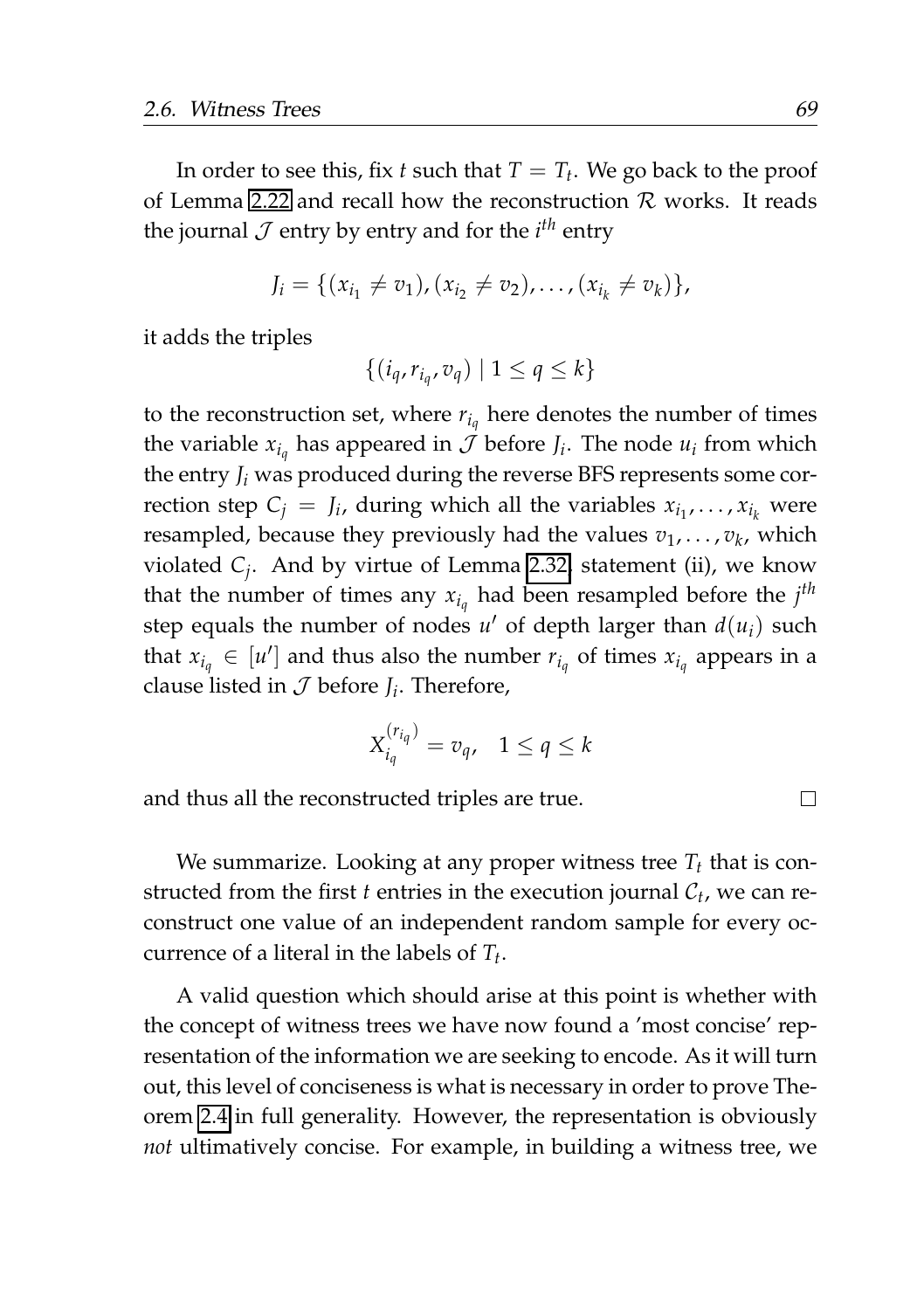In order to see this, fix $t$ such that $T = T_t$. We go back to the proof of Lemma 2.22 and recall how the reconstruction $\mathcal{R}$ works. It reads the journal $\mathcal{J}$ entry by entry and for the $i^{th}$ entry

$$J_i = \{(x_{i_1} \neq v_1), (x_{i_2} \neq v_2), \ldots, (x_{i_k} \neq v_k)\},$$

it adds the triples

$$\{(i_q, r_{i_q}, v_q) \mid 1 \leq q \leq k\}$$

to the reconstruction set, where $r_{i_q}$ here denotes the number of times the variable $x_{i_q}$ has appeared in $\mathcal{J}$ before $J_i$. The node $u_i$ from which the entry $J_i$ was produced during the reverse BFS represents some correction step $C_j = J_i$, during which all the variables $x_{i_1}, \ldots, x_{i_k}$ were resampled, because they previously had the values $v_1, \ldots, v_k$, which violated $C_j$. And by virtue of Lemma 2.32, statement (ii), we know that the number of times any $x_{i_q}$ had been resampled before the $j^{th}$ step equals the number of nodes $u'$ of depth larger than $d(u_i)$ such that $x_{i_q} \in [u']$ and thus also the number $r_{i_q}$ of times $x_{i_q}$ appears in a clause listed in $\mathcal{J}$ before $J_i$. Therefore,

$$X_{i_q}^{(r_{i_q})} = v_q, \quad 1 \leq q \leq k$$

and thus all the reconstructed triples are true. □

We summarize. Looking at any proper witness tree $T_t$ that is constructed from the first $t$ entries in the execution journal $\mathcal{C}_t$, we can reconstruct one value of an independent random sample for every occurrence of a literal in the labels of $T_t$.

A valid question which should arise at this point is whether with the concept of witness trees we have now found a 'most concise' representation of the information we are seeking to encode. As it will turn out, this level of conciseness is what is necessary in order to prove Theorem 2.4 in full generality. However, the representation is obviously *not* ultimatively concise. For example, in building a witness tree, we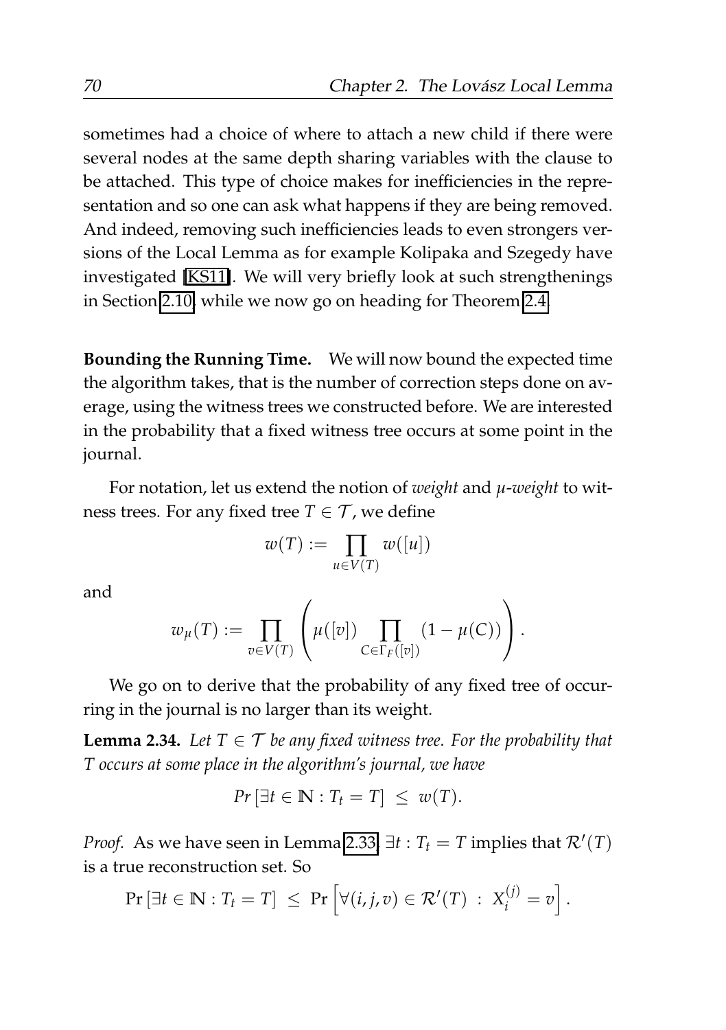sometimes had a choice of where to attach a new child if there were several nodes at the same depth sharing variables with the clause to be attached. This type of choice makes for inefficiencies in the representation and so one can ask what happens if they are being removed. And indeed, removing such inefficiencies leads to even strongers versions of the Local Lemma as for example Kolipaka and Szegedy have investigated [KS11]. We will very briefly look at such strengthenings in Section 2.10 while we now go on heading for Theorem 2.4.

**Bounding the Running Time.** We will now bound the expected time the algorithm takes, that is the number of correction steps done on average, using the witness trees we constructed before. We are interested in the probability that a fixed witness tree occurs at some point in the journal.

For notation, let us extend the notion of *weight* and *$\mu$-weight* to witness trees. For any fixed tree $T \in \mathcal{T}$, we define

$$w(T) := \prod_{u \in V(T)} w([u])$$

and

$$w_\mu(T) := \prod_{v \in V(T)} \left( \mu([v]) \prod_{C \in \Gamma_F([v])} (1 - \mu(C)) \right).$$

We go on to derive that the probability of any fixed tree of occurring in the journal is no larger than its weight.

**Lemma 2.34.** *Let $T \in \mathcal{T}$ be any fixed witness tree. For the probability that $T$ occurs at some place in the algorithm's journal, we have*

$$Pr\left[\exists t \in \mathbb{N} : T_t = T\right] \leq w(T).$$

*Proof.* As we have seen in Lemma 2.33, $\exists t : T_t = T$ implies that $\mathcal{R}'(T)$ is a true reconstruction set. So

$$\Pr\left[\exists t \in \mathbb{N} : T_t = T\right] \leq \Pr\left[\forall (i, j, v) \in \mathcal{R}'(T) \ : \ X_i^{(j)} = v\right].$$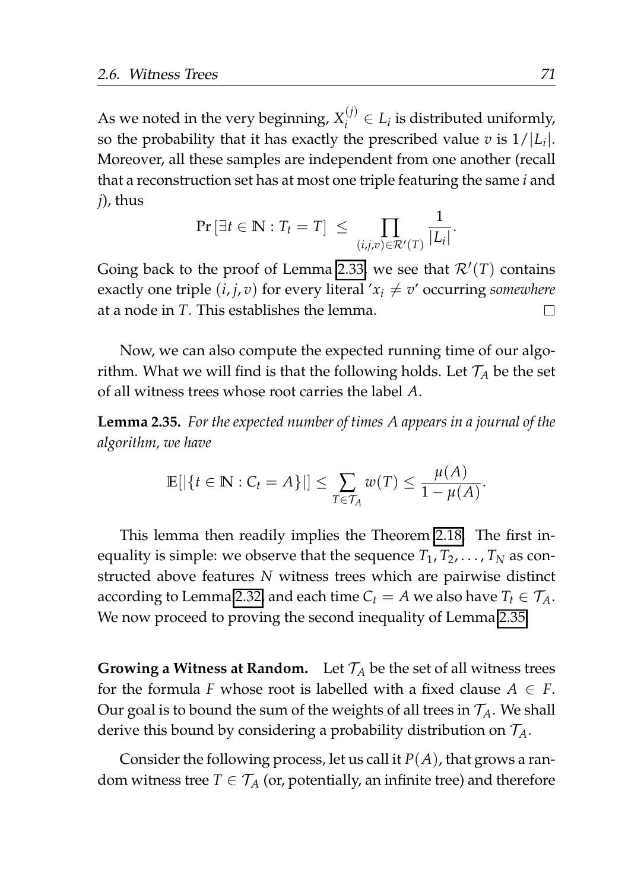As we noted in the very beginning, $X_i^{(j)} \in L_i$ is distributed uniformly, so the probability that it has exactly the prescribed value $v$ is $1/|L_i|$. Moreover, all these samples are independent from one another (recall that a reconstruction set has at most one triple featuring the same $i$ and $j$), thus

$$\Pr\left[\exists t \in \mathbb{N} : T_t = T\right] \leq \prod_{(i,j,v) \in \mathcal{R}'(T)} \frac{1}{|L_i|}.$$

Going back to the proof of Lemma 2.33, we see that $\mathcal{R}'(T)$ contains exactly one triple $(i, j, v)$ for every literal '$x_i \neq v$' occurring *somewhere* at a node in $T$. This establishes the lemma. □

Now, we can also compute the expected running time of our algorithm. What we will find is that the following holds. Let $\mathcal{T}_A$ be the set of all witness trees whose root carries the label $A$.

**Lemma 2.35.** *For the expected number of times $A$ appears in a journal of the algorithm, we have*

$$\mathbb{E}[|\{t \in \mathbb{N} : C_t = A\}|] \leq \sum_{T \in \mathcal{T}_A} w(T) \leq \frac{\mu(A)}{1 - \mu(A)}.$$

This lemma then readily implies the Theorem 2.18. The first inequality is simple: we observe that the sequence $T_1, T_2, \ldots, T_N$ as constructed above features $N$ witness trees which are pairwise distinct according to Lemma 2.32, and each time $C_t = A$ we also have $T_t \in \mathcal{T}_A$. We now proceed to proving the second inequality of Lemma 2.35.

**Growing a Witness at Random.** Let $\mathcal{T}_A$ be the set of all witness trees for the formula $F$ whose root is labelled with a fixed clause $A \in F$. Our goal is to bound the sum of the weights of all trees in $\mathcal{T}_A$. We shall derive this bound by considering a probability distribution on $\mathcal{T}_A$.

Consider the following process, let us call it $P(A)$, that grows a random witness tree $T \in \mathcal{T}_A$ (or, potentially, an infinite tree) and therefore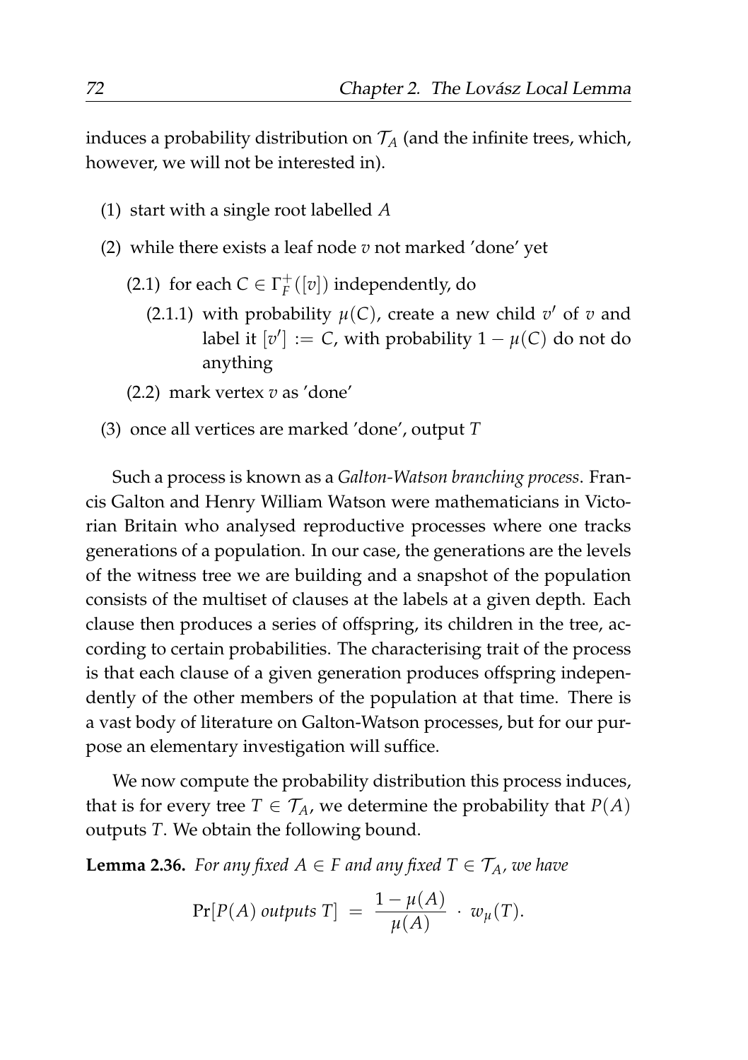induces a probability distribution on $\mathcal{T}_A$ (and the infinite trees, which, however, we will not be interested in).

(1) start with a single root labelled $A$

(2) while there exists a leaf node $v$ not marked 'done' yet

  (2.1) for each $C \in \Gamma_F^+([v])$ independently, do

    (2.1.1) with probability $\mu(C)$, create a new child $v'$ of $v$ and label it $[v'] := C$, with probability $1 - \mu(C)$ do not do anything

  (2.2) mark vertex $v$ as 'done'

(3) once all vertices are marked 'done', output $T$

Such a process is known as a *Galton-Watson branching process*. Francis Galton and Henry William Watson were mathematicians in Victorian Britain who analysed reproductive processes where one tracks generations of a population. In our case, the generations are the levels of the witness tree we are building and a snapshot of the population consists of the multiset of clauses at the labels at a given depth. Each clause then produces a series of offspring, its children in the tree, according to certain probabilities. The characterising trait of the process is that each clause of a given generation produces offspring independently of the other members of the population at that time. There is a vast body of literature on Galton-Watson processes, but for our purpose an elementary investigation will suffice.

We now compute the probability distribution this process induces, that is for every tree $T \in \mathcal{T}_A$, we determine the probability that $P(A)$ outputs $T$. We obtain the following bound.

**Lemma 2.36.** *For any fixed $A \in F$ and any fixed $T \in \mathcal{T}_A$, we have*

$$\Pr[P(A) \text{ outputs } T] \;=\; \frac{1 - \mu(A)}{\mu(A)} \;\cdot\; w_\mu(T).$$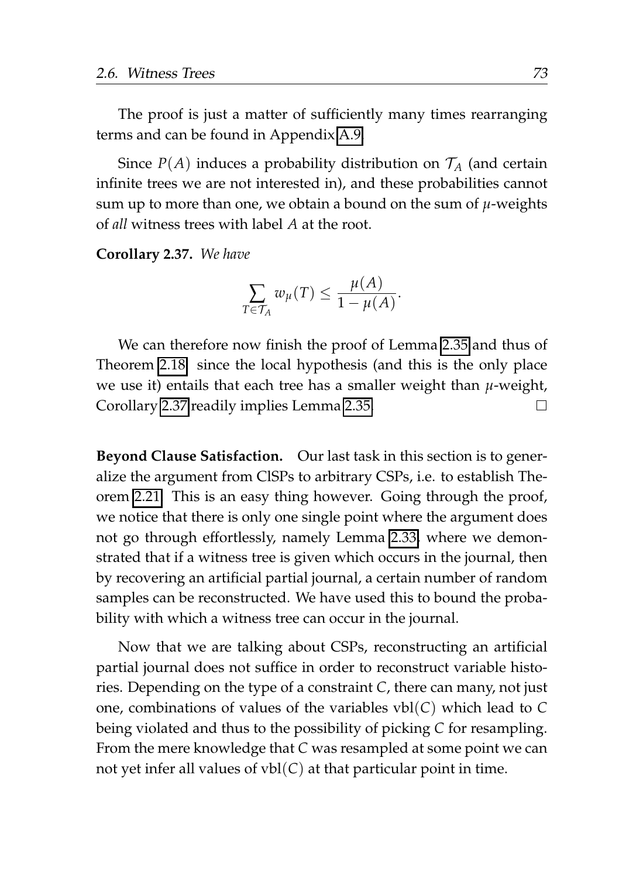The proof is just a matter of sufficiently many times rearranging terms and can be found in Appendix A.9.

Since $P(A)$ induces a probability distribution on $\mathcal{T}_A$ (and certain infinite trees we are not interested in), and these probabilities cannot sum up to more than one, we obtain a bound on the sum of $\mu$-weights of *all* witness trees with label $A$ at the root.

**Corollary 2.37.** *We have*

$$\sum_{T \in \mathcal{T}_A} w_\mu(T) \leq \frac{\mu(A)}{1 - \mu(A)}.$$

We can therefore now finish the proof of Lemma 2.35 and thus of Theorem 2.18, since the local hypothesis (and this is the only place we use it) entails that each tree has a smaller weight than $\mu$-weight, Corollary 2.37 readily implies Lemma 2.35. □

**Beyond Clause Satisfaction.** Our last task in this section is to generalize the argument from ClSPs to arbitrary CSPs, i.e. to establish Theorem 2.21. This is an easy thing however. Going through the proof, we notice that there is only one single point where the argument does not go through effortlessly, namely Lemma 2.33, where we demonstrated that if a witness tree is given which occurs in the journal, then by recovering an artificial partial journal, a certain number of random samples can be reconstructed. We have used this to bound the probability with which a witness tree can occur in the journal.

Now that we are talking about CSPs, reconstructing an artificial partial journal does not suffice in order to reconstruct variable histories. Depending on the type of a constraint $C$, there can many, not just one, combinations of values of the variables $\mathrm{vbl}(C)$ which lead to $C$ being violated and thus to the possibility of picking $C$ for resampling. From the mere knowledge that $C$ was resampled at some point we can not yet infer all values of $\mathrm{vbl}(C)$ at that particular point in time.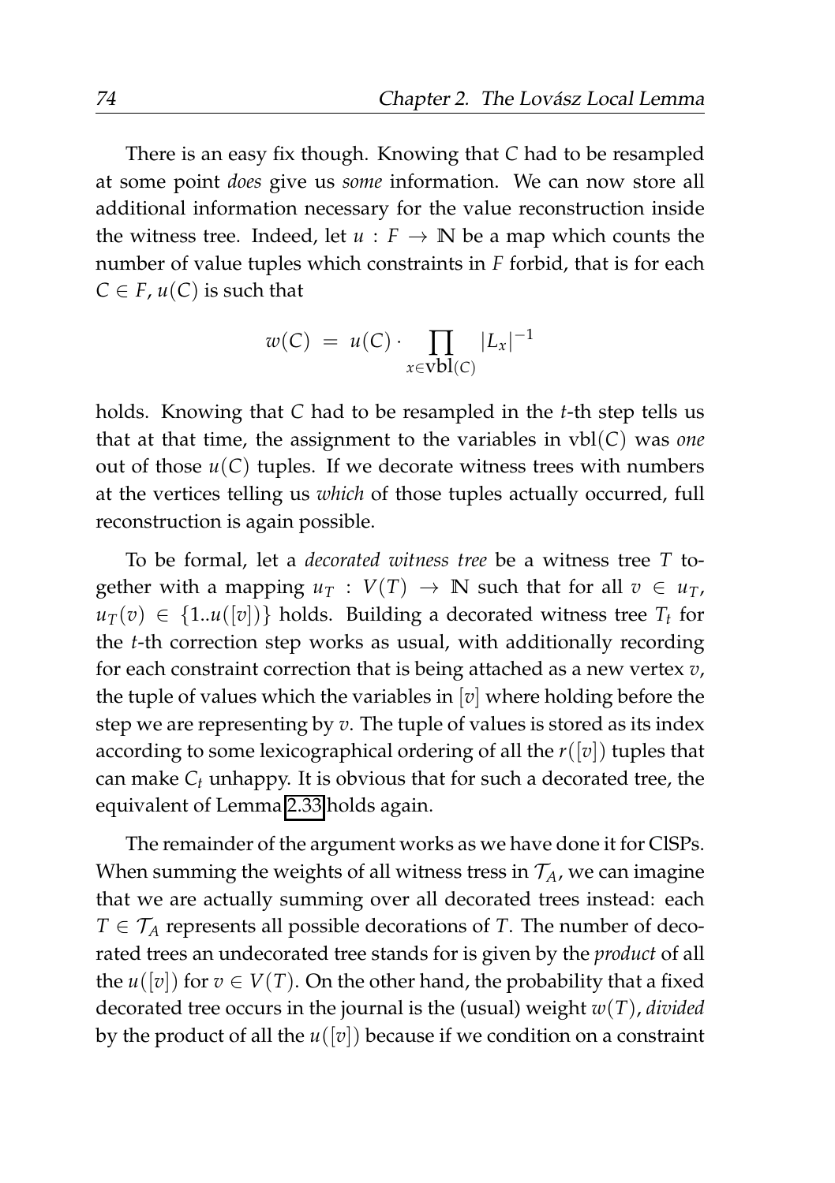There is an easy fix though. Knowing that $C$ had to be resampled at some point *does* give us *some* information. We can now store all additional information necessary for the value reconstruction inside the witness tree. Indeed, let $u : F \to \mathbb{N}$ be a map which counts the number of value tuples which constraints in $F$ forbid, that is for each $C \in F$, $u(C)$ is such that

$$w(C) \; = \; u(C) \cdot \prod_{x \in \mathrm{vbl}(C)} |L_x|^{-1}$$

holds. Knowing that $C$ had to be resampled in the $t$-th step tells us that at that time, the assignment to the variables in $\mathrm{vbl}(C)$ was *one* out of those $u(C)$ tuples. If we decorate witness trees with numbers at the vertices telling us *which* of those tuples actually occurred, full reconstruction is again possible.

To be formal, let a *decorated witness tree* be a witness tree $T$ together with a mapping $u_T : V(T) \to \mathbb{N}$ such that for all $v \in u_T$, $u_T(v) \in \{1..u([v])\}$ holds. Building a decorated witness tree $T_t$ for the $t$-th correction step works as usual, with additionally recording for each constraint correction that is being attached as a new vertex $v$, the tuple of values which the variables in $[v]$ where holding before the step we are representing by $v$. The tuple of values is stored as its index according to some lexicographical ordering of all the $r([v])$ tuples that can make $C_t$ unhappy. It is obvious that for such a decorated tree, the equivalent of Lemma 2.33 holds again.

The remainder of the argument works as we have done it for ClSPs. When summing the weights of all witness tress in $\mathcal{T}_A$, we can imagine that we are actually summing over all decorated trees instead: each $T \in \mathcal{T}_A$ represents all possible decorations of $T$. The number of decorated trees an undecorated tree stands for is given by the *product* of all the $u([v])$ for $v \in V(T)$. On the other hand, the probability that a fixed decorated tree occurs in the journal is the (usual) weight $w(T)$, *divided* by the product of all the $u([v])$ because if we condition on a constraint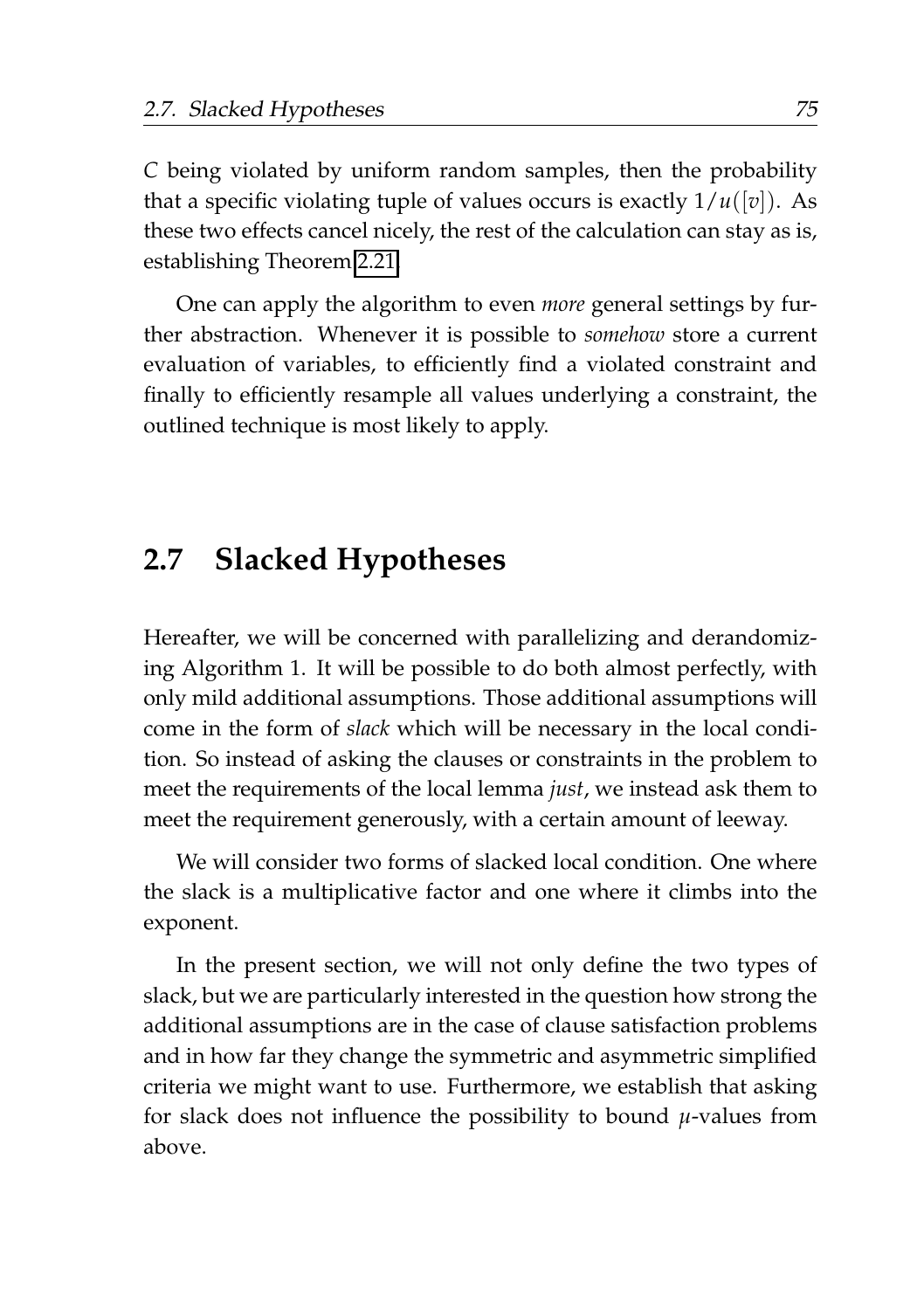$C$ being violated by uniform random samples, then the probability that a specific violating tuple of values occurs is exactly $1/u([v])$. As these two effects cancel nicely, the rest of the calculation can stay as is, establishing Theorem 2.21.

One can apply the algorithm to even *more* general settings by further abstraction. Whenever it is possible to *somehow* store a current evaluation of variables, to efficiently find a violated constraint and finally to efficiently resample all values underlying a constraint, the outlined technique is most likely to apply.

## 2.7 Slacked Hypotheses

Hereafter, we will be concerned with parallelizing and derandomizing Algorithm 1. It will be possible to do both almost perfectly, with only mild additional assumptions. Those additional assumptions will come in the form of *slack* which will be necessary in the local condition. So instead of asking the clauses or constraints in the problem to meet the requirements of the local lemma *just*, we instead ask them to meet the requirement generously, with a certain amount of leeway.

We will consider two forms of slacked local condition. One where the slack is a multiplicative factor and one where it climbs into the exponent.

In the present section, we will not only define the two types of slack, but we are particularly interested in the question how strong the additional assumptions are in the case of clause satisfaction problems and in how far they change the symmetric and asymmetric simplified criteria we might want to use. Furthermore, we establish that asking for slack does not influence the possibility to bound $\mu$-values from above.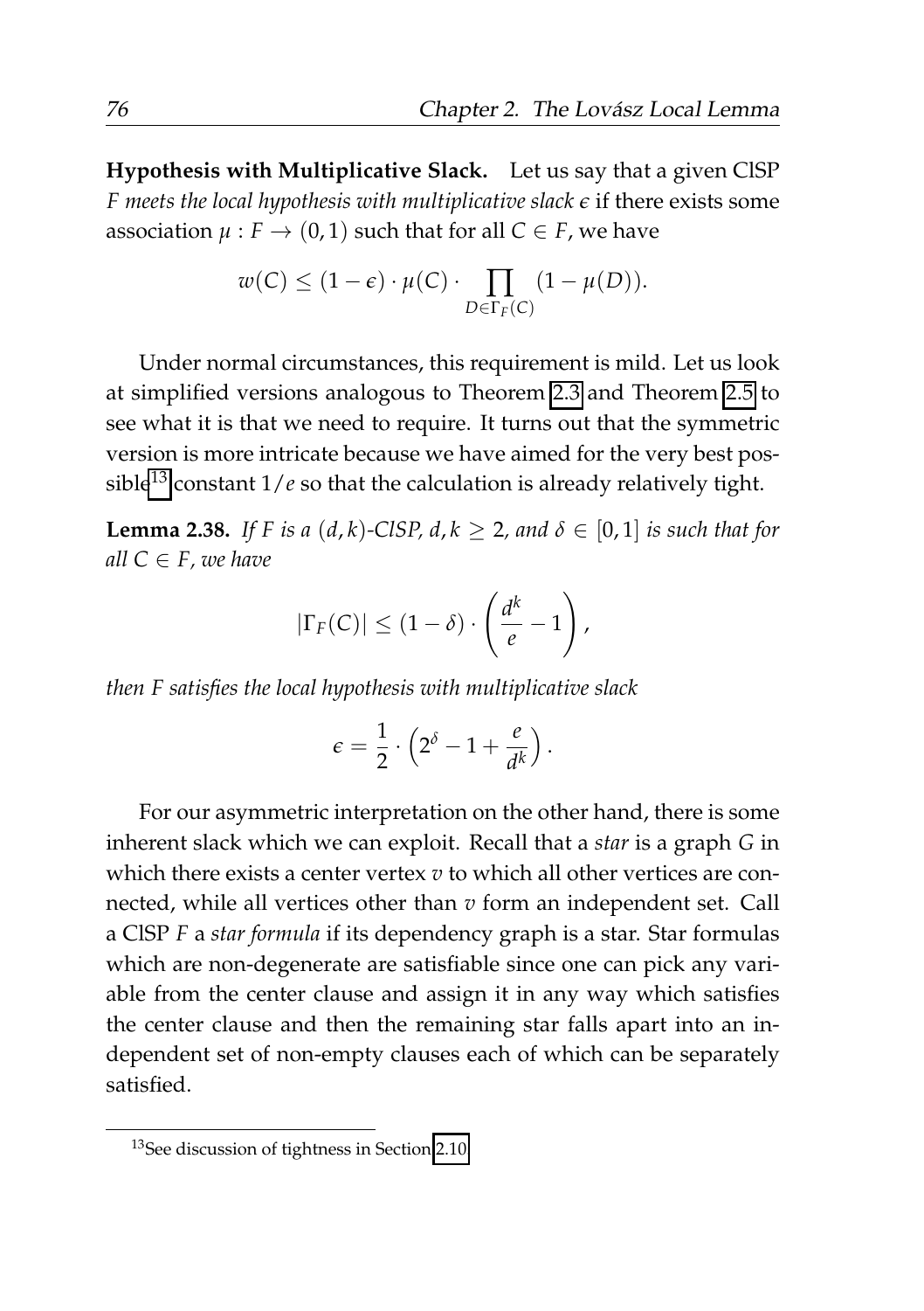**Hypothesis with Multiplicative Slack.** Let us say that a given ClSP $F$ *meets the local hypothesis with multiplicative slack* $\epsilon$ if there exists some association $\mu : F \to (0,1)$ such that for all $C \in F$, we have

$$w(C) \leq (1-\epsilon) \cdot \mu(C) \cdot \prod_{D \in \Gamma_F(C)} (1 - \mu(D)).$$

Under normal circumstances, this requirement is mild. Let us look at simplified versions analogous to Theorem 2.3 and Theorem 2.5 to see what it is that we need to require. It turns out that the symmetric version is more intricate because we have aimed for the very best possible[13] constant $1/e$ so that the calculation is already relatively tight.

**Lemma 2.38.** *If $F$ is a $(d,k)$-ClSP, $d, k \geq 2$, and $\delta \in [0,1]$ is such that for all $C \in F$, we have*

$$|\Gamma_F(C)| \leq (1-\delta) \cdot \left( \frac{d^k}{e} - 1 \right),$$

*then $F$ satisfies the local hypothesis with multiplicative slack*

$$\epsilon = \frac{1}{2} \cdot \left( 2^{\delta} - 1 + \frac{e}{d^k} \right).$$

For our asymmetric interpretation on the other hand, there is some inherent slack which we can exploit. Recall that a *star* is a graph $G$ in which there exists a center vertex $v$ to which all other vertices are connected, while all vertices other than $v$ form an independent set. Call a ClSP $F$ a *star formula* if its dependency graph is a star. Star formulas which are non-degenerate are satisfiable since one can pick any variable from the center clause and assign it in any way which satisfies the center clause and then the remaining star falls apart into an independent set of non-empty clauses each of which can be separately satisfied.

[13] See discussion of tightness in Section 2.10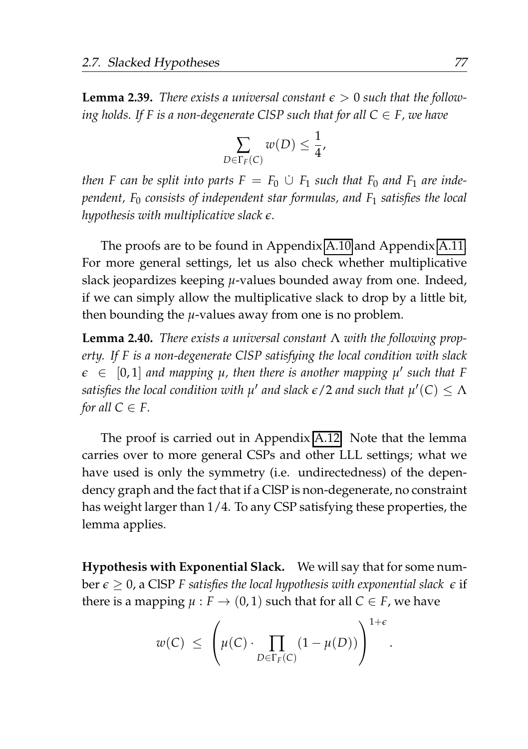**Lemma 2.39.** *There exists a universal constant $\epsilon > 0$ such that the following holds. If $F$ is a non-degenerate ClSP such that for all $C \in F$, we have*

$$\sum_{D \in \Gamma_F(C)} w(D) \leq \frac{1}{4},$$

*then $F$ can be split into parts $F = F_0 \dot\cup F_1$ such that $F_0$ and $F_1$ are independent, $F_0$ consists of independent star formulas, and $F_1$ satisfies the local hypothesis with multiplicative slack $\epsilon$.*

The proofs are to be found in Appendix A.10 and Appendix A.11. For more general settings, let us also check whether multiplicative slack jeopardizes keeping $\mu$-values bounded away from one. Indeed, if we can simply allow the multiplicative slack to drop by a little bit, then bounding the $\mu$-values away from one is no problem.

**Lemma 2.40.** *There exists a universal constant $\Lambda$ with the following property. If $F$ is a non-degenerate ClSP satisfying the local condition with slack $\epsilon \in [0, 1]$ and mapping $\mu$, then there is another mapping $\mu'$ such that $F$ satisfies the local condition with $\mu'$ and slack $\epsilon/2$ and such that $\mu'(C) \leq \Lambda$ for all $C \in F$.*

The proof is carried out in Appendix A.12. Note that the lemma carries over to more general CSPs and other LLL settings; what we have used is only the symmetry (i.e. undirectedness) of the dependency graph and the fact that if a ClSP is non-degenerate, no constraint has weight larger than $1/4$. To any CSP satisfying these properties, the lemma applies.

**Hypothesis with Exponential Slack.** We will say that for some number $\epsilon \geq 0$, a ClSP $F$ *satisfies the local hypothesis with exponential slack* $\epsilon$ if there is a mapping $\mu : F \to (0, 1)$ such that for all $C \in F$, we have

$$w(C) \;\leq\; \left( \mu(C) \cdot \prod_{D \in \Gamma_F(C)} (1 - \mu(D)) \right)^{1+\epsilon} .$$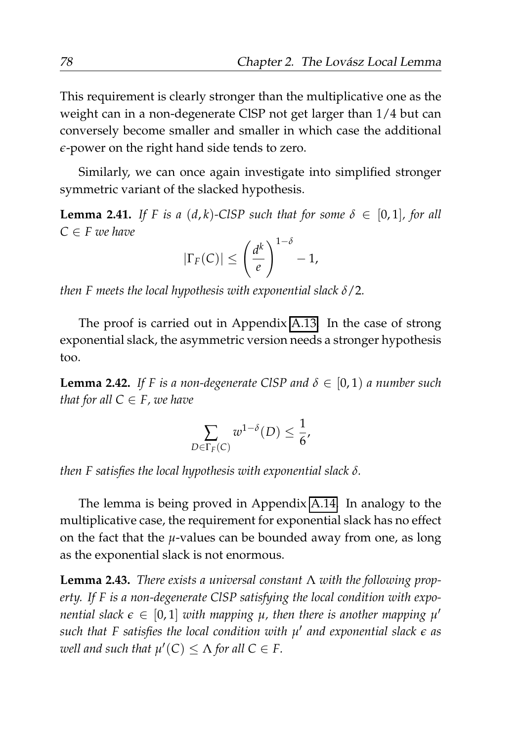This requirement is clearly stronger than the multiplicative one as the weight can in a non-degenerate ClSP not get larger than $1/4$ but can conversely become smaller and smaller in which case the additional $\epsilon$-power on the right hand side tends to zero.

Similarly, we can once again investigate into simplified stronger symmetric variant of the slacked hypothesis.

**Lemma 2.41.** *If $F$ is a $(d,k)$-ClSP such that for some $\delta \in [0,1]$, for all $C \in F$ we have*

$$|\Gamma_F(C)| \leq \left(\frac{d^k}{e}\right)^{1-\delta} - 1,$$

*then $F$ meets the local hypothesis with exponential slack $\delta/2$.*

The proof is carried out in Appendix A.13. In the case of strong exponential slack, the asymmetric version needs a stronger hypothesis too.

**Lemma 2.42.** *If $F$ is a non-degenerate ClSP and $\delta \in [0,1)$ a number such that for all $C \in F$, we have*

$$\sum_{D \in \Gamma_F(C)} w^{1-\delta}(D) \leq \frac{1}{6},$$

*then $F$ satisfies the local hypothesis with exponential slack $\delta$.*

The lemma is being proved in Appendix A.14. In analogy to the multiplicative case, the requirement for exponential slack has no effect on the fact that the $\mu$-values can be bounded away from one, as long as the exponential slack is not enormous.

**Lemma 2.43.** *There exists a universal constant $\Lambda$ with the following property. If $F$ is a non-degenerate ClSP satisfying the local condition with exponential slack $\epsilon \in [0,1]$ with mapping $\mu$, then there is another mapping $\mu'$ such that $F$ satisfies the local condition with $\mu'$ and exponential slack $\epsilon$ as well and such that $\mu'(C) \leq \Lambda$ for all $C \in F$.*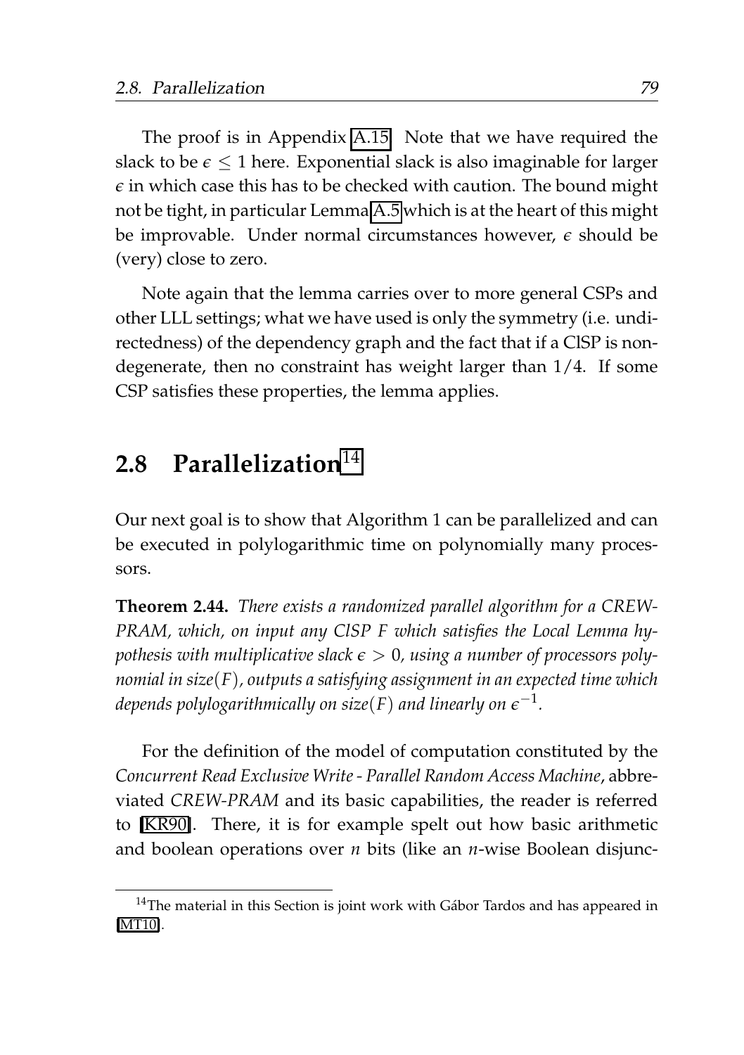The proof is in Appendix A.15. Note that we have required the slack to be $\epsilon \leq 1$ here. Exponential slack is also imaginable for larger $\epsilon$ in which case this has to be checked with caution. The bound might not be tight, in particular Lemma A.5 which is at the heart of this might be improvable. Under normal circumstances however, $\epsilon$ should be (very) close to zero.

Note again that the lemma carries over to more general CSPs and other LLL settings; what we have used is only the symmetry (i.e. undirectedness) of the dependency graph and the fact that if a ClSP is nondegenerate, then no constraint has weight larger than $1/4$. If some CSP satisfies these properties, the lemma applies.

## 2.8 Parallelization[14]

Our next goal is to show that Algorithm 1 can be parallelized and can be executed in polylogarithmic time on polynomially many processors.

**Theorem 2.44.** *There exists a randomized parallel algorithm for a CREW-PRAM, which, on input any ClSP $F$ which satisfies the Local Lemma hypothesis with multiplicative slack $\epsilon > 0$, using a number of processors polynomial in size$(F)$, outputs a satisfying assignment in an expected time which depends polylogarithmically on size$(F)$ and linearly on $\epsilon^{-1}$.*

For the definition of the model of computation constituted by the *Concurrent Read Exclusive Write - Parallel Random Access Machine*, abbreviated *CREW-PRAM* and its basic capabilities, the reader is referred to [KR90]. There, it is for example spelt out how basic arithmetic and boolean operations over $n$ bits (like an $n$-wise Boolean disjunc-

[14] The material in this Section is joint work with Gábor Tardos and has appeared in [MT10].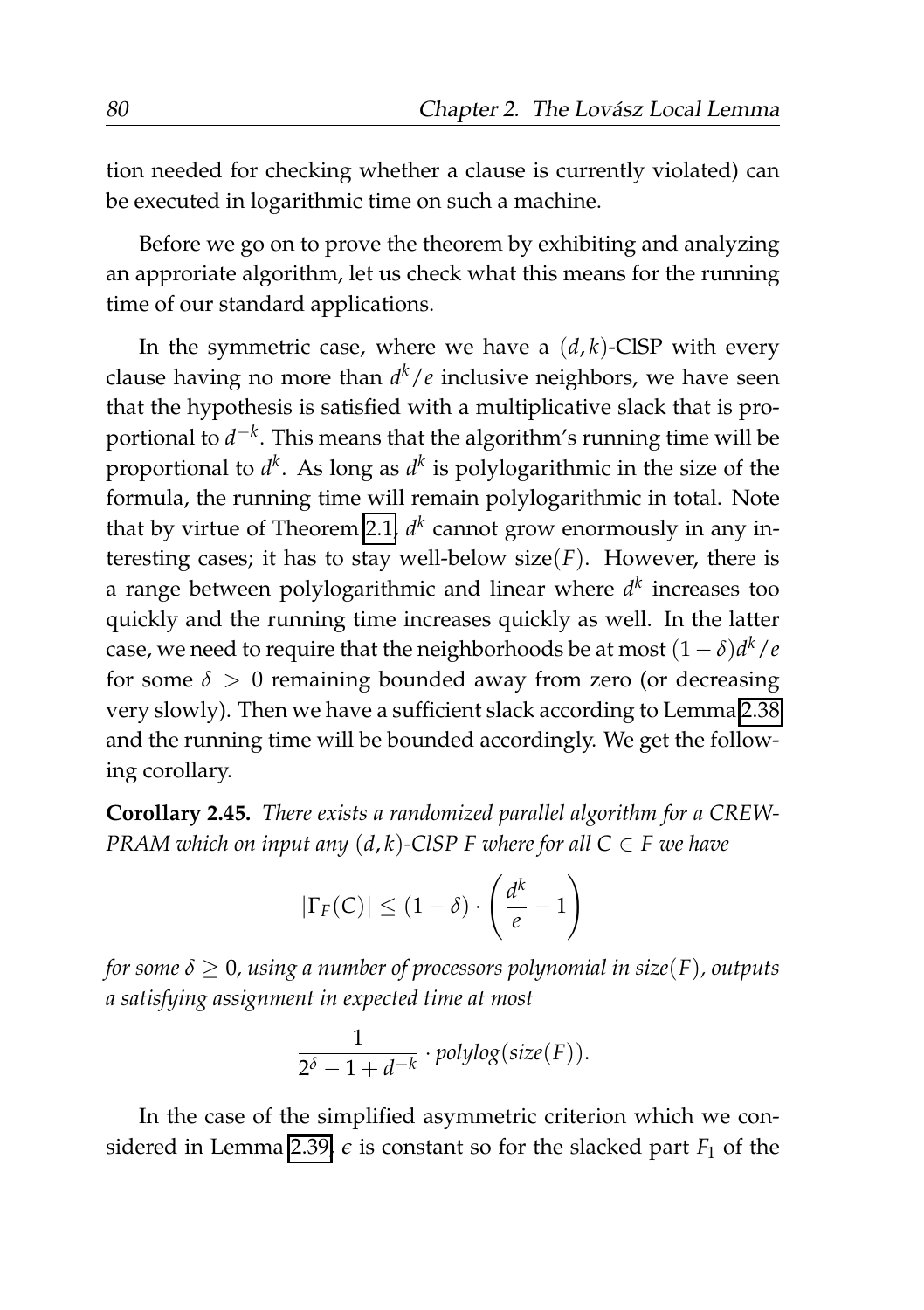tion needed for checking whether a clause is currently violated) can be executed in logarithmic time on such a machine.

Before we go on to prove the theorem by exhibiting and analyzing an approriate algorithm, let us check what this means for the running time of our standard applications.

In the symmetric case, where we have a $(d,k)$-ClSP with every clause having no more than $d^k/e$ inclusive neighbors, we have seen that the hypothesis is satisfied with a multiplicative slack that is proportional to $d^{-k}$. This means that the algorithm's running time will be proportional to $d^k$. As long as $d^k$ is polylogarithmic in the size of the formula, the running time will remain polylogarithmic in total. Note that by virtue of Theorem 2.1, $d^k$ cannot grow enormously in any interesting cases; it has to stay well-below size$(F)$. However, there is a range between polylogarithmic and linear where $d^k$ increases too quickly and the running time increases quickly as well. In the latter case, we need to require that the neighborhoods be at most $(1-\delta)d^k/e$ for some $\delta > 0$ remaining bounded away from zero (or decreasing very slowly). Then we have a sufficient slack according to Lemma 2.38 and the running time will be bounded accordingly. We get the following corollary.

**Corollary 2.45.** *There exists a randomized parallel algorithm for a CREW-PRAM which on input any $(d,k)$-ClSP $F$ where for all $C \in F$ we have*

$$|\Gamma_F(C)| \leq (1-\delta) \cdot \left(\frac{d^k}{e} - 1\right)$$

*for some $\delta \geq 0$, using a number of processors polynomial in size$(F)$, outputs a satisfying assignment in expected time at most*

$$\frac{1}{2^\delta - 1 + d^{-k}} \cdot \textit{polylog}(\textit{size}(F)).$$

In the case of the simplified asymmetric criterion which we considered in Lemma 2.39, $\epsilon$ is constant so for the slacked part $F_1$ of the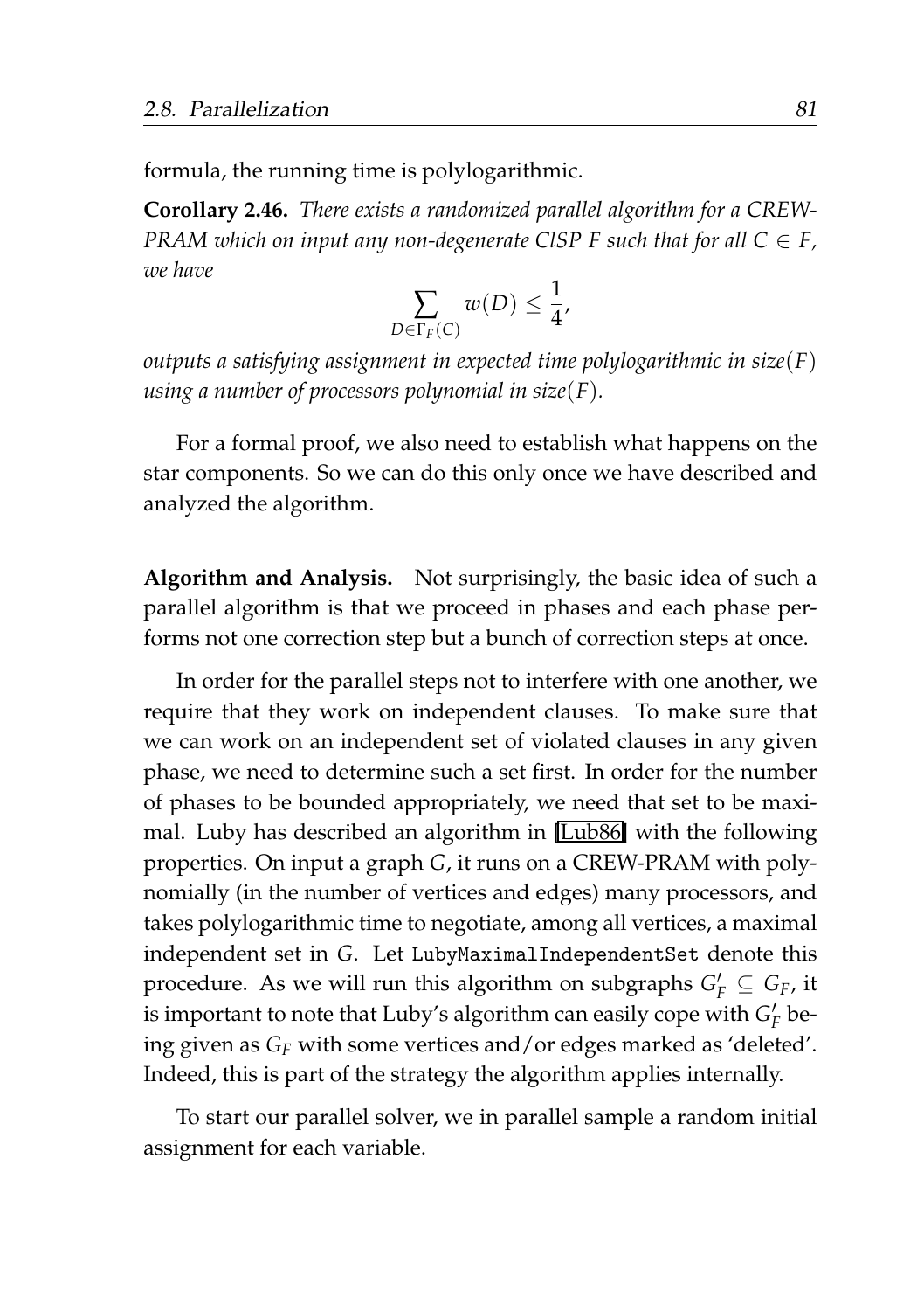formula, the running time is polylogarithmic.

**Corollary 2.46.** *There exists a randomized parallel algorithm for a CREW-PRAM which on input any non-degenerate ClSP $F$ such that for all $C \in F$, we have*

$$\sum_{D \in \Gamma_F(C)} w(D) \leq \frac{1}{4},$$

*outputs a satisfying assignment in expected time polylogarithmic in size$(F)$ using a number of processors polynomial in size$(F)$.*

For a formal proof, we also need to establish what happens on the star components. So we can do this only once we have described and analyzed the algorithm.

**Algorithm and Analysis.** Not surprisingly, the basic idea of such a parallel algorithm is that we proceed in phases and each phase performs not one correction step but a bunch of correction steps at once.

In order for the parallel steps not to interfere with one another, we require that they work on independent clauses. To make sure that we can work on an independent set of violated clauses in any given phase, we need to determine such a set first. In order for the number of phases to be bounded appropriately, we need that set to be maximal. Luby has described an algorithm in [Lub86] with the following properties. On input a graph $G$, it runs on a CREW-PRAM with polynomially (in the number of vertices and edges) many processors, and takes polylogarithmic time to negotiate, among all vertices, a maximal independent set in $G$. Let `LubyMaximalIndependentSet` denote this procedure. As we will run this algorithm on subgraphs $G'_F \subseteq G_F$, it is important to note that Luby's algorithm can easily cope with $G'_F$ being given as $G_F$ with some vertices and/or edges marked as 'deleted'. Indeed, this is part of the strategy the algorithm applies internally.

To start our parallel solver, we in parallel sample a random initial assignment for each variable.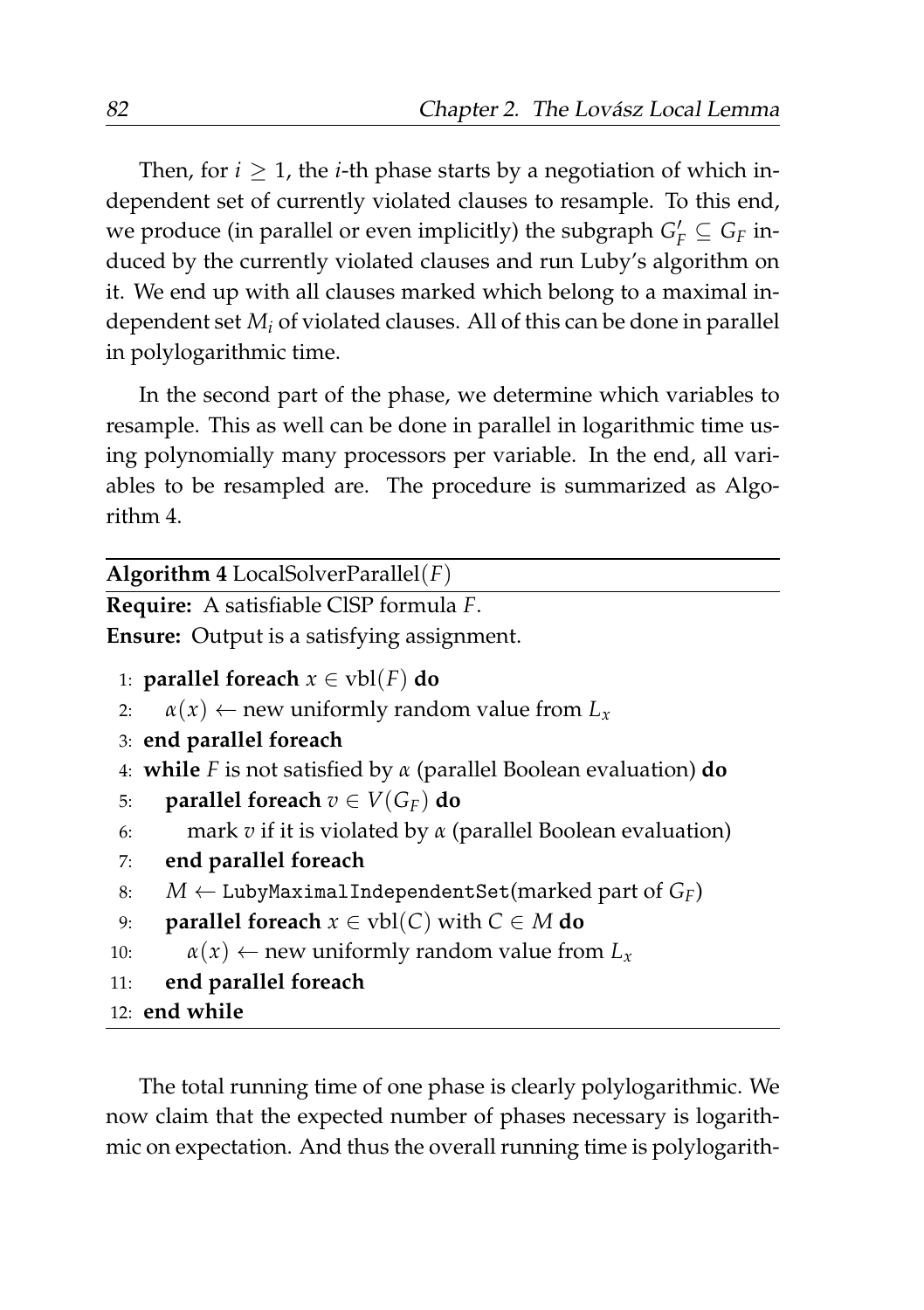Then, for $i \geq 1$, the $i$-th phase starts by a negotiation of which independent set of currently violated clauses to resample. To this end, we produce (in parallel or even implicitly) the subgraph $G'_F \subseteq G_F$ induced by the currently violated clauses and run Luby's algorithm on it. We end up with all clauses marked which belong to a maximal independent set $M_i$ of violated clauses. All of this can be done in parallel in polylogarithmic time.

In the second part of the phase, we determine which variables to resample. This as well can be done in parallel in logarithmic time using polynomially many processors per variable. In the end, all variables to be resampled are. The procedure is summarized as Algorithm 4.

---

**Algorithm 4** LocalSolverParallel($F$)

---

**Require:** A satisfiable ClSP formula $F$.

**Ensure:** Output is a satisfying assignment.

1: **parallel foreach** $x \in \text{vbl}(F)$ **do**
2: &nbsp;&nbsp;&nbsp;&nbsp;$\alpha(x) \leftarrow$ new uniformly random value from $L_x$
3: **end parallel foreach**
4: **while** $F$ is not satisfied by $\alpha$ (parallel Boolean evaluation) **do**
5: &nbsp;&nbsp;&nbsp;&nbsp;**parallel foreach** $v \in V(G_F)$ **do**
6: &nbsp;&nbsp;&nbsp;&nbsp;&nbsp;&nbsp;&nbsp;&nbsp;mark $v$ if it is violated by $\alpha$ (parallel Boolean evaluation)
7: &nbsp;&nbsp;&nbsp;&nbsp;**end parallel foreach**
8: &nbsp;&nbsp;&nbsp;&nbsp;$M \leftarrow$ `LubyMaximalIndependentSet`(marked part of $G_F$)
9: &nbsp;&nbsp;&nbsp;&nbsp;**parallel foreach** $x \in \text{vbl}(C)$ with $C \in M$ **do**
10: &nbsp;&nbsp;&nbsp;&nbsp;&nbsp;&nbsp;&nbsp;&nbsp;$\alpha(x) \leftarrow$ new uniformly random value from $L_x$
11: &nbsp;&nbsp;&nbsp;&nbsp;**end parallel foreach**
12: **end while**

---

The total running time of one phase is clearly polylogarithmic. We now claim that the expected number of phases necessary is logarithmic on expectation. And thus the overall running time is polylogarith-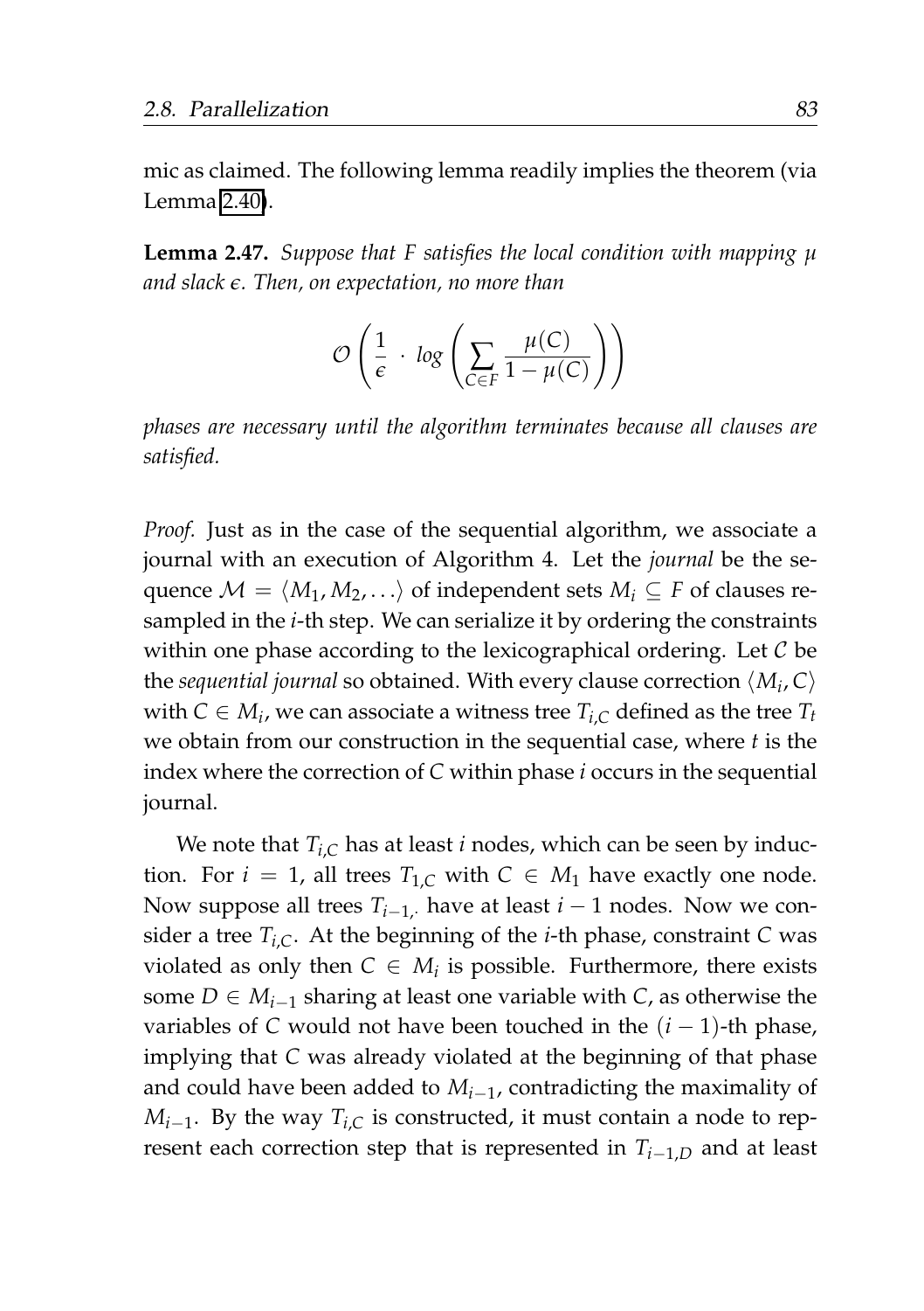mic as claimed. The following lemma readily implies the theorem (via Lemma 2.40).

**Lemma 2.47.** *Suppose that $F$ satisfies the local condition with mapping $\mu$ and slack $\epsilon$. Then, on expectation, no more than*

$$\mathcal{O}\left(\frac{1}{\epsilon} \cdot \log\left(\sum_{C \in F} \frac{\mu(C)}{1-\mu(C)}\right)\right)$$

*phases are necessary until the algorithm terminates because all clauses are satisfied.*

*Proof.* Just as in the case of the sequential algorithm, we associate a journal with an execution of Algorithm 4. Let the *journal* be the sequence $\mathcal{M} = \langle M_1, M_2, \ldots \rangle$ of independent sets $M_i \subseteq F$ of clauses resampled in the $i$-th step. We can serialize it by ordering the constraints within one phase according to the lexicographical ordering. Let $\mathcal{C}$ be the *sequential journal* so obtained. With every clause correction $\langle M_i, C \rangle$ with $C \in M_i$, we can associate a witness tree $T_{i,C}$ defined as the tree $T_t$ we obtain from our construction in the sequential case, where $t$ is the index where the correction of $C$ within phase $i$ occurs in the sequential journal.

We note that $T_{i,C}$ has at least $i$ nodes, which can be seen by induction. For $i = 1$, all trees $T_{1,C}$ with $C \in M_1$ have exactly one node. Now suppose all trees $T_{i-1,\cdot}$ have at least $i-1$ nodes. Now we consider a tree $T_{i,C}$. At the beginning of the $i$-th phase, constraint $C$ was violated as only then $C \in M_i$ is possible. Furthermore, there exists some $D \in M_{i-1}$ sharing at least one variable with $C$, as otherwise the variables of $C$ would not have been touched in the $(i-1)$-th phase, implying that $C$ was already violated at the beginning of that phase and could have been added to $M_{i-1}$, contradicting the maximality of $M_{i-1}$. By the way $T_{i,C}$ is constructed, it must contain a node to represent each correction step that is represented in $T_{i-1,D}$ and at least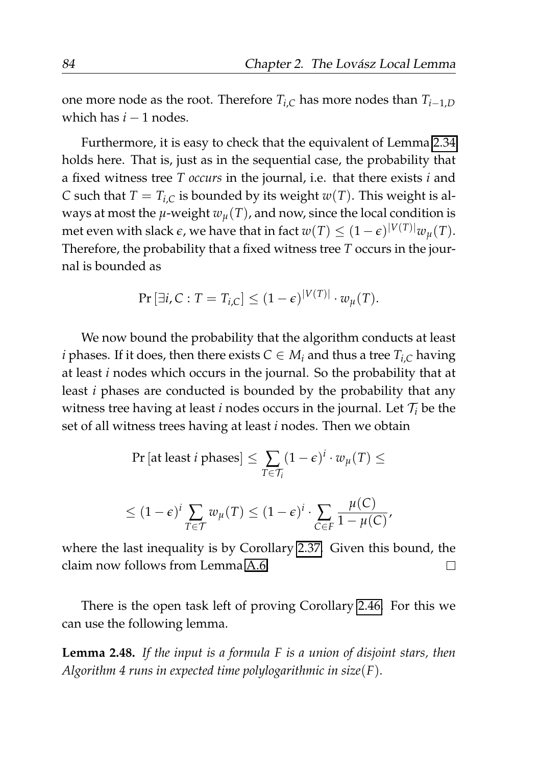one more node as the root. Therefore $T_{i,C}$ has more nodes than $T_{i-1,D}$ which has $i-1$ nodes.

Furthermore, it is easy to check that the equivalent of Lemma 2.34 holds here. That is, just as in the sequential case, the probability that a fixed witness tree $T$ *occurs* in the journal, i.e. that there exists $i$ and $C$ such that $T = T_{i,C}$ is bounded by its weight $w(T)$. This weight is always at most the $\mu$-weight $w_\mu(T)$, and now, since the local condition is met even with slack $\epsilon$, we have that in fact $w(T) \leq (1-\epsilon)^{|V(T)|} w_\mu(T)$. Therefore, the probability that a fixed witness tree $T$ occurs in the journal is bounded as

$$\Pr\left[\exists i, C : T = T_{i,C}\right] \leq (1-\epsilon)^{|V(T)|} \cdot w_\mu(T).$$

We now bound the probability that the algorithm conducts at least $i$ phases. If it does, then there exists $C \in M_i$ and thus a tree $T_{i,C}$ having at least $i$ nodes which occurs in the journal. So the probability that at least $i$ phases are conducted is bounded by the probability that any witness tree having at least $i$ nodes occurs in the journal. Let $\mathcal{T}_i$ be the set of all witness trees having at least $i$ nodes. Then we obtain

$$\Pr\left[\text{at least } i \text{ phases}\right] \leq \sum_{T \in \mathcal{T}_i} (1-\epsilon)^i \cdot w_\mu(T) \leq$$

$$\leq (1-\epsilon)^i \sum_{T \in \mathcal{T}} w_\mu(T) \leq (1-\epsilon)^i \cdot \sum_{C \in F} \frac{\mu(C)}{1-\mu(C)},$$

where the last inequality is by Corollary 2.37. Given this bound, the claim now follows from Lemma A.6. □

There is the open task left of proving Corollary 2.46. For this we can use the following lemma.

**Lemma 2.48.** *If the input is a formula $F$ is a union of disjoint stars, then Algorithm 4 runs in expected time polylogarithmic in size$(F)$.*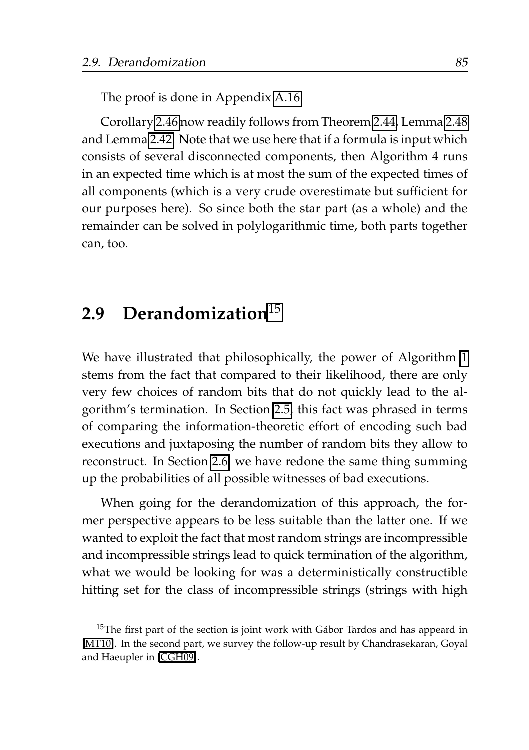The proof is done in Appendix A.16.

Corollary 2.46 now readily follows from Theorem 2.44, Lemma 2.48 and Lemma 2.42. Note that we use here that if a formula is input which consists of several disconnected components, then Algorithm 4 runs in an expected time which is at most the sum of the expected times of all components (which is a very crude overestimate but sufficient for our purposes here). So since both the star part (as a whole) and the remainder can be solved in polylogarithmic time, both parts together can, too.

## 2.9 Derandomization[15]

We have illustrated that philosophically, the power of Algorithm 1 stems from the fact that compared to their likelihood, there are only very few choices of random bits that do not quickly lead to the algorithm's termination. In Section 2.5, this fact was phrased in terms of comparing the information-theoretic effort of encoding such bad executions and juxtaposing the number of random bits they allow to reconstruct. In Section 2.6, we have redone the same thing summing up the probabilities of all possible witnesses of bad executions.

When going for the derandomization of this approach, the former perspective appears to be less suitable than the latter one. If we wanted to exploit the fact that most random strings are incompressible and incompressible strings lead to quick termination of the algorithm, what we would be looking for was a deterministically constructible hitting set for the class of incompressible strings (strings with high

[15] The first part of the section is joint work with Gábor Tardos and has appeared in [MT10]. In the second part, we survey the follow-up result by Chandrasekaran, Goyal and Haeupler in [CGH09].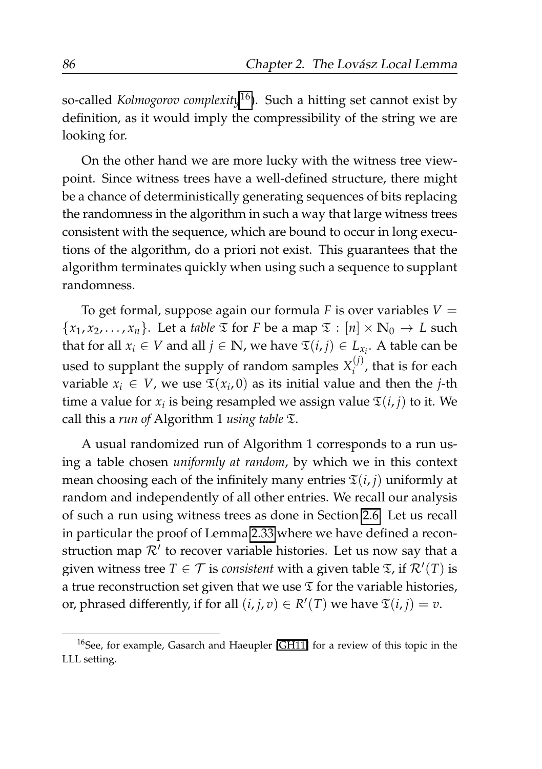so-called *Kolmogorov complexity*[16]). Such a hitting set cannot exist by definition, as it would imply the compressibility of the string we are looking for.

On the other hand we are more lucky with the witness tree viewpoint. Since witness trees have a well-defined structure, there might be a chance of deterministically generating sequences of bits replacing the randomness in the algorithm in such a way that large witness trees consistent with the sequence, which are bound to occur in long executions of the algorithm, do a priori not exist. This guarantees that the algorithm terminates quickly when using such a sequence to supplant randomness.

To get formal, suppose again our formula $F$ is over variables $V = \{x_1, x_2, \ldots, x_n\}$. Let a *table* $\mathfrak{T}$ for $F$ be a map $\mathfrak{T} : [n] \times \mathbb{N}_0 \to L$ such that for all $x_i \in V$ and all $j \in \mathbb{N}$, we have $\mathfrak{T}(i, j) \in L_{x_i}$. A table can be used to supplant the supply of random samples $X_i^{(j)}$, that is for each variable $x_i \in V$, we use $\mathfrak{T}(x_i, 0)$ as its initial value and then the $j$-th time a value for $x_i$ is being resampled we assign value $\mathfrak{T}(i, j)$ to it. We call this a *run of* Algorithm 1 *using table* $\mathfrak{T}$.

A usual randomized run of Algorithm 1 corresponds to a run using a table chosen *uniformly at random*, by which we in this context mean choosing each of the infinitely many entries $\mathfrak{T}(i, j)$ uniformly at random and independently of all other entries. We recall our analysis of such a run using witness trees as done in Section 2.6. Let us recall in particular the proof of Lemma 2.33 where we have defined a reconstruction map $\mathcal{R}'$ to recover variable histories. Let us now say that a given witness tree $T \in \mathcal{T}$ is *consistent* with a given table $\mathfrak{T}$, if $\mathcal{R}'(T)$ is a true reconstruction set given that we use $\mathfrak{T}$ for the variable histories, or, phrased differently, if for all $(i, j, v) \in R'(T)$ we have $\mathfrak{T}(i, j) = v$.

[16] See, for example, Gasarch and Haeupler [GH11] for a review of this topic in the LLL setting.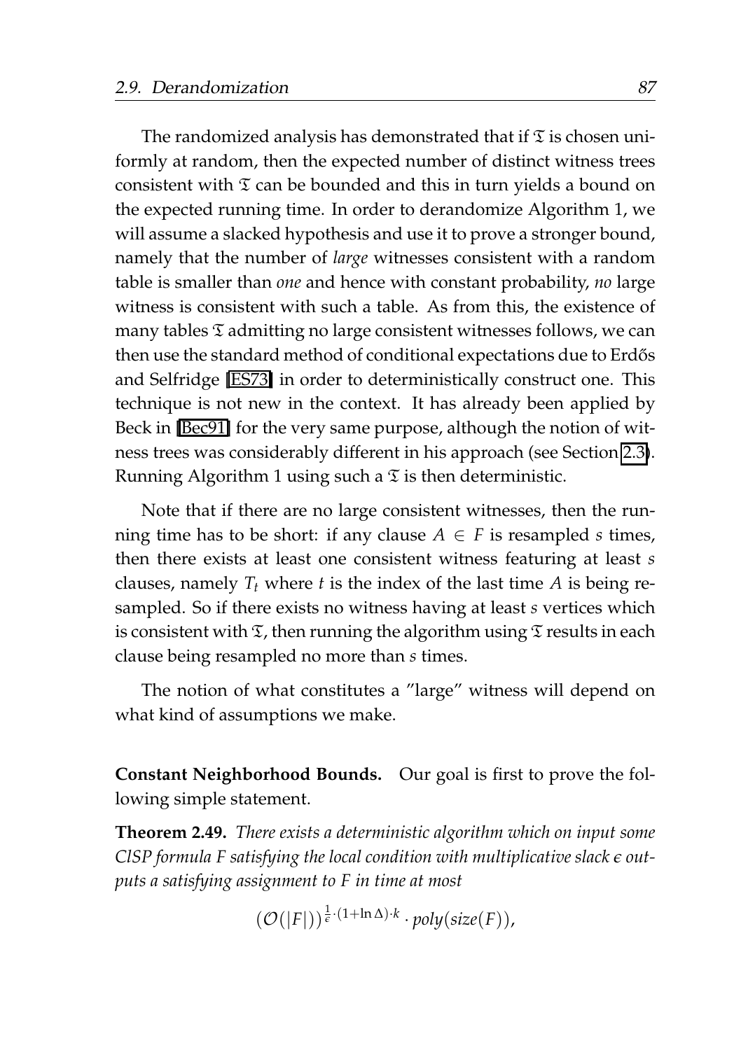The randomized analysis has demonstrated that if $\mathfrak{T}$ is chosen uniformly at random, then the expected number of distinct witness trees consistent with $\mathfrak{T}$ can be bounded and this in turn yields a bound on the expected running time. In order to derandomize Algorithm 1, we will assume a slacked hypothesis and use it to prove a stronger bound, namely that the number of *large* witnesses consistent with a random table is smaller than *one* and hence with constant probability, *no* large witness is consistent with such a table. As from this, the existence of many tables $\mathfrak{T}$ admitting no large consistent witnesses follows, we can then use the standard method of conditional expectations due to Erdős and Selfridge [ES73] in order to deterministically construct one. This technique is not new in the context. It has already been applied by Beck in [Bec91] for the very same purpose, although the notion of witness trees was considerably different in his approach (see Section 2.3). Running Algorithm 1 using such a $\mathfrak{T}$ is then deterministic.

Note that if there are no large consistent witnesses, then the running time has to be short: if any clause $A \in F$ is resampled $s$ times, then there exists at least one consistent witness featuring at least $s$ clauses, namely $T_t$ where $t$ is the index of the last time $A$ is being resampled. So if there exists no witness having at least $s$ vertices which is consistent with $\mathfrak{T}$, then running the algorithm using $\mathfrak{T}$ results in each clause being resampled no more than $s$ times.

The notion of what constitutes a "large" witness will depend on what kind of assumptions we make.

**Constant Neighborhood Bounds.** Our goal is first to prove the following simple statement.

**Theorem 2.49.** *There exists a deterministic algorithm which on input some ClSP formula $F$ satisfying the local condition with multiplicative slack $\epsilon$ outputs a satisfying assignment to $F$ in time at most*

$$(\mathcal{O}(|F|))^{\frac{1}{\epsilon}\cdot(1+\ln\Delta)\cdot k} \cdot poly(size(F)),$$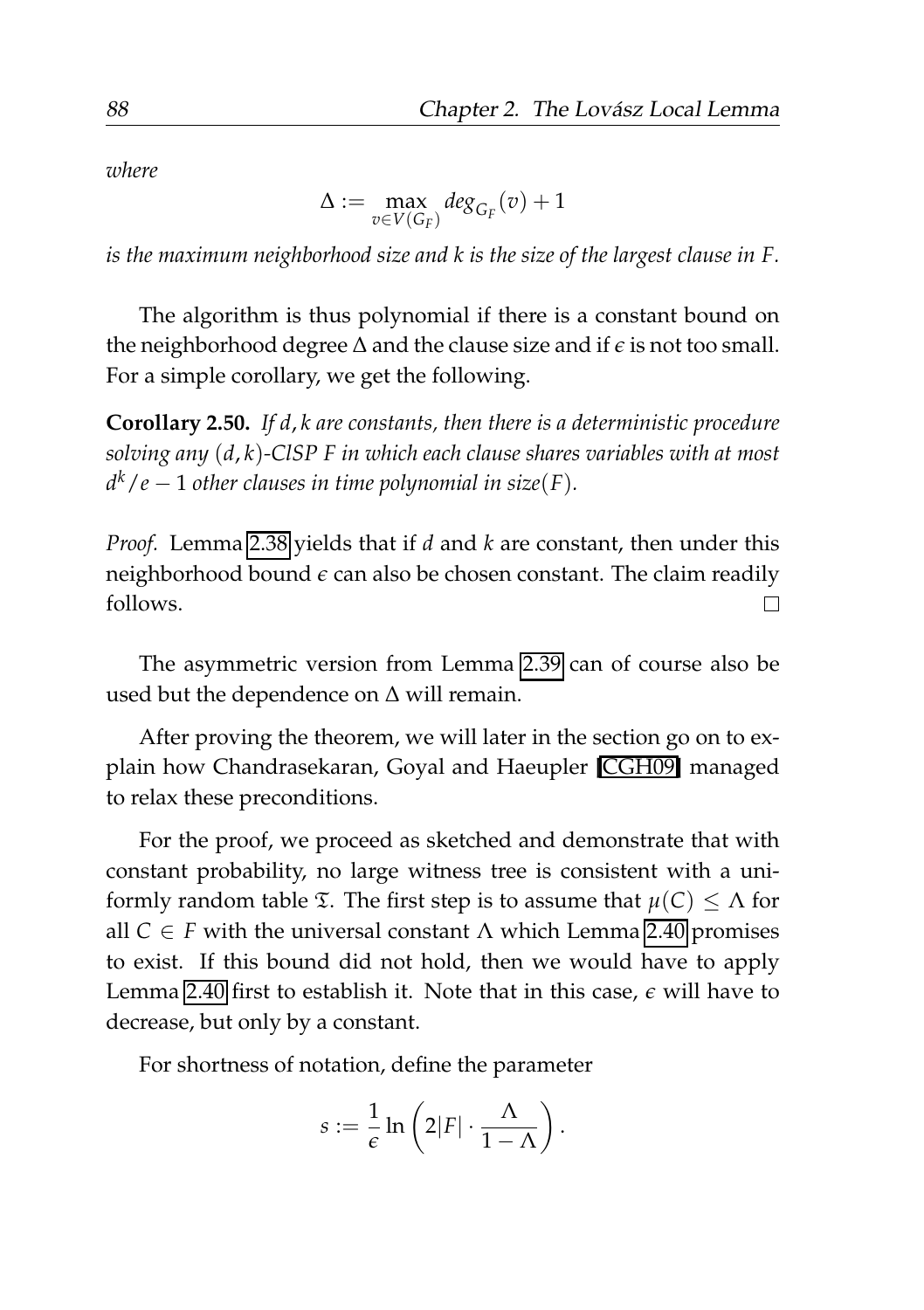*where*

$$\Delta := \max_{v \in V(G_F)} deg_{G_F}(v) + 1$$

*is the maximum neighborhood size and k is the size of the largest clause in F.*

The algorithm is thus polynomial if there is a constant bound on the neighborhood degree $\Delta$ and the clause size and if $\epsilon$ is not too small. For a simple corollary, we get the following.

**Corollary 2.50.** *If $d, k$ are constants, then there is a deterministic procedure solving any $(d,k)$-ClSP $F$ in which each clause shares variables with at most $d^k/e - 1$ other clauses in time polynomial in size$(F)$.*

*Proof.* Lemma 2.38 yields that if $d$ and $k$ are constant, then under this neighborhood bound $\epsilon$ can also be chosen constant. The claim readily follows. □

The asymmetric version from Lemma 2.39 can of course also be used but the dependence on $\Delta$ will remain.

After proving the theorem, we will later in the section go on to explain how Chandrasekaran, Goyal and Haeupler [CGH09] managed to relax these preconditions.

For the proof, we proceed as sketched and demonstrate that with constant probability, no large witness tree is consistent with a uniformly random table $\mathfrak{T}$. The first step is to assume that $\mu(C) \leq \Lambda$ for all $C \in F$ with the universal constant $\Lambda$ which Lemma 2.40 promises to exist. If this bound did not hold, then we would have to apply Lemma 2.40 first to establish it. Note that in this case, $\epsilon$ will have to decrease, but only by a constant.

For shortness of notation, define the parameter

$$s := \frac{1}{\epsilon} \ln\left(2|F| \cdot \frac{\Lambda}{1-\Lambda}\right).$$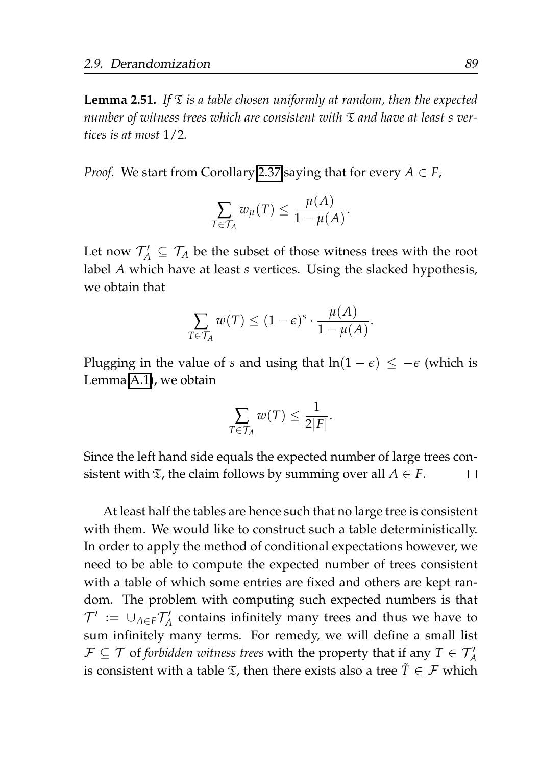**Lemma 2.51.** *If $\mathfrak{T}$ is a table chosen uniformly at random, then the expected number of witness trees which are consistent with $\mathfrak{T}$ and have at least $s$ vertices is at most $1/2$.*

*Proof.* We start from Corollary 2.37 saying that for every $A \in F$,

$$\sum_{T \in \mathcal{T}_A} w_\mu(T) \leq \frac{\mu(A)}{1 - \mu(A)}.$$

Let now $\mathcal{T}'_A \subseteq \mathcal{T}_A$ be the subset of those witness trees with the root label $A$ which have at least $s$ vertices. Using the slacked hypothesis, we obtain that

$$\sum_{T \in \mathcal{T}_A} w(T) \leq (1 - \epsilon)^s \cdot \frac{\mu(A)}{1 - \mu(A)}.$$

Plugging in the value of $s$ and using that $\ln(1 - \epsilon) \leq -\epsilon$ (which is Lemma A.1), we obtain

$$\sum_{T \in \mathcal{T}_A} w(T) \leq \frac{1}{2|F|}.$$

Since the left hand side equals the expected number of large trees consistent with $\mathfrak{T}$, the claim follows by summing over all $A \in F$. $\square$

At least half the tables are hence such that no large tree is consistent with them. We would like to construct such a table deterministically. In order to apply the method of conditional expectations however, we need to be able to compute the expected number of trees consistent with a table of which some entries are fixed and others are kept random. The problem with computing such expected numbers is that $\mathcal{T}' := \cup_{A \in F} \mathcal{T}'_A$ contains infinitely many trees and thus we have to sum infinitely many terms. For remedy, we will define a small list $\mathcal{F} \subseteq \mathcal{T}$ of *forbidden witness trees* with the property that if any $T \in \mathcal{T}'_A$ is consistent with a table $\mathfrak{T}$, then there exists also a tree $\tilde{T} \in \mathcal{F}$ which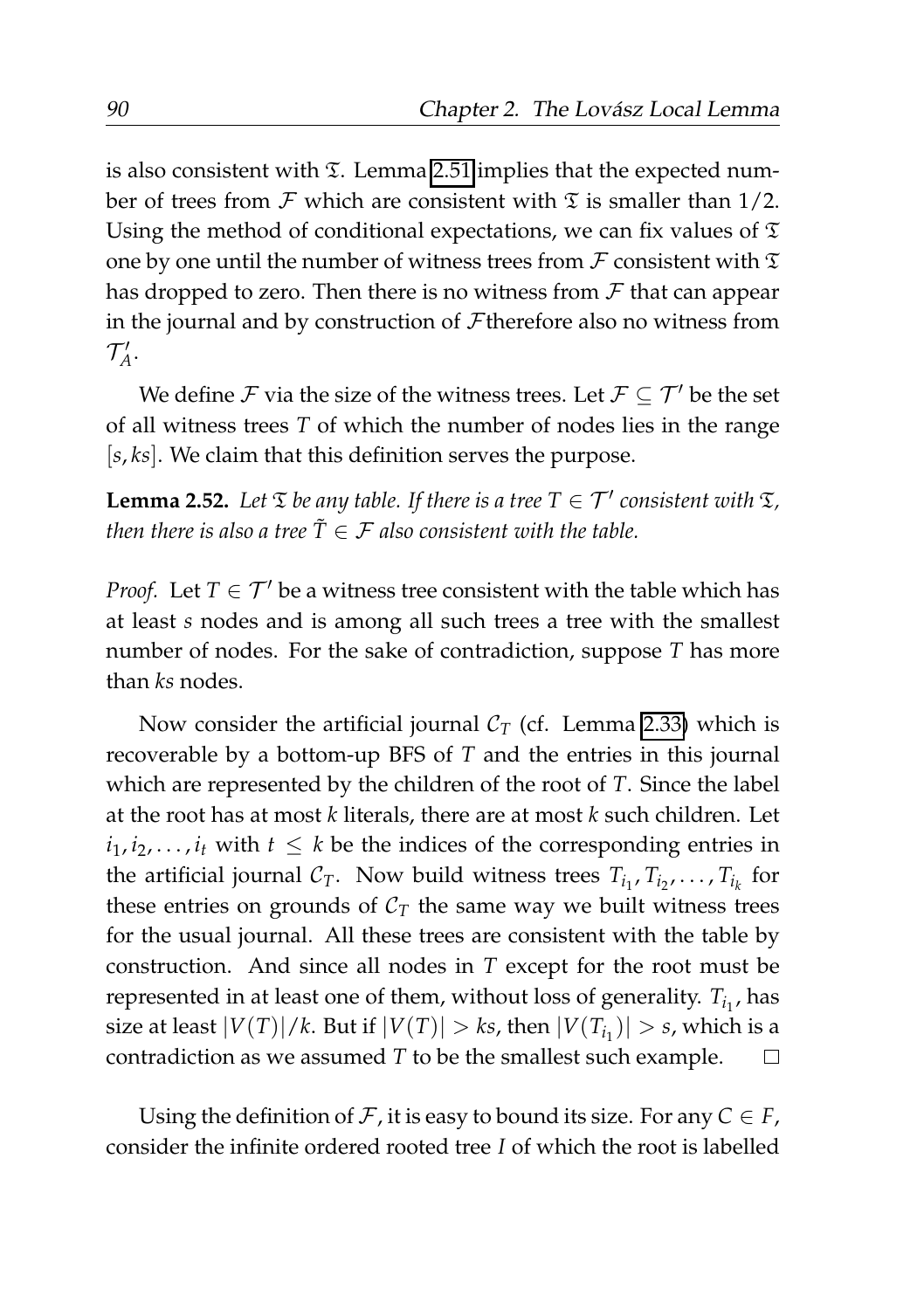is also consistent with $\mathfrak{T}$. Lemma 2.51 implies that the expected number of trees from $\mathcal{F}$ which are consistent with $\mathfrak{T}$ is smaller than $1/2$. Using the method of conditional expectations, we can fix values of $\mathfrak{T}$ one by one until the number of witness trees from $\mathcal{F}$ consistent with $\mathfrak{T}$ has dropped to zero. Then there is no witness from $\mathcal{F}$ that can appear in the journal and by construction of $\mathcal{F}$therefore also no witness from $\mathcal{T}'_A$.

We define $\mathcal{F}$ via the size of the witness trees. Let $\mathcal{F} \subseteq \mathcal{T}'$ be the set of all witness trees $T$ of which the number of nodes lies in the range $[s, ks]$. We claim that this definition serves the purpose.

**Lemma 2.52.** *Let $\mathfrak{T}$ be any table. If there is a tree $T \in \mathcal{T}'$ consistent with $\mathfrak{T}$, then there is also a tree $\tilde{T} \in \mathcal{F}$ also consistent with the table.*

*Proof.* Let $T \in \mathcal{T}'$ be a witness tree consistent with the table which has at least $s$ nodes and is among all such trees a tree with the smallest number of nodes. For the sake of contradiction, suppose $T$ has more than $ks$ nodes.

Now consider the artificial journal $\mathcal{C}_T$ (cf. Lemma 2.33) which is recoverable by a bottom-up BFS of $T$ and the entries in this journal which are represented by the children of the root of $T$. Since the label at the root has at most $k$ literals, there are at most $k$ such children. Let $i_1, i_2, \ldots, i_t$ with $t \leq k$ be the indices of the corresponding entries in the artificial journal $\mathcal{C}_T$. Now build witness trees $T_{i_1}, T_{i_2}, \ldots, T_{i_k}$ for these entries on grounds of $\mathcal{C}_T$ the same way we built witness trees for the usual journal. All these trees are consistent with the table by construction. And since all nodes in $T$ except for the root must be represented in at least one of them, without loss of generality. $T_{i_1}$, has size at least $|V(T)|/k$. But if $|V(T)| > ks$, then $|V(T_{i_1})| > s$, which is a contradiction as we assumed $T$ to be the smallest such example. $\square$

Using the definition of $\mathcal{F}$, it is easy to bound its size. For any $C \in F$, consider the infinite ordered rooted tree $I$ of which the root is labelled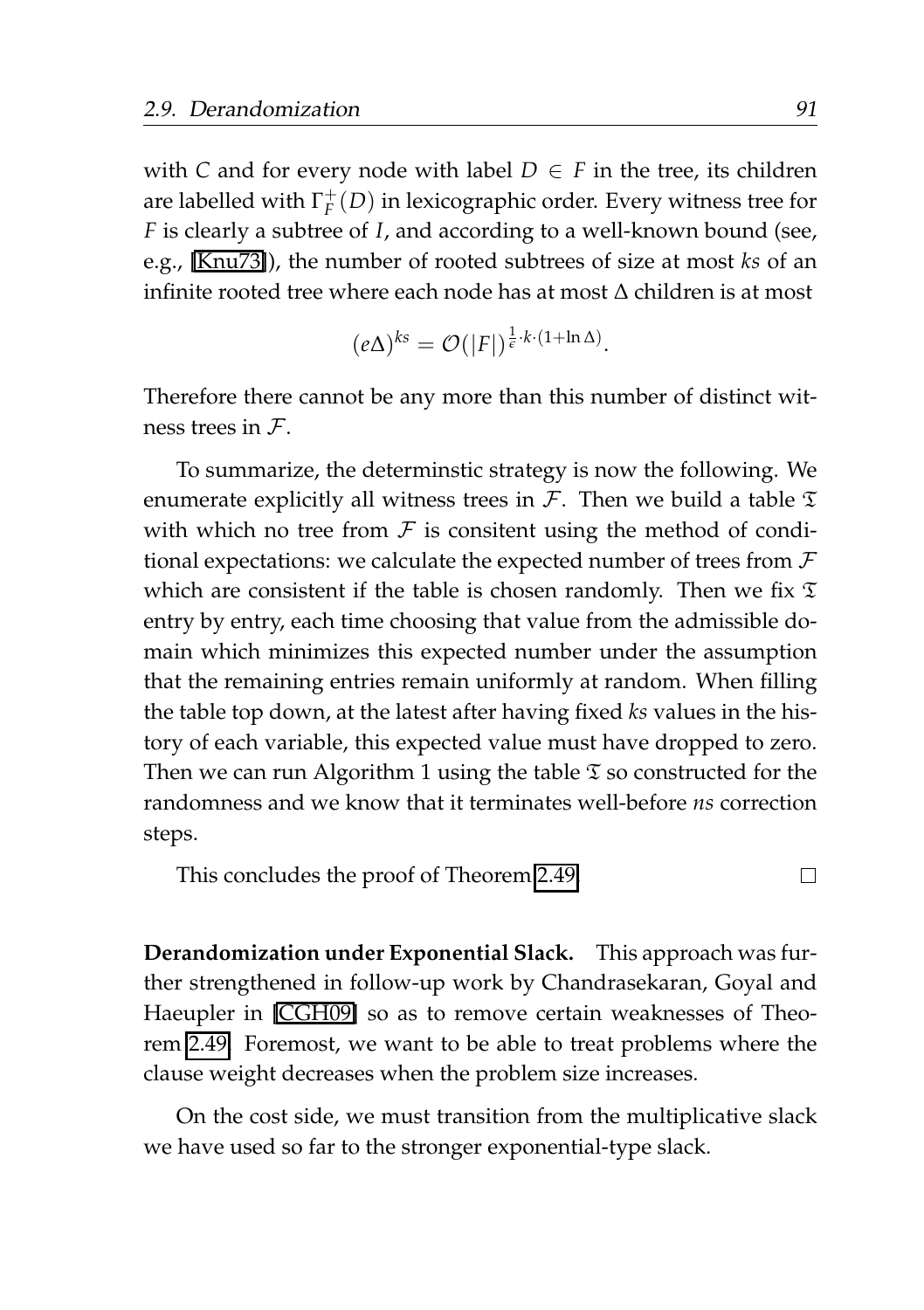with $C$ and for every node with label $D \in F$ in the tree, its children are labelled with $\Gamma_F^+(D)$ in lexicographic order. Every witness tree for $F$ is clearly a subtree of $I$, and according to a well-known bound (see, e.g., [Knu73]), the number of rooted subtrees of size at most $ks$ of an infinite rooted tree where each node has at most $\Delta$ children is at most

$$(e\Delta)^{ks} = \mathcal{O}(|F|)^{\frac{1}{\epsilon} \cdot k \cdot (1+\ln \Delta)}.$$

Therefore there cannot be any more than this number of distinct witness trees in $\mathcal{F}$.

To summarize, the determinstic strategy is now the following. We enumerate explicitly all witness trees in $\mathcal{F}$. Then we build a table $\mathfrak{T}$ with which no tree from $\mathcal{F}$ is consitent using the method of conditional expectations: we calculate the expected number of trees from $\mathcal{F}$ which are consistent if the table is chosen randomly. Then we fix $\mathfrak{T}$ entry by entry, each time choosing that value from the admissible domain which minimizes this expected number under the assumption that the remaining entries remain uniformly at random. When filling the table top down, at the latest after having fixed $ks$ values in the history of each variable, this expected value must have dropped to zero. Then we can run Algorithm 1 using the table $\mathfrak{T}$ so constructed for the randomness and we know that it terminates well-before $ns$ correction steps.

This concludes the proof of Theorem 2.49. □

**Derandomization under Exponential Slack.** This approach was further strengthened in follow-up work by Chandrasekaran, Goyal and Haeupler in [CGH09] so as to remove certain weaknesses of Theorem 2.49. Foremost, we want to be able to treat problems where the clause weight decreases when the problem size increases.

On the cost side, we must transition from the multiplicative slack we have used so far to the stronger exponential-type slack.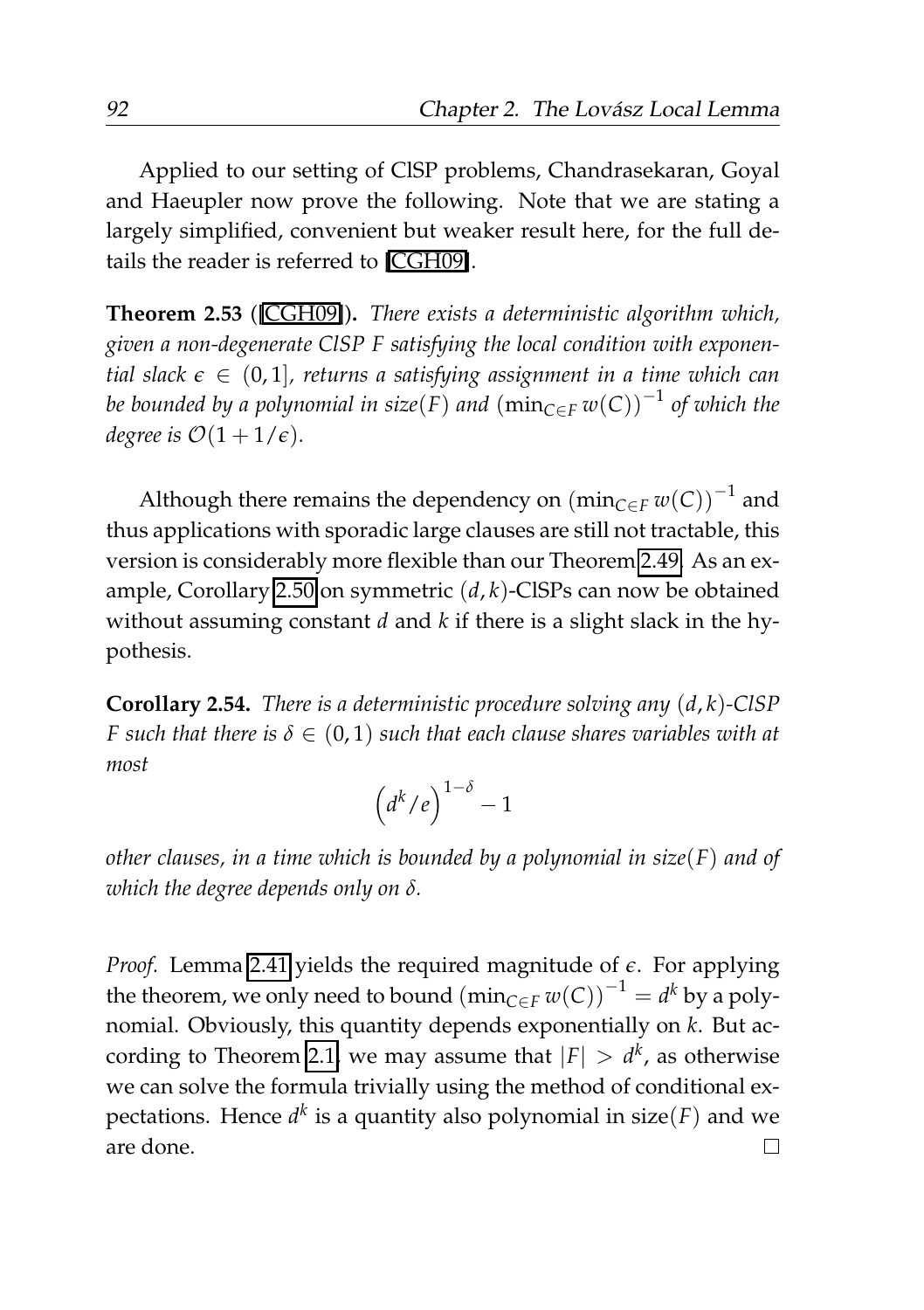Applied to our setting of ClSP problems, Chandrasekaran, Goyal and Haeupler now prove the following. Note that we are stating a largely simplified, convenient but weaker result here, for the full details the reader is referred to [CGH09].

**Theorem 2.53** ([CGH09])**.** *There exists a deterministic algorithm which, given a non-degenerate ClSP $F$ satisfying the local condition with exponential slack $\epsilon \in (0, 1]$, returns a satisfying assignment in a time which can be bounded by a polynomial in size$(F)$ and $(\min_{C \in F} w(C))^{-1}$ of which the degree is $\mathcal{O}(1 + 1/\epsilon)$.*

Although there remains the dependency on $(\min_{C \in F} w(C))^{-1}$ and thus applications with sporadic large clauses are still not tractable, this version is considerably more flexible than our Theorem 2.49. As an example, Corollary 2.50 on symmetric $(d, k)$-ClSPs can now be obtained without assuming constant $d$ and $k$ if there is a slight slack in the hypothesis.

**Corollary 2.54.** *There is a deterministic procedure solving any $(d, k)$-ClSP $F$ such that there is $\delta \in (0, 1)$ such that each clause shares variables with at most*

$$\left(d^k/e\right)^{1-\delta} - 1$$

*other clauses, in a time which is bounded by a polynomial in size$(F)$ and of which the degree depends only on $\delta$.*

*Proof.* Lemma 2.41 yields the required magnitude of $\epsilon$. For applying the theorem, we only need to bound $(\min_{C \in F} w(C))^{-1} = d^k$ by a polynomial. Obviously, this quantity depends exponentially on $k$. But according to Theorem 2.1, we may assume that $|F| > d^k$, as otherwise we can solve the formula trivially using the method of conditional expectations. Hence $d^k$ is a quantity also polynomial in size$(F)$ and we are done. □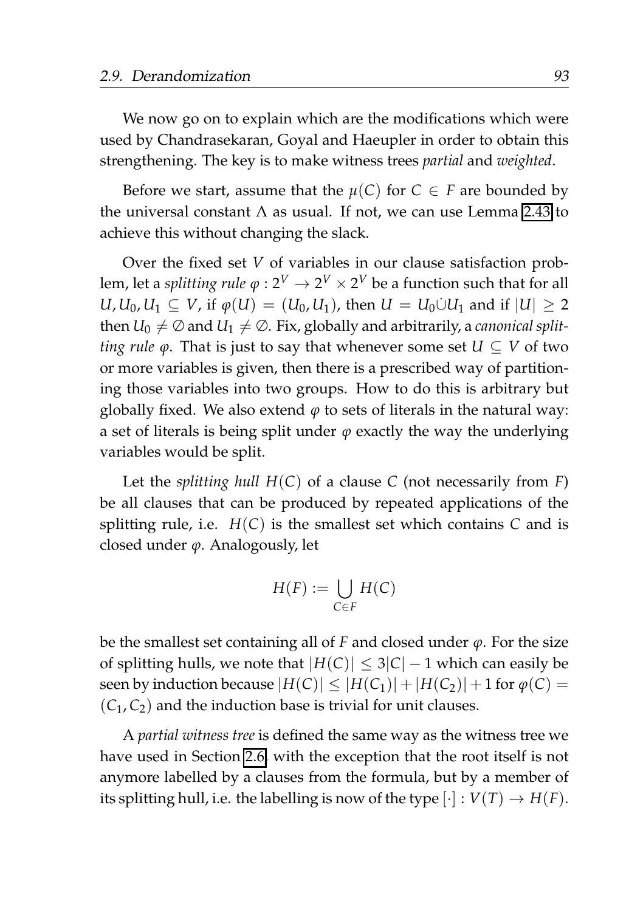We now go on to explain which are the modifications which were used by Chandrasekaran, Goyal and Haeupler in order to obtain this strengthening. The key is to make witness trees *partial* and *weighted*.

Before we start, assume that the $\mu(C)$ for $C \in F$ are bounded by the universal constant $\Lambda$ as usual. If not, we can use Lemma 2.43 to achieve this without changing the slack.

Over the fixed set $V$ of variables in our clause satisfaction problem, let a *splitting rule* $\varphi : 2^V \to 2^V \times 2^V$ be a function such that for all $U, U_0, U_1 \subseteq V$, if $\varphi(U) = (U_0, U_1)$, then $U = U_0 \dot\cup U_1$ and if $|U| \geq 2$ then $U_0 \neq \emptyset$ and $U_1 \neq \emptyset$. Fix, globally and arbitrarily, a *canonical splitting rule* $\varphi$. That is just to say that whenever some set $U \subseteq V$ of two or more variables is given, then there is a prescribed way of partitioning those variables into two groups. How to do this is arbitrary but globally fixed. We also extend $\varphi$ to sets of literals in the natural way: a set of literals is being split under $\varphi$ exactly the way the underlying variables would be split.

Let the *splitting hull* $H(C)$ of a clause $C$ (not necessarily from $F$) be all clauses that can be produced by repeated applications of the splitting rule, i.e. $H(C)$ is the smallest set which contains $C$ and is closed under $\varphi$. Analogously, let

$$H(F) := \bigcup_{C \in F} H(C)$$

be the smallest set containing all of $F$ and closed under $\varphi$. For the size of splitting hulls, we note that $|H(C)| \leq 3|C| - 1$ which can easily be seen by induction because $|H(C)| \leq |H(C_1)| + |H(C_2)| + 1$ for $\varphi(C) = (C_1, C_2)$ and the induction base is trivial for unit clauses.

A *partial witness tree* is defined the same way as the witness tree we have used in Section 2.6, with the exception that the root itself is not anymore labelled by a clauses from the formula, but by a member of its splitting hull, i.e. the labelling is now of the type $[\cdot] : V(T) \to H(F)$.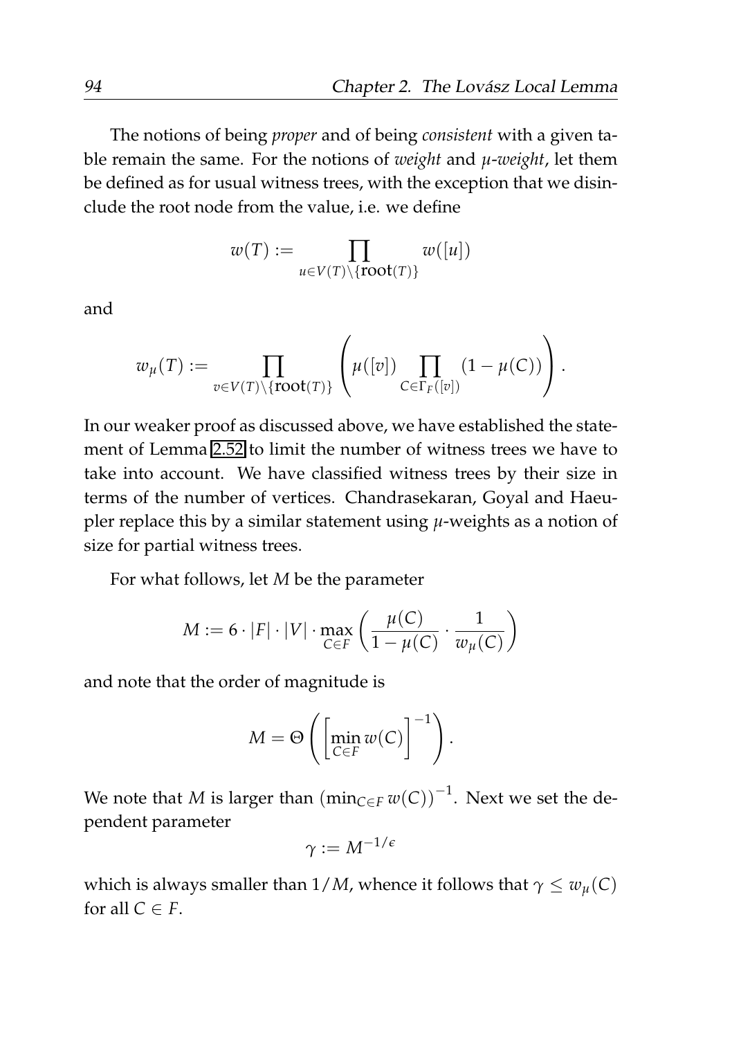The notions of being *proper* and of being *consistent* with a given table remain the same. For the notions of *weight* and *μ-weight*, let them be defined as for usual witness trees, with the exception that we disinclude the root node from the value, i.e. we define

$$w(T) := \prod_{u \in V(T) \setminus \{\mathbf{root}(T)\}} w([u])$$

and

$$w_\mu(T) := \prod_{v \in V(T) \setminus \{\mathbf{root}(T)\}} \left( \mu([v]) \prod_{C \in \Gamma_F([v])} (1 - \mu(C)) \right).$$

In our weaker proof as discussed above, we have established the statement of Lemma 2.52 to limit the number of witness trees we have to take into account. We have classified witness trees by their size in terms of the number of vertices. Chandrasekaran, Goyal and Haeupler replace this by a similar statement using $\mu$-weights as a notion of size for partial witness trees.

For what follows, let $M$ be the parameter

$$M := 6 \cdot |F| \cdot |V| \cdot \max_{C \in F} \left( \frac{\mu(C)}{1 - \mu(C)} \cdot \frac{1}{w_\mu(C)} \right)$$

and note that the order of magnitude is

$$M = \Theta\left( \left[ \min_{C \in F} w(C) \right]^{-1} \right).$$

We note that $M$ is larger than $\left(\min_{C \in F} w(C)\right)^{-1}$. Next we set the dependent parameter

$$\gamma := M^{-1/\epsilon}$$

which is always smaller than $1/M$, whence it follows that $\gamma \leq w_\mu(C)$ for all $C \in F$.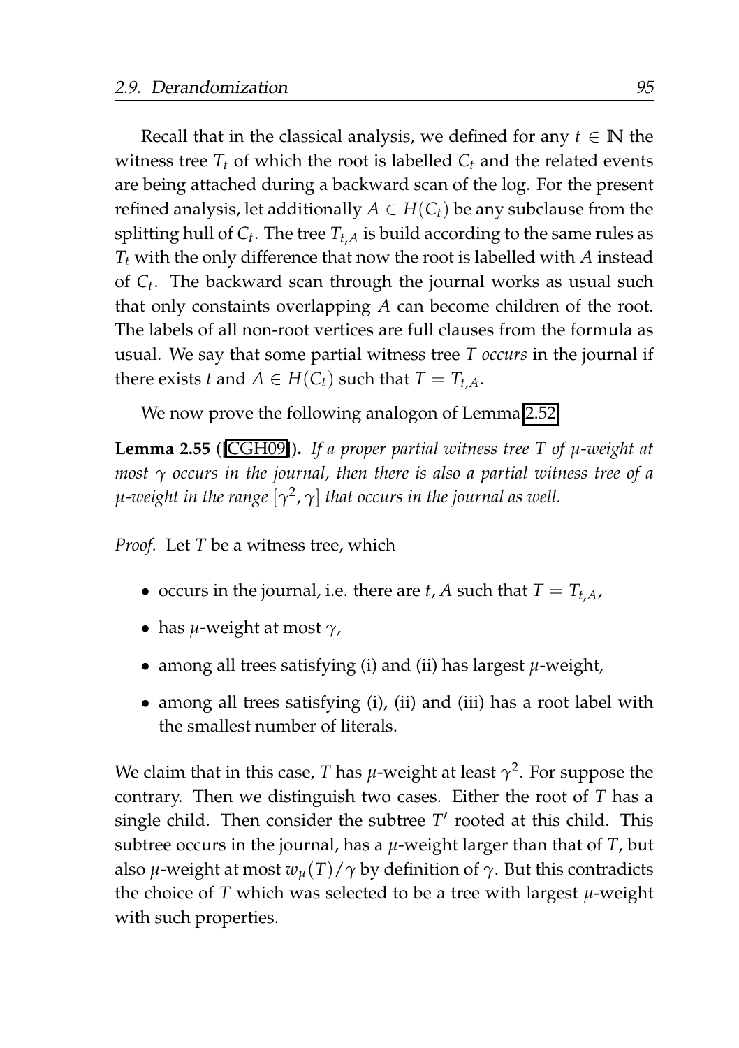Recall that in the classical analysis, we defined for any $t \in \mathbb{N}$ the witness tree $T_t$ of which the root is labelled $C_t$ and the related events are being attached during a backward scan of the log. For the present refined analysis, let additionally $A \in H(C_t)$ be any subclause from the splitting hull of $C_t$. The tree $T_{t,A}$ is build according to the same rules as $T_t$ with the only difference that now the root is labelled with $A$ instead of $C_t$. The backward scan through the journal works as usual such that only constaints overlapping $A$ can become children of the root. The labels of all non-root vertices are full clauses from the formula as usual. We say that some partial witness tree $T$ *occurs* in the journal if there exists $t$ and $A \in H(C_t)$ such that $T = T_{t,A}$.

We now prove the following analogon of Lemma 2.52.

**Lemma 2.55** ([CGH09]). *If a proper partial witness tree $T$ of $\mu$-weight at most $\gamma$ occurs in the journal, then there is also a partial witness tree of a $\mu$-weight in the range $[\gamma^2, \gamma]$ that occurs in the journal as well.*

*Proof.* Let $T$ be a witness tree, which

- occurs in the journal, i.e. there are $t, A$ such that $T = T_{t,A}$,
- has $\mu$-weight at most $\gamma$,
- among all trees satisfying (i) and (ii) has largest $\mu$-weight,
- among all trees satisfying (i), (ii) and (iii) has a root label with the smallest number of literals.

We claim that in this case, $T$ has $\mu$-weight at least $\gamma^2$. For suppose the contrary. Then we distinguish two cases. Either the root of $T$ has a single child. Then consider the subtree $T'$ rooted at this child. This subtree occurs in the journal, has a $\mu$-weight larger than that of $T$, but also $\mu$-weight at most $w_\mu(T)/\gamma$ by definition of $\gamma$. But this contradicts the choice of $T$ which was selected to be a tree with largest $\mu$-weight with such properties.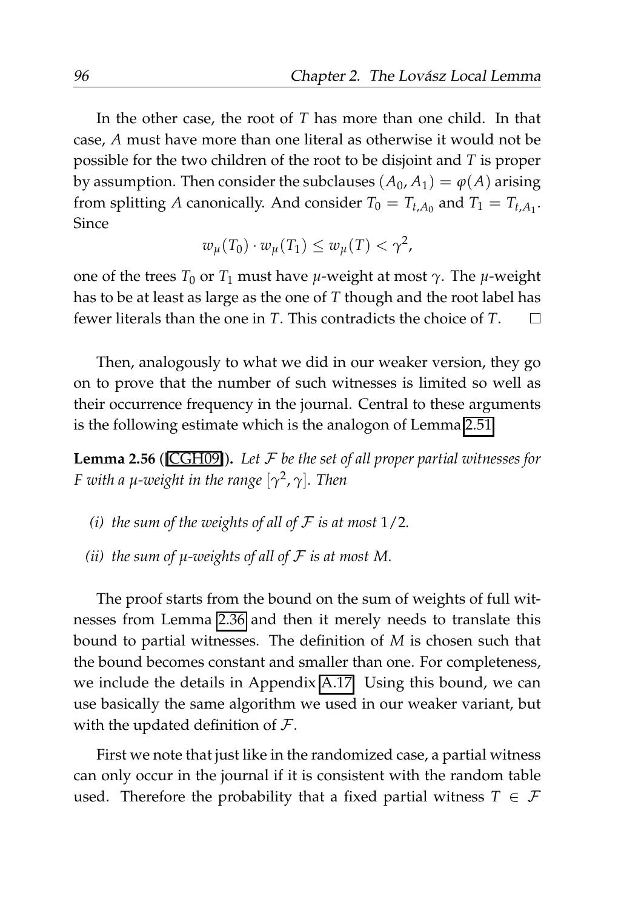In the other case, the root of $T$ has more than one child. In that case, $A$ must have more than one literal as otherwise it would not be possible for the two children of the root to be disjoint and $T$ is proper by assumption. Then consider the subclauses $(A_0, A_1) = \varphi(A)$ arising from splitting $A$ canonically. And consider $T_0 = T_{t,A_0}$ and $T_1 = T_{t,A_1}$. Since

$$w_\mu(T_0) \cdot w_\mu(T_1) \leq w_\mu(T) < \gamma^2,$$

one of the trees $T_0$ or $T_1$ must have $\mu$-weight at most $\gamma$. The $\mu$-weight has to be at least as large as the one of $T$ though and the root label has fewer literals than the one in $T$. This contradicts the choice of $T$. □

Then, analogously to what we did in our weaker version, they go on to prove that the number of such witnesses is limited so well as their occurrence frequency in the journal. Central to these arguments is the following estimate which is the analogon of Lemma 2.51.

**Lemma 2.56** ([CGH09]). *Let $\mathcal{F}$ be the set of all proper partial witnesses for $F$ with a $\mu$-weight in the range $[\gamma^2, \gamma]$. Then*

*(i) the sum of the weights of all of $\mathcal{F}$ is at most $1/2$.*

*(ii) the sum of $\mu$-weights of all of $\mathcal{F}$ is at most $M$.*

The proof starts from the bound on the sum of weights of full witnesses from Lemma 2.36 and then it merely needs to translate this bound to partial witnesses. The definition of $M$ is chosen such that the bound becomes constant and smaller than one. For completeness, we include the details in Appendix A.17. Using this bound, we can use basically the same algorithm we used in our weaker variant, but with the updated definition of $\mathcal{F}$.

First we note that just like in the randomized case, a partial witness can only occur in the journal if it is consistent with the random table used. Therefore the probability that a fixed partial witness $T \in \mathcal{F}$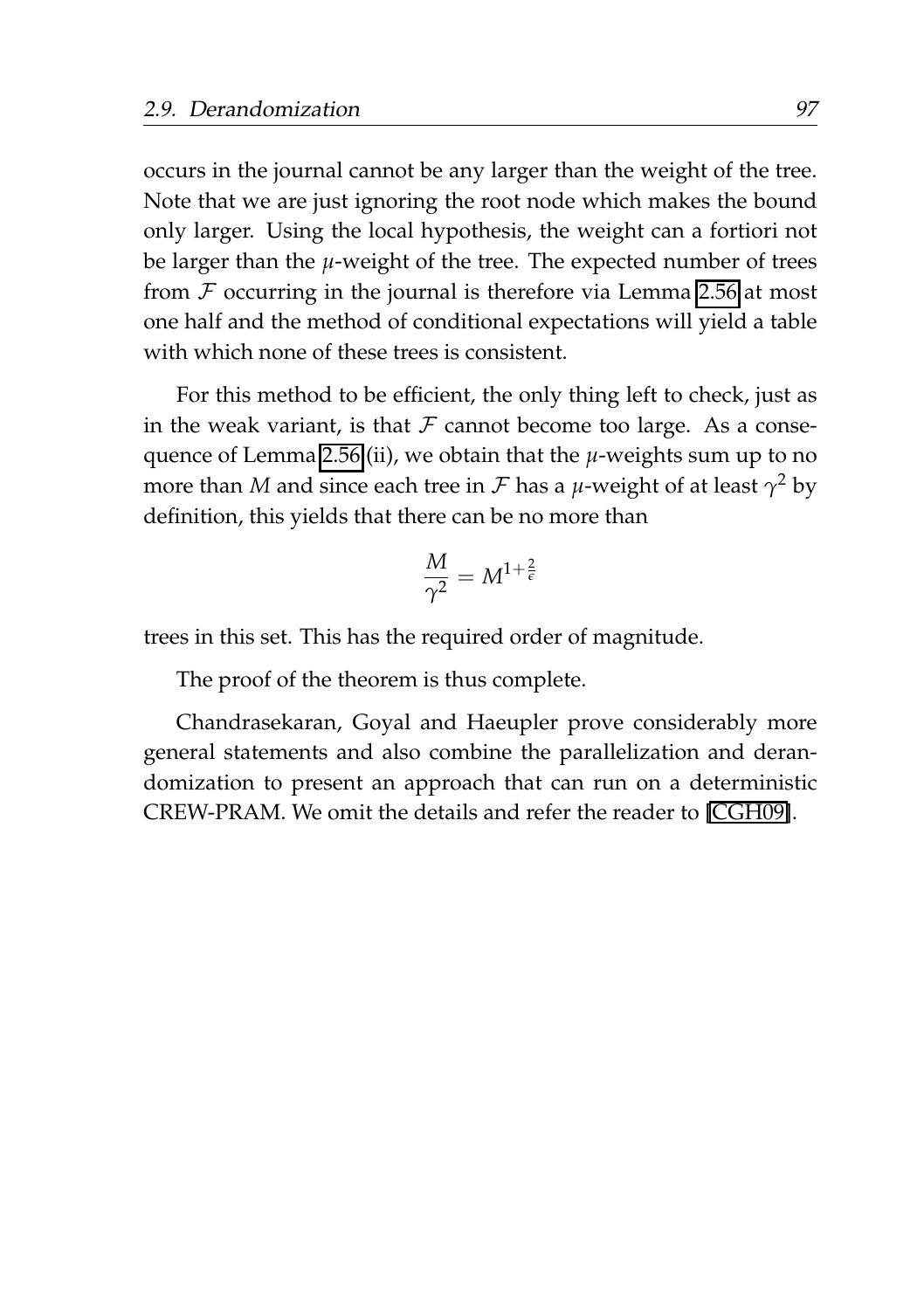occurs in the journal cannot be any larger than the weight of the tree. Note that we are just ignoring the root node which makes the bound only larger. Using the local hypothesis, the weight can a fortiori not be larger than the $\mu$-weight of the tree. The expected number of trees from $\mathcal{F}$ occurring in the journal is therefore via Lemma 2.56 at most one half and the method of conditional expectations will yield a table with which none of these trees is consistent.

For this method to be efficient, the only thing left to check, just as in the weak variant, is that $\mathcal{F}$ cannot become too large. As a consequence of Lemma 2.56 (ii), we obtain that the $\mu$-weights sum up to no more than $M$ and since each tree in $\mathcal{F}$ has a $\mu$-weight of at least $\gamma^2$ by definition, this yields that there can be no more than

$$\frac{M}{\gamma^2} = M^{1+\frac{2}{\epsilon}}$$

trees in this set. This has the required order of magnitude.

The proof of the theorem is thus complete.

Chandrasekaran, Goyal and Haeupler prove considerably more general statements and also combine the parallelization and derandomization to present an approach that can run on a deterministic CREW-PRAM. We omit the details and refer the reader to [CGH09].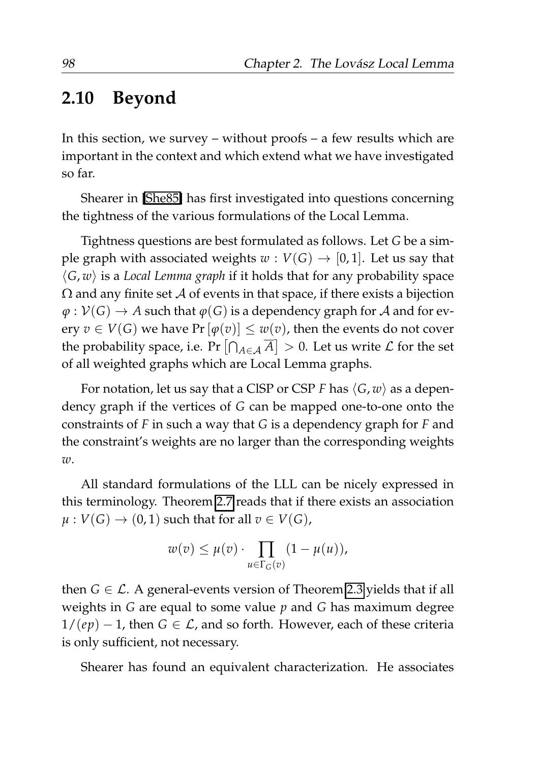## 2.10 Beyond

In this section, we survey – without proofs – a few results which are important in the context and which extend what we have investigated so far.

Shearer in [She85] has first investigated into questions concerning the tightness of the various formulations of the Local Lemma.

Tightness questions are best formulated as follows. Let $G$ be a simple graph with associated weights $w : V(G) \to [0,1]$. Let us say that $\langle G, w \rangle$ is a *Local Lemma graph* if it holds that for any probability space $\Omega$ and any finite set $\mathcal{A}$ of events in that space, if there exists a bijection $\varphi : \mathcal{V}(G) \to A$ such that $\varphi(G)$ is a dependency graph for $\mathcal{A}$ and for every $v \in V(G)$ we have $\Pr[\varphi(v)] \leq w(v)$, then the events do not cover the probability space, i.e. $\Pr\left[\bigcap_{A \in \mathcal{A}} \overline{A}\right] > 0$. Let us write $\mathcal{L}$ for the set of all weighted graphs which are Local Lemma graphs.

For notation, let us say that a ClSP or CSP $F$ has $\langle G, w \rangle$ as a dependency graph if the vertices of $G$ can be mapped one-to-one onto the constraints of $F$ in such a way that $G$ is a dependency graph for $F$ and the constraint's weights are no larger than the corresponding weights $w$.

All standard formulations of the LLL can be nicely expressed in this terminology. Theorem 2.7 reads that if there exists an association $\mu : V(G) \to (0,1)$ such that for all $v \in V(G)$,

$$w(v) \leq \mu(v) \cdot \prod_{u \in \Gamma_G(v)} (1 - \mu(u)),$$

then $G \in \mathcal{L}$. A general-events version of Theorem 2.3 yields that if all weights in $G$ are equal to some value $p$ and $G$ has maximum degree $1/(ep) - 1$, then $G \in \mathcal{L}$, and so forth. However, each of these criteria is only sufficient, not necessary.

Shearer has found an equivalent characterization. He associates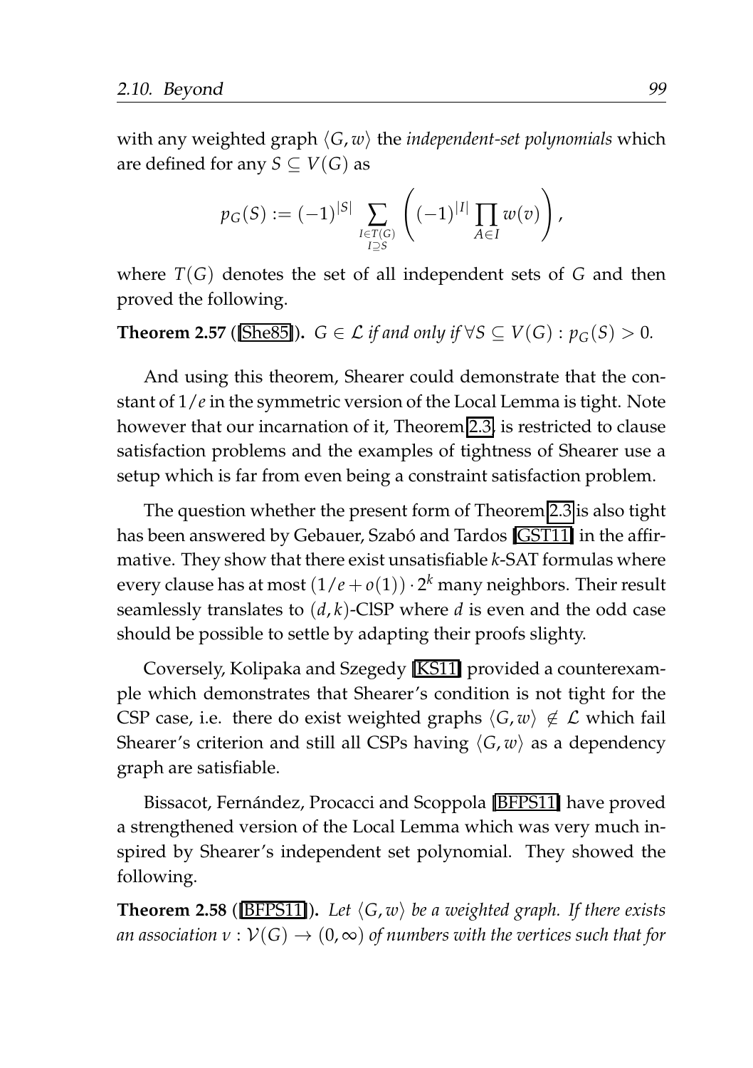with any weighted graph $\langle G, w \rangle$ the *independent-set polynomials* which are defined for any $S \subseteq V(G)$ as

$$p_G(S) := (-1)^{|S|} \sum_{\substack{I \in T(G) \\ I \supseteq S}} \left( (-1)^{|I|} \prod_{A \in I} w(v) \right),$$

where $T(G)$ denotes the set of all independent sets of $G$ and then proved the following.

**Theorem 2.57** ([She85])**.** *$G \in \mathcal{L}$ if and only if $\forall S \subseteq V(G) : p_G(S) > 0$.*

And using this theorem, Shearer could demonstrate that the constant of $1/e$ in the symmetric version of the Local Lemma is tight. Note however that our incarnation of it, Theorem 2.3, is restricted to clause satisfaction problems and the examples of tightness of Shearer use a setup which is far from even being a constraint satisfaction problem.

The question whether the present form of Theorem 2.3 is also tight has been answered by Gebauer, Szabó and Tardos [GST11] in the affirmative. They show that there exist unsatisfiable $k$-SAT formulas where every clause has at most $(1/e + o(1)) \cdot 2^k$ many neighbors. Their result seamlessly translates to $(d, k)$-ClSP where $d$ is even and the odd case should be possible to settle by adapting their proofs slighty.

Coversely, Kolipaka and Szegedy [KS11] provided a counterexample which demonstrates that Shearer's condition is not tight for the CSP case, i.e. there do exist weighted graphs $\langle G, w \rangle \notin \mathcal{L}$ which fail Shearer's criterion and still all CSPs having $\langle G, w \rangle$ as a dependency graph are satisfiable.

Bissacot, Fernández, Procacci and Scoppola [BFPS11] have proved a strengthened version of the Local Lemma which was very much inspired by Shearer's independent set polynomial. They showed the following.

**Theorem 2.58** ([BFPS11])**.** *Let $\langle G, w \rangle$ be a weighted graph. If there exists an association $\nu : \mathcal{V}(G) \to (0, \infty)$ of numbers with the vertices such that for*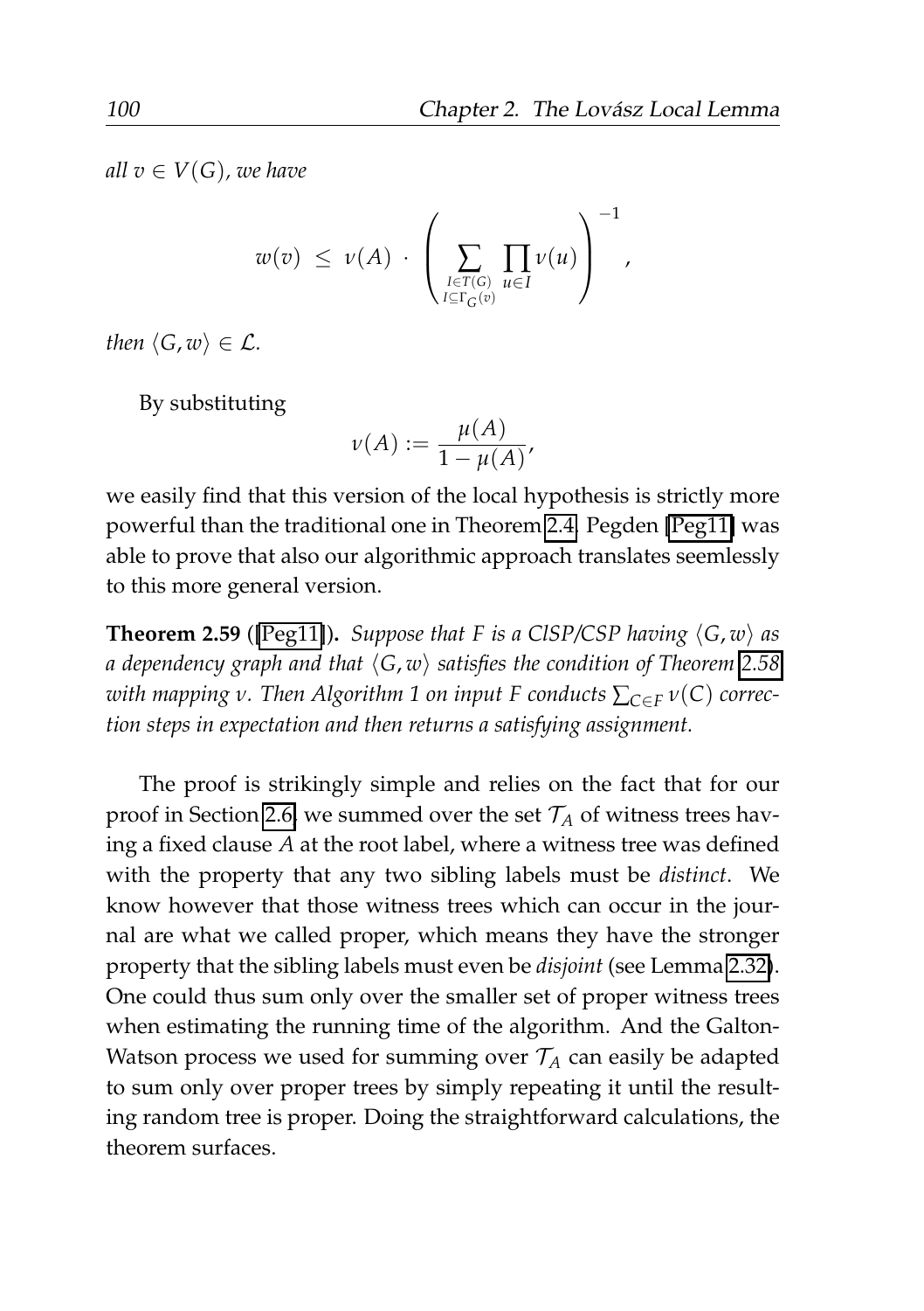*all $v \in V(G)$, we have*

$$w(v) \;\leq\; \nu(A) \;\cdot\; \left( \sum_{\substack{I \in T(G) \\ I \subseteq \Gamma_G(v)}} \prod_{u \in I} \nu(u) \right)^{-1},$$

*then $\langle G, w \rangle \in \mathcal{L}$.*

By substituting

$$\nu(A) := \frac{\mu(A)}{1 - \mu(A)},$$

we easily find that this version of the local hypothesis is strictly more powerful than the traditional one in Theorem 2.4. Pegden [Peg11] was able to prove that also our algorithmic approach translates seemlessly to this more general version.

**Theorem 2.59** ([Peg11])**.** *Suppose that $F$ is a ClSP/CSP having $\langle G, w \rangle$ as a dependency graph and that $\langle G, w \rangle$ satisfies the condition of Theorem 2.58 with mapping $\nu$. Then Algorithm 1 on input $F$ conducts $\sum_{C \in F} \nu(C)$ correction steps in expectation and then returns a satisfying assignment.*

The proof is strikingly simple and relies on the fact that for our proof in Section 2.6, we summed over the set $\mathcal{T}_A$ of witness trees having a fixed clause $A$ at the root label, where a witness tree was defined with the property that any two sibling labels must be *distinct*. We know however that those witness trees which can occur in the journal are what we called proper, which means they have the stronger property that the sibling labels must even be *disjoint* (see Lemma 2.32). One could thus sum only over the smaller set of proper witness trees when estimating the running time of the algorithm. And the Galton-Watson process we used for summing over $\mathcal{T}_A$ can easily be adapted to sum only over proper trees by simply repeating it until the resulting random tree is proper. Doing the straightforward calculations, the theorem surfaces.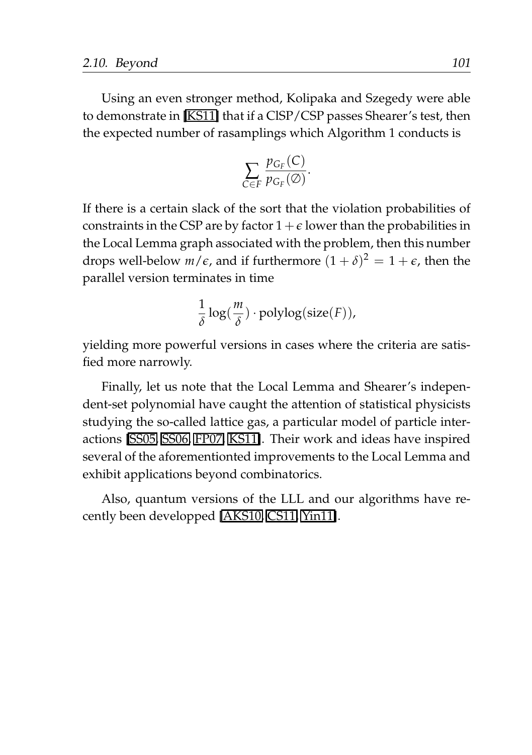Using an even stronger method, Kolipaka and Szegedy were able to demonstrate in [KS11] that if a ClSP/CSP passes Shearer's test, then the expected number of rasamplings which Algorithm 1 conducts is

$$\sum_{C \in F} \frac{p_{G_F}(C)}{p_{G_F}(\emptyset)}.$$

If there is a certain slack of the sort that the violation probabilities of constraints in the CSP are by factor $1 + \epsilon$ lower than the probabilities in the Local Lemma graph associated with the problem, then this number drops well-below $m/\epsilon$, and if furthermore $(1 + \delta)^2 = 1 + \epsilon$, then the parallel version terminates in time

$$\frac{1}{\delta} \log(\frac{m}{\delta}) \cdot \text{polylog}(\text{size}(F)),$$

yielding more powerful versions in cases where the criteria are satisfied more narrowly.

Finally, let us note that the Local Lemma and Shearer's independent-set polynomial have caught the attention of statistical physicists studying the so-called lattice gas, a particular model of particle interactions [SS05, SS06, FP07, KS11]. Their work and ideas have inspired several of the aforementionted improvements to the Local Lemma and exhibit applications beyond combinatorics.

Also, quantum versions of the LLL and our algorithms have recently been developped [AKS10, CS11, Yin11].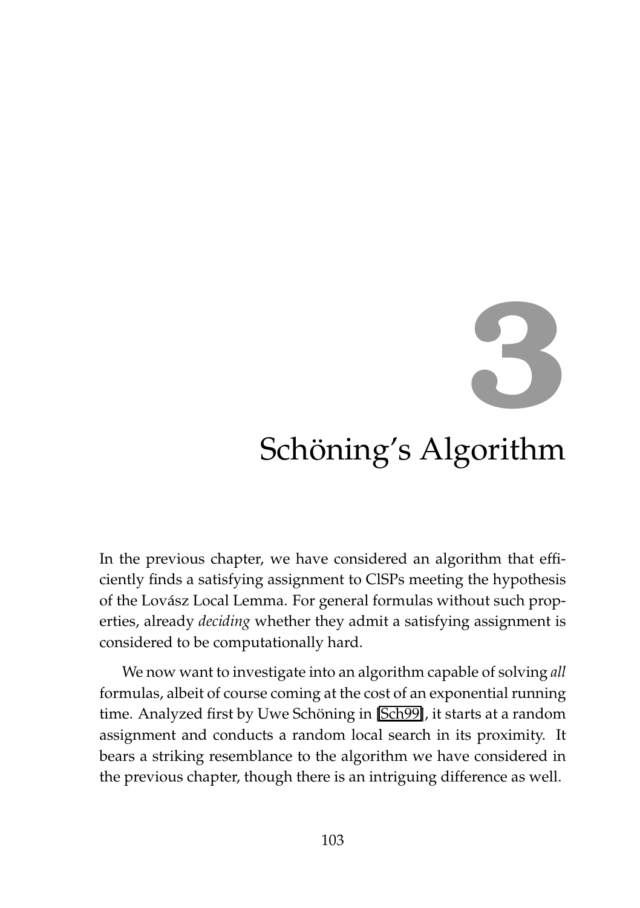# 3 Schöning's Algorithm

In the previous chapter, we have considered an algorithm that efficiently finds a satisfying assignment to ClSPs meeting the hypothesis of the Lovász Local Lemma. For general formulas without such properties, already *deciding* whether they admit a satisfying assignment is considered to be computationally hard.

We now want to investigate into an algorithm capable of solving *all* formulas, albeit of course coming at the cost of an exponential running time. Analyzed first by Uwe Schöning in [Sch99], it starts at a random assignment and conducts a random local search in its proximity. It bears a striking resemblance to the algorithm we have considered in the previous chapter, though there is an intriguing difference as well.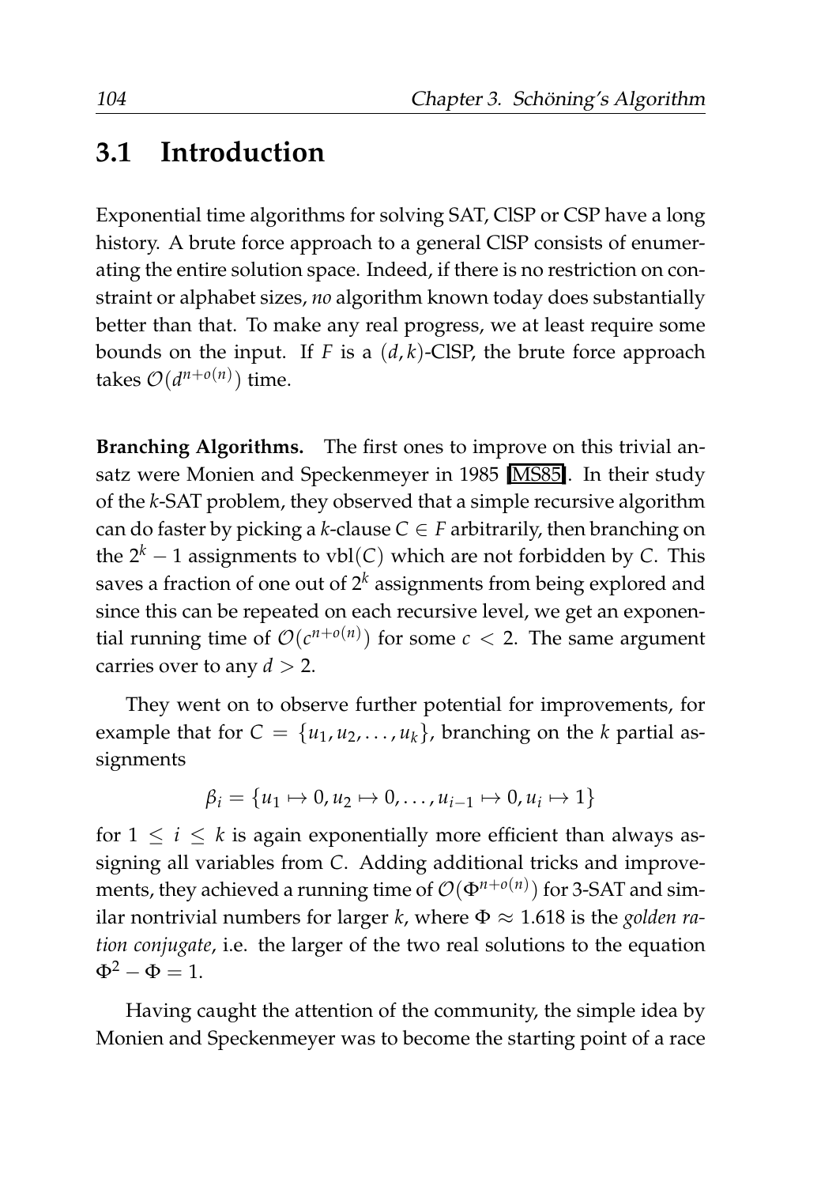## 3.1 Introduction

Exponential time algorithms for solving SAT, ClSP or CSP have a long history. A brute force approach to a general ClSP consists of enumerating the entire solution space. Indeed, if there is no restriction on constraint or alphabet sizes, *no* algorithm known today does substantially better than that. To make any real progress, we at least require some bounds on the input. If $F$ is a $(d,k)$-ClSP, the brute force approach takes $\mathcal{O}(d^{n+o(n)})$ time.

**Branching Algorithms.** The first ones to improve on this trivial ansatz were Monien and Speckenmeyer in 1985 [MS85]. In their study of the $k$-SAT problem, they observed that a simple recursive algorithm can do faster by picking a $k$-clause $C \in F$ arbitrarily, then branching on the $2^k - 1$ assignments to $\text{vbl}(C)$ which are not forbidden by $C$. This saves a fraction of one out of $2^k$ assignments from being explored and since this can be repeated on each recursive level, we get an exponential running time of $\mathcal{O}(c^{n+o(n)})$ for some $c < 2$. The same argument carries over to any $d > 2$.

They went on to observe further potential for improvements, for example that for $C = \{u_1, u_2, \ldots, u_k\}$, branching on the $k$ partial assignments

$$\beta_i = \{u_1 \mapsto 0, u_2 \mapsto 0, \ldots, u_{i-1} \mapsto 0, u_i \mapsto 1\}$$

for $1 \leq i \leq k$ is again exponentially more efficient than always assigning all variables from $C$. Adding additional tricks and improvements, they achieved a running time of $\mathcal{O}(\Phi^{n+o(n)})$ for 3-SAT and similar nontrivial numbers for larger $k$, where $\Phi \approx 1.618$ is the *golden ration conjugate*, i.e. the larger of the two real solutions to the equation $\Phi^2 - \Phi = 1$.

Having caught the attention of the community, the simple idea by Monien and Speckenmeyer was to become the starting point of a race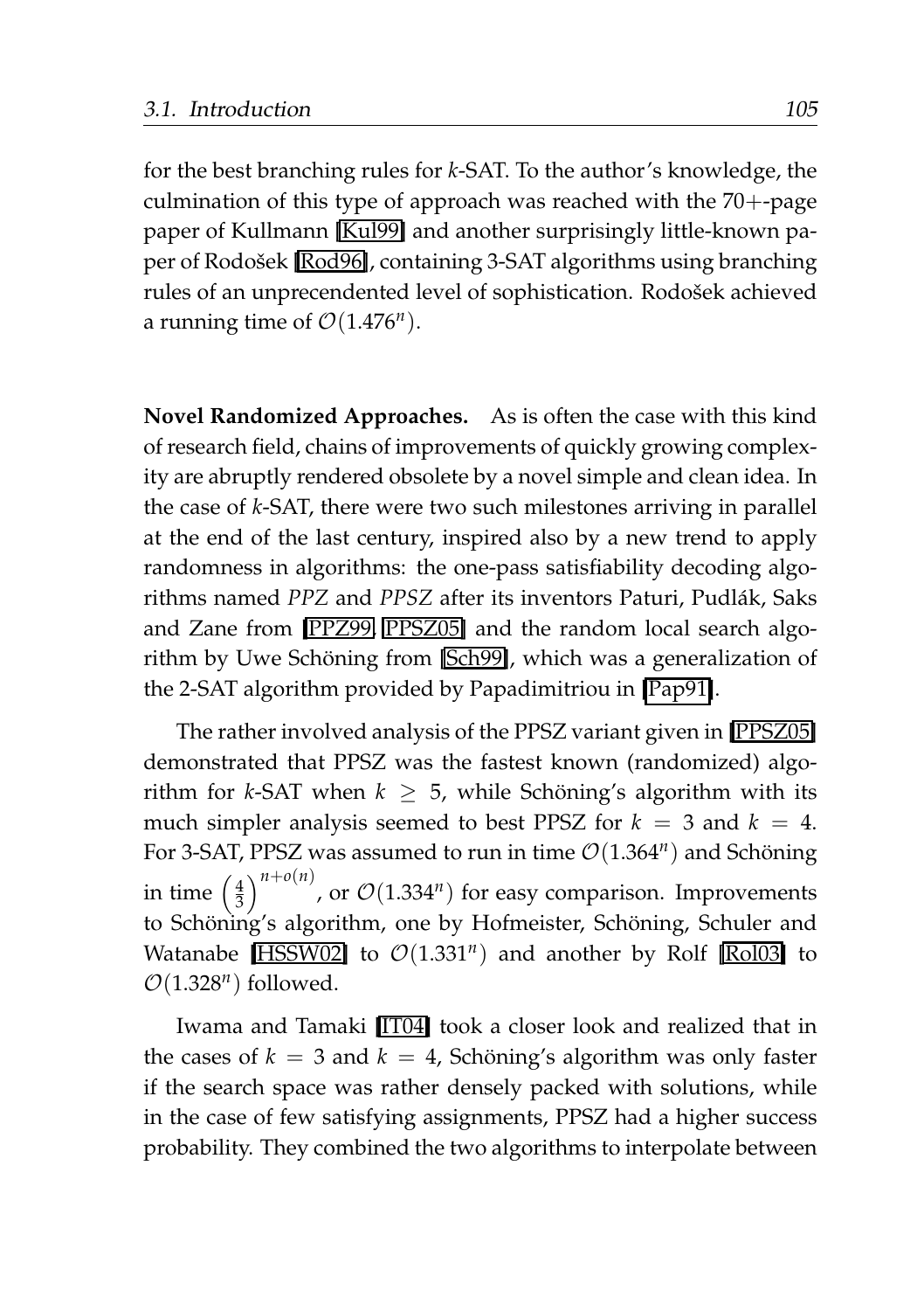for the best branching rules for $k$-SAT. To the author's knowledge, the culmination of this type of approach was reached with the 70+-page paper of Kullmann [Kul99] and another surprisingly little-known paper of Rodošek [Rod96], containing 3-SAT algorithms using branching rules of an unprecendented level of sophistication. Rodošek achieved a running time of $\mathcal{O}(1.476^n)$.

**Novel Randomized Approaches.** As is often the case with this kind of research field, chains of improvements of quickly growing complexity are abruptly rendered obsolete by a novel simple and clean idea. In the case of $k$-SAT, there were two such milestones arriving in parallel at the end of the last century, inspired also by a new trend to apply randomness in algorithms: the one-pass satisfiability decoding algorithms named *PPZ* and *PPSZ* after its inventors Paturi, Pudlák, Saks and Zane from [PPZ99, PPSZ05] and the random local search algorithm by Uwe Schöning from [Sch99], which was a generalization of the 2-SAT algorithm provided by Papadimitriou in [Pap91].

The rather involved analysis of the PPSZ variant given in [PPSZ05] demonstrated that PPSZ was the fastest known (randomized) algorithm for $k$-SAT when $k \geq 5$, while Schöning's algorithm with its much simpler analysis seemed to best PPSZ for $k = 3$ and $k = 4$. For 3-SAT, PPSZ was assumed to run in time $\mathcal{O}(1.364^n)$ and Schöning in time $\left(\frac{4}{3}\right)^{n+o(n)}$, or $\mathcal{O}(1.334^n)$ for easy comparison. Improvements to Schöning's algorithm, one by Hofmeister, Schöning, Schuler and Watanabe [HSSW02] to $\mathcal{O}(1.331^n)$ and another by Rolf [Rol03] to $\mathcal{O}(1.328^n)$ followed.

Iwama and Tamaki [IT04] took a closer look and realized that in the cases of $k = 3$ and $k = 4$, Schöning's algorithm was only faster if the search space was rather densely packed with solutions, while in the case of few satisfying assignments, PPSZ had a higher success probability. They combined the two algorithms to interpolate between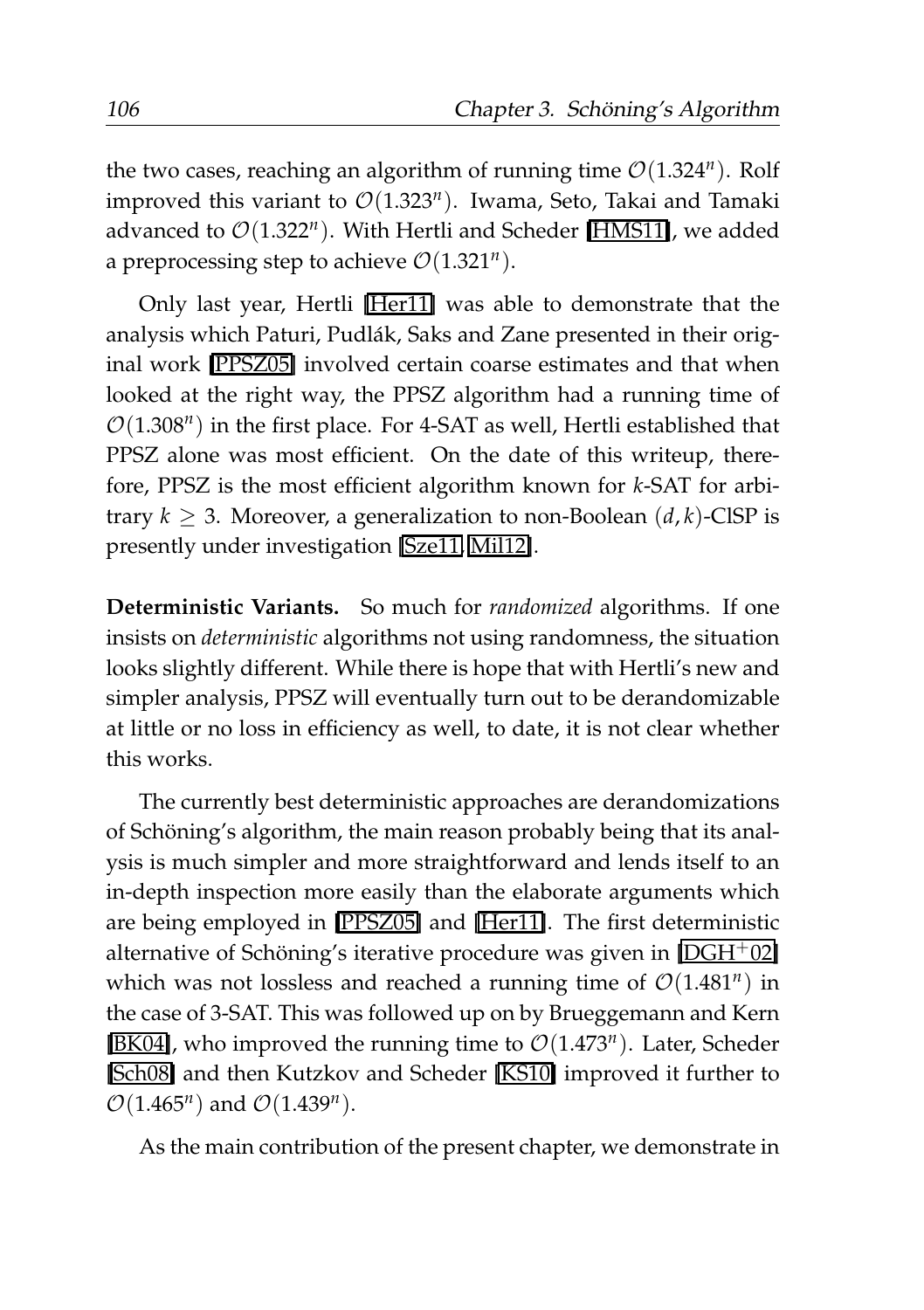the two cases, reaching an algorithm of running time $\mathcal{O}(1.324^n)$. Rolf improved this variant to $\mathcal{O}(1.323^n)$. Iwama, Seto, Takai and Tamaki advanced to $\mathcal{O}(1.322^n)$. With Hertli and Scheder [HMS11], we added a preprocessing step to achieve $\mathcal{O}(1.321^n)$.

Only last year, Hertli [Her11] was able to demonstrate that the analysis which Paturi, Pudlák, Saks and Zane presented in their original work [PPSZ05] involved certain coarse estimates and that when looked at the right way, the PPSZ algorithm had a running time of $\mathcal{O}(1.308^n)$ in the first place. For 4-SAT as well, Hertli established that PPSZ alone was most efficient. On the date of this writeup, therefore, PPSZ is the most efficient algorithm known for $k$-SAT for arbitrary $k \geq 3$. Moreover, a generalization to non-Boolean $(d,k)$-ClSP is presently under investigation [Sze11, Mil12].

**Deterministic Variants.** So much for *randomized* algorithms. If one insists on *deterministic* algorithms not using randomness, the situation looks slightly different. While there is hope that with Hertli's new and simpler analysis, PPSZ will eventually turn out to be derandomizable at little or no loss in efficiency as well, to date, it is not clear whether this works.

The currently best deterministic approaches are derandomizations of Schöning's algorithm, the main reason probably being that its analysis is much simpler and more straightforward and lends itself to an in-depth inspection more easily than the elaborate arguments which are being employed in [PPSZ05] and [Her11]. The first deterministic alternative of Schöning's iterative procedure was given in [DGH+02] which was not lossless and reached a running time of $\mathcal{O}(1.481^n)$ in the case of 3-SAT. This was followed up on by Brueggemann and Kern [BK04], who improved the running time to $\mathcal{O}(1.473^n)$. Later, Scheder [Sch08] and then Kutzkov and Scheder [KS10] improved it further to $\mathcal{O}(1.465^n)$ and $\mathcal{O}(1.439^n)$.

As the main contribution of the present chapter, we demonstrate in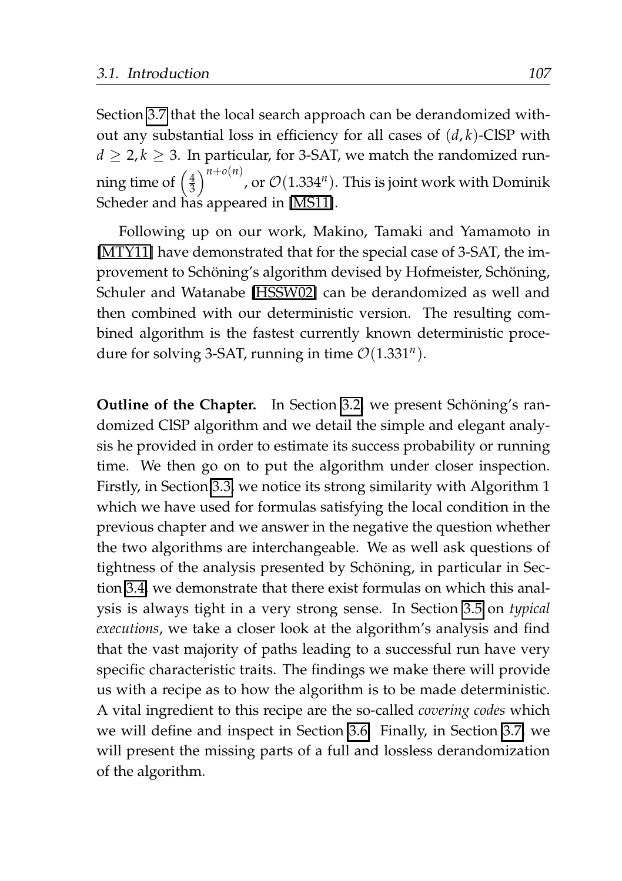Section 3.7 that the local search approach can be derandomized without any substantial loss in efficiency for all cases of $(d,k)$-ClSP with $d \geq 2, k \geq 3$. In particular, for 3-SAT, we match the randomized running time of $\left(\frac{4}{3}\right)^{n+o(n)}$, or $\mathcal{O}(1.334^n)$. This is joint work with Dominik Scheder and has appeared in [MS11].

Following up on our work, Makino, Tamaki and Yamamoto in [MTY11] have demonstrated that for the special case of 3-SAT, the improvement to Schöning's algorithm devised by Hofmeister, Schöning, Schuler and Watanabe [HSSW02] can be derandomized as well and then combined with our deterministic version. The resulting combined algorithm is the fastest currently known deterministic procedure for solving 3-SAT, running in time $\mathcal{O}(1.331^n)$.

**Outline of the Chapter.** In Section 3.2, we present Schöning's randomized ClSP algorithm and we detail the simple and elegant analysis he provided in order to estimate its success probability or running time. We then go on to put the algorithm under closer inspection. Firstly, in Section 3.3, we notice its strong similarity with Algorithm 1 which we have used for formulas satisfying the local condition in the previous chapter and we answer in the negative the question whether the two algorithms are interchangeable. We as well ask questions of tightness of the analysis presented by Schöning, in particular in Section 3.4, we demonstrate that there exist formulas on which this analysis is always tight in a very strong sense. In Section 3.5 on *typical executions*, we take a closer look at the algorithm's analysis and find that the vast majority of paths leading to a successful run have very specific characteristic traits. The findings we make there will provide us with a recipe as to how the algorithm is to be made deterministic. A vital ingredient to this recipe are the so-called *covering codes* which we will define and inspect in Section 3.6. Finally, in Section 3.7, we will present the missing parts of a full and lossless derandomization of the algorithm.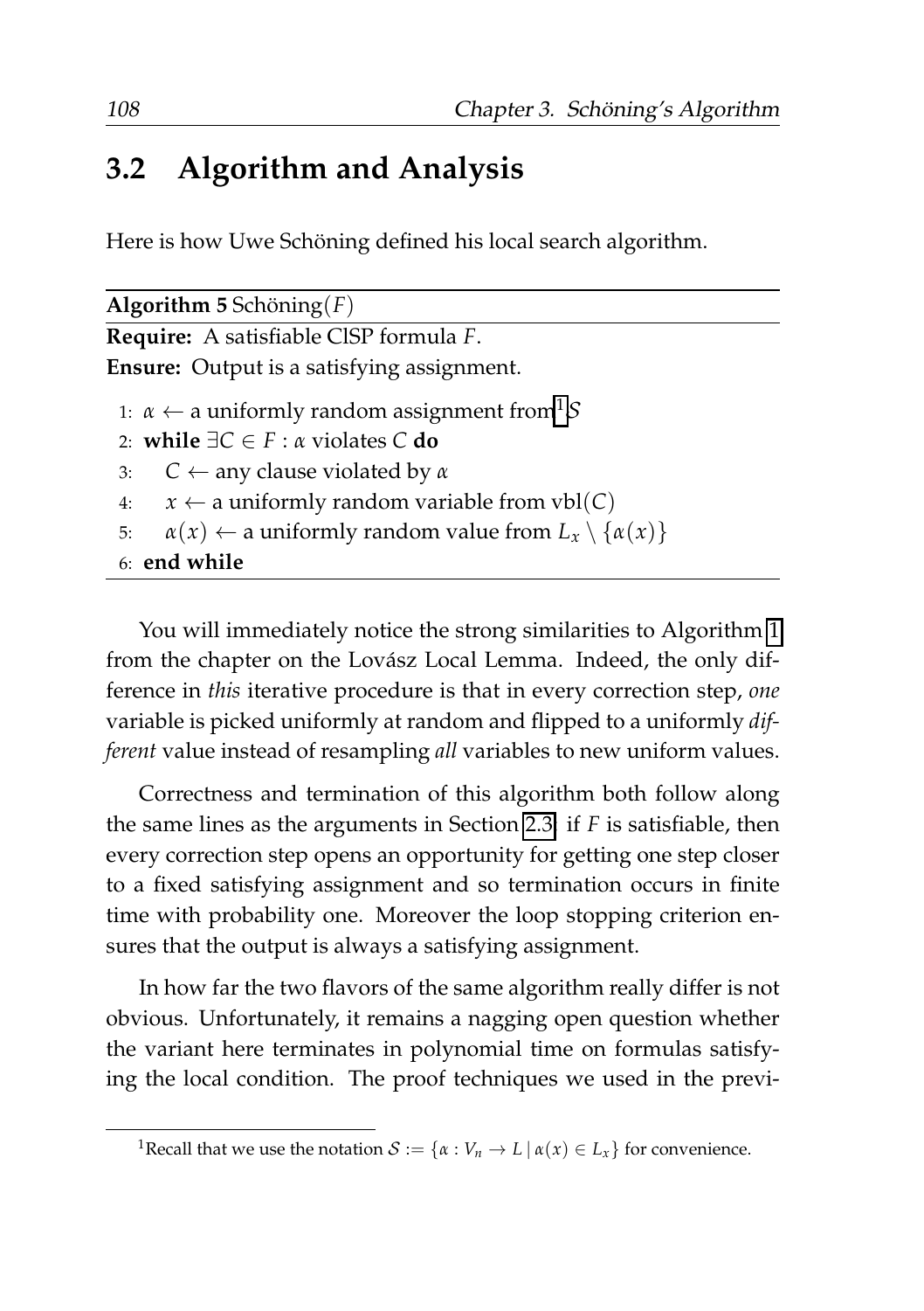## 3.2 Algorithm and Analysis

Here is how Uwe Schöning defined his local search algorithm.

---

**Algorithm 5** Schöning($F$)

---

**Require:** A satisfiable ClSP formula $F$.

**Ensure:** Output is a satisfying assignment.

1: $\alpha \leftarrow$ a uniformly random assignment from[1] $\mathcal{S}$
2: **while** $\exists C \in F : \alpha$ violates $C$ **do**
3: $\quad C \leftarrow$ any clause violated by $\alpha$
4: $\quad x \leftarrow$ a uniformly random variable from $\mathrm{vbl}(C)$
5: $\quad \alpha(x) \leftarrow$ a uniformly random value from $L_x \setminus \{\alpha(x)\}$
6: **end while**

---

You will immediately notice the strong similarities to Algorithm 1 from the chapter on the Lovász Local Lemma. Indeed, the only difference in *this* iterative procedure is that in every correction step, *one* variable is picked uniformly at random and flipped to a uniformly *different* value instead of resampling *all* variables to new uniform values.

Correctness and termination of this algorithm both follow along the same lines as the arguments in Section 2.3: if $F$ is satisfiable, then every correction step opens an opportunity for getting one step closer to a fixed satisfying assignment and so termination occurs in finite time with probability one. Moreover the loop stopping criterion ensures that the output is always a satisfying assignment.

In how far the two flavors of the same algorithm really differ is not obvious. Unfortunately, it remains a nagging open question whether the variant here terminates in polynomial time on formulas satisfying the local condition. The proof techniques we used in the previ-

---

[1] Recall that we use the notation $\mathcal{S} := \{\alpha : V_n \to L \mid \alpha(x) \in L_x\}$ for convenience.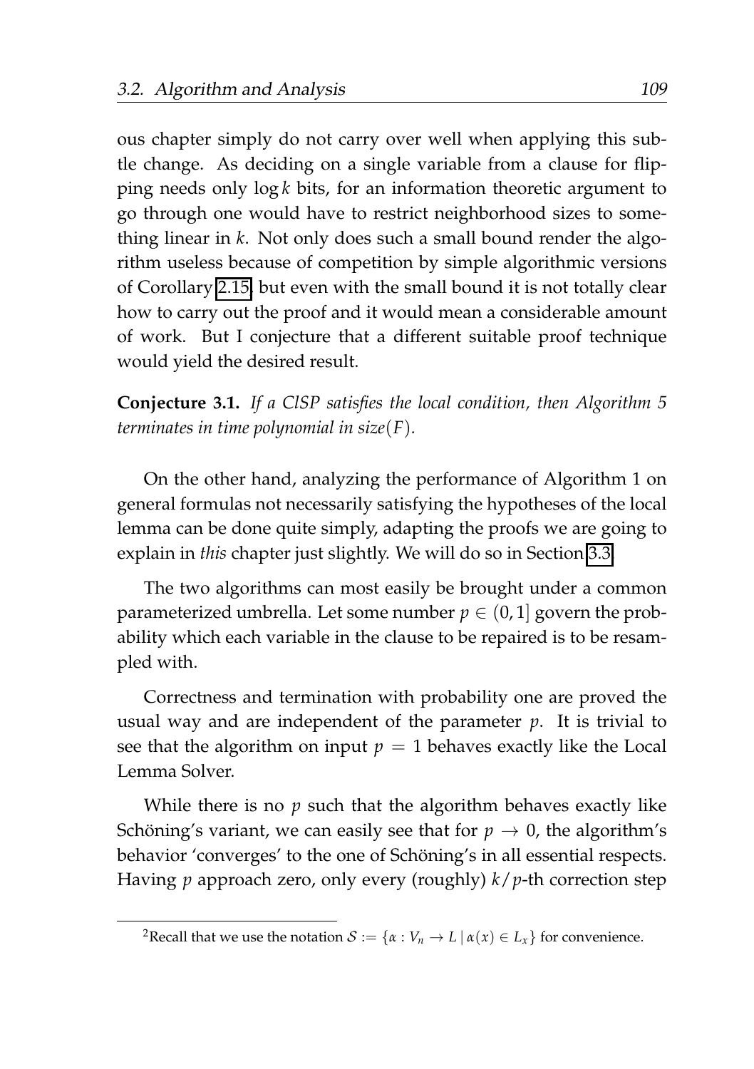ous chapter simply do not carry over well when applying this subtle change. As deciding on a single variable from a clause for flipping needs only $\log k$ bits, for an information theoretic argument to go through one would have to restrict neighborhood sizes to something linear in $k$. Not only does such a small bound render the algorithm useless because of competition by simple algorithmic versions of Corollary 2.15, but even with the small bound it is not totally clear how to carry out the proof and it would mean a considerable amount of work. But I conjecture that a different suitable proof technique would yield the desired result.

**Conjecture 3.1.** *If a ClSP satisfies the local condition, then Algorithm 5 terminates in time polynomial in size$(F)$.*

On the other hand, analyzing the performance of Algorithm 1 on general formulas not necessarily satisfying the hypotheses of the local lemma can be done quite simply, adapting the proofs we are going to explain in *this* chapter just slightly. We will do so in Section 3.3.

The two algorithms can most easily be brought under a common parameterized umbrella. Let some number $p \in (0, 1]$ govern the probability which each variable in the clause to be repaired is to be resampled with.

Correctness and termination with probability one are proved the usual way and are independent of the parameter $p$. It is trivial to see that the algorithm on input $p = 1$ behaves exactly like the Local Lemma Solver.

While there is no $p$ such that the algorithm behaves exactly like Schöning's variant, we can easily see that for $p \to 0$, the algorithm's behavior 'converges' to the one of Schöning's in all essential respects. Having $p$ approach zero, only every (roughly) $k/p$-th correction step

[2] Recall that we use the notation $\mathcal{S} := \{\alpha : V_n \to L \mid \alpha(x) \in L_x\}$ for convenience.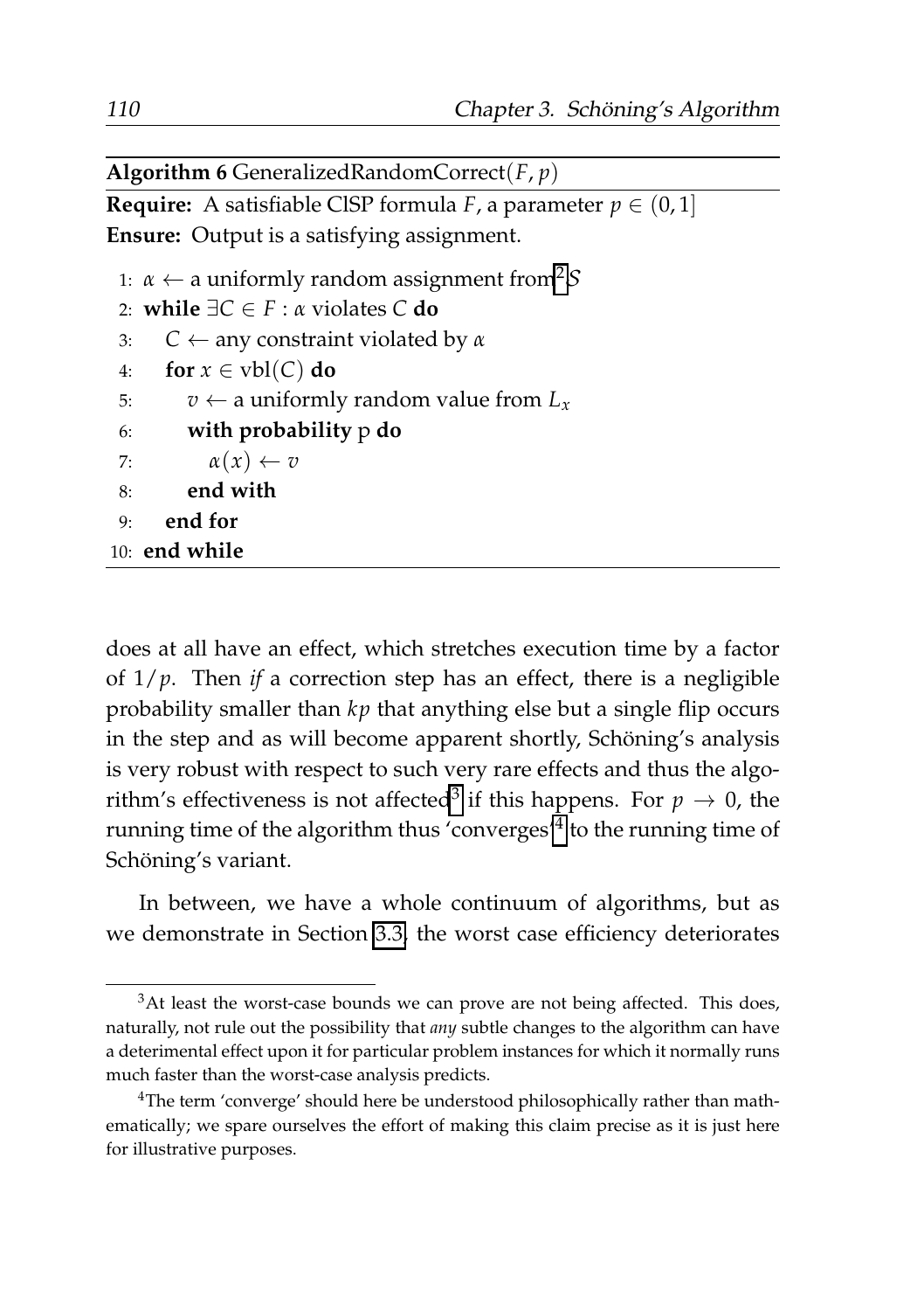**Algorithm 6** GeneralizedRandomCorrect($F$, $p$)

**Require:** A satisfiable ClSP formula $F$, a parameter $p \in (0, 1]$
**Ensure:** Output is a satisfying assignment.

```
1:  α ← a uniformly random assignment from[2] S
2:  while ∃C ∈ F : α violates C do
3:      C ← any constraint violated by α
4:      for x ∈ vbl(C) do
5:          v ← a uniformly random value from L_x
6:          with probability p do
7:              α(x) ← v
8:          end with
9:      end for
10: end while
```

does at all have an effect, which stretches execution time by a factor of $1/p$. Then *if* a correction step has an effect, there is a negligible probability smaller than $kp$ that anything else but a single flip occurs in the step and as will become apparent shortly, Schöning's analysis is very robust with respect to such very rare effects and thus the algorithm's effectiveness is not affected[3] if this happens. For $p \to 0$, the running time of the algorithm thus 'converges'[4] to the running time of Schöning's variant.

In between, we have a whole continuum of algorithms, but as we demonstrate in Section 3.3, the worst case efficiency deteriorates

---

[3] At least the worst-case bounds we can prove are not being affected. This does, naturally, not rule out the possibility that *any* subtle changes to the algorithm can have a deterimental effect upon it for particular problem instances for which it normally runs much faster than the worst-case analysis predicts.

[4] The term 'converge' should here be understood philosophically rather than mathematically; we spare ourselves the effort of making this claim precise as it is just here for illustrative purposes.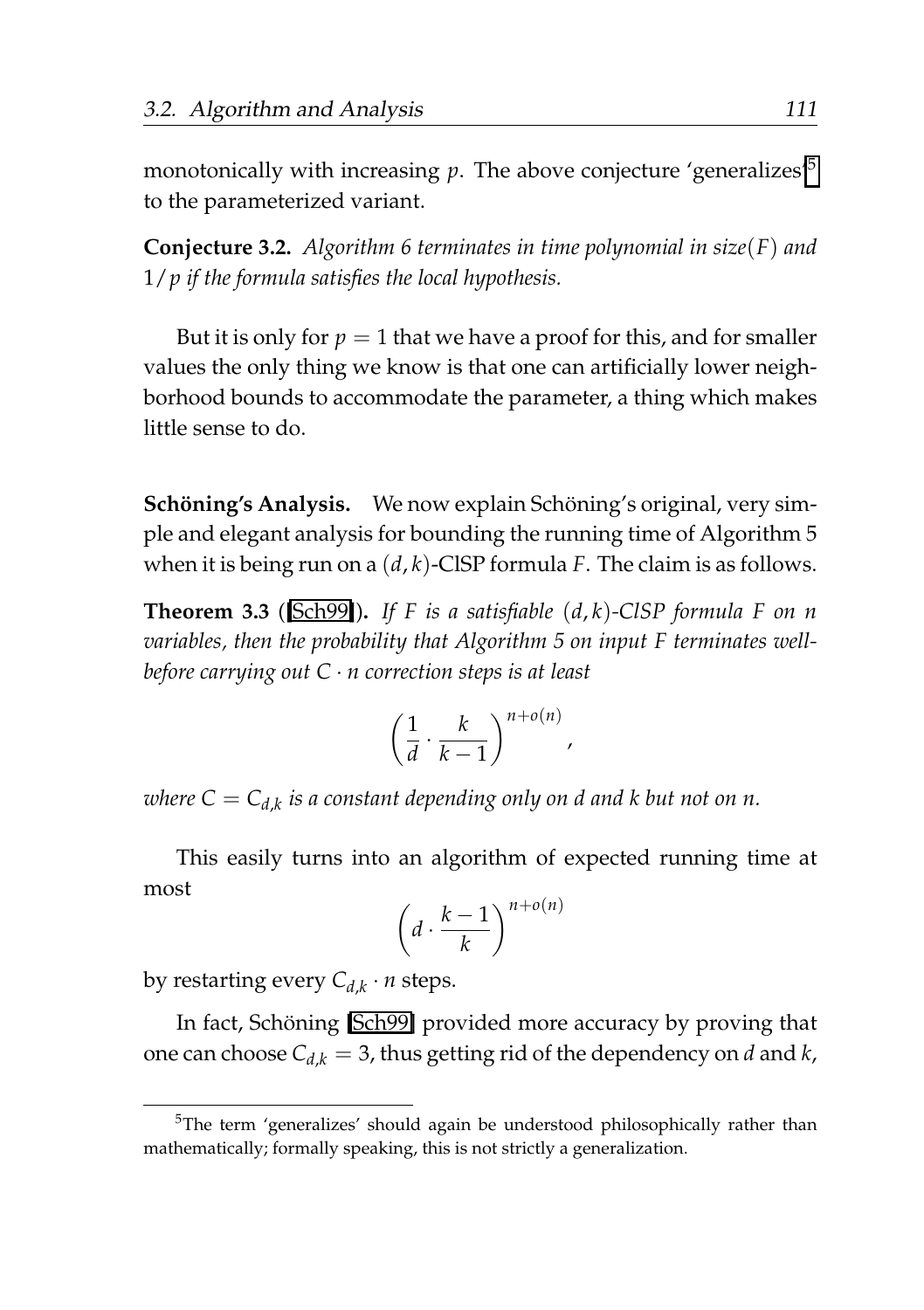monotonically with increasing $p$. The above conjecture 'generalizes'[5] to the parameterized variant.

**Conjecture 3.2.** *Algorithm 6 terminates in time polynomial in size$(F)$ and $1/p$ if the formula satisfies the local hypothesis.*

But it is only for $p = 1$ that we have a proof for this, and for smaller values the only thing we know is that one can artificially lower neighborhood bounds to accommodate the parameter, a thing which makes little sense to do.

**Schöning's Analysis.** We now explain Schöning's original, very simple and elegant analysis for bounding the running time of Algorithm 5 when it is being run on a $(d, k)$-ClSP formula $F$. The claim is as follows.

**Theorem 3.3 ([Sch99]).** *If $F$ is a satisfiable $(d, k)$-ClSP formula $F$ on $n$ variables, then the probability that Algorithm 5 on input $F$ terminates well-before carrying out $C \cdot n$ correction steps is at least*

$$\left(\frac{1}{d} \cdot \frac{k}{k-1}\right)^{n+o(n)},$$

*where $C = C_{d,k}$ is a constant depending only on $d$ and $k$ but not on $n$.*

This easily turns into an algorithm of expected running time at most

$$\left(d \cdot \frac{k-1}{k}\right)^{n+o(n)}$$

by restarting every $C_{d,k} \cdot n$ steps.

In fact, Schöning [Sch99] provided more accuracy by proving that one can choose $C_{d,k} = 3$, thus getting rid of the dependency on $d$ and $k$,

[5] The term 'generalizes' should again be understood philosophically rather than mathematically; formally speaking, this is not strictly a generalization.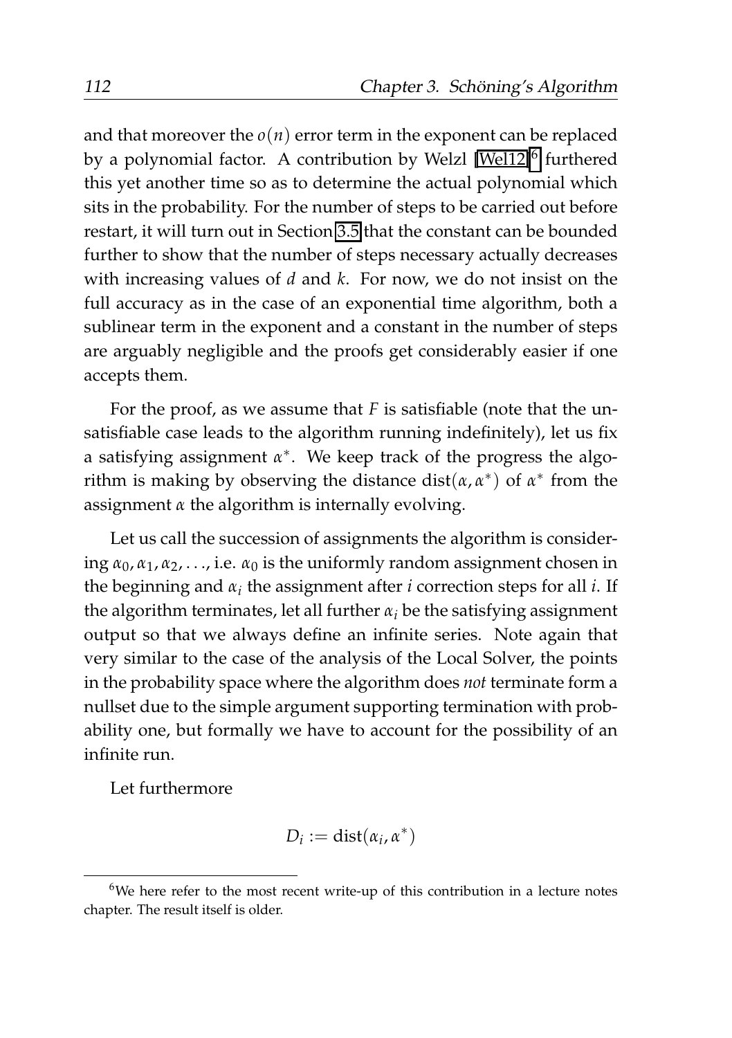and that moreover the $o(n)$ error term in the exponent can be replaced by a polynomial factor. A contribution by Welzl [Wel12][6] furthered this yet another time so as to determine the actual polynomial which sits in the probability. For the number of steps to be carried out before restart, it will turn out in Section 3.5 that the constant can be bounded further to show that the number of steps necessary actually decreases with increasing values of $d$ and $k$. For now, we do not insist on the full accuracy as in the case of an exponential time algorithm, both a sublinear term in the exponent and a constant in the number of steps are arguably negligible and the proofs get considerably easier if one accepts them.

For the proof, as we assume that $F$ is satisfiable (note that the unsatisfiable case leads to the algorithm running indefinitely), let us fix a satisfying assignment $\alpha^*$. We keep track of the progress the algorithm is making by observing the distance $\operatorname{dist}(\alpha, \alpha^*)$ of $\alpha^*$ from the assignment $\alpha$ the algorithm is internally evolving.

Let us call the succession of assignments the algorithm is considering $\alpha_0, \alpha_1, \alpha_2, \ldots$, i.e. $\alpha_0$ is the uniformly random assignment chosen in the beginning and $\alpha_i$ the assignment after $i$ correction steps for all $i$. If the algorithm terminates, let all further $\alpha_i$ be the satisfying assignment output so that we always define an infinite series. Note again that very similar to the case of the analysis of the Local Solver, the points in the probability space where the algorithm does *not* terminate form a nullset due to the simple argument supporting termination with probability one, but formally we have to account for the possibility of an infinite run.

Let furthermore

$$D_i := \operatorname{dist}(\alpha_i, \alpha^*)$$

[6] We here refer to the most recent write-up of this contribution in a lecture notes chapter. The result itself is older.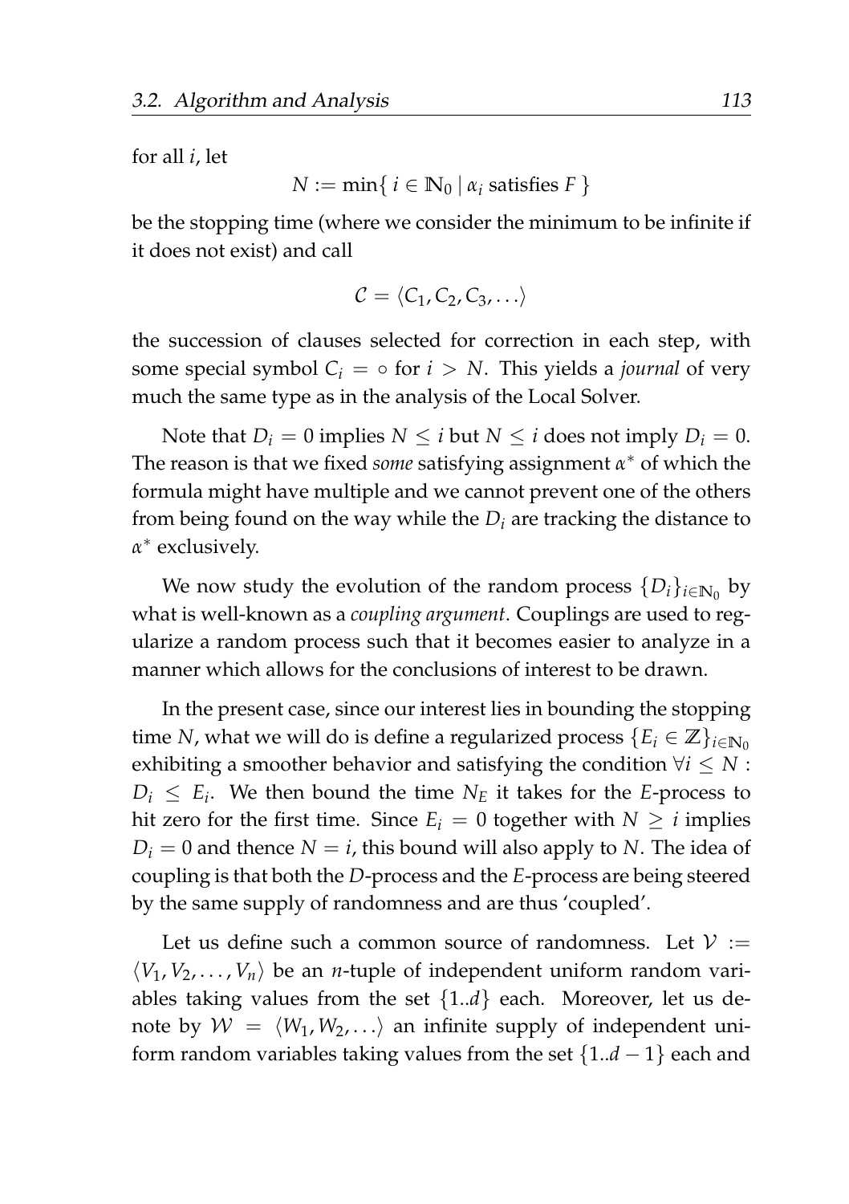for all $i$, let

$$N := \min\{\, i \in \mathbb{N}_0 \mid \alpha_i \text{ satisfies } F \,\}$$

be the stopping time (where we consider the minimum to be infinite if it does not exist) and call

$$\mathcal{C} = \langle C_1, C_2, C_3, \dots \rangle$$

the succession of clauses selected for correction in each step, with some special symbol $C_i = \circ$ for $i > N$. This yields a *journal* of very much the same type as in the analysis of the Local Solver.

Note that $D_i = 0$ implies $N \leq i$ but $N \leq i$ does not imply $D_i = 0$. The reason is that we fixed *some* satisfying assignment $\alpha^*$ of which the formula might have multiple and we cannot prevent one of the others from being found on the way while the $D_i$ are tracking the distance to $\alpha^*$ exclusively.

We now study the evolution of the random process $\{D_i\}_{i \in \mathbb{N}_0}$ by what is well-known as a *coupling argument*. Couplings are used to regularize a random process such that it becomes easier to analyze in a manner which allows for the conclusions of interest to be drawn.

In the present case, since our interest lies in bounding the stopping time $N$, what we will do is define a regularized process $\{E_i \in \mathbb{Z}\}_{i \in \mathbb{N}_0}$ exhibiting a smoother behavior and satisfying the condition $\forall i \leq N$ : $D_i \leq E_i$. We then bound the time $N_E$ it takes for the $E$-process to hit zero for the first time. Since $E_i = 0$ together with $N \geq i$ implies $D_i = 0$ and thence $N = i$, this bound will also apply to $N$. The idea of coupling is that both the $D$-process and the $E$-process are being steered by the same supply of randomness and are thus 'coupled'.

Let us define such a common source of randomness. Let $\mathcal{V} := \langle V_1, V_2, \dots, V_n \rangle$ be an $n$-tuple of independent uniform random variables taking values from the set $\{1..d\}$ each. Moreover, let us denote by $\mathcal{W} = \langle W_1, W_2, \dots \rangle$ an infinite supply of independent uniform random variables taking values from the set $\{1..d-1\}$ each and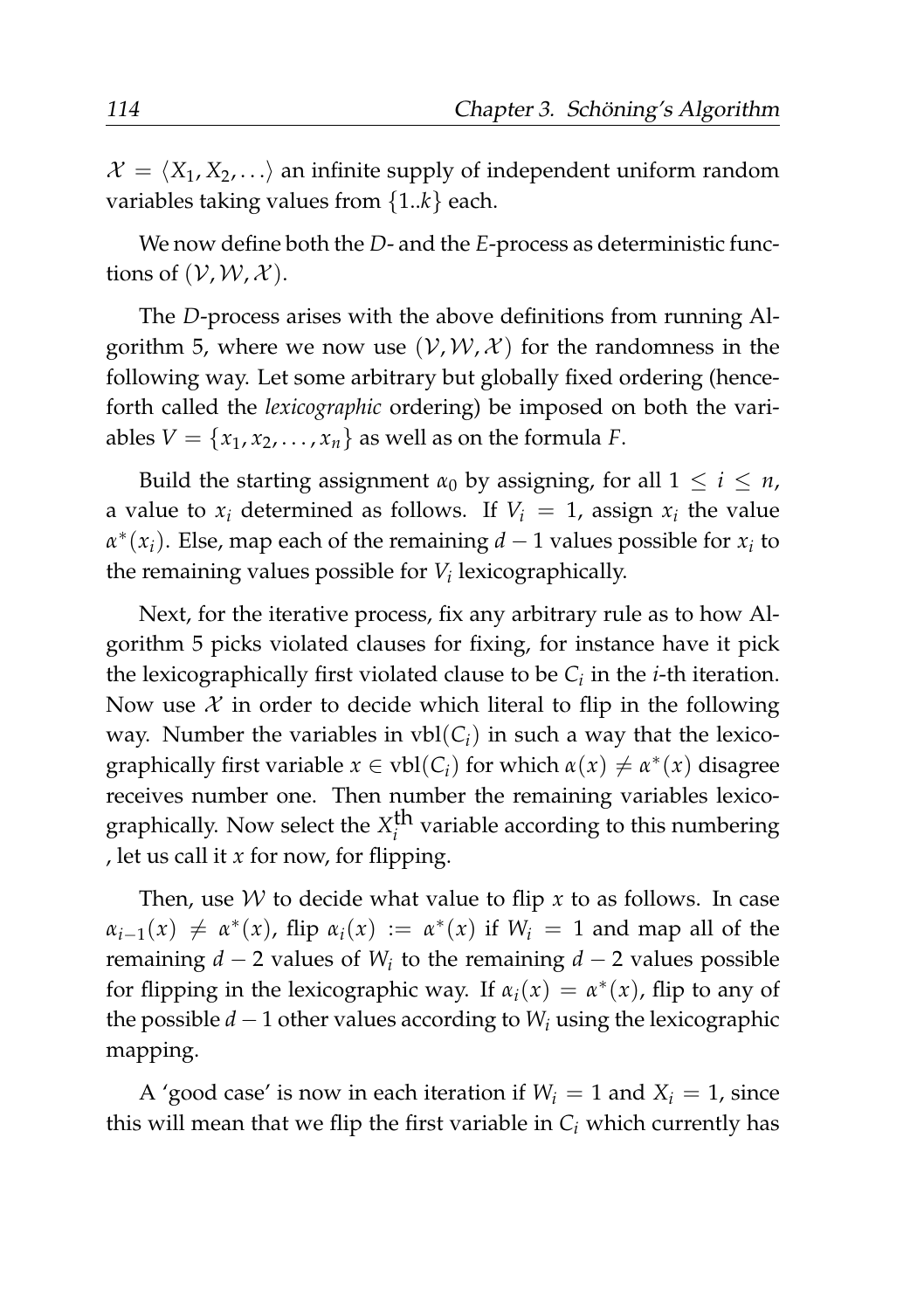$\mathcal{X} = \langle X_1, X_2, \ldots \rangle$ an infinite supply of independent uniform random variables taking values from $\{1..k\}$ each.

We now define both the $D$- and the $E$-process as deterministic functions of $(\mathcal{V}, \mathcal{W}, \mathcal{X})$.

The $D$-process arises with the above definitions from running Algorithm 5, where we now use $(\mathcal{V}, \mathcal{W}, \mathcal{X})$ for the randomness in the following way. Let some arbitrary but globally fixed ordering (henceforth called the *lexicographic* ordering) be imposed on both the variables $V = \{x_1, x_2, \ldots, x_n\}$ as well as on the formula $F$.

Build the starting assignment $\alpha_0$ by assigning, for all $1 \leq i \leq n$, a value to $x_i$ determined as follows. If $V_i = 1$, assign $x_i$ the value $\alpha^*(x_i)$. Else, map each of the remaining $d-1$ values possible for $x_i$ to the remaining values possible for $V_i$ lexicographically.

Next, for the iterative process, fix any arbitrary rule as to how Algorithm 5 picks violated clauses for fixing, for instance have it pick the lexicographically first violated clause to be $C_i$ in the $i$-th iteration. Now use $\mathcal{X}$ in order to decide which literal to flip in the following way. Number the variables in $\text{vbl}(C_i)$ in such a way that the lexicographically first variable $x \in \text{vbl}(C_i)$ for which $\alpha(x) \neq \alpha^*(x)$ disagree receives number one. Then number the remaining variables lexicographically. Now select the $X_i^{\text{th}}$ variable according to this numbering , let us call it $x$ for now, for flipping.

Then, use $\mathcal{W}$ to decide what value to flip $x$ to as follows. In case $\alpha_{i-1}(x) \neq \alpha^*(x)$, flip $\alpha_i(x) := \alpha^*(x)$ if $W_i = 1$ and map all of the remaining $d-2$ values of $W_i$ to the remaining $d-2$ values possible for flipping in the lexicographic way. If $\alpha_i(x) = \alpha^*(x)$, flip to any of the possible $d-1$ other values according to $W_i$ using the lexicographic mapping.

A 'good case' is now in each iteration if $W_i = 1$ and $X_i = 1$, since this will mean that we flip the first variable in $C_i$ which currently has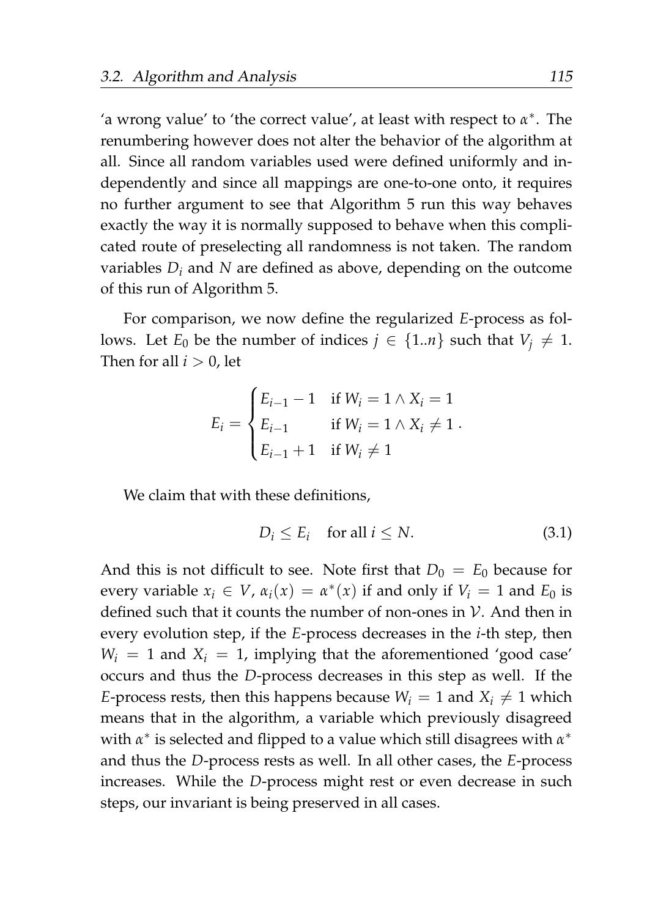'a wrong value' to 'the correct value', at least with respect to $\alpha^*$. The renumbering however does not alter the behavior of the algorithm at all. Since all random variables used were defined uniformly and independently and since all mappings are one-to-one onto, it requires no further argument to see that Algorithm 5 run this way behaves exactly the way it is normally supposed to behave when this complicated route of preselecting all randomness is not taken. The random variables $D_i$ and $N$ are defined as above, depending on the outcome of this run of Algorithm 5.

For comparison, we now define the regularized $E$-process as follows. Let $E_0$ be the number of indices $j \in \{1..n\}$ such that $V_j \neq 1$. Then for all $i > 0$, let

$$E_i = \begin{cases} E_{i-1} - 1 & \text{if } W_i = 1 \wedge X_i = 1 \\ E_{i-1} & \text{if } W_i = 1 \wedge X_i \neq 1 \\ E_{i-1} + 1 & \text{if } W_i \neq 1 \end{cases} .$$

We claim that with these definitions,

$$D_i \leq E_i \quad \text{for all } i \leq N. \tag{3.1}$$

And this is not difficult to see. Note first that $D_0 = E_0$ because for every variable $x_i \in V$, $\alpha_i(x) = \alpha^*(x)$ if and only if $V_i = 1$ and $E_0$ is defined such that it counts the number of non-ones in $\mathcal{V}$. And then in every evolution step, if the $E$-process decreases in the $i$-th step, then $W_i = 1$ and $X_i = 1$, implying that the aforementioned 'good case' occurs and thus the $D$-process decreases in this step as well. If the $E$-process rests, then this happens because $W_i = 1$ and $X_i \neq 1$ which means that in the algorithm, a variable which previously disagreed with $\alpha^*$ is selected and flipped to a value which still disagrees with $\alpha^*$ and thus the $D$-process rests as well. In all other cases, the $E$-process increases. While the $D$-process might rest or even decrease in such steps, our invariant is being preserved in all cases.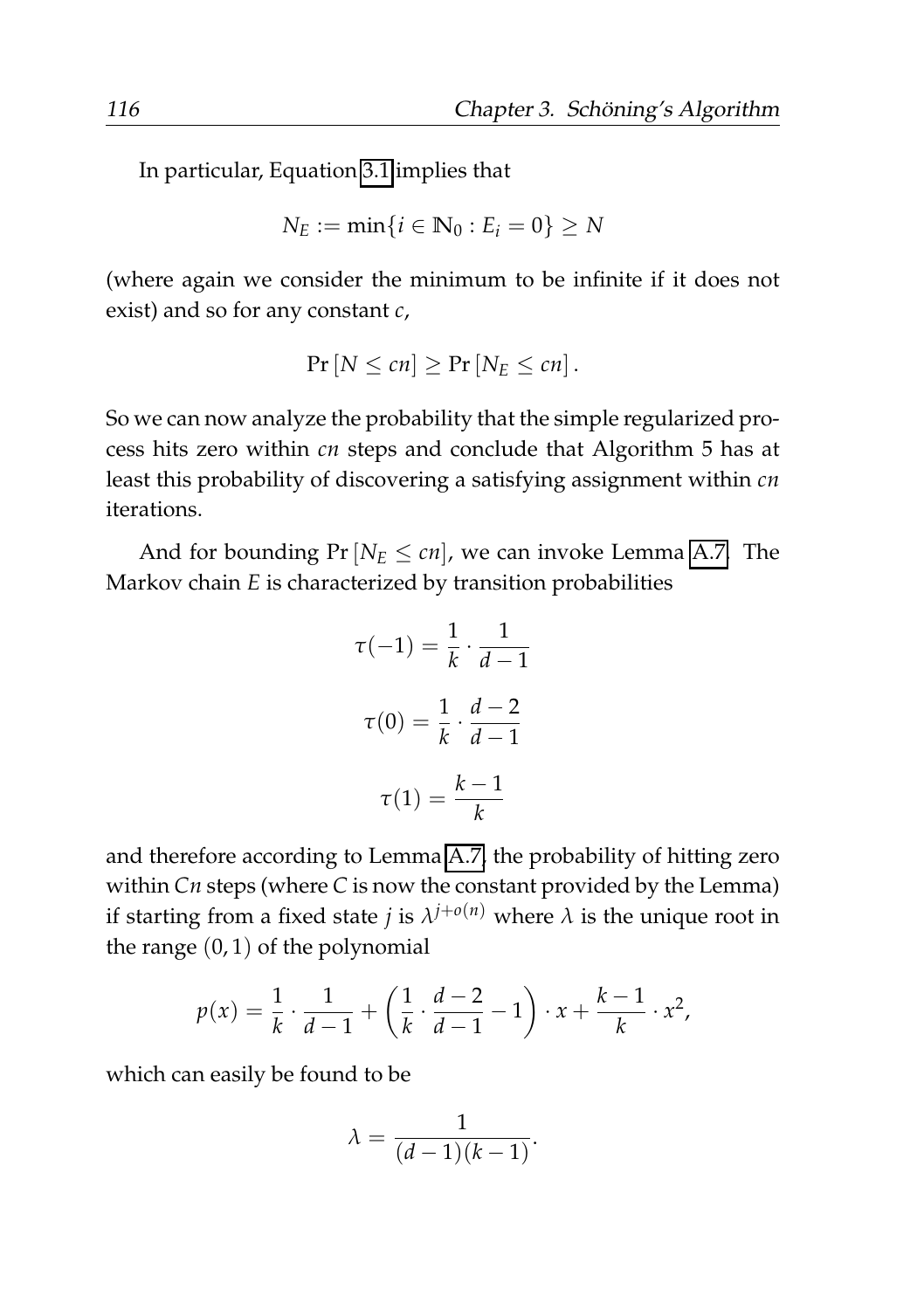In particular, Equation 3.1 implies that

$$N_E := \min\{i \in \mathbb{N}_0 : E_i = 0\} \geq N$$

(where again we consider the minimum to be infinite if it does not exist) and so for any constant $c$,

$$\Pr[N \leq cn] \geq \Pr[N_E \leq cn].$$

So we can now analyze the probability that the simple regularized process hits zero within $cn$ steps and conclude that Algorithm 5 has at least this probability of discovering a satisfying assignment within $cn$ iterations.

And for bounding $\Pr[N_E \leq cn]$, we can invoke Lemma A.7. The Markov chain $E$ is characterized by transition probabilities

$$\tau(-1) = \frac{1}{k} \cdot \frac{1}{d-1}$$

$$\tau(0) = \frac{1}{k} \cdot \frac{d-2}{d-1}$$

$$\tau(1) = \frac{k-1}{k}$$

and therefore according to Lemma A.7, the probability of hitting zero within $Cn$ steps (where $C$ is now the constant provided by the Lemma) if starting from a fixed state $j$ is $\lambda^{j+o(n)}$ where $\lambda$ is the unique root in the range $(0, 1)$ of the polynomial

$$p(x) = \frac{1}{k} \cdot \frac{1}{d-1} + \left(\frac{1}{k} \cdot \frac{d-2}{d-1} - 1\right) \cdot x + \frac{k-1}{k} \cdot x^2,$$

which can easily be found to be

$$\lambda = \frac{1}{(d-1)(k-1)}.$$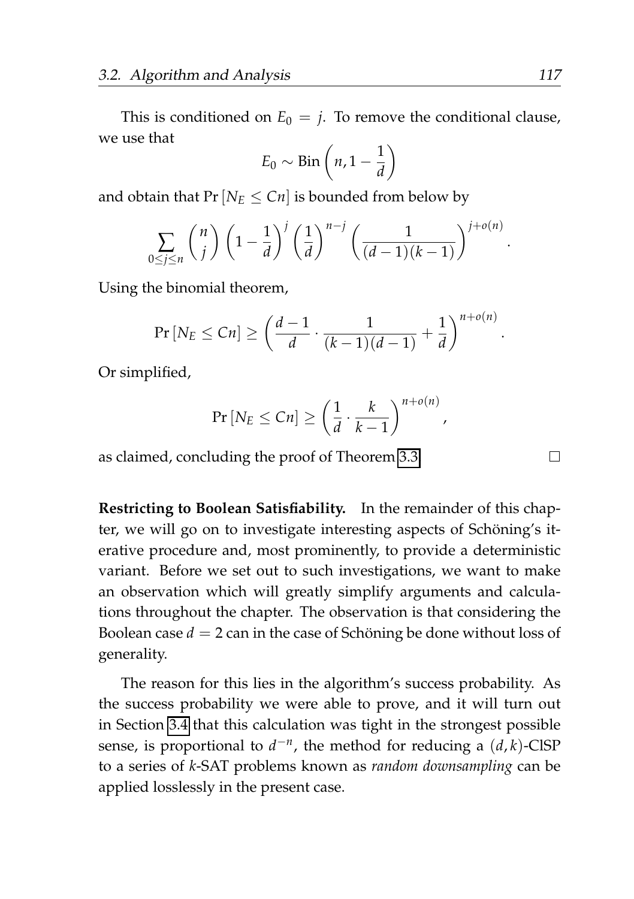This is conditioned on $E_0 = j$. To remove the conditional clause, we use that

$$E_0 \sim \text{Bin}\left(n, 1 - \frac{1}{d}\right)$$

and obtain that $\Pr[N_E \leq Cn]$ is bounded from below by

$$\sum_{0 \leq j \leq n} \binom{n}{j} \left(1 - \frac{1}{d}\right)^j \left(\frac{1}{d}\right)^{n-j} \left(\frac{1}{(d-1)(k-1)}\right)^{j+o(n)}.$$

Using the binomial theorem,

$$\Pr[N_E \leq Cn] \geq \left(\frac{d-1}{d} \cdot \frac{1}{(k-1)(d-1)} + \frac{1}{d}\right)^{n+o(n)}.$$

Or simplified,

$$\Pr[N_E \leq Cn] \geq \left(\frac{1}{d} \cdot \frac{k}{k-1}\right)^{n+o(n)},$$

as claimed, concluding the proof of Theorem 3.3. □

**Restricting to Boolean Satisfiability.** In the remainder of this chapter, we will go on to investigate interesting aspects of Schöning's iterative procedure and, most prominently, to provide a deterministic variant. Before we set out to such investigations, we want to make an observation which will greatly simplify arguments and calculations throughout the chapter. The observation is that considering the Boolean case $d = 2$ can in the case of Schöning be done without loss of generality.

The reason for this lies in the algorithm's success probability. As the success probability we were able to prove, and it will turn out in Section 3.4 that this calculation was tight in the strongest possible sense, is proportional to $d^{-n}$, the method for reducing a $(d,k)$-ClSP to a series of $k$-SAT problems known as *random downsampling* can be applied losslessly in the present case.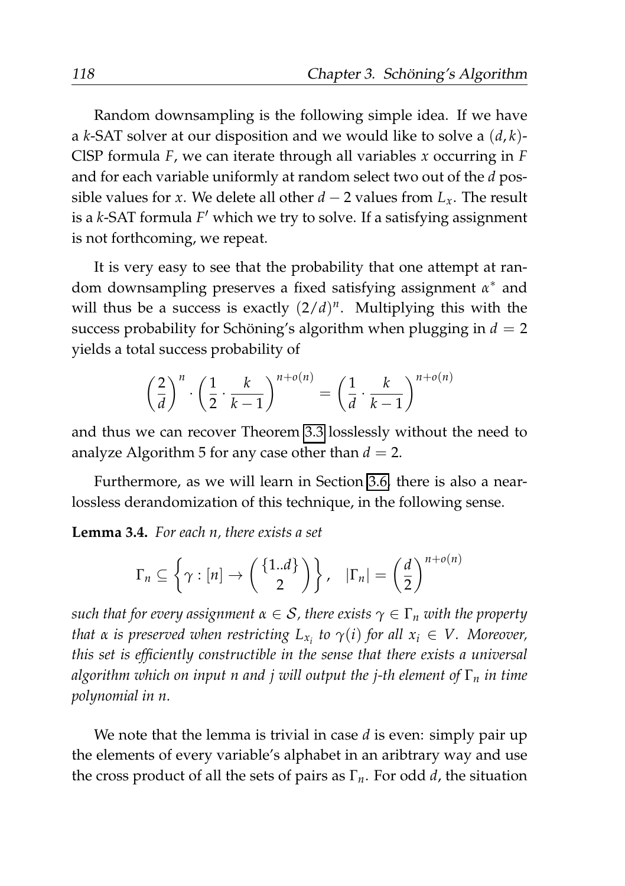Random downsampling is the following simple idea. If we have a $k$-SAT solver at our disposition and we would like to solve a $(d, k)$-ClSP formula $F$, we can iterate through all variables $x$ occurring in $F$ and for each variable uniformly at random select two out of the $d$ possible values for $x$. We delete all other $d-2$ values from $L_x$. The result is a $k$-SAT formula $F'$ which we try to solve. If a satisfying assignment is not forthcoming, we repeat.

It is very easy to see that the probability that one attempt at random downsampling preserves a fixed satisfying assignment $\alpha^*$ and will thus be a success is exactly $(2/d)^n$. Multiplying this with the success probability for Schöning's algorithm when plugging in $d = 2$ yields a total success probability of

$$\left(\frac{2}{d}\right)^n \cdot \left(\frac{1}{2} \cdot \frac{k}{k-1}\right)^{n+o(n)} = \left(\frac{1}{d} \cdot \frac{k}{k-1}\right)^{n+o(n)}$$

and thus we can recover Theorem 3.3 losslessly without the need to analyze Algorithm 5 for any case other than $d = 2$.

Furthermore, as we will learn in Section 3.6, there is also a near-lossless derandomization of this technique, in the following sense.

**Lemma 3.4.** *For each $n$, there exists a set*

$$\Gamma_n \subseteq \left\{ \gamma : [n] \to \binom{\{1..d\}}{2} \right\}, \quad |\Gamma_n| = \left(\frac{d}{2}\right)^{n+o(n)}$$

*such that for every assignment $\alpha \in \mathcal{S}$, there exists $\gamma \in \Gamma_n$ with the property that $\alpha$ is preserved when restricting $L_{x_i}$ to $\gamma(i)$ for all $x_i \in V$. Moreover, this set is efficiently constructible in the sense that there exists a universal algorithm which on input $n$ and $j$ will output the $j$-th element of $\Gamma_n$ in time polynomial in $n$.*

We note that the lemma is trivial in case $d$ is even: simply pair up the elements of every variable's alphabet in an aribtrary way and use the cross product of all the sets of pairs as $\Gamma_n$. For odd $d$, the situation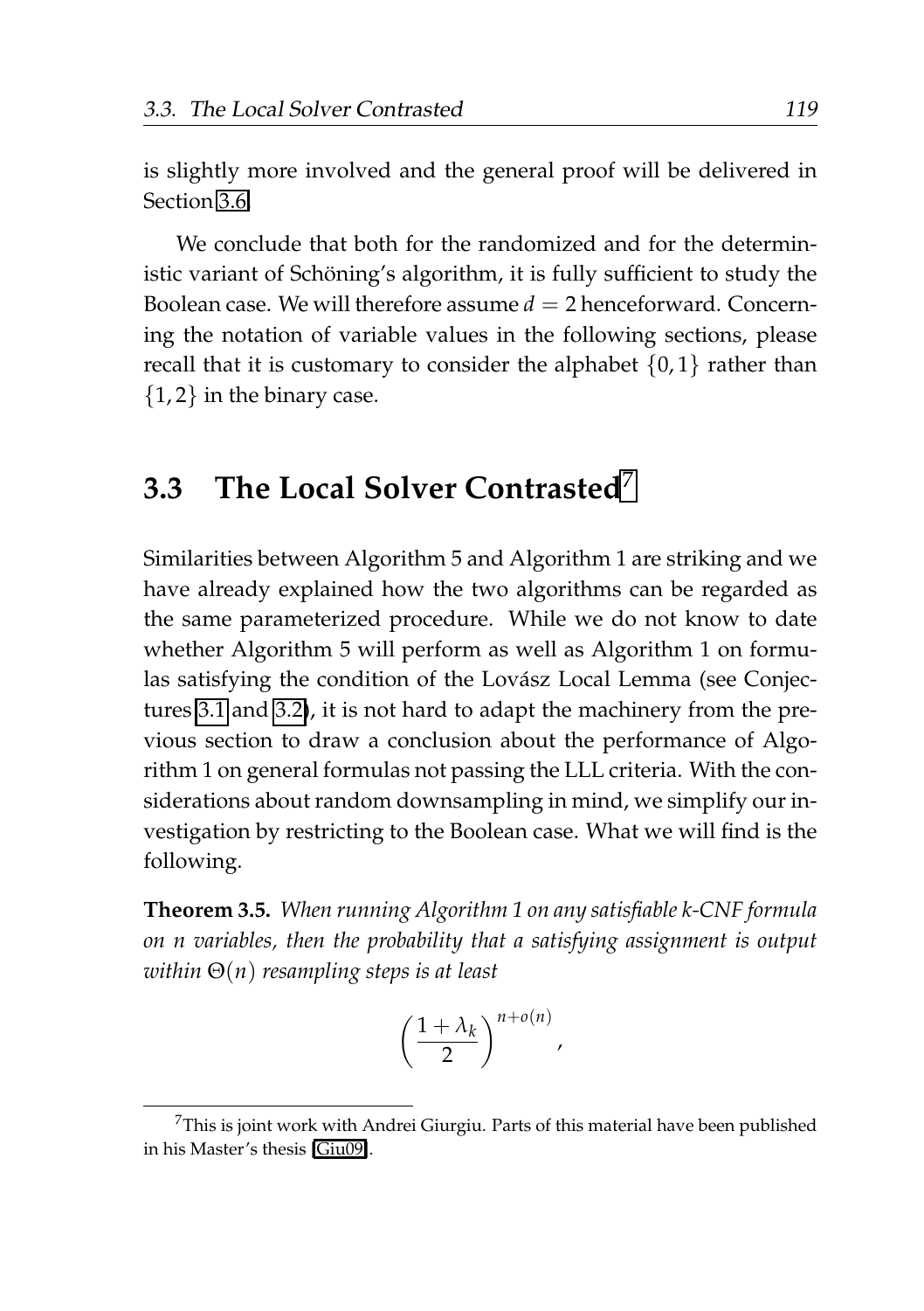is slightly more involved and the general proof will be delivered in Section 3.6.

We conclude that both for the randomized and for the deterministic variant of Schöning's algorithm, it is fully sufficient to study the Boolean case. We will therefore assume $d = 2$ henceforward. Concerning the notation of variable values in the following sections, please recall that it is customary to consider the alphabet $\{0, 1\}$ rather than $\{1, 2\}$ in the binary case.

## 3.3 The Local Solver Contrasted[7]

Similarities between Algorithm 5 and Algorithm 1 are striking and we have already explained how the two algorithms can be regarded as the same parameterized procedure. While we do not know to date whether Algorithm 5 will perform as well as Algorithm 1 on formulas satisfying the condition of the Lovász Local Lemma (see Conjectures 3.1 and 3.2), it is not hard to adapt the machinery from the previous section to draw a conclusion about the performance of Algorithm 1 on general formulas not passing the LLL criteria. With the considerations about random downsampling in mind, we simplify our investigation by restricting to the Boolean case. What we will find is the following.

**Theorem 3.5.** *When running Algorithm 1 on any satisfiable k-CNF formula on n variables, then the probability that a satisfying assignment is output within $\Theta(n)$ resampling steps is at least*

$$\left(\frac{1+\lambda_k}{2}\right)^{n+o(n)},$$

[7] This is joint work with Andrei Giurgiu. Parts of this material have been published in his Master's thesis [Giu09].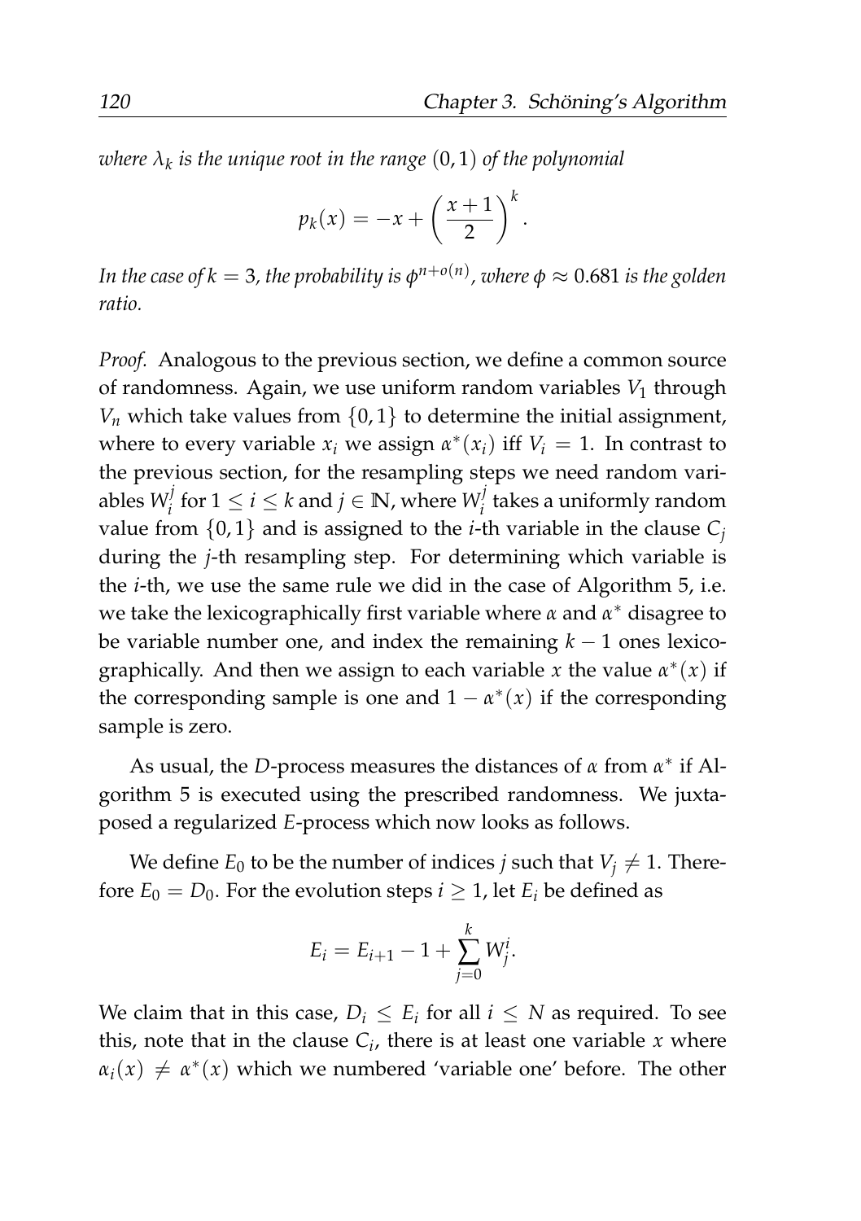*where $\lambda_k$ is the unique root in the range $(0, 1)$ of the polynomial*

$$p_k(x) = -x + \left(\frac{x+1}{2}\right)^k.$$

*In the case of $k = 3$, the probability is $\phi^{n+o(n)}$, where $\phi \approx 0.681$ is the golden ratio.*

*Proof.* Analogous to the previous section, we define a common source of randomness. Again, we use uniform random variables $V_1$ through $V_n$ which take values from $\{0, 1\}$ to determine the initial assignment, where to every variable $x_i$ we assign $\alpha^*(x_i)$ iff $V_i = 1$. In contrast to the previous section, for the resampling steps we need random variables $W_i^j$ for $1 \leq i \leq k$ and $j \in \mathbb{N}$, where $W_i^j$ takes a uniformly random value from $\{0, 1\}$ and is assigned to the $i$-th variable in the clause $C_j$ during the $j$-th resampling step. For determining which variable is the $i$-th, we use the same rule we did in the case of Algorithm 5, i.e. we take the lexicographically first variable where $\alpha$ and $\alpha^*$ disagree to be variable number one, and index the remaining $k - 1$ ones lexicographically. And then we assign to each variable $x$ the value $\alpha^*(x)$ if the corresponding sample is one and $1 - \alpha^*(x)$ if the corresponding sample is zero.

As usual, the $D$-process measures the distances of $\alpha$ from $\alpha^*$ if Algorithm 5 is executed using the prescribed randomness. We juxtaposed a regularized $E$-process which now looks as follows.

We define $E_0$ to be the number of indices $j$ such that $V_j \neq 1$. Therefore $E_0 = D_0$. For the evolution steps $i \geq 1$, let $E_i$ be defined as

$$E_i = E_{i+1} - 1 + \sum_{j=0}^{k} W_j^i.$$

We claim that in this case, $D_i \leq E_i$ for all $i \leq N$ as required. To see this, note that in the clause $C_i$, there is at least one variable $x$ where $\alpha_i(x) \neq \alpha^*(x)$ which we numbered 'variable one' before. The other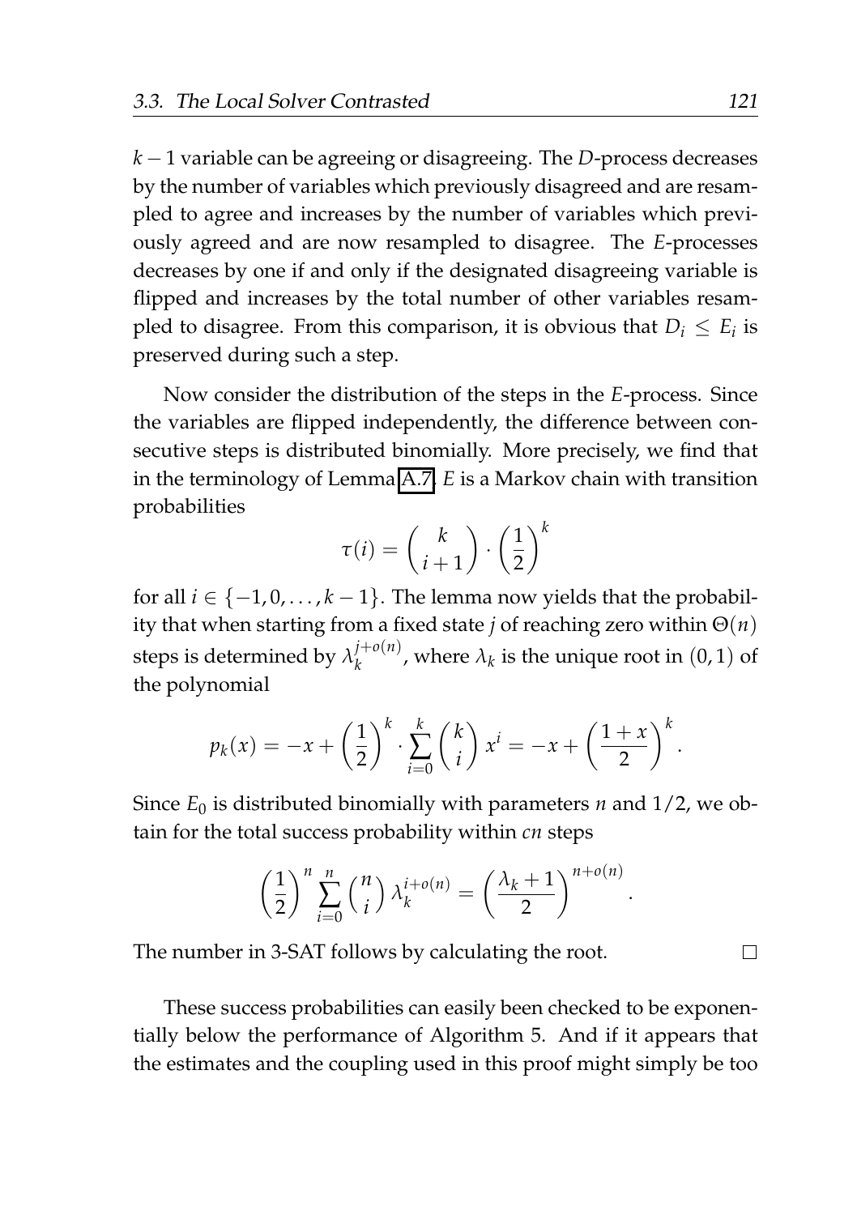$k-1$ variable can be agreeing or disagreeing. The $D$-process decreases by the number of variables which previously disagreed and are resampled to agree and increases by the number of variables which previously agreed and are now resampled to disagree. The $E$-processes decreases by one if and only if the designated disagreeing variable is flipped and increases by the total number of other variables resampled to disagree. From this comparison, it is obvious that $D_i \leq E_i$ is preserved during such a step.

Now consider the distribution of the steps in the $E$-process. Since the variables are flipped independently, the difference between consecutive steps is distributed binomially. More precisely, we find that in the terminology of Lemma A.7, $E$ is a Markov chain with transition probabilities

$$\tau(i) = \binom{k}{i+1} \cdot \left(\frac{1}{2}\right)^k$$

for all $i \in \{-1, 0, \ldots, k-1\}$. The lemma now yields that the probability that when starting from a fixed state $j$ of reaching zero within $\Theta(n)$ steps is determined by $\lambda_k^{j+o(n)}$, where $\lambda_k$ is the unique root in $(0,1)$ of the polynomial

$$p_k(x) = -x + \left(\frac{1}{2}\right)^k \cdot \sum_{i=0}^{k} \binom{k}{i} x^i = -x + \left(\frac{1+x}{2}\right)^k.$$

Since $E_0$ is distributed binomially with parameters $n$ and $1/2$, we obtain for the total success probability within $cn$ steps

$$\left(\frac{1}{2}\right)^n \sum_{i=0}^{n} \binom{n}{i} \lambda_k^{i+o(n)} = \left(\frac{\lambda_k + 1}{2}\right)^{n+o(n)}.$$

The number in 3-SAT follows by calculating the root. □

These success probabilities can easily been checked to be exponentially below the performance of Algorithm 5. And if it appears that the estimates and the coupling used in this proof might simply be too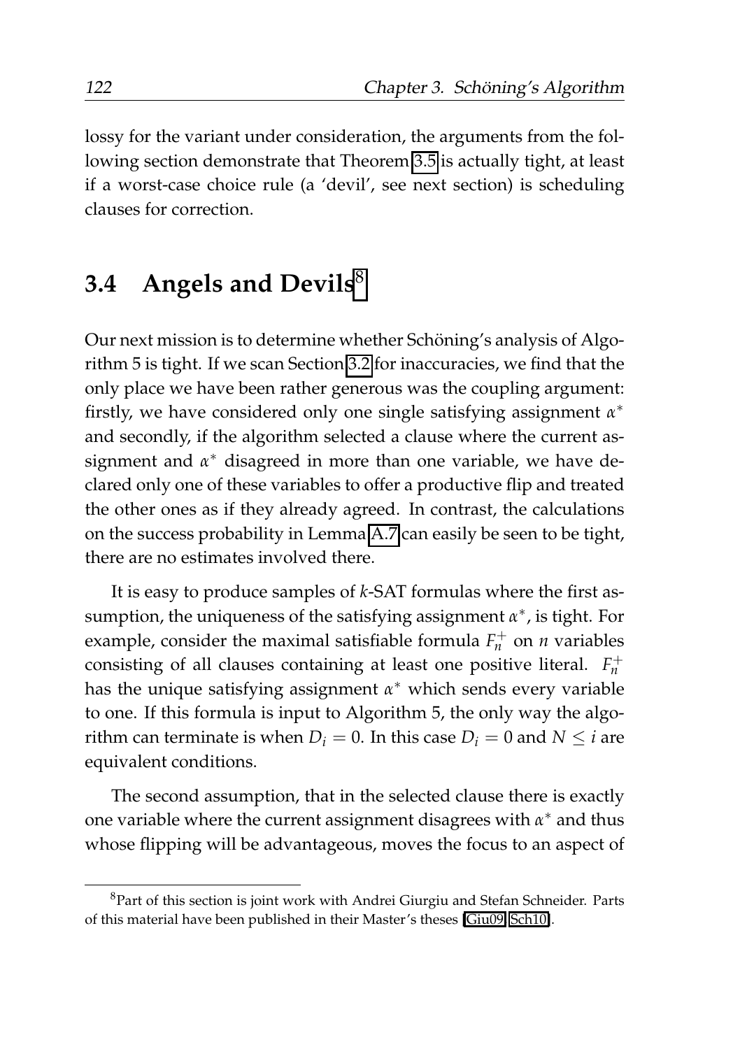lossy for the variant under consideration, the arguments from the following section demonstrate that Theorem 3.5 is actually tight, at least if a worst-case choice rule (a 'devil', see next section) is scheduling clauses for correction.

## 3.4 Angels and Devils[8]

Our next mission is to determine whether Schöning's analysis of Algorithm 5 is tight. If we scan Section 3.2 for inaccuracies, we find that the only place we have been rather generous was the coupling argument: firstly, we have considered only one single satisfying assignment $\alpha^*$ and secondly, if the algorithm selected a clause where the current assignment and $\alpha^*$ disagreed in more than one variable, we have declared only one of these variables to offer a productive flip and treated the other ones as if they already agreed. In contrast, the calculations on the success probability in Lemma A.7 can easily be seen to be tight, there are no estimates involved there.

It is easy to produce samples of $k$-SAT formulas where the first assumption, the uniqueness of the satisfying assignment $\alpha^*$, is tight. For example, consider the maximal satisfiable formula $F_n^+$ on $n$ variables consisting of all clauses containing at least one positive literal. $F_n^+$ has the unique satisfying assignment $\alpha^*$ which sends every variable to one. If this formula is input to Algorithm 5, the only way the algorithm can terminate is when $D_i = 0$. In this case $D_i = 0$ and $N \leq i$ are equivalent conditions.

The second assumption, that in the selected clause there is exactly one variable where the current assignment disagrees with $\alpha^*$ and thus whose flipping will be advantageous, moves the focus to an aspect of

[8] Part of this section is joint work with Andrei Giurgiu and Stefan Schneider. Parts of this material have been published in their Master's theses [Giu09, Sch10].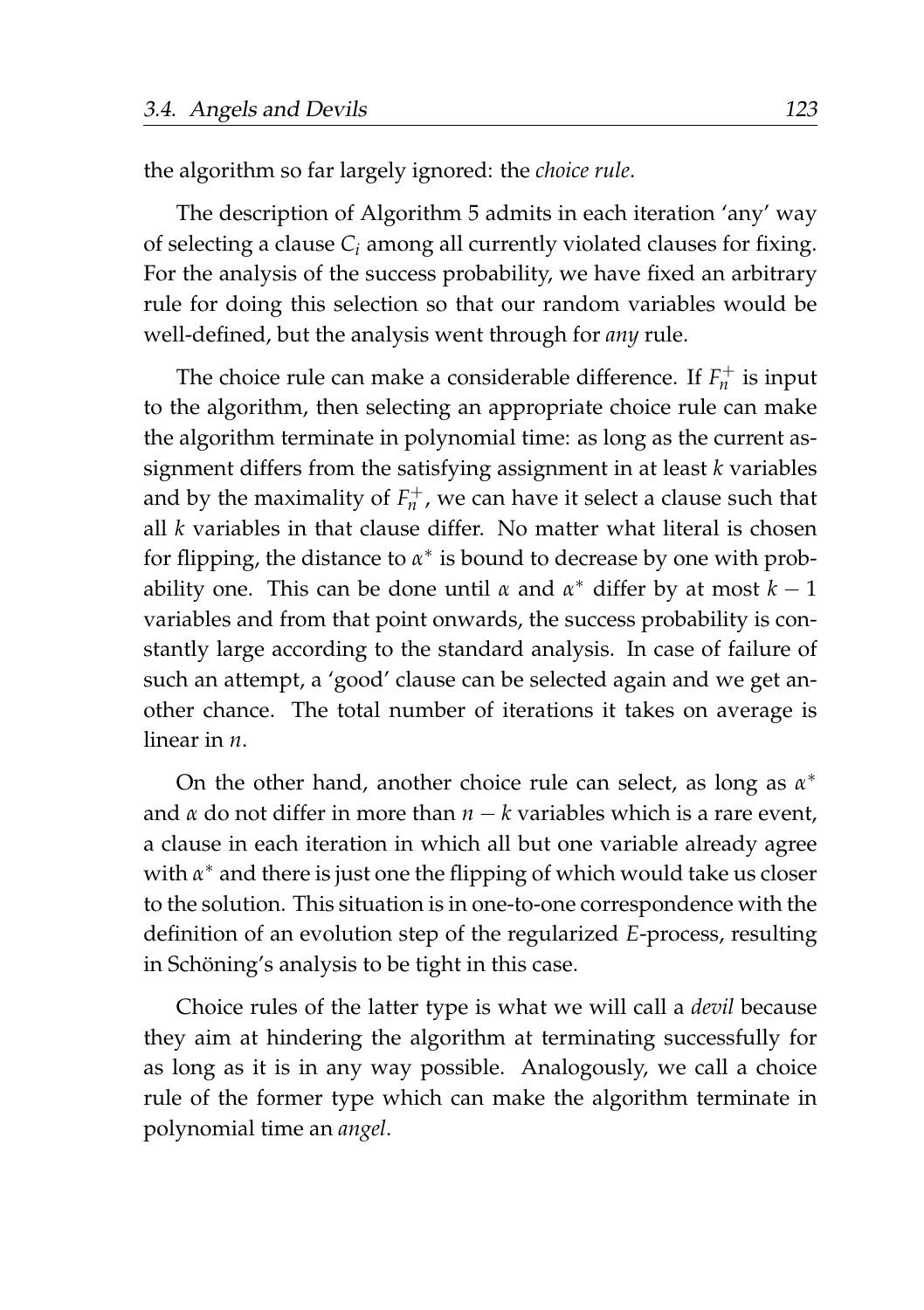the algorithm so far largely ignored: the *choice rule*.

The description of Algorithm 5 admits in each iteration 'any' way of selecting a clause $C_i$ among all currently violated clauses for fixing. For the analysis of the success probability, we have fixed an arbitrary rule for doing this selection so that our random variables would be well-defined, but the analysis went through for *any* rule.

The choice rule can make a considerable difference. If $F_n^+$ is input to the algorithm, then selecting an appropriate choice rule can make the algorithm terminate in polynomial time: as long as the current assignment differs from the satisfying assignment in at least $k$ variables and by the maximality of $F_n^+$, we can have it select a clause such that all $k$ variables in that clause differ. No matter what literal is chosen for flipping, the distance to $\alpha^*$ is bound to decrease by one with probability one. This can be done until $\alpha$ and $\alpha^*$ differ by at most $k-1$ variables and from that point onwards, the success probability is constantly large according to the standard analysis. In case of failure of such an attempt, a 'good' clause can be selected again and we get another chance. The total number of iterations it takes on average is linear in $n$.

On the other hand, another choice rule can select, as long as $\alpha^*$ and $\alpha$ do not differ in more than $n-k$ variables which is a rare event, a clause in each iteration in which all but one variable already agree with $\alpha^*$ and there is just one the flipping of which would take us closer to the solution. This situation is in one-to-one correspondence with the definition of an evolution step of the regularized $E$-process, resulting in Schöning's analysis to be tight in this case.

Choice rules of the latter type is what we will call a *devil* because they aim at hindering the algorithm at terminating successfully for as long as it is in any way possible. Analogously, we call a choice rule of the former type which can make the algorithm terminate in polynomial time an *angel*.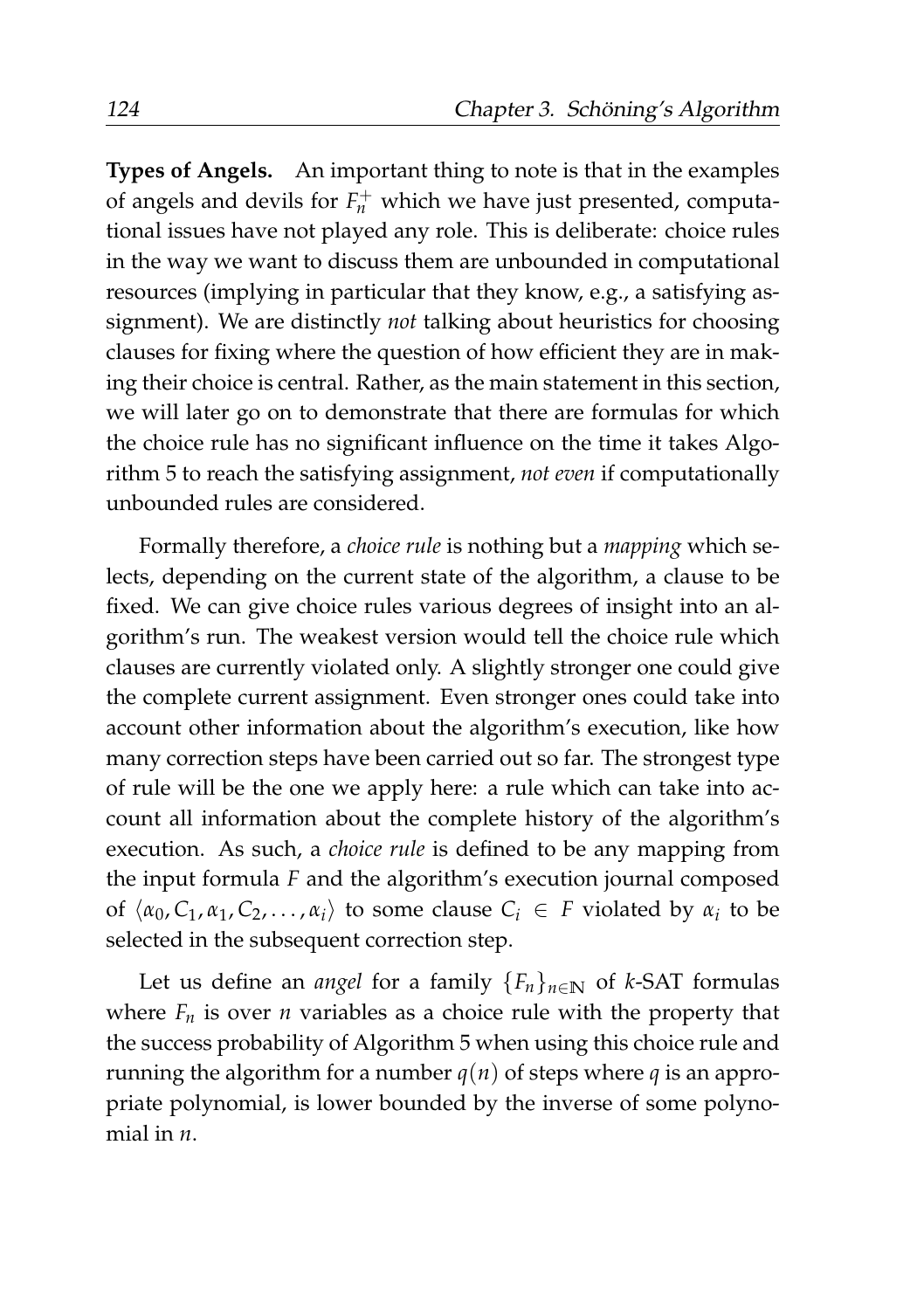**Types of Angels.** An important thing to note is that in the examples of angels and devils for $F_n^+$ which we have just presented, computational issues have not played any role. This is deliberate: choice rules in the way we want to discuss them are unbounded in computational resources (implying in particular that they know, e.g., a satisfying assignment). We are distinctly *not* talking about heuristics for choosing clauses for fixing where the question of how efficient they are in making their choice is central. Rather, as the main statement in this section, we will later go on to demonstrate that there are formulas for which the choice rule has no significant influence on the time it takes Algorithm 5 to reach the satisfying assignment, *not even* if computationally unbounded rules are considered.

Formally therefore, a *choice rule* is nothing but a *mapping* which selects, depending on the current state of the algorithm, a clause to be fixed. We can give choice rules various degrees of insight into an algorithm's run. The weakest version would tell the choice rule which clauses are currently violated only. A slightly stronger one could give the complete current assignment. Even stronger ones could take into account other information about the algorithm's execution, like how many correction steps have been carried out so far. The strongest type of rule will be the one we apply here: a rule which can take into account all information about the complete history of the algorithm's execution. As such, a *choice rule* is defined to be any mapping from the input formula $F$ and the algorithm's execution journal composed of $\langle \alpha_0, C_1, \alpha_1, C_2, \ldots, \alpha_i \rangle$ to some clause $C_i \in F$ violated by $\alpha_i$ to be selected in the subsequent correction step.

Let us define an *angel* for a family $\{F_n\}_{n \in \mathbb{N}}$ of $k$-SAT formulas where $F_n$ is over $n$ variables as a choice rule with the property that the success probability of Algorithm 5 when using this choice rule and running the algorithm for a number $q(n)$ of steps where $q$ is an appropriate polynomial, is lower bounded by the inverse of some polynomial in $n$.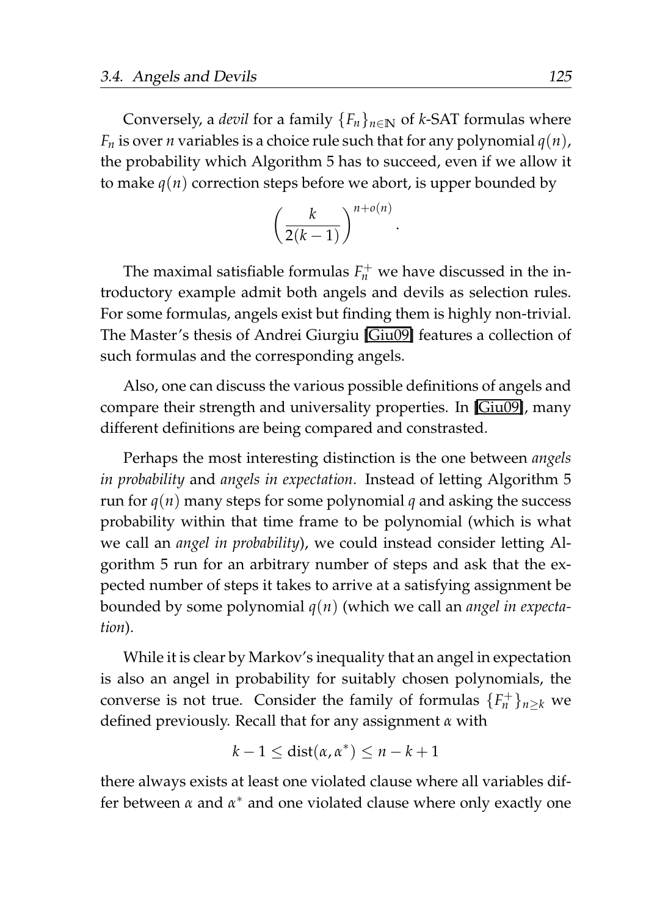Conversely, a *devil* for a family $\{F_n\}_{n \in \mathbb{N}}$ of $k$-SAT formulas where $F_n$ is over $n$ variables is a choice rule such that for any polynomial $q(n)$, the probability which Algorithm 5 has to succeed, even if we allow it to make $q(n)$ correction steps before we abort, is upper bounded by

$$\left(\frac{k}{2(k-1)}\right)^{n+o(n)}.$$

The maximal satisfiable formulas $F_n^+$ we have discussed in the introductory example admit both angels and devils as selection rules. For some formulas, angels exist but finding them is highly non-trivial. The Master's thesis of Andrei Giurgiu [Giu09] features a collection of such formulas and the corresponding angels.

Also, one can discuss the various possible definitions of angels and compare their strength and universality properties. In [Giu09], many different definitions are being compared and constrasted.

Perhaps the most interesting distinction is the one between *angels in probability* and *angels in expectation*. Instead of letting Algorithm 5 run for $q(n)$ many steps for some polynomial $q$ and asking the success probability within that time frame to be polynomial (which is what we call an *angel in probability*), we could instead consider letting Algorithm 5 run for an arbitrary number of steps and ask that the expected number of steps it takes to arrive at a satisfying assignment be bounded by some polynomial $q(n)$ (which we call an *angel in expectation*).

While it is clear by Markov's inequality that an angel in expectation is also an angel in probability for suitably chosen polynomials, the converse is not true. Consider the family of formulas $\{F_n^+\}_{n \geq k}$ we defined previously. Recall that for any assignment $\alpha$ with

$$k - 1 \leq \operatorname{dist}(\alpha, \alpha^*) \leq n - k + 1$$

there always exists at least one violated clause where all variables differ between $\alpha$ and $\alpha^*$ and one violated clause where only exactly one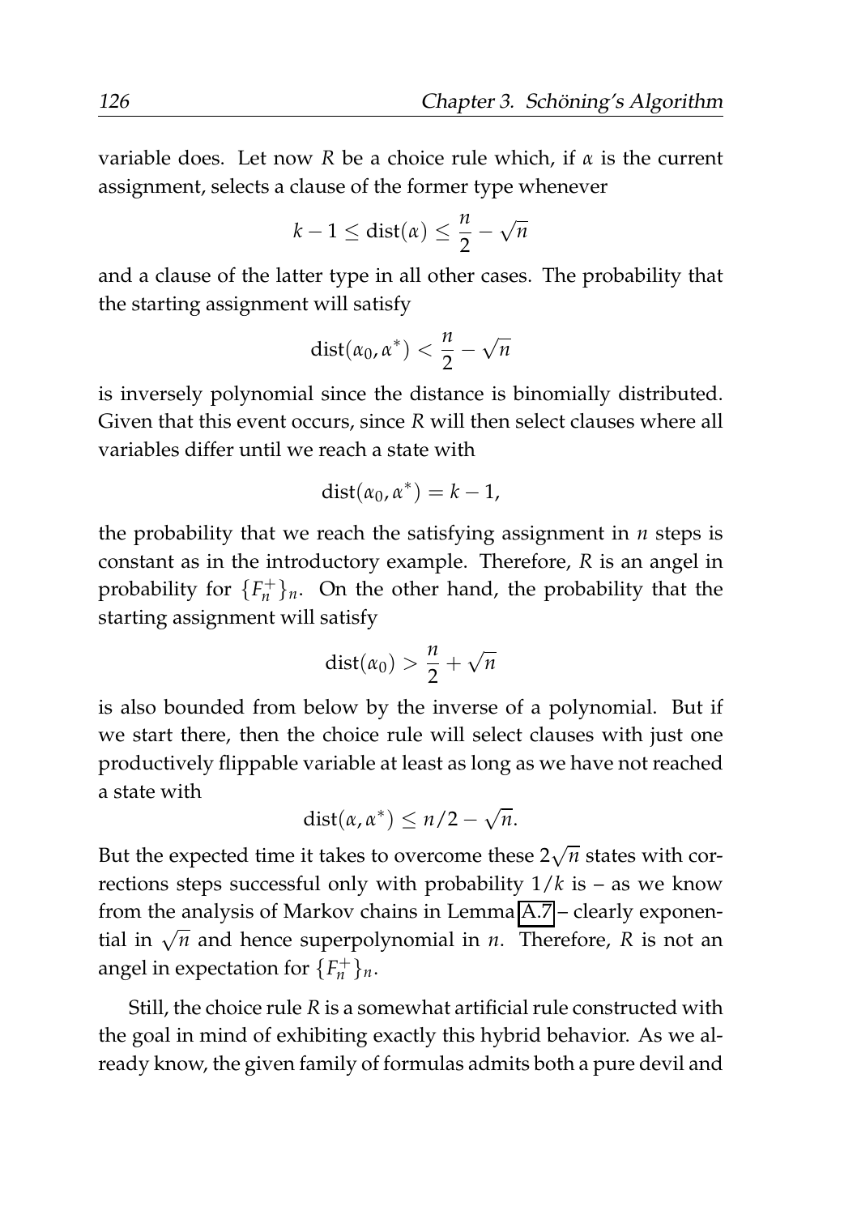variable does. Let now $R$ be a choice rule which, if $\alpha$ is the current assignment, selects a clause of the former type whenever

$$k - 1 \leq \text{dist}(\alpha) \leq \frac{n}{2} - \sqrt{n}$$

and a clause of the latter type in all other cases. The probability that the starting assignment will satisfy

$$\text{dist}(\alpha_0, \alpha^*) < \frac{n}{2} - \sqrt{n}$$

is inversely polynomial since the distance is binomially distributed. Given that this event occurs, since $R$ will then select clauses where all variables differ until we reach a state with

$$\text{dist}(\alpha_0, \alpha^*) = k - 1,$$

the probability that we reach the satisfying assignment in $n$ steps is constant as in the introductory example. Therefore, $R$ is an angel in probability for $\{F_n^+\}_n$. On the other hand, the probability that the starting assignment will satisfy

$$\text{dist}(\alpha_0) > \frac{n}{2} + \sqrt{n}$$

is also bounded from below by the inverse of a polynomial. But if we start there, then the choice rule will select clauses with just one productively flippable variable at least as long as we have not reached a state with

$$\text{dist}(\alpha, \alpha^*) \leq n/2 - \sqrt{n}.$$

But the expected time it takes to overcome these $2\sqrt{n}$ states with corrections steps successful only with probability $1/k$ is – as we know from the analysis of Markov chains in Lemma A.7 – clearly exponential in $\sqrt{n}$ and hence superpolynomial in $n$. Therefore, $R$ is not an angel in expectation for $\{F_n^+\}_n$.

Still, the choice rule $R$ is a somewhat artificial rule constructed with the goal in mind of exhibiting exactly this hybrid behavior. As we already know, the given family of formulas admits both a pure devil and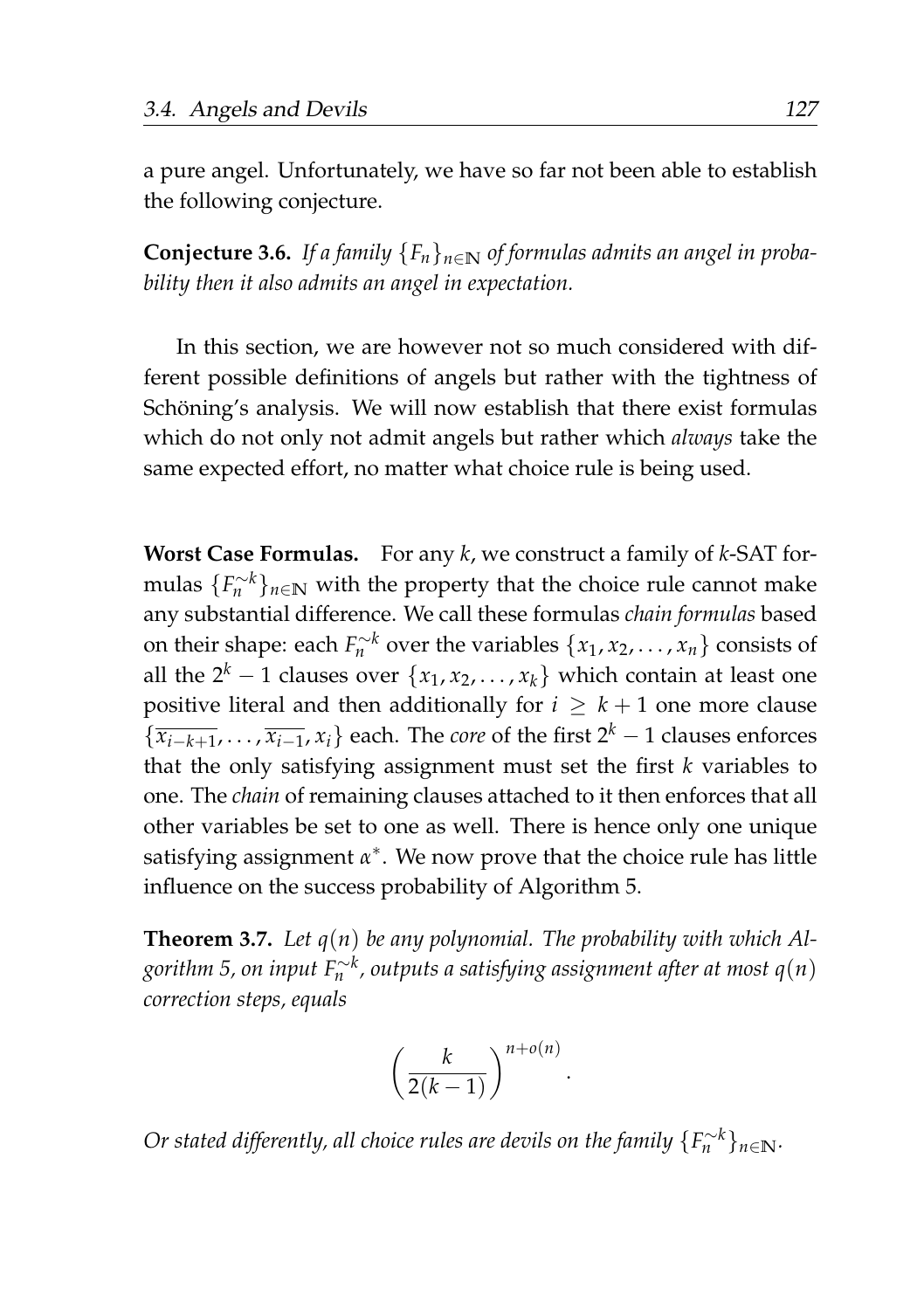a pure angel. Unfortunately, we have so far not been able to establish the following conjecture.

**Conjecture 3.6.** *If a family $\{F_n\}_{n\in\mathbb{N}}$ of formulas admits an angel in probability then it also admits an angel in expectation.*

In this section, we are however not so much considered with different possible definitions of angels but rather with the tightness of Schöning's analysis. We will now establish that there exist formulas which do not only not admit angels but rather which *always* take the same expected effort, no matter what choice rule is being used.

**Worst Case Formulas.** For any $k$, we construct a family of $k$-SAT formulas $\{F_n^{\sim k}\}_{n\in\mathbb{N}}$ with the property that the choice rule cannot make any substantial difference. We call these formulas *chain formulas* based on their shape: each $F_n^{\sim k}$ over the variables $\{x_1, x_2, \ldots, x_n\}$ consists of all the $2^k - 1$ clauses over $\{x_1, x_2, \ldots, x_k\}$ which contain at least one positive literal and then additionally for $i \geq k+1$ one more clause $\{\overline{x_{i-k+1}}, \ldots, \overline{x_{i-1}}, x_i\}$ each. The *core* of the first $2^k - 1$ clauses enforces that the only satisfying assignment must set the first $k$ variables to one. The *chain* of remaining clauses attached to it then enforces that all other variables be set to one as well. There is hence only one unique satisfying assignment $\alpha^*$. We now prove that the choice rule has little influence on the success probability of Algorithm 5.

**Theorem 3.7.** *Let $q(n)$ be any polynomial. The probability with which Algorithm 5, on input $F_n^{\sim k}$, outputs a satisfying assignment after at most $q(n)$ correction steps, equals*

$$\left(\frac{k}{2(k-1)}\right)^{n+o(n)}.$$

*Or stated differently, all choice rules are devils on the family $\{F_n^{\sim k}\}_{n\in\mathbb{N}}$.*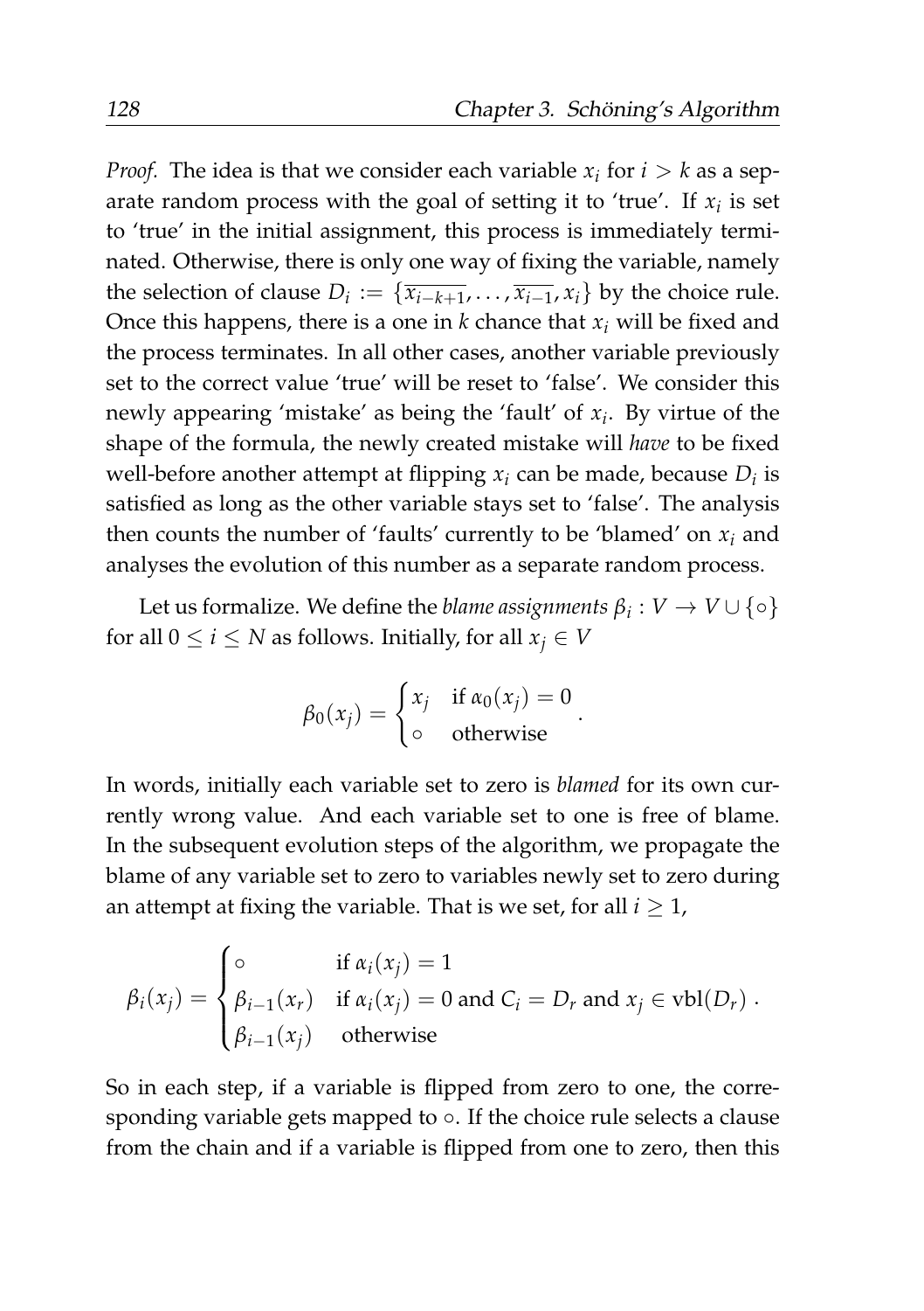*Proof.* The idea is that we consider each variable $x_i$ for $i > k$ as a separate random process with the goal of setting it to 'true'. If $x_i$ is set to 'true' in the initial assignment, this process is immediately terminated. Otherwise, there is only one way of fixing the variable, namely the selection of clause $D_i := \{\overline{x_{i-k+1}}, \ldots, \overline{x_{i-1}}, x_i\}$ by the choice rule. Once this happens, there is a one in $k$ chance that $x_i$ will be fixed and the process terminates. In all other cases, another variable previously set to the correct value 'true' will be reset to 'false'. We consider this newly appearing 'mistake' as being the 'fault' of $x_i$. By virtue of the shape of the formula, the newly created mistake will *have* to be fixed well-before another attempt at flipping $x_i$ can be made, because $D_i$ is satisfied as long as the other variable stays set to 'false'. The analysis then counts the number of 'faults' currently to be 'blamed' on $x_i$ and analyses the evolution of this number as a separate random process.

Let us formalize. We define the *blame assignments* $\beta_i : V \to V \cup \{\circ\}$ for all $0 \leq i \leq N$ as follows. Initially, for all $x_j \in V$

$$\beta_0(x_j) = \begin{cases} x_j & \text{if } \alpha_0(x_j) = 0 \\ \circ & \text{otherwise} \end{cases}.$$

In words, initially each variable set to zero is *blamed* for its own currently wrong value. And each variable set to one is free of blame. In the subsequent evolution steps of the algorithm, we propagate the blame of any variable set to zero to variables newly set to zero during an attempt at fixing the variable. That is we set, for all $i \geq 1$,

$$\beta_i(x_j) = \begin{cases} \circ & \text{if } \alpha_i(x_j) = 1 \\ \beta_{i-1}(x_r) & \text{if } \alpha_i(x_j) = 0 \text{ and } C_i = D_r \text{ and } x_j \in \mathrm{vbl}(D_r) \\ \beta_{i-1}(x_j) & \text{otherwise} \end{cases}.$$

So in each step, if a variable is flipped from zero to one, the corresponding variable gets mapped to $\circ$. If the choice rule selects a clause from the chain and if a variable is flipped from one to zero, then this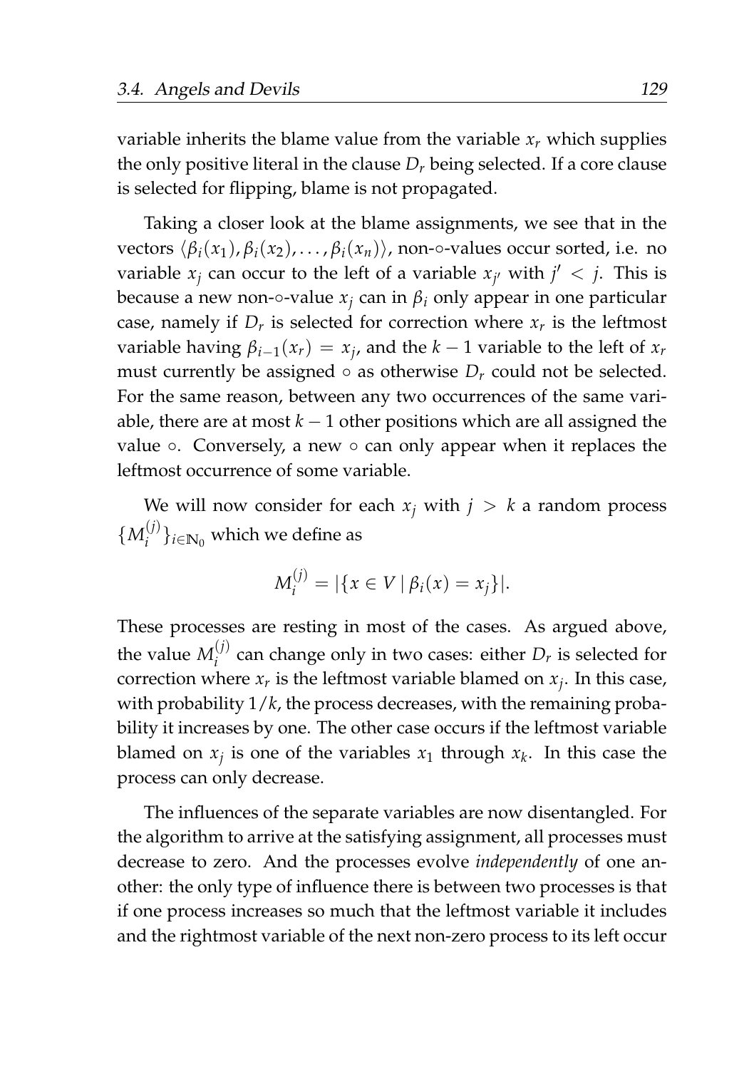variable inherits the blame value from the variable $x_r$ which supplies the only positive literal in the clause $D_r$ being selected. If a core clause is selected for flipping, blame is not propagated.

Taking a closer look at the blame assignments, we see that in the vectors $\langle \beta_i(x_1), \beta_i(x_2), \ldots, \beta_i(x_n) \rangle$, non-$\circ$-values occur sorted, i.e. no variable $x_j$ can occur to the left of a variable $x_{j'}$ with $j' < j$. This is because a new non-$\circ$-value $x_j$ can in $\beta_i$ only appear in one particular case, namely if $D_r$ is selected for correction where $x_r$ is the leftmost variable having $\beta_{i-1}(x_r) = x_j$, and the $k-1$ variable to the left of $x_r$ must currently be assigned $\circ$ as otherwise $D_r$ could not be selected. For the same reason, between any two occurrences of the same variable, there are at most $k-1$ other positions which are all assigned the value $\circ$. Conversely, a new $\circ$ can only appear when it replaces the leftmost occurrence of some variable.

We will now consider for each $x_j$ with $j > k$ a random process $\{M_i^{(j)}\}_{i \in \mathbb{N}_0}$ which we define as

$$M_i^{(j)} = |\{x \in V \mid \beta_i(x) = x_j\}|.$$

These processes are resting in most of the cases. As argued above, the value $M_i^{(j)}$ can change only in two cases: either $D_r$ is selected for correction where $x_r$ is the leftmost variable blamed on $x_j$. In this case, with probability $1/k$, the process decreases, with the remaining probability it increases by one. The other case occurs if the leftmost variable blamed on $x_j$ is one of the variables $x_1$ through $x_k$. In this case the process can only decrease.

The influences of the separate variables are now disentangled. For the algorithm to arrive at the satisfying assignment, all processes must decrease to zero. And the processes evolve *independently* of one another: the only type of influence there is between two processes is that if one process increases so much that the leftmost variable it includes and the rightmost variable of the next non-zero process to its left occur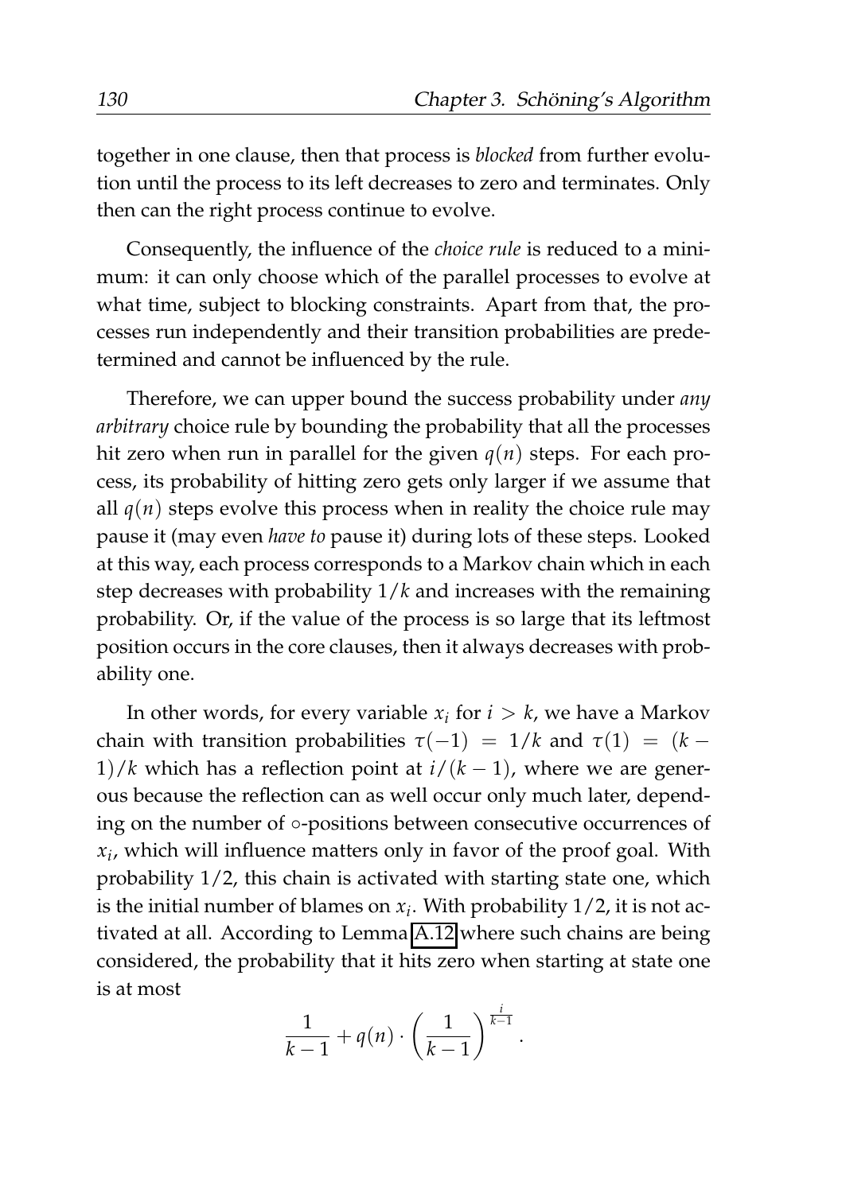together in one clause, then that process is *blocked* from further evolution until the process to its left decreases to zero and terminates. Only then can the right process continue to evolve.

Consequently, the influence of the *choice rule* is reduced to a minimum: it can only choose which of the parallel processes to evolve at what time, subject to blocking constraints. Apart from that, the processes run independently and their transition probabilities are predetermined and cannot be influenced by the rule.

Therefore, we can upper bound the success probability under *any arbitrary* choice rule by bounding the probability that all the processes hit zero when run in parallel for the given $q(n)$ steps. For each process, its probability of hitting zero gets only larger if we assume that all $q(n)$ steps evolve this process when in reality the choice rule may pause it (may even *have to* pause it) during lots of these steps. Looked at this way, each process corresponds to a Markov chain which in each step decreases with probability $1/k$ and increases with the remaining probability. Or, if the value of the process is so large that its leftmost position occurs in the core clauses, then it always decreases with probability one.

In other words, for every variable $x_i$ for $i > k$, we have a Markov chain with transition probabilities $\tau(-1) = 1/k$ and $\tau(1) = (k-1)/k$ which has a reflection point at $i/(k-1)$, where we are generous because the reflection can as well occur only much later, depending on the number of $\circ$-positions between consecutive occurrences of $x_i$, which will influence matters only in favor of the proof goal. With probability $1/2$, this chain is activated with starting state one, which is the initial number of blames on $x_i$. With probability $1/2$, it is not activated at all. According to Lemma A.12 where such chains are being considered, the probability that it hits zero when starting at state one is at most

$$\frac{1}{k-1} + q(n) \cdot \left(\frac{1}{k-1}\right)^{\frac{i}{k-1}}.$$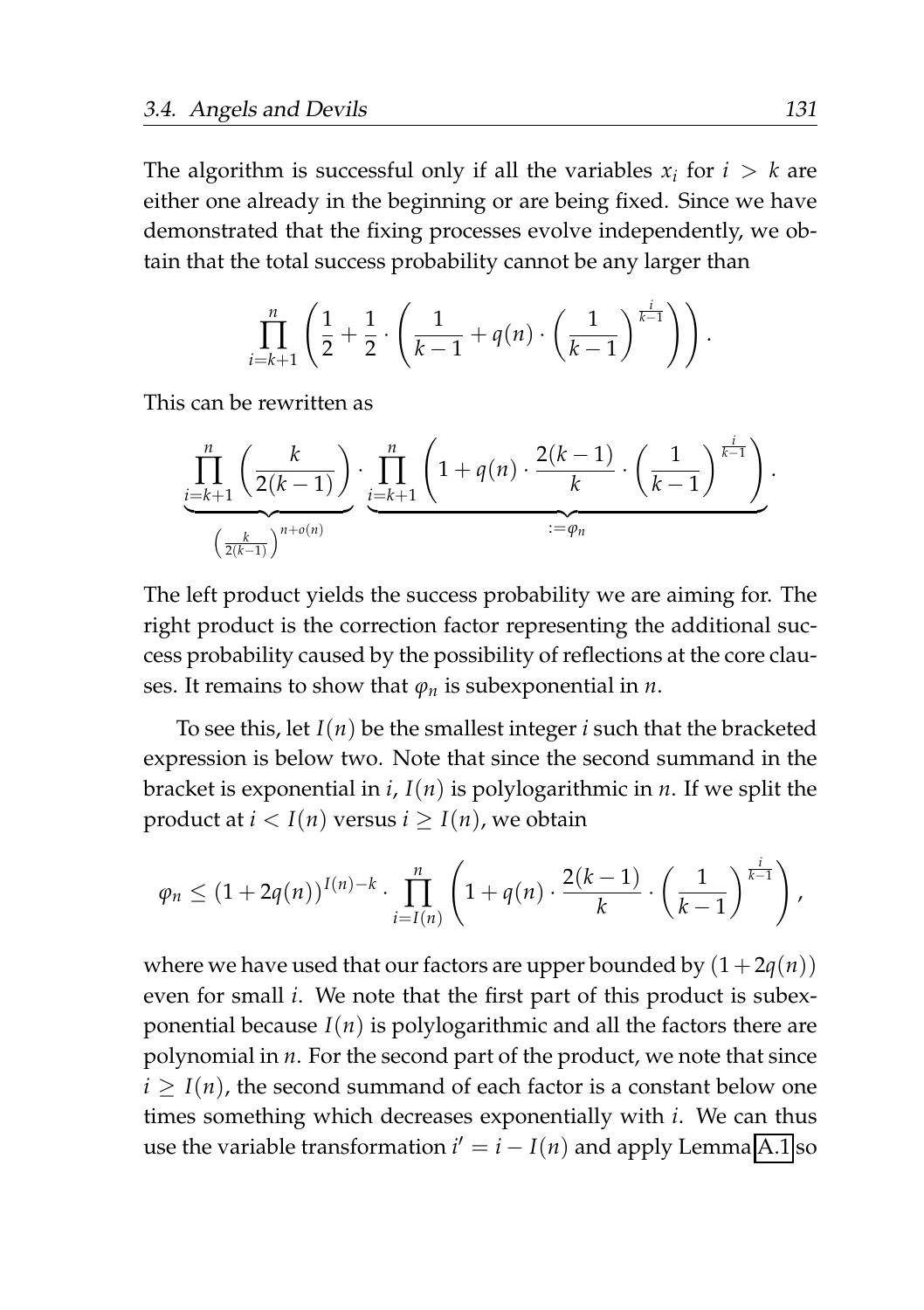The algorithm is successful only if all the variables $x_i$ for $i > k$ are either one already in the beginning or are being fixed. Since we have demonstrated that the fixing processes evolve independently, we obtain that the total success probability cannot be any larger than

$$\prod_{i=k+1}^{n} \left( \frac{1}{2} + \frac{1}{2} \cdot \left( \frac{1}{k-1} + q(n) \cdot \left( \frac{1}{k-1} \right)^{\frac{i}{k-1}} \right) \right).$$

This can be rewritten as

$$\underbrace{\prod_{i=k+1}^{n} \left( \frac{k}{2(k-1)} \right)}_{\left(\frac{k}{2(k-1)}\right)^{n+o(n)}} \cdot \underbrace{\prod_{i=k+1}^{n} \left( 1 + q(n) \cdot \frac{2(k-1)}{k} \cdot \left( \frac{1}{k-1} \right)^{\frac{i}{k-1}} \right)}_{:=\varphi_n}.$$

The left product yields the success probability we are aiming for. The right product is the correction factor representing the additional success probability caused by the possibility of reflections at the core clauses. It remains to show that $\varphi_n$ is subexponential in $n$.

To see this, let $I(n)$ be the smallest integer $i$ such that the bracketed expression is below two. Note that since the second summand in the bracket is exponential in $i$, $I(n)$ is polylogarithmic in $n$. If we split the product at $i < I(n)$ versus $i \geq I(n)$, we obtain

$$\varphi_n \leq (1 + 2q(n))^{I(n)-k} \cdot \prod_{i=I(n)}^{n} \left( 1 + q(n) \cdot \frac{2(k-1)}{k} \cdot \left( \frac{1}{k-1} \right)^{\frac{i}{k-1}} \right),$$

where we have used that our factors are upper bounded by $(1 + 2q(n))$ even for small $i$. We note that the first part of this product is subexponential because $I(n)$ is polylogarithmic and all the factors there are polynomial in $n$. For the second part of the product, we note that since $i \geq I(n)$, the second summand of each factor is a constant below one times something which decreases exponentially with $i$. We can thus use the variable transformation $i' = i - I(n)$ and apply Lemma A.1 so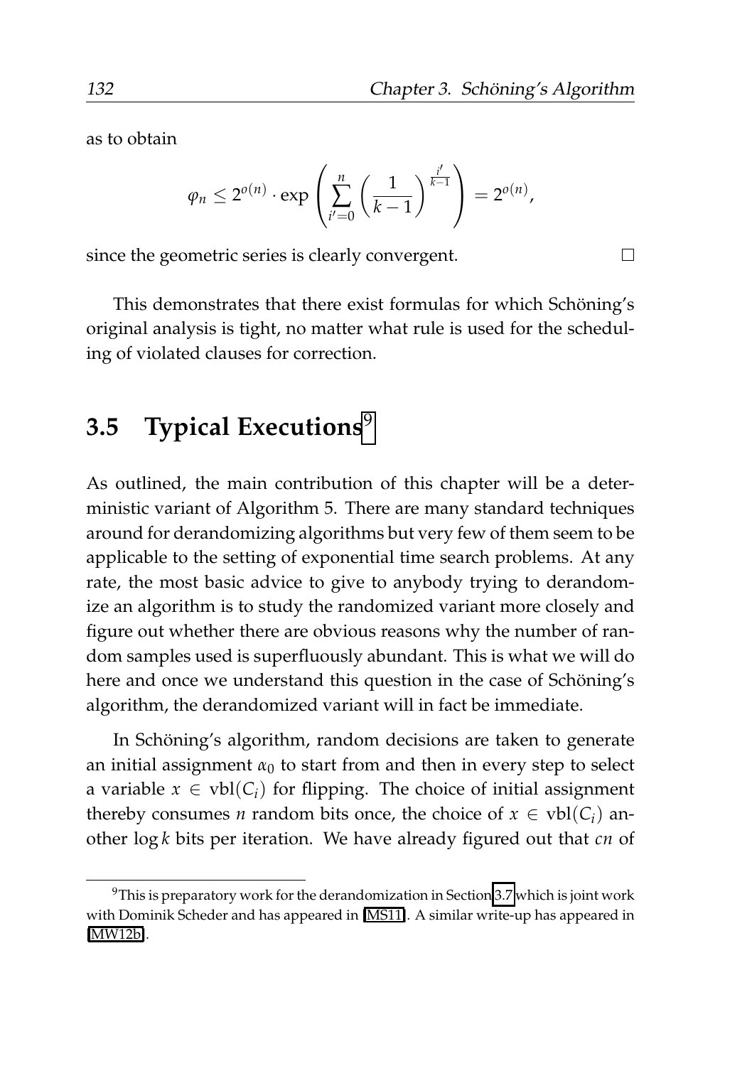as to obtain

$$\varphi_n \leq 2^{o(n)} \cdot \exp\left(\sum_{i'=0}^{n} \left(\frac{1}{k-1}\right)^{\frac{i'}{k-1}}\right) = 2^{o(n)},$$

since the geometric series is clearly convergent. □

This demonstrates that there exist formulas for which Schöning's original analysis is tight, no matter what rule is used for the scheduling of violated clauses for correction.

## 3.5 Typical Executions[9]

As outlined, the main contribution of this chapter will be a deterministic variant of Algorithm 5. There are many standard techniques around for derandomizing algorithms but very few of them seem to be applicable to the setting of exponential time search problems. At any rate, the most basic advice to give to anybody trying to derandomize an algorithm is to study the randomized variant more closely and figure out whether there are obvious reasons why the number of random samples used is superfluously abundant. This is what we will do here and once we understand this question in the case of Schöning's algorithm, the derandomized variant will in fact be immediate.

In Schöning's algorithm, random decisions are taken to generate an initial assignment $\alpha_0$ to start from and then in every step to select a variable $x \in \mathrm{vbl}(C_i)$ for flipping. The choice of initial assignment thereby consumes $n$ random bits once, the choice of $x \in \mathrm{vbl}(C_i)$ another $\log k$ bits per iteration. We have already figured out that $cn$ of

---

[9] This is preparatory work for the derandomization in Section 3.7 which is joint work with Dominik Scheder and has appeared in [MS11]. A similar write-up has appeared in [MW12b].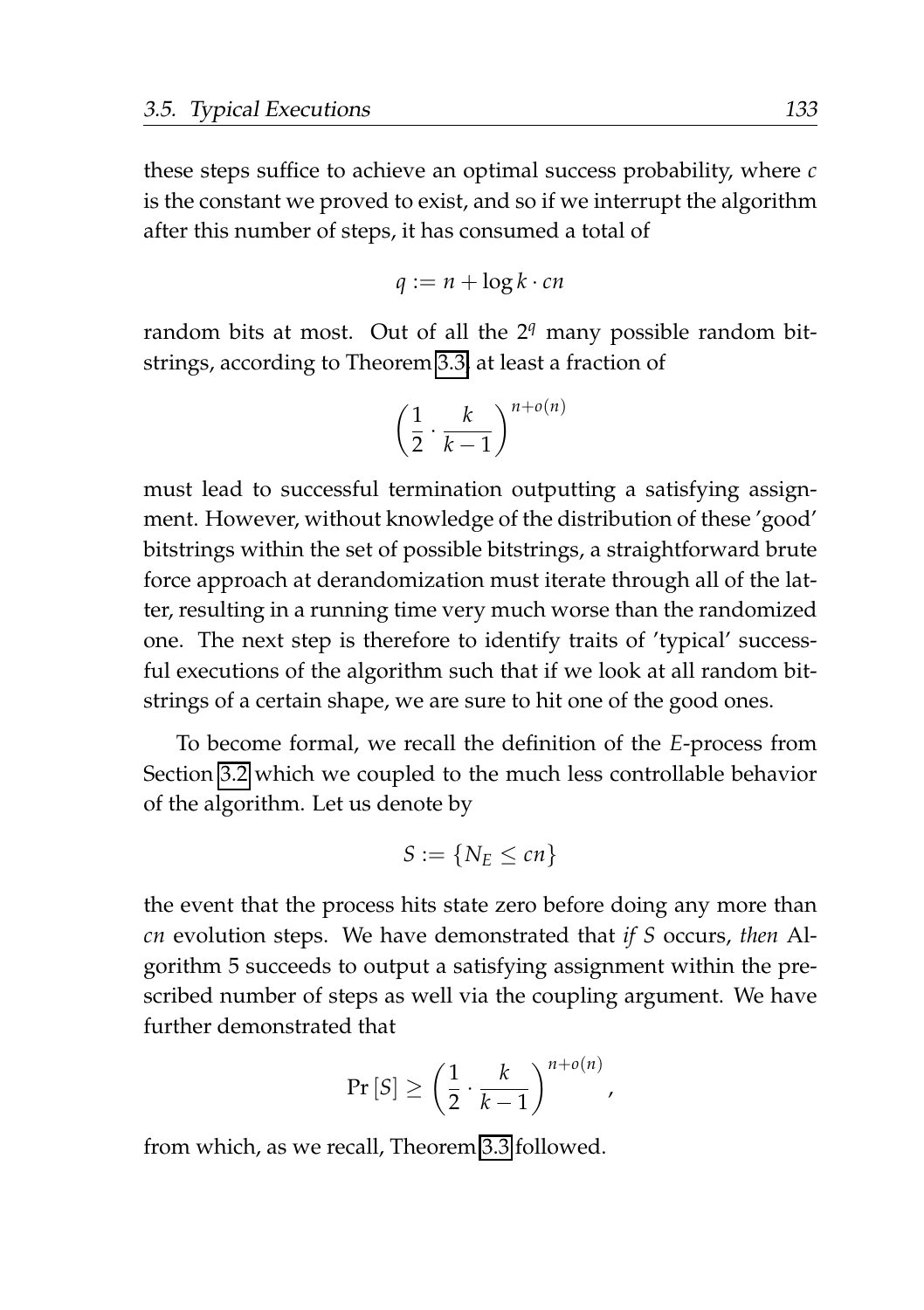these steps suffice to achieve an optimal success probability, where $c$ is the constant we proved to exist, and so if we interrupt the algorithm after this number of steps, it has consumed a total of

$$q := n + \log k \cdot cn$$

random bits at most. Out of all the $2^q$ many possible random bitstrings, according to Theorem 3.3, at least a fraction of

$$\left(\frac{1}{2} \cdot \frac{k}{k-1}\right)^{n+o(n)}$$

must lead to successful termination outputting a satisfying assignment. However, without knowledge of the distribution of these 'good' bitstrings within the set of possible bitstrings, a straightforward brute force approach at derandomization must iterate through all of the latter, resulting in a running time very much worse than the randomized one. The next step is therefore to identify traits of 'typical' successful executions of the algorithm such that if we look at all random bitstrings of a certain shape, we are sure to hit one of the good ones.

To become formal, we recall the definition of the $E$-process from Section 3.2 which we coupled to the much less controllable behavior of the algorithm. Let us denote by

$$S := \{N_E \leq cn\}$$

the event that the process hits state zero before doing any more than $cn$ evolution steps. We have demonstrated that *if* $S$ occurs, *then* Algorithm 5 succeeds to output a satisfying assignment within the prescribed number of steps as well via the coupling argument. We have further demonstrated that

$$\Pr[S] \geq \left(\frac{1}{2} \cdot \frac{k}{k-1}\right)^{n+o(n)},$$

from which, as we recall, Theorem 3.3 followed.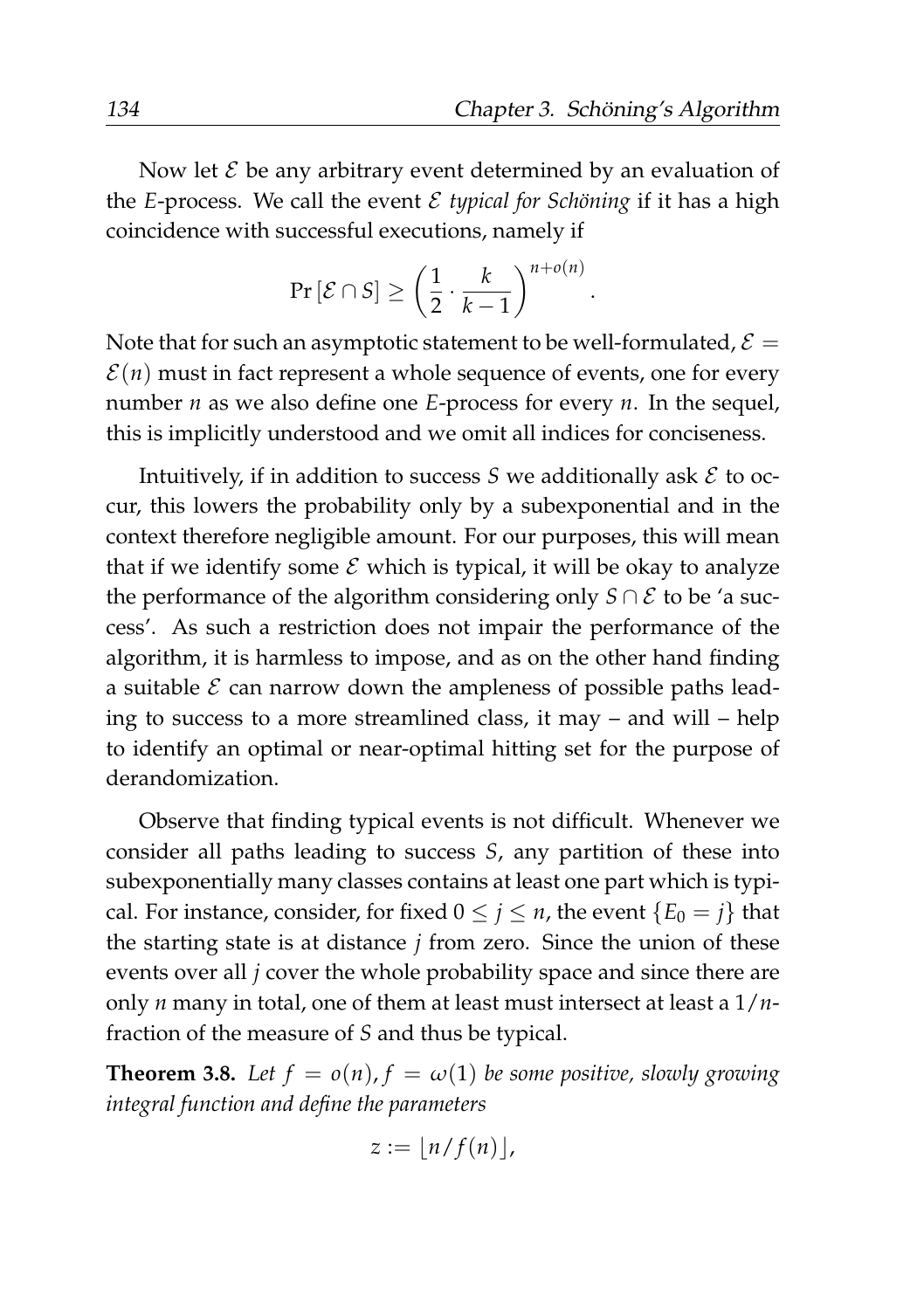Now let $\mathcal{E}$ be any arbitrary event determined by an evaluation of the $E$-process. We call the event $\mathcal{E}$ *typical for Schöning* if it has a high coincidence with successful executions, namely if

$$\Pr[\mathcal{E} \cap S] \geq \left(\frac{1}{2} \cdot \frac{k}{k-1}\right)^{n+o(n)}.$$

Note that for such an asymptotic statement to be well-formulated, $\mathcal{E} = \mathcal{E}(n)$ must in fact represent a whole sequence of events, one for every number $n$ as we also define one $E$-process for every $n$. In the sequel, this is implicitly understood and we omit all indices for conciseness.

Intuitively, if in addition to success $S$ we additionally ask $\mathcal{E}$ to occur, this lowers the probability only by a subexponential and in the context therefore negligible amount. For our purposes, this will mean that if we identify some $\mathcal{E}$ which is typical, it will be okay to analyze the performance of the algorithm considering only $S \cap \mathcal{E}$ to be 'a success'. As such a restriction does not impair the performance of the algorithm, it is harmless to impose, and as on the other hand finding a suitable $\mathcal{E}$ can narrow down the ampleness of possible paths leading to success to a more streamlined class, it may – and will – help to identify an optimal or near-optimal hitting set for the purpose of derandomization.

Observe that finding typical events is not difficult. Whenever we consider all paths leading to success $S$, any partition of these into subexponentially many classes contains at least one part which is typical. For instance, consider, for fixed $0 \leq j \leq n$, the event $\{E_0 = j\}$ that the starting state is at distance $j$ from zero. Since the union of these events over all $j$ cover the whole probability space and since there are only $n$ many in total, one of them at least must intersect at least a $1/n$-fraction of the measure of $S$ and thus be typical.

**Theorem 3.8.** *Let $f = o(n)$, $f = \omega(1)$ be some positive, slowly growing integral function and define the parameters*

$$z := \lfloor n/f(n) \rfloor,$$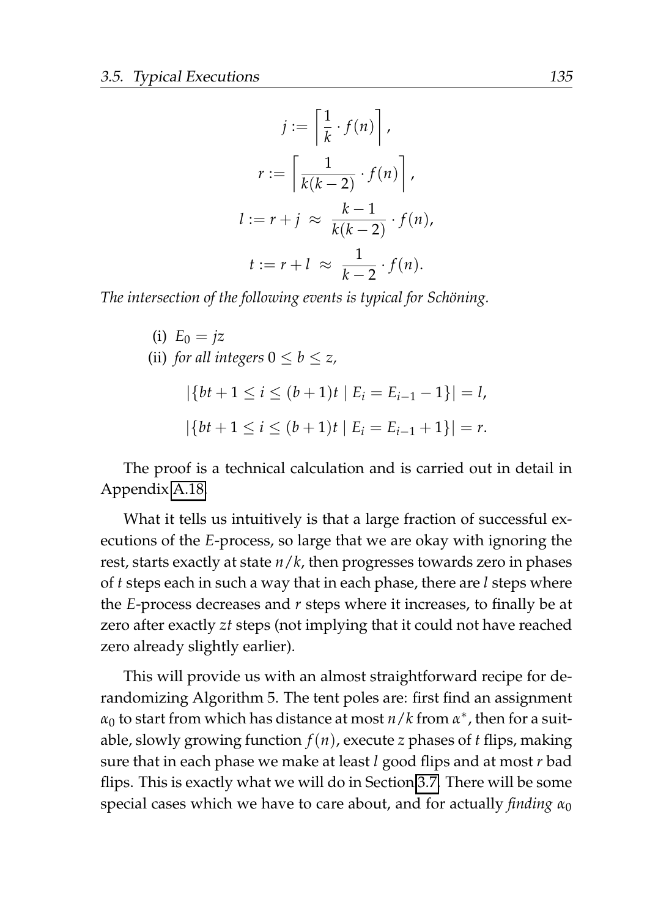$$j := \left\lceil \frac{1}{k} \cdot f(n) \right\rceil,$$

$$r := \left\lceil \frac{1}{k(k-2)} \cdot f(n) \right\rceil,$$

$$l := r + j \;\approx\; \frac{k-1}{k(k-2)} \cdot f(n),$$

$$t := r + l \;\approx\; \frac{1}{k-2} \cdot f(n).$$

*The intersection of the following events is typical for Schöning.*

(i) $E_0 = jz$

(ii) *for all integers* $0 \leq b \leq z$,

$$|\{bt + 1 \leq i \leq (b+1)t \mid E_i = E_{i-1} - 1\}| = l,$$

$$|\{bt + 1 \leq i \leq (b+1)t \mid E_i = E_{i-1} + 1\}| = r.$$

The proof is a technical calculation and is carried out in detail in Appendix A.18.

What it tells us intuitively is that a large fraction of successful executions of the $E$-process, so large that we are okay with ignoring the rest, starts exactly at state $n/k$, then progresses towards zero in phases of $t$ steps each in such a way that in each phase, there are $l$ steps where the $E$-process decreases and $r$ steps where it increases, to finally be at zero after exactly $zt$ steps (not implying that it could not have reached zero already slightly earlier).

This will provide us with an almost straightforward recipe for derandomizing Algorithm 5. The tent poles are: first find an assignment $\alpha_0$ to start from which has distance at most $n/k$ from $\alpha^*$, then for a suitable, slowly growing function $f(n)$, execute $z$ phases of $t$ flips, making sure that in each phase we make at least $l$ good flips and at most $r$ bad flips. This is exactly what we will do in Section 3.7. There will be some special cases which we have to care about, and for actually *finding* $\alpha_0$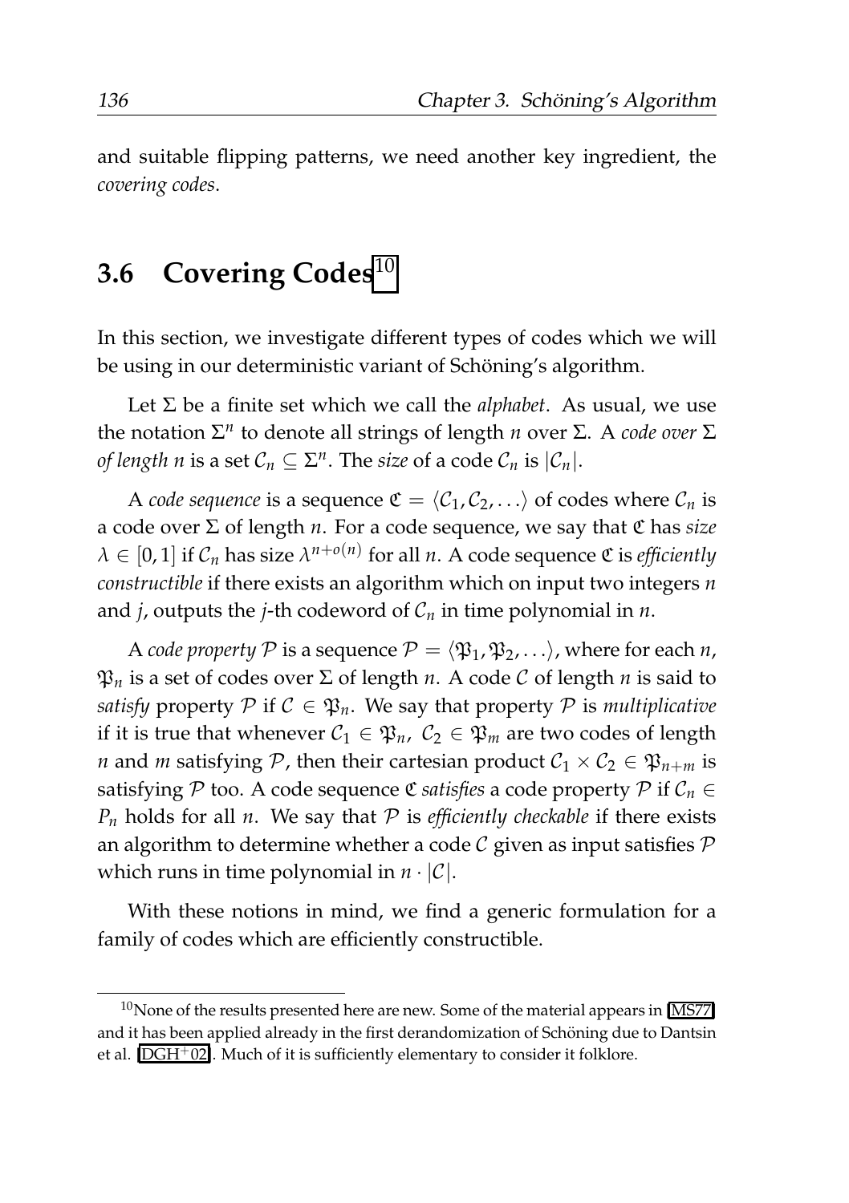and suitable flipping patterns, we need another key ingredient, the *covering codes*.

## 3.6 Covering Codes[10]

In this section, we investigate different types of codes which we will be using in our deterministic variant of Schöning's algorithm.

Let $\Sigma$ be a finite set which we call the *alphabet*. As usual, we use the notation $\Sigma^n$ to denote all strings of length $n$ over $\Sigma$. A *code over* $\Sigma$ *of length* $n$ is a set $\mathcal{C}_n \subseteq \Sigma^n$. The *size* of a code $\mathcal{C}_n$ is $|\mathcal{C}_n|$.

A *code sequence* is a sequence $\mathfrak{C} = \langle \mathcal{C}_1, \mathcal{C}_2, \ldots \rangle$ of codes where $\mathcal{C}_n$ is a code over $\Sigma$ of length $n$. For a code sequence, we say that $\mathfrak{C}$ has *size* $\lambda \in [0, 1]$ if $\mathcal{C}_n$ has size $\lambda^{n+o(n)}$ for all $n$. A code sequence $\mathfrak{C}$ is *efficiently constructible* if there exists an algorithm which on input two integers $n$ and $j$, outputs the $j$-th codeword of $\mathcal{C}_n$ in time polynomial in $n$.

A *code property* $\mathcal{P}$ is a sequence $\mathcal{P} = \langle \mathfrak{P}_1, \mathfrak{P}_2, \ldots \rangle$, where for each $n$, $\mathfrak{P}_n$ is a set of codes over $\Sigma$ of length $n$. A code $\mathcal{C}$ of length $n$ is said to *satisfy* property $\mathcal{P}$ if $\mathcal{C} \in \mathfrak{P}_n$. We say that property $\mathcal{P}$ is *multiplicative* if it is true that whenever $\mathcal{C}_1 \in \mathfrak{P}_n$, $\mathcal{C}_2 \in \mathfrak{P}_m$ are two codes of length $n$ and $m$ satisfying $\mathcal{P}$, then their cartesian product $\mathcal{C}_1 \times \mathcal{C}_2 \in \mathfrak{P}_{n+m}$ is satisfying $\mathcal{P}$ too. A code sequence $\mathfrak{C}$ *satisfies* a code property $\mathcal{P}$ if $\mathcal{C}_n \in P_n$ holds for all $n$. We say that $\mathcal{P}$ is *efficiently checkable* if there exists an algorithm to determine whether a code $\mathcal{C}$ given as input satisfies $\mathcal{P}$ which runs in time polynomial in $n \cdot |\mathcal{C}|$.

With these notions in mind, we find a generic formulation for a family of codes which are efficiently constructible.

[10] None of the results presented here are new. Some of the material appears in [MS77] and it has been applied already in the first derandomization of Schöning due to Dantsin et al. [DGH+02]. Much of it is sufficiently elementary to consider it folklore.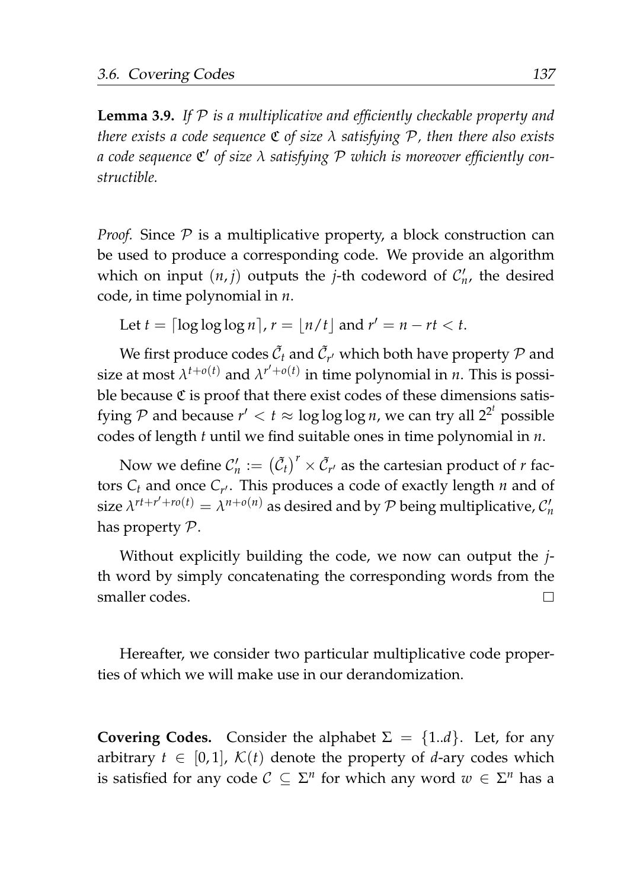**Lemma 3.9.** *If $\mathcal{P}$ is a multiplicative and efficiently checkable property and there exists a code sequence $\mathfrak{C}$ of size $\lambda$ satisfying $\mathcal{P}$, then there also exists a code sequence $\mathfrak{C}'$ of size $\lambda$ satisfying $\mathcal{P}$ which is moreover efficiently constructible.*

*Proof.* Since $\mathcal{P}$ is a multiplicative property, a block construction can be used to produce a corresponding code. We provide an algorithm which on input $(n, j)$ outputs the $j$-th codeword of $\mathcal{C}'_n$, the desired code, in time polynomial in $n$.

Let $t = \lceil \log\log\log n \rceil$, $r = \lfloor n/t \rfloor$ and $r' = n - rt < t$.

We first produce codes $\tilde{\mathcal{C}}_t$ and $\tilde{\mathcal{C}}_{r'}$ which both have property $\mathcal{P}$ and size at most $\lambda^{t+o(t)}$ and $\lambda^{r'+o(t)}$ in time polynomial in $n$. This is possible because $\mathfrak{C}$ is proof that there exist codes of these dimensions satisfying $\mathcal{P}$ and because $r' < t \approx \log\log\log n$, we can try all $2^{2^t}$ possible codes of length $t$ until we find suitable ones in time polynomial in $n$.

Now we define $\mathcal{C}'_n := \left(\tilde{\mathcal{C}}_t\right)^r \times \tilde{\mathcal{C}}_{r'}$ as the cartesian product of $r$ factors $C_t$ and once $C_{r'}$. This produces a code of exactly length $n$ and of size $\lambda^{rt+r'+ro(t)} = \lambda^{n+o(n)}$ as desired and by $\mathcal{P}$ being multiplicative, $\mathcal{C}'_n$ has property $\mathcal{P}$.

Without explicitly building the code, we now can output the $j$-th word by simply concatenating the corresponding words from the smaller codes. $\square$

Hereafter, we consider two particular multiplicative code properties of which we will make use in our derandomization.

**Covering Codes.** Consider the alphabet $\Sigma = \{1..d\}$. Let, for any arbitrary $t \in [0, 1]$, $\mathcal{K}(t)$ denote the property of $d$-ary codes which is satisfied for any code $\mathcal{C} \subseteq \Sigma^n$ for which any word $w \in \Sigma^n$ has a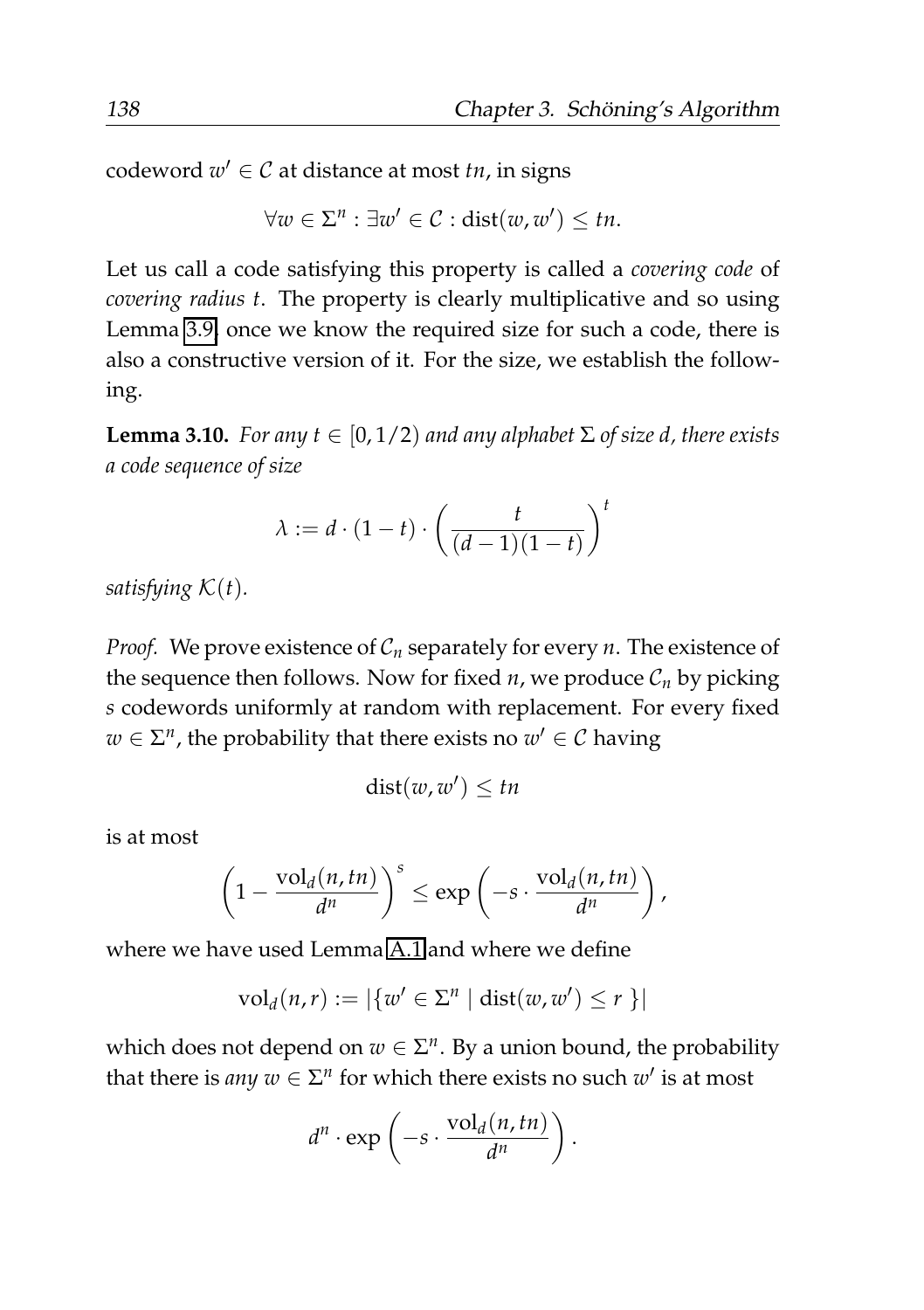codeword $w' \in \mathcal{C}$ at distance at most $tn$, in signs

$$\forall w \in \Sigma^n : \exists w' \in \mathcal{C} : \text{dist}(w, w') \leq tn.$$

Let us call a code satisfying this property is called a *covering code* of *covering radius* $t$. The property is clearly multiplicative and so using Lemma 3.9, once we know the required size for such a code, there is also a constructive version of it. For the size, we establish the following.

**Lemma 3.10.** *For any $t \in [0, 1/2)$ and any alphabet $\Sigma$ of size $d$, there exists a code sequence of size*

$$\lambda := d \cdot (1 - t) \cdot \left( \frac{t}{(d-1)(1-t)} \right)^t$$

*satisfying $\mathcal{K}(t)$.*

*Proof.* We prove existence of $\mathcal{C}_n$ separately for every $n$. The existence of the sequence then follows. Now for fixed $n$, we produce $\mathcal{C}_n$ by picking $s$ codewords uniformly at random with replacement. For every fixed $w \in \Sigma^n$, the probability that there exists no $w' \in \mathcal{C}$ having

$$\text{dist}(w, w') \leq tn$$

is at most

$$\left( 1 - \frac{\text{vol}_d(n, tn)}{d^n} \right)^s \leq \exp\left( -s \cdot \frac{\text{vol}_d(n, tn)}{d^n} \right),$$

where we have used Lemma A.1 and where we define

$$\text{vol}_d(n, r) := |\{ w' \in \Sigma^n \mid \text{dist}(w, w') \leq r \}|$$

which does not depend on $w \in \Sigma^n$. By a union bound, the probability that there is *any* $w \in \Sigma^n$ for which there exists no such $w'$ is at most

$$d^n \cdot \exp\left( -s \cdot \frac{\text{vol}_d(n, tn)}{d^n} \right).$$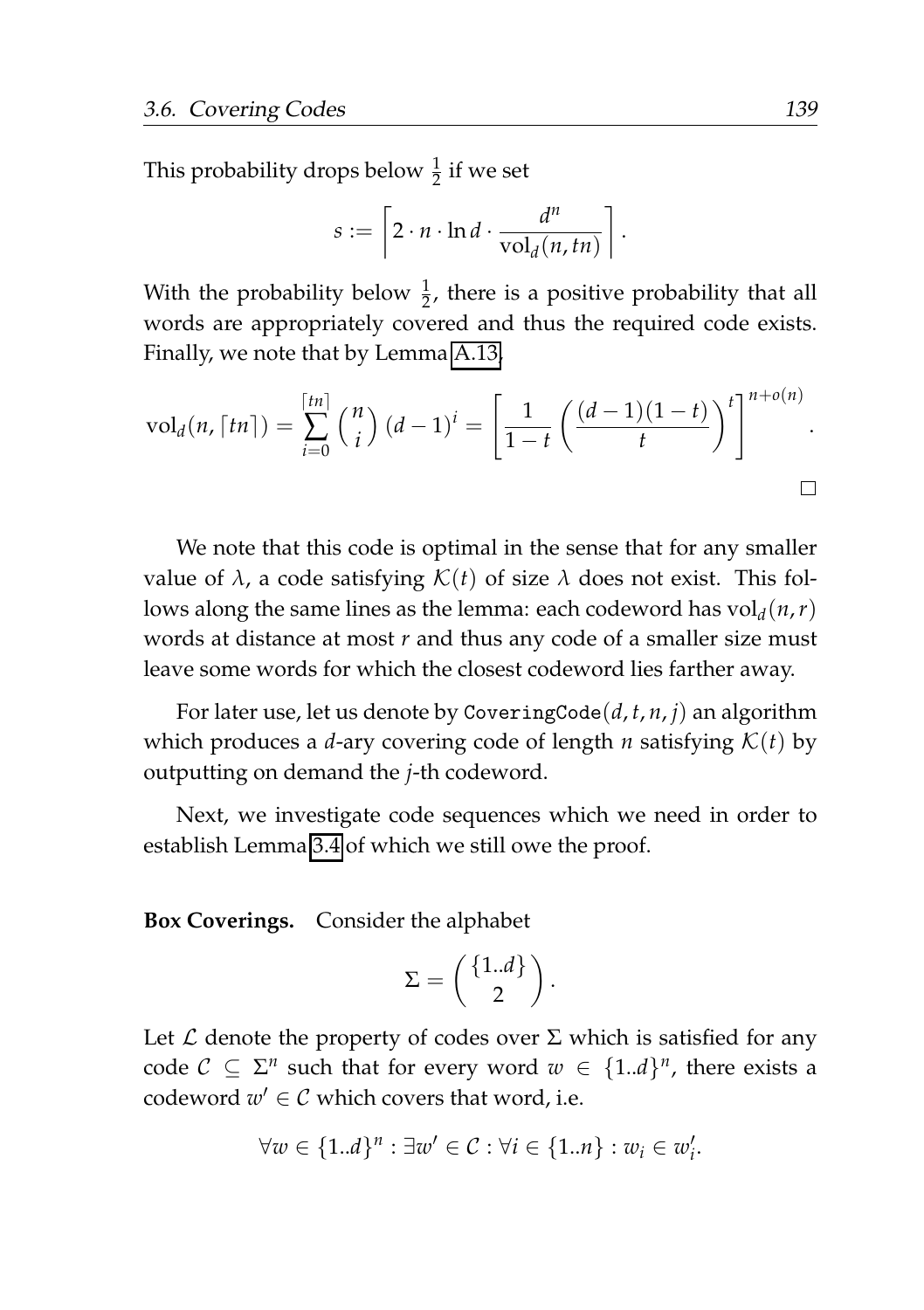This probability drops below $\frac{1}{2}$ if we set

$$s := \left\lceil 2 \cdot n \cdot \ln d \cdot \frac{d^n}{\mathrm{vol}_d(n, tn)} \right\rceil.$$

With the probability below $\frac{1}{2}$, there is a positive probability that all words are appropriately covered and thus the required code exists. Finally, we note that by Lemma A.13,

$$\mathrm{vol}_d(n, \lceil tn \rceil) = \sum_{i=0}^{\lceil tn \rceil} \binom{n}{i} (d-1)^i = \left[ \frac{1}{1-t} \left( \frac{(d-1)(1-t)}{t} \right)^t \right]^{n+o(n)}.$$

□

We note that this code is optimal in the sense that for any smaller value of $\lambda$, a code satisfying $\mathcal{K}(t)$ of size $\lambda$ does not exist. This follows along the same lines as the lemma: each codeword has $\mathrm{vol}_d(n, r)$ words at distance at most $r$ and thus any code of a smaller size must leave some words for which the closest codeword lies farther away.

For later use, let us denote by `CoveringCode`$(d, t, n, j)$ an algorithm which produces a $d$-ary covering code of length $n$ satisfying $\mathcal{K}(t)$ by outputting on demand the $j$-th codeword.

Next, we investigate code sequences which we need in order to establish Lemma 3.4 of which we still owe the proof.

**Box Coverings.** Consider the alphabet

$$\Sigma = \binom{\{1..d\}}{2}.$$

Let $\mathcal{L}$ denote the property of codes over $\Sigma$ which is satisfied for any code $\mathcal{C} \subseteq \Sigma^n$ such that for every word $w \in \{1..d\}^n$, there exists a codeword $w' \in \mathcal{C}$ which covers that word, i.e.

$$\forall w \in \{1..d\}^n : \exists w' \in \mathcal{C} : \forall i \in \{1..n\} : w_i \in w'_i.$$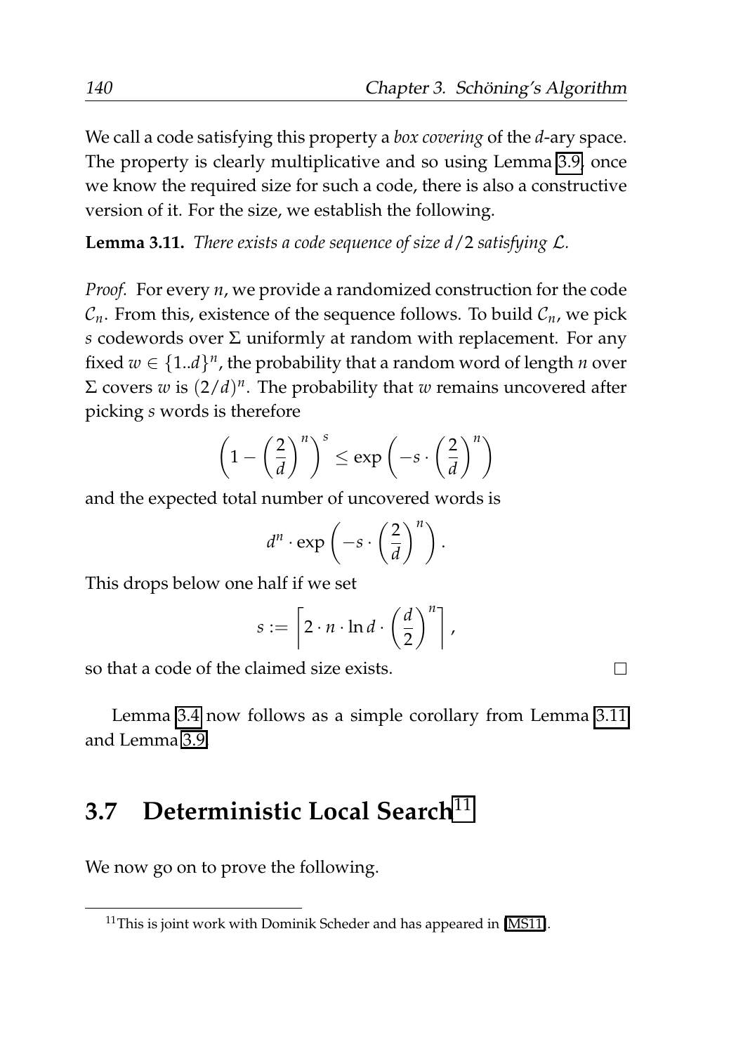We call a code satisfying this property a *box covering* of the $d$-ary space. The property is clearly multiplicative and so using Lemma 3.9, once we know the required size for such a code, there is also a constructive version of it. For the size, we establish the following.

**Lemma 3.11.** *There exists a code sequence of size $d/2$ satisfying $\mathcal{L}$.*

*Proof.* For every $n$, we provide a randomized construction for the code $\mathcal{C}_n$. From this, existence of the sequence follows. To build $\mathcal{C}_n$, we pick $s$ codewords over $\Sigma$ uniformly at random with replacement. For any fixed $w \in \{1..d\}^n$, the probability that a random word of length $n$ over $\Sigma$ covers $w$ is $(2/d)^n$. The probability that $w$ remains uncovered after picking $s$ words is therefore

$$\left(1 - \left(\frac{2}{d}\right)^n\right)^s \leq \exp\left(-s \cdot \left(\frac{2}{d}\right)^n\right)$$

and the expected total number of uncovered words is

$$d^n \cdot \exp\left(-s \cdot \left(\frac{2}{d}\right)^n\right).$$

This drops below one half if we set

$$s := \left\lceil 2 \cdot n \cdot \ln d \cdot \left(\frac{d}{2}\right)^n \right\rceil,$$

so that a code of the claimed size exists. $\square$

Lemma 3.4 now follows as a simple corollary from Lemma 3.11 and Lemma 3.9.

## 3.7 Deterministic Local Search[11]

We now go on to prove the following.

[11] This is joint work with Dominik Scheder and has appeared in [MS11].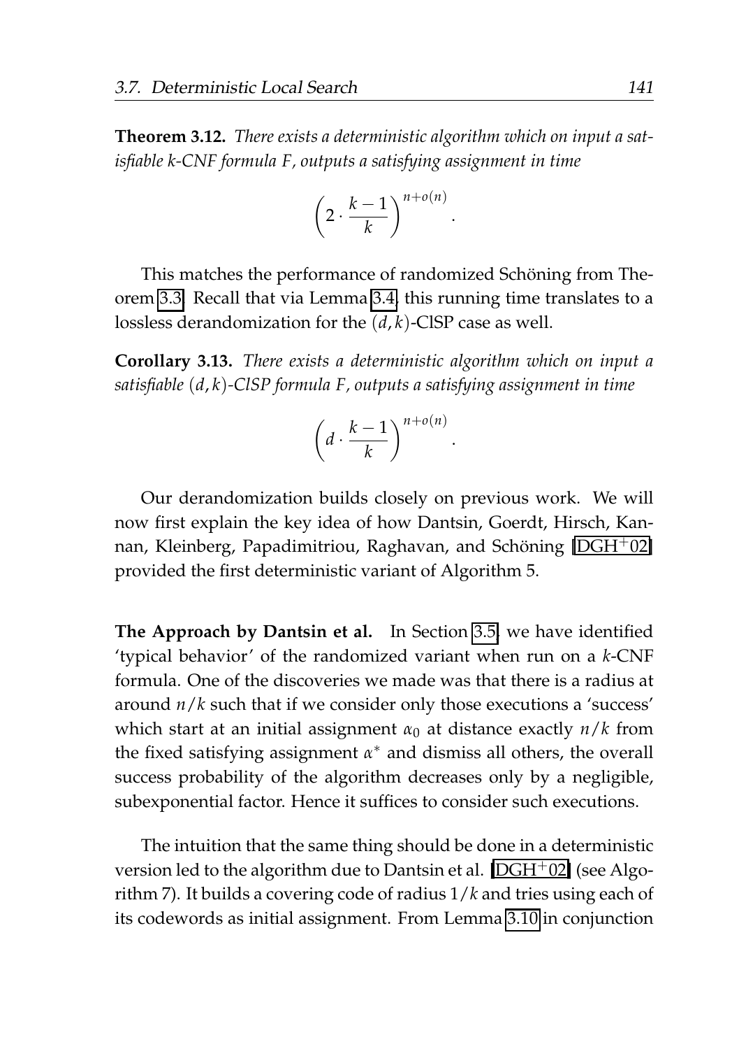**Theorem 3.12.** *There exists a deterministic algorithm which on input a satisfiable k-CNF formula F, outputs a satisfying assignment in time*

$$\left(2 \cdot \frac{k-1}{k}\right)^{n+o(n)}.$$

This matches the performance of randomized Schöning from Theorem 3.3. Recall that via Lemma 3.4, this running time translates to a lossless derandomization for the $(d,k)$-ClSP case as well.

**Corollary 3.13.** *There exists a deterministic algorithm which on input a satisfiable $(d,k)$-ClSP formula F, outputs a satisfying assignment in time*

$$\left(d \cdot \frac{k-1}{k}\right)^{n+o(n)}.$$

Our derandomization builds closely on previous work. We will now first explain the key idea of how Dantsin, Goerdt, Hirsch, Kannan, Kleinberg, Papadimitriou, Raghavan, and Schöning [DGH+02] provided the first deterministic variant of Algorithm 5.

**The Approach by Dantsin et al.** In Section 3.5 we have identified 'typical behavior' of the randomized variant when run on a $k$-CNF formula. One of the discoveries we made was that there is a radius at around $n/k$ such that if we consider only those executions a 'success' which start at an initial assignment $\alpha_0$ at distance exactly $n/k$ from the fixed satisfying assignment $\alpha^*$ and dismiss all others, the overall success probability of the algorithm decreases only by a negligible, subexponential factor. Hence it suffices to consider such executions.

The intuition that the same thing should be done in a deterministic version led to the algorithm due to Dantsin et al. [DGH+02] (see Algorithm 7). It builds a covering code of radius $1/k$ and tries using each of its codewords as initial assignment. From Lemma 3.10 in conjunction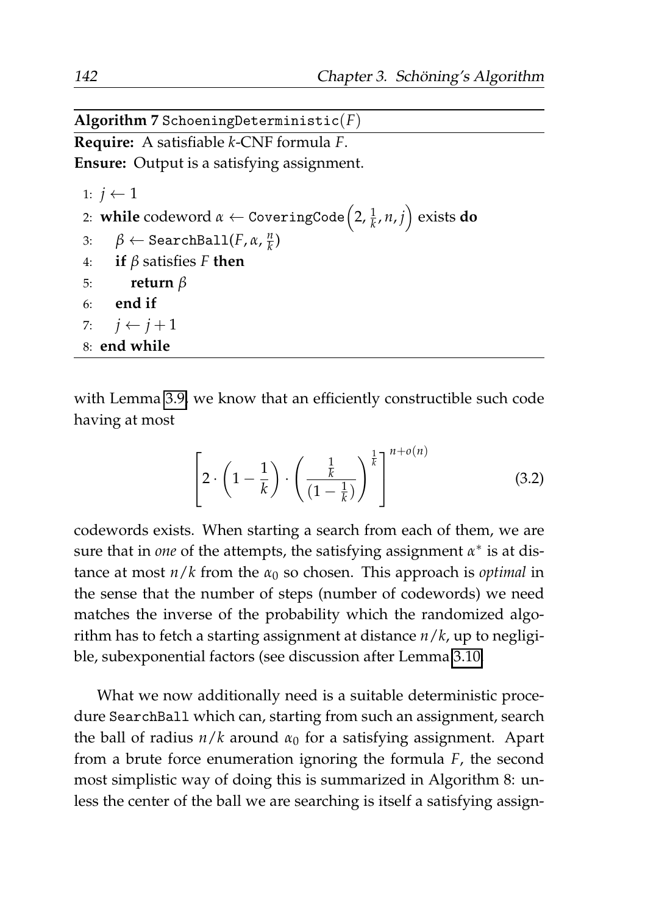**Algorithm 7** SchoeningDeterministic($F$)

**Require:** A satisfiable $k$-CNF formula $F$.

**Ensure:** Output is a satisfying assignment.

```
1: j ← 1
2: while codeword α ← CoveringCode(2, 1/k, n, j) exists do
3:     β ← SearchBall(F, α, n/k)
4:     if β satisfies F then
5:         return β
6:     end if
7:     j ← j + 1
8: end while
```

with Lemma 3.9 we know that an efficiently constructible such code having at most

$$\left[ 2 \cdot \left(1 - \frac{1}{k}\right) \cdot \left( \frac{\frac{1}{k}}{(1 - \frac{1}{k})} \right)^{\frac{1}{k}} \right]^{n+o(n)} \tag{3.2}$$

codewords exists. When starting a search from each of them, we are sure that in *one* of the attempts, the satisfying assignment $\alpha^*$ is at distance at most $n/k$ from the $\alpha_0$ so chosen. This approach is *optimal* in the sense that the number of steps (number of codewords) we need matches the inverse of the probability which the randomized algorithm has to fetch a starting assignment at distance $n/k$, up to negligible, subexponential factors (see discussion after Lemma 3.10.

What we now additionally need is a suitable deterministic procedure SearchBall which can, starting from such an assignment, search the ball of radius $n/k$ around $\alpha_0$ for a satisfying assignment. Apart from a brute force enumeration ignoring the formula $F$, the second most simplistic way of doing this is summarized in Algorithm 8: unless the center of the ball we are searching is itself a satisfying assign-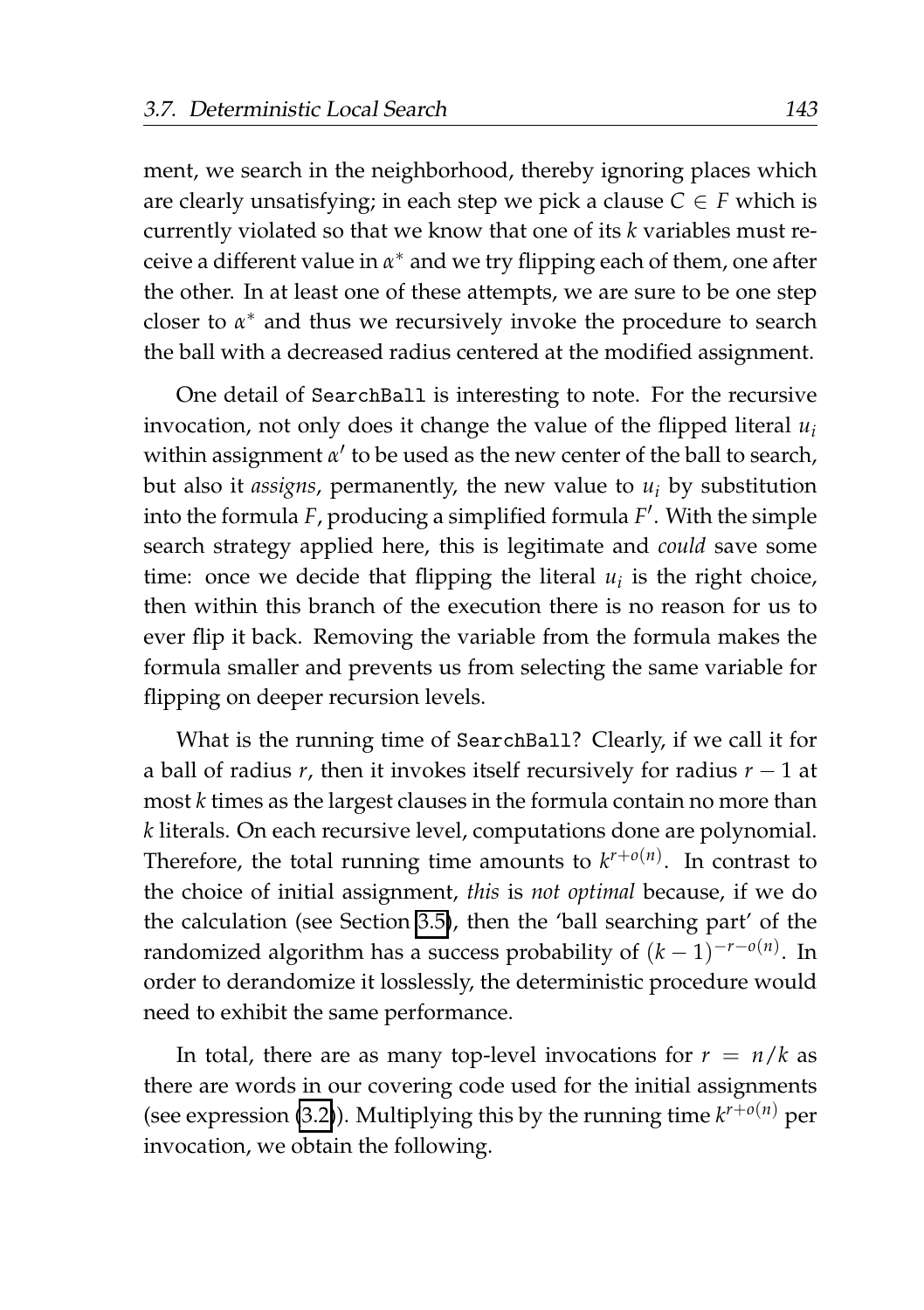ment, we search in the neighborhood, thereby ignoring places which are clearly unsatisfying; in each step we pick a clause $C \in F$ which is currently violated so that we know that one of its $k$ variables must receive a different value in $\alpha^*$ and we try flipping each of them, one after the other. In at least one of these attempts, we are sure to be one step closer to $\alpha^*$ and thus we recursively invoke the procedure to search the ball with a decreased radius centered at the modified assignment.

One detail of SearchBall is interesting to note. For the recursive invocation, not only does it change the value of the flipped literal $u_i$ within assignment $\alpha'$ to be used as the new center of the ball to search, but also it *assigns*, permanently, the new value to $u_i$ by substitution into the formula $F$, producing a simplified formula $F'$. With the simple search strategy applied here, this is legitimate and *could* save some time: once we decide that flipping the literal $u_i$ is the right choice, then within this branch of the execution there is no reason for us to ever flip it back. Removing the variable from the formula makes the formula smaller and prevents us from selecting the same variable for flipping on deeper recursion levels.

What is the running time of SearchBall? Clearly, if we call it for a ball of radius $r$, then it invokes itself recursively for radius $r - 1$ at most $k$ times as the largest clauses in the formula contain no more than $k$ literals. On each recursive level, computations done are polynomial. Therefore, the total running time amounts to $k^{r+o(n)}$. In contrast to the choice of initial assignment, *this* is *not optimal* because, if we do the calculation (see Section 3.5), then the 'ball searching part' of the randomized algorithm has a success probability of $(k-1)^{-r-o(n)}$. In order to derandomize it losslessly, the deterministic procedure would need to exhibit the same performance.

In total, there are as many top-level invocations for $r = n/k$ as there are words in our covering code used for the initial assignments (see expression (3.2)). Multiplying this by the running time $k^{r+o(n)}$ per invocation, we obtain the following.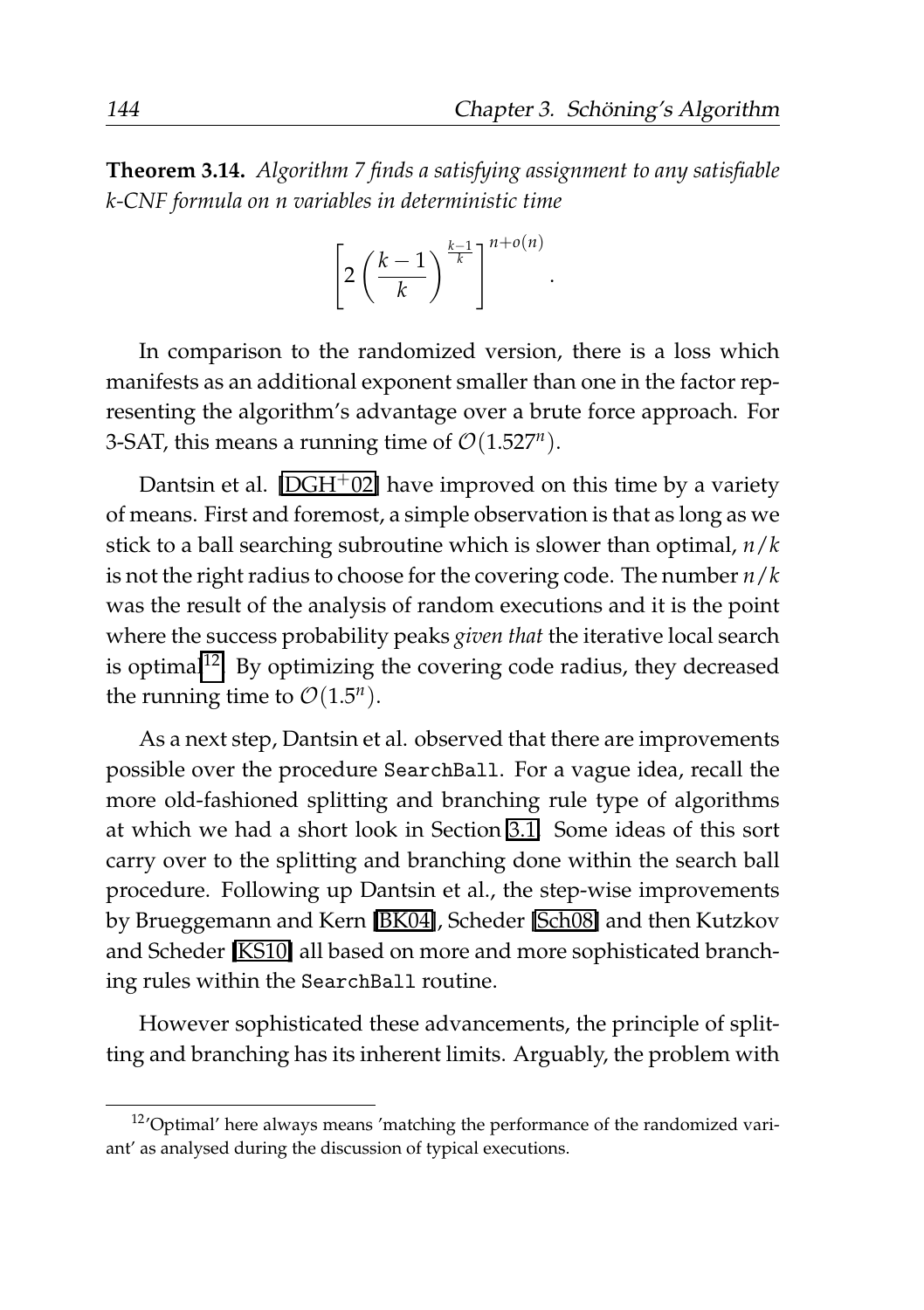**Theorem 3.14.** *Algorithm 7 finds a satisfying assignment to any satisfiable k-CNF formula on n variables in deterministic time*

$$\left[2\left(\frac{k-1}{k}\right)^{\frac{k-1}{k}}\right]^{n+o(n)}.$$

In comparison to the randomized version, there is a loss which manifests as an additional exponent smaller than one in the factor representing the algorithm's advantage over a brute force approach. For 3-SAT, this means a running time of $\mathcal{O}(1.527^n)$.

Dantsin et al. [DGH+02] have improved on this time by a variety of means. First and foremost, a simple observation is that as long as we stick to a ball searching subroutine which is slower than optimal, $n/k$ is not the right radius to choose for the covering code. The number $n/k$ was the result of the analysis of random executions and it is the point where the success probability peaks *given that* the iterative local search is optimal[12]. By optimizing the covering code radius, they decreased the running time to $\mathcal{O}(1.5^n)$.

As a next step, Dantsin et al. observed that there are improvements possible over the procedure SearchBall. For a vague idea, recall the more old-fashioned splitting and branching rule type of algorithms at which we had a short look in Section 3.1. Some ideas of this sort carry over to the splitting and branching done within the search ball procedure. Following up Dantsin et al., the step-wise improvements by Brueggemann and Kern [BK04], Scheder [Sch08] and then Kutzkov and Scheder [KS10] all based on more and more sophisticated branching rules within the SearchBall routine.

However sophisticated these advancements, the principle of splitting and branching has its inherent limits. Arguably, the problem with

[12] 'Optimal' here always means 'matching the performance of the randomized variant' as analysed during the discussion of typical executions.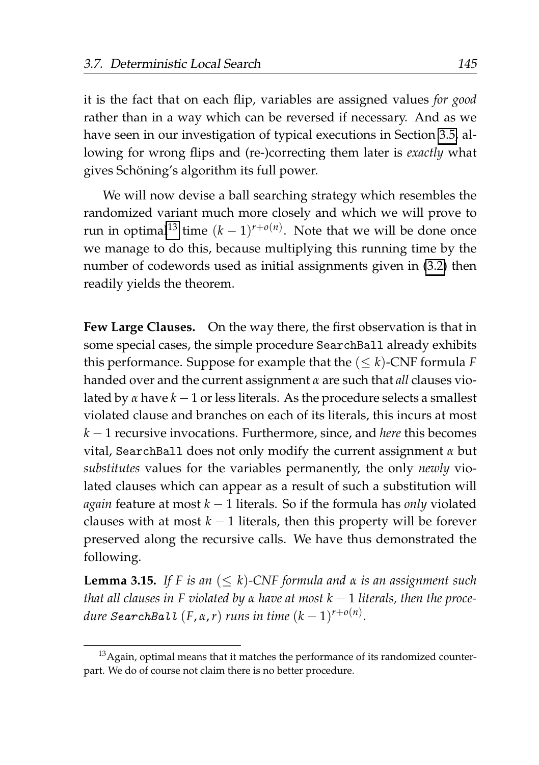it is the fact that on each flip, variables are assigned values *for good* rather than in a way which can be reversed if necessary. And as we have seen in our investigation of typical executions in Section 3.5, allowing for wrong flips and (re-)correcting them later is *exactly* what gives Schöning's algorithm its full power.

We will now devise a ball searching strategy which resembles the randomized variant much more closely and which we will prove to run in optimal[13] time $(k-1)^{r+o(n)}$. Note that we will be done once we manage to do this, because multiplying this running time by the number of codewords used as initial assignments given in (3.2) then readily yields the theorem.

**Few Large Clauses.** On the way there, the first observation is that in some special cases, the simple procedure `SearchBall` already exhibits this performance. Suppose for example that the $(\leq k)$-CNF formula $F$ handed over and the current assignment $\alpha$ are such that *all* clauses violated by $\alpha$ have $k-1$ or less literals. As the procedure selects a smallest violated clause and branches on each of its literals, this incurs at most $k-1$ recursive invocations. Furthermore, since, and *here* this becomes vital, `SearchBall` does not only modify the current assignment $\alpha$ but *substitutes* values for the variables permanently, the only *newly* violated clauses which can appear as a result of such a substitution will *again* feature at most $k-1$ literals. So if the formula has *only* violated clauses with at most $k-1$ literals, then this property will be forever preserved along the recursive calls. We have thus demonstrated the following.

**Lemma 3.15.** *If $F$ is an $(\leq k)$-CNF formula and $\alpha$ is an assignment such that all clauses in $F$ violated by $\alpha$ have at most $k-1$ literals, then the procedure* `SearchBall` $(F, \alpha, r)$ *runs in time* $(k-1)^{r+o(n)}$.

[13] Again, optimal means that it matches the performance of its randomized counterpart. We do of course not claim there is no better procedure.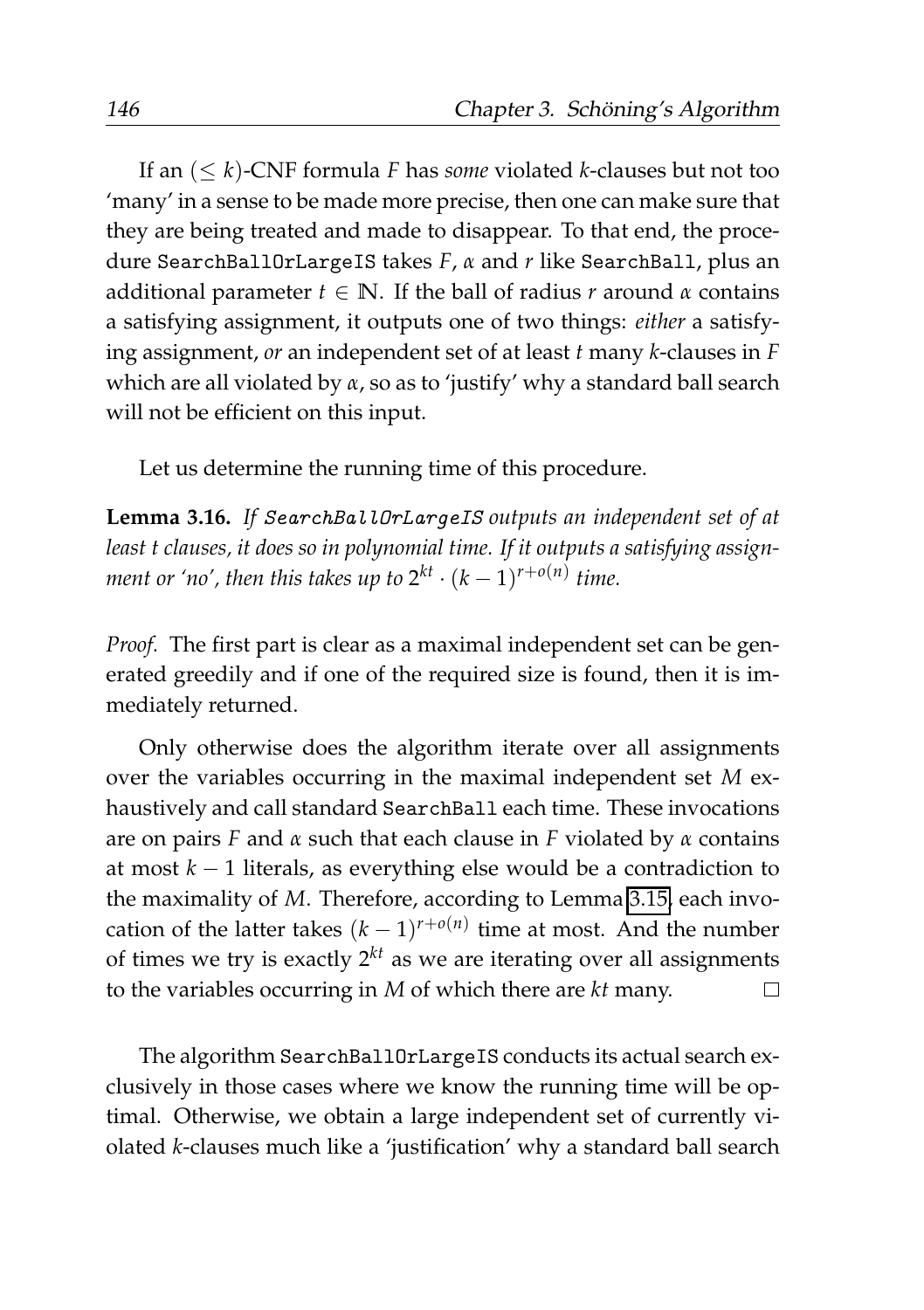If an $(\leq k)$-CNF formula $F$ has *some* violated $k$-clauses but not too 'many' in a sense to be made more precise, then one can make sure that they are being treated and made to disappear. To that end, the procedure SearchBallOrLargeIS takes $F$, $\alpha$ and $r$ like SearchBall, plus an additional parameter $t \in \mathbb{N}$. If the ball of radius $r$ around $\alpha$ contains a satisfying assignment, it outputs one of two things: *either* a satisfying assignment, *or* an independent set of at least $t$ many $k$-clauses in $F$ which are all violated by $\alpha$, so as to 'justify' why a standard ball search will not be efficient on this input.

Let us determine the running time of this procedure.

**Lemma 3.16.** *If SearchBallOrLargeIS outputs an independent set of at least t clauses, it does so in polynomial time. If it outputs a satisfying assignment or 'no', then this takes up to $2^{kt} \cdot (k-1)^{r+o(n)}$ time.*

*Proof.* The first part is clear as a maximal independent set can be generated greedily and if one of the required size is found, then it is immediately returned.

Only otherwise does the algorithm iterate over all assignments over the variables occurring in the maximal independent set $M$ exhaustively and call standard SearchBall each time. These invocations are on pairs $F$ and $\alpha$ such that each clause in $F$ violated by $\alpha$ contains at most $k-1$ literals, as everything else would be a contradiction to the maximality of $M$. Therefore, according to Lemma 3.15, each invocation of the latter takes $(k-1)^{r+o(n)}$ time at most. And the number of times we try is exactly $2^{kt}$ as we are iterating over all assignments to the variables occurring in $M$ of which there are $kt$ many. □

The algorithm SearchBallOrLargeIS conducts its actual search exclusively in those cases where we know the running time will be optimal. Otherwise, we obtain a large independent set of currently violated $k$-clauses much like a 'justification' why a standard ball search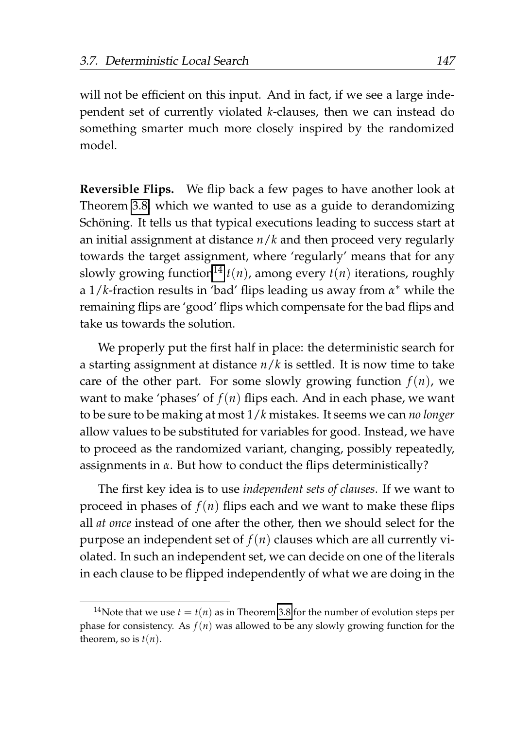will not be efficient on this input. And in fact, if we see a large independent set of currently violated $k$-clauses, then we can instead do something smarter much more closely inspired by the randomized model.

**Reversible Flips.** We flip back a few pages to have another look at Theorem 3.8 which we wanted to use as a guide to derandomizing Schöning. It tells us that typical executions leading to success start at an initial assignment at distance $n/k$ and then proceed very regularly towards the target assignment, where 'regularly' means that for any slowly growing function[14] $t(n)$, among every $t(n)$ iterations, roughly a $1/k$-fraction results in 'bad' flips leading us away from $\alpha^*$ while the remaining flips are 'good' flips which compensate for the bad flips and take us towards the solution.

We properly put the first half in place: the deterministic search for a starting assignment at distance $n/k$ is settled. It is now time to take care of the other part. For some slowly growing function $f(n)$, we want to make 'phases' of $f(n)$ flips each. And in each phase, we want to be sure to be making at most $1/k$ mistakes. It seems we can *no longer* allow values to be substituted for variables for good. Instead, we have to proceed as the randomized variant, changing, possibly repeatedly, assignments in $\alpha$. But how to conduct the flips deterministically?

The first key idea is to use *independent sets of clauses*. If we want to proceed in phases of $f(n)$ flips each and we want to make these flips all *at once* instead of one after the other, then we should select for the purpose an independent set of $f(n)$ clauses which are all currently violated. In such an independent set, we can decide on one of the literals in each clause to be flipped independently of what we are doing in the

[14] Note that we use $t = t(n)$ as in Theorem 3.8 for the number of evolution steps per phase for consistency. As $f(n)$ was allowed to be any slowly growing function for the theorem, so is $t(n)$.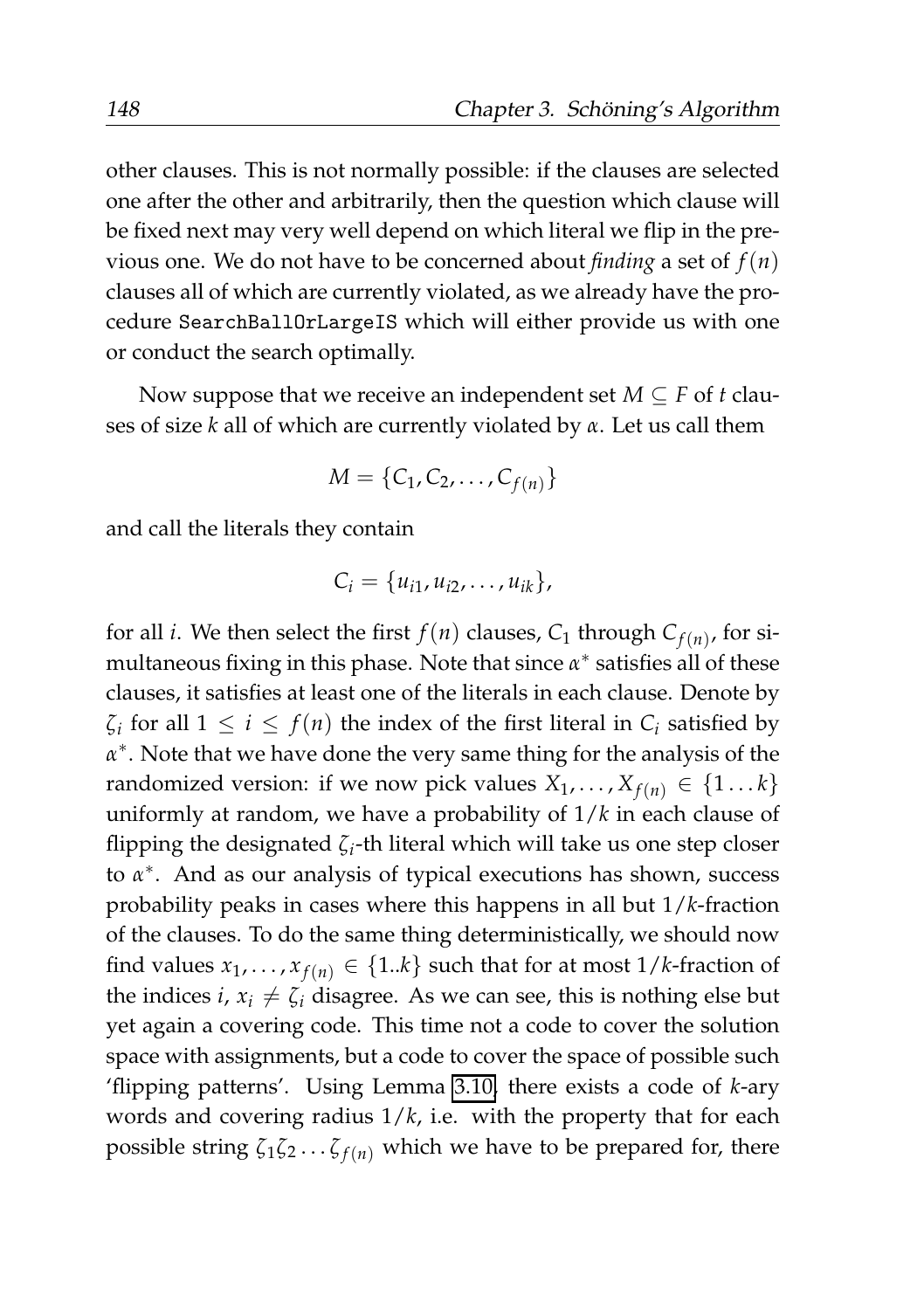other clauses. This is not normally possible: if the clauses are selected one after the other and arbitrarily, then the question which clause will be fixed next may very well depend on which literal we flip in the previous one. We do not have to be concerned about *finding* a set of $f(n)$ clauses all of which are currently violated, as we already have the procedure `SearchBallOrLargeIS` which will either provide us with one or conduct the search optimally.

Now suppose that we receive an independent set $M \subseteq F$ of $t$ clauses of size $k$ all of which are currently violated by $\alpha$. Let us call them

$$M = \{C_1, C_2, \ldots, C_{f(n)}\}$$

and call the literals they contain

$$C_i = \{u_{i1}, u_{i2}, \ldots, u_{ik}\},$$

for all $i$. We then select the first $f(n)$ clauses, $C_1$ through $C_{f(n)}$, for simultaneous fixing in this phase. Note that since $\alpha^*$ satisfies all of these clauses, it satisfies at least one of the literals in each clause. Denote by $\zeta_i$ for all $1 \leq i \leq f(n)$ the index of the first literal in $C_i$ satisfied by $\alpha^*$. Note that we have done the very same thing for the analysis of the randomized version: if we now pick values $X_1, \ldots, X_{f(n)} \in \{1 \ldots k\}$ uniformly at random, we have a probability of $1/k$ in each clause of flipping the designated $\zeta_i$-th literal which will take us one step closer to $\alpha^*$. And as our analysis of typical executions has shown, success probability peaks in cases where this happens in all but $1/k$-fraction of the clauses. To do the same thing deterministically, we should now find values $x_1, \ldots, x_{f(n)} \in \{1..k\}$ such that for at most $1/k$-fraction of the indices $i$, $x_i \neq \zeta_i$ disagree. As we can see, this is nothing else but yet again a covering code. This time not a code to cover the solution space with assignments, but a code to cover the space of possible such 'flipping patterns'. Using Lemma 3.10, there exists a code of $k$-ary words and covering radius $1/k$, i.e. with the property that for each possible string $\zeta_1 \zeta_2 \ldots \zeta_{f(n)}$ which we have to be prepared for, there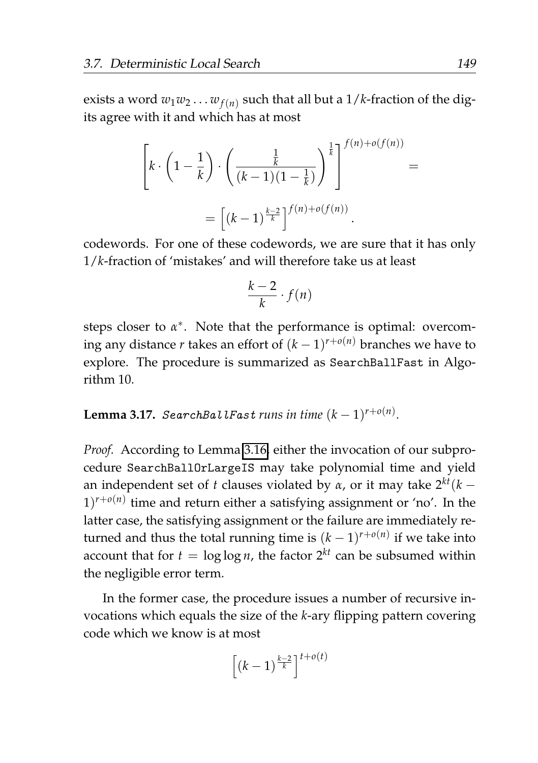exists a word $w_1 w_2 \dots w_{f(n)}$ such that all but a $1/k$-fraction of the digits agree with it and which has at most

$$\left[ k \cdot \left(1 - \frac{1}{k}\right) \cdot \left( \frac{\frac{1}{k}}{(k-1)(1-\frac{1}{k})} \right)^{\frac{1}{k}} \right]^{f(n)+o(f(n))} =$$

$$= \left[ (k-1)^{\frac{k-2}{k}} \right]^{f(n)+o(f(n))}.$$

codewords. For one of these codewords, we are sure that it has only $1/k$-fraction of 'mistakes' and will therefore take us at least

$$\frac{k-2}{k} \cdot f(n)$$

steps closer to $\alpha^*$. Note that the performance is optimal: overcoming any distance $r$ takes an effort of $(k-1)^{r+o(n)}$ branches we have to explore. The procedure is summarized as SearchBallFast in Algorithm 10.

**Lemma 3.17.** *SearchBallFast runs in time $(k-1)^{r+o(n)}$.*

*Proof.* According to Lemma 3.16, either the invocation of our subprocedure SearchBallOrLargeIS may take polynomial time and yield an independent set of $t$ clauses violated by $\alpha$, or it may take $2^{kt}(k-1)^{r+o(n)}$ time and return either a satisfying assignment or 'no'. In the latter case, the satisfying assignment or the failure are immediately returned and thus the total running time is $(k-1)^{r+o(n)}$ if we take into account that for $t = \log \log n$, the factor $2^{kt}$ can be subsumed within the negligible error term.

In the former case, the procedure issues a number of recursive invocations which equals the size of the $k$-ary flipping pattern covering code which we know is at most

$$\left[ (k-1)^{\frac{k-2}{k}} \right]^{t+o(t)}$$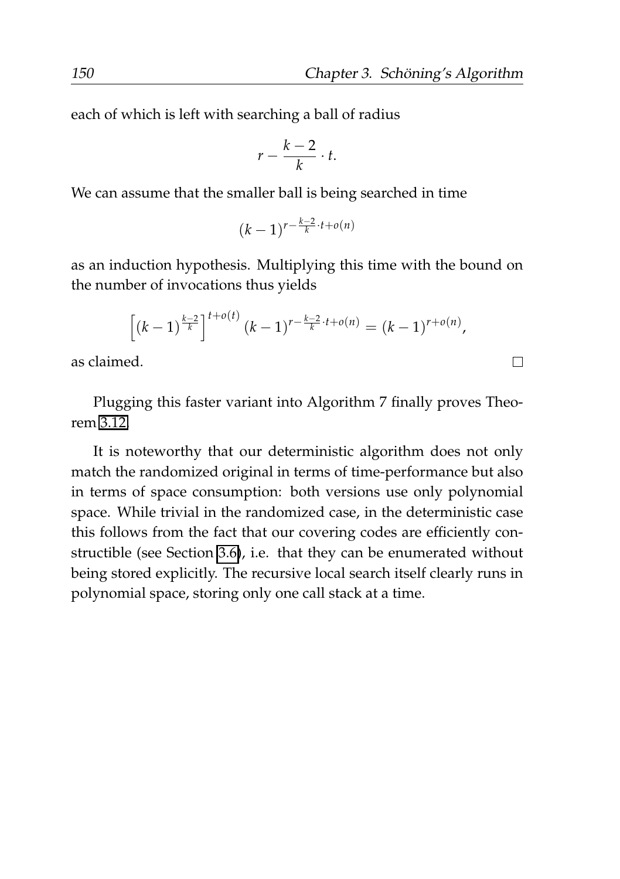each of which is left with searching a ball of radius

$$r - \frac{k-2}{k} \cdot t.$$

We can assume that the smaller ball is being searched in time

$$(k-1)^{r - \frac{k-2}{k} \cdot t + o(n)}$$

as an induction hypothesis. Multiplying this time with the bound on the number of invocations thus yields

$$\left[(k-1)^{\frac{k-2}{k}}\right]^{t+o(t)} (k-1)^{r - \frac{k-2}{k} \cdot t + o(n)} = (k-1)^{r+o(n)},$$

as claimed. □

Plugging this faster variant into Algorithm 7 finally proves Theorem 3.12.

It is noteworthy that our deterministic algorithm does not only match the randomized original in terms of time-performance but also in terms of space consumption: both versions use only polynomial space. While trivial in the randomized case, in the deterministic case this follows from the fact that our covering codes are efficiently constructible (see Section 3.6), i.e. that they can be enumerated without being stored explicitly. The recursive local search itself clearly runs in polynomial space, storing only one call stack at a time.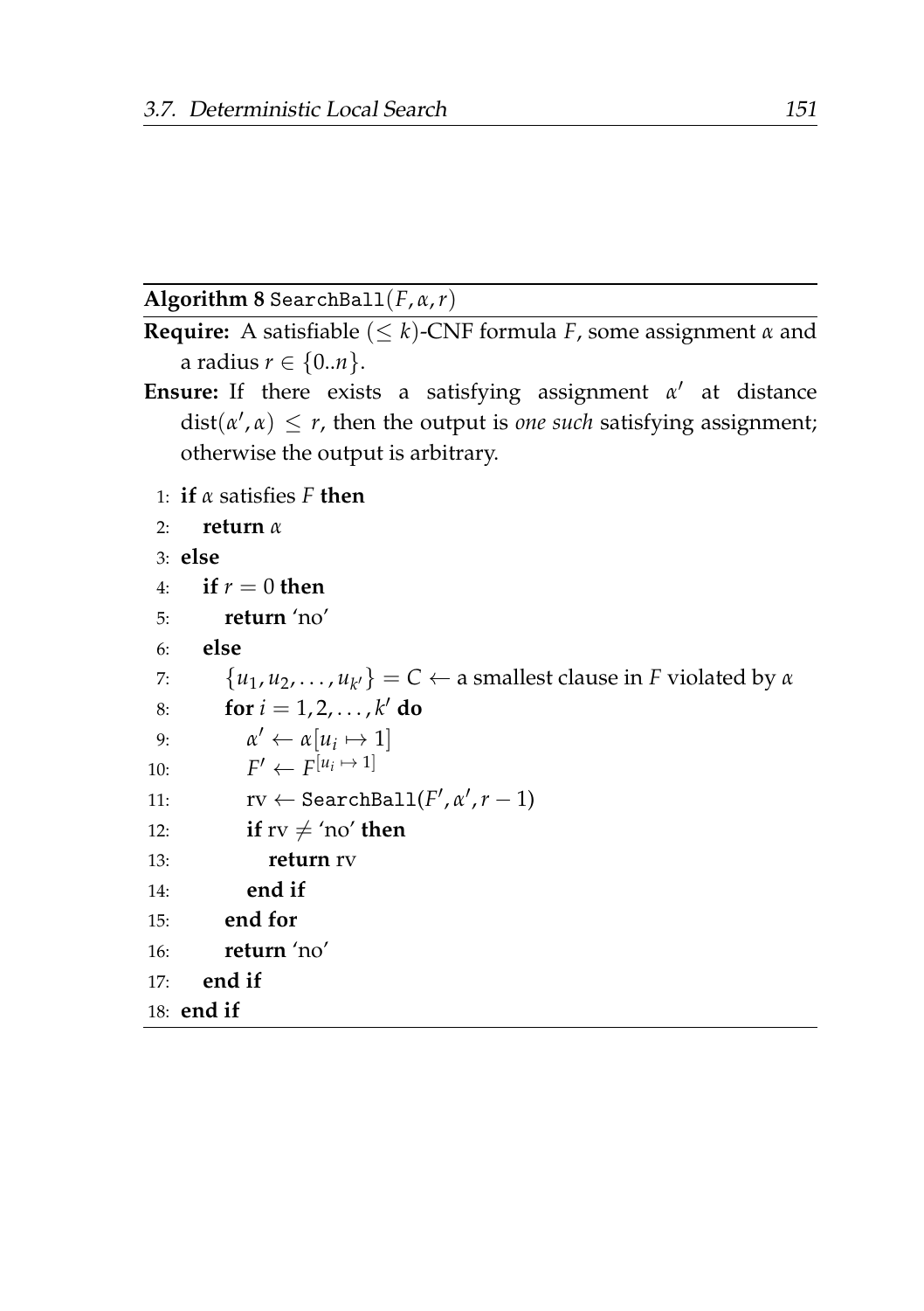**Algorithm 8** SearchBall$(F, \alpha, r)$

**Require:** A satisfiable $(\leq k)$-CNF formula $F$, some assignment $\alpha$ and a radius $r \in \{0..n\}$.

**Ensure:** If there exists a satisfying assignment $\alpha'$ at distance $\text{dist}(\alpha', \alpha) \leq r$, then the output is *one such* satisfying assignment; otherwise the output is arbitrary.

1: **if** $\alpha$ satisfies $F$ **then**
2: &nbsp;&nbsp;&nbsp;&nbsp;**return** $\alpha$
3: **else**
4: &nbsp;&nbsp;&nbsp;&nbsp;**if** $r = 0$ **then**
5: &nbsp;&nbsp;&nbsp;&nbsp;&nbsp;&nbsp;&nbsp;&nbsp;**return** 'no'
6: &nbsp;&nbsp;&nbsp;&nbsp;**else**
7: &nbsp;&nbsp;&nbsp;&nbsp;&nbsp;&nbsp;&nbsp;&nbsp;$\{u_1, u_2, \ldots, u_{k'}\} = C \leftarrow$ a smallest clause in $F$ violated by $\alpha$
8: &nbsp;&nbsp;&nbsp;&nbsp;&nbsp;&nbsp;&nbsp;&nbsp;**for** $i = 1, 2, \ldots, k'$ **do**
9: &nbsp;&nbsp;&nbsp;&nbsp;&nbsp;&nbsp;&nbsp;&nbsp;&nbsp;&nbsp;&nbsp;&nbsp;$\alpha' \leftarrow \alpha[u_i \mapsto 1]$
10: &nbsp;&nbsp;&nbsp;&nbsp;&nbsp;&nbsp;&nbsp;&nbsp;&nbsp;&nbsp;&nbsp;&nbsp;$F' \leftarrow F^{[u_i \mapsto 1]}$
11: &nbsp;&nbsp;&nbsp;&nbsp;&nbsp;&nbsp;&nbsp;&nbsp;&nbsp;&nbsp;&nbsp;&nbsp;$\text{rv} \leftarrow$ SearchBall$(F', \alpha', r - 1)$
12: &nbsp;&nbsp;&nbsp;&nbsp;&nbsp;&nbsp;&nbsp;&nbsp;&nbsp;&nbsp;&nbsp;&nbsp;**if** $\text{rv} \neq$ 'no' **then**
13: &nbsp;&nbsp;&nbsp;&nbsp;&nbsp;&nbsp;&nbsp;&nbsp;&nbsp;&nbsp;&nbsp;&nbsp;&nbsp;&nbsp;&nbsp;&nbsp;**return** rv
14: &nbsp;&nbsp;&nbsp;&nbsp;&nbsp;&nbsp;&nbsp;&nbsp;&nbsp;&nbsp;&nbsp;&nbsp;**end if**
15: &nbsp;&nbsp;&nbsp;&nbsp;&nbsp;&nbsp;&nbsp;&nbsp;**end for**
16: &nbsp;&nbsp;&nbsp;&nbsp;&nbsp;&nbsp;&nbsp;&nbsp;**return** 'no'
17: &nbsp;&nbsp;&nbsp;&nbsp;**end if**
18: **end if**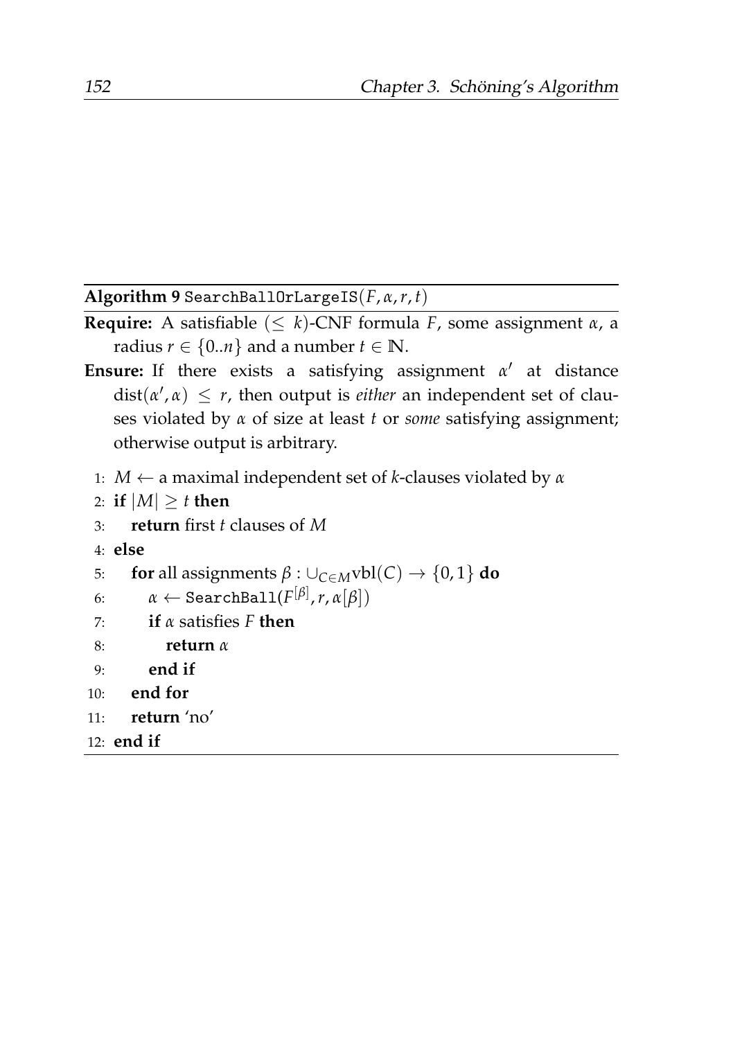**Algorithm 9** SearchBallOrLargeIS$(F, \alpha, r, t)$

**Require:** A satisfiable $(\leq k)$-CNF formula $F$, some assignment $\alpha$, a radius $r \in \{0..n\}$ and a number $t \in \mathbb{N}$.

**Ensure:** If there exists a satisfying assignment $\alpha'$ at distance $\text{dist}(\alpha', \alpha) \leq r$, then output is *either* an independent set of clauses violated by $\alpha$ of size at least $t$ or *some* satisfying assignment; otherwise output is arbitrary.

```
1:  M ← a maximal independent set of k-clauses violated by α
2:  if |M| ≥ t then
3:      return first t clauses of M
4:  else
5:      for all assignments β : ∪_{C∈M} vbl(C) → {0,1} do
6:          α ← SearchBall(F^[β], r, α[β])
7:          if α satisfies F then
8:              return α
9:          end if
10:     end for
11:     return 'no'
12: end if
```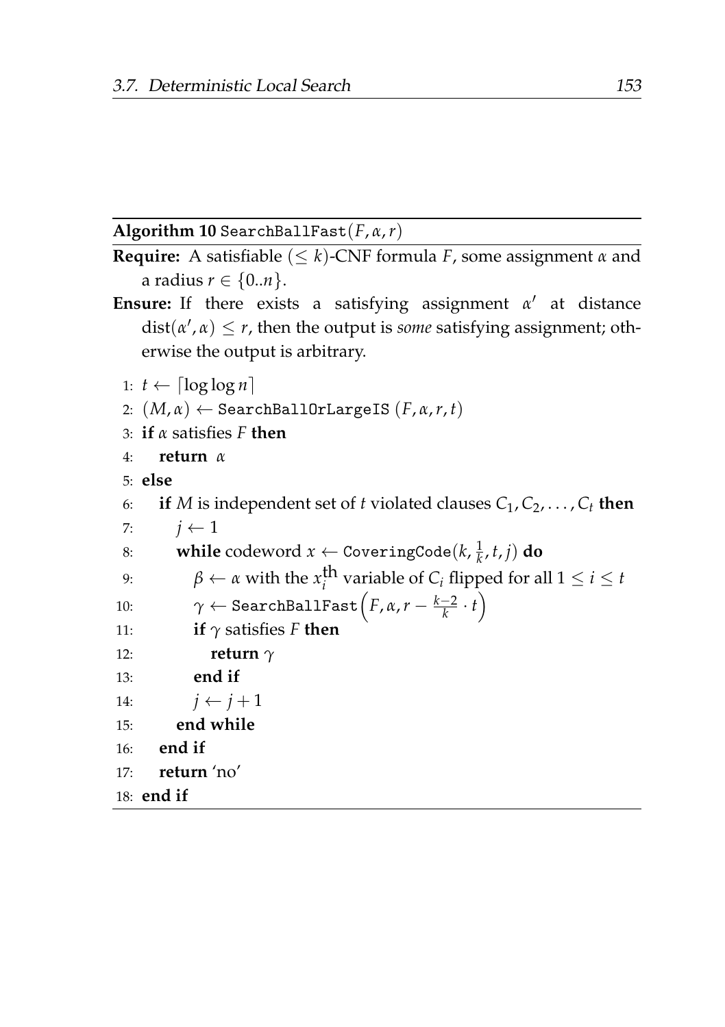**Algorithm 10** `SearchBallFast`$(F, \alpha, r)$

**Require:** A satisfiable $(\leq k)$-CNF formula $F$, some assignment $\alpha$ and a radius $r \in \{0..n\}$.

**Ensure:** If there exists a satisfying assignment $\alpha'$ at distance $\text{dist}(\alpha', \alpha) \leq r$, then the output is *some* satisfying assignment; otherwise the output is arbitrary.

1: $t \leftarrow \lceil \log \log n \rceil$
2: $(M, \alpha) \leftarrow$ `SearchBallOrLargeIS` $(F, \alpha, r, t)$
3: **if** $\alpha$ satisfies $F$ **then**
4: &nbsp;&nbsp;&nbsp;&nbsp;**return** $\alpha$
5: **else**
6: &nbsp;&nbsp;&nbsp;&nbsp;**if** $M$ is independent set of $t$ violated clauses $C_1, C_2, \ldots, C_t$ **then**
7: &nbsp;&nbsp;&nbsp;&nbsp;&nbsp;&nbsp;&nbsp;&nbsp;$j \leftarrow 1$
8: &nbsp;&nbsp;&nbsp;&nbsp;&nbsp;&nbsp;&nbsp;&nbsp;**while** codeword $x \leftarrow$ `CoveringCode`$(k, \frac{1}{k}, t, j)$ **do**
9: &nbsp;&nbsp;&nbsp;&nbsp;&nbsp;&nbsp;&nbsp;&nbsp;&nbsp;&nbsp;&nbsp;&nbsp;$\beta \leftarrow \alpha$ with the $x_i^{\text{th}}$ variable of $C_i$ flipped for all $1 \leq i \leq t$
10: &nbsp;&nbsp;&nbsp;&nbsp;&nbsp;&nbsp;&nbsp;&nbsp;&nbsp;&nbsp;&nbsp;$\gamma \leftarrow$ `SearchBallFast`$\left(F, \alpha, r - \frac{k-2}{k} \cdot t\right)$
11: &nbsp;&nbsp;&nbsp;&nbsp;&nbsp;&nbsp;&nbsp;&nbsp;&nbsp;&nbsp;&nbsp;**if** $\gamma$ satisfies $F$ **then**
12: &nbsp;&nbsp;&nbsp;&nbsp;&nbsp;&nbsp;&nbsp;&nbsp;&nbsp;&nbsp;&nbsp;&nbsp;&nbsp;&nbsp;&nbsp;**return** $\gamma$
13: &nbsp;&nbsp;&nbsp;&nbsp;&nbsp;&nbsp;&nbsp;&nbsp;&nbsp;&nbsp;&nbsp;**end if**
14: &nbsp;&nbsp;&nbsp;&nbsp;&nbsp;&nbsp;&nbsp;&nbsp;&nbsp;&nbsp;&nbsp;$j \leftarrow j + 1$
15: &nbsp;&nbsp;&nbsp;&nbsp;&nbsp;&nbsp;&nbsp;**end while**
16: &nbsp;&nbsp;&nbsp;**end if**
17: &nbsp;&nbsp;&nbsp;**return** 'no'
18: **end if**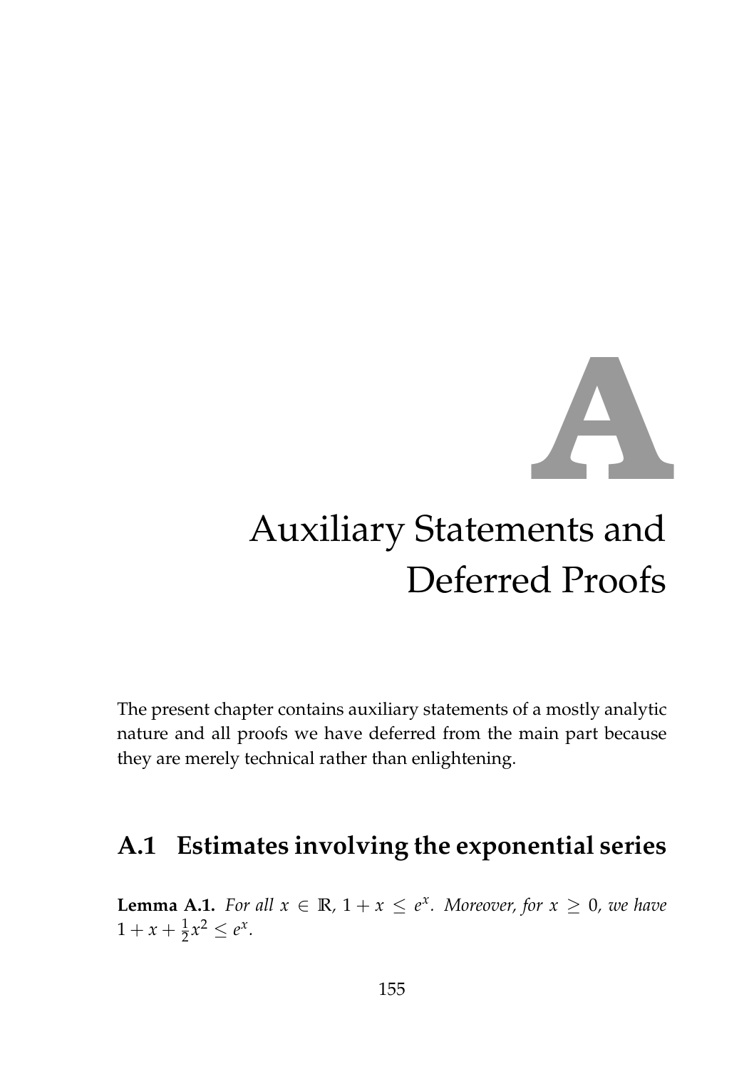# A Auxiliary Statements and Deferred Proofs

The present chapter contains auxiliary statements of a mostly analytic nature and all proofs we have deferred from the main part because they are merely technical rather than enlightening.

## A.1 Estimates involving the exponential series

**Lemma A.1.** *For all $x \in \mathbb{R}$, $1 + x \leq e^x$. Moreover, for $x \geq 0$, we have $1 + x + \frac{1}{2}x^2 \leq e^x$.*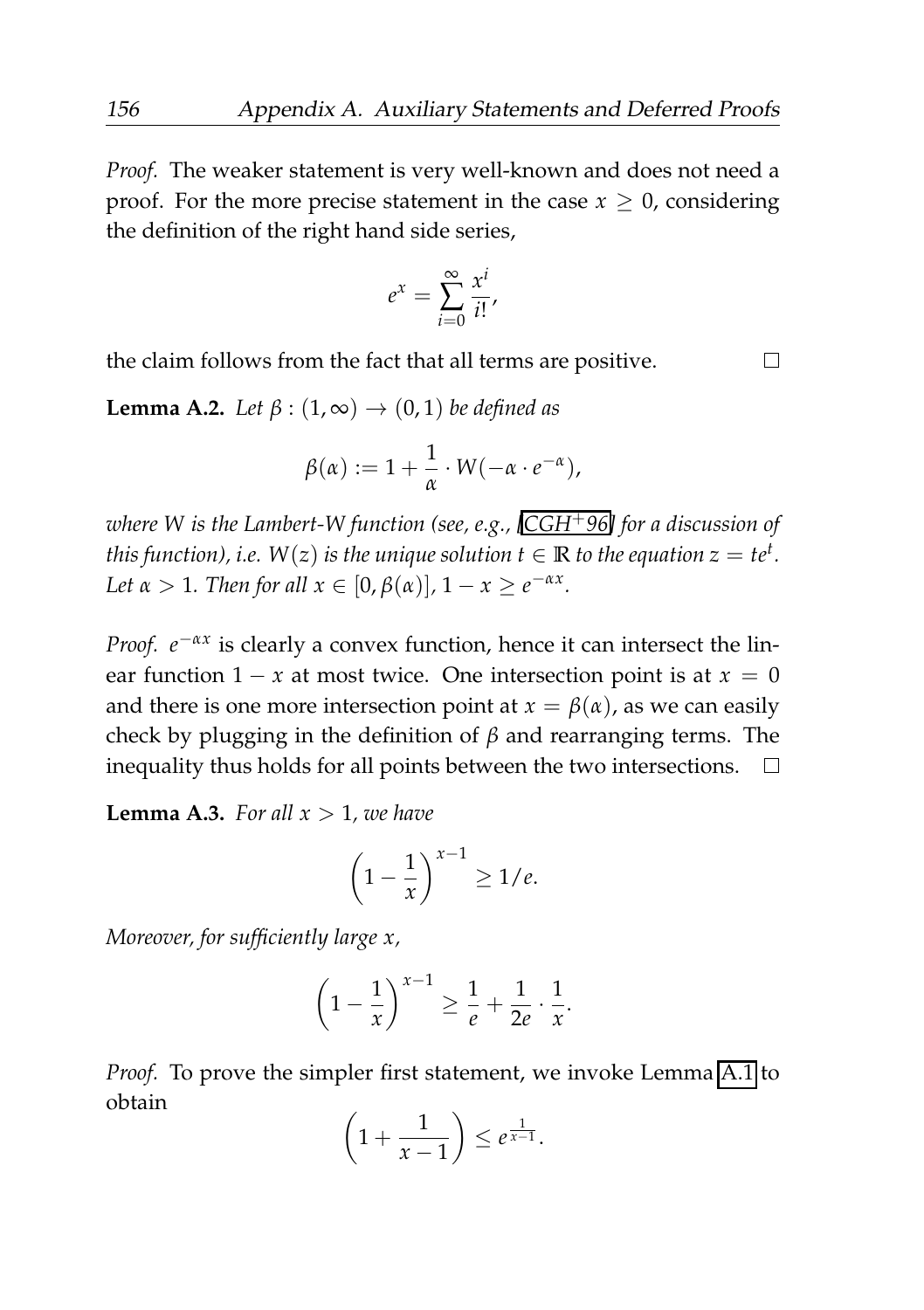*Proof.* The weaker statement is very well-known and does not need a proof. For the more precise statement in the case $x \geq 0$, considering the definition of the right hand side series,

$$e^x = \sum_{i=0}^{\infty} \frac{x^i}{i!},$$

the claim follows from the fact that all terms are positive. □

**Lemma A.2.** *Let $\beta : (1, \infty) \to (0, 1)$ be defined as*

$$\beta(\alpha) := 1 + \frac{1}{\alpha} \cdot W(-\alpha \cdot e^{-\alpha}),$$

*where $W$ is the Lambert-W function (see, e.g., [CGH+96] for a discussion of this function), i.e. $W(z)$ is the unique solution $t \in \mathbb{R}$ to the equation $z = te^t$. Let $\alpha > 1$. Then for all $x \in [0, \beta(\alpha)]$, $1 - x \geq e^{-\alpha x}$.*

*Proof.* $e^{-\alpha x}$ is clearly a convex function, hence it can intersect the linear function $1 - x$ at most twice. One intersection point is at $x = 0$ and there is one more intersection point at $x = \beta(\alpha)$, as we can easily check by plugging in the definition of $\beta$ and rearranging terms. The inequality thus holds for all points between the two intersections. □

**Lemma A.3.** *For all $x > 1$, we have*

$$\left(1 - \frac{1}{x}\right)^{x-1} \geq 1/e.$$

*Moreover, for sufficiently large $x$,*

$$\left(1 - \frac{1}{x}\right)^{x-1} \geq \frac{1}{e} + \frac{1}{2e} \cdot \frac{1}{x}.$$

*Proof.* To prove the simpler first statement, we invoke Lemma A.1 to obtain

$$\left(1 + \frac{1}{x-1}\right) \leq e^{\frac{1}{x-1}}.$$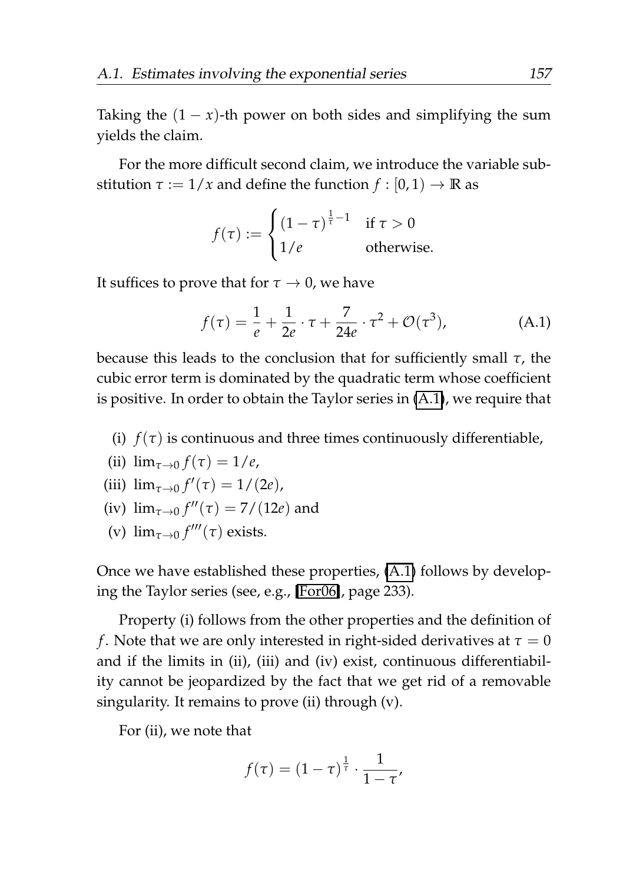Taking the $(1-x)$-th power on both sides and simplifying the sum yields the claim.

For the more difficult second claim, we introduce the variable substitution $\tau := 1/x$ and define the function $f : [0,1) \to \mathbb{R}$ as

$$f(\tau) := \begin{cases} (1-\tau)^{\frac{1}{\tau}-1} & \text{if } \tau > 0 \\ 1/e & \text{otherwise.} \end{cases}$$

It suffices to prove that for $\tau \to 0$, we have

$$f(\tau) = \frac{1}{e} + \frac{1}{2e} \cdot \tau + \frac{7}{24e} \cdot \tau^2 + \mathcal{O}(\tau^3), \tag{A.1}$$

because this leads to the conclusion that for sufficiently small $\tau$, the cubic error term is dominated by the quadratic term whose coefficient is positive. In order to obtain the Taylor series in (A.1), we require that

(i) $f(\tau)$ is continuous and three times continuously differentiable,

(ii) $\lim_{\tau \to 0} f(\tau) = 1/e$,

(iii) $\lim_{\tau \to 0} f'(\tau) = 1/(2e)$,

(iv) $\lim_{\tau \to 0} f''(\tau) = 7/(12e)$ and

(v) $\lim_{\tau \to 0} f'''(\tau)$ exists.

Once we have established these properties, (A.1) follows by developing the Taylor series (see, e.g., [For06], page 233).

Property (i) follows from the other properties and the definition of $f$. Note that we are only interested in right-sided derivatives at $\tau = 0$ and if the limits in (ii), (iii) and (iv) exist, continuous differentiability cannot be jeopardized by the fact that we get rid of a removable singularity. It remains to prove (ii) through (v).

For (ii), we note that

$$f(\tau) = (1-\tau)^{\frac{1}{\tau}} \cdot \frac{1}{1-\tau},$$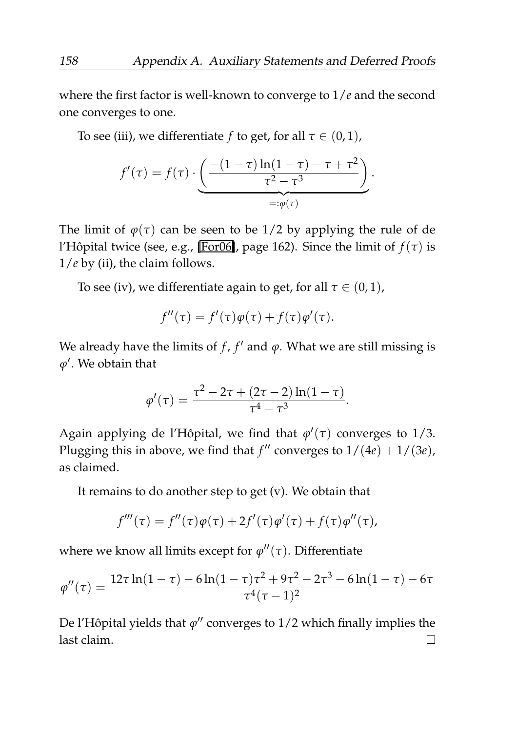where the first factor is well-known to converge to $1/e$ and the second one converges to one.

To see (iii), we differentiate $f$ to get, for all $\tau \in (0, 1)$,

$$f'(\tau) = f(\tau) \cdot \underbrace{\left( \frac{-(1-\tau)\ln(1-\tau) - \tau + \tau^2}{\tau^2 - \tau^3} \right)}_{=:\varphi(\tau)}.$$

The limit of $\varphi(\tau)$ can be seen to be $1/2$ by applying the rule of de l'Hôpital twice (see, e.g., [For06], page 162). Since the limit of $f(\tau)$ is $1/e$ by (ii), the claim follows.

To see (iv), we differentiate again to get, for all $\tau \in (0, 1)$,

$$f''(\tau) = f'(\tau)\varphi(\tau) + f(\tau)\varphi'(\tau).$$

We already have the limits of $f$, $f'$ and $\varphi$. What we are still missing is $\varphi'$. We obtain that

$$\varphi'(\tau) = \frac{\tau^2 - 2\tau + (2\tau - 2)\ln(1-\tau)}{\tau^4 - \tau^3}.$$

Again applying de l'Hôpital, we find that $\varphi'(\tau)$ converges to $1/3$. Plugging this in above, we find that $f''$ converges to $1/(4e) + 1/(3e)$, as claimed.

It remains to do another step to get (v). We obtain that

$$f'''(\tau) = f''(\tau)\varphi(\tau) + 2f'(\tau)\varphi'(\tau) + f(\tau)\varphi''(\tau),$$

where we know all limits except for $\varphi''(\tau)$. Differentiate

$$\varphi''(\tau) = \frac{12\tau\ln(1-\tau) - 6\ln(1-\tau)\tau^2 + 9\tau^2 - 2\tau^3 - 6\ln(1-\tau) - 6\tau}{\tau^4(\tau-1)^2}$$

De l'Hôpital yields that $\varphi''$ converges to $1/2$ which finally implies the last claim. $\square$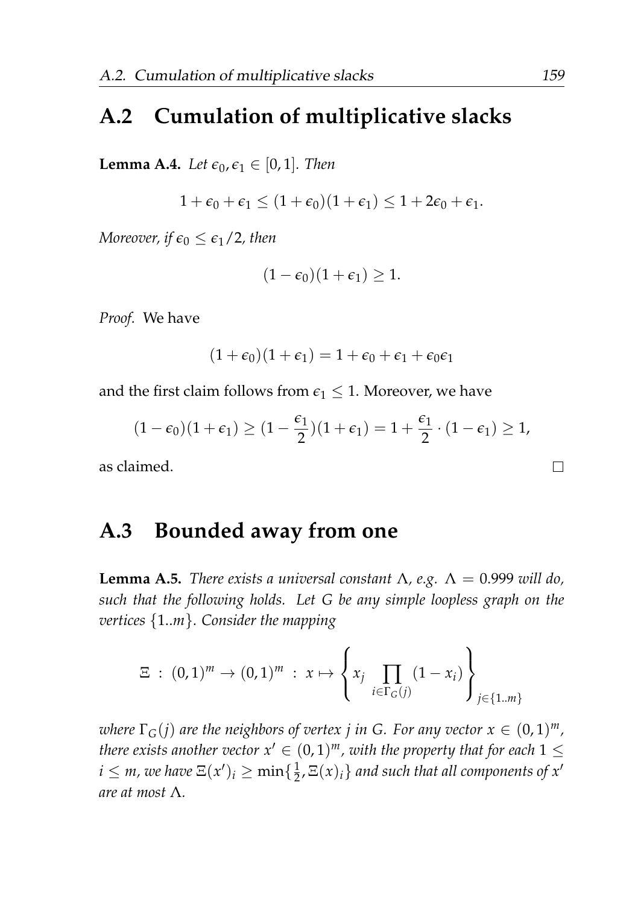## A.2 Cumulation of multiplicative slacks

**Lemma A.4.** *Let $\epsilon_0, \epsilon_1 \in [0,1]$. Then*

$$1 + \epsilon_0 + \epsilon_1 \leq (1+\epsilon_0)(1+\epsilon_1) \leq 1 + 2\epsilon_0 + \epsilon_1.$$

*Moreover, if $\epsilon_0 \leq \epsilon_1/2$, then*

$$(1-\epsilon_0)(1+\epsilon_1) \geq 1.$$

*Proof.* We have

$$(1+\epsilon_0)(1+\epsilon_1) = 1 + \epsilon_0 + \epsilon_1 + \epsilon_0\epsilon_1$$

and the first claim follows from $\epsilon_1 \leq 1$. Moreover, we have

$$(1-\epsilon_0)(1+\epsilon_1) \geq (1 - \frac{\epsilon_1}{2})(1+\epsilon_1) = 1 + \frac{\epsilon_1}{2} \cdot (1-\epsilon_1) \geq 1,$$

as claimed. $\square$

## A.3 Bounded away from one

**Lemma A.5.** *There exists a universal constant $\Lambda$, e.g. $\Lambda = 0.999$ will do, such that the following holds. Let $G$ be any simple loopless graph on the vertices $\{1..m\}$. Consider the mapping*

$$\Xi \,:\, (0,1)^m \to (0,1)^m \,:\, x \mapsto \left\{ x_j \prod_{i \in \Gamma_G(j)} (1 - x_i) \right\}_{j \in \{1..m\}}$$

*where $\Gamma_G(j)$ are the neighbors of vertex $j$ in $G$. For any vector $x \in (0,1)^m$, there exists another vector $x' \in (0,1)^m$, with the property that for each $1 \leq i \leq m$, we have $\Xi(x')_i \geq \min\{\frac{1}{2}, \Xi(x)_i\}$ and such that all components of $x'$ are at most $\Lambda$.*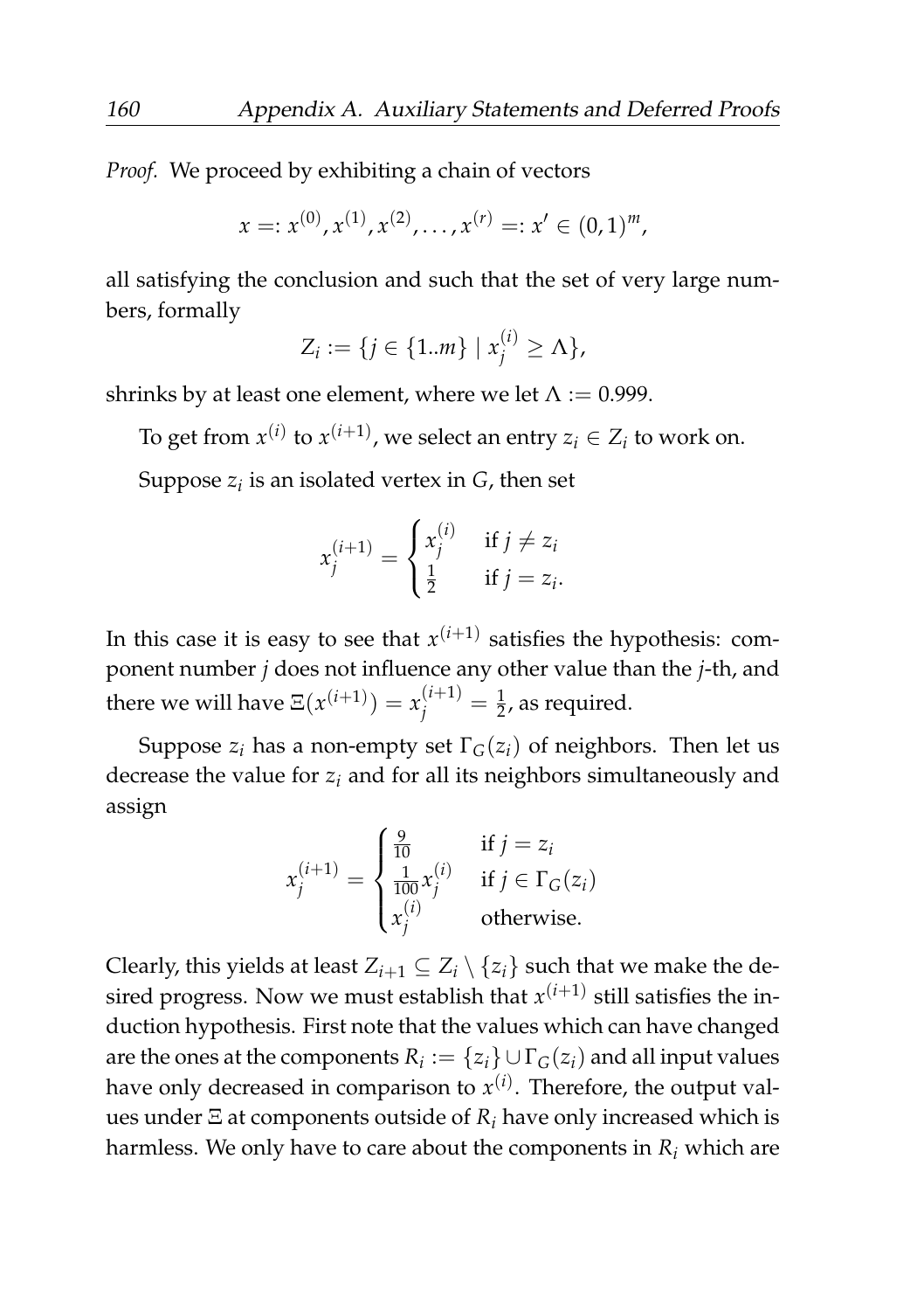*Proof.* We proceed by exhibiting a chain of vectors

$$x =: x^{(0)}, x^{(1)}, x^{(2)}, \ldots, x^{(r)} =: x' \in (0,1)^m,$$

all satisfying the conclusion and such that the set of very large numbers, formally

$$Z_i := \{j \in \{1..m\} \mid x_j^{(i)} \geq \Lambda\},$$

shrinks by at least one element, where we let $\Lambda := 0.999$.

To get from $x^{(i)}$ to $x^{(i+1)}$, we select an entry $z_i \in Z_i$ to work on.

Suppose $z_i$ is an isolated vertex in $G$, then set

$$x_j^{(i+1)} = \begin{cases} x_j^{(i)} & \text{if } j \neq z_i \\ \frac{1}{2} & \text{if } j = z_i. \end{cases}$$

In this case it is easy to see that $x^{(i+1)}$ satisfies the hypothesis: component number $j$ does not influence any other value than the $j$-th, and there we will have $\Xi(x^{(i+1)}) = x_j^{(i+1)} = \frac{1}{2}$, as required.

Suppose $z_i$ has a non-empty set $\Gamma_G(z_i)$ of neighbors. Then let us decrease the value for $z_i$ and for all its neighbors simultaneously and assign

$$x_j^{(i+1)} = \begin{cases} \frac{9}{10} & \text{if } j = z_i \\ \frac{1}{100} x_j^{(i)} & \text{if } j \in \Gamma_G(z_i) \\ x_j^{(i)} & \text{otherwise.} \end{cases}$$

Clearly, this yields at least $Z_{i+1} \subseteq Z_i \setminus \{z_i\}$ such that we make the desired progress. Now we must establish that $x^{(i+1)}$ still satisfies the induction hypothesis. First note that the values which can have changed are the ones at the components $R_i := \{z_i\} \cup \Gamma_G(z_i)$ and all input values have only decreased in comparison to $x^{(i)}$. Therefore, the output values under $\Xi$ at components outside of $R_i$ have only increased which is harmless. We only have to care about the components in $R_i$ which are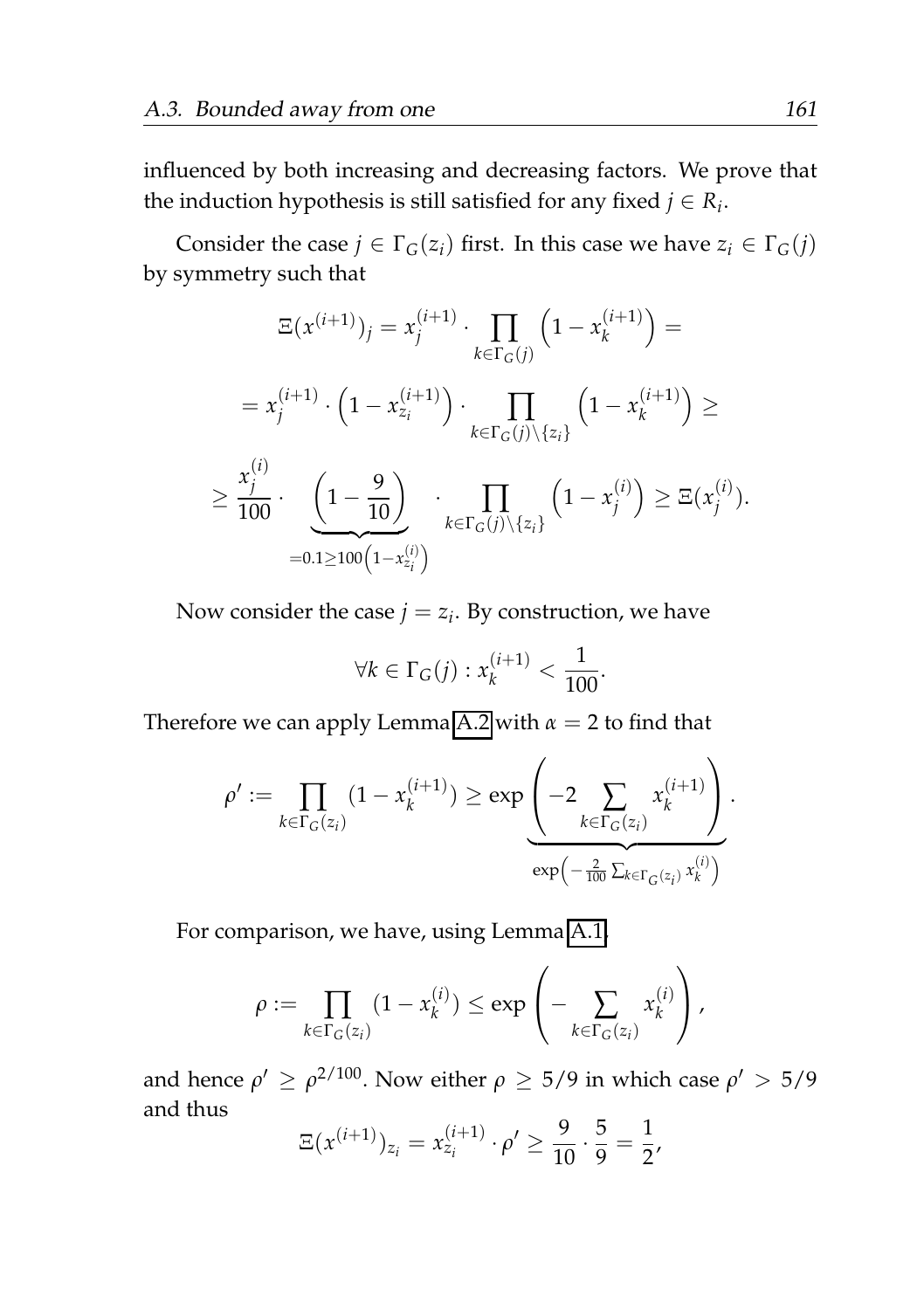influenced by both increasing and decreasing factors. We prove that the induction hypothesis is still satisfied for any fixed $j \in R_i$.

Consider the case $j \in \Gamma_G(z_i)$ first. In this case we have $z_i \in \Gamma_G(j)$ by symmetry such that

$$
\begin{aligned}
\Xi(x^{(i+1)})_j &= x_j^{(i+1)} \cdot \prod_{k \in \Gamma_G(j)} \left(1 - x_k^{(i+1)}\right) = \\
&= x_j^{(i+1)} \cdot \left(1 - x_{z_i}^{(i+1)}\right) \cdot \prod_{k \in \Gamma_G(j) \setminus \{z_i\}} \left(1 - x_k^{(i+1)}\right) \geq \\
&\geq \frac{x_j^{(i)}}{100} \cdot \underbrace{\left(1 - \frac{9}{10}\right)}_{=0.1 \geq 100\left(1 - x_{z_i}^{(i)}\right)} \cdot \prod_{k \in \Gamma_G(j) \setminus \{z_i\}} \left(1 - x_j^{(i)}\right) \geq \Xi(x_j^{(i)}).
\end{aligned}
$$

Now consider the case $j = z_i$. By construction, we have

$$
\forall k \in \Gamma_G(j) : x_k^{(i+1)} < \frac{1}{100}.
$$

Therefore we can apply Lemma A.2 with $\alpha = 2$ to find that

$$
\rho' := \prod_{k \in \Gamma_G(z_i)} (1 - x_k^{(i+1)}) \geq \underbrace{\exp\left(-2 \sum_{k \in \Gamma_G(z_i)} x_k^{(i+1)}\right)}_{\exp\left(-\frac{2}{100} \sum_{k \in \Gamma_G(z_i)} x_k^{(i)}\right)}.
$$

For comparison, we have, using Lemma A.1,

$$
\rho := \prod_{k \in \Gamma_G(z_i)} (1 - x_k^{(i)}) \leq \exp\left(-\sum_{k \in \Gamma_G(z_i)} x_k^{(i)}\right),
$$

and hence $\rho' \geq \rho^{2/100}$. Now either $\rho \geq 5/9$ in which case $\rho' > 5/9$ and thus

$$
\Xi(x^{(i+1)})_{z_i} = x_{z_i}^{(i+1)} \cdot \rho' \geq \frac{9}{10} \cdot \frac{5}{9} = \frac{1}{2},
$$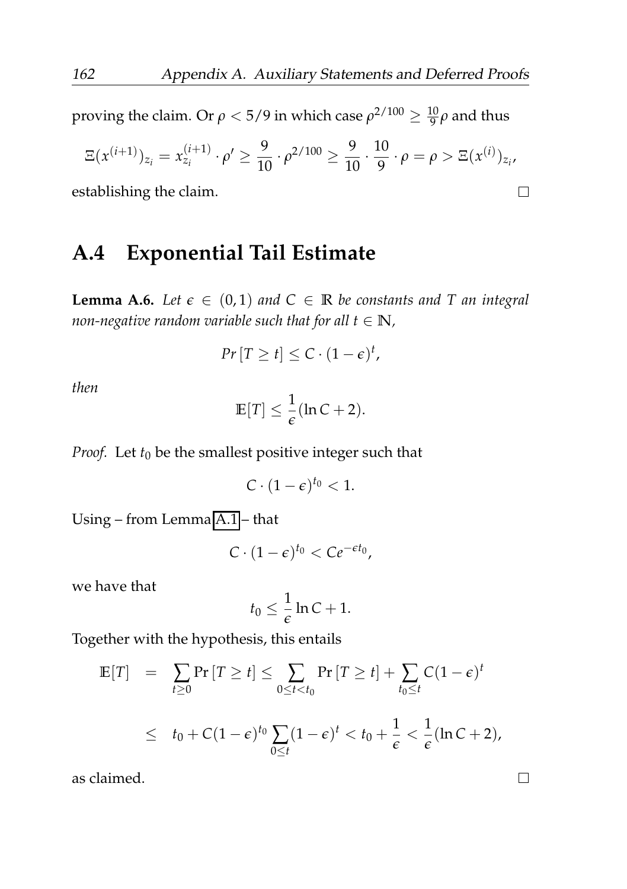proving the claim. Or $\rho < 5/9$ in which case $\rho^{2/100} \geq \frac{10}{9}\rho$ and thus

$$\Xi(x^{(i+1)})_{z_i} = x_{z_i}^{(i+1)} \cdot \rho' \geq \frac{9}{10} \cdot \rho^{2/100} \geq \frac{9}{10} \cdot \frac{10}{9} \cdot \rho = \rho > \Xi(x^{(i)})_{z_i},$$

establishing the claim. □

## A.4 Exponential Tail Estimate

**Lemma A.6.** *Let $\epsilon \in (0,1)$ and $C \in \mathbb{R}$ be constants and $T$ an integral non-negative random variable such that for all $t \in \mathbb{N}$,*

$$Pr\left[T \geq t\right] \leq C \cdot (1-\epsilon)^t,$$

*then*

$$\mathbb{E}[T] \leq \frac{1}{\epsilon}(\ln C + 2).$$

*Proof.* Let $t_0$ be the smallest positive integer such that

$$C \cdot (1-\epsilon)^{t_0} < 1.$$

Using – from Lemma A.1 – that

$$C \cdot (1-\epsilon)^{t_0} < Ce^{-\epsilon t_0},$$

we have that

$$t_0 \leq \frac{1}{\epsilon} \ln C + 1.$$

Together with the hypothesis, this entails

$$\begin{aligned}
\mathbb{E}[T] &= \sum_{t \geq 0} \Pr\left[T \geq t\right] \leq \sum_{0 \leq t < t_0} \Pr\left[T \geq t\right] + \sum_{t_0 \leq t} C(1-\epsilon)^t \\
&\leq t_0 + C(1-\epsilon)^{t_0} \sum_{0 \leq t} (1-\epsilon)^t < t_0 + \frac{1}{\epsilon} < \frac{1}{\epsilon}(\ln C + 2),
\end{aligned}$$

as claimed. □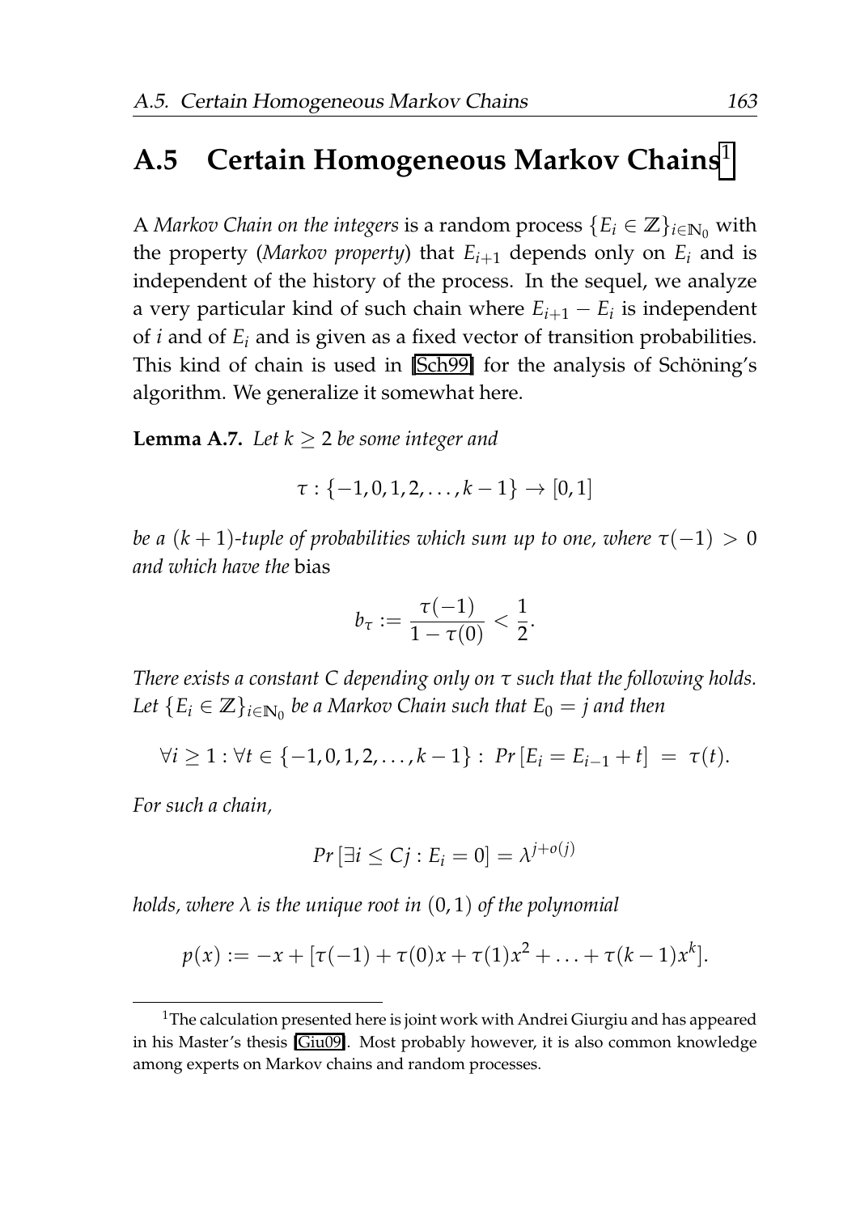## A.5 Certain Homogeneous Markov Chains[1]

A *Markov Chain on the integers* is a random process $\{E_i \in \mathbb{Z}\}_{i \in \mathbb{N}_0}$ with the property (*Markov property*) that $E_{i+1}$ depends only on $E_i$ and is independent of the history of the process. In the sequel, we analyze a very particular kind of such chain where $E_{i+1} - E_i$ is independent of $i$ and of $E_i$ and is given as a fixed vector of transition probabilities. This kind of chain is used in [Sch99] for the analysis of Schöning's algorithm. We generalize it somewhat here.

**Lemma A.7.** *Let $k \geq 2$ be some integer and*

$$\tau : \{-1, 0, 1, 2, \ldots, k-1\} \to [0, 1]$$

*be a $(k+1)$-tuple of probabilities which sum up to one, where $\tau(-1) > 0$ and which have the* bias

$$b_\tau := \frac{\tau(-1)}{1 - \tau(0)} < \frac{1}{2}.$$

*There exists a constant $C$ depending only on $\tau$ such that the following holds. Let $\{E_i \in \mathbb{Z}\}_{i \in \mathbb{N}_0}$ be a Markov Chain such that $E_0 = j$ and then*

$$\forall i \geq 1 : \forall t \in \{-1, 0, 1, 2, \ldots, k-1\} : \; Pr\left[E_i = E_{i-1} + t\right] \; = \; \tau(t).$$

*For such a chain,*

$$Pr\left[\exists i \leq Cj : E_i = 0\right] = \lambda^{j + o(j)}$$

*holds, where $\lambda$ is the unique root in $(0, 1)$ of the polynomial*

$$p(x) := -x + [\tau(-1) + \tau(0)x + \tau(1)x^2 + \ldots + \tau(k-1)x^k].$$

[1] The calculation presented here is joint work with Andrei Giurgiu and has appeared in his Master's thesis [Giu09]. Most probably however, it is also common knowledge among experts on Markov chains and random processes.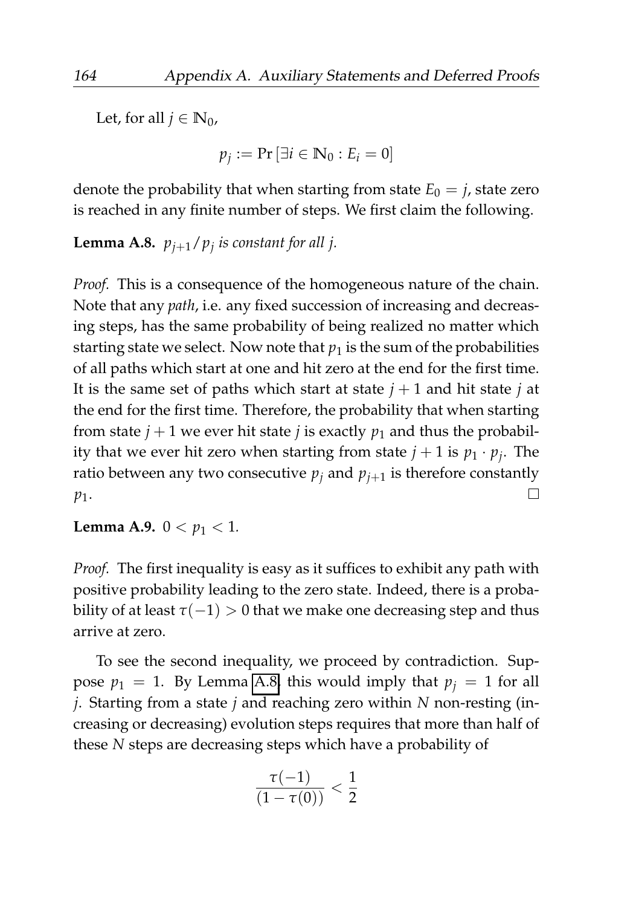Let, for all $j \in \mathbb{N}_0$,

$$p_j := \Pr\left[\exists i \in \mathbb{N}_0 : E_i = 0\right]$$

denote the probability that when starting from state $E_0 = j$, state zero is reached in any finite number of steps. We first claim the following.

**Lemma A.8.** *$p_{j+1}/p_j$ is constant for all $j$.*

*Proof.* This is a consequence of the homogeneous nature of the chain. Note that any *path*, i.e. any fixed succession of increasing and decreasing steps, has the same probability of being realized no matter which starting state we select. Now note that $p_1$ is the sum of the probabilities of all paths which start at one and hit zero at the end for the first time. It is the same set of paths which start at state $j+1$ and hit state $j$ at the end for the first time. Therefore, the probability that when starting from state $j+1$ we ever hit state $j$ is exactly $p_1$ and thus the probability that we ever hit zero when starting from state $j+1$ is $p_1 \cdot p_j$. The ratio between any two consecutive $p_j$ and $p_{j+1}$ is therefore constantly $p_1$. □

**Lemma A.9.** $0 < p_1 < 1$.

*Proof.* The first inequality is easy as it suffices to exhibit any path with positive probability leading to the zero state. Indeed, there is a probability of at least $\tau(-1) > 0$ that we make one decreasing step and thus arrive at zero.

To see the second inequality, we proceed by contradiction. Suppose $p_1 = 1$. By Lemma A.8 this would imply that $p_j = 1$ for all $j$. Starting from a state $j$ and reaching zero within $N$ non-resting (increasing or decreasing) evolution steps requires that more than half of these $N$ steps are decreasing steps which have a probability of

$$\frac{\tau(-1)}{(1-\tau(0))} < \frac{1}{2}$$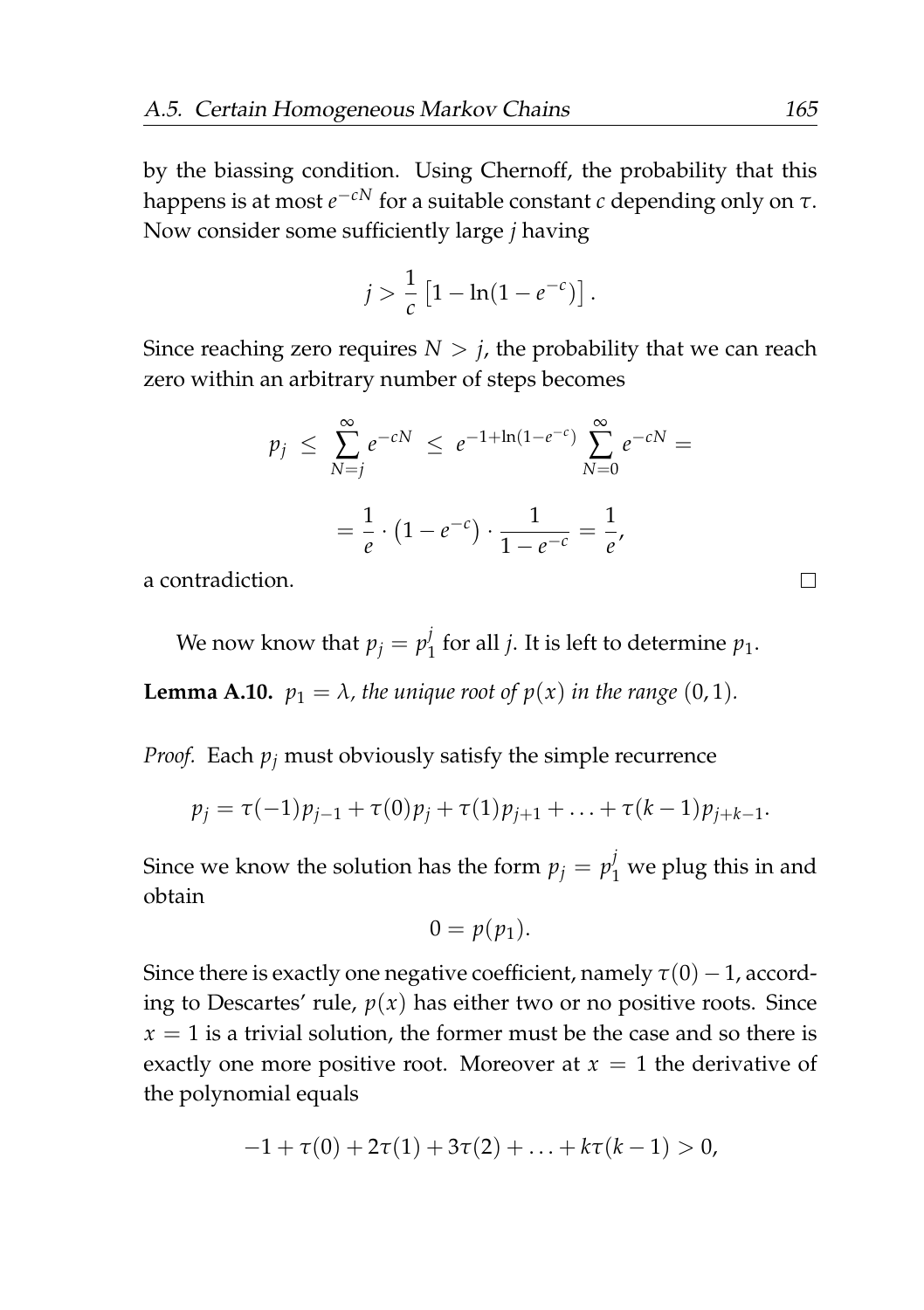by the biassing condition. Using Chernoff, the probability that this happens is at most $e^{-cN}$ for a suitable constant $c$ depending only on $\tau$. Now consider some sufficiently large $j$ having

$$j > \frac{1}{c}\left[1 - \ln(1 - e^{-c})\right].$$

Since reaching zero requires $N > j$, the probability that we can reach zero within an arbitrary number of steps becomes

$$p_j \leq \sum_{N=j}^{\infty} e^{-cN} \leq e^{-1+\ln(1-e^{-c})} \sum_{N=0}^{\infty} e^{-cN} =$$

$$= \frac{1}{e} \cdot \left(1 - e^{-c}\right) \cdot \frac{1}{1 - e^{-c}} = \frac{1}{e},$$

a contradiction. □

We now know that $p_j = p_1^j$ for all $j$. It is left to determine $p_1$.

**Lemma A.10.** *$p_1 = \lambda$, the unique root of $p(x)$ in the range $(0, 1)$.*

*Proof.* Each $p_j$ must obviously satisfy the simple recurrence

$$p_j = \tau(-1)p_{j-1} + \tau(0)p_j + \tau(1)p_{j+1} + \ldots + \tau(k-1)p_{j+k-1}.$$

Since we know the solution has the form $p_j = p_1^j$ we plug this in and obtain

$$0 = p(p_1).$$

Since there is exactly one negative coefficient, namely $\tau(0) - 1$, according to Descartes' rule, $p(x)$ has either two or no positive roots. Since $x = 1$ is a trivial solution, the former must be the case and so there is exactly one more positive root. Moreover at $x = 1$ the derivative of the polynomial equals

$$-1 + \tau(0) + 2\tau(1) + 3\tau(2) + \ldots + k\tau(k-1) > 0,$$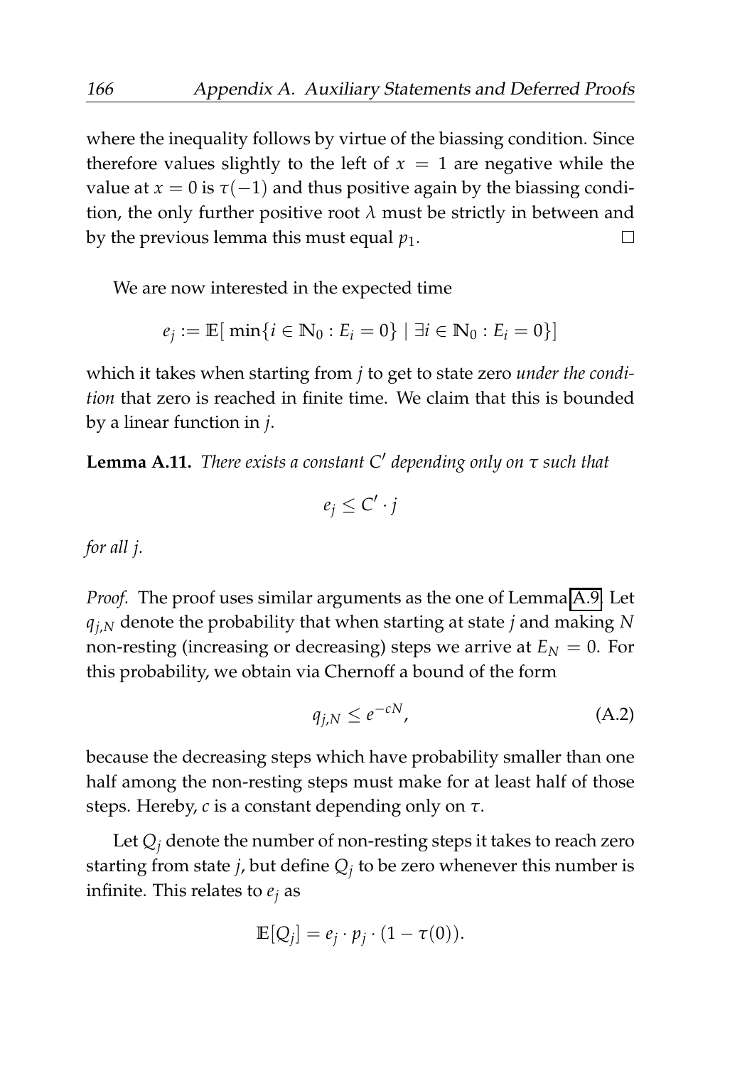where the inequality follows by virtue of the biassing condition. Since therefore values slightly to the left of $x = 1$ are negative while the value at $x = 0$ is $\tau(-1)$ and thus positive again by the biassing condition, the only further positive root $\lambda$ must be strictly in between and by the previous lemma this must equal $p_1$. □

We are now interested in the expected time

$$e_j := \mathbb{E}[\min\{i \in \mathbb{N}_0 : E_i = 0\} \mid \exists i \in \mathbb{N}_0 : E_i = 0\}]$$

which it takes when starting from $j$ to get to state zero *under the condition* that zero is reached in finite time. We claim that this is bounded by a linear function in $j$.

**Lemma A.11.** *There exists a constant $C'$ depending only on $\tau$ such that*

$$e_j \leq C' \cdot j$$

*for all $j$.*

*Proof.* The proof uses similar arguments as the one of Lemma A.9. Let $q_{j,N}$ denote the probability that when starting at state $j$ and making $N$ non-resting (increasing or decreasing) steps we arrive at $E_N = 0$. For this probability, we obtain via Chernoff a bound of the form

$$q_{j,N} \leq e^{-cN}, \tag{A.2}$$

because the decreasing steps which have probability smaller than one half among the non-resting steps must make for at least half of those steps. Hereby, $c$ is a constant depending only on $\tau$.

Let $Q_j$ denote the number of non-resting steps it takes to reach zero starting from state $j$, but define $Q_j$ to be zero whenever this number is infinite. This relates to $e_j$ as

$$\mathbb{E}[Q_j] = e_j \cdot p_j \cdot (1 - \tau(0)).$$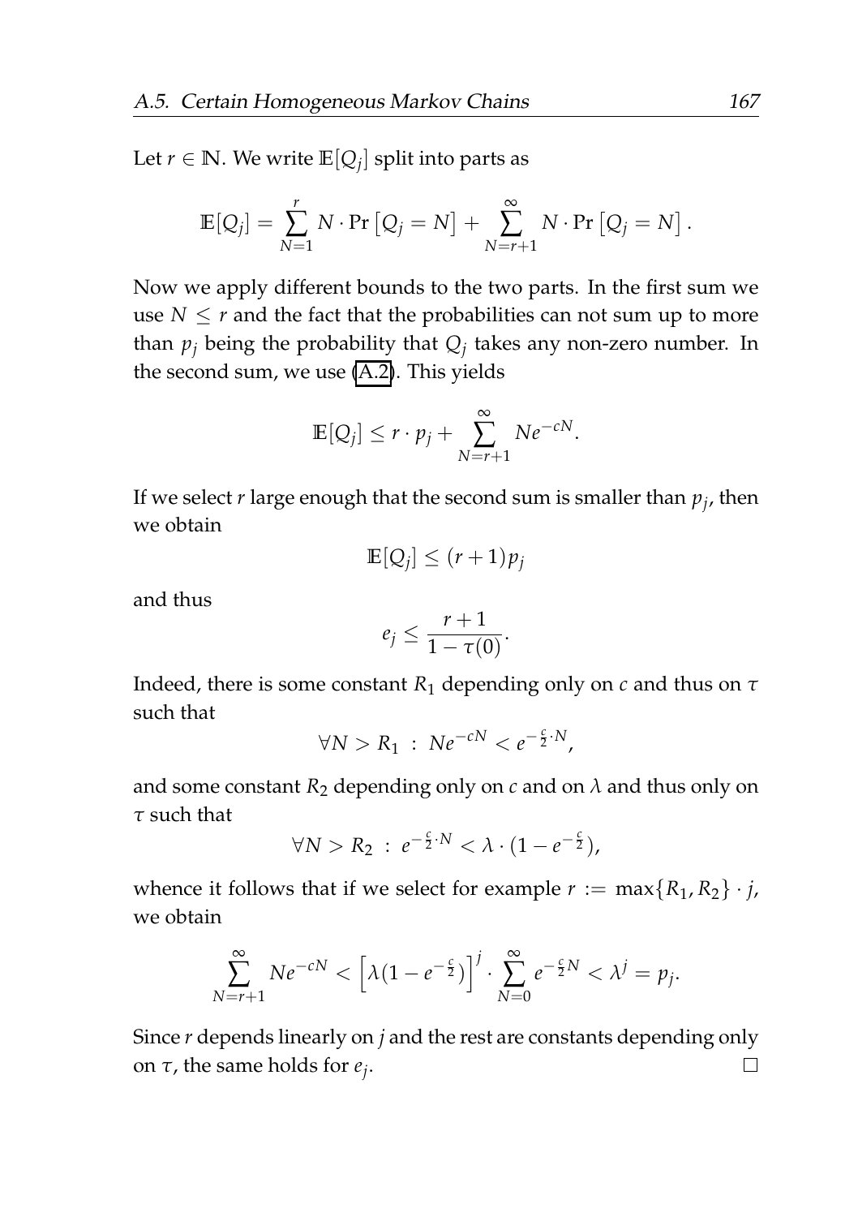Let $r \in \mathbb{N}$. We write $\mathbb{E}[Q_j]$ split into parts as

$$\mathbb{E}[Q_j] = \sum_{N=1}^{r} N \cdot \Pr\left[Q_j = N\right] + \sum_{N=r+1}^{\infty} N \cdot \Pr\left[Q_j = N\right].$$

Now we apply different bounds to the two parts. In the first sum we use $N \leq r$ and the fact that the probabilities can not sum up to more than $p_j$ being the probability that $Q_j$ takes any non-zero number. In the second sum, we use (A.2). This yields

$$\mathbb{E}[Q_j] \leq r \cdot p_j + \sum_{N=r+1}^{\infty} N e^{-cN}.$$

If we select $r$ large enough that the second sum is smaller than $p_j$, then we obtain

$$\mathbb{E}[Q_j] \leq (r+1) p_j$$

and thus

$$e_j \leq \frac{r+1}{1-\tau(0)}.$$

Indeed, there is some constant $R_1$ depending only on $c$ and thus on $\tau$ such that

$$\forall N > R_1 \, : \, N e^{-cN} < e^{-\frac{c}{2} \cdot N},$$

and some constant $R_2$ depending only on $c$ and on $\lambda$ and thus only on $\tau$ such that

$$\forall N > R_2 \, : \, e^{-\frac{c}{2} \cdot N} < \lambda \cdot (1 - e^{-\frac{c}{2}}),$$

whence it follows that if we select for example $r := \max\{R_1, R_2\} \cdot j$, we obtain

$$\sum_{N=r+1}^{\infty} N e^{-cN} < \left[\lambda (1 - e^{-\frac{c}{2}})\right]^j \cdot \sum_{N=0}^{\infty} e^{-\frac{c}{2} N} < \lambda^j = p_j.$$

Since $r$ depends linearly on $j$ and the rest are constants depending only on $\tau$, the same holds for $e_j$. $\square$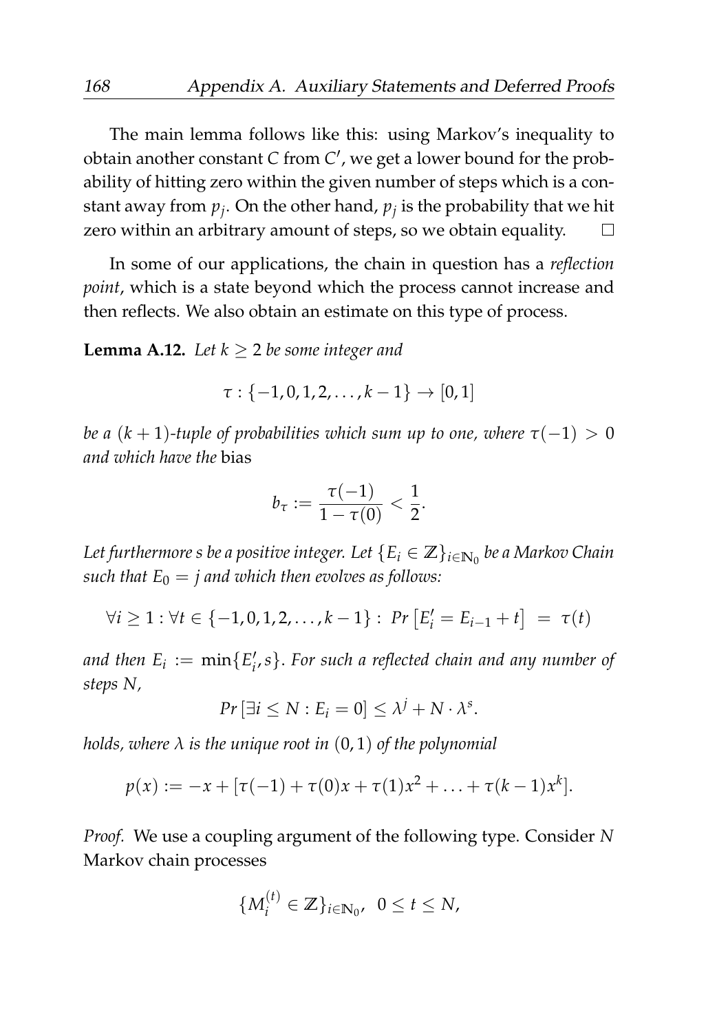The main lemma follows like this: using Markov's inequality to obtain another constant $C$ from $C'$, we get a lower bound for the probability of hitting zero within the given number of steps which is a constant away from $p_j$. On the other hand, $p_j$ is the probability that we hit zero within an arbitrary amount of steps, so we obtain equality. □

In some of our applications, the chain in question has a *reflection point*, which is a state beyond which the process cannot increase and then reflects. We also obtain an estimate on this type of process.

**Lemma A.12.** *Let $k \geq 2$ be some integer and*

$$\tau : \{-1, 0, 1, 2, \ldots, k-1\} \to [0, 1]$$

*be a $(k+1)$-tuple of probabilities which sum up to one, where $\tau(-1) > 0$ and which have the* bias

$$b_\tau := \frac{\tau(-1)}{1 - \tau(0)} < \frac{1}{2}.$$

*Let furthermore $s$ be a positive integer. Let $\{E_i \in \mathbb{Z}\}_{i \in \mathbb{N}_0}$ be a Markov Chain such that $E_0 = j$ and which then evolves as follows:*

$$\forall i \geq 1 : \forall t \in \{-1, 0, 1, 2, \ldots, k-1\} : \; Pr\left[E'_i = E_{i-1} + t\right] \; = \; \tau(t)$$

*and then $E_i := \min\{E'_i, s\}$. For such a reflected chain and any number of steps $N$,*

$$Pr\left[\exists i \leq N : E_i = 0\right] \leq \lambda^j + N \cdot \lambda^s.$$

*holds, where $\lambda$ is the unique root in $(0, 1)$ of the polynomial*

$$p(x) := -x + [\tau(-1) + \tau(0)x + \tau(1)x^2 + \ldots + \tau(k-1)x^k].$$

*Proof.* We use a coupling argument of the following type. Consider $N$ Markov chain processes

$$\{M_i^{(t)} \in \mathbb{Z}\}_{i \in \mathbb{N}_0}, \;\; 0 \leq t \leq N,$$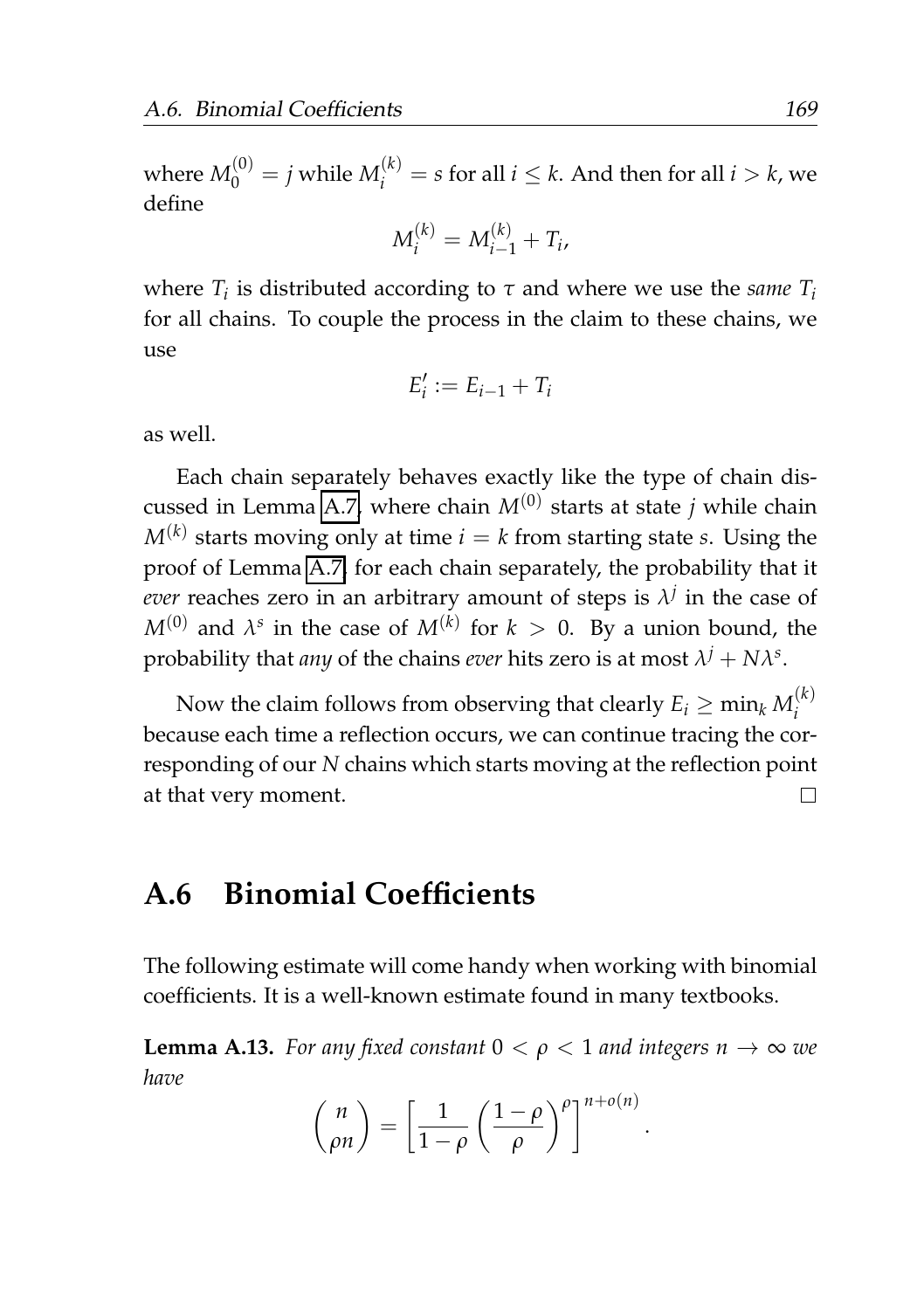where $M_0^{(0)} = j$ while $M_i^{(k)} = s$ for all $i \leq k$. And then for all $i > k$, we define

$$M_i^{(k)} = M_{i-1}^{(k)} + T_i,$$

where $T_i$ is distributed according to $\tau$ and where we use the *same* $T_i$ for all chains. To couple the process in the claim to these chains, we use

$$E_i' := E_{i-1} + T_i$$

as well.

Each chain separately behaves exactly like the type of chain discussed in Lemma A.7, where chain $M^{(0)}$ starts at state $j$ while chain $M^{(k)}$ starts moving only at time $i = k$ from starting state $s$. Using the proof of Lemma A.7 for each chain separately, the probability that it *ever* reaches zero in an arbitrary amount of steps is $\lambda^j$ in the case of $M^{(0)}$ and $\lambda^s$ in the case of $M^{(k)}$ for $k > 0$. By a union bound, the probability that *any* of the chains *ever* hits zero is at most $\lambda^j + N\lambda^s$.

Now the claim follows from observing that clearly $E_i \geq \min_k M_i^{(k)}$ because each time a reflection occurs, we can continue tracing the corresponding of our $N$ chains which starts moving at the reflection point at that very moment. □

## A.6 Binomial Coefficients

The following estimate will come handy when working with binomial coefficients. It is a well-known estimate found in many textbooks.

**Lemma A.13.** *For any fixed constant $0 < \rho < 1$ and integers $n \to \infty$ we have*

$$\binom{n}{\rho n} = \left[ \frac{1}{1-\rho} \left( \frac{1-\rho}{\rho} \right)^{\rho} \right]^{n+o(n)}.$$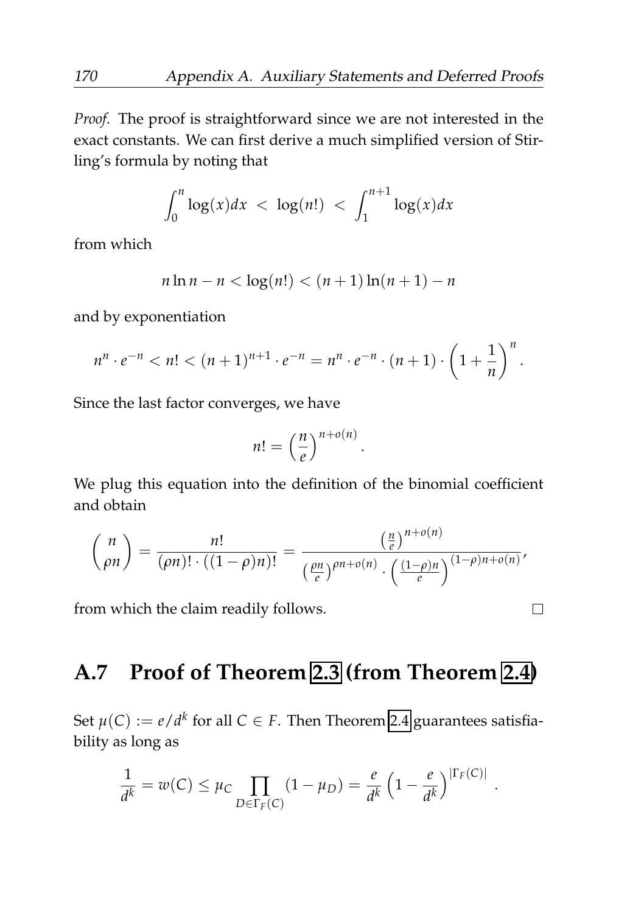*Proof.* The proof is straightforward since we are not interested in the exact constants. We can first derive a much simplified version of Stirling's formula by noting that

$$\int_0^n \log(x)dx \;<\; \log(n!) \;<\; \int_1^{n+1} \log(x)dx$$

from which

$$n \ln n - n < \log(n!) < (n+1)\ln(n+1) - n$$

and by exponentiation

$$n^n \cdot e^{-n} < n! < (n+1)^{n+1} \cdot e^{-n} = n^n \cdot e^{-n} \cdot (n+1) \cdot \left(1 + \frac{1}{n}\right)^n.$$

Since the last factor converges, we have

$$n! = \left(\frac{n}{e}\right)^{n+o(n)}.$$

We plug this equation into the definition of the binomial coefficient and obtain

$$\binom{n}{\rho n} = \frac{n!}{(\rho n)! \cdot ((1-\rho)n)!} = \frac{\left(\frac{n}{e}\right)^{n+o(n)}}{\left(\frac{\rho n}{e}\right)^{\rho n+o(n)} \cdot \left(\frac{(1-\rho)n}{e}\right)^{(1-\rho)n+o(n)}},$$

from which the claim readily follows. □

## A.7 Proof of Theorem 2.3 (from Theorem 2.4)

Set $\mu(C) := e/d^k$ for all $C \in F$. Then Theorem 2.4 guarantees satisfiability as long as

$$\frac{1}{d^k} = w(C) \leq \mu_C \prod_{D \in \Gamma_F(C)} (1 - \mu_D) = \frac{e}{d^k}\left(1 - \frac{e}{d^k}\right)^{|\Gamma_F(C)|}.$$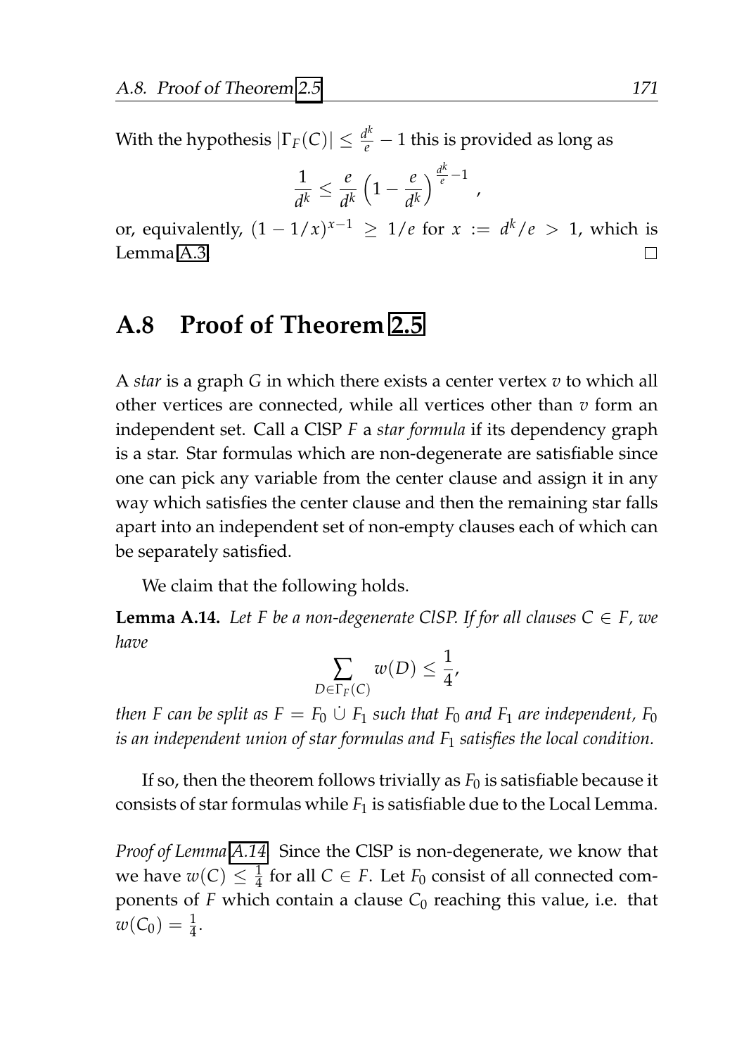With the hypothesis $|\Gamma_F(C)| \leq \frac{d^k}{e} - 1$ this is provided as long as

$$\frac{1}{d^k} \leq \frac{e}{d^k}\left(1 - \frac{e}{d^k}\right)^{\frac{d^k}{e}-1},$$

or, equivalently, $(1 - 1/x)^{x-1} \geq 1/e$ for $x := d^k/e > 1$, which is Lemma A.3. □

## A.8 Proof of Theorem 2.5

A *star* is a graph $G$ in which there exists a center vertex $v$ to which all other vertices are connected, while all vertices other than $v$ form an independent set. Call a ClSP $F$ a *star formula* if its dependency graph is a star. Star formulas which are non-degenerate are satisfiable since one can pick any variable from the center clause and assign it in any way which satisfies the center clause and then the remaining star falls apart into an independent set of non-empty clauses each of which can be separately satisfied.

We claim that the following holds.

**Lemma A.14.** *Let $F$ be a non-degenerate ClSP. If for all clauses $C \in F$, we have*

$$\sum_{D \in \Gamma_F(C)} w(D) \leq \frac{1}{4},$$

*then $F$ can be split as $F = F_0 \,\dot\cup\, F_1$ such that $F_0$ and $F_1$ are independent, $F_0$ is an independent union of star formulas and $F_1$ satisfies the local condition.*

If so, then the theorem follows trivially as $F_0$ is satisfiable because it consists of star formulas while $F_1$ is satisfiable due to the Local Lemma.

*Proof of Lemma A.14.* Since the ClSP is non-degenerate, we know that we have $w(C) \leq \frac{1}{4}$ for all $C \in F$. Let $F_0$ consist of all connected components of $F$ which contain a clause $C_0$ reaching this value, i.e. that $w(C_0) = \frac{1}{4}$.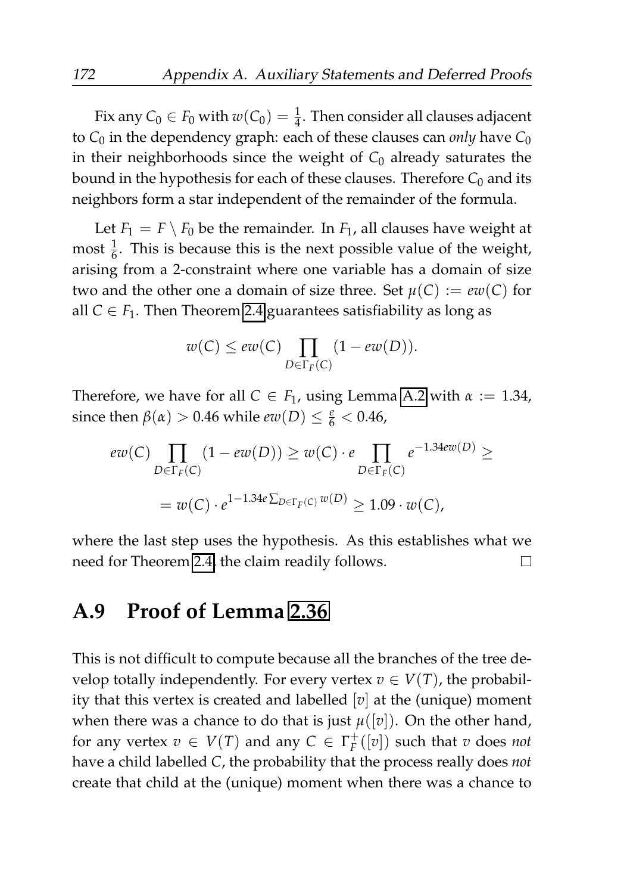Fix any $C_0 \in F_0$ with $w(C_0) = \frac{1}{4}$. Then consider all clauses adjacent to $C_0$ in the dependency graph: each of these clauses can *only* have $C_0$ in their neighborhoods since the weight of $C_0$ already saturates the bound in the hypothesis for each of these clauses. Therefore $C_0$ and its neighbors form a star independent of the remainder of the formula.

Let $F_1 = F \setminus F_0$ be the remainder. In $F_1$, all clauses have weight at most $\frac{1}{6}$. This is because this is the next possible value of the weight, arising from a 2-constraint where one variable has a domain of size two and the other one a domain of size three. Set $\mu(C) := ew(C)$ for all $C \in F_1$. Then Theorem 2.4 guarantees satisfiability as long as

$$w(C) \leq ew(C) \prod_{D \in \Gamma_F(C)} (1 - ew(D)).$$

Therefore, we have for all $C \in F_1$, using Lemma A.2 with $\alpha := 1.34$, since then $\beta(\alpha) > 0.46$ while $ew(D) \leq \frac{e}{6} < 0.46$,

$$ew(C) \prod_{D \in \Gamma_F(C)} (1 - ew(D)) \geq w(C) \cdot e \prod_{D \in \Gamma_F(C)} e^{-1.34ew(D)} \geq$$

$$= w(C) \cdot e^{1 - 1.34e \sum_{D \in \Gamma_F(C)} w(D)} \geq 1.09 \cdot w(C),$$

where the last step uses the hypothesis. As this establishes what we need for Theorem 2.4, the claim readily follows. $\square$

## A.9 Proof of Lemma 2.36

This is not difficult to compute because all the branches of the tree develop totally independently. For every vertex $v \in V(T)$, the probability that this vertex is created and labelled $[v]$ at the (unique) moment when there was a chance to do that is just $\mu([v])$. On the other hand, for any vertex $v \in V(T)$ and any $C \in \Gamma_F^+([v])$ such that $v$ does *not* have a child labelled $C$, the probability that the process really does *not* create that child at the (unique) moment when there was a chance to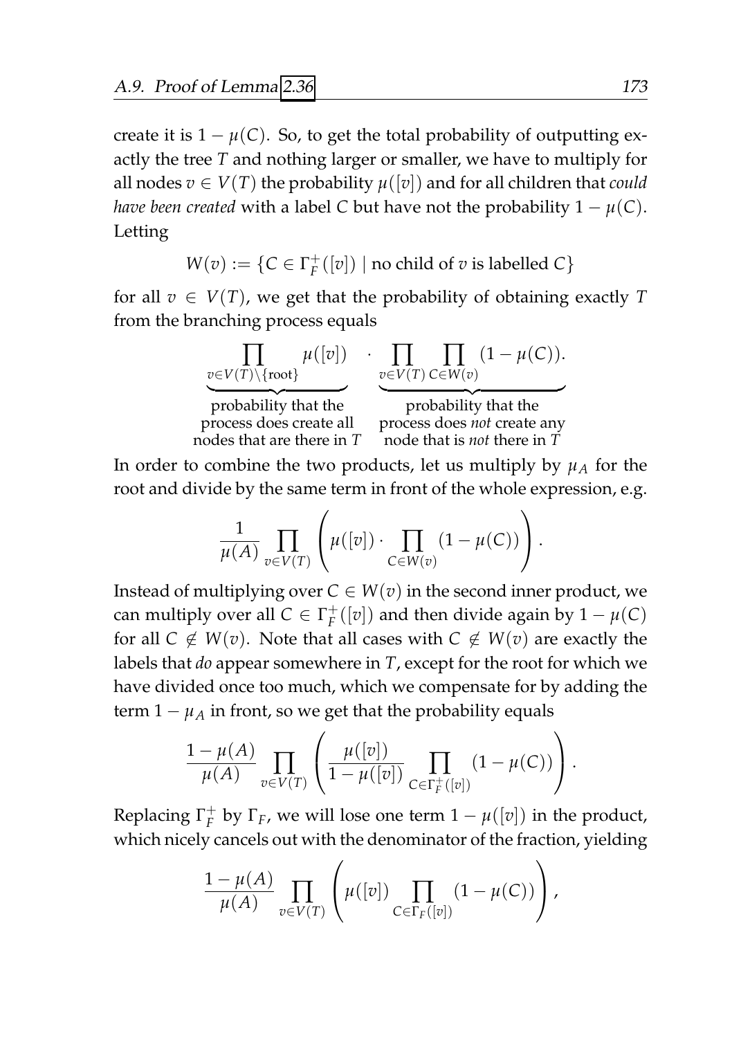create it is $1 - \mu(C)$. So, to get the total probability of outputting exactly the tree $T$ and nothing larger or smaller, we have to multiply for all nodes $v \in V(T)$ the probability $\mu([v])$ and for all children that *could have been created* with a label $C$ but have not the probability $1 - \mu(C)$. Letting

$$W(v) := \{C \in \Gamma_F^+([v]) \mid \text{no child of } v \text{ is labelled } C\}$$

for all $v \in V(T)$, we get that the probability of obtaining exactly $T$ from the branching process equals

$$\underbrace{\prod_{v \in V(T) \setminus \{\text{root}\}} \mu([v])}_{\substack{\text{probability that the} \\ \text{process does create all} \\ \text{nodes that are there in } T}} \cdot \underbrace{\prod_{v \in V(T)} \prod_{C \in W(v)} (1 - \mu(C))}_{\substack{\text{probability that the} \\ \text{process does } \textit{not} \text{ create any} \\ \text{node that is } \textit{not} \text{ there in } T}}.$$

In order to combine the two products, let us multiply by $\mu_A$ for the root and divide by the same term in front of the whole expression, e.g.

$$\frac{1}{\mu(A)} \prod_{v \in V(T)} \left( \mu([v]) \cdot \prod_{C \in W(v)} (1 - \mu(C)) \right).$$

Instead of multiplying over $C \in W(v)$ in the second inner product, we can multiply over all $C \in \Gamma_F^+([v])$ and then divide again by $1 - \mu(C)$ for all $C \notin W(v)$. Note that all cases with $C \notin W(v)$ are exactly the labels that *do* appear somewhere in $T$, except for the root for which we have divided once too much, which we compensate for by adding the term $1 - \mu_A$ in front, so we get that the probability equals

$$\frac{1 - \mu(A)}{\mu(A)} \prod_{v \in V(T)} \left( \frac{\mu([v])}{1 - \mu([v])} \prod_{C \in \Gamma_F^+([v])} (1 - \mu(C)) \right).$$

Replacing $\Gamma_F^+$ by $\Gamma_F$, we will lose one term $1 - \mu([v])$ in the product, which nicely cancels out with the denominator of the fraction, yielding

$$\frac{1 - \mu(A)}{\mu(A)} \prod_{v \in V(T)} \left( \mu([v]) \prod_{C \in \Gamma_F([v])} (1 - \mu(C)) \right),$$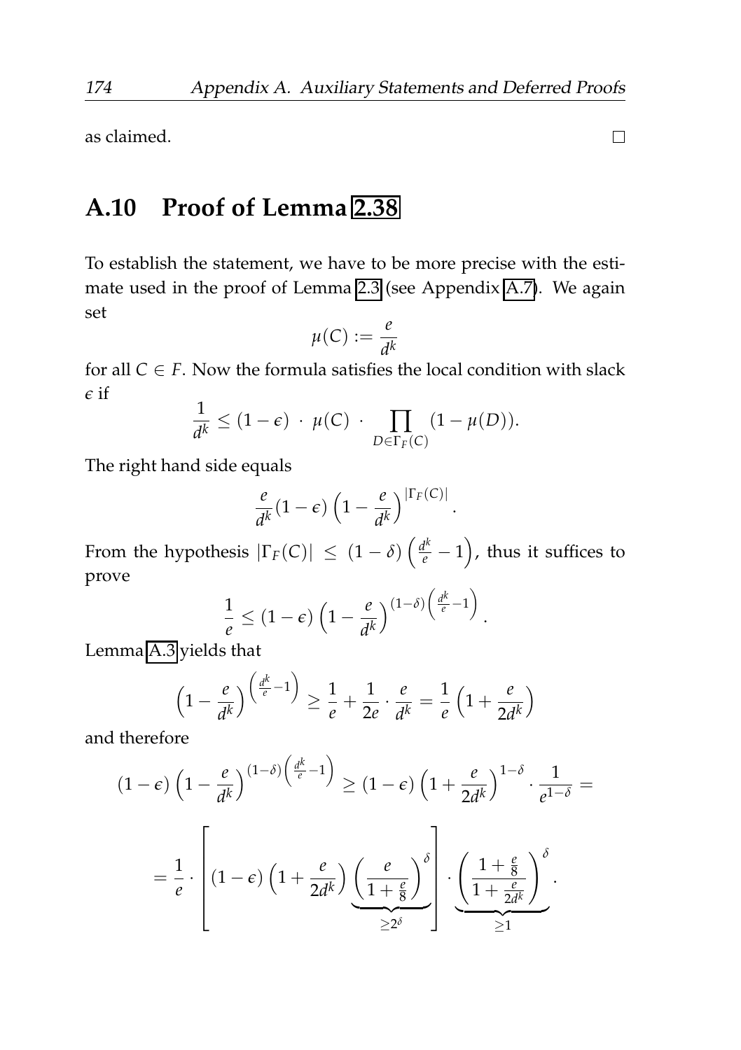as claimed. □

## A.10 Proof of Lemma 2.38

To establish the statement, we have to be more precise with the estimate used in the proof of Lemma 2.3 (see Appendix A.7). We again set

$$\mu(C) := \frac{e}{d^k}$$

for all $C \in F$. Now the formula satisfies the local condition with slack $\epsilon$ if

$$\frac{1}{d^k} \leq (1-\epsilon) \cdot \mu(C) \cdot \prod_{D \in \Gamma_F(C)} (1-\mu(D)).$$

The right hand side equals

$$\frac{e}{d^k}(1-\epsilon)\left(1-\frac{e}{d^k}\right)^{|\Gamma_F(C)|}.$$

From the hypothesis $|\Gamma_F(C)| \leq (1-\delta)\left(\frac{d^k}{e}-1\right)$, thus it suffices to prove

$$\frac{1}{e} \leq (1-\epsilon)\left(1-\frac{e}{d^k}\right)^{(1-\delta)\left(\frac{d^k}{e}-1\right)}.$$

Lemma A.3 yields that

$$\left(1-\frac{e}{d^k}\right)^{\left(\frac{d^k}{e}-1\right)} \geq \frac{1}{e} + \frac{1}{2e} \cdot \frac{e}{d^k} = \frac{1}{e}\left(1+\frac{e}{2d^k}\right)$$

and therefore

$$(1-\epsilon)\left(1-\frac{e}{d^k}\right)^{(1-\delta)\left(\frac{d^k}{e}-1\right)} \geq (1-\epsilon)\left(1+\frac{e}{2d^k}\right)^{1-\delta} \cdot \frac{1}{e^{1-\delta}} =$$

$$= \frac{1}{e} \cdot \left[(1-\epsilon)\left(1+\frac{e}{2d^k}\right)\underbrace{\left(\frac{e}{1+\frac{e}{8}}\right)^{\delta}}_{\geq 2^\delta}\right] \cdot \underbrace{\left(\frac{1+\frac{e}{8}}{1+\frac{e}{2d^k}}\right)^{\delta}}_{\geq 1}.$$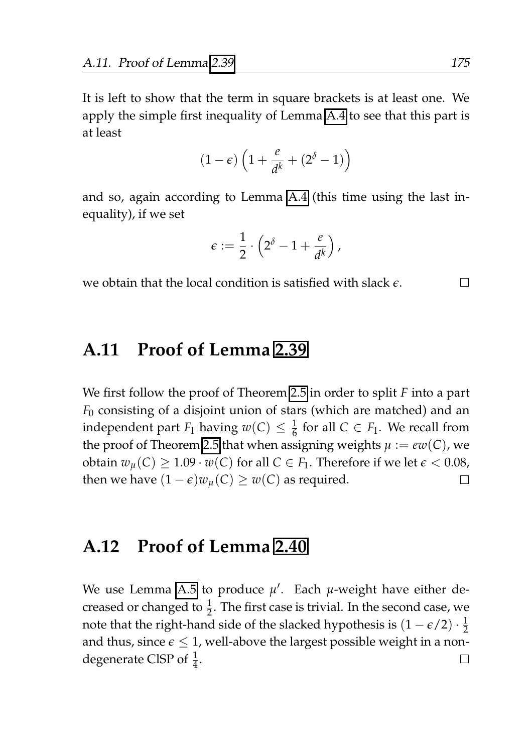It is left to show that the term in square brackets is at least one. We apply the simple first inequality of Lemma A.4 to see that this part is at least

$$(1-\epsilon)\left(1+\frac{e}{d^k}+(2^\delta-1)\right)$$

and so, again according to Lemma A.4 (this time using the last inequality), if we set

$$\epsilon := \frac{1}{2}\cdot\left(2^\delta - 1 + \frac{e}{d^k}\right),$$

we obtain that the local condition is satisfied with slack $\epsilon$. □

## A.11 Proof of Lemma 2.39

We first follow the proof of Theorem 2.5 in order to split $F$ into a part $F_0$ consisting of a disjoint union of stars (which are matched) and an independent part $F_1$ having $w(C) \leq \frac{1}{6}$ for all $C \in F_1$. We recall from the proof of Theorem 2.5 that when assigning weights $\mu := ew(C)$, we obtain $w_\mu(C) \geq 1.09 \cdot w(C)$ for all $C \in F_1$. Therefore if we let $\epsilon < 0.08$, then we have $(1-\epsilon)w_\mu(C) \geq w(C)$ as required. □

## A.12 Proof of Lemma 2.40

We use Lemma A.5 to produce $\mu'$. Each $\mu$-weight have either decreased or changed to $\frac{1}{2}$. The first case is trivial. In the second case, we note that the right-hand side of the slacked hypothesis is $(1-\epsilon/2)\cdot\frac{1}{2}$ and thus, since $\epsilon \leq 1$, well-above the largest possible weight in a non-degenerate ClSP of $\frac{1}{4}$. □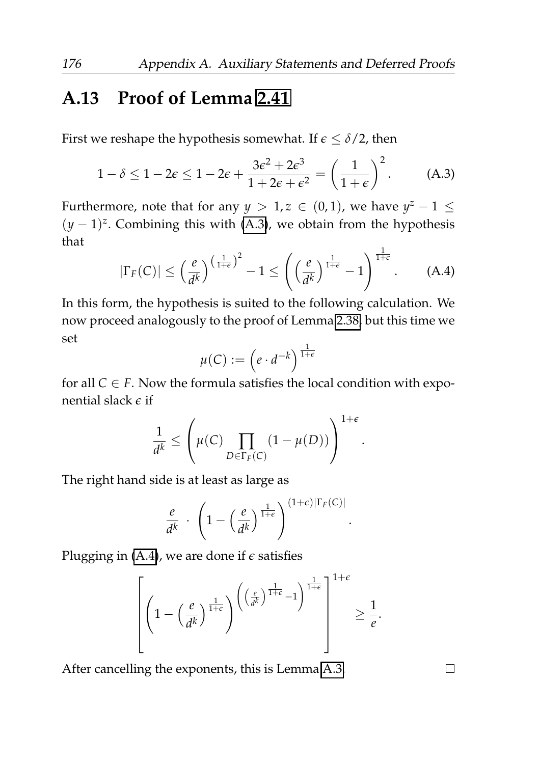## A.13 Proof of Lemma 2.41

First we reshape the hypothesis somewhat. If $\epsilon \leq \delta/2$, then

$$1 - \delta \leq 1 - 2\epsilon \leq 1 - 2\epsilon + \frac{3\epsilon^2 + 2\epsilon^3}{1 + 2\epsilon + \epsilon^2} = \left(\frac{1}{1+\epsilon}\right)^2. \tag{A.3}$$

Furthermore, note that for any $y > 1, z \in (0,1)$, we have $y^z - 1 \leq (y-1)^z$. Combining this with (A.3), we obtain from the hypothesis that

$$|\Gamma_F(C)| \leq \left(\frac{e}{d^k}\right)^{\left(\frac{1}{1+\epsilon}\right)^2} - 1 \leq \left(\left(\frac{e}{d^k}\right)^{\frac{1}{1+\epsilon}} - 1\right)^{\frac{1}{1+\epsilon}}. \tag{A.4}$$

In this form, the hypothesis is suited to the following calculation. We now proceed analogously to the proof of Lemma 2.38, but this time we set

$$\mu(C) := \left(e \cdot d^{-k}\right)^{\frac{1}{1+\epsilon}}$$

for all $C \in F$. Now the formula satisfies the local condition with exponential slack $\epsilon$ if

$$\frac{1}{d^k} \leq \left(\mu(C) \prod_{D \in \Gamma_F(C)} (1 - \mu(D))\right)^{1+\epsilon}.$$

The right hand side is at least as large as

$$\frac{e}{d^k} \cdot \left(1 - \left(\frac{e}{d^k}\right)^{\frac{1}{1+\epsilon}}\right)^{(1+\epsilon)|\Gamma_F(C)|}.$$

Plugging in (A.4), we are done if $\epsilon$ satisfies

$$\left[\left(1 - \left(\frac{e}{d^k}\right)^{\frac{1}{1+\epsilon}}\right)^{\left(\left(\frac{e}{d^k}\right)^{\frac{1}{1+\epsilon}} - 1\right)^{\frac{1}{1+\epsilon}}}\right]^{1+\epsilon} \geq \frac{1}{e}.$$

After cancelling the exponents, this is Lemma A.3. □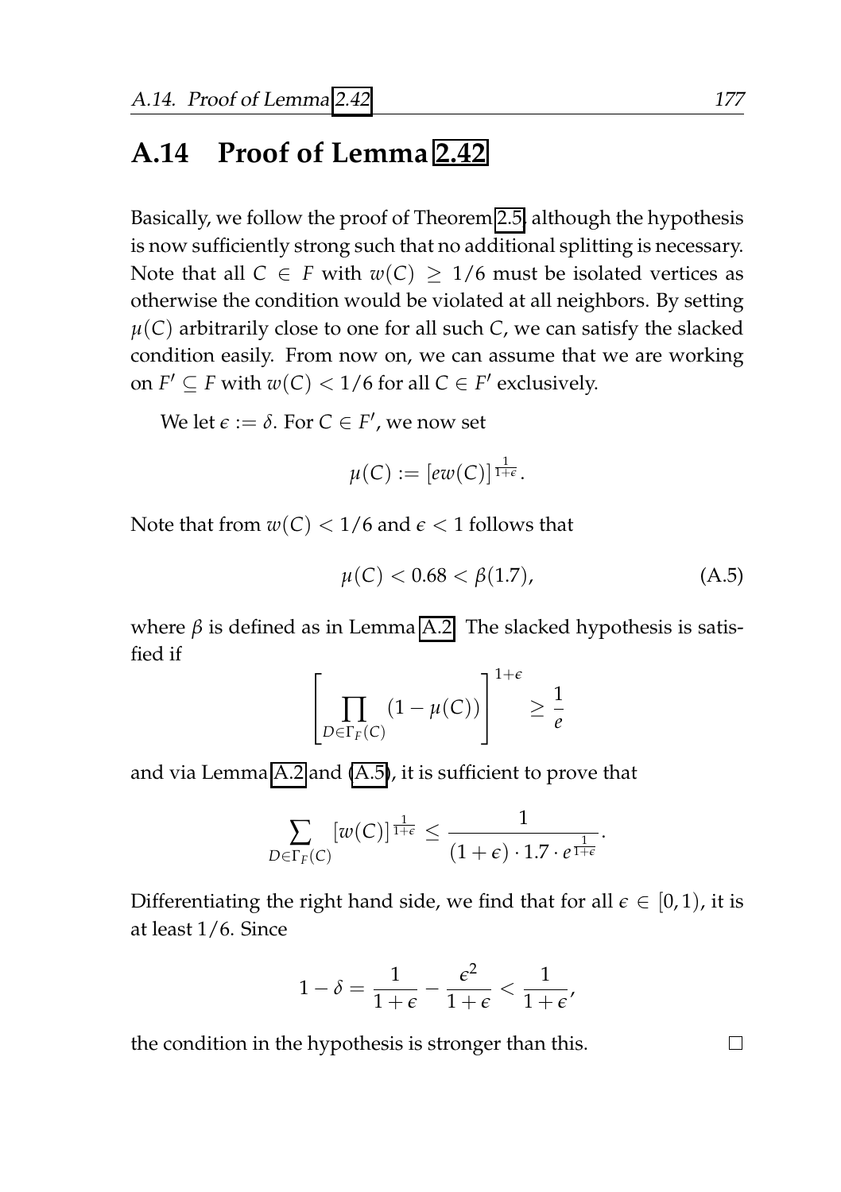## A.14 Proof of Lemma 2.42

Basically, we follow the proof of Theorem 2.5, although the hypothesis is now sufficiently strong such that no additional splitting is necessary. Note that all $C \in F$ with $w(C) \geq 1/6$ must be isolated vertices as otherwise the condition would be violated at all neighbors. By setting $\mu(C)$ arbitrarily close to one for all such $C$, we can satisfy the slacked condition easily. From now on, we can assume that we are working on $F' \subseteq F$ with $w(C) < 1/6$ for all $C \in F'$ exclusively.

We let $\epsilon := \delta$. For $C \in F'$, we now set

$$\mu(C) := [ew(C)]^{\frac{1}{1+\epsilon}}.$$

Note that from $w(C) < 1/6$ and $\epsilon < 1$ follows that

$$\mu(C) < 0.68 < \beta(1.7), \tag{A.5}$$

where $\beta$ is defined as in Lemma A.2. The slacked hypothesis is satisfied if

$$\left[\prod_{D \in \Gamma_F(C)} (1 - \mu(C))\right]^{1+\epsilon} \geq \frac{1}{e}$$

and via Lemma A.2 and (A.5), it is sufficient to prove that

$$\sum_{D \in \Gamma_F(C)} [w(C)]^{\frac{1}{1+\epsilon}} \leq \frac{1}{(1+\epsilon) \cdot 1.7 \cdot e^{\frac{1}{1+\epsilon}}}.$$

Differentiating the right hand side, we find that for all $\epsilon \in [0, 1)$, it is at least $1/6$. Since

$$1 - \delta = \frac{1}{1+\epsilon} - \frac{\epsilon^2}{1+\epsilon} < \frac{1}{1+\epsilon},$$

the condition in the hypothesis is stronger than this. □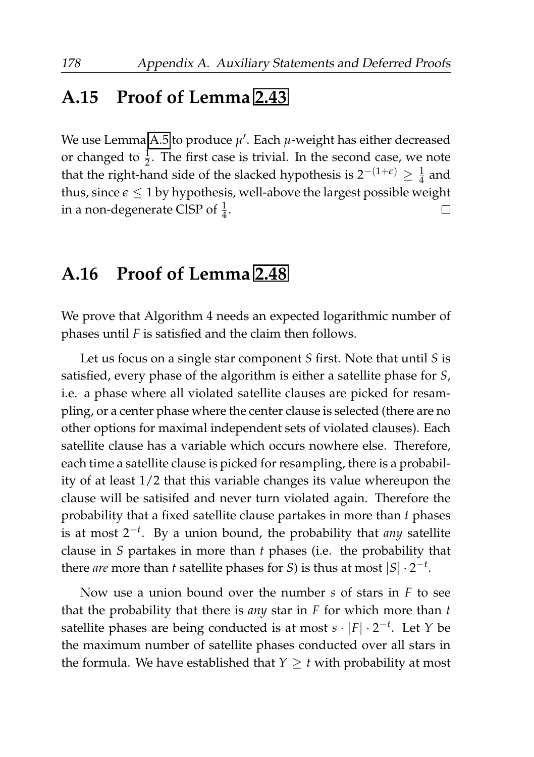## A.15 Proof of Lemma 2.43

We use Lemma A.5 to produce $\mu'$. Each $\mu$-weight has either decreased or changed to $\frac{1}{2}$. The first case is trivial. In the second case, we note that the right-hand side of the slacked hypothesis is $2^{-(1+\epsilon)} \geq \frac{1}{4}$ and thus, since $\epsilon \leq 1$ by hypothesis, well-above the largest possible weight in a non-degenerate ClSP of $\frac{1}{4}$. □

## A.16 Proof of Lemma 2.48

We prove that Algorithm 4 needs an expected logarithmic number of phases until $F$ is satisfied and the claim then follows.

Let us focus on a single star component $S$ first. Note that until $S$ is satisfied, every phase of the algorithm is either a satellite phase for $S$, i.e. a phase where all violated satellite clauses are picked for resampling, or a center phase where the center clause is selected (there are no other options for maximal independent sets of violated clauses). Each satellite clause has a variable which occurs nowhere else. Therefore, each time a satellite clause is picked for resampling, there is a probability of at least $1/2$ that this variable changes its value whereupon the clause will be satisifed and never turn violated again. Therefore the probability that a fixed satellite clause partakes in more than $t$ phases is at most $2^{-t}$. By a union bound, the probability that *any* satellite clause in $S$ partakes in more than $t$ phases (i.e. the probability that there *are* more than $t$ satellite phases for $S$) is thus at most $|S| \cdot 2^{-t}$.

Now use a union bound over the number $s$ of stars in $F$ to see that the probability that there is *any* star in $F$ for which more than $t$ satellite phases are being conducted is at most $s \cdot |F| \cdot 2^{-t}$. Let $Y$ be the maximum number of satellite phases conducted over all stars in the formula. We have established that $Y \geq t$ with probability at most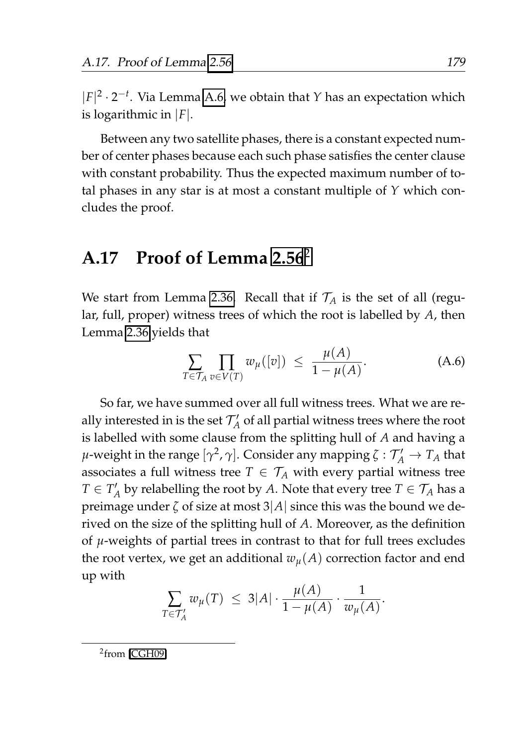$|F|^2 \cdot 2^{-t}$. Via Lemma A.6, we obtain that $Y$ has an expectation which is logarithmic in $|F|$.

Between any two satellite phases, there is a constant expected number of center phases because each such phase satisfies the center clause with constant probability. Thus the expected maximum number of total phases in any star is at most a constant multiple of $Y$ which concludes the proof.

## A.17 Proof of Lemma 2.56[2]

We start from Lemma 2.36. Recall that if $\mathcal{T}_A$ is the set of all (regular, full, proper) witness trees of which the root is labelled by $A$, then Lemma 2.36 yields that

$$\sum_{T \in \mathcal{T}_A} \prod_{v \in V(T)} w_\mu([v]) \;\leq\; \frac{\mu(A)}{1-\mu(A)}. \tag{A.6}$$

So far, we have summed over all full witness trees. What we are really interested in is the set $\mathcal{T}'_A$ of all partial witness trees where the root is labelled with some clause from the splitting hull of $A$ and having a $\mu$-weight in the range $[\gamma^2, \gamma]$. Consider any mapping $\zeta : \mathcal{T}'_A \to T_A$ that associates a full witness tree $T \in \mathcal{T}_A$ with every partial witness tree $T \in T'_A$ by relabelling the root by $A$. Note that every tree $T \in \mathcal{T}_A$ has a preimage under $\zeta$ of size at most $3|A|$ since this was the bound we derived on the size of the splitting hull of $A$. Moreover, as the definition of $\mu$-weights of partial trees in contrast to that for full trees excludes the root vertex, we get an additional $w_\mu(A)$ correction factor and end up with

$$\sum_{T \in \mathcal{T}'_A} w_\mu(T) \;\leq\; 3|A| \cdot \frac{\mu(A)}{1-\mu(A)} \cdot \frac{1}{w_\mu(A)}.$$

[2] from [CGH09]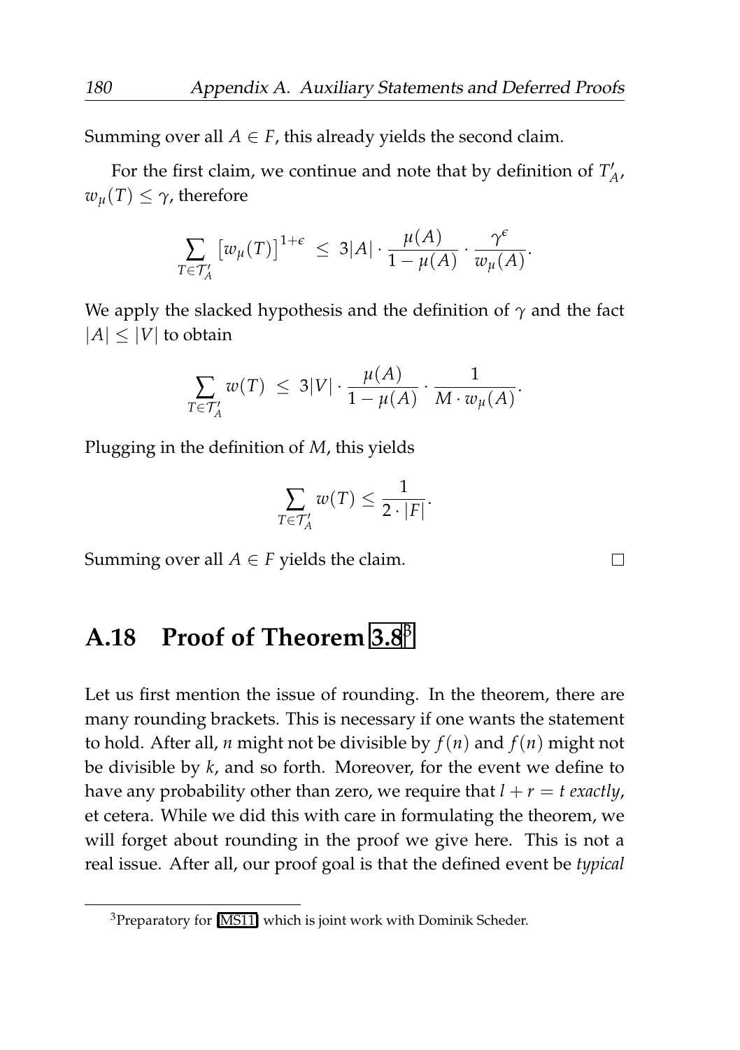Summing over all $A \in F$, this already yields the second claim.

For the first claim, we continue and note that by definition of $T'_A$, $w_\mu(T) \leq \gamma$, therefore

$$\sum_{T \in \mathcal{T}'_A} \left[ w_\mu(T) \right]^{1+\epsilon} \ \leq \ 3|A| \cdot \frac{\mu(A)}{1-\mu(A)} \cdot \frac{\gamma^\epsilon}{w_\mu(A)}.$$

We apply the slacked hypothesis and the definition of $\gamma$ and the fact $|A| \leq |V|$ to obtain

$$\sum_{T \in \mathcal{T}'_A} w(T) \ \leq \ 3|V| \cdot \frac{\mu(A)}{1-\mu(A)} \cdot \frac{1}{M \cdot w_\mu(A)}.$$

Plugging in the definition of $M$, this yields

$$\sum_{T \in \mathcal{T}'_A} w(T) \leq \frac{1}{2 \cdot |F|}.$$

Summing over all $A \in F$ yields the claim. □

## A.18 Proof of Theorem 3.8[3]

Let us first mention the issue of rounding. In the theorem, there are many rounding brackets. This is necessary if one wants the statement to hold. After all, $n$ might not be divisible by $f(n)$ and $f(n)$ might not be divisible by $k$, and so forth. Moreover, for the event we define to have any probability other than zero, we require that $l + r = t$ *exactly*, et cetera. While we did this with care in formulating the theorem, we will forget about rounding in the proof we give here. This is not a real issue. After all, our proof goal is that the defined event be *typical*

[3] Preparatory for [MS11] which is joint work with Dominik Scheder.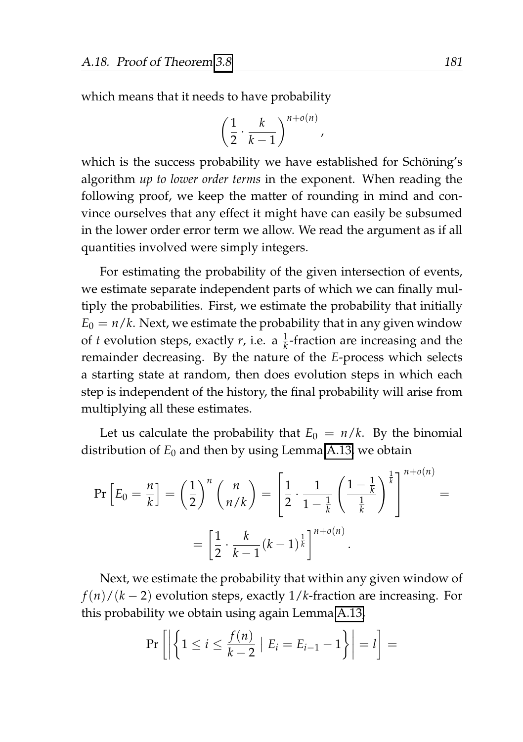which means that it needs to have probability

$$\left(\frac{1}{2} \cdot \frac{k}{k-1}\right)^{n+o(n)},$$

which is the success probability we have established for Schöning's algorithm *up to lower order terms* in the exponent. When reading the following proof, we keep the matter of rounding in mind and convince ourselves that any effect it might have can easily be subsumed in the lower order error term we allow. We read the argument as if all quantities involved were simply integers.

For estimating the probability of the given intersection of events, we estimate separate independent parts of which we can finally multiply the probabilities. First, we estimate the probability that initially $E_0 = n/k$. Next, we estimate the probability that in any given window of $t$ evolution steps, exactly $r$, i.e. a $\frac{1}{k}$-fraction are increasing and the remainder decreasing. By the nature of the $E$-process which selects a starting state at random, then does evolution steps in which each step is independent of the history, the final probability will arise from multiplying all these estimates.

Let us calculate the probability that $E_0 = n/k$. By the binomial distribution of $E_0$ and then by using Lemma A.13, we obtain

$$\Pr\left[E_0 = \frac{n}{k}\right] = \left(\frac{1}{2}\right)^n \binom{n}{n/k} = \left[\frac{1}{2} \cdot \frac{1}{1-\frac{1}{k}} \left(\frac{1-\frac{1}{k}}{\frac{1}{k}}\right)^{\frac{1}{k}}\right]^{n+o(n)} =$$

$$= \left[\frac{1}{2} \cdot \frac{k}{k-1} (k-1)^{\frac{1}{k}}\right]^{n+o(n)}.$$

Next, we estimate the probability that within any given window of $f(n)/(k-2)$ evolution steps, exactly $1/k$-fraction are increasing. For this probability we obtain using again Lemma A.13,

$$\Pr\left[\left|\left\{1 \le i \le \frac{f(n)}{k-2} \mid E_i = E_{i-1} - 1\right\}\right| = l\right] =$$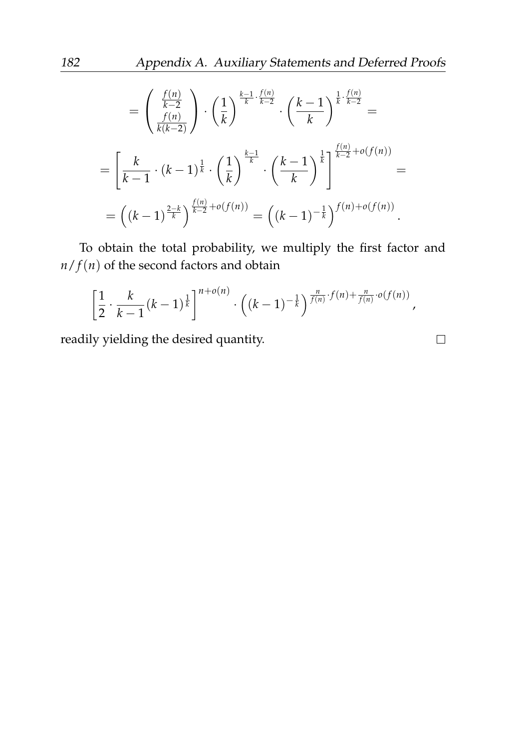$$= \binom{\frac{f(n)}{k-2}}{\frac{f(n)}{k(k-2)}} \cdot \left(\frac{1}{k}\right)^{\frac{k-1}{k}\cdot\frac{f(n)}{k-2}} \cdot \left(\frac{k-1}{k}\right)^{\frac{1}{k}\cdot\frac{f(n)}{k-2}} =$$

$$= \left[\frac{k}{k-1} \cdot (k-1)^{\frac{1}{k}} \cdot \left(\frac{1}{k}\right)^{\frac{k-1}{k}} \cdot \left(\frac{k-1}{k}\right)^{\frac{1}{k}}\right]^{\frac{f(n)}{k-2}+o(f(n))} =$$

$$= \left((k-1)^{\frac{2-k}{k}}\right)^{\frac{f(n)}{k-2}+o(f(n))} = \left((k-1)^{-\frac{1}{k}}\right)^{f(n)+o(f(n))}.$$

To obtain the total probability, we multiply the first factor and $n/f(n)$ of the second factors and obtain

$$\left[\frac{1}{2} \cdot \frac{k}{k-1}(k-1)^{\frac{1}{k}}\right]^{n+o(n)} \cdot \left((k-1)^{-\frac{1}{k}}\right)^{\frac{n}{f(n)}\cdot f(n)+\frac{n}{f(n)}\cdot o(f(n))},$$

readily yielding the desired quantity. $\square$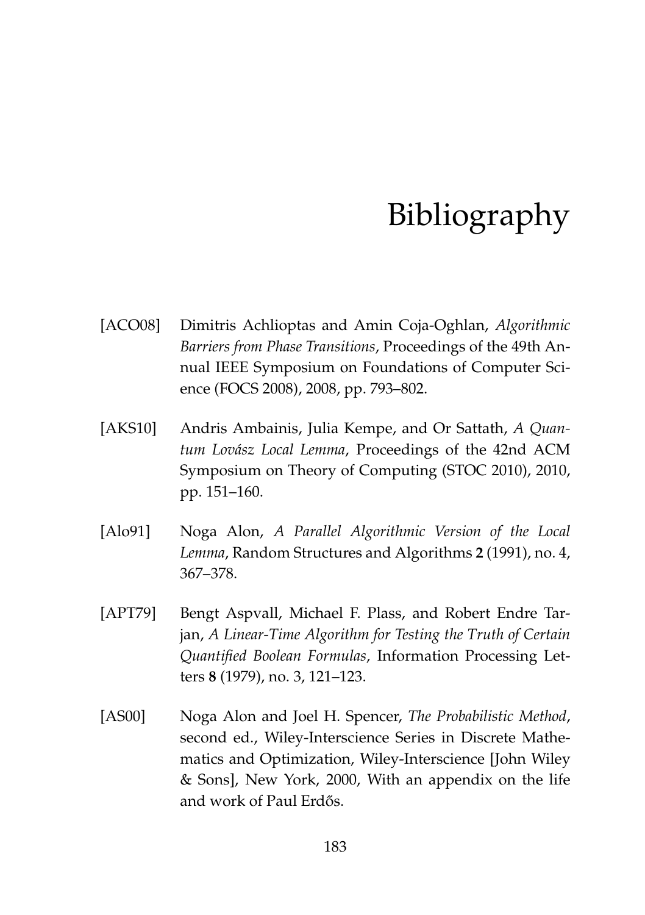# Bibliography

[ACO08] Dimitris Achlioptas and Amin Coja-Oghlan, *Algorithmic Barriers from Phase Transitions*, Proceedings of the 49th Annual IEEE Symposium on Foundations of Computer Science (FOCS 2008), 2008, pp. 793–802.

[AKS10] Andris Ambainis, Julia Kempe, and Or Sattath, *A Quantum Lovász Local Lemma*, Proceedings of the 42nd ACM Symposium on Theory of Computing (STOC 2010), 2010, pp. 151–160.

[Alo91] Noga Alon, *A Parallel Algorithmic Version of the Local Lemma*, Random Structures and Algorithms **2** (1991), no. 4, 367–378.

[APT79] Bengt Aspvall, Michael F. Plass, and Robert Endre Tarjan, *A Linear-Time Algorithm for Testing the Truth of Certain Quantified Boolean Formulas*, Information Processing Letters **8** (1979), no. 3, 121–123.

[AS00] Noga Alon and Joel H. Spencer, *The Probabilistic Method*, second ed., Wiley-Interscience Series in Discrete Mathematics and Optimization, Wiley-Interscience [John Wiley & Sons], New York, 2000, With an appendix on the life and work of Paul Erdős.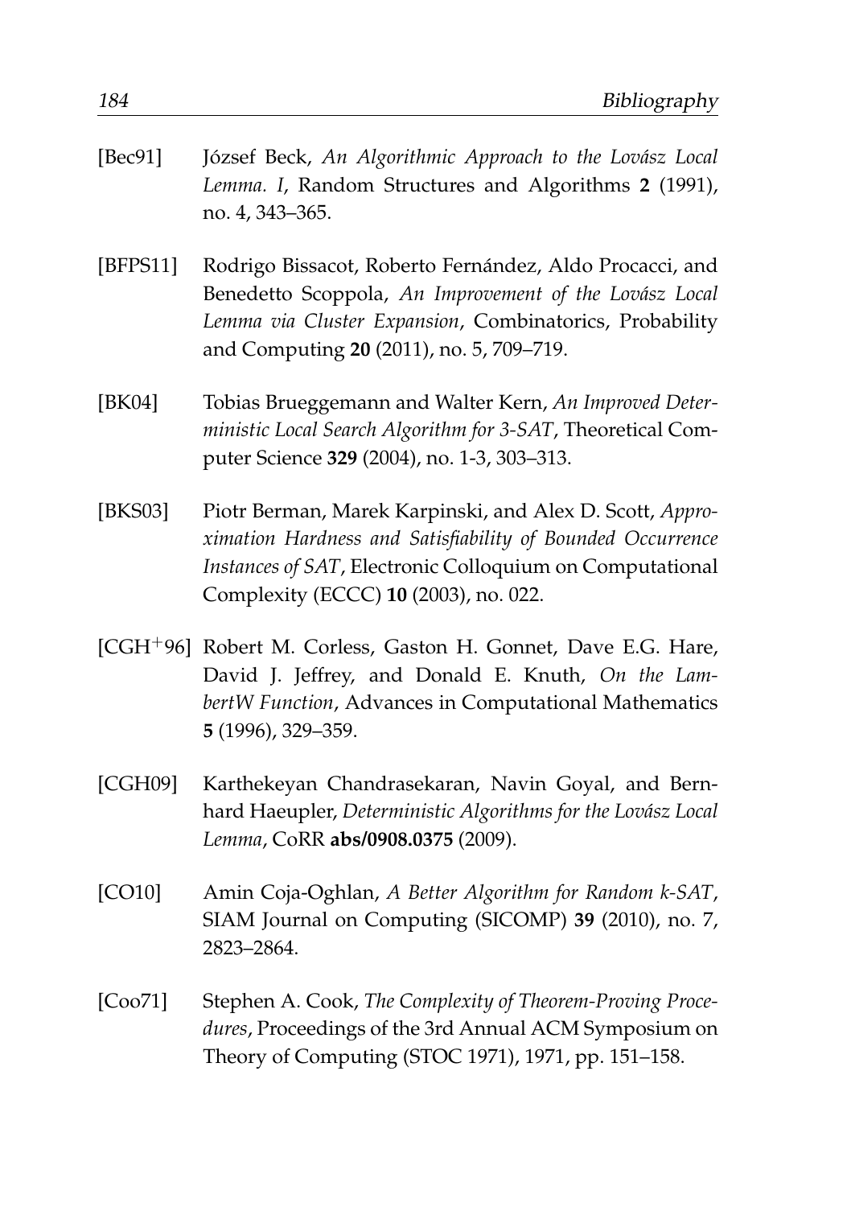[Bec91] József Beck, *An Algorithmic Approach to the Lovász Local Lemma. I*, Random Structures and Algorithms **2** (1991), no. 4, 343–365.

[BFPS11] Rodrigo Bissacot, Roberto Fernández, Aldo Procacci, and Benedetto Scoppola, *An Improvement of the Lovász Local Lemma via Cluster Expansion*, Combinatorics, Probability and Computing **20** (2011), no. 5, 709–719.

[BK04] Tobias Brueggemann and Walter Kern, *An Improved Deterministic Local Search Algorithm for 3-SAT*, Theoretical Computer Science **329** (2004), no. 1-3, 303–313.

[BKS03] Piotr Berman, Marek Karpinski, and Alex D. Scott, *Approximation Hardness and Satisfiability of Bounded Occurrence Instances of SAT*, Electronic Colloquium on Computational Complexity (ECCC) **10** (2003), no. 022.

[CGH$^+$96] Robert M. Corless, Gaston H. Gonnet, Dave E.G. Hare, David J. Jeffrey, and Donald E. Knuth, *On the LambertW Function*, Advances in Computational Mathematics **5** (1996), 329–359.

[CGH09] Karthekeyan Chandrasekaran, Navin Goyal, and Bernhard Haeupler, *Deterministic Algorithms for the Lovász Local Lemma*, CoRR **abs/0908.0375** (2009).

[CO10] Amin Coja-Oghlan, *A Better Algorithm for Random k-SAT*, SIAM Journal on Computing (SICOMP) **39** (2010), no. 7, 2823–2864.

[Coo71] Stephen A. Cook, *The Complexity of Theorem-Proving Procedures*, Proceedings of the 3rd Annual ACM Symposium on Theory of Computing (STOC 1971), 1971, pp. 151–158.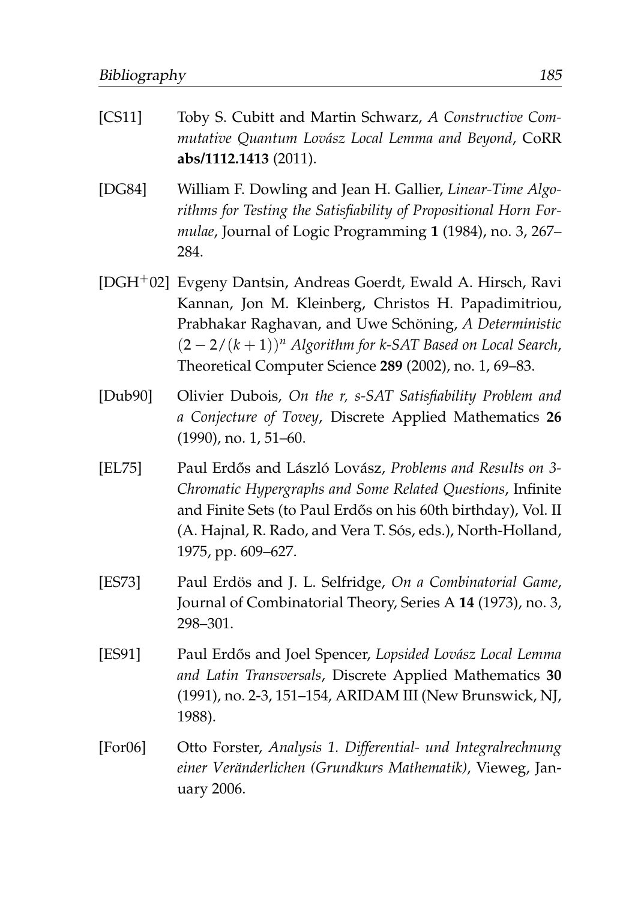[CS11] Toby S. Cubitt and Martin Schwarz, *A Constructive Commutative Quantum Lovász Local Lemma and Beyond*, CoRR **abs/1112.1413** (2011).

[DG84] William F. Dowling and Jean H. Gallier, *Linear-Time Algorithms for Testing the Satisfiability of Propositional Horn Formulae*, Journal of Logic Programming **1** (1984), no. 3, 267–284.

[DGH$^+$02] Evgeny Dantsin, Andreas Goerdt, Ewald A. Hirsch, Ravi Kannan, Jon M. Kleinberg, Christos H. Papadimitriou, Prabhakar Raghavan, and Uwe Schöning, *A Deterministic $(2 - 2/(k+1))^n$ Algorithm for k-SAT Based on Local Search*, Theoretical Computer Science **289** (2002), no. 1, 69–83.

[Dub90] Olivier Dubois, *On the r, s-SAT Satisfiability Problem and a Conjecture of Tovey*, Discrete Applied Mathematics **26** (1990), no. 1, 51–60.

[EL75] Paul Erdős and László Lovász, *Problems and Results on 3-Chromatic Hypergraphs and Some Related Questions*, Infinite and Finite Sets (to Paul Erdős on his 60th birthday), Vol. II (A. Hajnal, R. Rado, and Vera T. Sós, eds.), North-Holland, 1975, pp. 609–627.

[ES73] Paul Erdös and J. L. Selfridge, *On a Combinatorial Game*, Journal of Combinatorial Theory, Series A **14** (1973), no. 3, 298–301.

[ES91] Paul Erdős and Joel Spencer, *Lopsided Lovász Local Lemma and Latin Transversals*, Discrete Applied Mathematics **30** (1991), no. 2-3, 151–154, ARIDAM III (New Brunswick, NJ, 1988).

[For06] Otto Forster, *Analysis 1. Differential- und Integralrechnung einer Veränderlichen (Grundkurs Mathematik)*, Vieweg, January 2006.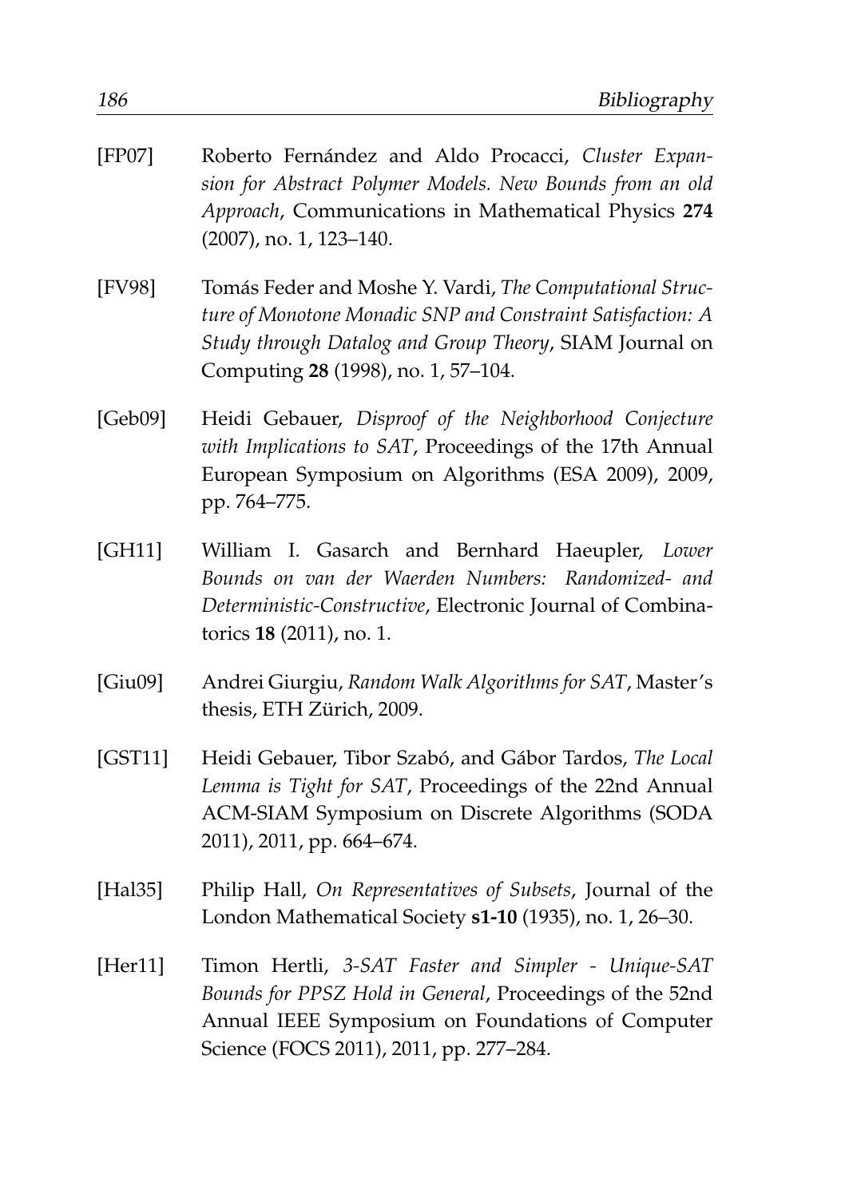[FP07] Roberto Fernández and Aldo Procacci, *Cluster Expansion for Abstract Polymer Models. New Bounds from an old Approach*, Communications in Mathematical Physics **274** (2007), no. 1, 123–140.

[FV98] Tomás Feder and Moshe Y. Vardi, *The Computational Structure of Monotone Monadic SNP and Constraint Satisfaction: A Study through Datalog and Group Theory*, SIAM Journal on Computing **28** (1998), no. 1, 57–104.

[Geb09] Heidi Gebauer, *Disproof of the Neighborhood Conjecture with Implications to SAT*, Proceedings of the 17th Annual European Symposium on Algorithms (ESA 2009), 2009, pp. 764–775.

[GH11] William I. Gasarch and Bernhard Haeupler, *Lower Bounds on van der Waerden Numbers: Randomized- and Deterministic-Constructive*, Electronic Journal of Combinatorics **18** (2011), no. 1.

[Giu09] Andrei Giurgiu, *Random Walk Algorithms for SAT*, Master's thesis, ETH Zürich, 2009.

[GST11] Heidi Gebauer, Tibor Szabó, and Gábor Tardos, *The Local Lemma is Tight for SAT*, Proceedings of the 22nd Annual ACM-SIAM Symposium on Discrete Algorithms (SODA 2011), 2011, pp. 664–674.

[Hal35] Philip Hall, *On Representatives of Subsets*, Journal of the London Mathematical Society **s1-10** (1935), no. 1, 26–30.

[Her11] Timon Hertli, *3-SAT Faster and Simpler - Unique-SAT Bounds for PPSZ Hold in General*, Proceedings of the 52nd Annual IEEE Symposium on Foundations of Computer Science (FOCS 2011), 2011, pp. 277–284.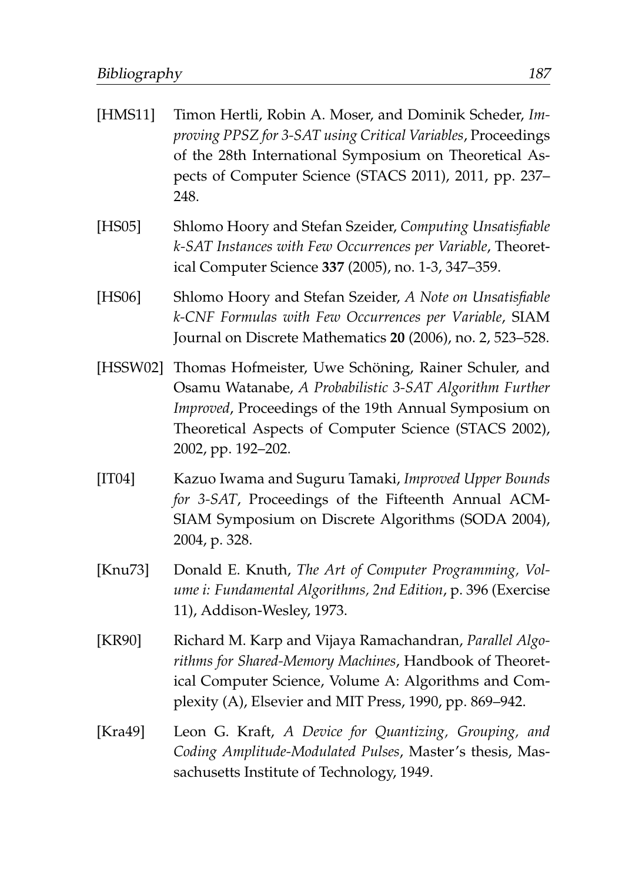[HMS11] Timon Hertli, Robin A. Moser, and Dominik Scheder, *Improving PPSZ for 3-SAT using Critical Variables*, Proceedings of the 28th International Symposium on Theoretical Aspects of Computer Science (STACS 2011), 2011, pp. 237–248.

[HS05] Shlomo Hoory and Stefan Szeider, *Computing Unsatisfiable k-SAT Instances with Few Occurrences per Variable*, Theoretical Computer Science **337** (2005), no. 1-3, 347–359.

[HS06] Shlomo Hoory and Stefan Szeider, *A Note on Unsatisfiable k-CNF Formulas with Few Occurrences per Variable*, SIAM Journal on Discrete Mathematics **20** (2006), no. 2, 523–528.

[HSSW02] Thomas Hofmeister, Uwe Schöning, Rainer Schuler, and Osamu Watanabe, *A Probabilistic 3-SAT Algorithm Further Improved*, Proceedings of the 19th Annual Symposium on Theoretical Aspects of Computer Science (STACS 2002), 2002, pp. 192–202.

[IT04] Kazuo Iwama and Suguru Tamaki, *Improved Upper Bounds for 3-SAT*, Proceedings of the Fifteenth Annual ACM-SIAM Symposium on Discrete Algorithms (SODA 2004), 2004, p. 328.

[Knu73] Donald E. Knuth, *The Art of Computer Programming, Volume i: Fundamental Algorithms, 2nd Edition*, p. 396 (Exercise 11), Addison-Wesley, 1973.

[KR90] Richard M. Karp and Vijaya Ramachandran, *Parallel Algorithms for Shared-Memory Machines*, Handbook of Theoretical Computer Science, Volume A: Algorithms and Complexity (A), Elsevier and MIT Press, 1990, pp. 869–942.

[Kra49] Leon G. Kraft, *A Device for Quantizing, Grouping, and Coding Amplitude-Modulated Pulses*, Master's thesis, Massachusetts Institute of Technology, 1949.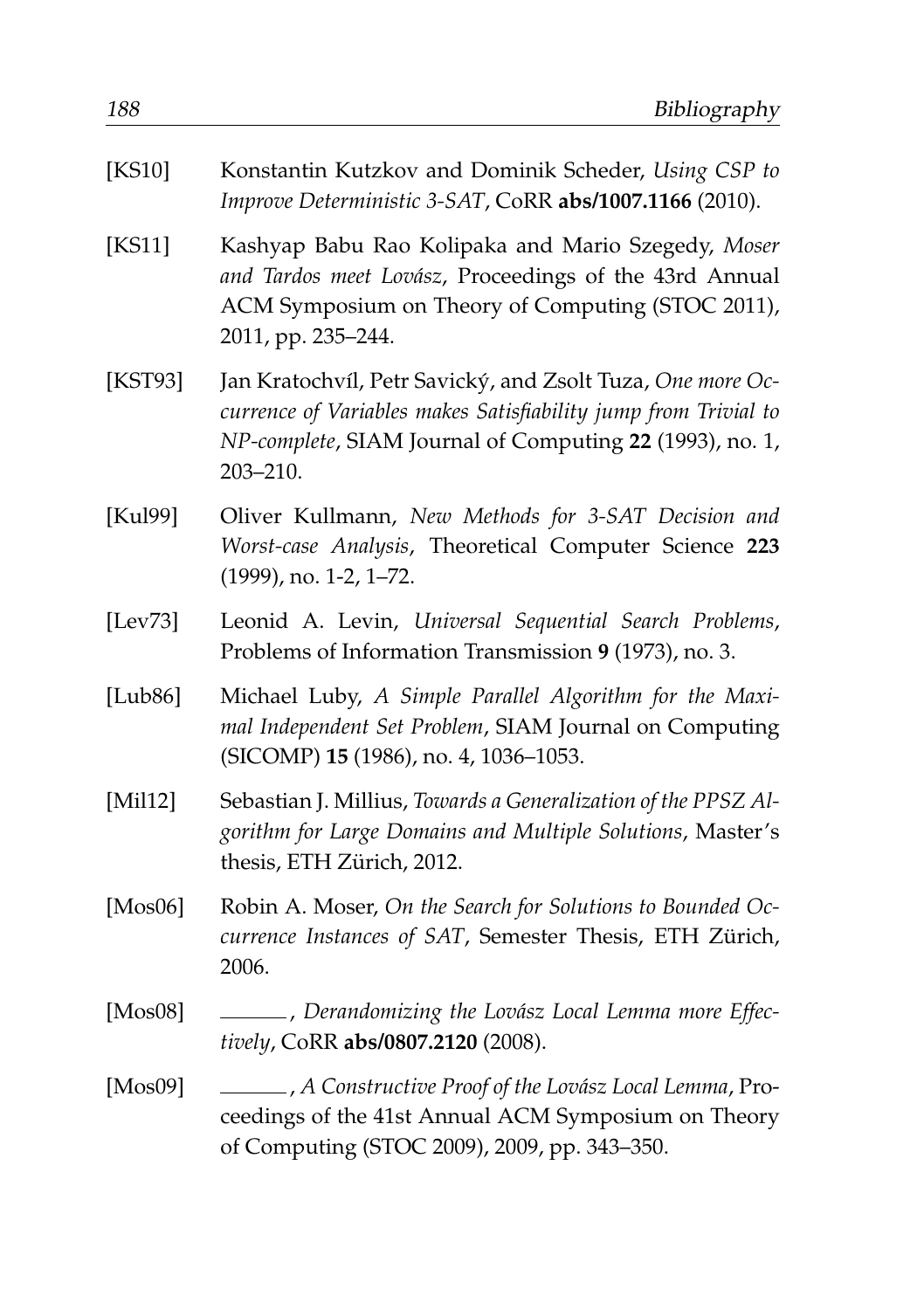[KS10] Konstantin Kutzkov and Dominik Scheder, *Using CSP to Improve Deterministic 3-SAT*, CoRR **abs/1007.1166** (2010).

[KS11] Kashyap Babu Rao Kolipaka and Mario Szegedy, *Moser and Tardos meet Lovász*, Proceedings of the 43rd Annual ACM Symposium on Theory of Computing (STOC 2011), 2011, pp. 235–244.

[KST93] Jan Kratochvíl, Petr Savický, and Zsolt Tuza, *One more Occurrence of Variables makes Satisfiability jump from Trivial to NP-complete*, SIAM Journal of Computing **22** (1993), no. 1, 203–210.

[Kul99] Oliver Kullmann, *New Methods for 3-SAT Decision and Worst-case Analysis*, Theoretical Computer Science **223** (1999), no. 1-2, 1–72.

[Lev73] Leonid A. Levin, *Universal Sequential Search Problems*, Problems of Information Transmission **9** (1973), no. 3.

[Lub86] Michael Luby, *A Simple Parallel Algorithm for the Maximal Independent Set Problem*, SIAM Journal on Computing (SICOMP) **15** (1986), no. 4, 1036–1053.

[Mil12] Sebastian J. Millius, *Towards a Generalization of the PPSZ Algorithm for Large Domains and Multiple Solutions*, Master's thesis, ETH Zürich, 2012.

[Mos06] Robin A. Moser, *On the Search for Solutions to Bounded Occurrence Instances of SAT*, Semester Thesis, ETH Zürich, 2006.

[Mos08] ______, *Derandomizing the Lovász Local Lemma more Effectively*, CoRR **abs/0807.2120** (2008).

[Mos09] ______, *A Constructive Proof of the Lovász Local Lemma*, Proceedings of the 41st Annual ACM Symposium on Theory of Computing (STOC 2009), 2009, pp. 343–350.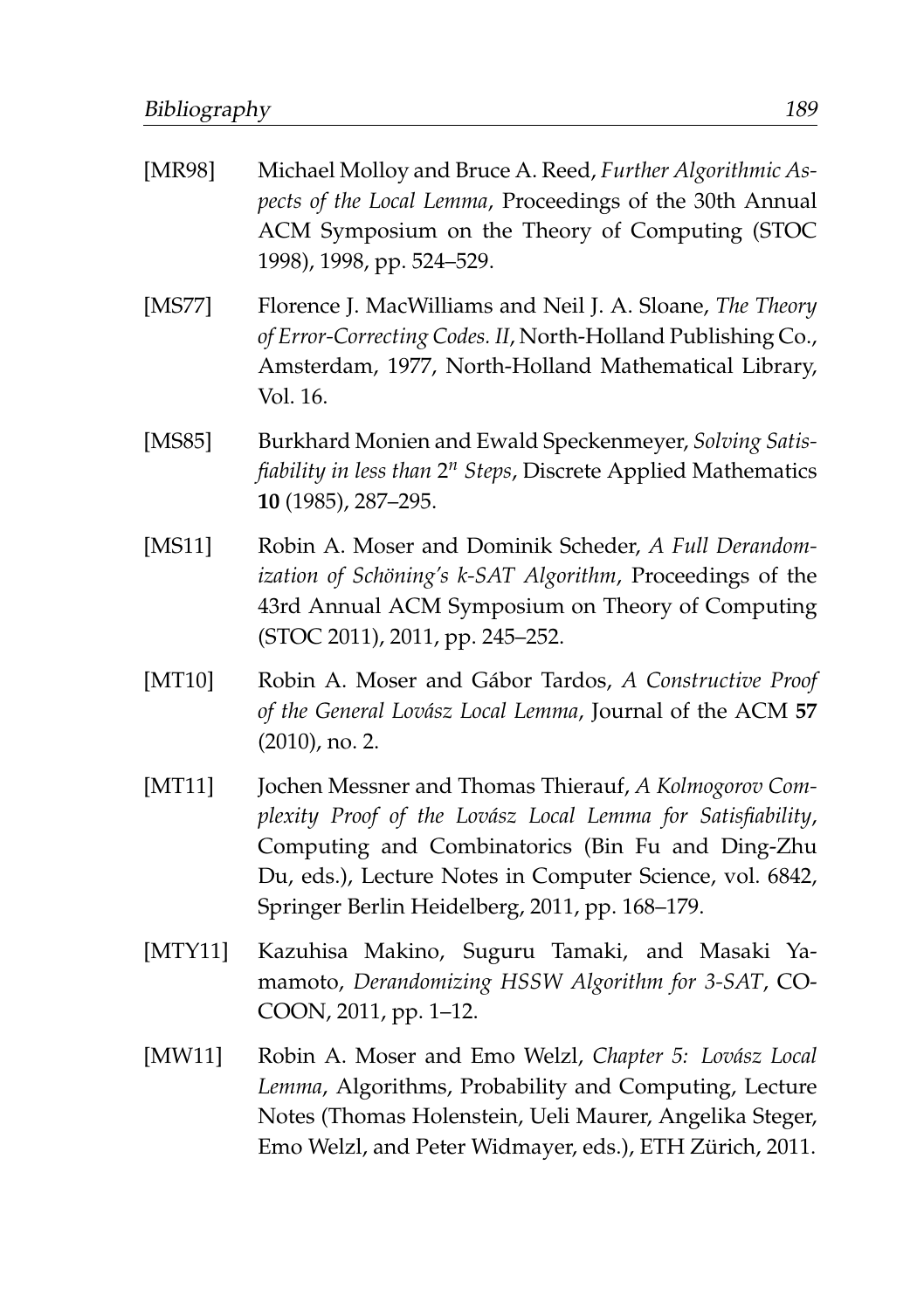[MR98] Michael Molloy and Bruce A. Reed, *Further Algorithmic Aspects of the Local Lemma*, Proceedings of the 30th Annual ACM Symposium on the Theory of Computing (STOC 1998), 1998, pp. 524–529.

[MS77] Florence J. MacWilliams and Neil J. A. Sloane, *The Theory of Error-Correcting Codes. II*, North-Holland Publishing Co., Amsterdam, 1977, North-Holland Mathematical Library, Vol. 16.

[MS85] Burkhard Monien and Ewald Speckenmeyer, *Solving Satisfiability in less than $2^n$ Steps*, Discrete Applied Mathematics **10** (1985), 287–295.

[MS11] Robin A. Moser and Dominik Scheder, *A Full Derandomization of Schöning's k-SAT Algorithm*, Proceedings of the 43rd Annual ACM Symposium on Theory of Computing (STOC 2011), 2011, pp. 245–252.

[MT10] Robin A. Moser and Gábor Tardos, *A Constructive Proof of the General Lovász Local Lemma*, Journal of the ACM **57** (2010), no. 2.

[MT11] Jochen Messner and Thomas Thierauf, *A Kolmogorov Complexity Proof of the Lovász Local Lemma for Satisfiability*, Computing and Combinatorics (Bin Fu and Ding-Zhu Du, eds.), Lecture Notes in Computer Science, vol. 6842, Springer Berlin Heidelberg, 2011, pp. 168–179.

[MTY11] Kazuhisa Makino, Suguru Tamaki, and Masaki Yamamoto, *Derandomizing HSSW Algorithm for 3-SAT*, COCOON, 2011, pp. 1–12.

[MW11] Robin A. Moser and Emo Welzl, *Chapter 5: Lovász Local Lemma*, Algorithms, Probability and Computing, Lecture Notes (Thomas Holenstein, Ueli Maurer, Angelika Steger, Emo Welzl, and Peter Widmayer, eds.), ETH Zürich, 2011.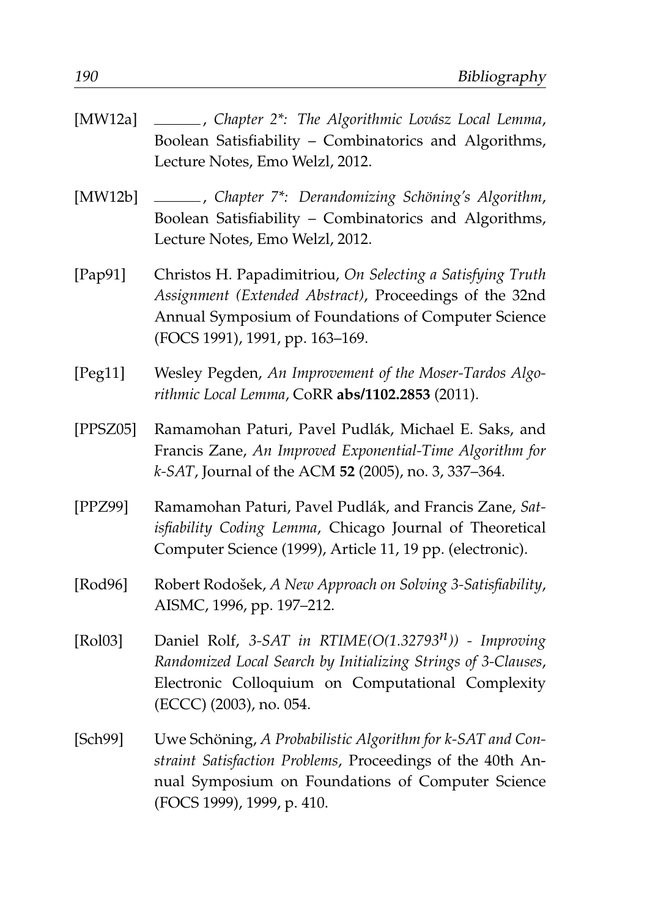[MW12a] ———, *Chapter 2\*: The Algorithmic Lovász Local Lemma*, Boolean Satisfiability – Combinatorics and Algorithms, Lecture Notes, Emo Welzl, 2012.

[MW12b] ———, *Chapter 7\*: Derandomizing Schöning's Algorithm*, Boolean Satisfiability – Combinatorics and Algorithms, Lecture Notes, Emo Welzl, 2012.

[Pap91] Christos H. Papadimitriou, *On Selecting a Satisfying Truth Assignment (Extended Abstract)*, Proceedings of the 32nd Annual Symposium of Foundations of Computer Science (FOCS 1991), 1991, pp. 163–169.

[Peg11] Wesley Pegden, *An Improvement of the Moser-Tardos Algorithmic Local Lemma*, CoRR **abs/1102.2853** (2011).

[PPSZ05] Ramamohan Paturi, Pavel Pudlák, Michael E. Saks, and Francis Zane, *An Improved Exponential-Time Algorithm for k-SAT*, Journal of the ACM **52** (2005), no. 3, 337–364.

[PPZ99] Ramamohan Paturi, Pavel Pudlák, and Francis Zane, *Satisfiability Coding Lemma*, Chicago Journal of Theoretical Computer Science (1999), Article 11, 19 pp. (electronic).

[Rod96] Robert Rodošek, *A New Approach on Solving 3-Satisfiability*, AISMC, 1996, pp. 197–212.

[Rol03] Daniel Rolf, *3-SAT in RTIME(O(1.32793$^n$)) - Improving Randomized Local Search by Initializing Strings of 3-Clauses*, Electronic Colloquium on Computational Complexity (ECCC) (2003), no. 054.

[Sch99] Uwe Schöning, *A Probabilistic Algorithm for k-SAT and Constraint Satisfaction Problems*, Proceedings of the 40th Annual Symposium on Foundations of Computer Science (FOCS 1999), 1999, p. 410.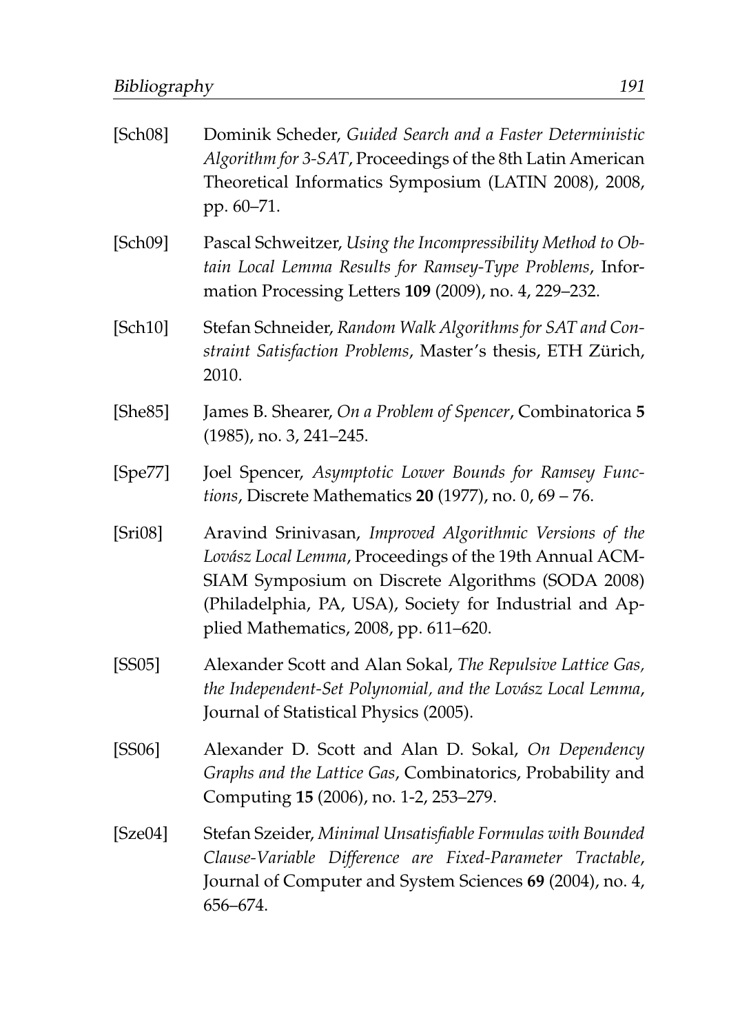[Sch08] Dominik Scheder, *Guided Search and a Faster Deterministic Algorithm for 3-SAT*, Proceedings of the 8th Latin American Theoretical Informatics Symposium (LATIN 2008), 2008, pp. 60–71.

[Sch09] Pascal Schweitzer, *Using the Incompressibility Method to Obtain Local Lemma Results for Ramsey-Type Problems*, Information Processing Letters **109** (2009), no. 4, 229–232.

[Sch10] Stefan Schneider, *Random Walk Algorithms for SAT and Constraint Satisfaction Problems*, Master's thesis, ETH Zürich, 2010.

[She85] James B. Shearer, *On a Problem of Spencer*, Combinatorica **5** (1985), no. 3, 241–245.

[Spe77] Joel Spencer, *Asymptotic Lower Bounds for Ramsey Functions*, Discrete Mathematics **20** (1977), no. 0, 69 – 76.

[Sri08] Aravind Srinivasan, *Improved Algorithmic Versions of the Lovász Local Lemma*, Proceedings of the 19th Annual ACM-SIAM Symposium on Discrete Algorithms (SODA 2008) (Philadelphia, PA, USA), Society for Industrial and Applied Mathematics, 2008, pp. 611–620.

[SS05] Alexander Scott and Alan Sokal, *The Repulsive Lattice Gas, the Independent-Set Polynomial, and the Lovász Local Lemma*, Journal of Statistical Physics (2005).

[SS06] Alexander D. Scott and Alan D. Sokal, *On Dependency Graphs and the Lattice Gas*, Combinatorics, Probability and Computing **15** (2006), no. 1-2, 253–279.

[Sze04] Stefan Szeider, *Minimal Unsatisfiable Formulas with Bounded Clause-Variable Difference are Fixed-Parameter Tractable*, Journal of Computer and System Sciences **69** (2004), no. 4, 656–674.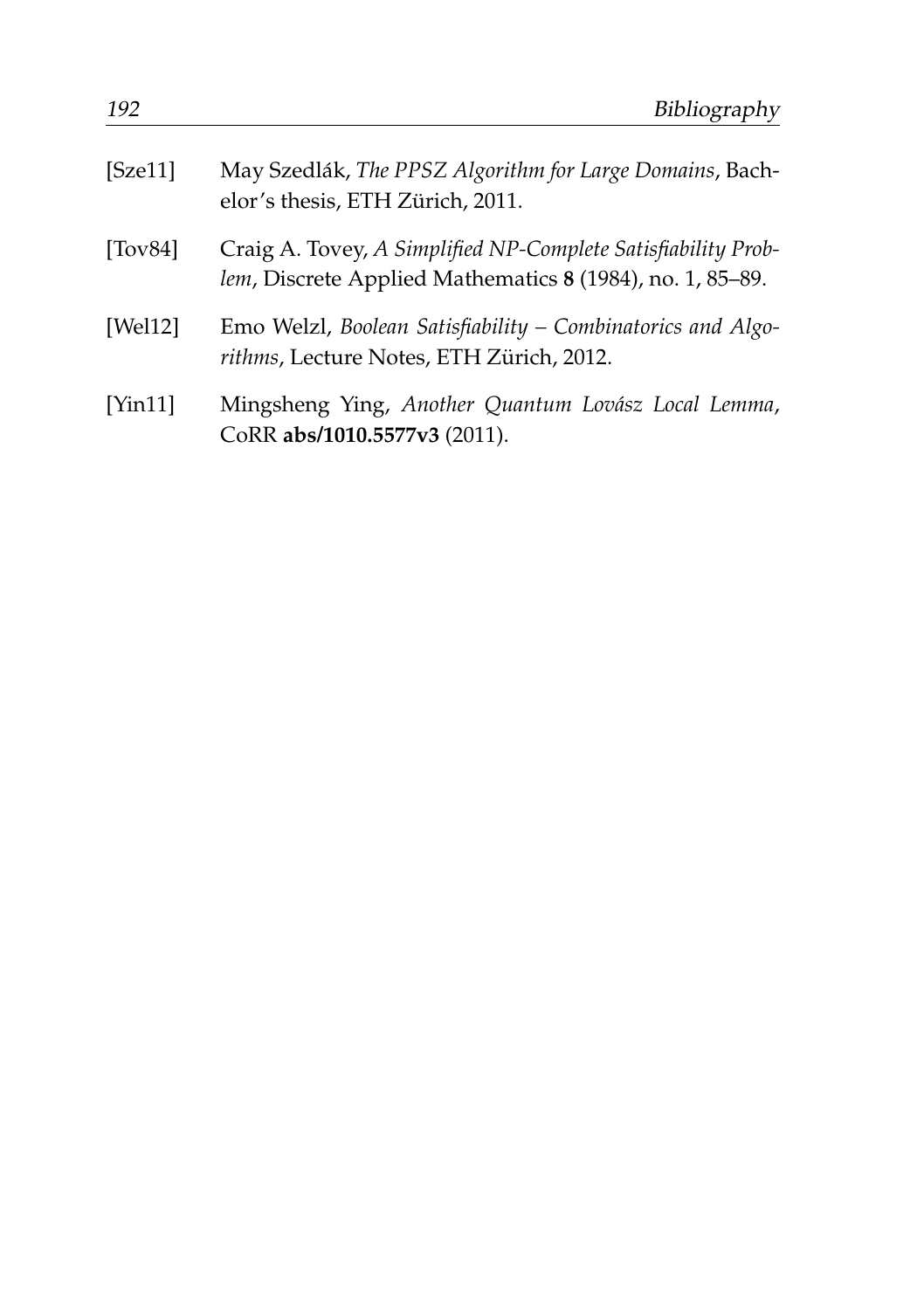[Sze11] May Szedlák, *The PPSZ Algorithm for Large Domains*, Bachelor's thesis, ETH Zürich, 2011.

[Tov84] Craig A. Tovey, *A Simplified NP-Complete Satisfiability Problem*, Discrete Applied Mathematics **8** (1984), no. 1, 85–89.

[Wel12] Emo Welzl, *Boolean Satisfiability – Combinatorics and Algorithms*, Lecture Notes, ETH Zürich, 2012.

[Yin11] Mingsheng Ying, *Another Quantum Lovász Local Lemma*, CoRR **abs/1010.5577v3** (2011).